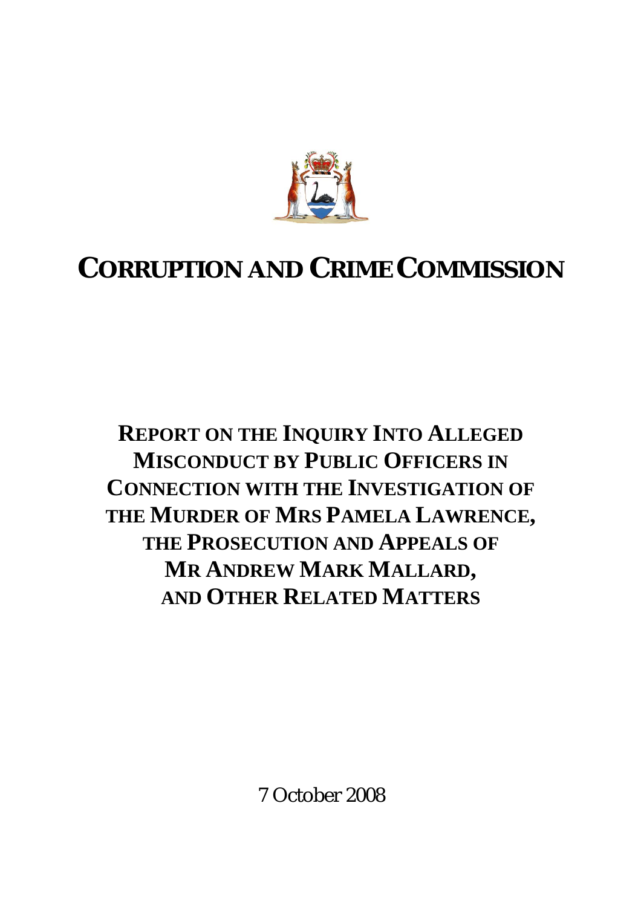# CORRUPTION AND CRIME COMMISSION

## REPORT ON THE INQUIRY INTO ALLEGED MISCONDUCT BY PUBLIC OFFICERS IN CONNECTION WITH THE INVESTIGATION OF THE MURDER OF MRS PAMELA LAWRENCE, THE PROSECUTION AND APPEALS OF MR ANDREW MARK MALLARD, AND OTHER RELATED MATTERS

7 October 2008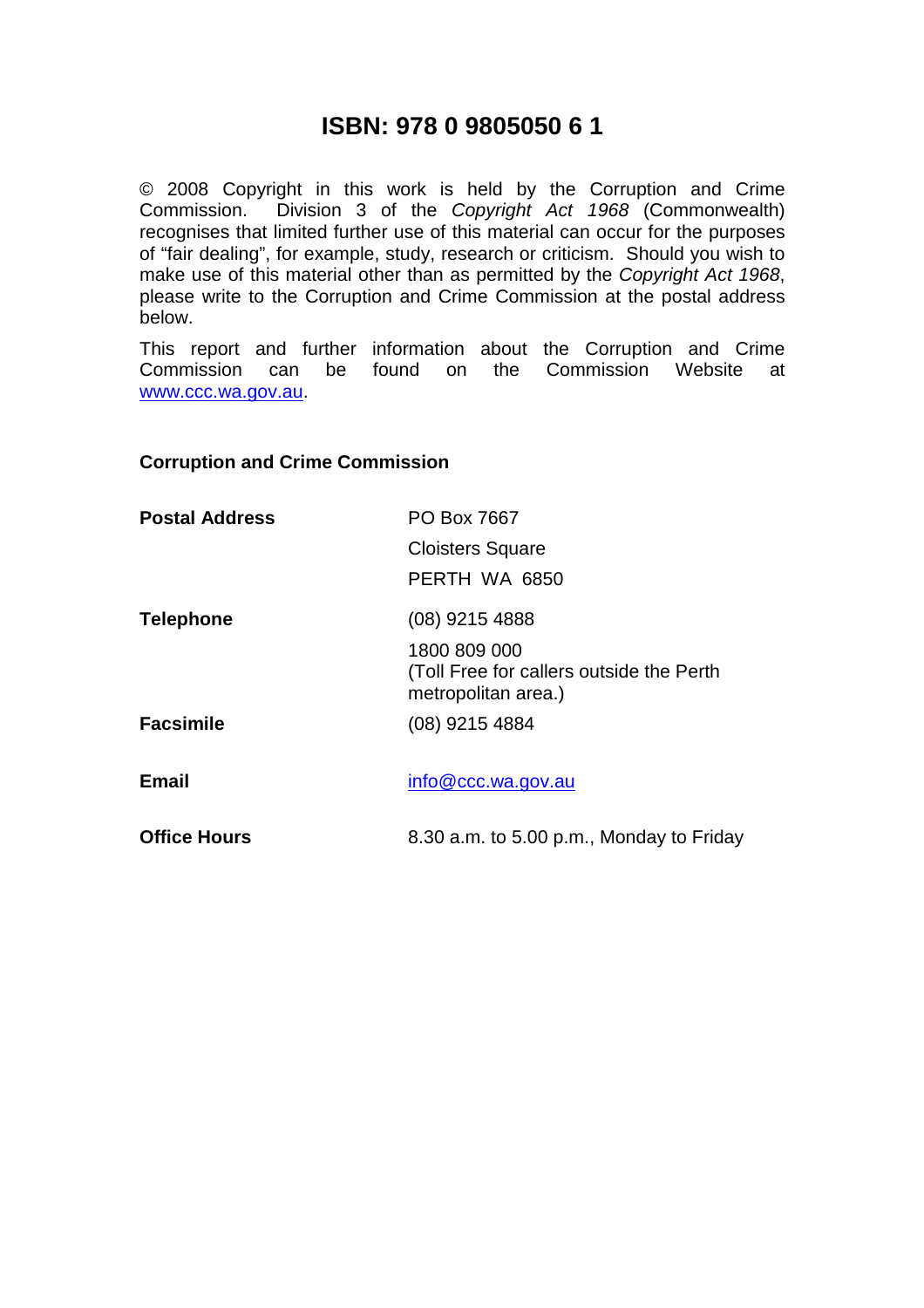# ISBN: 978 0 9805050 6 1

© 2008 Copyright in this work is held by the Corruption and Crime Commission. Division 3 of the *Copyright Act 1968* (Commonwealth) recognises that limited further use of this material can occur for the purposes of "fair dealing", for example, study, research or criticism. Should you wish to make use of this material other than as permitted by the *Copyright Act 1968*, please write to the Corruption and Crime Commission at the postal address below.

This report and further information about the Corruption and Crime Commission can be found on the Commission Website at www.ccc.wa.gov.au.

**Corruption and Crime Commission**

| | |
|---|---|
| **Postal Address** | PO Box 7667<br>Cloisters Square<br>PERTH WA 6850 |
| **Telephone** | (08) 9215 4888<br>1800 809 000<br>(Toll Free for callers outside the Perth metropolitan area.) |
| **Facsimile** | (08) 9215 4884 |
| **Email** | info@ccc.wa.gov.au |
| **Office Hours** | 8.30 a.m. to 5.00 p.m., Monday to Friday |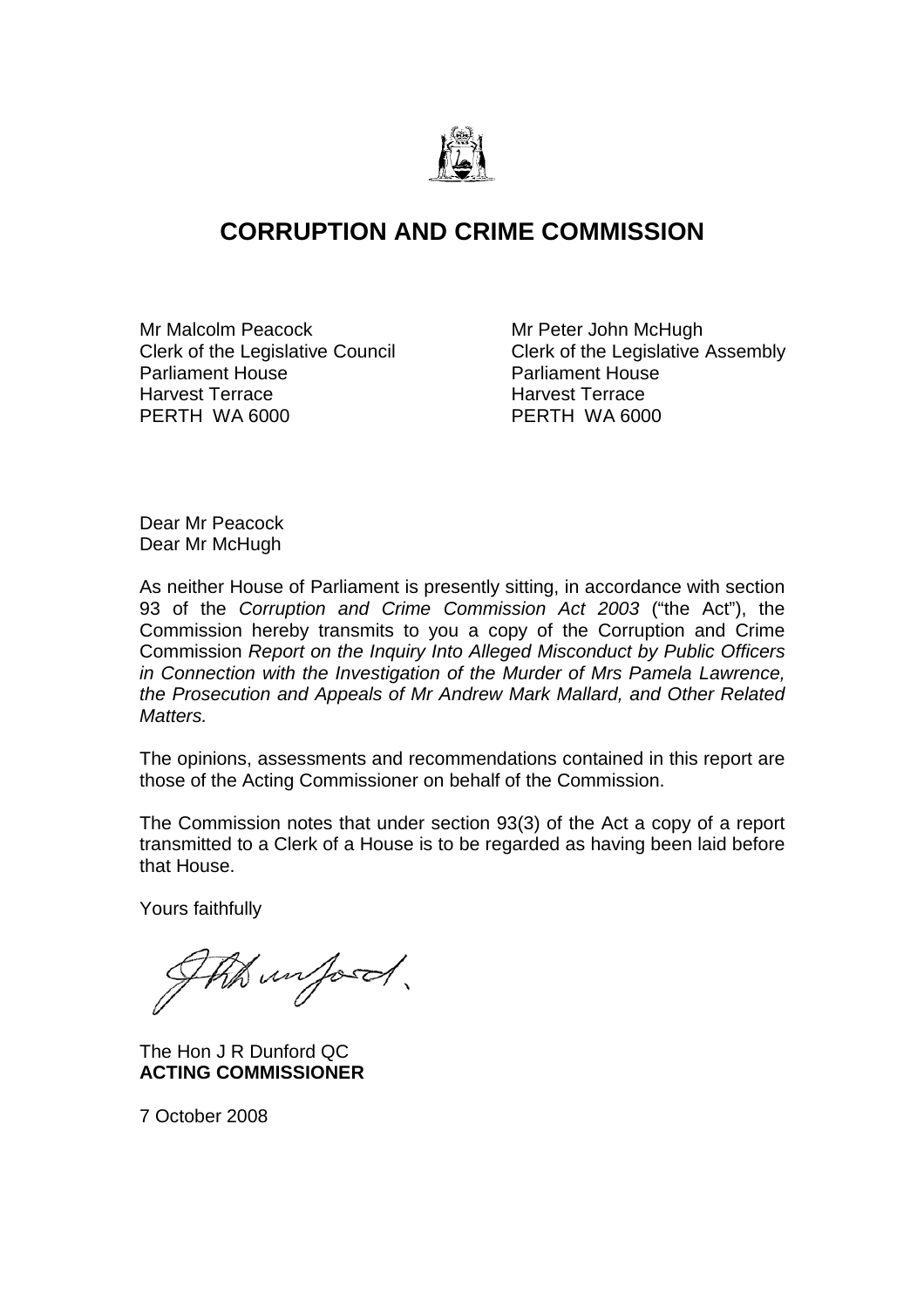# CORRUPTION AND CRIME COMMISSION

Mr Malcolm Peacock
Clerk of the Legislative Council
Parliament House
Harvest Terrace
PERTH WA 6000

Mr Peter John McHugh
Clerk of the Legislative Assembly
Parliament House
Harvest Terrace
PERTH WA 6000

Dear Mr Peacock
Dear Mr McHugh

As neither House of Parliament is presently sitting, in accordance with section 93 of the *Corruption and Crime Commission Act 2003* ("the Act"), the Commission hereby transmits to you a copy of the Corruption and Crime Commission *Report on the Inquiry Into Alleged Misconduct by Public Officers in Connection with the Investigation of the Murder of Mrs Pamela Lawrence, the Prosecution and Appeals of Mr Andrew Mark Mallard, and Other Related Matters.*

The opinions, assessments and recommendations contained in this report are those of the Acting Commissioner on behalf of the Commission.

The Commission notes that under section 93(3) of the Act a copy of a report transmitted to a Clerk of a House is to be regarded as having been laid before that House.

Yours faithfully

The Hon J R Dunford QC
**ACTING COMMISSIONER**

7 October 2008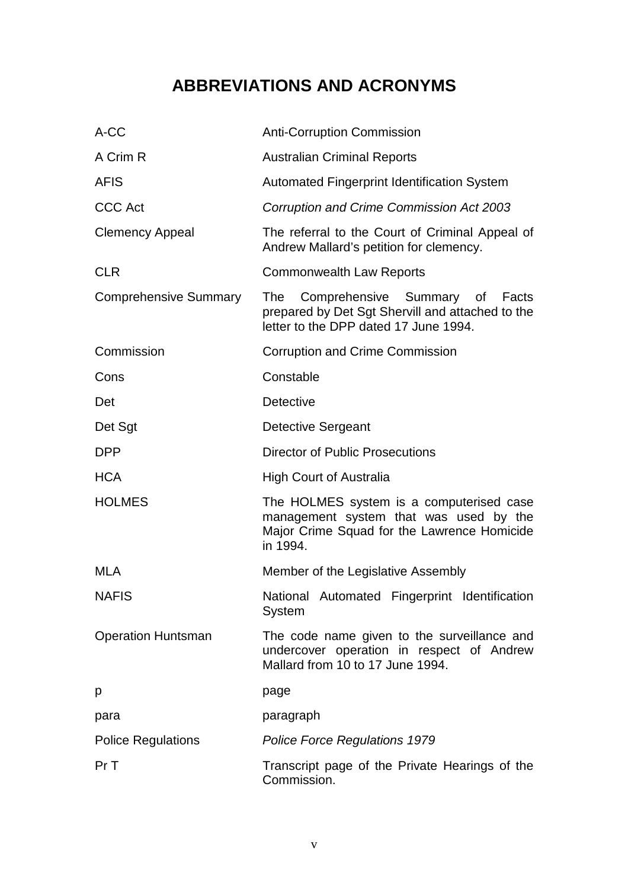# ABBREVIATIONS AND ACRONYMS

| | |
|---|---|
| A-CC | Anti-Corruption Commission |
| A Crim R | Australian Criminal Reports |
| AFIS | Automated Fingerprint Identification System |
| CCC Act | *Corruption and Crime Commission Act 2003* |
| Clemency Appeal | The referral to the Court of Criminal Appeal of Andrew Mallard's petition for clemency. |
| CLR | Commonwealth Law Reports |
| Comprehensive Summary | The Comprehensive Summary of Facts prepared by Det Sgt Shervill and attached to the letter to the DPP dated 17 June 1994. |
| Commission | Corruption and Crime Commission |
| Cons | Constable |
| Det | Detective |
| Det Sgt | Detective Sergeant |
| DPP | Director of Public Prosecutions |
| HCA | High Court of Australia |
| HOLMES | The HOLMES system is a computerised case management system that was used by the Major Crime Squad for the Lawrence Homicide in 1994. |
| MLA | Member of the Legislative Assembly |
| NAFIS | National Automated Fingerprint Identification System |
| Operation Huntsman | The code name given to the surveillance and undercover operation in respect of Andrew Mallard from 10 to 17 June 1994. |
| p | page |
| para | paragraph |
| Police Regulations | *Police Force Regulations 1979* |
| Pr T | Transcript page of the Private Hearings of the Commission. |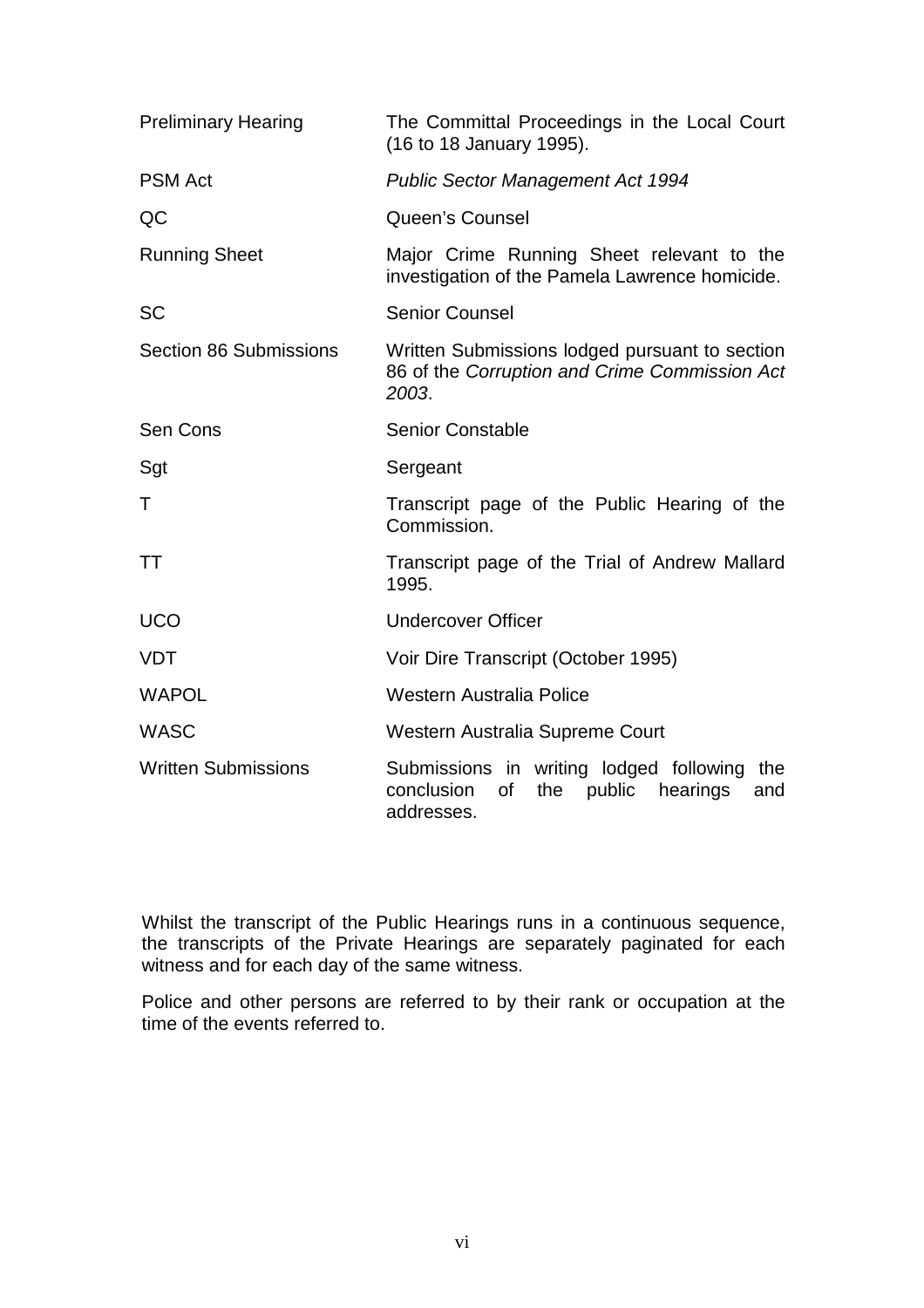| | |
|---|---|
| Preliminary Hearing | The Committal Proceedings in the Local Court (16 to 18 January 1995). |
| PSM Act | *Public Sector Management Act 1994* |
| QC | Queen's Counsel |
| Running Sheet | Major Crime Running Sheet relevant to the investigation of the Pamela Lawrence homicide. |
| SC | Senior Counsel |
| Section 86 Submissions | Written Submissions lodged pursuant to section 86 of the *Corruption and Crime Commission Act 2003*. |
| Sen Cons | Senior Constable |
| Sgt | Sergeant |
| T | Transcript page of the Public Hearing of the Commission. |
| TT | Transcript page of the Trial of Andrew Mallard 1995. |
| UCO | Undercover Officer |
| VDT | Voir Dire Transcript (October 1995) |
| WAPOL | Western Australia Police |
| WASC | Western Australia Supreme Court |
| Written Submissions | Submissions in writing lodged following the conclusion of the public hearings and addresses. |

Whilst the transcript of the Public Hearings runs in a continuous sequence, the transcripts of the Private Hearings are separately paginated for each witness and for each day of the same witness.

Police and other persons are referred to by their rank or occupation at the time of the events referred to.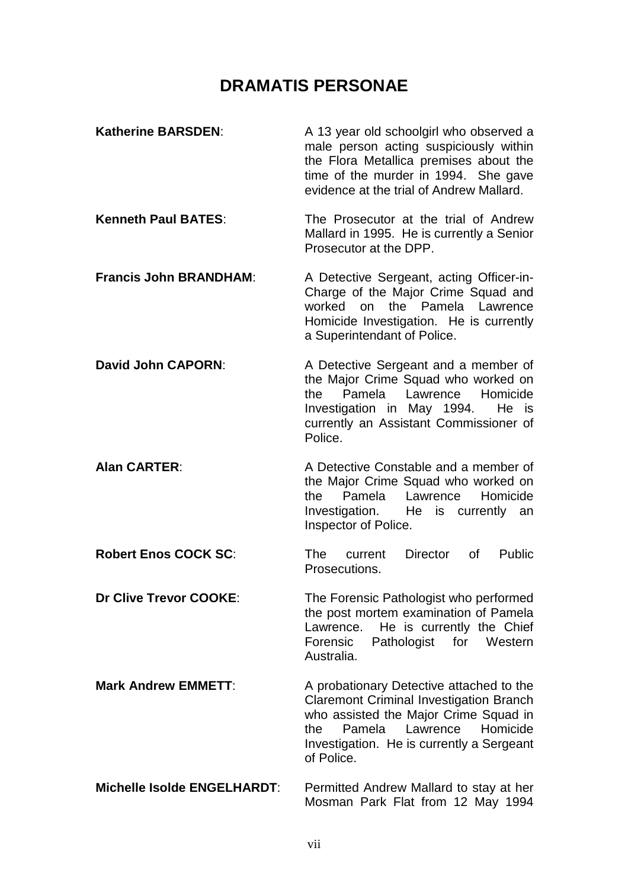# DRAMATIS PERSONAE

**Katherine BARSDEN**: A 13 year old schoolgirl who observed a male person acting suspiciously within the Flora Metallica premises about the time of the murder in 1994. She gave evidence at the trial of Andrew Mallard.

**Kenneth Paul BATES**: The Prosecutor at the trial of Andrew Mallard in 1995. He is currently a Senior Prosecutor at the DPP.

**Francis John BRANDHAM**: A Detective Sergeant, acting Officer-in-Charge of the Major Crime Squad and worked on the Pamela Lawrence Homicide Investigation. He is currently a Superintendant of Police.

**David John CAPORN**: A Detective Sergeant and a member of the Major Crime Squad who worked on the Pamela Lawrence Homicide Investigation in May 1994. He is currently an Assistant Commissioner of Police.

**Alan CARTER**: A Detective Constable and a member of the Major Crime Squad who worked on the Pamela Lawrence Homicide Investigation. He is currently an Inspector of Police.

**Robert Enos COCK SC**: The current Director of Public Prosecutions.

**Dr Clive Trevor COOKE**: The Forensic Pathologist who performed the post mortem examination of Pamela Lawrence. He is currently the Chief Forensic Pathologist for Western Australia.

**Mark Andrew EMMETT**: A probationary Detective attached to the Claremont Criminal Investigation Branch who assisted the Major Crime Squad in the Pamela Lawrence Homicide Investigation. He is currently a Sergeant of Police.

**Michelle Isolde ENGELHARDT**: Permitted Andrew Mallard to stay at her Mosman Park Flat from 12 May 1994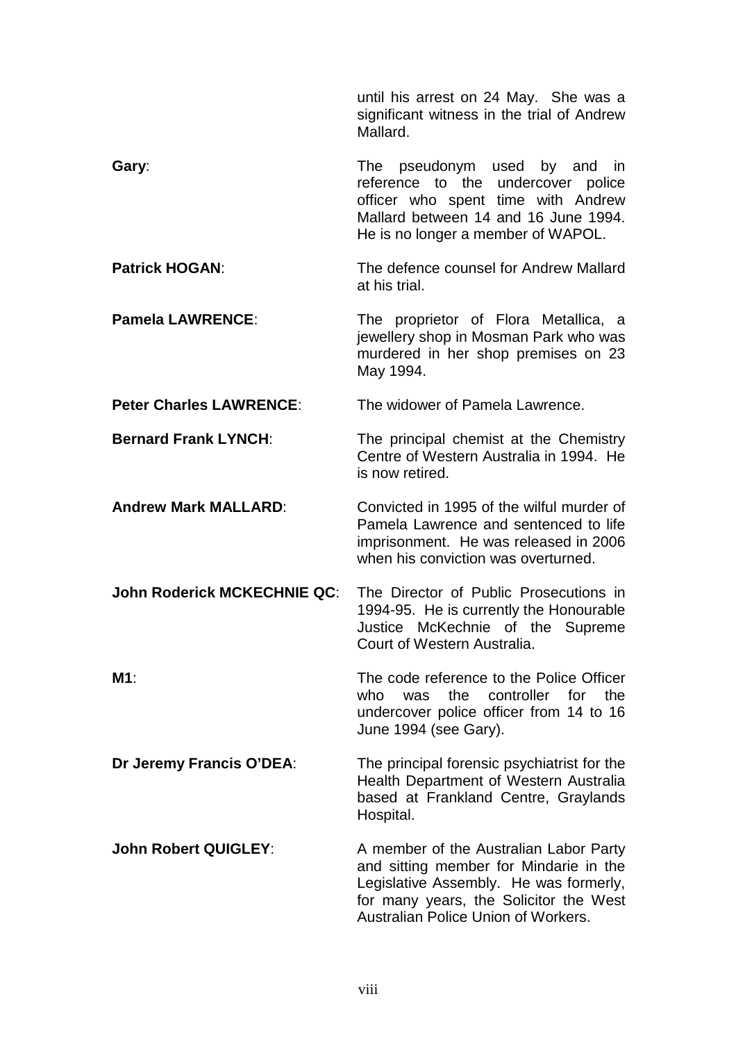until his arrest on 24 May. She was a significant witness in the trial of Andrew Mallard.

**Gary**: The pseudonym used by and in reference to the undercover police officer who spent time with Andrew Mallard between 14 and 16 June 1994. He is no longer a member of WAPOL.

**Patrick HOGAN**: The defence counsel for Andrew Mallard at his trial.

**Pamela LAWRENCE**: The proprietor of Flora Metallica, a jewellery shop in Mosman Park who was murdered in her shop premises on 23 May 1994.

**Peter Charles LAWRENCE**: The widower of Pamela Lawrence.

**Bernard Frank LYNCH**: The principal chemist at the Chemistry Centre of Western Australia in 1994. He is now retired.

**Andrew Mark MALLARD**: Convicted in 1995 of the wilful murder of Pamela Lawrence and sentenced to life imprisonment. He was released in 2006 when his conviction was overturned.

**John Roderick MCKECHNIE QC**: The Director of Public Prosecutions in 1994-95. He is currently the Honourable Justice McKechnie of the Supreme Court of Western Australia.

**M1**: The code reference to the Police Officer who was the controller for the undercover police officer from 14 to 16 June 1994 (see Gary).

**Dr Jeremy Francis O'DEA**: The principal forensic psychiatrist for the Health Department of Western Australia based at Frankland Centre, Graylands Hospital.

**John Robert QUIGLEY**: A member of the Australian Labor Party and sitting member for Mindarie in the Legislative Assembly. He was formerly, for many years, the Solicitor the West Australian Police Union of Workers.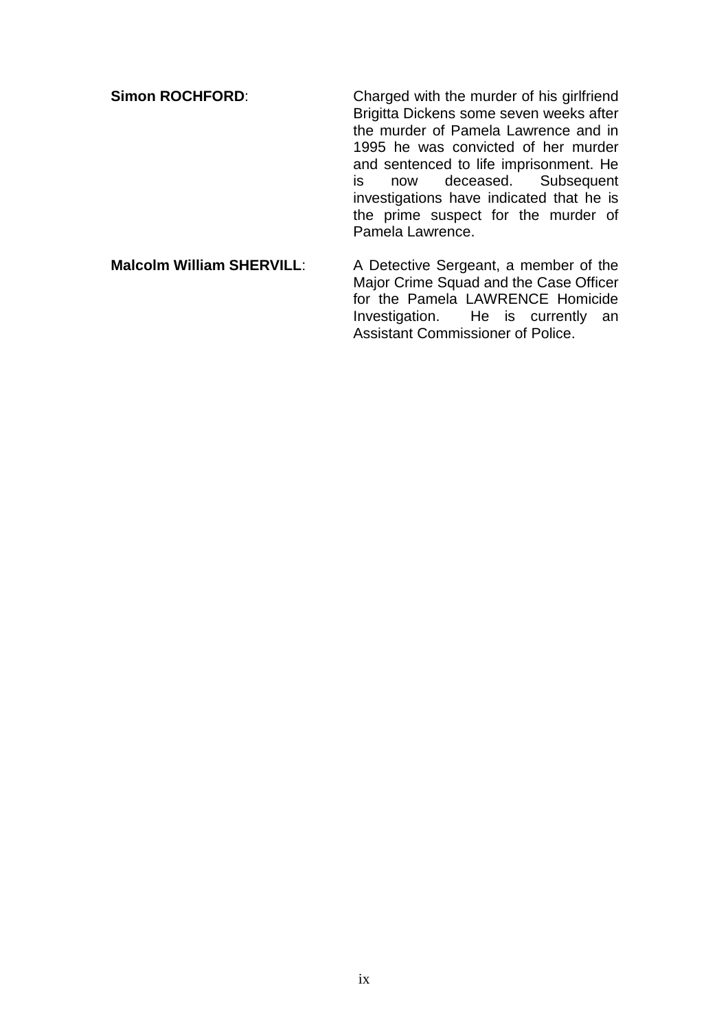**Simon ROCHFORD**: Charged with the murder of his girlfriend Brigitta Dickens some seven weeks after the murder of Pamela Lawrence and in 1995 he was convicted of her murder and sentenced to life imprisonment. He is now deceased. Subsequent investigations have indicated that he is the prime suspect for the murder of Pamela Lawrence.

**Malcolm William SHERVILL**: A Detective Sergeant, a member of the Major Crime Squad and the Case Officer for the Pamela LAWRENCE Homicide Investigation. He is currently an Assistant Commissioner of Police.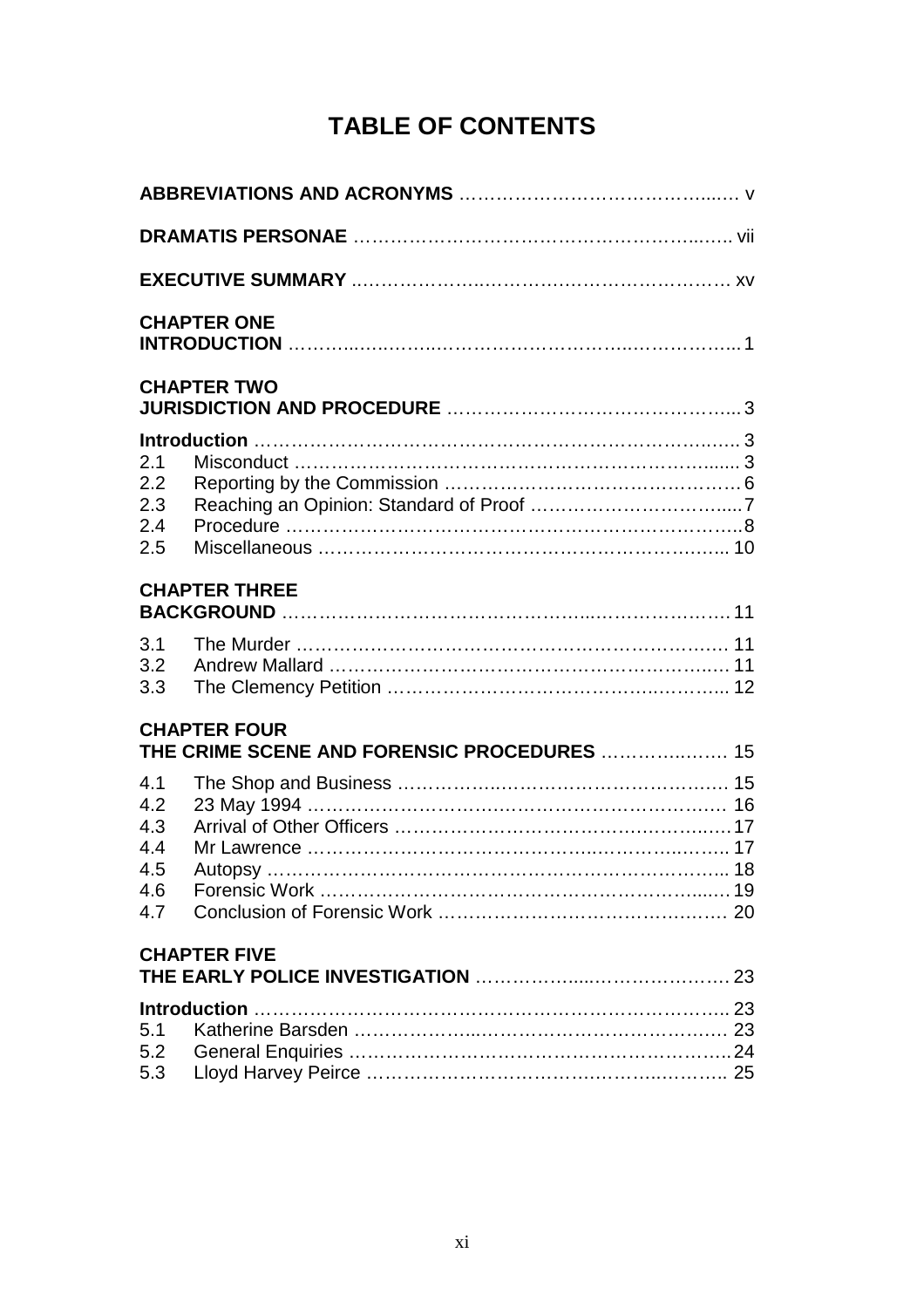# TABLE OF CONTENTS

**ABBREVIATIONS AND ACRONYMS** .......................................... v

**DRAMATIS PERSONAE** .................................................... vii

**EXECUTIVE SUMMARY** .................................................... xv

**CHAPTER ONE**
**INTRODUCTION** ........................................................... 1

**CHAPTER TWO**
**JURISDICTION AND PROCEDURE** ........................................ 3

**Introduction** .............................................................. 3
2.1 Misconduct ............................................................. 3
2.2 Reporting by the Commission ........................................ 6
2.3 Reaching an Opinion: Standard of Proof ............................ 7
2.4 Procedure ............................................................... 8
2.5 Miscellaneous .......................................................... 10

**CHAPTER THREE**
**BACKGROUND** ............................................................ 11

3.1 The Murder ............................................................. 11
3.2 Andrew Mallard ........................................................ 11
3.3 The Clemency Petition ................................................ 12

**CHAPTER FOUR**
**THE CRIME SCENE AND FORENSIC PROCEDURES** ..................... 15

4.1 The Shop and Business ............................................... 15
4.2 23 May 1994 ............................................................ 16
4.3 Arrival of Other Officers ............................................. 17
4.4 Mr Lawrence ........................................................... 17
4.5 Autopsy ................................................................. 18
4.6 Forensic Work .......................................................... 19
4.7 Conclusion of Forensic Work ........................................ 20

**CHAPTER FIVE**
**THE EARLY POLICE INVESTIGATION** ................................. 23

**Introduction** .............................................................. 23
5.1 Katherine Barsden ..................................................... 23
5.2 General Enquiries ..................................................... 24
5.3 Lloyd Harvey Peirce .................................................. 25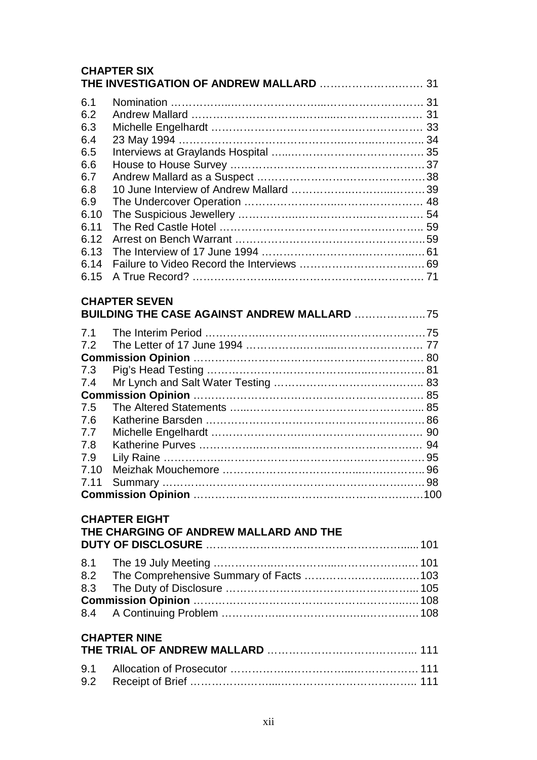**CHAPTER SIX**
**THE INVESTIGATION OF ANDREW MALLARD** ……………………….…. 31

6.1 Nomination …………..………………...……………………. 31
6.2 Andrew Mallard ……………………….……...……………………. 31
6.3 Michelle Engelhardt …………………………………………………. 33
6.4 23 May 1994 ………………………………….….…..………….. 34
6.5 Interviews at Graylands Hospital …...……………………………… 35
6.6 House to House Survey …………………………….…….………… 37
6.7 Andrew Mallard as a Suspect ………………….……………………38
6.8 10 June Interview of Andrew Mallard ……………..……….....………39
6.9 The Undercover Operation ……………………..………………… 48
6.10 The Suspicious Jewellery ……………..…………….………….…. 54
6.11 The Red Castle Hotel …………………………………………..……. 59
6.12 Arrest on Bench Warrant ………….…………………………….....59
6.13 The Interview of 17 June 1994 ……………………….………….….. 61
6.14 Failure to Video Record the Interviews ……………………………. 69
6.15 A True Record? …………………...………………….…………… 71

**CHAPTER SEVEN**
**BUILDING THE CASE AGAINST ANDREW MALLARD** ………………..75

7.1 The Interim Period ……………..………….....………………………75
7.2 The Letter of 17 June 1994 ……………….…......………………….. 77
**Commission Opinion** ……………………………………………………. 80
7.3 Pig's Head Testing ……………………………….…..…………… 81
7.4 Mr Lynch and Salt Water Testing ………………………….……….. 83
**Commission Opinion** ……………………………………………………. 85
7.5 The Altered Statements …..…………………………………….... 85
7.6 Katherine Barsden ………………………..……………………….…86
7.7 Michelle Engelhardt ………………………………………………… 90
7.8 Katherine Purves ……………..………....…………………………. 94
7.9 Lily Raine ………….....……………………………….……………95
7.10 Meizhak Mouchemore ………………………………..……………..96
7.11 Summary ……………………………………………………………98
**Commission Opinion** …………………………………………….….…100

**CHAPTER EIGHT**
**THE CHARGING OF ANDREW MALLARD AND THE DUTY OF DISCLOSURE** ………………………………………………......101

8.1 The 19 July Meeting …………….………….......………………..…101
8.2 The Comprehensive Summary of Facts ……………………......……103
8.3 The Duty of Disclosure ……………………………………………...105
**Commission Opinion** ……………………………………….……..……108
8.4 A Continuing Problem ……………..………………..………….……108

**CHAPTER NINE**
**THE TRIAL OF ANDREW MALLARD** ………………………………... 111

9.1 Allocation of Prosecutor …………….………….....……………… 111
9.2 Receipt of Brief ………….……....……………………………….. 111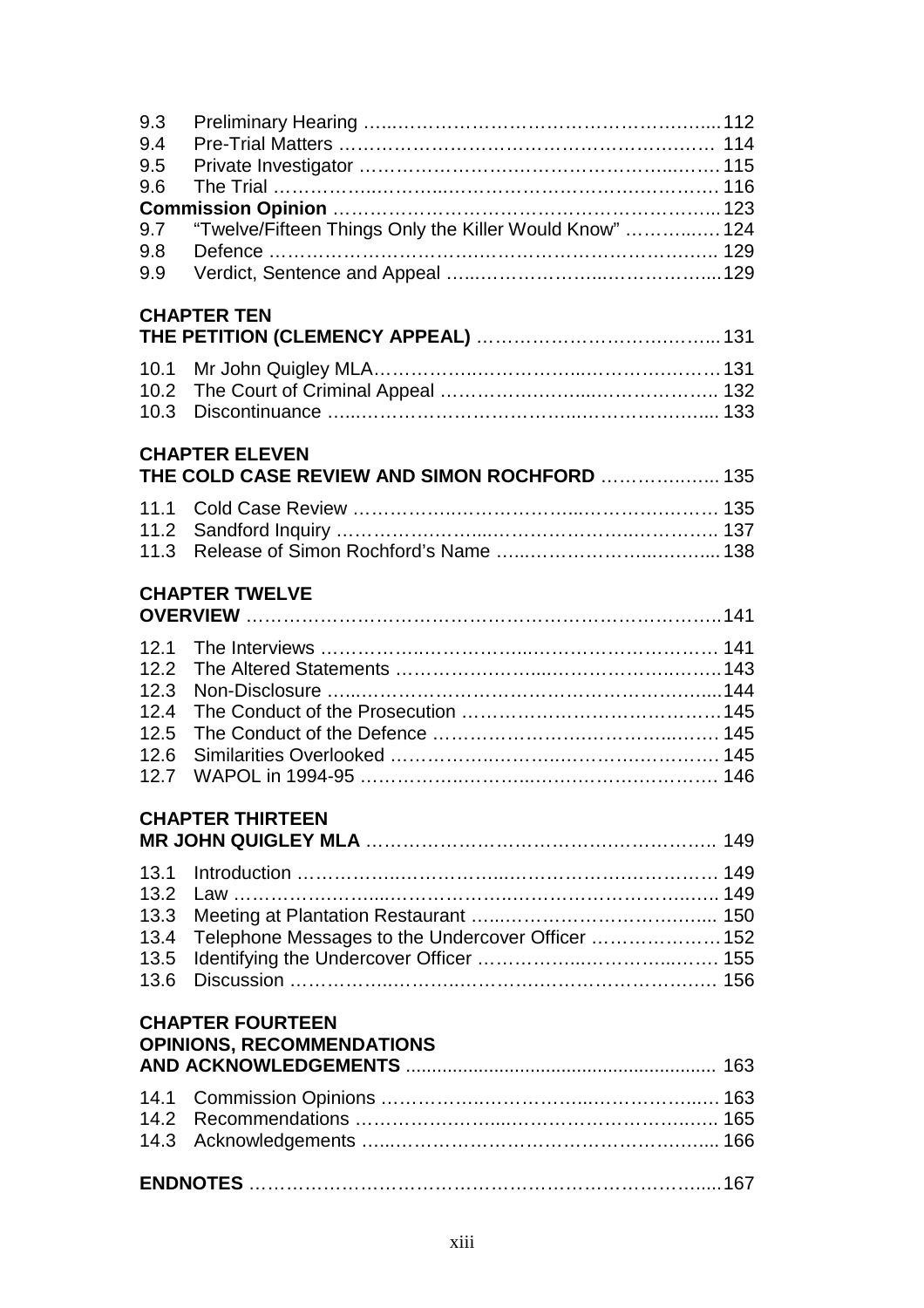9.3 Preliminary Hearing ........................................................................ 112
9.4 Pre-Trial Matters ............................................................................ 114
9.5 Private Investigator ......................................................................... 115
9.6 The Trial ....................................................................................... 116

**Commission Opinion** ......................................................................... 123

9.7 "Twelve/Fifteen Things Only the Killer Would Know" ....................... 124
9.8 Defence ........................................................................................ 129
9.9 Verdict, Sentence and Appeal ......................................................... 129

**CHAPTER TEN**
**THE PETITION (CLEMENCY APPEAL)** .................................................. 131

10.1 Mr John Quigley MLA ..................................................................... 131
10.2 The Court of Criminal Appeal .......................................................... 132
10.3 Discontinuance .............................................................................. 133

**CHAPTER ELEVEN**
**THE COLD CASE REVIEW AND SIMON ROCHFORD** ................................ 135

11.1 Cold Case Review .......................................................................... 135
11.2 Sandford Inquiry ............................................................................ 137
11.3 Release of Simon Rochford's Name .................................................. 138

**CHAPTER TWELVE**
**OVERVIEW** ........................................................................................ 141

12.1 The Interviews ............................................................................... 141
12.2 The Altered Statements .................................................................. 143
12.3 Non-Disclosure .............................................................................. 144
12.4 The Conduct of the Prosecution ...................................................... 145
12.5 The Conduct of the Defence ........................................................... 145
12.6 Similarities Overlooked ................................................................... 145
12.7 WAPOL in 1994-95 ........................................................................ 146

**CHAPTER THIRTEEN**
**MR JOHN QUIGLEY MLA** ....................................................................... 149

13.1 Introduction ................................................................................... 149
13.2 Law ............................................................................................... 149
13.3 Meeting at Plantation Restaurant ..................................................... 150
13.4 Telephone Messages to the Undercover Officer .................................. 152
13.5 Identifying the Undercover Officer .................................................... 155
13.6 Discussion ..................................................................................... 156

**CHAPTER FOURTEEN**
**OPINIONS, RECOMMENDATIONS**
**AND ACKNOWLEDGEMENTS** .................................................................. 163

14.1 Commission Opinions ...................................................................... 163
14.2 Recommendations ........................................................................... 165
14.3 Acknowledgements ......................................................................... 166

**ENDNOTES** ........................................................................................ 167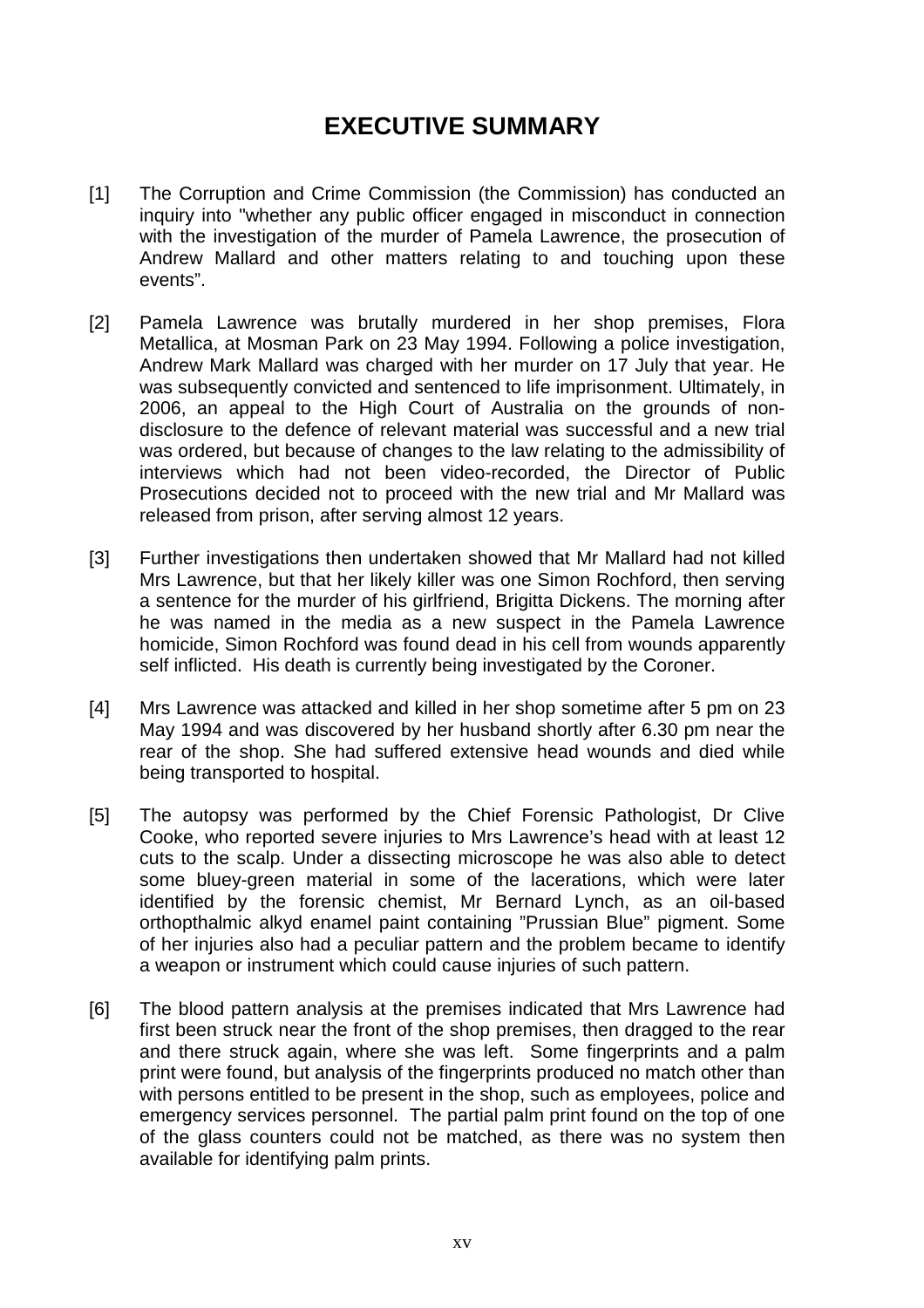# EXECUTIVE SUMMARY

[1] The Corruption and Crime Commission (the Commission) has conducted an inquiry into "whether any public officer engaged in misconduct in connection with the investigation of the murder of Pamela Lawrence, the prosecution of Andrew Mallard and other matters relating to and touching upon these events".

[2] Pamela Lawrence was brutally murdered in her shop premises, Flora Metallica, at Mosman Park on 23 May 1994. Following a police investigation, Andrew Mark Mallard was charged with her murder on 17 July that year. He was subsequently convicted and sentenced to life imprisonment. Ultimately, in 2006, an appeal to the High Court of Australia on the grounds of non-disclosure to the defence of relevant material was successful and a new trial was ordered, but because of changes to the law relating to the admissibility of interviews which had not been video-recorded, the Director of Public Prosecutions decided not to proceed with the new trial and Mr Mallard was released from prison, after serving almost 12 years.

[3] Further investigations then undertaken showed that Mr Mallard had not killed Mrs Lawrence, but that her likely killer was one Simon Rochford, then serving a sentence for the murder of his girlfriend, Brigitta Dickens. The morning after he was named in the media as a new suspect in the Pamela Lawrence homicide, Simon Rochford was found dead in his cell from wounds apparently self inflicted. His death is currently being investigated by the Coroner.

[4] Mrs Lawrence was attacked and killed in her shop sometime after 5 pm on 23 May 1994 and was discovered by her husband shortly after 6.30 pm near the rear of the shop. She had suffered extensive head wounds and died while being transported to hospital.

[5] The autopsy was performed by the Chief Forensic Pathologist, Dr Clive Cooke, who reported severe injuries to Mrs Lawrence's head with at least 12 cuts to the scalp. Under a dissecting microscope he was also able to detect some bluey-green material in some of the lacerations, which were later identified by the forensic chemist, Mr Bernard Lynch, as an oil-based orthopthalmic alkyd enamel paint containing "Prussian Blue" pigment. Some of her injuries also had a peculiar pattern and the problem became to identify a weapon or instrument which could cause injuries of such pattern.

[6] The blood pattern analysis at the premises indicated that Mrs Lawrence had first been struck near the front of the shop premises, then dragged to the rear and there struck again, where she was left. Some fingerprints and a palm print were found, but analysis of the fingerprints produced no match other than with persons entitled to be present in the shop, such as employees, police and emergency services personnel. The partial palm print found on the top of one of the glass counters could not be matched, as there was no system then available for identifying palm prints.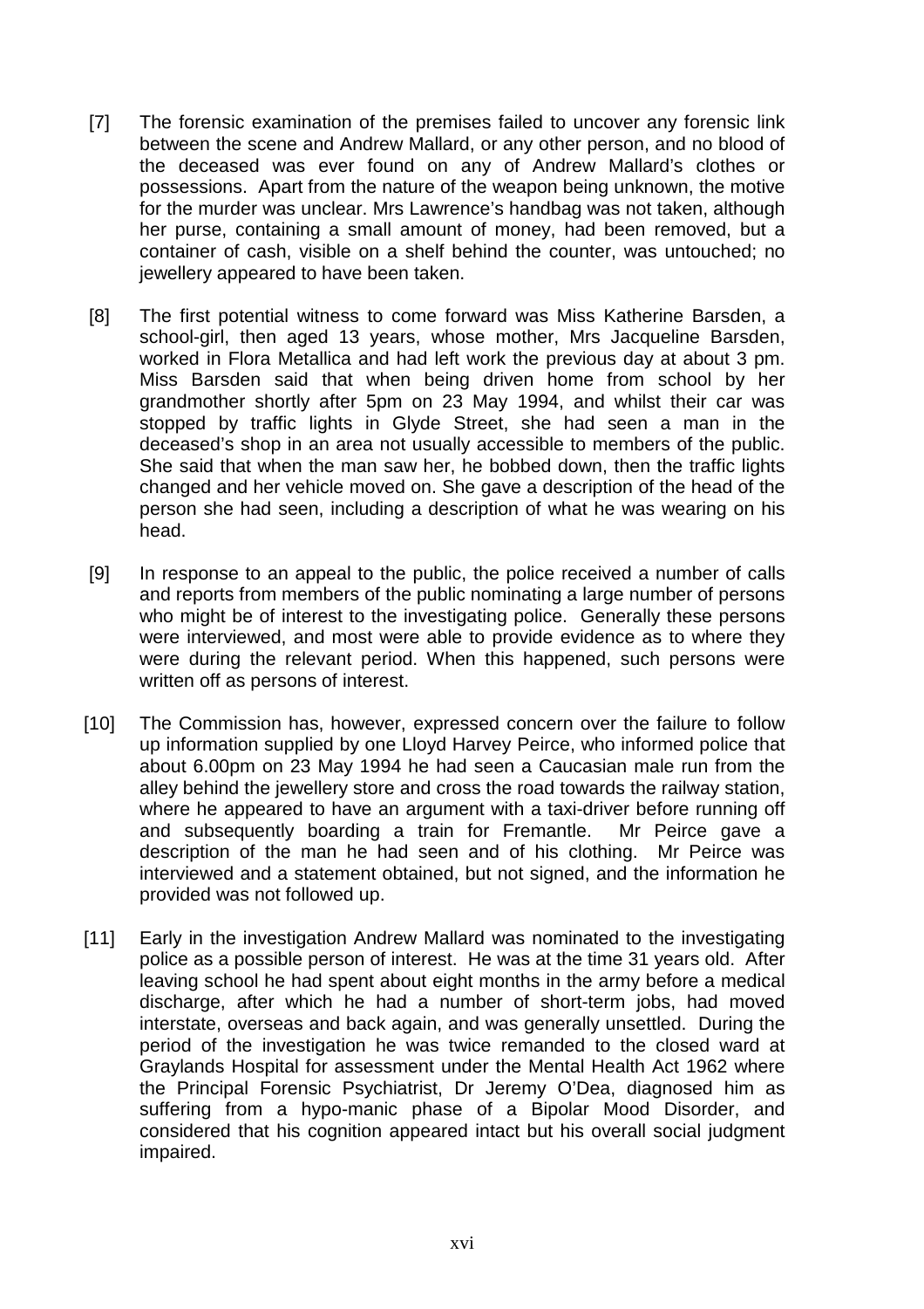[7] The forensic examination of the premises failed to uncover any forensic link between the scene and Andrew Mallard, or any other person, and no blood of the deceased was ever found on any of Andrew Mallard's clothes or possessions. Apart from the nature of the weapon being unknown, the motive for the murder was unclear. Mrs Lawrence's handbag was not taken, although her purse, containing a small amount of money, had been removed, but a container of cash, visible on a shelf behind the counter, was untouched; no jewellery appeared to have been taken.

[8] The first potential witness to come forward was Miss Katherine Barsden, a school-girl, then aged 13 years, whose mother, Mrs Jacqueline Barsden, worked in Flora Metallica and had left work the previous day at about 3 pm. Miss Barsden said that when being driven home from school by her grandmother shortly after 5pm on 23 May 1994, and whilst their car was stopped by traffic lights in Glyde Street, she had seen a man in the deceased's shop in an area not usually accessible to members of the public. She said that when the man saw her, he bobbed down, then the traffic lights changed and her vehicle moved on. She gave a description of the head of the person she had seen, including a description of what he was wearing on his head.

[9] In response to an appeal to the public, the police received a number of calls and reports from members of the public nominating a large number of persons who might be of interest to the investigating police. Generally these persons were interviewed, and most were able to provide evidence as to where they were during the relevant period. When this happened, such persons were written off as persons of interest.

[10] The Commission has, however, expressed concern over the failure to follow up information supplied by one Lloyd Harvey Peirce, who informed police that about 6.00pm on 23 May 1994 he had seen a Caucasian male run from the alley behind the jewellery store and cross the road towards the railway station, where he appeared to have an argument with a taxi-driver before running off and subsequently boarding a train for Fremantle. Mr Peirce gave a description of the man he had seen and of his clothing. Mr Peirce was interviewed and a statement obtained, but not signed, and the information he provided was not followed up.

[11] Early in the investigation Andrew Mallard was nominated to the investigating police as a possible person of interest. He was at the time 31 years old. After leaving school he had spent about eight months in the army before a medical discharge, after which he had a number of short-term jobs, had moved interstate, overseas and back again, and was generally unsettled. During the period of the investigation he was twice remanded to the closed ward at Graylands Hospital for assessment under the Mental Health Act 1962 where the Principal Forensic Psychiatrist, Dr Jeremy O'Dea, diagnosed him as suffering from a hypo-manic phase of a Bipolar Mood Disorder, and considered that his cognition appeared intact but his overall social judgment impaired.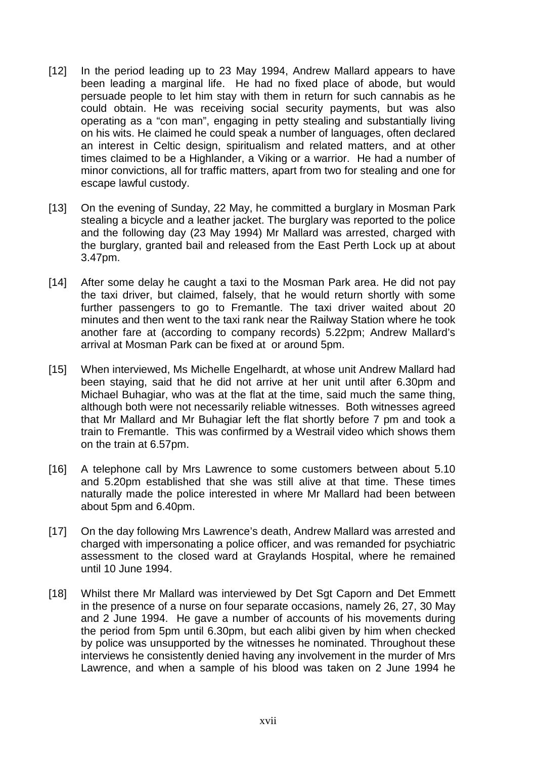[12] In the period leading up to 23 May 1994, Andrew Mallard appears to have been leading a marginal life. He had no fixed place of abode, but would persuade people to let him stay with them in return for such cannabis as he could obtain. He was receiving social security payments, but was also operating as a "con man", engaging in petty stealing and substantially living on his wits. He claimed he could speak a number of languages, often declared an interest in Celtic design, spiritualism and related matters, and at other times claimed to be a Highlander, a Viking or a warrior. He had a number of minor convictions, all for traffic matters, apart from two for stealing and one for escape lawful custody.

[13] On the evening of Sunday, 22 May, he committed a burglary in Mosman Park stealing a bicycle and a leather jacket. The burglary was reported to the police and the following day (23 May 1994) Mr Mallard was arrested, charged with the burglary, granted bail and released from the East Perth Lock up at about 3.47pm.

[14] After some delay he caught a taxi to the Mosman Park area. He did not pay the taxi driver, but claimed, falsely, that he would return shortly with some further passengers to go to Fremantle. The taxi driver waited about 20 minutes and then went to the taxi rank near the Railway Station where he took another fare at (according to company records) 5.22pm; Andrew Mallard's arrival at Mosman Park can be fixed at or around 5pm.

[15] When interviewed, Ms Michelle Engelhardt, at whose unit Andrew Mallard had been staying, said that he did not arrive at her unit until after 6.30pm and Michael Buhagiar, who was at the flat at the time, said much the same thing, although both were not necessarily reliable witnesses. Both witnesses agreed that Mr Mallard and Mr Buhagiar left the flat shortly before 7 pm and took a train to Fremantle. This was confirmed by a Westrail video which shows them on the train at 6.57pm.

[16] A telephone call by Mrs Lawrence to some customers between about 5.10 and 5.20pm established that she was still alive at that time. These times naturally made the police interested in where Mr Mallard had been between about 5pm and 6.40pm.

[17] On the day following Mrs Lawrence's death, Andrew Mallard was arrested and charged with impersonating a police officer, and was remanded for psychiatric assessment to the closed ward at Graylands Hospital, where he remained until 10 June 1994.

[18] Whilst there Mr Mallard was interviewed by Det Sgt Caporn and Det Emmett in the presence of a nurse on four separate occasions, namely 26, 27, 30 May and 2 June 1994. He gave a number of accounts of his movements during the period from 5pm until 6.30pm, but each alibi given by him when checked by police was unsupported by the witnesses he nominated. Throughout these interviews he consistently denied having any involvement in the murder of Mrs Lawrence, and when a sample of his blood was taken on 2 June 1994 he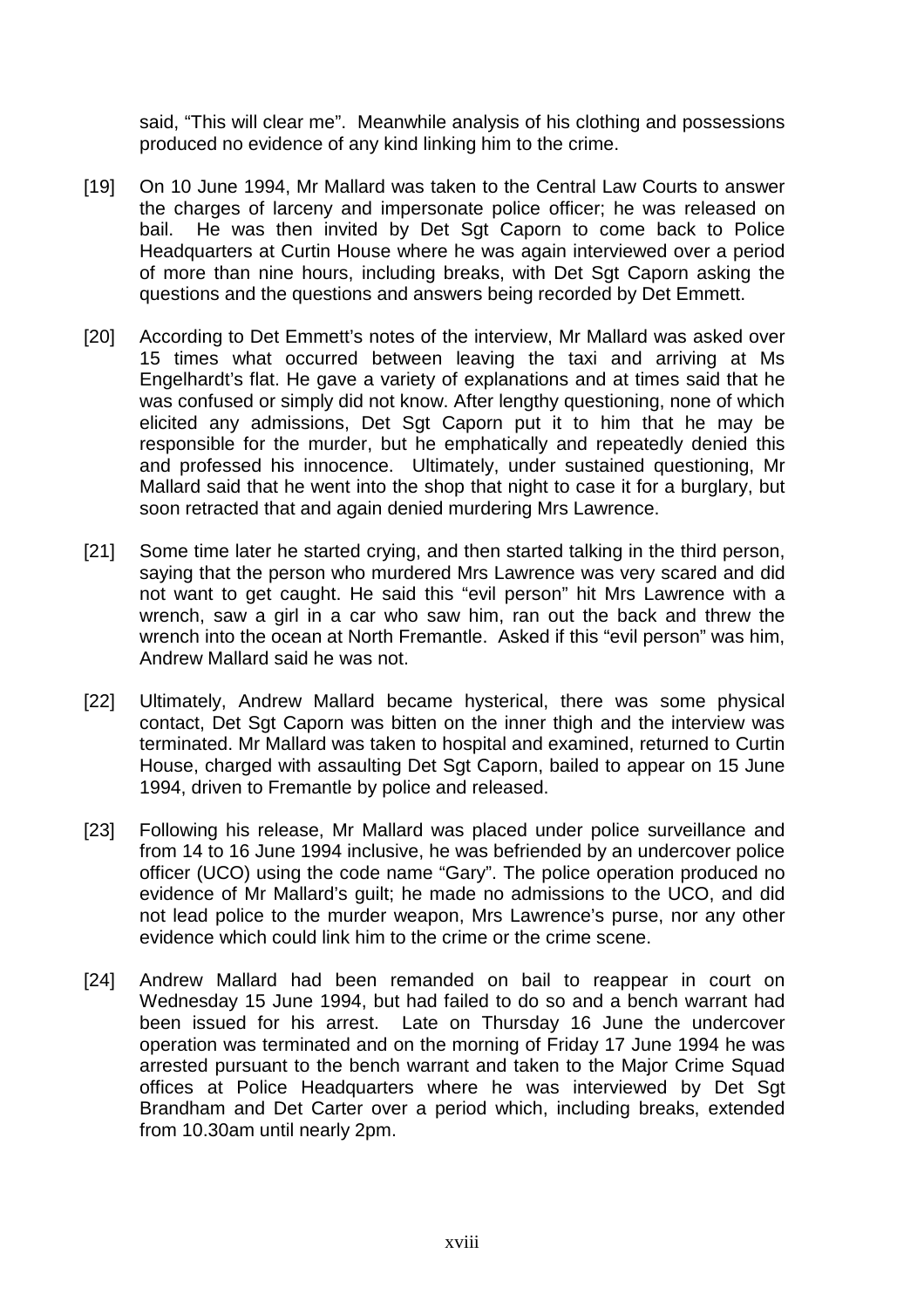said, "This will clear me". Meanwhile analysis of his clothing and possessions produced no evidence of any kind linking him to the crime.

[19] On 10 June 1994, Mr Mallard was taken to the Central Law Courts to answer the charges of larceny and impersonate police officer; he was released on bail. He was then invited by Det Sgt Caporn to come back to Police Headquarters at Curtin House where he was again interviewed over a period of more than nine hours, including breaks, with Det Sgt Caporn asking the questions and the questions and answers being recorded by Det Emmett.

[20] According to Det Emmett's notes of the interview, Mr Mallard was asked over 15 times what occurred between leaving the taxi and arriving at Ms Engelhardt's flat. He gave a variety of explanations and at times said that he was confused or simply did not know. After lengthy questioning, none of which elicited any admissions, Det Sgt Caporn put it to him that he may be responsible for the murder, but he emphatically and repeatedly denied this and professed his innocence. Ultimately, under sustained questioning, Mr Mallard said that he went into the shop that night to case it for a burglary, but soon retracted that and again denied murdering Mrs Lawrence.

[21] Some time later he started crying, and then started talking in the third person, saying that the person who murdered Mrs Lawrence was very scared and did not want to get caught. He said this "evil person" hit Mrs Lawrence with a wrench, saw a girl in a car who saw him, ran out the back and threw the wrench into the ocean at North Fremantle. Asked if this "evil person" was him, Andrew Mallard said he was not.

[22] Ultimately, Andrew Mallard became hysterical, there was some physical contact, Det Sgt Caporn was bitten on the inner thigh and the interview was terminated. Mr Mallard was taken to hospital and examined, returned to Curtin House, charged with assaulting Det Sgt Caporn, bailed to appear on 15 June 1994, driven to Fremantle by police and released.

[23] Following his release, Mr Mallard was placed under police surveillance and from 14 to 16 June 1994 inclusive, he was befriended by an undercover police officer (UCO) using the code name "Gary". The police operation produced no evidence of Mr Mallard's guilt; he made no admissions to the UCO, and did not lead police to the murder weapon, Mrs Lawrence's purse, nor any other evidence which could link him to the crime or the crime scene.

[24] Andrew Mallard had been remanded on bail to reappear in court on Wednesday 15 June 1994, but had failed to do so and a bench warrant had been issued for his arrest. Late on Thursday 16 June the undercover operation was terminated and on the morning of Friday 17 June 1994 he was arrested pursuant to the bench warrant and taken to the Major Crime Squad offices at Police Headquarters where he was interviewed by Det Sgt Brandham and Det Carter over a period which, including breaks, extended from 10.30am until nearly 2pm.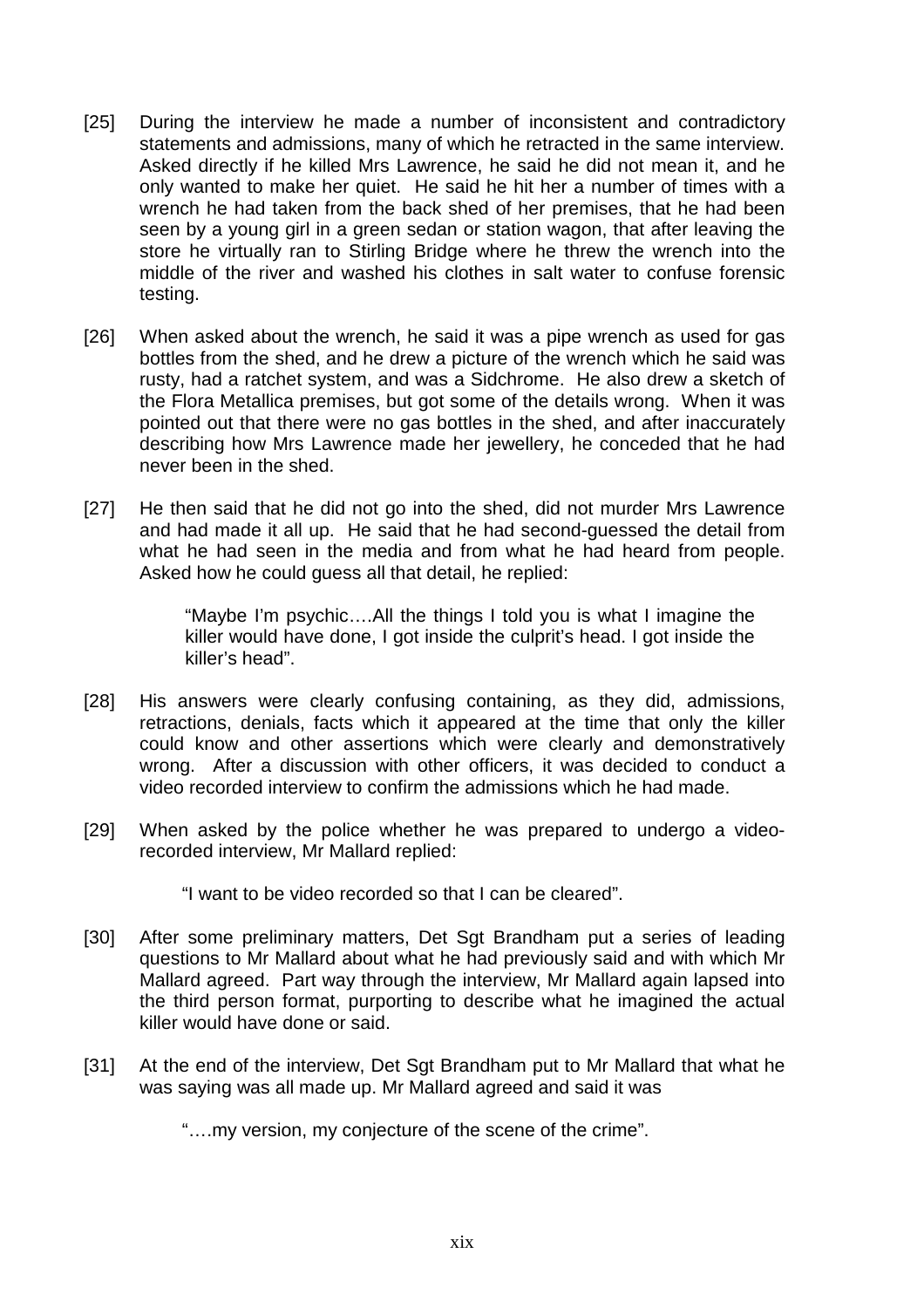[25] During the interview he made a number of inconsistent and contradictory statements and admissions, many of which he retracted in the same interview. Asked directly if he killed Mrs Lawrence, he said he did not mean it, and he only wanted to make her quiet. He said he hit her a number of times with a wrench he had taken from the back shed of her premises, that he had been seen by a young girl in a green sedan or station wagon, that after leaving the store he virtually ran to Stirling Bridge where he threw the wrench into the middle of the river and washed his clothes in salt water to confuse forensic testing.

[26] When asked about the wrench, he said it was a pipe wrench as used for gas bottles from the shed, and he drew a picture of the wrench which he said was rusty, had a ratchet system, and was a Sidchrome. He also drew a sketch of the Flora Metallica premises, but got some of the details wrong. When it was pointed out that there were no gas bottles in the shed, and after inaccurately describing how Mrs Lawrence made her jewellery, he conceded that he had never been in the shed.

[27] He then said that he did not go into the shed, did not murder Mrs Lawrence and had made it all up. He said that he had second-guessed the detail from what he had seen in the media and from what he had heard from people. Asked how he could guess all that detail, he replied:

> "Maybe I'm psychic….All the things I told you is what I imagine the killer would have done, I got inside the culprit's head. I got inside the killer's head".

[28] His answers were clearly confusing containing, as they did, admissions, retractions, denials, facts which it appeared at the time that only the killer could know and other assertions which were clearly and demonstratively wrong. After a discussion with other officers, it was decided to conduct a video recorded interview to confirm the admissions which he had made.

[29] When asked by the police whether he was prepared to undergo a video-recorded interview, Mr Mallard replied:

> "I want to be video recorded so that I can be cleared".

[30] After some preliminary matters, Det Sgt Brandham put a series of leading questions to Mr Mallard about what he had previously said and with which Mr Mallard agreed. Part way through the interview, Mr Mallard again lapsed into the third person format, purporting to describe what he imagined the actual killer would have done or said.

[31] At the end of the interview, Det Sgt Brandham put to Mr Mallard that what he was saying was all made up. Mr Mallard agreed and said it was

> "….my version, my conjecture of the scene of the crime".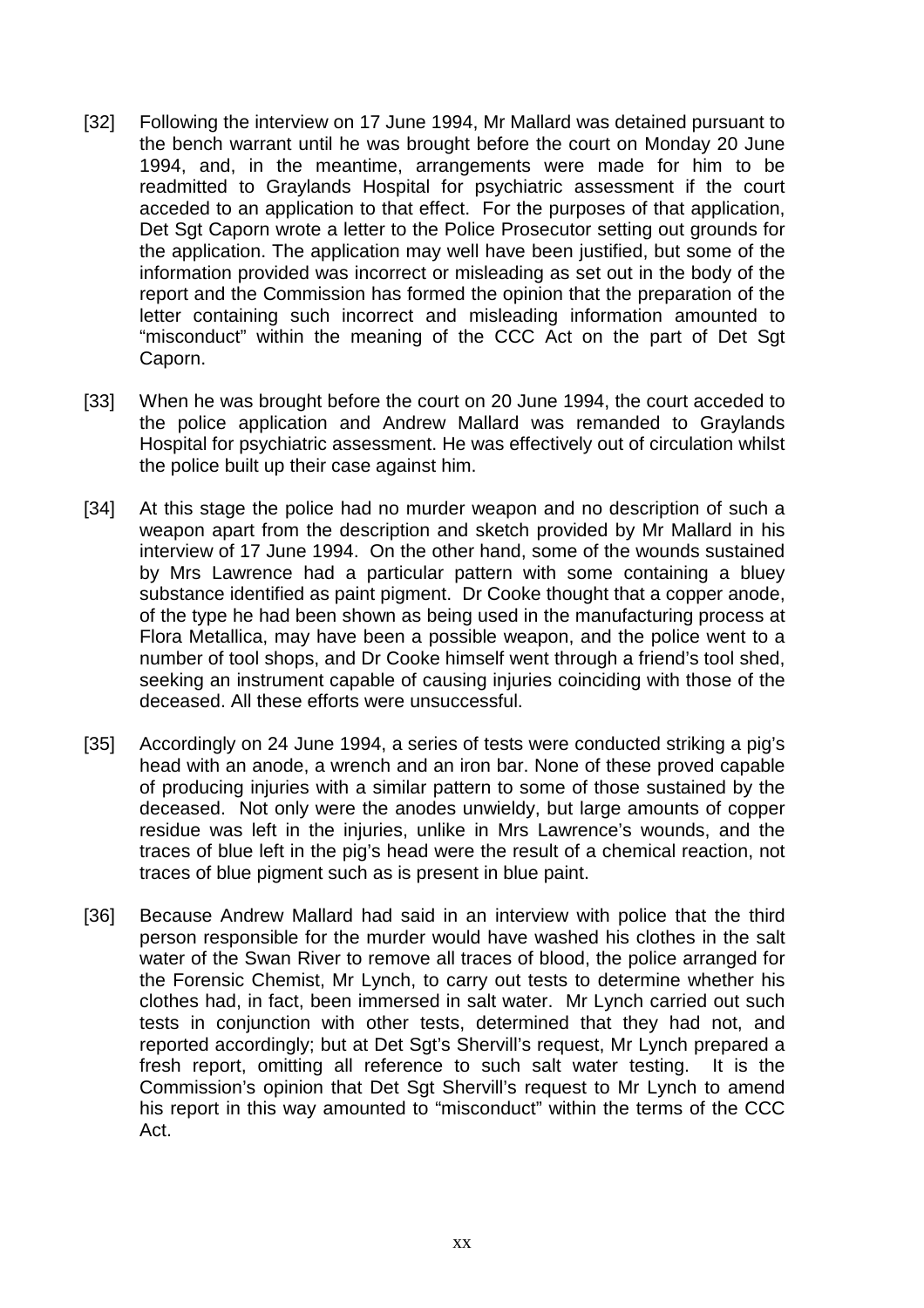[32] Following the interview on 17 June 1994, Mr Mallard was detained pursuant to the bench warrant until he was brought before the court on Monday 20 June 1994, and, in the meantime, arrangements were made for him to be readmitted to Graylands Hospital for psychiatric assessment if the court acceded to an application to that effect. For the purposes of that application, Det Sgt Caporn wrote a letter to the Police Prosecutor setting out grounds for the application. The application may well have been justified, but some of the information provided was incorrect or misleading as set out in the body of the report and the Commission has formed the opinion that the preparation of the letter containing such incorrect and misleading information amounted to "misconduct" within the meaning of the CCC Act on the part of Det Sgt Caporn.

[33] When he was brought before the court on 20 June 1994, the court acceded to the police application and Andrew Mallard was remanded to Graylands Hospital for psychiatric assessment. He was effectively out of circulation whilst the police built up their case against him.

[34] At this stage the police had no murder weapon and no description of such a weapon apart from the description and sketch provided by Mr Mallard in his interview of 17 June 1994. On the other hand, some of the wounds sustained by Mrs Lawrence had a particular pattern with some containing a bluey substance identified as paint pigment. Dr Cooke thought that a copper anode, of the type he had been shown as being used in the manufacturing process at Flora Metallica, may have been a possible weapon, and the police went to a number of tool shops, and Dr Cooke himself went through a friend's tool shed, seeking an instrument capable of causing injuries coinciding with those of the deceased. All these efforts were unsuccessful.

[35] Accordingly on 24 June 1994, a series of tests were conducted striking a pig's head with an anode, a wrench and an iron bar. None of these proved capable of producing injuries with a similar pattern to some of those sustained by the deceased. Not only were the anodes unwieldy, but large amounts of copper residue was left in the injuries, unlike in Mrs Lawrence's wounds, and the traces of blue left in the pig's head were the result of a chemical reaction, not traces of blue pigment such as is present in blue paint.

[36] Because Andrew Mallard had said in an interview with police that the third person responsible for the murder would have washed his clothes in the salt water of the Swan River to remove all traces of blood, the police arranged for the Forensic Chemist, Mr Lynch, to carry out tests to determine whether his clothes had, in fact, been immersed in salt water. Mr Lynch carried out such tests in conjunction with other tests, determined that they had not, and reported accordingly; but at Det Sgt's Shervill's request, Mr Lynch prepared a fresh report, omitting all reference to such salt water testing. It is the Commission's opinion that Det Sgt Shervill's request to Mr Lynch to amend his report in this way amounted to "misconduct" within the terms of the CCC Act.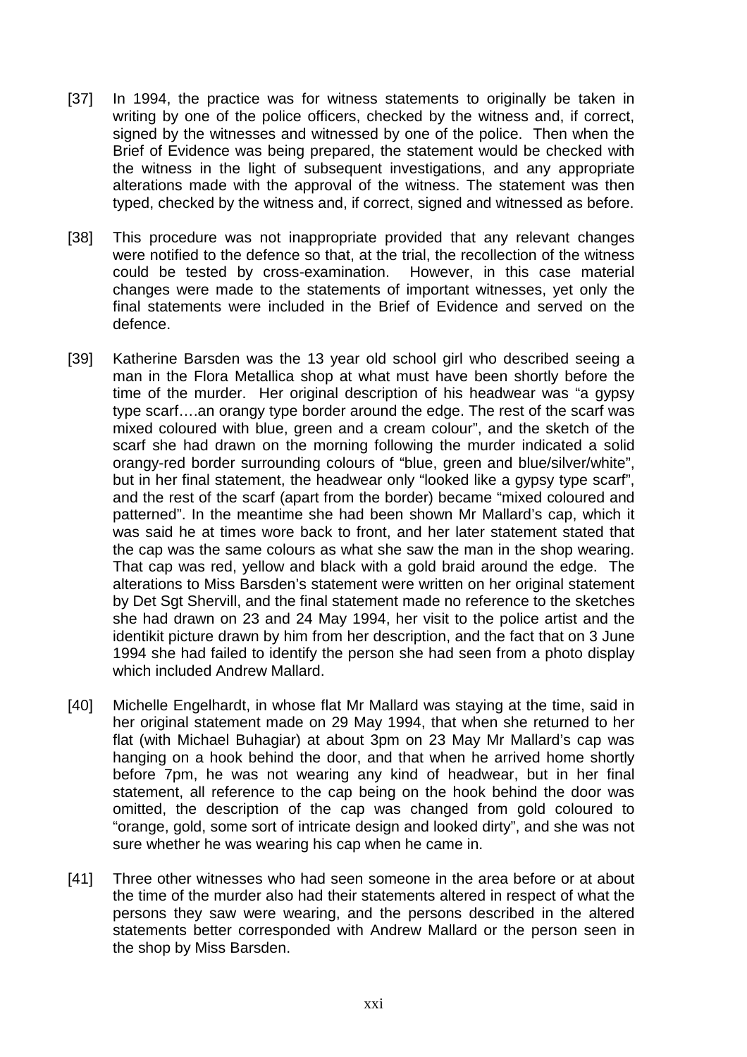[37] In 1994, the practice was for witness statements to originally be taken in writing by one of the police officers, checked by the witness and, if correct, signed by the witnesses and witnessed by one of the police. Then when the Brief of Evidence was being prepared, the statement would be checked with the witness in the light of subsequent investigations, and any appropriate alterations made with the approval of the witness. The statement was then typed, checked by the witness and, if correct, signed and witnessed as before.

[38] This procedure was not inappropriate provided that any relevant changes were notified to the defence so that, at the trial, the recollection of the witness could be tested by cross-examination. However, in this case material changes were made to the statements of important witnesses, yet only the final statements were included in the Brief of Evidence and served on the defence.

[39] Katherine Barsden was the 13 year old school girl who described seeing a man in the Flora Metallica shop at what must have been shortly before the time of the murder. Her original description of his headwear was "a gypsy type scarf….an orangy type border around the edge. The rest of the scarf was mixed coloured with blue, green and a cream colour", and the sketch of the scarf she had drawn on the morning following the murder indicated a solid orangy-red border surrounding colours of "blue, green and blue/silver/white", but in her final statement, the headwear only "looked like a gypsy type scarf", and the rest of the scarf (apart from the border) became "mixed coloured and patterned". In the meantime she had been shown Mr Mallard's cap, which it was said he at times wore back to front, and her later statement stated that the cap was the same colours as what she saw the man in the shop wearing. That cap was red, yellow and black with a gold braid around the edge. The alterations to Miss Barsden's statement were written on her original statement by Det Sgt Shervill, and the final statement made no reference to the sketches she had drawn on 23 and 24 May 1994, her visit to the police artist and the identikit picture drawn by him from her description, and the fact that on 3 June 1994 she had failed to identify the person she had seen from a photo display which included Andrew Mallard.

[40] Michelle Engelhardt, in whose flat Mr Mallard was staying at the time, said in her original statement made on 29 May 1994, that when she returned to her flat (with Michael Buhagiar) at about 3pm on 23 May Mr Mallard's cap was hanging on a hook behind the door, and that when he arrived home shortly before 7pm, he was not wearing any kind of headwear, but in her final statement, all reference to the cap being on the hook behind the door was omitted, the description of the cap was changed from gold coloured to "orange, gold, some sort of intricate design and looked dirty", and she was not sure whether he was wearing his cap when he came in.

[41] Three other witnesses who had seen someone in the area before or at about the time of the murder also had their statements altered in respect of what the persons they saw were wearing, and the persons described in the altered statements better corresponded with Andrew Mallard or the person seen in the shop by Miss Barsden.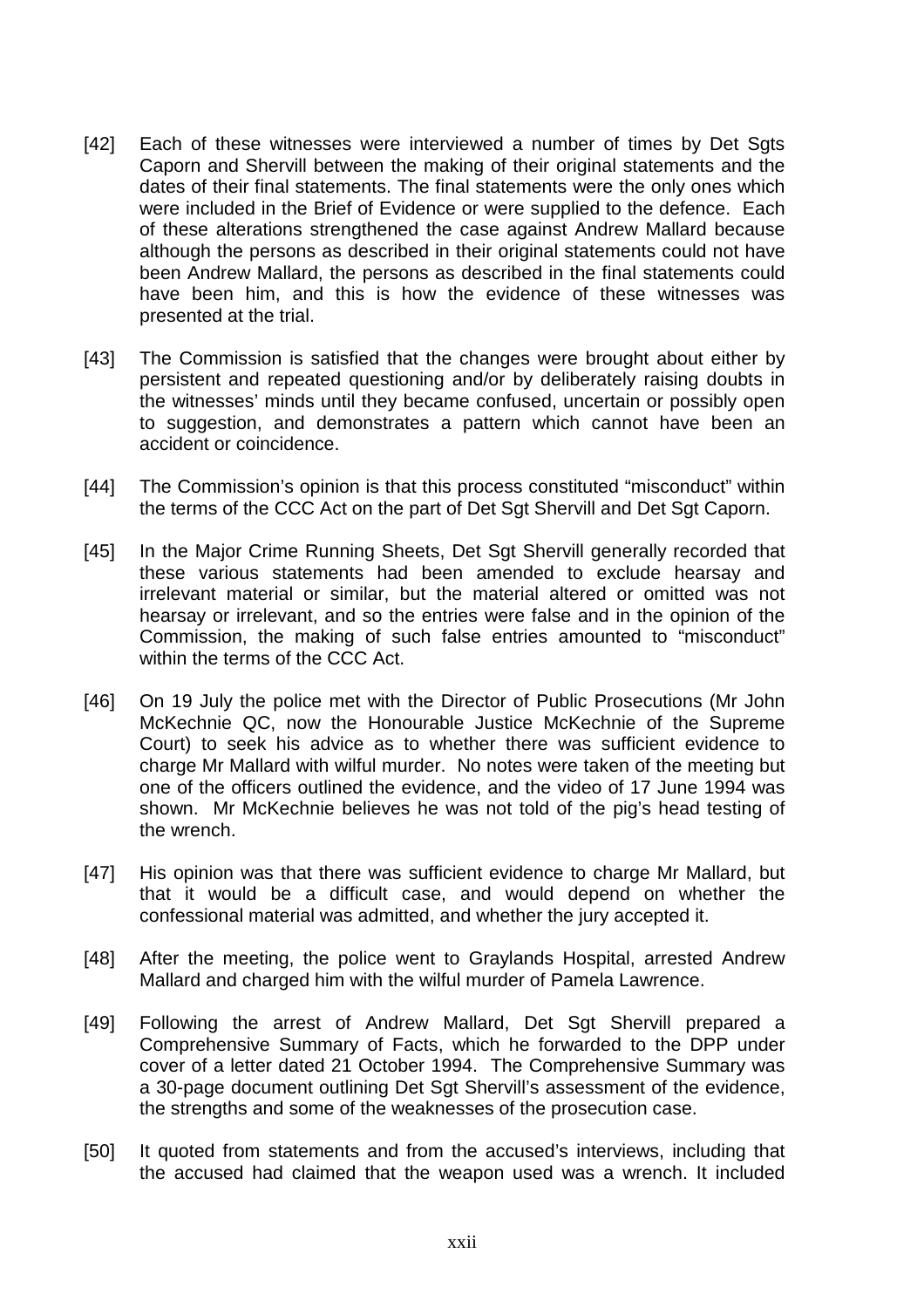[42] Each of these witnesses were interviewed a number of times by Det Sgts Caporn and Shervill between the making of their original statements and the dates of their final statements. The final statements were the only ones which were included in the Brief of Evidence or were supplied to the defence. Each of these alterations strengthened the case against Andrew Mallard because although the persons as described in their original statements could not have been Andrew Mallard, the persons as described in the final statements could have been him, and this is how the evidence of these witnesses was presented at the trial.

[43] The Commission is satisfied that the changes were brought about either by persistent and repeated questioning and/or by deliberately raising doubts in the witnesses' minds until they became confused, uncertain or possibly open to suggestion, and demonstrates a pattern which cannot have been an accident or coincidence.

[44] The Commission's opinion is that this process constituted "misconduct" within the terms of the CCC Act on the part of Det Sgt Shervill and Det Sgt Caporn.

[45] In the Major Crime Running Sheets, Det Sgt Shervill generally recorded that these various statements had been amended to exclude hearsay and irrelevant material or similar, but the material altered or omitted was not hearsay or irrelevant, and so the entries were false and in the opinion of the Commission, the making of such false entries amounted to "misconduct" within the terms of the CCC Act.

[46] On 19 July the police met with the Director of Public Prosecutions (Mr John McKechnie QC, now the Honourable Justice McKechnie of the Supreme Court) to seek his advice as to whether there was sufficient evidence to charge Mr Mallard with wilful murder. No notes were taken of the meeting but one of the officers outlined the evidence, and the video of 17 June 1994 was shown. Mr McKechnie believes he was not told of the pig's head testing of the wrench.

[47] His opinion was that there was sufficient evidence to charge Mr Mallard, but that it would be a difficult case, and would depend on whether the confessional material was admitted, and whether the jury accepted it.

[48] After the meeting, the police went to Graylands Hospital, arrested Andrew Mallard and charged him with the wilful murder of Pamela Lawrence.

[49] Following the arrest of Andrew Mallard, Det Sgt Shervill prepared a Comprehensive Summary of Facts, which he forwarded to the DPP under cover of a letter dated 21 October 1994. The Comprehensive Summary was a 30-page document outlining Det Sgt Shervill's assessment of the evidence, the strengths and some of the weaknesses of the prosecution case.

[50] It quoted from statements and from the accused's interviews, including that the accused had claimed that the weapon used was a wrench. It included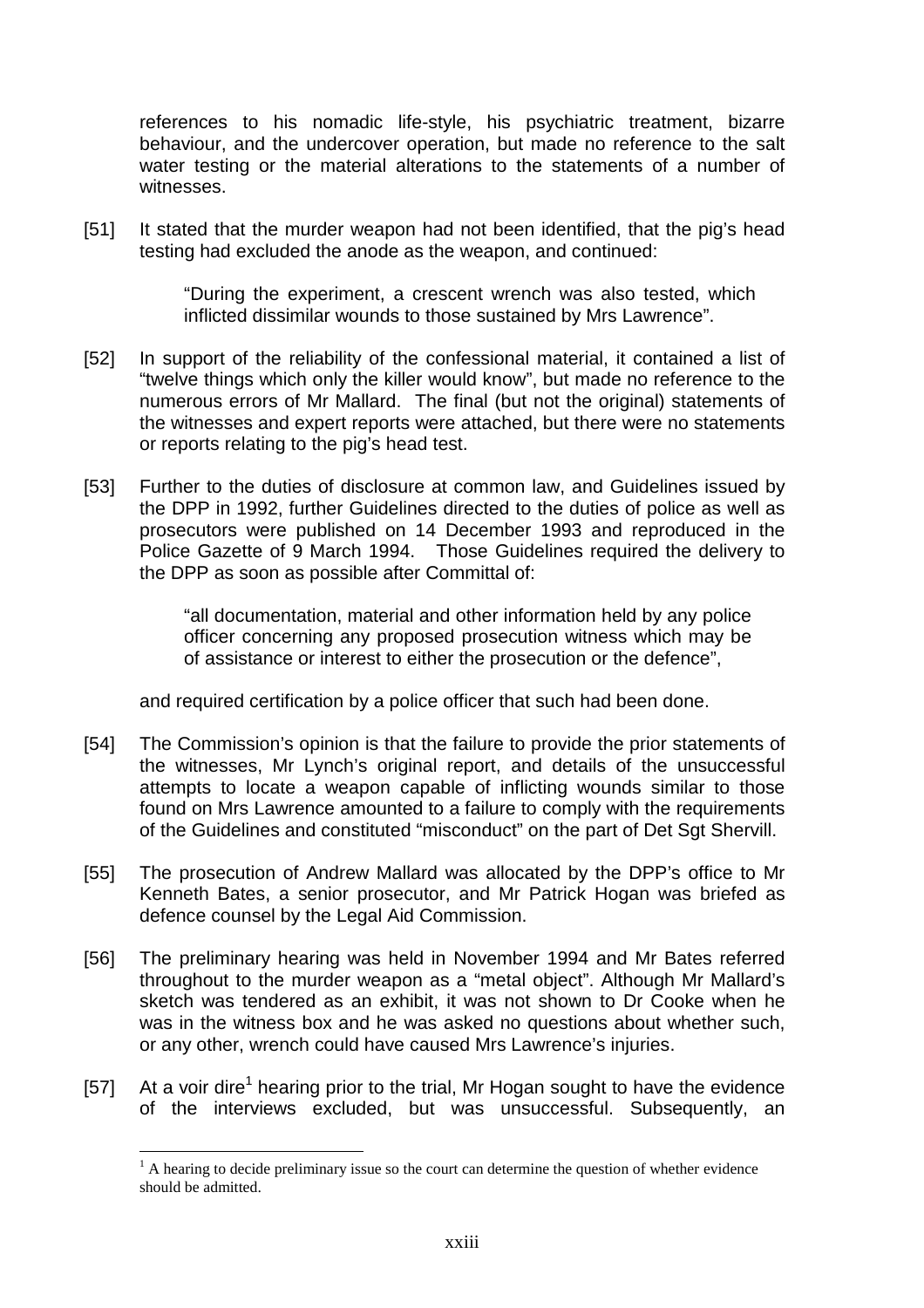references to his nomadic life-style, his psychiatric treatment, bizarre behaviour, and the undercover operation, but made no reference to the salt water testing or the material alterations to the statements of a number of witnesses.

[51] It stated that the murder weapon had not been identified, that the pig's head testing had excluded the anode as the weapon, and continued:

> "During the experiment, a crescent wrench was also tested, which inflicted dissimilar wounds to those sustained by Mrs Lawrence".

[52] In support of the reliability of the confessional material, it contained a list of "twelve things which only the killer would know", but made no reference to the numerous errors of Mr Mallard. The final (but not the original) statements of the witnesses and expert reports were attached, but there were no statements or reports relating to the pig's head test.

[53] Further to the duties of disclosure at common law, and Guidelines issued by the DPP in 1992, further Guidelines directed to the duties of police as well as prosecutors were published on 14 December 1993 and reproduced in the Police Gazette of 9 March 1994. Those Guidelines required the delivery to the DPP as soon as possible after Committal of:

> "all documentation, material and other information held by any police officer concerning any proposed prosecution witness which may be of assistance or interest to either the prosecution or the defence",

and required certification by a police officer that such had been done.

[54] The Commission's opinion is that the failure to provide the prior statements of the witnesses, Mr Lynch's original report, and details of the unsuccessful attempts to locate a weapon capable of inflicting wounds similar to those found on Mrs Lawrence amounted to a failure to comply with the requirements of the Guidelines and constituted "misconduct" on the part of Det Sgt Shervill.

[55] The prosecution of Andrew Mallard was allocated by the DPP's office to Mr Kenneth Bates, a senior prosecutor, and Mr Patrick Hogan was briefed as defence counsel by the Legal Aid Commission.

[56] The preliminary hearing was held in November 1994 and Mr Bates referred throughout to the murder weapon as a "metal object". Although Mr Mallard's sketch was tendered as an exhibit, it was not shown to Dr Cooke when he was in the witness box and he was asked no questions about whether such, or any other, wrench could have caused Mrs Lawrence's injuries.

[57] At a voir dire[1] hearing prior to the trial, Mr Hogan sought to have the evidence of the interviews excluded, but was unsuccessful. Subsequently, an

[1] A hearing to decide preliminary issue so the court can determine the question of whether evidence should be admitted.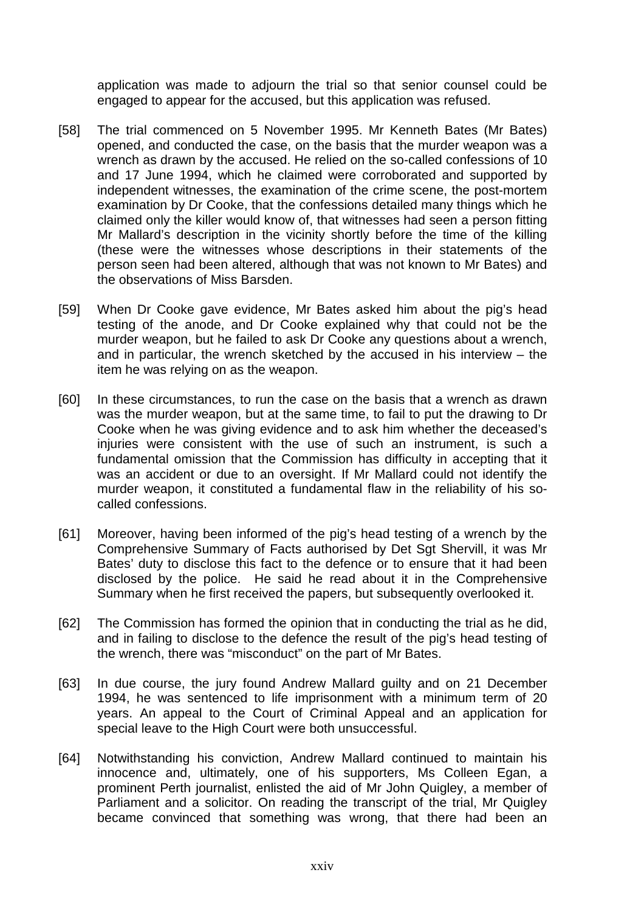application was made to adjourn the trial so that senior counsel could be engaged to appear for the accused, but this application was refused.

[58] The trial commenced on 5 November 1995. Mr Kenneth Bates (Mr Bates) opened, and conducted the case, on the basis that the murder weapon was a wrench as drawn by the accused. He relied on the so-called confessions of 10 and 17 June 1994, which he claimed were corroborated and supported by independent witnesses, the examination of the crime scene, the post-mortem examination by Dr Cooke, that the confessions detailed many things which he claimed only the killer would know of, that witnesses had seen a person fitting Mr Mallard's description in the vicinity shortly before the time of the killing (these were the witnesses whose descriptions in their statements of the person seen had been altered, although that was not known to Mr Bates) and the observations of Miss Barsden.

[59] When Dr Cooke gave evidence, Mr Bates asked him about the pig's head testing of the anode, and Dr Cooke explained why that could not be the murder weapon, but he failed to ask Dr Cooke any questions about a wrench, and in particular, the wrench sketched by the accused in his interview – the item he was relying on as the weapon.

[60] In these circumstances, to run the case on the basis that a wrench as drawn was the murder weapon, but at the same time, to fail to put the drawing to Dr Cooke when he was giving evidence and to ask him whether the deceased's injuries were consistent with the use of such an instrument, is such a fundamental omission that the Commission has difficulty in accepting that it was an accident or due to an oversight. If Mr Mallard could not identify the murder weapon, it constituted a fundamental flaw in the reliability of his so-called confessions.

[61] Moreover, having been informed of the pig's head testing of a wrench by the Comprehensive Summary of Facts authorised by Det Sgt Shervill, it was Mr Bates' duty to disclose this fact to the defence or to ensure that it had been disclosed by the police. He said he read about it in the Comprehensive Summary when he first received the papers, but subsequently overlooked it.

[62] The Commission has formed the opinion that in conducting the trial as he did, and in failing to disclose to the defence the result of the pig's head testing of the wrench, there was "misconduct" on the part of Mr Bates.

[63] In due course, the jury found Andrew Mallard guilty and on 21 December 1994, he was sentenced to life imprisonment with a minimum term of 20 years. An appeal to the Court of Criminal Appeal and an application for special leave to the High Court were both unsuccessful.

[64] Notwithstanding his conviction, Andrew Mallard continued to maintain his innocence and, ultimately, one of his supporters, Ms Colleen Egan, a prominent Perth journalist, enlisted the aid of Mr John Quigley, a member of Parliament and a solicitor. On reading the transcript of the trial, Mr Quigley became convinced that something was wrong, that there had been an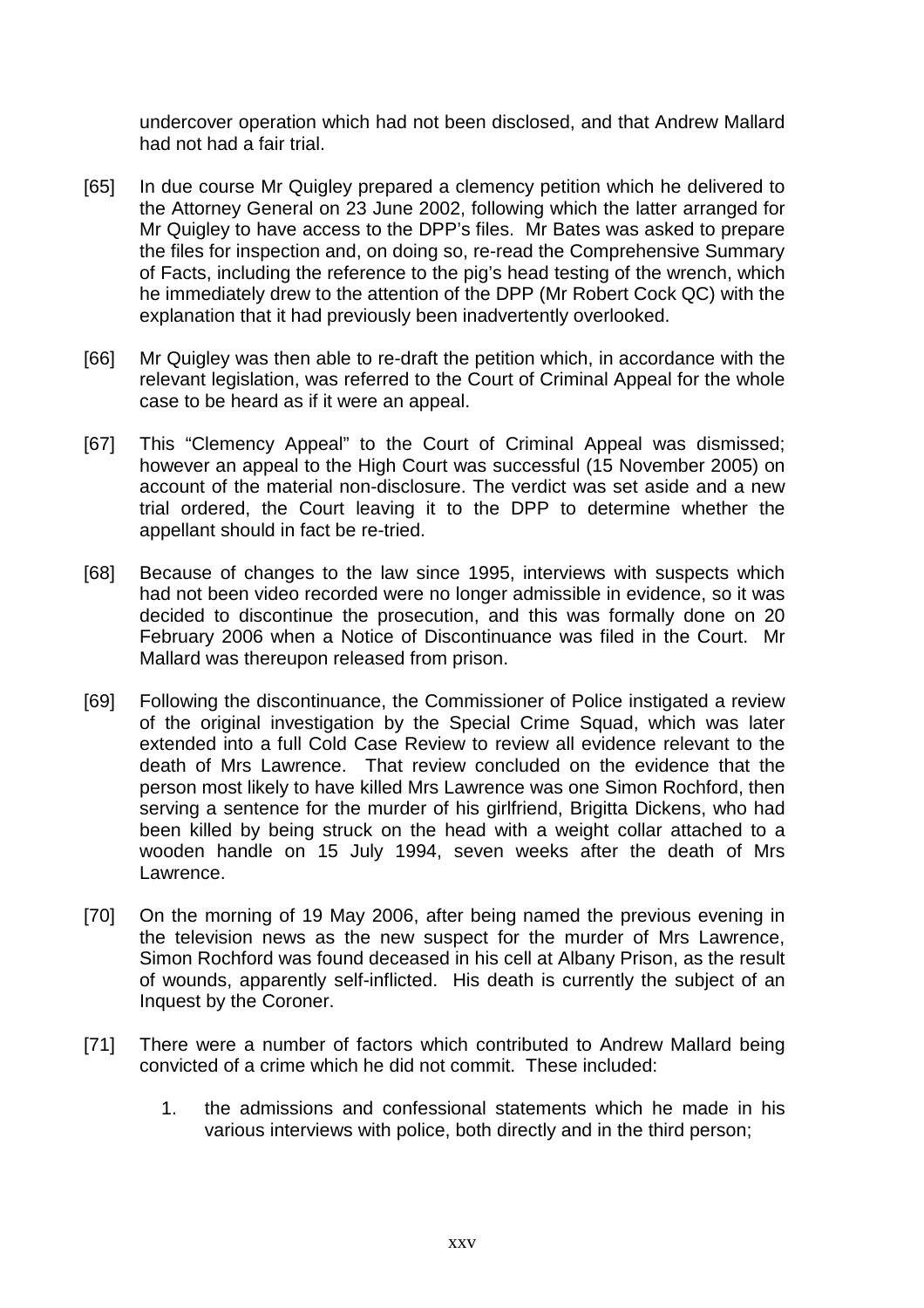undercover operation which had not been disclosed, and that Andrew Mallard had not had a fair trial.

[65] In due course Mr Quigley prepared a clemency petition which he delivered to the Attorney General on 23 June 2002, following which the latter arranged for Mr Quigley to have access to the DPP's files. Mr Bates was asked to prepare the files for inspection and, on doing so, re-read the Comprehensive Summary of Facts, including the reference to the pig's head testing of the wrench, which he immediately drew to the attention of the DPP (Mr Robert Cock QC) with the explanation that it had previously been inadvertently overlooked.

[66] Mr Quigley was then able to re-draft the petition which, in accordance with the relevant legislation, was referred to the Court of Criminal Appeal for the whole case to be heard as if it were an appeal.

[67] This "Clemency Appeal" to the Court of Criminal Appeal was dismissed; however an appeal to the High Court was successful (15 November 2005) on account of the material non-disclosure. The verdict was set aside and a new trial ordered, the Court leaving it to the DPP to determine whether the appellant should in fact be re-tried.

[68] Because of changes to the law since 1995, interviews with suspects which had not been video recorded were no longer admissible in evidence, so it was decided to discontinue the prosecution, and this was formally done on 20 February 2006 when a Notice of Discontinuance was filed in the Court. Mr Mallard was thereupon released from prison.

[69] Following the discontinuance, the Commissioner of Police instigated a review of the original investigation by the Special Crime Squad, which was later extended into a full Cold Case Review to review all evidence relevant to the death of Mrs Lawrence. That review concluded on the evidence that the person most likely to have killed Mrs Lawrence was one Simon Rochford, then serving a sentence for the murder of his girlfriend, Brigitta Dickens, who had been killed by being struck on the head with a weight collar attached to a wooden handle on 15 July 1994, seven weeks after the death of Mrs Lawrence.

[70] On the morning of 19 May 2006, after being named the previous evening in the television news as the new suspect for the murder of Mrs Lawrence, Simon Rochford was found deceased in his cell at Albany Prison, as the result of wounds, apparently self-inflicted. His death is currently the subject of an Inquest by the Coroner.

[71] There were a number of factors which contributed to Andrew Mallard being convicted of a crime which he did not commit. These included:

1. the admissions and confessional statements which he made in his various interviews with police, both directly and in the third person;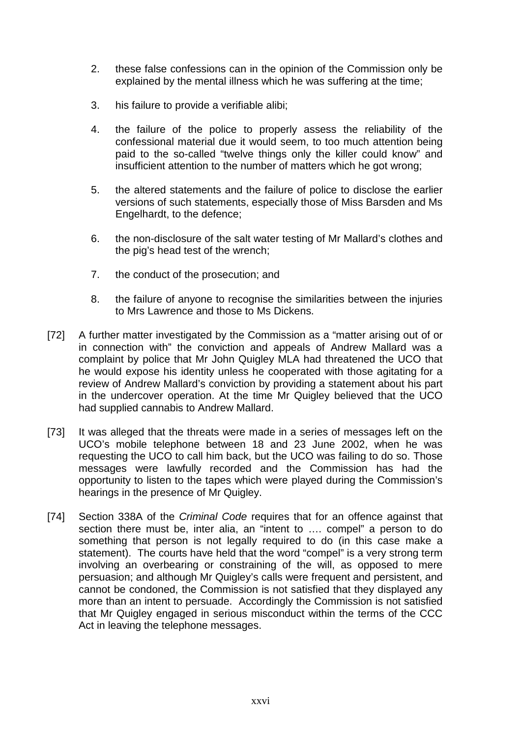2. these false confessions can in the opinion of the Commission only be explained by the mental illness which he was suffering at the time;

3. his failure to provide a verifiable alibi;

4. the failure of the police to properly assess the reliability of the confessional material due it would seem, to too much attention being paid to the so-called "twelve things only the killer could know" and insufficient attention to the number of matters which he got wrong;

5. the altered statements and the failure of police to disclose the earlier versions of such statements, especially those of Miss Barsden and Ms Engelhardt, to the defence;

6. the non-disclosure of the salt water testing of Mr Mallard's clothes and the pig's head test of the wrench;

7. the conduct of the prosecution; and

8. the failure of anyone to recognise the similarities between the injuries to Mrs Lawrence and those to Ms Dickens.

[72] A further matter investigated by the Commission as a "matter arising out of or in connection with" the conviction and appeals of Andrew Mallard was a complaint by police that Mr John Quigley MLA had threatened the UCO that he would expose his identity unless he cooperated with those agitating for a review of Andrew Mallard's conviction by providing a statement about his part in the undercover operation. At the time Mr Quigley believed that the UCO had supplied cannabis to Andrew Mallard.

[73] It was alleged that the threats were made in a series of messages left on the UCO's mobile telephone between 18 and 23 June 2002, when he was requesting the UCO to call him back, but the UCO was failing to do so. Those messages were lawfully recorded and the Commission has had the opportunity to listen to the tapes which were played during the Commission's hearings in the presence of Mr Quigley.

[74] Section 338A of the *Criminal Code* requires that for an offence against that section there must be, inter alia, an "intent to …. compel" a person to do something that person is not legally required to do (in this case make a statement). The courts have held that the word "compel" is a very strong term involving an overbearing or constraining of the will, as opposed to mere persuasion; and although Mr Quigley's calls were frequent and persistent, and cannot be condoned, the Commission is not satisfied that they displayed any more than an intent to persuade. Accordingly the Commission is not satisfied that Mr Quigley engaged in serious misconduct within the terms of the CCC Act in leaving the telephone messages.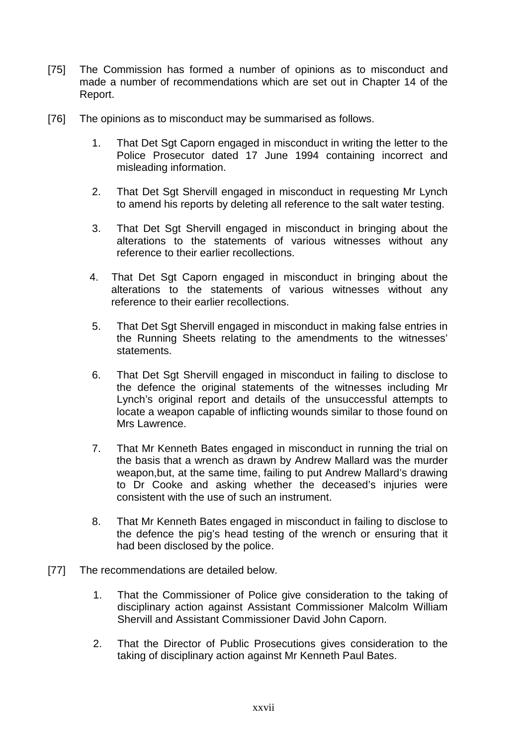[75] The Commission has formed a number of opinions as to misconduct and made a number of recommendations which are set out in Chapter 14 of the Report.

[76] The opinions as to misconduct may be summarised as follows.

1. That Det Sgt Caporn engaged in misconduct in writing the letter to the Police Prosecutor dated 17 June 1994 containing incorrect and misleading information.
2. That Det Sgt Shervill engaged in misconduct in requesting Mr Lynch to amend his reports by deleting all reference to the salt water testing.
3. That Det Sgt Shervill engaged in misconduct in bringing about the alterations to the statements of various witnesses without any reference to their earlier recollections.
4. That Det Sgt Caporn engaged in misconduct in bringing about the alterations to the statements of various witnesses without any reference to their earlier recollections.
5. That Det Sgt Shervill engaged in misconduct in making false entries in the Running Sheets relating to the amendments to the witnesses' statements.
6. That Det Sgt Shervill engaged in misconduct in failing to disclose to the defence the original statements of the witnesses including Mr Lynch's original report and details of the unsuccessful attempts to locate a weapon capable of inflicting wounds similar to those found on Mrs Lawrence.
7. That Mr Kenneth Bates engaged in misconduct in running the trial on the basis that a wrench as drawn by Andrew Mallard was the murder weapon,but, at the same time, failing to put Andrew Mallard's drawing to Dr Cooke and asking whether the deceased's injuries were consistent with the use of such an instrument.
8. That Mr Kenneth Bates engaged in misconduct in failing to disclose to the defence the pig's head testing of the wrench or ensuring that it had been disclosed by the police.

[77] The recommendations are detailed below.

1. That the Commissioner of Police give consideration to the taking of disciplinary action against Assistant Commissioner Malcolm William Shervill and Assistant Commissioner David John Caporn.
2. That the Director of Public Prosecutions gives consideration to the taking of disciplinary action against Mr Kenneth Paul Bates.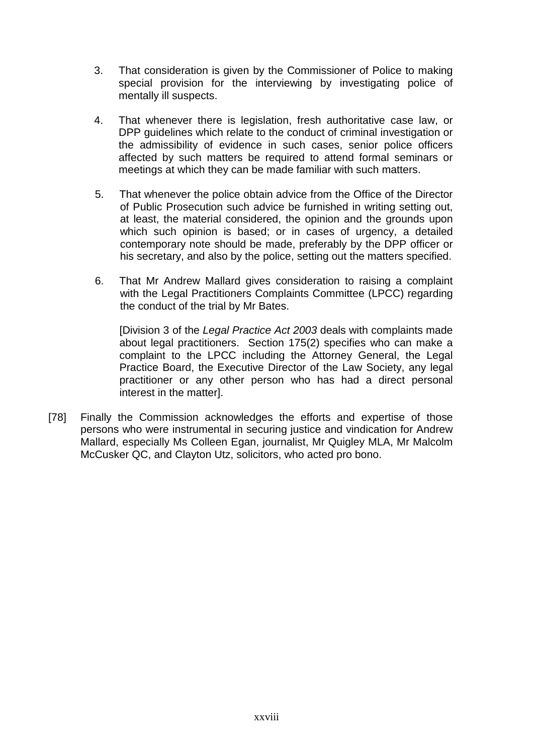3. That consideration is given by the Commissioner of Police to making special provision for the interviewing by investigating police of mentally ill suspects.

4. That whenever there is legislation, fresh authoritative case law, or DPP guidelines which relate to the conduct of criminal investigation or the admissibility of evidence in such cases, senior police officers affected by such matters be required to attend formal seminars or meetings at which they can be made familiar with such matters.

5. That whenever the police obtain advice from the Office of the Director of Public Prosecution such advice be furnished in writing setting out, at least, the material considered, the opinion and the grounds upon which such opinion is based; or in cases of urgency, a detailed contemporary note should be made, preferably by the DPP officer or his secretary, and also by the police, setting out the matters specified.

6. That Mr Andrew Mallard gives consideration to raising a complaint with the Legal Practitioners Complaints Committee (LPCC) regarding the conduct of the trial by Mr Bates.

   [Division 3 of the *Legal Practice Act 2003* deals with complaints made about legal practitioners. Section 175(2) specifies who can make a complaint to the LPCC including the Attorney General, the Legal Practice Board, the Executive Director of the Law Society, any legal practitioner or any other person who has had a direct personal interest in the matter].

[78] Finally the Commission acknowledges the efforts and expertise of those persons who were instrumental in securing justice and vindication for Andrew Mallard, especially Ms Colleen Egan, journalist, Mr Quigley MLA, Mr Malcolm McCusker QC, and Clayton Utz, solicitors, who acted pro bono.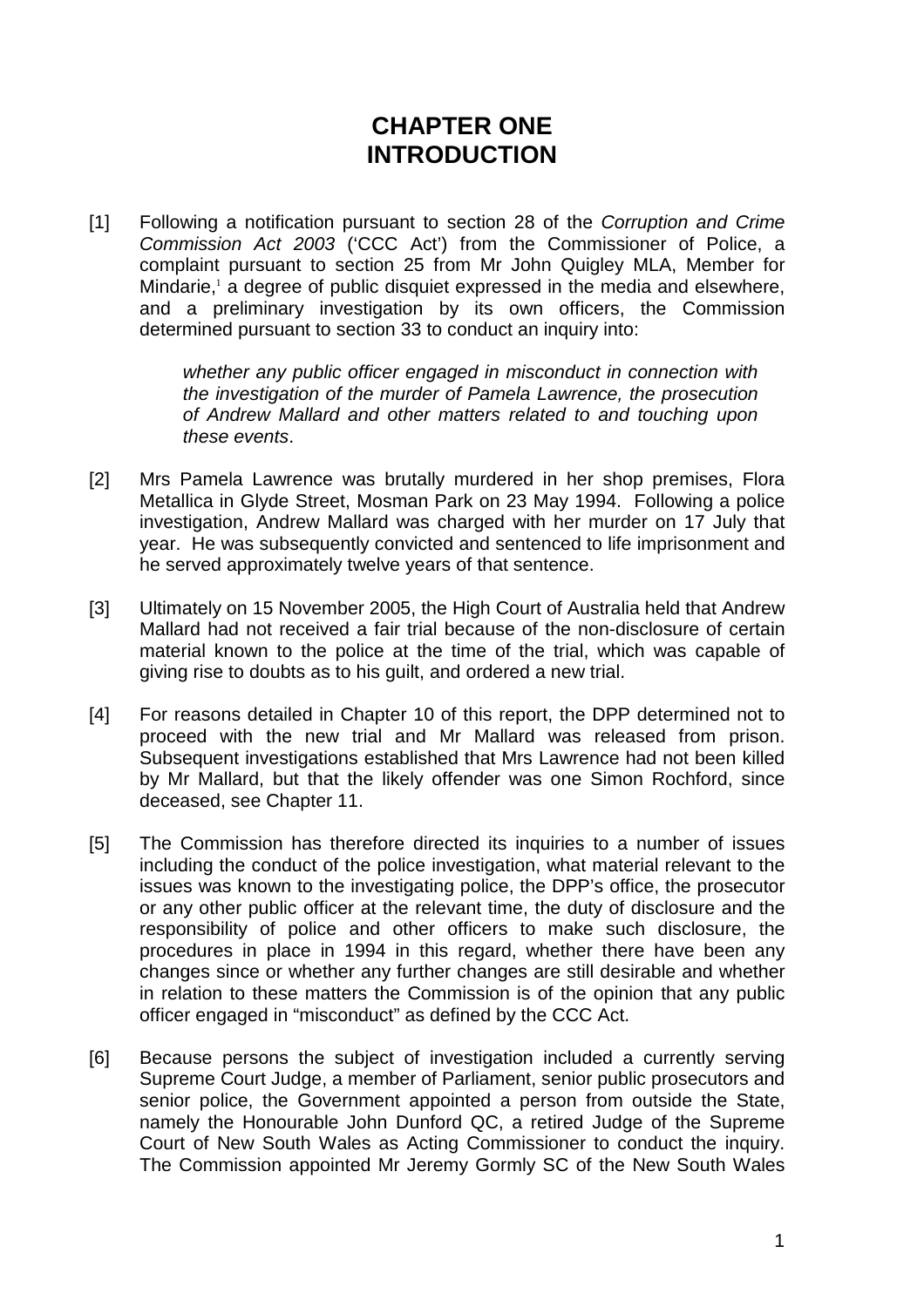# CHAPTER ONE
# INTRODUCTION

[1] Following a notification pursuant to section 28 of the *Corruption and Crime Commission Act 2003* ('CCC Act') from the Commissioner of Police, a complaint pursuant to section 25 from Mr John Quigley MLA, Member for Mindarie,[1] a degree of public disquiet expressed in the media and elsewhere, and a preliminary investigation by its own officers, the Commission determined pursuant to section 33 to conduct an inquiry into:

> *whether any public officer engaged in misconduct in connection with the investigation of the murder of Pamela Lawrence, the prosecution of Andrew Mallard and other matters related to and touching upon these events*.

[2] Mrs Pamela Lawrence was brutally murdered in her shop premises, Flora Metallica in Glyde Street, Mosman Park on 23 May 1994. Following a police investigation, Andrew Mallard was charged with her murder on 17 July that year. He was subsequently convicted and sentenced to life imprisonment and he served approximately twelve years of that sentence.

[3] Ultimately on 15 November 2005, the High Court of Australia held that Andrew Mallard had not received a fair trial because of the non-disclosure of certain material known to the police at the time of the trial, which was capable of giving rise to doubts as to his guilt, and ordered a new trial.

[4] For reasons detailed in Chapter 10 of this report, the DPP determined not to proceed with the new trial and Mr Mallard was released from prison. Subsequent investigations established that Mrs Lawrence had not been killed by Mr Mallard, but that the likely offender was one Simon Rochford, since deceased, see Chapter 11.

[5] The Commission has therefore directed its inquiries to a number of issues including the conduct of the police investigation, what material relevant to the issues was known to the investigating police, the DPP's office, the prosecutor or any other public officer at the relevant time, the duty of disclosure and the responsibility of police and other officers to make such disclosure, the procedures in place in 1994 in this regard, whether there have been any changes since or whether any further changes are still desirable and whether in relation to these matters the Commission is of the opinion that any public officer engaged in "misconduct" as defined by the CCC Act.

[6] Because persons the subject of investigation included a currently serving Supreme Court Judge, a member of Parliament, senior public prosecutors and senior police, the Government appointed a person from outside the State, namely the Honourable John Dunford QC, a retired Judge of the Supreme Court of New South Wales as Acting Commissioner to conduct the inquiry. The Commission appointed Mr Jeremy Gormly SC of the New South Wales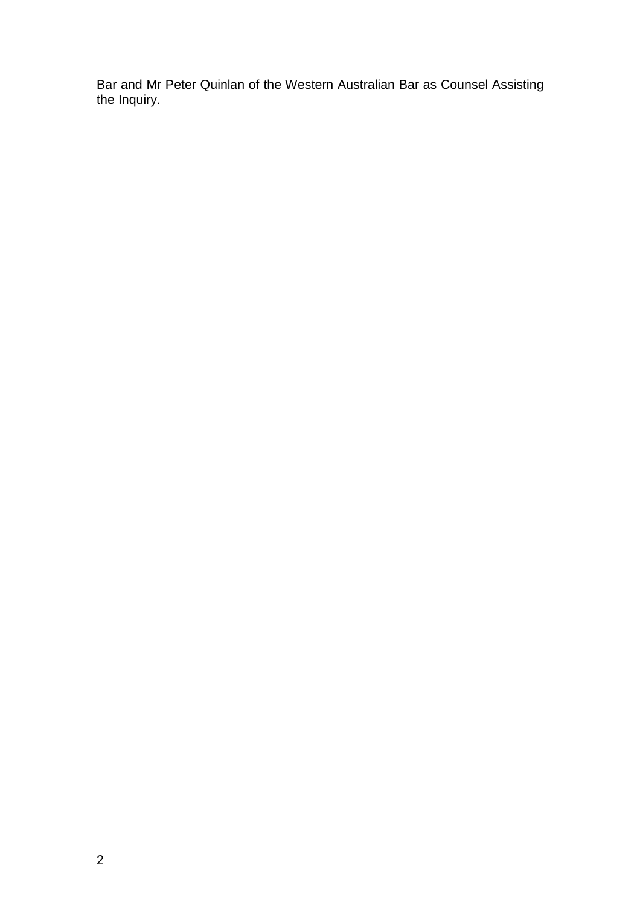Bar and Mr Peter Quinlan of the Western Australian Bar as Counsel Assisting the Inquiry.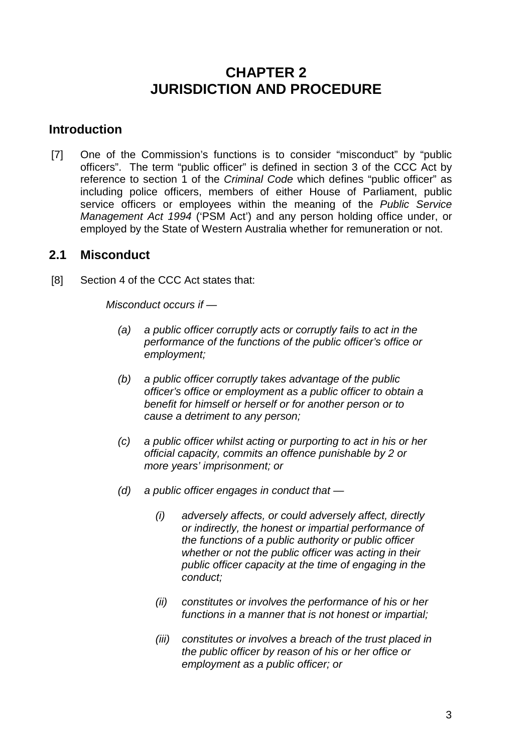# CHAPTER 2
# JURISDICTION AND PROCEDURE

## Introduction

[7] One of the Commission's functions is to consider "misconduct" by "public officers". The term "public officer" is defined in section 3 of the CCC Act by reference to section 1 of the *Criminal Code* which defines "public officer" as including police officers, members of either House of Parliament, public service officers or employees within the meaning of the *Public Service Management Act 1994* ('PSM Act') and any person holding office under, or employed by the State of Western Australia whether for remuneration or not.

## 2.1 Misconduct

[8] Section 4 of the CCC Act states that:

> *Misconduct occurs if —*
>
> *(a) a public officer corruptly acts or corruptly fails to act in the performance of the functions of the public officer's office or employment;*
>
> *(b) a public officer corruptly takes advantage of the public officer's office or employment as a public officer to obtain a benefit for himself or herself or for another person or to cause a detriment to any person;*
>
> *(c) a public officer whilst acting or purporting to act in his or her official capacity, commits an offence punishable by 2 or more years' imprisonment; or*
>
> *(d) a public officer engages in conduct that —*
>
> > *(i) adversely affects, or could adversely affect, directly or indirectly, the honest or impartial performance of the functions of a public authority or public officer whether or not the public officer was acting in their public officer capacity at the time of engaging in the conduct;*
> >
> > *(ii) constitutes or involves the performance of his or her functions in a manner that is not honest or impartial;*
> >
> > *(iii) constitutes or involves a breach of the trust placed in the public officer by reason of his or her office or employment as a public officer; or*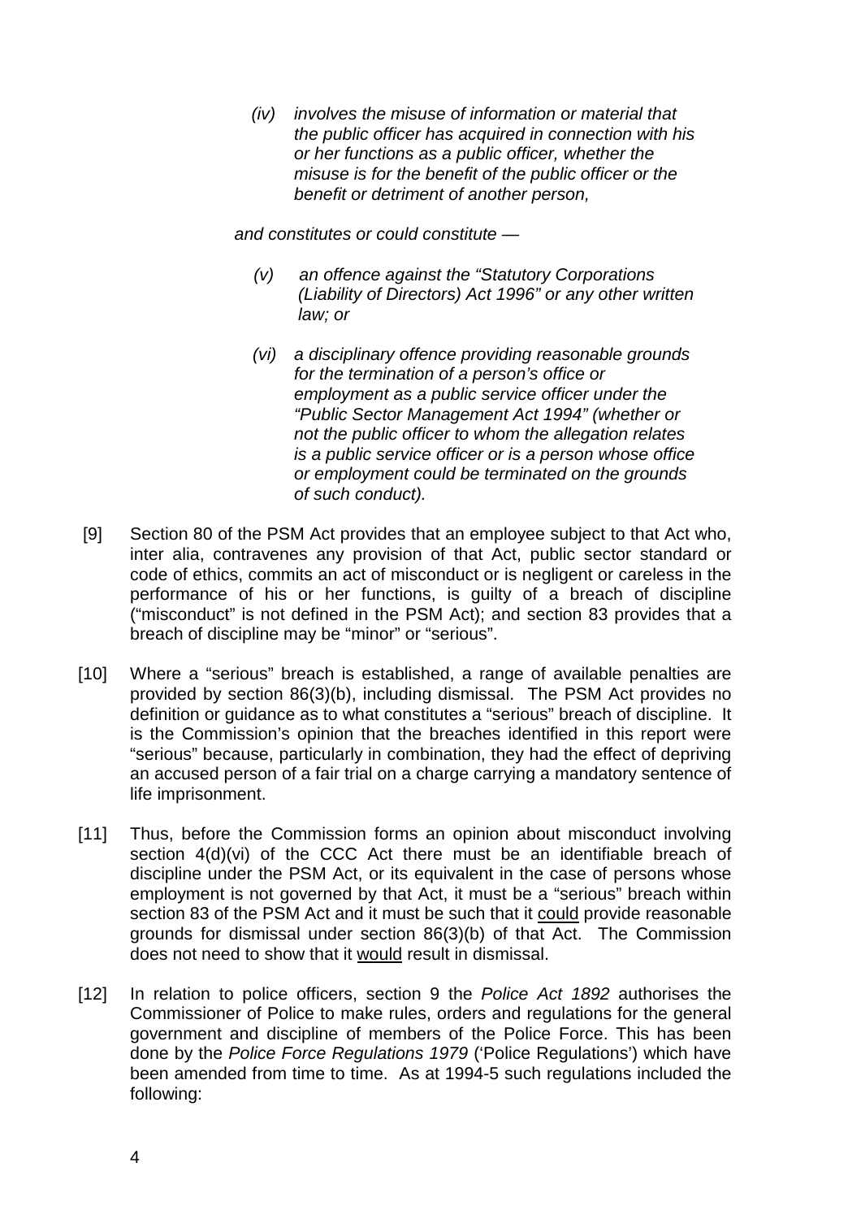> *(iv) involves the misuse of information or material that the public officer has acquired in connection with his or her functions as a public officer, whether the misuse is for the benefit of the public officer or the benefit or detriment of another person,*
>
> *and constitutes or could constitute —*
>
> *(v) an offence against the "Statutory Corporations (Liability of Directors) Act 1996" or any other written law; or*
>
> *(vi) a disciplinary offence providing reasonable grounds for the termination of a person's office or employment as a public service officer under the "Public Sector Management Act 1994" (whether or not the public officer to whom the allegation relates is a public service officer or is a person whose office or employment could be terminated on the grounds of such conduct).*

[9] Section 80 of the PSM Act provides that an employee subject to that Act who, inter alia, contravenes any provision of that Act, public sector standard or code of ethics, commits an act of misconduct or is negligent or careless in the performance of his or her functions, is guilty of a breach of discipline ("misconduct" is not defined in the PSM Act); and section 83 provides that a breach of discipline may be "minor" or "serious".

[10] Where a "serious" breach is established, a range of available penalties are provided by section 86(3)(b), including dismissal. The PSM Act provides no definition or guidance as to what constitutes a "serious" breach of discipline. It is the Commission's opinion that the breaches identified in this report were "serious" because, particularly in combination, they had the effect of depriving an accused person of a fair trial on a charge carrying a mandatory sentence of life imprisonment.

[11] Thus, before the Commission forms an opinion about misconduct involving section 4(d)(vi) of the CCC Act there must be an identifiable breach of discipline under the PSM Act, or its equivalent in the case of persons whose employment is not governed by that Act, it must be a "serious" breach within section 83 of the PSM Act and it must be such that it could provide reasonable grounds for dismissal under section 86(3)(b) of that Act. The Commission does not need to show that it would result in dismissal.

[12] In relation to police officers, section 9 the *Police Act 1892* authorises the Commissioner of Police to make rules, orders and regulations for the general government and discipline of members of the Police Force. This has been done by the *Police Force Regulations 1979* ('Police Regulations') which have been amended from time to time. As at 1994-5 such regulations included the following: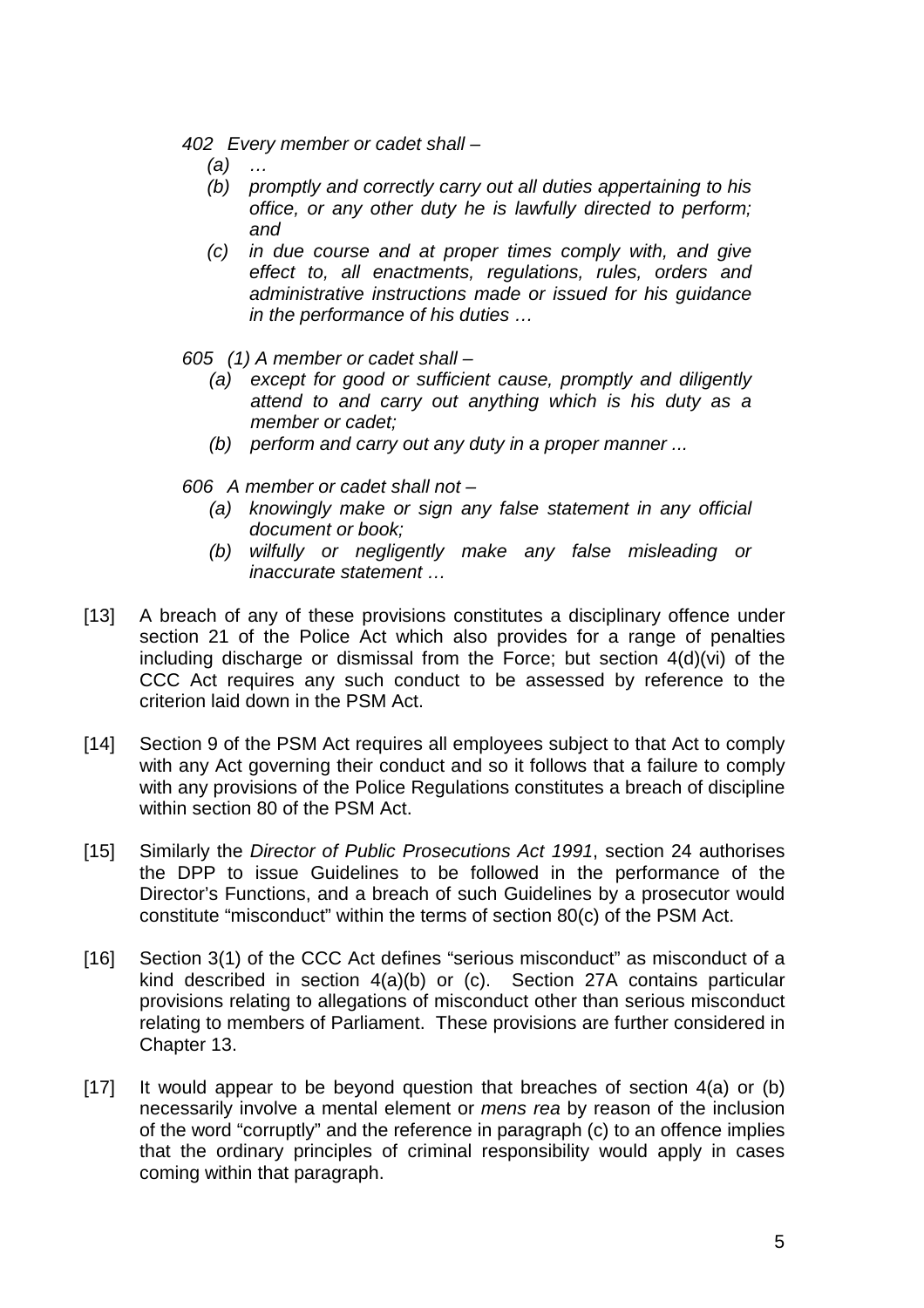*402 Every member or cadet shall –*

*(a) …*

*(b) promptly and correctly carry out all duties appertaining to his office, or any other duty he is lawfully directed to perform; and*

*(c) in due course and at proper times comply with, and give effect to, all enactments, regulations, rules, orders and administrative instructions made or issued for his guidance in the performance of his duties …*

*605 (1) A member or cadet shall –*

*(a) except for good or sufficient cause, promptly and diligently attend to and carry out anything which is his duty as a member or cadet;*

*(b) perform and carry out any duty in a proper manner ...*

*606 A member or cadet shall not –*

*(a) knowingly make or sign any false statement in any official document or book;*

*(b) wilfully or negligently make any false misleading or inaccurate statement …*

[13] A breach of any of these provisions constitutes a disciplinary offence under section 21 of the Police Act which also provides for a range of penalties including discharge or dismissal from the Force; but section 4(d)(vi) of the CCC Act requires any such conduct to be assessed by reference to the criterion laid down in the PSM Act.

[14] Section 9 of the PSM Act requires all employees subject to that Act to comply with any Act governing their conduct and so it follows that a failure to comply with any provisions of the Police Regulations constitutes a breach of discipline within section 80 of the PSM Act.

[15] Similarly the *Director of Public Prosecutions Act 1991*, section 24 authorises the DPP to issue Guidelines to be followed in the performance of the Director's Functions, and a breach of such Guidelines by a prosecutor would constitute "misconduct" within the terms of section 80(c) of the PSM Act.

[16] Section 3(1) of the CCC Act defines "serious misconduct" as misconduct of a kind described in section 4(a)(b) or (c). Section 27A contains particular provisions relating to allegations of misconduct other than serious misconduct relating to members of Parliament. These provisions are further considered in Chapter 13.

[17] It would appear to be beyond question that breaches of section 4(a) or (b) necessarily involve a mental element or *mens rea* by reason of the inclusion of the word "corruptly" and the reference in paragraph (c) to an offence implies that the ordinary principles of criminal responsibility would apply in cases coming within that paragraph.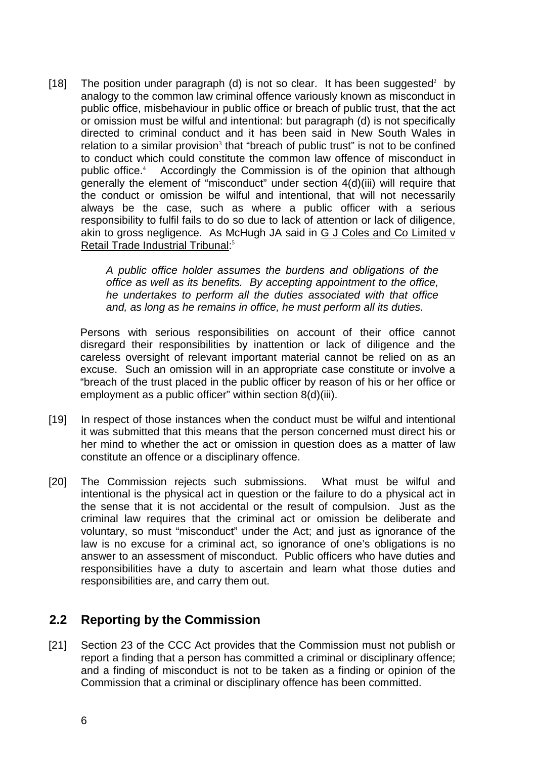[18] The position under paragraph (d) is not so clear. It has been suggested[2] by analogy to the common law criminal offence variously known as misconduct in public office, misbehaviour in public office or breach of public trust, that the act or omission must be wilful and intentional: but paragraph (d) is not specifically directed to criminal conduct and it has been said in New South Wales in relation to a similar provision[3] that "breach of public trust" is not to be confined to conduct which could constitute the common law offence of misconduct in public office.[4] Accordingly the Commission is of the opinion that although generally the element of "misconduct" under section 4(d)(iii) will require that the conduct or omission be wilful and intentional, that will not necessarily always be the case, such as where a public officer with a serious responsibility to fulfil fails to do so due to lack of attention or lack of diligence, akin to gross negligence. As McHugh JA said in G J Coles and Co Limited v Retail Trade Industrial Tribunal:[5]

> *A public office holder assumes the burdens and obligations of the office as well as its benefits. By accepting appointment to the office, he undertakes to perform all the duties associated with that office and, as long as he remains in office, he must perform all its duties.*

Persons with serious responsibilities on account of their office cannot disregard their responsibilities by inattention or lack of diligence and the careless oversight of relevant important material cannot be relied on as an excuse. Such an omission will in an appropriate case constitute or involve a "breach of the trust placed in the public officer by reason of his or her office or employment as a public officer" within section 8(d)(iii).

[19] In respect of those instances when the conduct must be wilful and intentional it was submitted that this means that the person concerned must direct his or her mind to whether the act or omission in question does as a matter of law constitute an offence or a disciplinary offence.

[20] The Commission rejects such submissions. What must be wilful and intentional is the physical act in question or the failure to do a physical act in the sense that it is not accidental or the result of compulsion. Just as the criminal law requires that the criminal act or omission be deliberate and voluntary, so must "misconduct" under the Act; and just as ignorance of the law is no excuse for a criminal act, so ignorance of one's obligations is no answer to an assessment of misconduct. Public officers who have duties and responsibilities have a duty to ascertain and learn what those duties and responsibilities are, and carry them out.

## 2.2 Reporting by the Commission

[21] Section 23 of the CCC Act provides that the Commission must not publish or report a finding that a person has committed a criminal or disciplinary offence; and a finding of misconduct is not to be taken as a finding or opinion of the Commission that a criminal or disciplinary offence has been committed.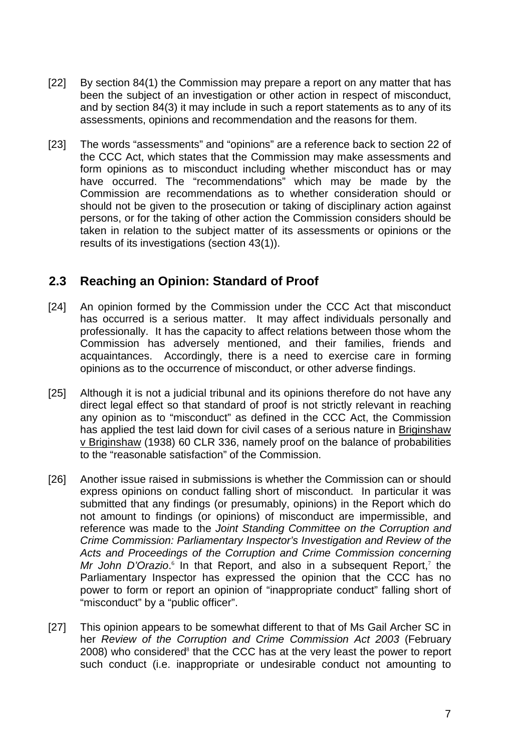[22] By section 84(1) the Commission may prepare a report on any matter that has been the subject of an investigation or other action in respect of misconduct, and by section 84(3) it may include in such a report statements as to any of its assessments, opinions and recommendation and the reasons for them.

[23] The words "assessments" and "opinions" are a reference back to section 22 of the CCC Act, which states that the Commission may make assessments and form opinions as to misconduct including whether misconduct has or may have occurred. The "recommendations" which may be made by the Commission are recommendations as to whether consideration should or should not be given to the prosecution or taking of disciplinary action against persons, or for the taking of other action the Commission considers should be taken in relation to the subject matter of its assessments or opinions or the results of its investigations (section 43(1)).

## 2.3 Reaching an Opinion: Standard of Proof

[24] An opinion formed by the Commission under the CCC Act that misconduct has occurred is a serious matter. It may affect individuals personally and professionally. It has the capacity to affect relations between those whom the Commission has adversely mentioned, and their families, friends and acquaintances. Accordingly, there is a need to exercise care in forming opinions as to the occurrence of misconduct, or other adverse findings.

[25] Although it is not a judicial tribunal and its opinions therefore do not have any direct legal effect so that standard of proof is not strictly relevant in reaching any opinion as to "misconduct" as defined in the CCC Act, the Commission has applied the test laid down for civil cases of a serious nature in Briginshaw v Briginshaw (1938) 60 CLR 336, namely proof on the balance of probabilities to the "reasonable satisfaction" of the Commission.

[26] Another issue raised in submissions is whether the Commission can or should express opinions on conduct falling short of misconduct. In particular it was submitted that any findings (or presumably, opinions) in the Report which do not amount to findings (or opinions) of misconduct are impermissible, and reference was made to the *Joint Standing Committee on the Corruption and Crime Commission: Parliamentary Inspector's Investigation and Review of the Acts and Proceedings of the Corruption and Crime Commission concerning Mr John D'Orazio*.[6] In that Report, and also in a subsequent Report,[7] the Parliamentary Inspector has expressed the opinion that the CCC has no power to form or report an opinion of "inappropriate conduct" falling short of "misconduct" by a "public officer".

[27] This opinion appears to be somewhat different to that of Ms Gail Archer SC in her *Review of the Corruption and Crime Commission Act 2003* (February 2008) who considered[8] that the CCC has at the very least the power to report such conduct (i.e. inappropriate or undesirable conduct not amounting to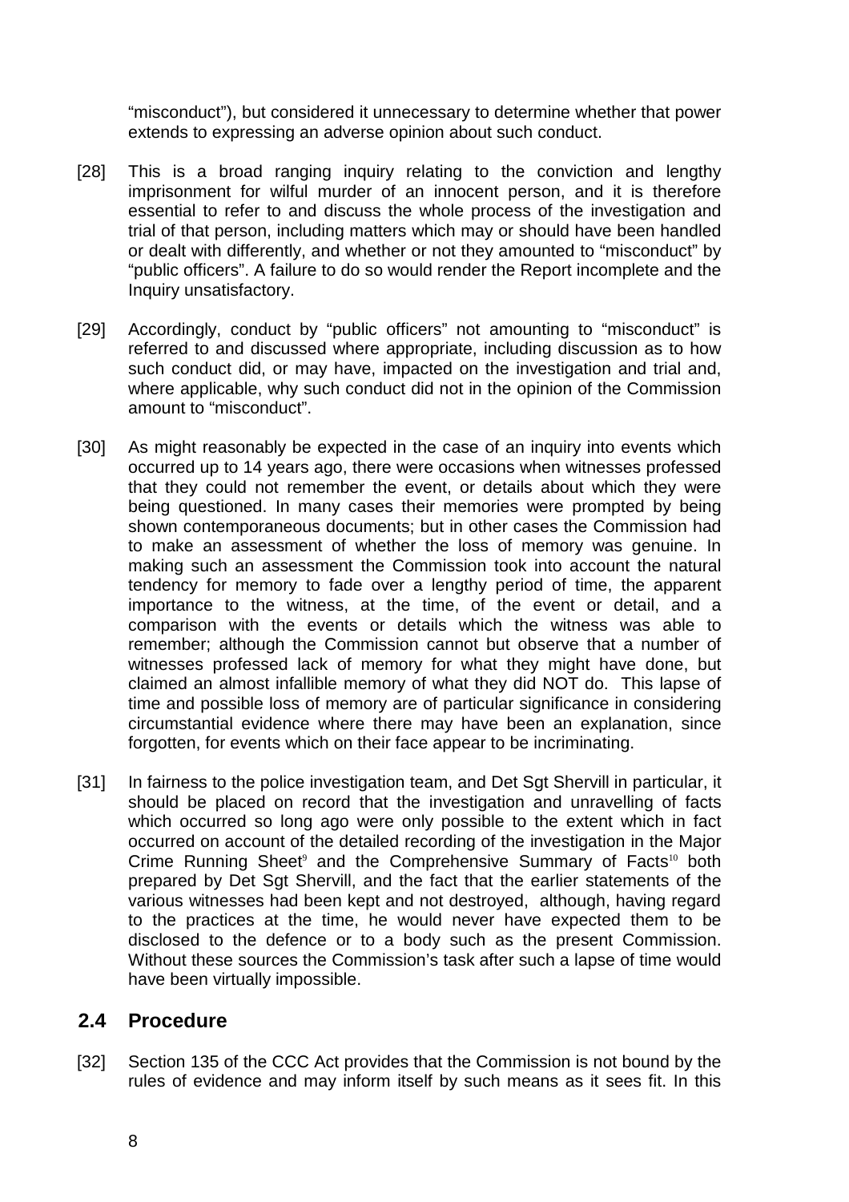"misconduct"), but considered it unnecessary to determine whether that power extends to expressing an adverse opinion about such conduct.

[28] This is a broad ranging inquiry relating to the conviction and lengthy imprisonment for wilful murder of an innocent person, and it is therefore essential to refer to and discuss the whole process of the investigation and trial of that person, including matters which may or should have been handled or dealt with differently, and whether or not they amounted to "misconduct" by "public officers". A failure to do so would render the Report incomplete and the Inquiry unsatisfactory.

[29] Accordingly, conduct by "public officers" not amounting to "misconduct" is referred to and discussed where appropriate, including discussion as to how such conduct did, or may have, impacted on the investigation and trial and, where applicable, why such conduct did not in the opinion of the Commission amount to "misconduct".

[30] As might reasonably be expected in the case of an inquiry into events which occurred up to 14 years ago, there were occasions when witnesses professed that they could not remember the event, or details about which they were being questioned. In many cases their memories were prompted by being shown contemporaneous documents; but in other cases the Commission had to make an assessment of whether the loss of memory was genuine. In making such an assessment the Commission took into account the natural tendency for memory to fade over a lengthy period of time, the apparent importance to the witness, at the time, of the event or detail, and a comparison with the events or details which the witness was able to remember; although the Commission cannot but observe that a number of witnesses professed lack of memory for what they might have done, but claimed an almost infallible memory of what they did NOT do. This lapse of time and possible loss of memory are of particular significance in considering circumstantial evidence where there may have been an explanation, since forgotten, for events which on their face appear to be incriminating.

[31] In fairness to the police investigation team, and Det Sgt Shervill in particular, it should be placed on record that the investigation and unravelling of facts which occurred so long ago were only possible to the extent which in fact occurred on account of the detailed recording of the investigation in the Major Crime Running Sheet[9] and the Comprehensive Summary of Facts[10] both prepared by Det Sgt Shervill, and the fact that the earlier statements of the various witnesses had been kept and not destroyed, although, having regard to the practices at the time, he would never have expected them to be disclosed to the defence or to a body such as the present Commission. Without these sources the Commission's task after such a lapse of time would have been virtually impossible.

## 2.4 Procedure

[32] Section 135 of the CCC Act provides that the Commission is not bound by the rules of evidence and may inform itself by such means as it sees fit. In this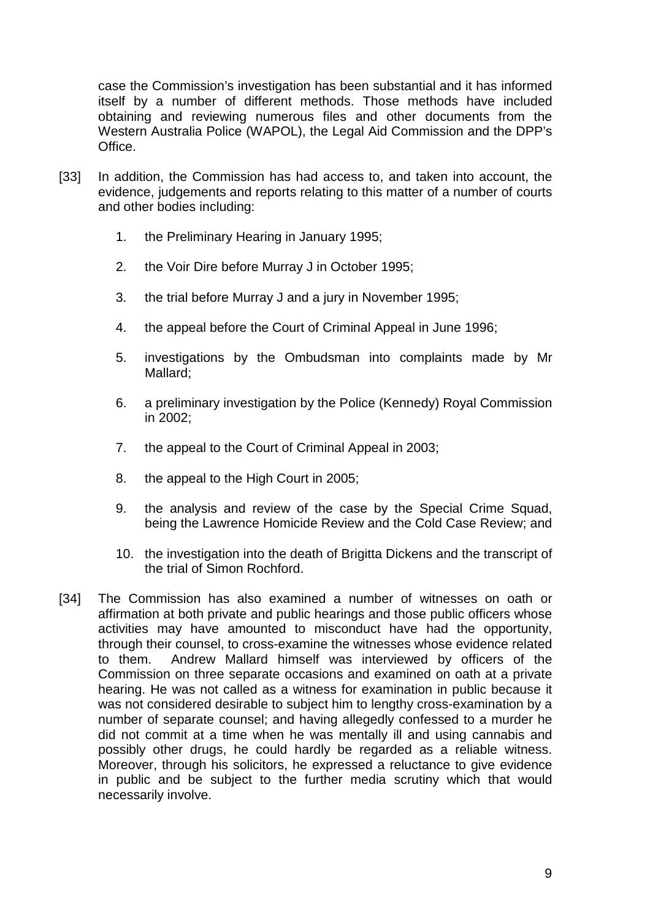case the Commission's investigation has been substantial and it has informed itself by a number of different methods. Those methods have included obtaining and reviewing numerous files and other documents from the Western Australia Police (WAPOL), the Legal Aid Commission and the DPP's Office.

[33] In addition, the Commission has had access to, and taken into account, the evidence, judgements and reports relating to this matter of a number of courts and other bodies including:

1. the Preliminary Hearing in January 1995;
2. the Voir Dire before Murray J in October 1995;
3. the trial before Murray J and a jury in November 1995;
4. the appeal before the Court of Criminal Appeal in June 1996;
5. investigations by the Ombudsman into complaints made by Mr Mallard;
6. a preliminary investigation by the Police (Kennedy) Royal Commission in 2002;
7. the appeal to the Court of Criminal Appeal in 2003;
8. the appeal to the High Court in 2005;
9. the analysis and review of the case by the Special Crime Squad, being the Lawrence Homicide Review and the Cold Case Review; and
10. the investigation into the death of Brigitta Dickens and the transcript of the trial of Simon Rochford.

[34] The Commission has also examined a number of witnesses on oath or affirmation at both private and public hearings and those public officers whose activities may have amounted to misconduct have had the opportunity, through their counsel, to cross-examine the witnesses whose evidence related to them. Andrew Mallard himself was interviewed by officers of the Commission on three separate occasions and examined on oath at a private hearing. He was not called as a witness for examination in public because it was not considered desirable to subject him to lengthy cross-examination by a number of separate counsel; and having allegedly confessed to a murder he did not commit at a time when he was mentally ill and using cannabis and possibly other drugs, he could hardly be regarded as a reliable witness. Moreover, through his solicitors, he expressed a reluctance to give evidence in public and be subject to the further media scrutiny which that would necessarily involve.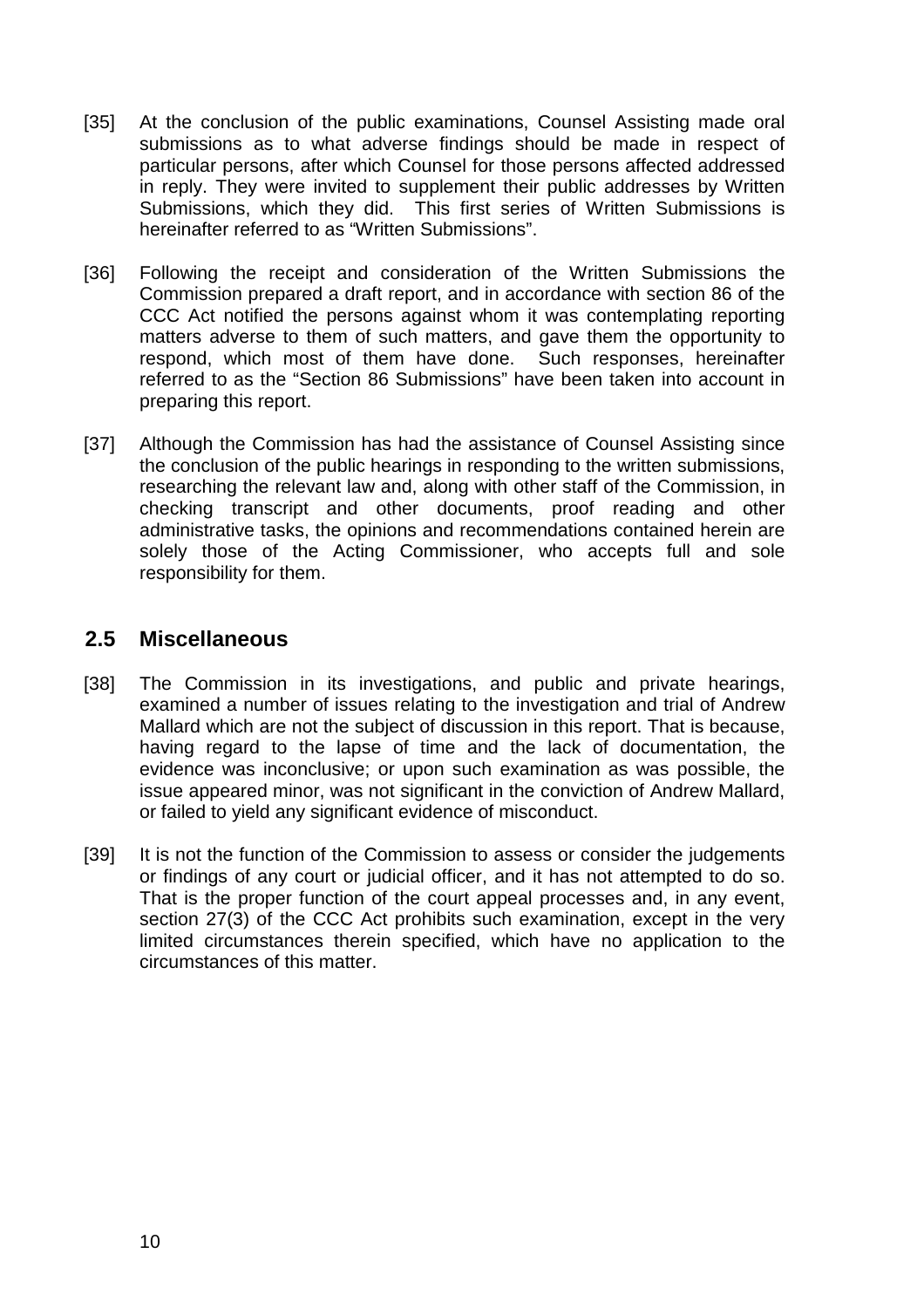[35] At the conclusion of the public examinations, Counsel Assisting made oral submissions as to what adverse findings should be made in respect of particular persons, after which Counsel for those persons affected addressed in reply. They were invited to supplement their public addresses by Written Submissions, which they did. This first series of Written Submissions is hereinafter referred to as "Written Submissions".

[36] Following the receipt and consideration of the Written Submissions the Commission prepared a draft report, and in accordance with section 86 of the CCC Act notified the persons against whom it was contemplating reporting matters adverse to them of such matters, and gave them the opportunity to respond, which most of them have done. Such responses, hereinafter referred to as the "Section 86 Submissions" have been taken into account in preparing this report.

[37] Although the Commission has had the assistance of Counsel Assisting since the conclusion of the public hearings in responding to the written submissions, researching the relevant law and, along with other staff of the Commission, in checking transcript and other documents, proof reading and other administrative tasks, the opinions and recommendations contained herein are solely those of the Acting Commissioner, who accepts full and sole responsibility for them.

## 2.5 Miscellaneous

[38] The Commission in its investigations, and public and private hearings, examined a number of issues relating to the investigation and trial of Andrew Mallard which are not the subject of discussion in this report. That is because, having regard to the lapse of time and the lack of documentation, the evidence was inconclusive; or upon such examination as was possible, the issue appeared minor, was not significant in the conviction of Andrew Mallard, or failed to yield any significant evidence of misconduct.

[39] It is not the function of the Commission to assess or consider the judgements or findings of any court or judicial officer, and it has not attempted to do so. That is the proper function of the court appeal processes and, in any event, section 27(3) of the CCC Act prohibits such examination, except in the very limited circumstances therein specified, which have no application to the circumstances of this matter.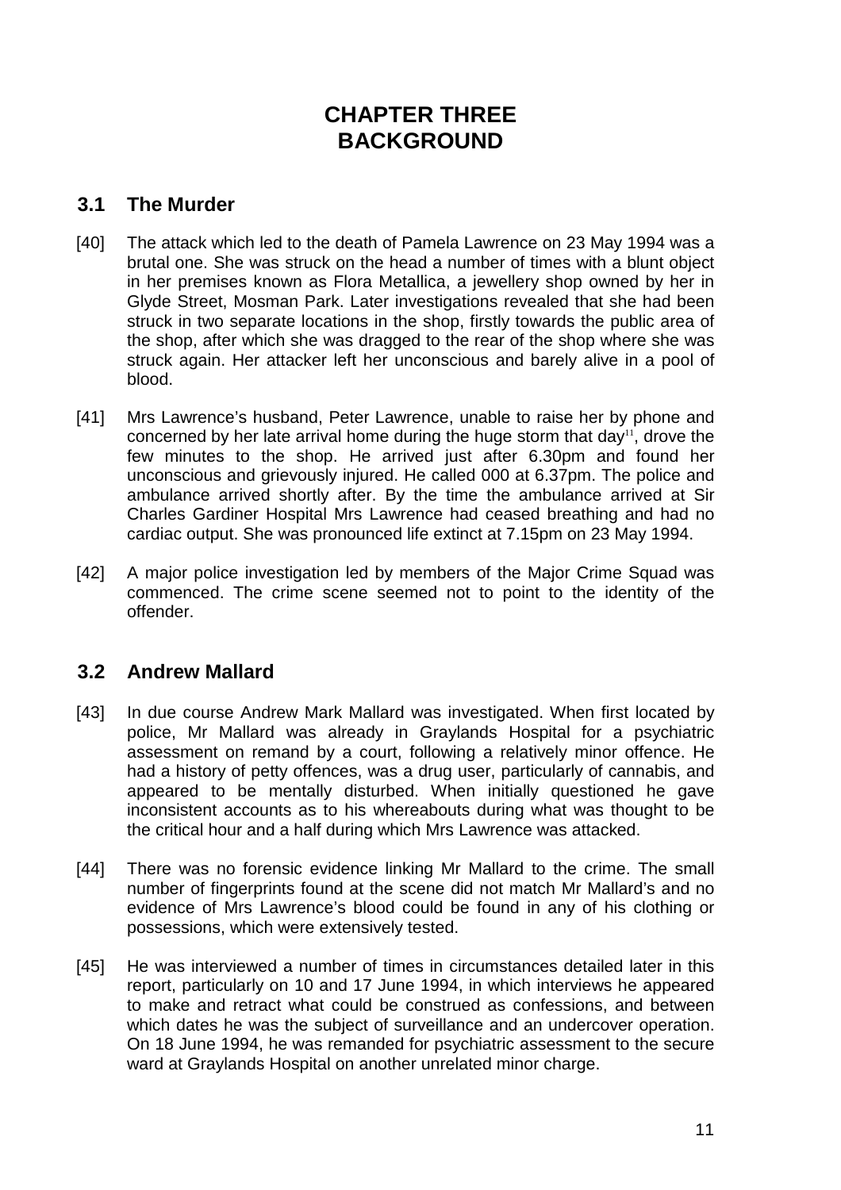# CHAPTER THREE
# BACKGROUND

## 3.1 The Murder

[40] The attack which led to the death of Pamela Lawrence on 23 May 1994 was a brutal one. She was struck on the head a number of times with a blunt object in her premises known as Flora Metallica, a jewellery shop owned by her in Glyde Street, Mosman Park. Later investigations revealed that she had been struck in two separate locations in the shop, firstly towards the public area of the shop, after which she was dragged to the rear of the shop where she was struck again. Her attacker left her unconscious and barely alive in a pool of blood.

[41] Mrs Lawrence's husband, Peter Lawrence, unable to raise her by phone and concerned by her late arrival home during the huge storm that day[11], drove the few minutes to the shop. He arrived just after 6.30pm and found her unconscious and grievously injured. He called 000 at 6.37pm. The police and ambulance arrived shortly after. By the time the ambulance arrived at Sir Charles Gardiner Hospital Mrs Lawrence had ceased breathing and had no cardiac output. She was pronounced life extinct at 7.15pm on 23 May 1994.

[42] A major police investigation led by members of the Major Crime Squad was commenced. The crime scene seemed not to point to the identity of the offender.

## 3.2 Andrew Mallard

[43] In due course Andrew Mark Mallard was investigated. When first located by police, Mr Mallard was already in Graylands Hospital for a psychiatric assessment on remand by a court, following a relatively minor offence. He had a history of petty offences, was a drug user, particularly of cannabis, and appeared to be mentally disturbed. When initially questioned he gave inconsistent accounts as to his whereabouts during what was thought to be the critical hour and a half during which Mrs Lawrence was attacked.

[44] There was no forensic evidence linking Mr Mallard to the crime. The small number of fingerprints found at the scene did not match Mr Mallard's and no evidence of Mrs Lawrence's blood could be found in any of his clothing or possessions, which were extensively tested.

[45] He was interviewed a number of times in circumstances detailed later in this report, particularly on 10 and 17 June 1994, in which interviews he appeared to make and retract what could be construed as confessions, and between which dates he was the subject of surveillance and an undercover operation. On 18 June 1994, he was remanded for psychiatric assessment to the secure ward at Graylands Hospital on another unrelated minor charge.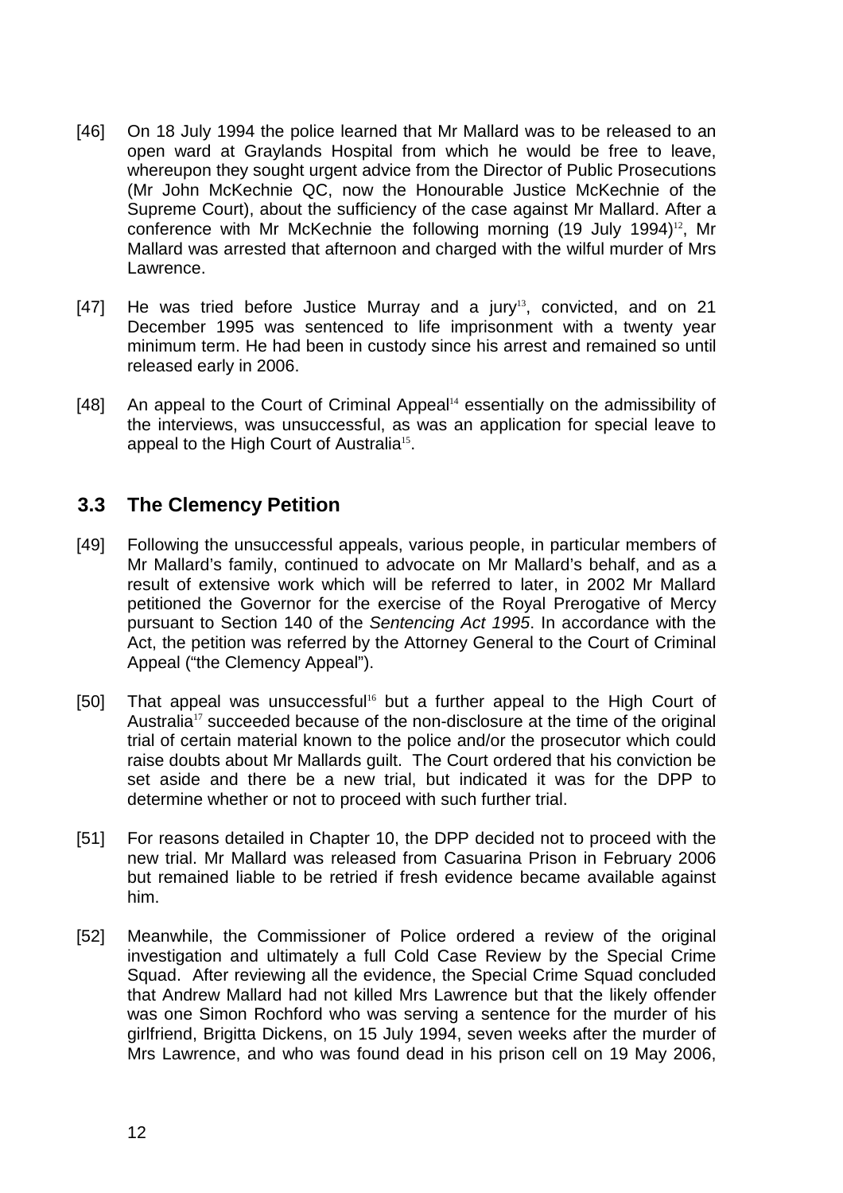[46] On 18 July 1994 the police learned that Mr Mallard was to be released to an open ward at Graylands Hospital from which he would be free to leave, whereupon they sought urgent advice from the Director of Public Prosecutions (Mr John McKechnie QC, now the Honourable Justice McKechnie of the Supreme Court), about the sufficiency of the case against Mr Mallard. After a conference with Mr McKechnie the following morning (19 July 1994)[12], Mr Mallard was arrested that afternoon and charged with the wilful murder of Mrs Lawrence.

[47] He was tried before Justice Murray and a jury[13], convicted, and on 21 December 1995 was sentenced to life imprisonment with a twenty year minimum term. He had been in custody since his arrest and remained so until released early in 2006.

[48] An appeal to the Court of Criminal Appeal[14] essentially on the admissibility of the interviews, was unsuccessful, as was an application for special leave to appeal to the High Court of Australia[15].

## 3.3 The Clemency Petition

[49] Following the unsuccessful appeals, various people, in particular members of Mr Mallard's family, continued to advocate on Mr Mallard's behalf, and as a result of extensive work which will be referred to later, in 2002 Mr Mallard petitioned the Governor for the exercise of the Royal Prerogative of Mercy pursuant to Section 140 of the *Sentencing Act 1995*. In accordance with the Act, the petition was referred by the Attorney General to the Court of Criminal Appeal ("the Clemency Appeal").

[50] That appeal was unsuccessful[16] but a further appeal to the High Court of Australia[17] succeeded because of the non-disclosure at the time of the original trial of certain material known to the police and/or the prosecutor which could raise doubts about Mr Mallards guilt. The Court ordered that his conviction be set aside and there be a new trial, but indicated it was for the DPP to determine whether or not to proceed with such further trial.

[51] For reasons detailed in Chapter 10, the DPP decided not to proceed with the new trial. Mr Mallard was released from Casuarina Prison in February 2006 but remained liable to be retried if fresh evidence became available against him.

[52] Meanwhile, the Commissioner of Police ordered a review of the original investigation and ultimately a full Cold Case Review by the Special Crime Squad. After reviewing all the evidence, the Special Crime Squad concluded that Andrew Mallard had not killed Mrs Lawrence but that the likely offender was one Simon Rochford who was serving a sentence for the murder of his girlfriend, Brigitta Dickens, on 15 July 1994, seven weeks after the murder of Mrs Lawrence, and who was found dead in his prison cell on 19 May 2006,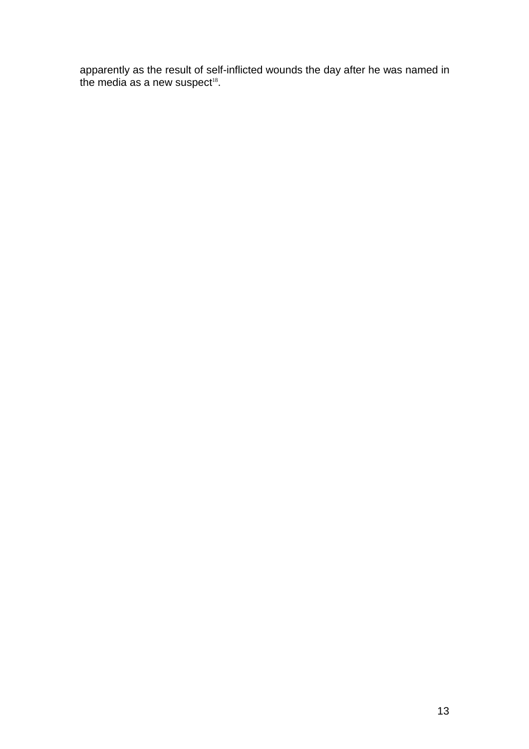apparently as the result of self-inflicted wounds the day after he was named in the media as a new suspect[18].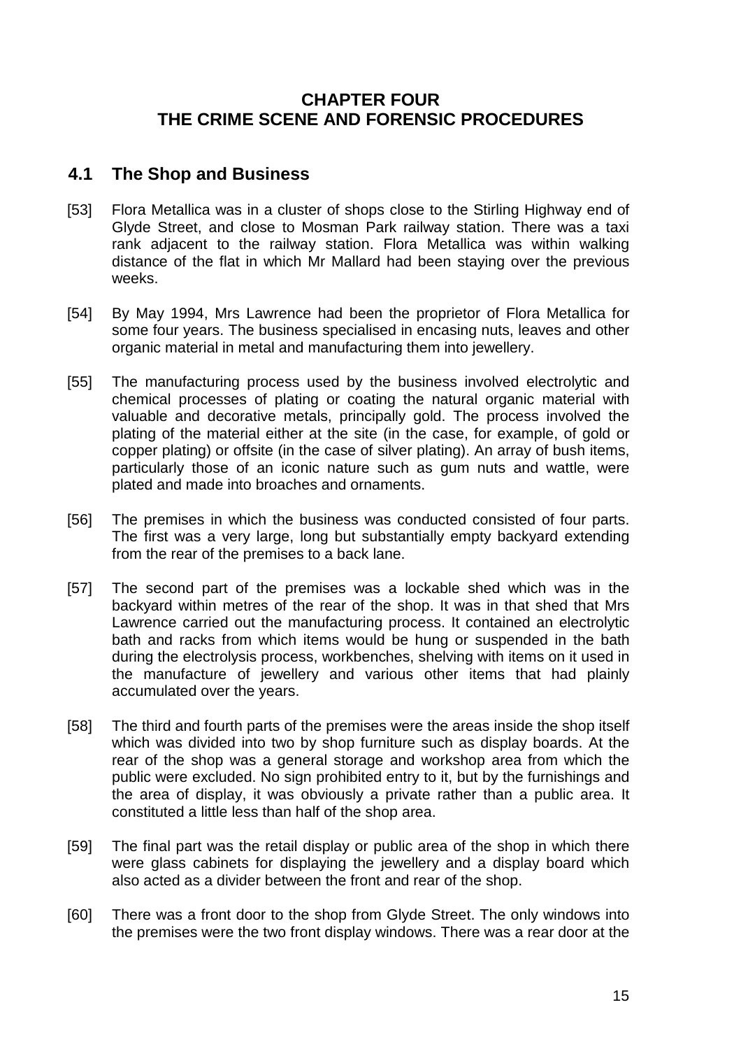# CHAPTER FOUR
# THE CRIME SCENE AND FORENSIC PROCEDURES

## 4.1 The Shop and Business

[53] Flora Metallica was in a cluster of shops close to the Stirling Highway end of Glyde Street, and close to Mosman Park railway station. There was a taxi rank adjacent to the railway station. Flora Metallica was within walking distance of the flat in which Mr Mallard had been staying over the previous weeks.

[54] By May 1994, Mrs Lawrence had been the proprietor of Flora Metallica for some four years. The business specialised in encasing nuts, leaves and other organic material in metal and manufacturing them into jewellery.

[55] The manufacturing process used by the business involved electrolytic and chemical processes of plating or coating the natural organic material with valuable and decorative metals, principally gold. The process involved the plating of the material either at the site (in the case, for example, of gold or copper plating) or offsite (in the case of silver plating). An array of bush items, particularly those of an iconic nature such as gum nuts and wattle, were plated and made into broaches and ornaments.

[56] The premises in which the business was conducted consisted of four parts. The first was a very large, long but substantially empty backyard extending from the rear of the premises to a back lane.

[57] The second part of the premises was a lockable shed which was in the backyard within metres of the rear of the shop. It was in that shed that Mrs Lawrence carried out the manufacturing process. It contained an electrolytic bath and racks from which items would be hung or suspended in the bath during the electrolysis process, workbenches, shelving with items on it used in the manufacture of jewellery and various other items that had plainly accumulated over the years.

[58] The third and fourth parts of the premises were the areas inside the shop itself which was divided into two by shop furniture such as display boards. At the rear of the shop was a general storage and workshop area from which the public were excluded. No sign prohibited entry to it, but by the furnishings and the area of display, it was obviously a private rather than a public area. It constituted a little less than half of the shop area.

[59] The final part was the retail display or public area of the shop in which there were glass cabinets for displaying the jewellery and a display board which also acted as a divider between the front and rear of the shop.

[60] There was a front door to the shop from Glyde Street. The only windows into the premises were the two front display windows. There was a rear door at the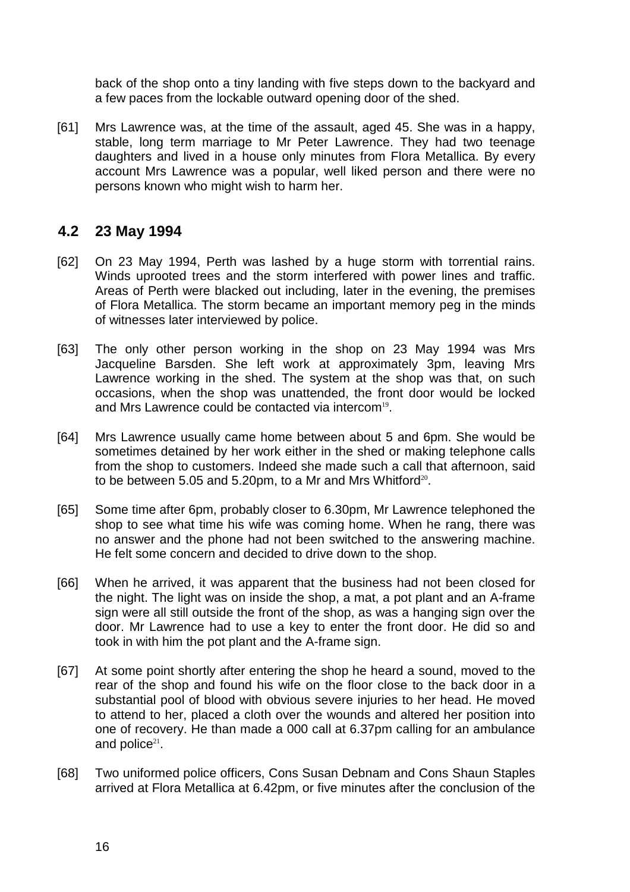back of the shop onto a tiny landing with five steps down to the backyard and a few paces from the lockable outward opening door of the shed.

[61] Mrs Lawrence was, at the time of the assault, aged 45. She was in a happy, stable, long term marriage to Mr Peter Lawrence. They had two teenage daughters and lived in a house only minutes from Flora Metallica. By every account Mrs Lawrence was a popular, well liked person and there were no persons known who might wish to harm her.

## 4.2 23 May 1994

[62] On 23 May 1994, Perth was lashed by a huge storm with torrential rains. Winds uprooted trees and the storm interfered with power lines and traffic. Areas of Perth were blacked out including, later in the evening, the premises of Flora Metallica. The storm became an important memory peg in the minds of witnesses later interviewed by police.

[63] The only other person working in the shop on 23 May 1994 was Mrs Jacqueline Barsden. She left work at approximately 3pm, leaving Mrs Lawrence working in the shed. The system at the shop was that, on such occasions, when the shop was unattended, the front door would be locked and Mrs Lawrence could be contacted via intercom[19].

[64] Mrs Lawrence usually came home between about 5 and 6pm. She would be sometimes detained by her work either in the shed or making telephone calls from the shop to customers. Indeed she made such a call that afternoon, said to be between 5.05 and 5.20pm, to a Mr and Mrs Whitford[20].

[65] Some time after 6pm, probably closer to 6.30pm, Mr Lawrence telephoned the shop to see what time his wife was coming home. When he rang, there was no answer and the phone had not been switched to the answering machine. He felt some concern and decided to drive down to the shop.

[66] When he arrived, it was apparent that the business had not been closed for the night. The light was on inside the shop, a mat, a pot plant and an A-frame sign were all still outside the front of the shop, as was a hanging sign over the door. Mr Lawrence had to use a key to enter the front door. He did so and took in with him the pot plant and the A-frame sign.

[67] At some point shortly after entering the shop he heard a sound, moved to the rear of the shop and found his wife on the floor close to the back door in a substantial pool of blood with obvious severe injuries to her head. He moved to attend to her, placed a cloth over the wounds and altered her position into one of recovery. He than made a 000 call at 6.37pm calling for an ambulance and police[21].

[68] Two uniformed police officers, Cons Susan Debnam and Cons Shaun Staples arrived at Flora Metallica at 6.42pm, or five minutes after the conclusion of the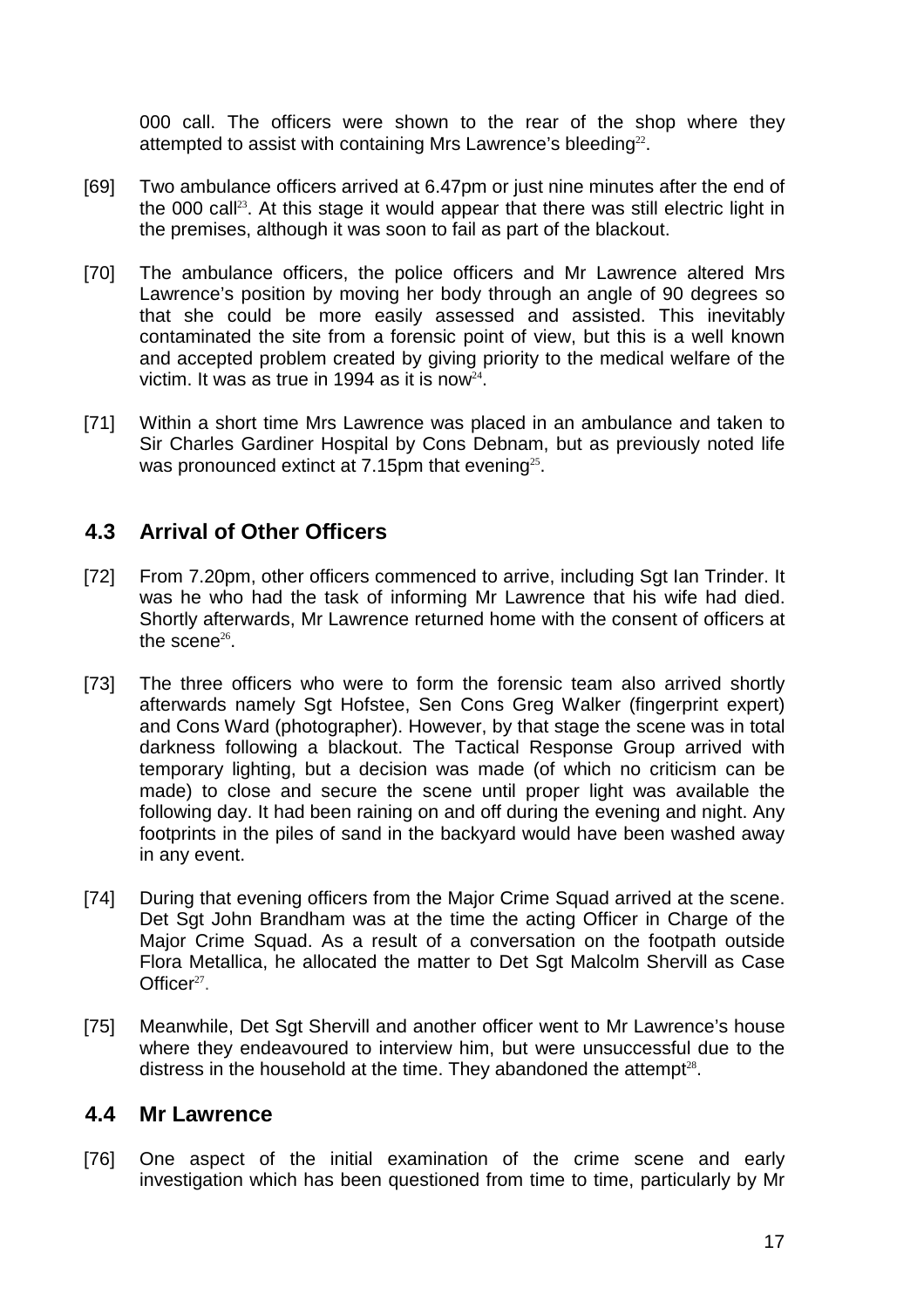000 call. The officers were shown to the rear of the shop where they attempted to assist with containing Mrs Lawrence's bleeding[22].

[69] Two ambulance officers arrived at 6.47pm or just nine minutes after the end of the 000 call[23]. At this stage it would appear that there was still electric light in the premises, although it was soon to fail as part of the blackout.

[70] The ambulance officers, the police officers and Mr Lawrence altered Mrs Lawrence's position by moving her body through an angle of 90 degrees so that she could be more easily assessed and assisted. This inevitably contaminated the site from a forensic point of view, but this is a well known and accepted problem created by giving priority to the medical welfare of the victim. It was as true in 1994 as it is now[24].

[71] Within a short time Mrs Lawrence was placed in an ambulance and taken to Sir Charles Gardiner Hospital by Cons Debnam, but as previously noted life was pronounced extinct at 7.15pm that evening[25].

## 4.3 Arrival of Other Officers

[72] From 7.20pm, other officers commenced to arrive, including Sgt Ian Trinder. It was he who had the task of informing Mr Lawrence that his wife had died. Shortly afterwards, Mr Lawrence returned home with the consent of officers at the scene[26].

[73] The three officers who were to form the forensic team also arrived shortly afterwards namely Sgt Hofstee, Sen Cons Greg Walker (fingerprint expert) and Cons Ward (photographer). However, by that stage the scene was in total darkness following a blackout. The Tactical Response Group arrived with temporary lighting, but a decision was made (of which no criticism can be made) to close and secure the scene until proper light was available the following day. It had been raining on and off during the evening and night. Any footprints in the piles of sand in the backyard would have been washed away in any event.

[74] During that evening officers from the Major Crime Squad arrived at the scene. Det Sgt John Brandham was at the time the acting Officer in Charge of the Major Crime Squad. As a result of a conversation on the footpath outside Flora Metallica, he allocated the matter to Det Sgt Malcolm Shervill as Case Officer[27].

[75] Meanwhile, Det Sgt Shervill and another officer went to Mr Lawrence's house where they endeavoured to interview him, but were unsuccessful due to the distress in the household at the time. They abandoned the attempt[28].

## 4.4 Mr Lawrence

[76] One aspect of the initial examination of the crime scene and early investigation which has been questioned from time to time, particularly by Mr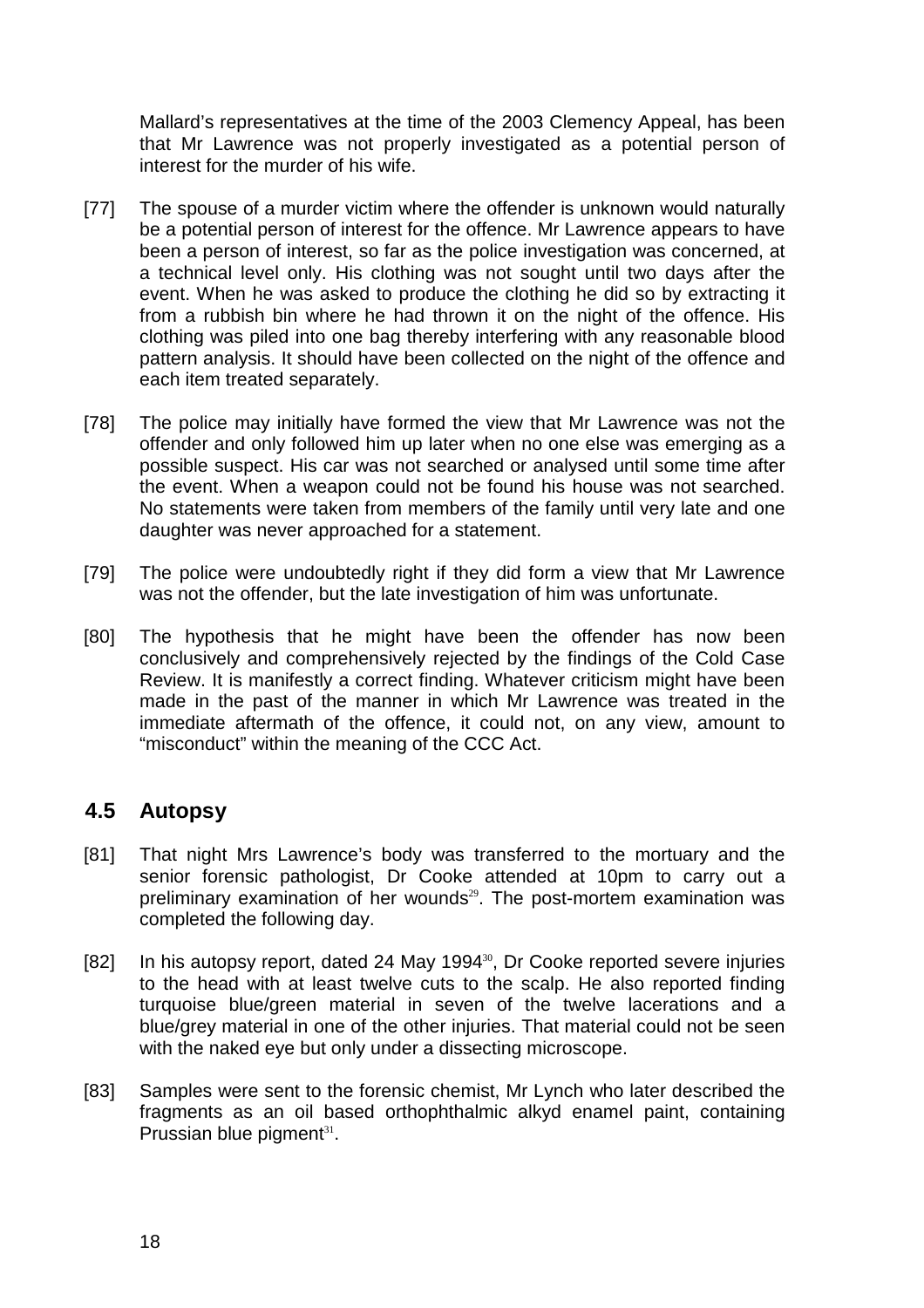Mallard's representatives at the time of the 2003 Clemency Appeal, has been that Mr Lawrence was not properly investigated as a potential person of interest for the murder of his wife.

[77] The spouse of a murder victim where the offender is unknown would naturally be a potential person of interest for the offence. Mr Lawrence appears to have been a person of interest, so far as the police investigation was concerned, at a technical level only. His clothing was not sought until two days after the event. When he was asked to produce the clothing he did so by extracting it from a rubbish bin where he had thrown it on the night of the offence. His clothing was piled into one bag thereby interfering with any reasonable blood pattern analysis. It should have been collected on the night of the offence and each item treated separately.

[78] The police may initially have formed the view that Mr Lawrence was not the offender and only followed him up later when no one else was emerging as a possible suspect. His car was not searched or analysed until some time after the event. When a weapon could not be found his house was not searched. No statements were taken from members of the family until very late and one daughter was never approached for a statement.

[79] The police were undoubtedly right if they did form a view that Mr Lawrence was not the offender, but the late investigation of him was unfortunate.

[80] The hypothesis that he might have been the offender has now been conclusively and comprehensively rejected by the findings of the Cold Case Review. It is manifestly a correct finding. Whatever criticism might have been made in the past of the manner in which Mr Lawrence was treated in the immediate aftermath of the offence, it could not, on any view, amount to "misconduct" within the meaning of the CCC Act.

## 4.5 Autopsy

[81] That night Mrs Lawrence's body was transferred to the mortuary and the senior forensic pathologist, Dr Cooke attended at 10pm to carry out a preliminary examination of her wounds[29]. The post-mortem examination was completed the following day.

[82] In his autopsy report, dated 24 May 1994[30], Dr Cooke reported severe injuries to the head with at least twelve cuts to the scalp. He also reported finding turquoise blue/green material in seven of the twelve lacerations and a blue/grey material in one of the other injuries. That material could not be seen with the naked eye but only under a dissecting microscope.

[83] Samples were sent to the forensic chemist, Mr Lynch who later described the fragments as an oil based orthophthalmic alkyd enamel paint, containing Prussian blue pigment[31].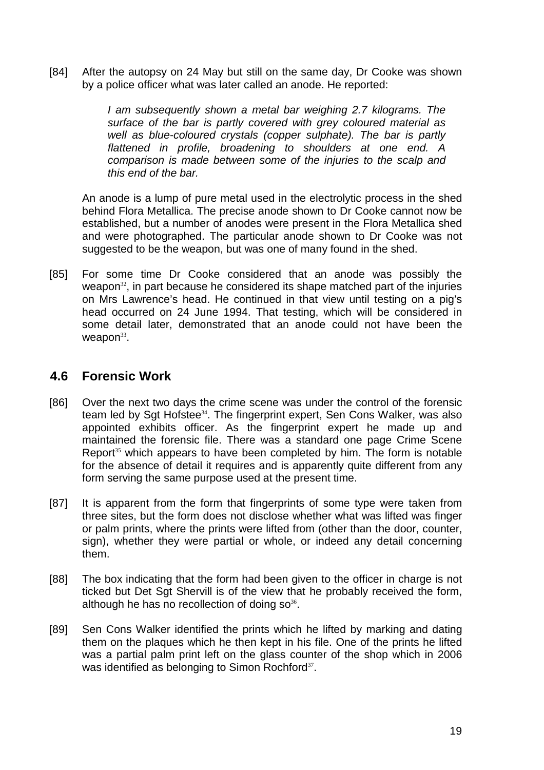[84] After the autopsy on 24 May but still on the same day, Dr Cooke was shown by a police officer what was later called an anode. He reported:

> *I am subsequently shown a metal bar weighing 2.7 kilograms. The surface of the bar is partly covered with grey coloured material as well as blue-coloured crystals (copper sulphate). The bar is partly flattened in profile, broadening to shoulders at one end. A comparison is made between some of the injuries to the scalp and this end of the bar.*

An anode is a lump of pure metal used in the electrolytic process in the shed behind Flora Metallica. The precise anode shown to Dr Cooke cannot now be established, but a number of anodes were present in the Flora Metallica shed and were photographed. The particular anode shown to Dr Cooke was not suggested to be the weapon, but was one of many found in the shed.

[85] For some time Dr Cooke considered that an anode was possibly the weapon[32], in part because he considered its shape matched part of the injuries on Mrs Lawrence's head. He continued in that view until testing on a pig's head occurred on 24 June 1994. That testing, which will be considered in some detail later, demonstrated that an anode could not have been the weapon[33].

## 4.6 Forensic Work

[86] Over the next two days the crime scene was under the control of the forensic team led by Sgt Hofstee[34]. The fingerprint expert, Sen Cons Walker, was also appointed exhibits officer. As the fingerprint expert he made up and maintained the forensic file. There was a standard one page Crime Scene Report[35] which appears to have been completed by him. The form is notable for the absence of detail it requires and is apparently quite different from any form serving the same purpose used at the present time.

[87] It is apparent from the form that fingerprints of some type were taken from three sites, but the form does not disclose whether what was lifted was finger or palm prints, where the prints were lifted from (other than the door, counter, sign), whether they were partial or whole, or indeed any detail concerning them.

[88] The box indicating that the form had been given to the officer in charge is not ticked but Det Sgt Shervill is of the view that he probably received the form, although he has no recollection of doing so[36].

[89] Sen Cons Walker identified the prints which he lifted by marking and dating them on the plaques which he then kept in his file. One of the prints he lifted was a partial palm print left on the glass counter of the shop which in 2006 was identified as belonging to Simon Rochford[37].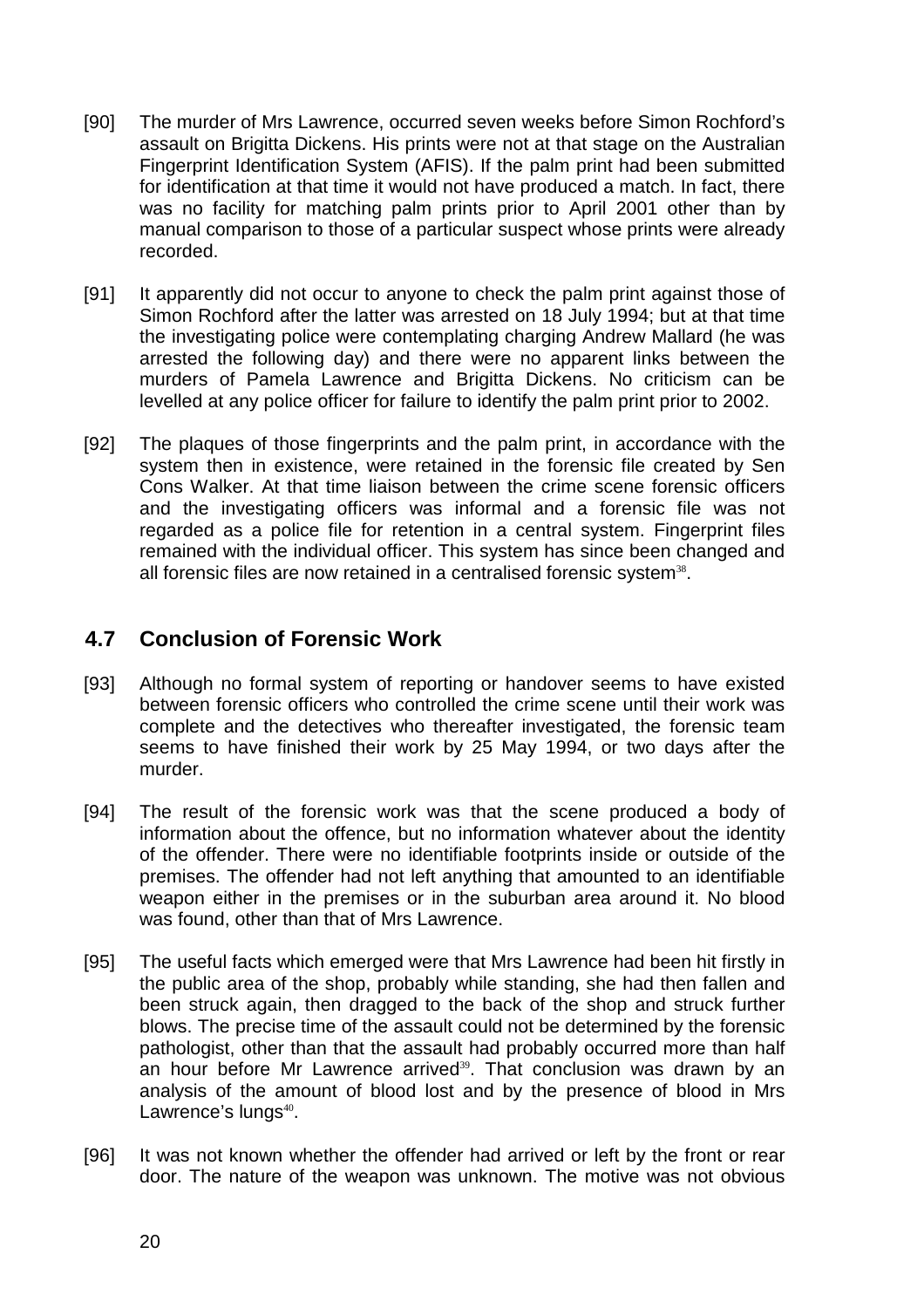[90] The murder of Mrs Lawrence, occurred seven weeks before Simon Rochford's assault on Brigitta Dickens. His prints were not at that stage on the Australian Fingerprint Identification System (AFIS). If the palm print had been submitted for identification at that time it would not have produced a match. In fact, there was no facility for matching palm prints prior to April 2001 other than by manual comparison to those of a particular suspect whose prints were already recorded.

[91] It apparently did not occur to anyone to check the palm print against those of Simon Rochford after the latter was arrested on 18 July 1994; but at that time the investigating police were contemplating charging Andrew Mallard (he was arrested the following day) and there were no apparent links between the murders of Pamela Lawrence and Brigitta Dickens. No criticism can be levelled at any police officer for failure to identify the palm print prior to 2002.

[92] The plaques of those fingerprints and the palm print, in accordance with the system then in existence, were retained in the forensic file created by Sen Cons Walker. At that time liaison between the crime scene forensic officers and the investigating officers was informal and a forensic file was not regarded as a police file for retention in a central system. Fingerprint files remained with the individual officer. This system has since been changed and all forensic files are now retained in a centralised forensic system[38].

## 4.7 Conclusion of Forensic Work

[93] Although no formal system of reporting or handover seems to have existed between forensic officers who controlled the crime scene until their work was complete and the detectives who thereafter investigated, the forensic team seems to have finished their work by 25 May 1994, or two days after the murder.

[94] The result of the forensic work was that the scene produced a body of information about the offence, but no information whatever about the identity of the offender. There were no identifiable footprints inside or outside of the premises. The offender had not left anything that amounted to an identifiable weapon either in the premises or in the suburban area around it. No blood was found, other than that of Mrs Lawrence.

[95] The useful facts which emerged were that Mrs Lawrence had been hit firstly in the public area of the shop, probably while standing, she had then fallen and been struck again, then dragged to the back of the shop and struck further blows. The precise time of the assault could not be determined by the forensic pathologist, other than that the assault had probably occurred more than half an hour before Mr Lawrence arrived[39]. That conclusion was drawn by an analysis of the amount of blood lost and by the presence of blood in Mrs Lawrence's lungs[40].

[96] It was not known whether the offender had arrived or left by the front or rear door. The nature of the weapon was unknown. The motive was not obvious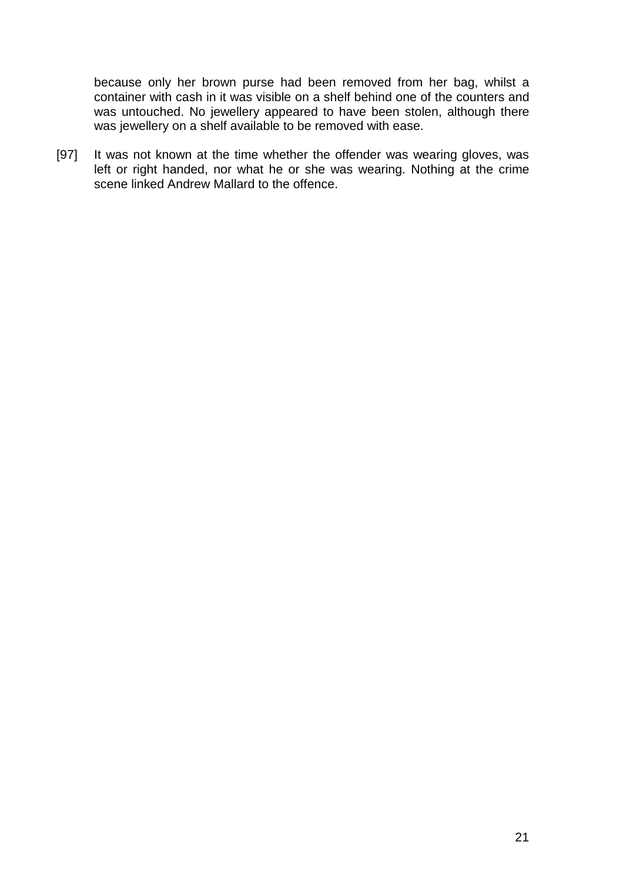because only her brown purse had been removed from her bag, whilst a container with cash in it was visible on a shelf behind one of the counters and was untouched. No jewellery appeared to have been stolen, although there was jewellery on a shelf available to be removed with ease.

[97] It was not known at the time whether the offender was wearing gloves, was left or right handed, nor what he or she was wearing. Nothing at the crime scene linked Andrew Mallard to the offence.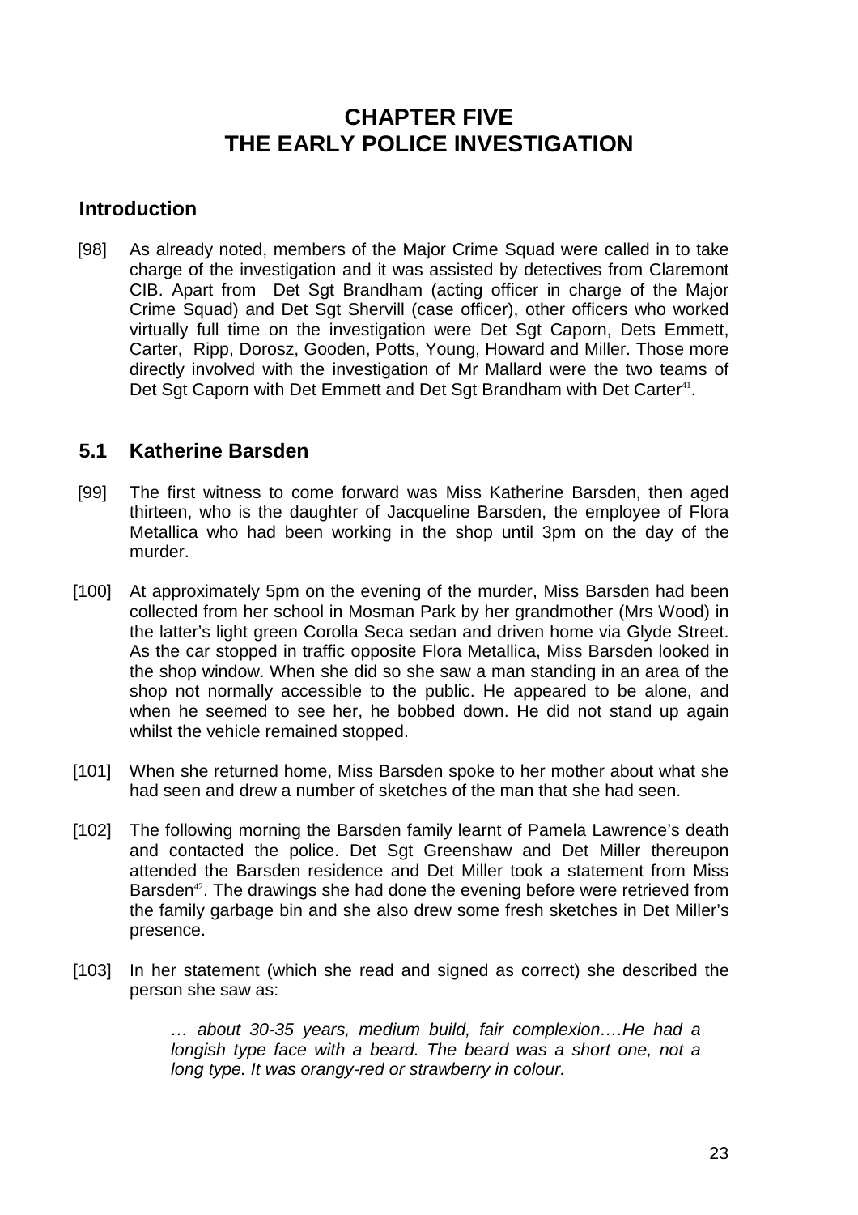# CHAPTER FIVE
# THE EARLY POLICE INVESTIGATION

## Introduction

[98] As already noted, members of the Major Crime Squad were called in to take charge of the investigation and it was assisted by detectives from Claremont CIB. Apart from Det Sgt Brandham (acting officer in charge of the Major Crime Squad) and Det Sgt Shervill (case officer), other officers who worked virtually full time on the investigation were Det Sgt Caporn, Dets Emmett, Carter, Ripp, Dorosz, Gooden, Potts, Young, Howard and Miller. Those more directly involved with the investigation of Mr Mallard were the two teams of Det Sgt Caporn with Det Emmett and Det Sgt Brandham with Det Carter[41].

## 5.1 Katherine Barsden

[99] The first witness to come forward was Miss Katherine Barsden, then aged thirteen, who is the daughter of Jacqueline Barsden, the employee of Flora Metallica who had been working in the shop until 3pm on the day of the murder.

[100] At approximately 5pm on the evening of the murder, Miss Barsden had been collected from her school in Mosman Park by her grandmother (Mrs Wood) in the latter's light green Corolla Seca sedan and driven home via Glyde Street. As the car stopped in traffic opposite Flora Metallica, Miss Barsden looked in the shop window. When she did so she saw a man standing in an area of the shop not normally accessible to the public. He appeared to be alone, and when he seemed to see her, he bobbed down. He did not stand up again whilst the vehicle remained stopped.

[101] When she returned home, Miss Barsden spoke to her mother about what she had seen and drew a number of sketches of the man that she had seen.

[102] The following morning the Barsden family learnt of Pamela Lawrence's death and contacted the police. Det Sgt Greenshaw and Det Miller thereupon attended the Barsden residence and Det Miller took a statement from Miss Barsden[42]. The drawings she had done the evening before were retrieved from the family garbage bin and she also drew some fresh sketches in Det Miller's presence.

[103] In her statement (which she read and signed as correct) she described the person she saw as:

> *… about 30-35 years, medium build, fair complexion….He had a longish type face with a beard. The beard was a short one, not a long type. It was orangy-red or strawberry in colour.*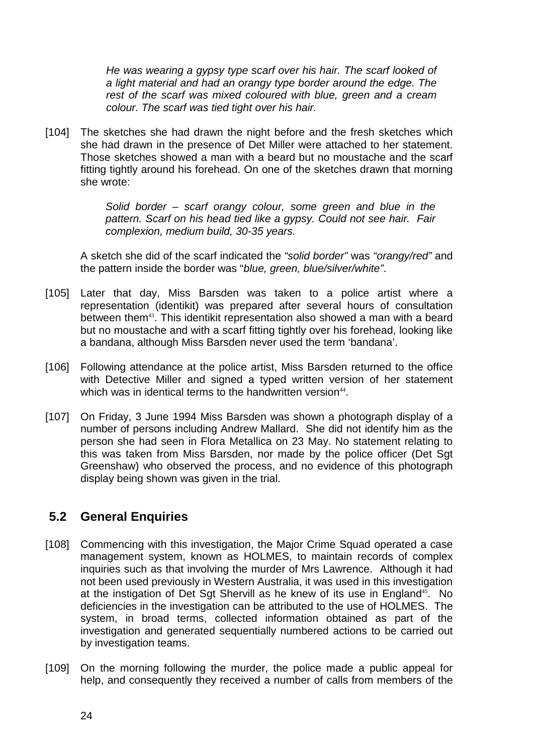> *He was wearing a gypsy type scarf over his hair. The scarf looked of a light material and had an orangy type border around the edge. The rest of the scarf was mixed coloured with blue, green and a cream colour. The scarf was tied tight over his hair.*

[104] The sketches she had drawn the night before and the fresh sketches which she had drawn in the presence of Det Miller were attached to her statement. Those sketches showed a man with a beard but no moustache and the scarf fitting tightly around his forehead. On one of the sketches drawn that morning she wrote:

> *Solid border – scarf orangy colour, some green and blue in the pattern. Scarf on his head tied like a gypsy. Could not see hair. Fair complexion, medium build, 30-35 years.*

A sketch she did of the scarf indicated the *"solid border"* was *"orangy/red"* and the pattern inside the border was "*blue, green, blue/silver/white"*.

[105] Later that day, Miss Barsden was taken to a police artist where a representation (identikit) was prepared after several hours of consultation between them[43]. This identikit representation also showed a man with a beard but no moustache and with a scarf fitting tightly over his forehead, looking like a bandana, although Miss Barsden never used the term 'bandana'.

[106] Following attendance at the police artist, Miss Barsden returned to the office with Detective Miller and signed a typed written version of her statement which was in identical terms to the handwritten version[44].

[107] On Friday, 3 June 1994 Miss Barsden was shown a photograph display of a number of persons including Andrew Mallard. She did not identify him as the person she had seen in Flora Metallica on 23 May. No statement relating to this was taken from Miss Barsden, nor made by the police officer (Det Sgt Greenshaw) who observed the process, and no evidence of this photograph display being shown was given in the trial.

## 5.2 General Enquiries

[108] Commencing with this investigation, the Major Crime Squad operated a case management system, known as HOLMES, to maintain records of complex inquiries such as that involving the murder of Mrs Lawrence. Although it had not been used previously in Western Australia, it was used in this investigation at the instigation of Det Sgt Shervill as he knew of its use in England[45]. No deficiencies in the investigation can be attributed to the use of HOLMES. The system, in broad terms, collected information obtained as part of the investigation and generated sequentially numbered actions to be carried out by investigation teams.

[109] On the morning following the murder, the police made a public appeal for help, and consequently they received a number of calls from members of the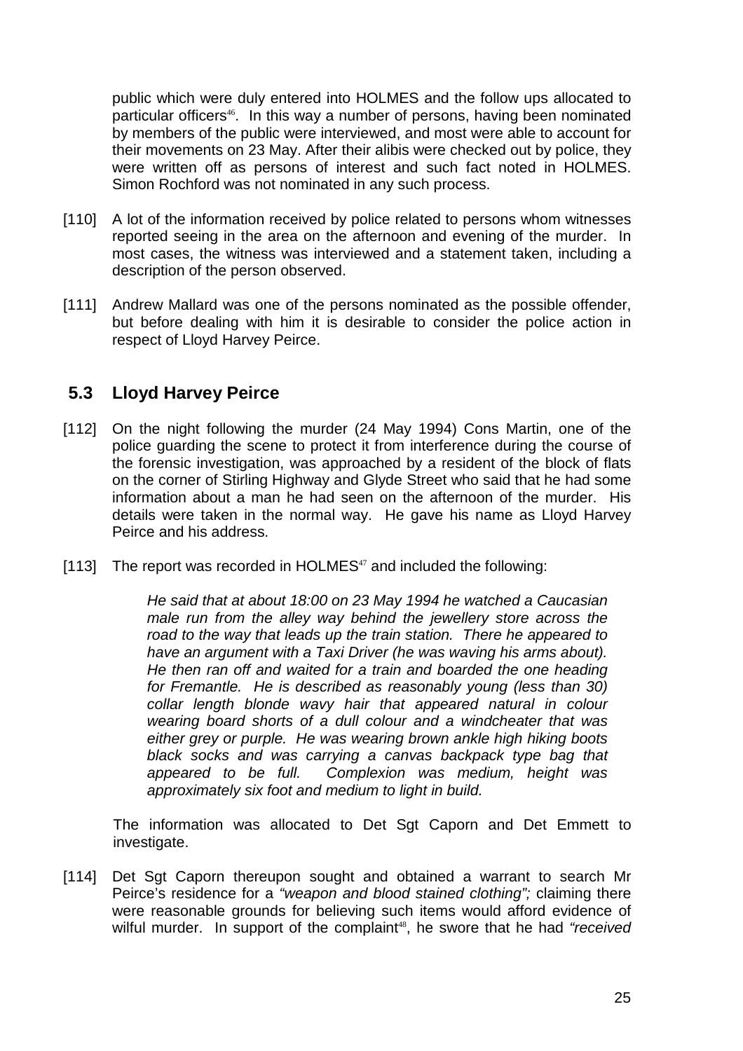public which were duly entered into HOLMES and the follow ups allocated to particular officers[46]. In this way a number of persons, having been nominated by members of the public were interviewed, and most were able to account for their movements on 23 May. After their alibis were checked out by police, they were written off as persons of interest and such fact noted in HOLMES. Simon Rochford was not nominated in any such process.

[110] A lot of the information received by police related to persons whom witnesses reported seeing in the area on the afternoon and evening of the murder. In most cases, the witness was interviewed and a statement taken, including a description of the person observed.

[111] Andrew Mallard was one of the persons nominated as the possible offender, but before dealing with him it is desirable to consider the police action in respect of Lloyd Harvey Peirce.

## 5.3 Lloyd Harvey Peirce

[112] On the night following the murder (24 May 1994) Cons Martin, one of the police guarding the scene to protect it from interference during the course of the forensic investigation, was approached by a resident of the block of flats on the corner of Stirling Highway and Glyde Street who said that he had some information about a man he had seen on the afternoon of the murder. His details were taken in the normal way. He gave his name as Lloyd Harvey Peirce and his address.

[113] The report was recorded in HOLMES[47] and included the following:

> *He said that at about 18:00 on 23 May 1994 he watched a Caucasian male run from the alley way behind the jewellery store across the road to the way that leads up the train station. There he appeared to have an argument with a Taxi Driver (he was waving his arms about). He then ran off and waited for a train and boarded the one heading for Fremantle. He is described as reasonably young (less than 30) collar length blonde wavy hair that appeared natural in colour wearing board shorts of a dull colour and a windcheater that was either grey or purple. He was wearing brown ankle high hiking boots black socks and was carrying a canvas backpack type bag that appeared to be full. Complexion was medium, height was approximately six foot and medium to light in build.*

The information was allocated to Det Sgt Caporn and Det Emmett to investigate.

[114] Det Sgt Caporn thereupon sought and obtained a warrant to search Mr Peirce's residence for a *"weapon and blood stained clothing";* claiming there were reasonable grounds for believing such items would afford evidence of wilful murder. In support of the complaint[48], he swore that he had *"received*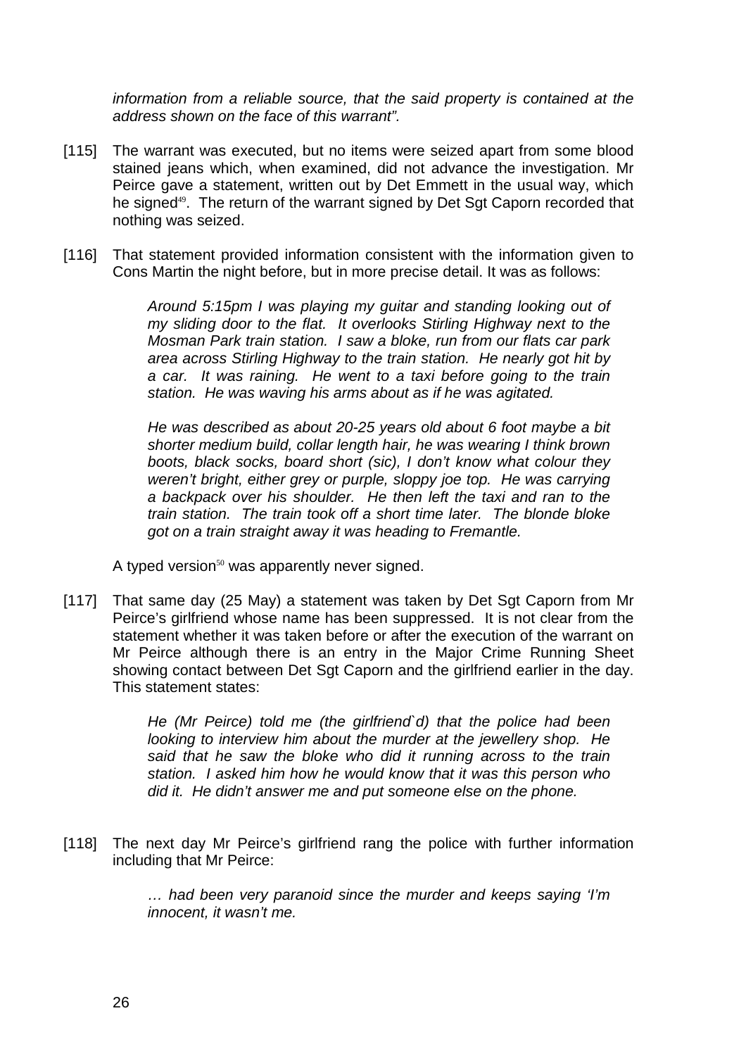*information from a reliable source, that the said property is contained at the address shown on the face of this warrant".*

[115] The warrant was executed, but no items were seized apart from some blood stained jeans which, when examined, did not advance the investigation. Mr Peirce gave a statement, written out by Det Emmett in the usual way, which he signed[49]. The return of the warrant signed by Det Sgt Caporn recorded that nothing was seized.

[116] That statement provided information consistent with the information given to Cons Martin the night before, but in more precise detail. It was as follows:

> *Around 5:15pm I was playing my guitar and standing looking out of my sliding door to the flat. It overlooks Stirling Highway next to the Mosman Park train station. I saw a bloke, run from our flats car park area across Stirling Highway to the train station. He nearly got hit by a car. It was raining. He went to a taxi before going to the train station. He was waving his arms about as if he was agitated.*
>
> *He was described as about 20-25 years old about 6 foot maybe a bit shorter medium build, collar length hair, he was wearing I think brown boots, black socks, board short (sic), I don't know what colour they weren't bright, either grey or purple, sloppy joe top. He was carrying a backpack over his shoulder. He then left the taxi and ran to the train station. The train took off a short time later. The blonde bloke got on a train straight away it was heading to Fremantle.*

A typed version[50] was apparently never signed.

[117] That same day (25 May) a statement was taken by Det Sgt Caporn from Mr Peirce's girlfriend whose name has been suppressed. It is not clear from the statement whether it was taken before or after the execution of the warrant on Mr Peirce although there is an entry in the Major Crime Running Sheet showing contact between Det Sgt Caporn and the girlfriend earlier in the day. This statement states:

> *He (Mr Peirce) told me (the girlfriend`d) that the police had been looking to interview him about the murder at the jewellery shop. He said that he saw the bloke who did it running across to the train station. I asked him how he would know that it was this person who did it. He didn't answer me and put someone else on the phone.*

[118] The next day Mr Peirce's girlfriend rang the police with further information including that Mr Peirce:

> *… had been very paranoid since the murder and keeps saying 'I'm innocent, it wasn't me.*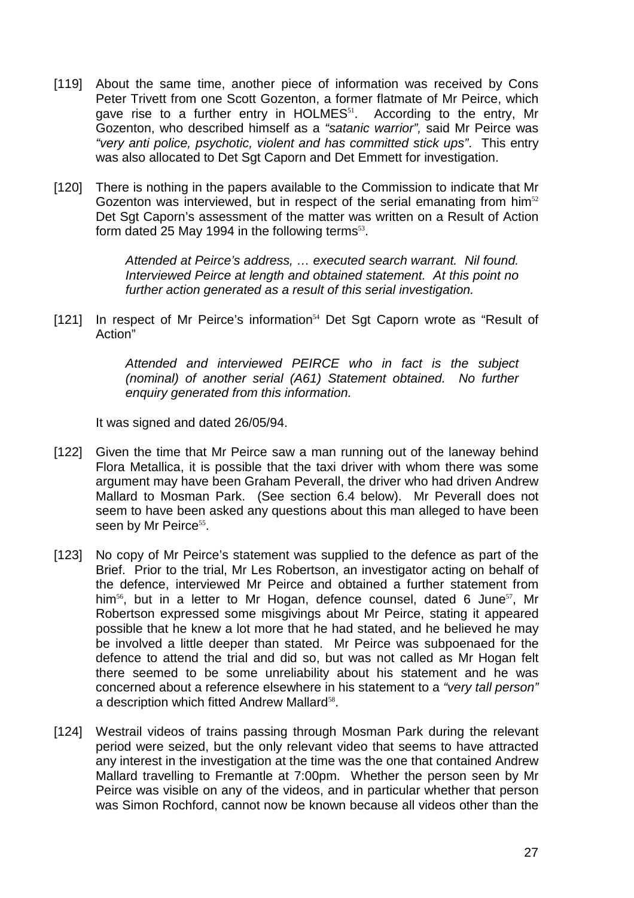[119] About the same time, another piece of information was received by Cons Peter Trivett from one Scott Gozenton, a former flatmate of Mr Peirce, which gave rise to a further entry in HOLMES[51]. According to the entry, Mr Gozenton, who described himself as a *"satanic warrior",* said Mr Peirce was *"very anti police, psychotic, violent and has committed stick ups"*. This entry was also allocated to Det Sgt Caporn and Det Emmett for investigation.

[120] There is nothing in the papers available to the Commission to indicate that Mr Gozenton was interviewed, but in respect of the serial emanating from him[52] Det Sgt Caporn's assessment of the matter was written on a Result of Action form dated 25 May 1994 in the following terms[53].

> *Attended at Peirce's address, … executed search warrant. Nil found. Interviewed Peirce at length and obtained statement. At this point no further action generated as a result of this serial investigation.*

[121] In respect of Mr Peirce's information[54] Det Sgt Caporn wrote as "Result of Action"

> *Attended and interviewed PEIRCE who in fact is the subject (nominal) of another serial (A61) Statement obtained. No further enquiry generated from this information.*

It was signed and dated 26/05/94.

[122] Given the time that Mr Peirce saw a man running out of the laneway behind Flora Metallica, it is possible that the taxi driver with whom there was some argument may have been Graham Peverall, the driver who had driven Andrew Mallard to Mosman Park. (See section 6.4 below). Mr Peverall does not seem to have been asked any questions about this man alleged to have been seen by Mr Peirce[55].

[123] No copy of Mr Peirce's statement was supplied to the defence as part of the Brief. Prior to the trial, Mr Les Robertson, an investigator acting on behalf of the defence, interviewed Mr Peirce and obtained a further statement from him[56], but in a letter to Mr Hogan, defence counsel, dated 6 June[57], Mr Robertson expressed some misgivings about Mr Peirce, stating it appeared possible that he knew a lot more that he had stated, and he believed he may be involved a little deeper than stated. Mr Peirce was subpoenaed for the defence to attend the trial and did so, but was not called as Mr Hogan felt there seemed to be some unreliability about his statement and he was concerned about a reference elsewhere in his statement to a *"very tall person"* a description which fitted Andrew Mallard[58].

[124] Westrail videos of trains passing through Mosman Park during the relevant period were seized, but the only relevant video that seems to have attracted any interest in the investigation at the time was the one that contained Andrew Mallard travelling to Fremantle at 7:00pm. Whether the person seen by Mr Peirce was visible on any of the videos, and in particular whether that person was Simon Rochford, cannot now be known because all videos other than the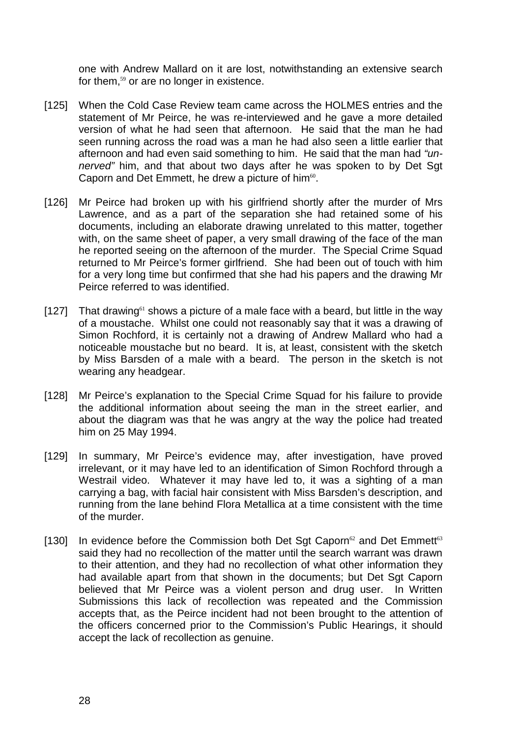one with Andrew Mallard on it are lost, notwithstanding an extensive search for them,[59] or are no longer in existence.

[125] When the Cold Case Review team came across the HOLMES entries and the statement of Mr Peirce, he was re-interviewed and he gave a more detailed version of what he had seen that afternoon. He said that the man he had seen running across the road was a man he had also seen a little earlier that afternoon and had even said something to him. He said that the man had *"un-nerved"* him, and that about two days after he was spoken to by Det Sgt Caporn and Det Emmett, he drew a picture of him[60].

[126] Mr Peirce had broken up with his girlfriend shortly after the murder of Mrs Lawrence, and as a part of the separation she had retained some of his documents, including an elaborate drawing unrelated to this matter, together with, on the same sheet of paper, a very small drawing of the face of the man he reported seeing on the afternoon of the murder. The Special Crime Squad returned to Mr Peirce's former girlfriend. She had been out of touch with him for a very long time but confirmed that she had his papers and the drawing Mr Peirce referred to was identified.

[127] That drawing[61] shows a picture of a male face with a beard, but little in the way of a moustache. Whilst one could not reasonably say that it was a drawing of Simon Rochford, it is certainly not a drawing of Andrew Mallard who had a noticeable moustache but no beard. It is, at least, consistent with the sketch by Miss Barsden of a male with a beard. The person in the sketch is not wearing any headgear.

[128] Mr Peirce's explanation to the Special Crime Squad for his failure to provide the additional information about seeing the man in the street earlier, and about the diagram was that he was angry at the way the police had treated him on 25 May 1994.

[129] In summary, Mr Peirce's evidence may, after investigation, have proved irrelevant, or it may have led to an identification of Simon Rochford through a Westrail video. Whatever it may have led to, it was a sighting of a man carrying a bag, with facial hair consistent with Miss Barsden's description, and running from the lane behind Flora Metallica at a time consistent with the time of the murder.

[130] In evidence before the Commission both Det Sgt Caporn[62] and Det Emmett[63] said they had no recollection of the matter until the search warrant was drawn to their attention, and they had no recollection of what other information they had available apart from that shown in the documents; but Det Sgt Caporn believed that Mr Peirce was a violent person and drug user. In Written Submissions this lack of recollection was repeated and the Commission accepts that, as the Peirce incident had not been brought to the attention of the officers concerned prior to the Commission's Public Hearings, it should accept the lack of recollection as genuine.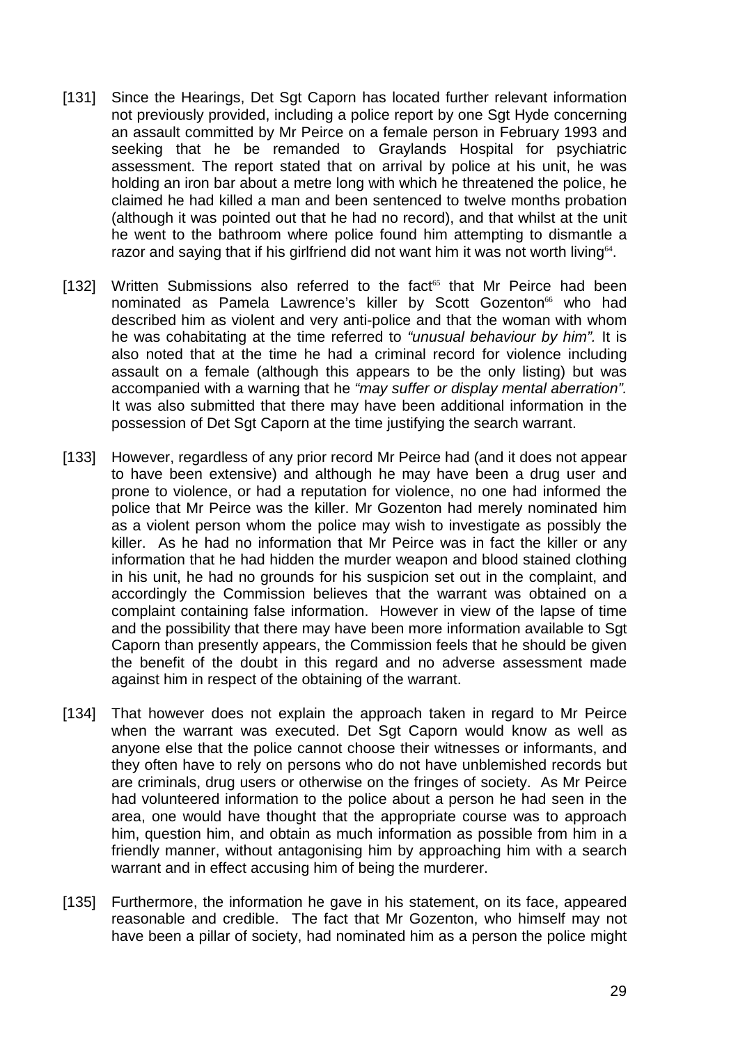[131] Since the Hearings, Det Sgt Caporn has located further relevant information not previously provided, including a police report by one Sgt Hyde concerning an assault committed by Mr Peirce on a female person in February 1993 and seeking that he be remanded to Graylands Hospital for psychiatric assessment. The report stated that on arrival by police at his unit, he was holding an iron bar about a metre long with which he threatened the police, he claimed he had killed a man and been sentenced to twelve months probation (although it was pointed out that he had no record), and that whilst at the unit he went to the bathroom where police found him attempting to dismantle a razor and saying that if his girlfriend did not want him it was not worth living[64].

[132] Written Submissions also referred to the fact[65] that Mr Peirce had been nominated as Pamela Lawrence's killer by Scott Gozenton[66] who had described him as violent and very anti-police and that the woman with whom he was cohabitating at the time referred to *"unusual behaviour by him".* It is also noted that at the time he had a criminal record for violence including assault on a female (although this appears to be the only listing) but was accompanied with a warning that he *"may suffer or display mental aberration".* It was also submitted that there may have been additional information in the possession of Det Sgt Caporn at the time justifying the search warrant.

[133] However, regardless of any prior record Mr Peirce had (and it does not appear to have been extensive) and although he may have been a drug user and prone to violence, or had a reputation for violence, no one had informed the police that Mr Peirce was the killer. Mr Gozenton had merely nominated him as a violent person whom the police may wish to investigate as possibly the killer. As he had no information that Mr Peirce was in fact the killer or any information that he had hidden the murder weapon and blood stained clothing in his unit, he had no grounds for his suspicion set out in the complaint, and accordingly the Commission believes that the warrant was obtained on a complaint containing false information. However in view of the lapse of time and the possibility that there may have been more information available to Sgt Caporn than presently appears, the Commission feels that he should be given the benefit of the doubt in this regard and no adverse assessment made against him in respect of the obtaining of the warrant.

[134] That however does not explain the approach taken in regard to Mr Peirce when the warrant was executed. Det Sgt Caporn would know as well as anyone else that the police cannot choose their witnesses or informants, and they often have to rely on persons who do not have unblemished records but are criminals, drug users or otherwise on the fringes of society. As Mr Peirce had volunteered information to the police about a person he had seen in the area, one would have thought that the appropriate course was to approach him, question him, and obtain as much information as possible from him in a friendly manner, without antagonising him by approaching him with a search warrant and in effect accusing him of being the murderer.

[135] Furthermore, the information he gave in his statement, on its face, appeared reasonable and credible. The fact that Mr Gozenton, who himself may not have been a pillar of society, had nominated him as a person the police might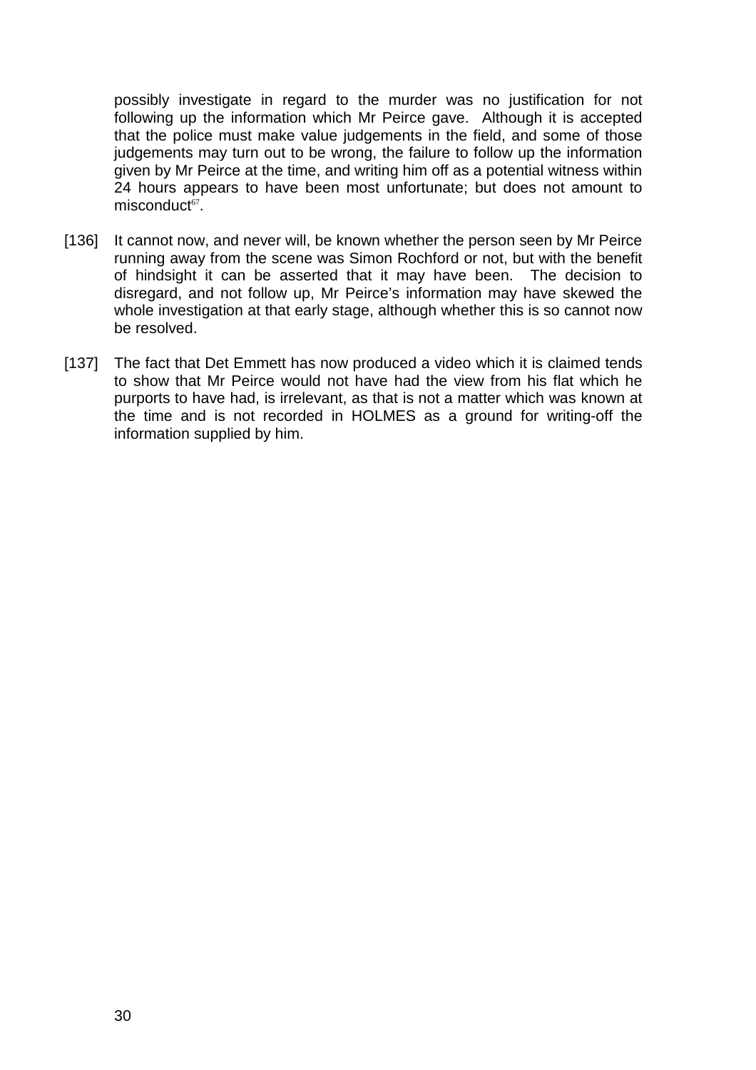possibly investigate in regard to the murder was no justification for not following up the information which Mr Peirce gave. Although it is accepted that the police must make value judgements in the field, and some of those judgements may turn out to be wrong, the failure to follow up the information given by Mr Peirce at the time, and writing him off as a potential witness within 24 hours appears to have been most unfortunate; but does not amount to misconduct[67].

[136] It cannot now, and never will, be known whether the person seen by Mr Peirce running away from the scene was Simon Rochford or not, but with the benefit of hindsight it can be asserted that it may have been. The decision to disregard, and not follow up, Mr Peirce's information may have skewed the whole investigation at that early stage, although whether this is so cannot now be resolved.

[137] The fact that Det Emmett has now produced a video which it is claimed tends to show that Mr Peirce would not have had the view from his flat which he purports to have had, is irrelevant, as that is not a matter which was known at the time and is not recorded in HOLMES as a ground for writing-off the information supplied by him.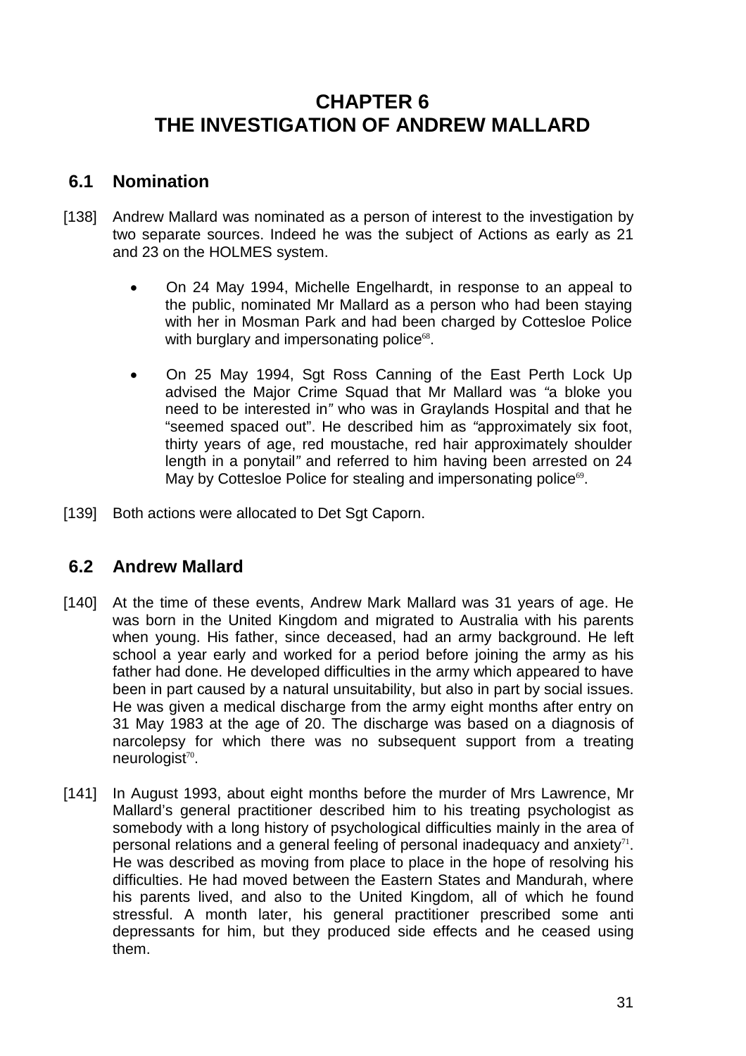# CHAPTER 6
# THE INVESTIGATION OF ANDREW MALLARD

## 6.1 Nomination

[138] Andrew Mallard was nominated as a person of interest to the investigation by two separate sources. Indeed he was the subject of Actions as early as 21 and 23 on the HOLMES system.

- On 24 May 1994, Michelle Engelhardt, in response to an appeal to the public, nominated Mr Mallard as a person who had been staying with her in Mosman Park and had been charged by Cottesloe Police with burglary and impersonating police[68].

- On 25 May 1994, Sgt Ross Canning of the East Perth Lock Up advised the Major Crime Squad that Mr Mallard was *"a bloke you need to be interested in"* who was in Graylands Hospital and that he "seemed spaced out". He described him as *"approximately six foot, thirty years of age, red moustache, red hair approximately shoulder length in a ponytail"* and referred to him having been arrested on 24 May by Cottesloe Police for stealing and impersonating police[69].

[139] Both actions were allocated to Det Sgt Caporn.

## 6.2 Andrew Mallard

[140] At the time of these events, Andrew Mark Mallard was 31 years of age. He was born in the United Kingdom and migrated to Australia with his parents when young. His father, since deceased, had an army background. He left school a year early and worked for a period before joining the army as his father had done. He developed difficulties in the army which appeared to have been in part caused by a natural unsuitability, but also in part by social issues. He was given a medical discharge from the army eight months after entry on 31 May 1983 at the age of 20. The discharge was based on a diagnosis of narcolepsy for which there was no subsequent support from a treating neurologist[70].

[141] In August 1993, about eight months before the murder of Mrs Lawrence, Mr Mallard's general practitioner described him to his treating psychologist as somebody with a long history of psychological difficulties mainly in the area of personal relations and a general feeling of personal inadequacy and anxiety[71]. He was described as moving from place to place in the hope of resolving his difficulties. He had moved between the Eastern States and Mandurah, where his parents lived, and also to the United Kingdom, all of which he found stressful. A month later, his general practitioner prescribed some anti depressants for him, but they produced side effects and he ceased using them.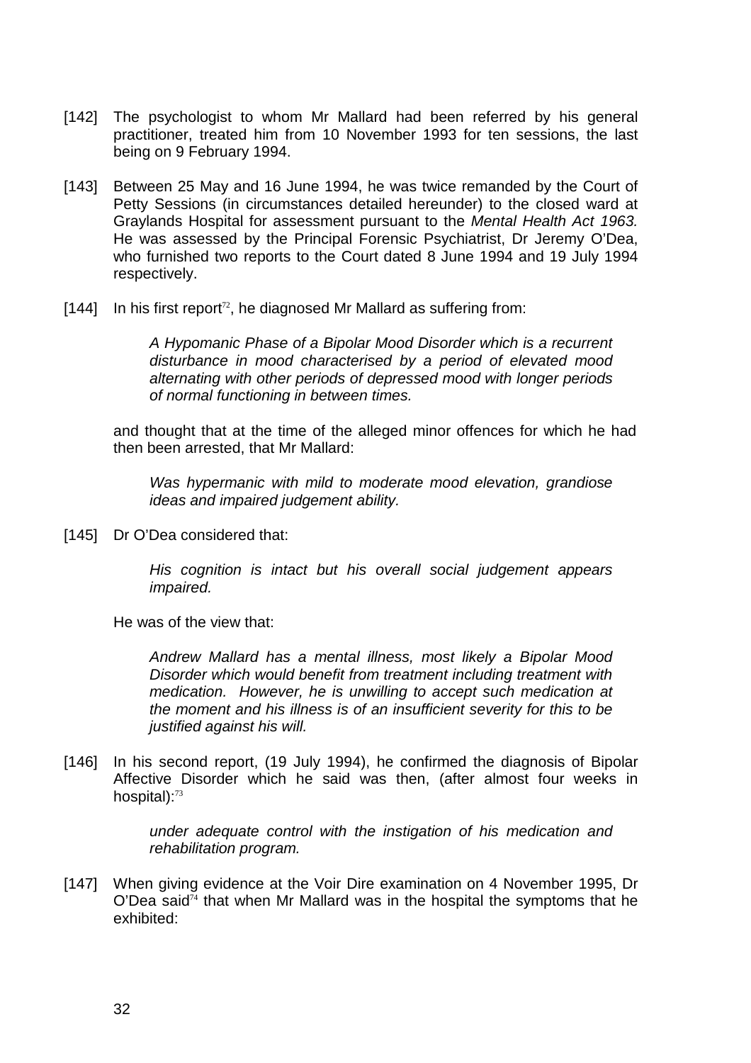[142] The psychologist to whom Mr Mallard had been referred by his general practitioner, treated him from 10 November 1993 for ten sessions, the last being on 9 February 1994.

[143] Between 25 May and 16 June 1994, he was twice remanded by the Court of Petty Sessions (in circumstances detailed hereunder) to the closed ward at Graylands Hospital for assessment pursuant to the *Mental Health Act 1963.* He was assessed by the Principal Forensic Psychiatrist, Dr Jeremy O'Dea, who furnished two reports to the Court dated 8 June 1994 and 19 July 1994 respectively.

[144] In his first report[72], he diagnosed Mr Mallard as suffering from:

> *A Hypomanic Phase of a Bipolar Mood Disorder which is a recurrent disturbance in mood characterised by a period of elevated mood alternating with other periods of depressed mood with longer periods of normal functioning in between times.*

and thought that at the time of the alleged minor offences for which he had then been arrested, that Mr Mallard:

> *Was hypermanic with mild to moderate mood elevation, grandiose ideas and impaired judgement ability.*

[145] Dr O'Dea considered that:

> *His cognition is intact but his overall social judgement appears impaired.*

He was of the view that:

> *Andrew Mallard has a mental illness, most likely a Bipolar Mood Disorder which would benefit from treatment including treatment with medication. However, he is unwilling to accept such medication at the moment and his illness is of an insufficient severity for this to be justified against his will.*

[146] In his second report, (19 July 1994), he confirmed the diagnosis of Bipolar Affective Disorder which he said was then, (after almost four weeks in hospital):[73]

> *under adequate control with the instigation of his medication and rehabilitation program.*

[147] When giving evidence at the Voir Dire examination on 4 November 1995, Dr O'Dea said[74] that when Mr Mallard was in the hospital the symptoms that he exhibited: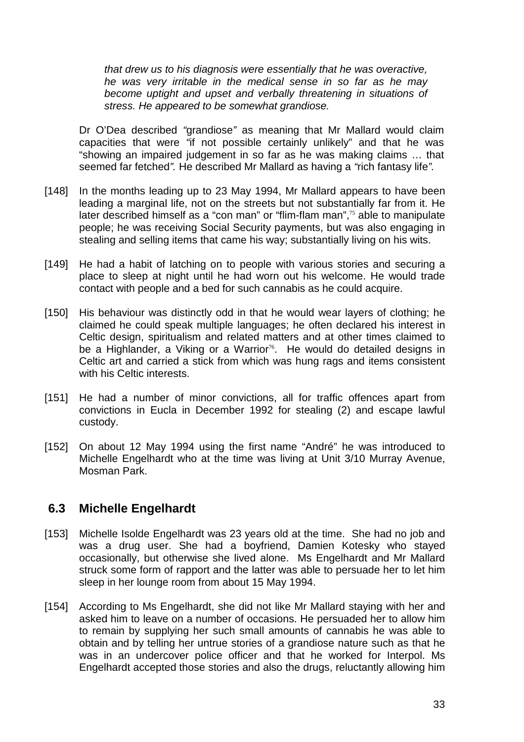> *that drew us to his diagnosis were essentially that he was overactive, he was very irritable in the medical sense in so far as he may become uptight and upset and verbally threatening in situations of stress. He appeared to be somewhat grandiose.*

Dr O'Dea described *"*grandiose*"* as meaning that Mr Mallard would claim capacities that were *"*if not possible certainly unlikely" and that he was "showing an impaired judgement in so far as he was making claims … that seemed far fetched*".* He described Mr Mallard as having a *"*rich fantasy life*".*

[148] In the months leading up to 23 May 1994, Mr Mallard appears to have been leading a marginal life, not on the streets but not substantially far from it. He later described himself as a "con man" or "flim-flam man",[75] able to manipulate people; he was receiving Social Security payments, but was also engaging in stealing and selling items that came his way; substantially living on his wits.

[149] He had a habit of latching on to people with various stories and securing a place to sleep at night until he had worn out his welcome. He would trade contact with people and a bed for such cannabis as he could acquire.

[150] His behaviour was distinctly odd in that he would wear layers of clothing; he claimed he could speak multiple languages; he often declared his interest in Celtic design, spiritualism and related matters and at other times claimed to be a Highlander, a Viking or a Warrior[76]. He would do detailed designs in Celtic art and carried a stick from which was hung rags and items consistent with his Celtic interests.

[151] He had a number of minor convictions, all for traffic offences apart from convictions in Eucla in December 1992 for stealing (2) and escape lawful custody.

[152] On about 12 May 1994 using the first name "André" he was introduced to Michelle Engelhardt who at the time was living at Unit 3/10 Murray Avenue, Mosman Park.

## 6.3 Michelle Engelhardt

[153] Michelle Isolde Engelhardt was 23 years old at the time. She had no job and was a drug user. She had a boyfriend, Damien Kotesky who stayed occasionally, but otherwise she lived alone. Ms Engelhardt and Mr Mallard struck some form of rapport and the latter was able to persuade her to let him sleep in her lounge room from about 15 May 1994.

[154] According to Ms Engelhardt, she did not like Mr Mallard staying with her and asked him to leave on a number of occasions. He persuaded her to allow him to remain by supplying her such small amounts of cannabis he was able to obtain and by telling her untrue stories of a grandiose nature such as that he was in an undercover police officer and that he worked for Interpol. Ms Engelhardt accepted those stories and also the drugs, reluctantly allowing him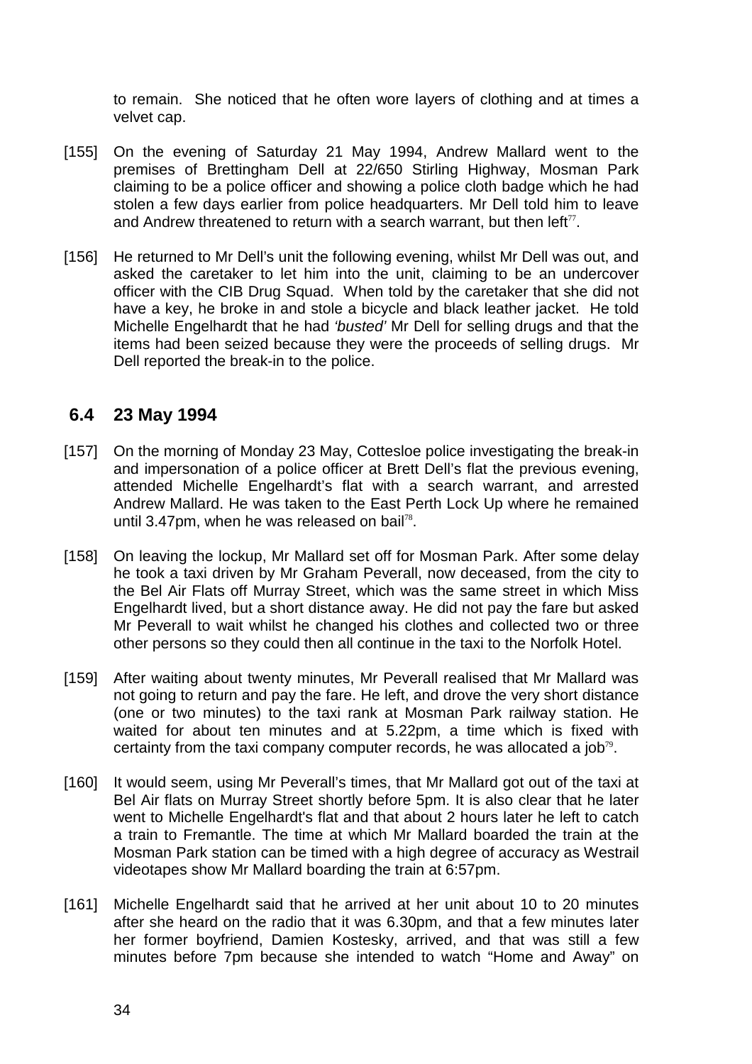to remain. She noticed that he often wore layers of clothing and at times a velvet cap.

[155] On the evening of Saturday 21 May 1994, Andrew Mallard went to the premises of Brettingham Dell at 22/650 Stirling Highway, Mosman Park claiming to be a police officer and showing a police cloth badge which he had stolen a few days earlier from police headquarters. Mr Dell told him to leave and Andrew threatened to return with a search warrant, but then left[77].

[156] He returned to Mr Dell's unit the following evening, whilst Mr Dell was out, and asked the caretaker to let him into the unit, claiming to be an undercover officer with the CIB Drug Squad. When told by the caretaker that she did not have a key, he broke in and stole a bicycle and black leather jacket. He told Michelle Engelhardt that he had *'busted'* Mr Dell for selling drugs and that the items had been seized because they were the proceeds of selling drugs. Mr Dell reported the break-in to the police.

## 6.4 23 May 1994

[157] On the morning of Monday 23 May, Cottesloe police investigating the break-in and impersonation of a police officer at Brett Dell's flat the previous evening, attended Michelle Engelhardt's flat with a search warrant, and arrested Andrew Mallard. He was taken to the East Perth Lock Up where he remained until 3.47pm, when he was released on bail[78].

[158] On leaving the lockup, Mr Mallard set off for Mosman Park. After some delay he took a taxi driven by Mr Graham Peverall, now deceased, from the city to the Bel Air Flats off Murray Street, which was the same street in which Miss Engelhardt lived, but a short distance away. He did not pay the fare but asked Mr Peverall to wait whilst he changed his clothes and collected two or three other persons so they could then all continue in the taxi to the Norfolk Hotel.

[159] After waiting about twenty minutes, Mr Peverall realised that Mr Mallard was not going to return and pay the fare. He left, and drove the very short distance (one or two minutes) to the taxi rank at Mosman Park railway station. He waited for about ten minutes and at 5.22pm, a time which is fixed with certainty from the taxi company computer records, he was allocated a job[79].

[160] It would seem, using Mr Peverall's times, that Mr Mallard got out of the taxi at Bel Air flats on Murray Street shortly before 5pm. It is also clear that he later went to Michelle Engelhardt's flat and that about 2 hours later he left to catch a train to Fremantle. The time at which Mr Mallard boarded the train at the Mosman Park station can be timed with a high degree of accuracy as Westrail videotapes show Mr Mallard boarding the train at 6:57pm.

[161] Michelle Engelhardt said that he arrived at her unit about 10 to 20 minutes after she heard on the radio that it was 6.30pm, and that a few minutes later her former boyfriend, Damien Kostesky, arrived, and that was still a few minutes before 7pm because she intended to watch "Home and Away" on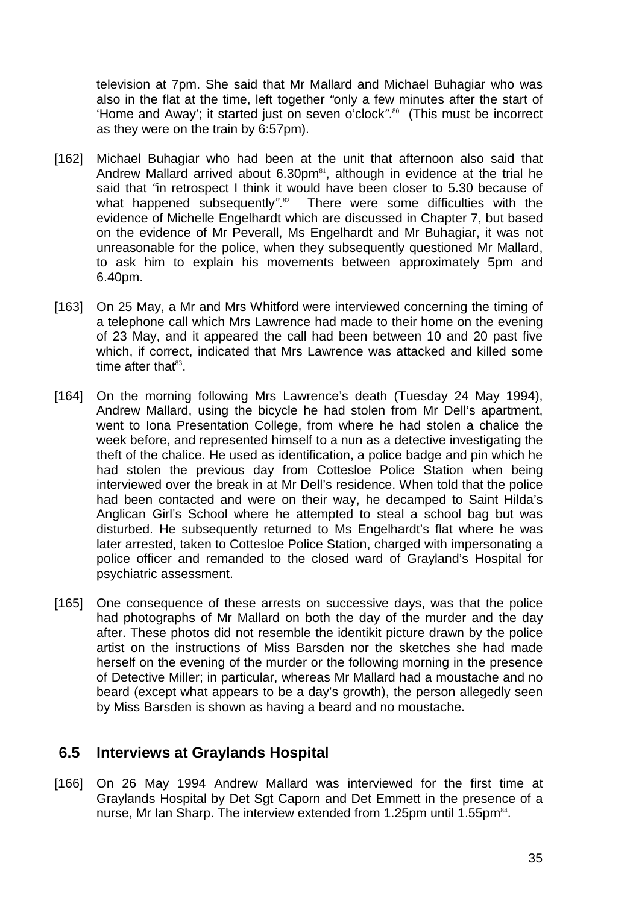television at 7pm. She said that Mr Mallard and Michael Buhagiar who was also in the flat at the time, left together *"*only a few minutes after the start of 'Home and Away'; it started just on seven o'clock*"*.[80] (This must be incorrect as they were on the train by 6:57pm).

[162] Michael Buhagiar who had been at the unit that afternoon also said that Andrew Mallard arrived about 6.30pm[81], although in evidence at the trial he said that *"*in retrospect I think it would have been closer to 5.30 because of what happened subsequently*"*.[82] There were some difficulties with the evidence of Michelle Engelhardt which are discussed in Chapter 7, but based on the evidence of Mr Peverall, Ms Engelhardt and Mr Buhagiar, it was not unreasonable for the police, when they subsequently questioned Mr Mallard, to ask him to explain his movements between approximately 5pm and 6.40pm.

[163] On 25 May, a Mr and Mrs Whitford were interviewed concerning the timing of a telephone call which Mrs Lawrence had made to their home on the evening of 23 May, and it appeared the call had been between 10 and 20 past five which, if correct, indicated that Mrs Lawrence was attacked and killed some time after that[83].

[164] On the morning following Mrs Lawrence's death (Tuesday 24 May 1994), Andrew Mallard, using the bicycle he had stolen from Mr Dell's apartment, went to Iona Presentation College, from where he had stolen a chalice the week before, and represented himself to a nun as a detective investigating the theft of the chalice. He used as identification, a police badge and pin which he had stolen the previous day from Cottesloe Police Station when being interviewed over the break in at Mr Dell's residence. When told that the police had been contacted and were on their way, he decamped to Saint Hilda's Anglican Girl's School where he attempted to steal a school bag but was disturbed. He subsequently returned to Ms Engelhardt's flat where he was later arrested, taken to Cottesloe Police Station, charged with impersonating a police officer and remanded to the closed ward of Grayland's Hospital for psychiatric assessment.

[165] One consequence of these arrests on successive days, was that the police had photographs of Mr Mallard on both the day of the murder and the day after. These photos did not resemble the identikit picture drawn by the police artist on the instructions of Miss Barsden nor the sketches she had made herself on the evening of the murder or the following morning in the presence of Detective Miller; in particular, whereas Mr Mallard had a moustache and no beard (except what appears to be a day's growth), the person allegedly seen by Miss Barsden is shown as having a beard and no moustache.

## 6.5 Interviews at Graylands Hospital

[166] On 26 May 1994 Andrew Mallard was interviewed for the first time at Graylands Hospital by Det Sgt Caporn and Det Emmett in the presence of a nurse, Mr Ian Sharp. The interview extended from 1.25pm until 1.55pm[84].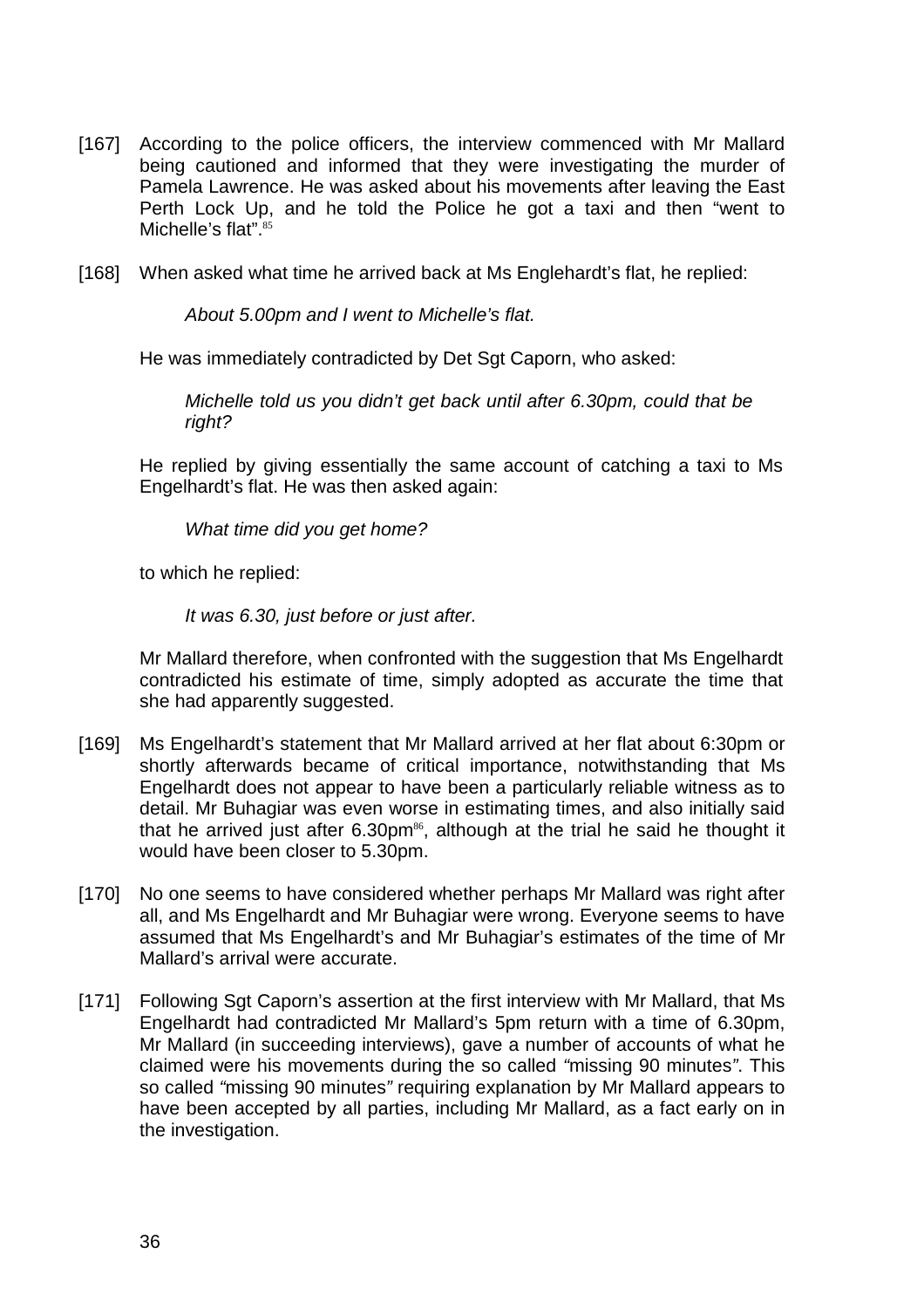[167] According to the police officers, the interview commenced with Mr Mallard being cautioned and informed that they were investigating the murder of Pamela Lawrence. He was asked about his movements after leaving the East Perth Lock Up, and he told the Police he got a taxi and then "went to Michelle's flat".[85]

[168] When asked what time he arrived back at Ms Englehardt's flat, he replied:

> *About 5.00pm and I went to Michelle's flat.*

He was immediately contradicted by Det Sgt Caporn, who asked:

> *Michelle told us you didn't get back until after 6.30pm, could that be right?*

He replied by giving essentially the same account of catching a taxi to Ms Engelhardt's flat. He was then asked again:

> *What time did you get home?*

to which he replied:

> *It was 6.30, just before or just after.*

Mr Mallard therefore, when confronted with the suggestion that Ms Engelhardt contradicted his estimate of time, simply adopted as accurate the time that she had apparently suggested.

[169] Ms Engelhardt's statement that Mr Mallard arrived at her flat about 6:30pm or shortly afterwards became of critical importance, notwithstanding that Ms Engelhardt does not appear to have been a particularly reliable witness as to detail. Mr Buhagiar was even worse in estimating times, and also initially said that he arrived just after 6.30pm[86], although at the trial he said he thought it would have been closer to 5.30pm.

[170] No one seems to have considered whether perhaps Mr Mallard was right after all, and Ms Engelhardt and Mr Buhagiar were wrong. Everyone seems to have assumed that Ms Engelhardt's and Mr Buhagiar's estimates of the time of Mr Mallard's arrival were accurate.

[171] Following Sgt Caporn's assertion at the first interview with Mr Mallard, that Ms Engelhardt had contradicted Mr Mallard's 5pm return with a time of 6.30pm, Mr Mallard (in succeeding interviews), gave a number of accounts of what he claimed were his movements during the so called *"*missing 90 minutes*"*. This so called *"*missing 90 minutes*"* requiring explanation by Mr Mallard appears to have been accepted by all parties, including Mr Mallard, as a fact early on in the investigation.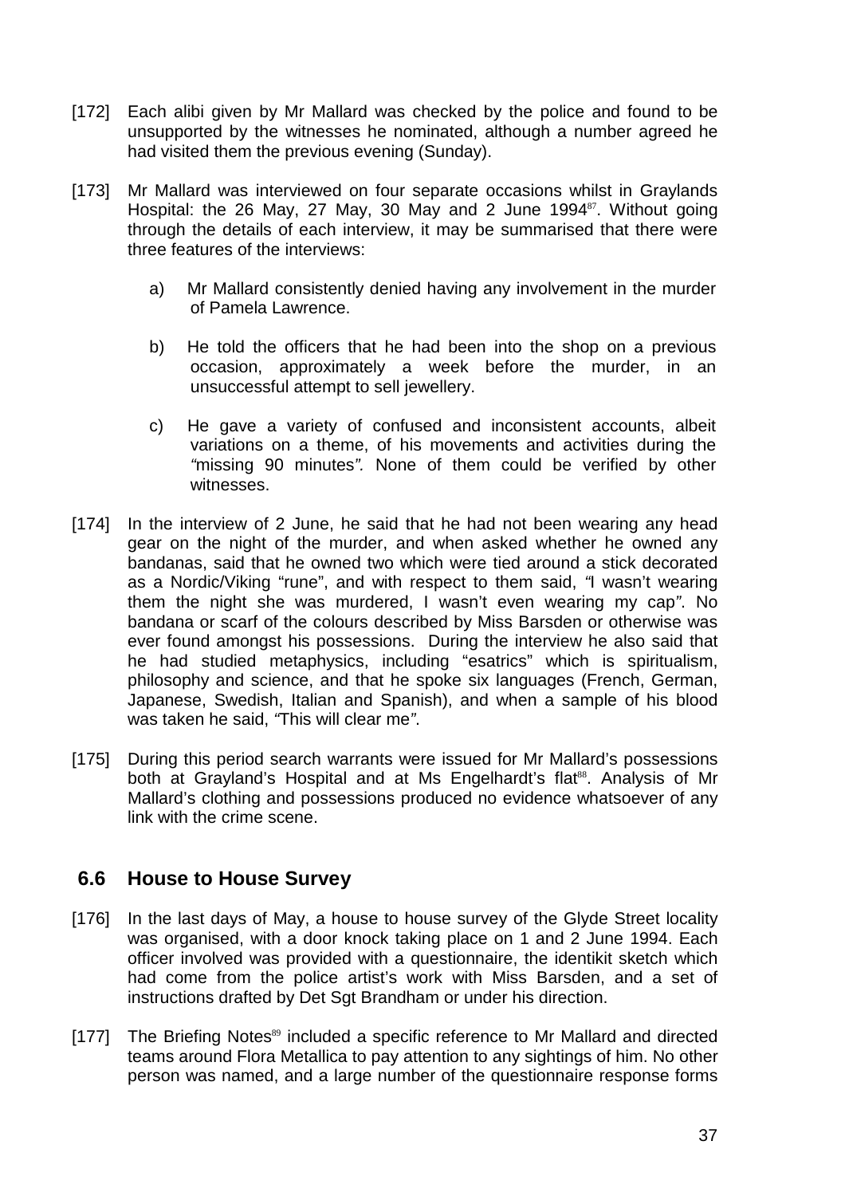[172] Each alibi given by Mr Mallard was checked by the police and found to be unsupported by the witnesses he nominated, although a number agreed he had visited them the previous evening (Sunday).

[173] Mr Mallard was interviewed on four separate occasions whilst in Graylands Hospital: the 26 May, 27 May, 30 May and 2 June 1994[87]. Without going through the details of each interview, it may be summarised that there were three features of the interviews:

a) Mr Mallard consistently denied having any involvement in the murder of Pamela Lawrence.

b) He told the officers that he had been into the shop on a previous occasion, approximately a week before the murder, in an unsuccessful attempt to sell jewellery.

c) He gave a variety of confused and inconsistent accounts, albeit variations on a theme, of his movements and activities during the *"*missing 90 minutes*".* None of them could be verified by other witnesses.

[174] In the interview of 2 June, he said that he had not been wearing any head gear on the night of the murder, and when asked whether he owned any bandanas, said that he owned two which were tied around a stick decorated as a Nordic/Viking "rune", and with respect to them said, *"*I wasn't wearing them the night she was murdered, I wasn't even wearing my cap*"*. No bandana or scarf of the colours described by Miss Barsden or otherwise was ever found amongst his possessions. During the interview he also said that he had studied metaphysics, including "esatrics" which is spiritualism, philosophy and science, and that he spoke six languages (French, German, Japanese, Swedish, Italian and Spanish), and when a sample of his blood was taken he said, *"*This will clear me*"*.

[175] During this period search warrants were issued for Mr Mallard's possessions both at Grayland's Hospital and at Ms Engelhardt's flat[88]. Analysis of Mr Mallard's clothing and possessions produced no evidence whatsoever of any link with the crime scene.

## 6.6 House to House Survey

[176] In the last days of May, a house to house survey of the Glyde Street locality was organised, with a door knock taking place on 1 and 2 June 1994. Each officer involved was provided with a questionnaire, the identikit sketch which had come from the police artist's work with Miss Barsden, and a set of instructions drafted by Det Sgt Brandham or under his direction.

[177] The Briefing Notes[89] included a specific reference to Mr Mallard and directed teams around Flora Metallica to pay attention to any sightings of him. No other person was named, and a large number of the questionnaire response forms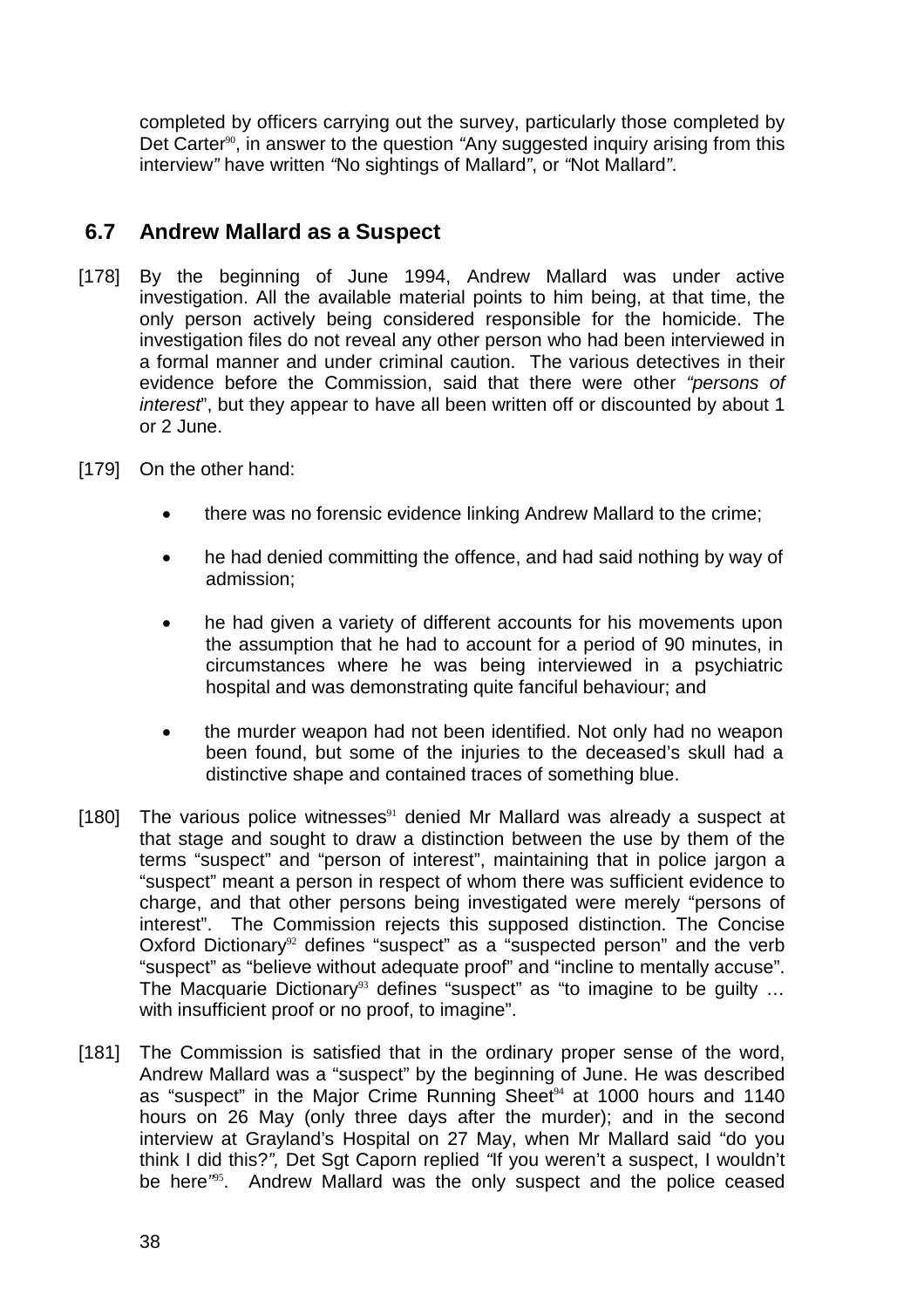completed by officers carrying out the survey, particularly those completed by Det Carter[90], in answer to the question *"*Any suggested inquiry arising from this interview*"* have written *"*No sightings of Mallard*"*, or *"*Not Mallard*"*.

## 6.7 Andrew Mallard as a Suspect

[178] By the beginning of June 1994, Andrew Mallard was under active investigation. All the available material points to him being, at that time, the only person actively being considered responsible for the homicide. The investigation files do not reveal any other person who had been interviewed in a formal manner and under criminal caution. The various detectives in their evidence before the Commission, said that there were other *"persons of interest*", but they appear to have all been written off or discounted by about 1 or 2 June.

[179] On the other hand:

- there was no forensic evidence linking Andrew Mallard to the crime;
- he had denied committing the offence, and had said nothing by way of admission;
- he had given a variety of different accounts for his movements upon the assumption that he had to account for a period of 90 minutes, in circumstances where he was being interviewed in a psychiatric hospital and was demonstrating quite fanciful behaviour; and
- the murder weapon had not been identified. Not only had no weapon been found, but some of the injuries to the deceased's skull had a distinctive shape and contained traces of something blue.

[180] The various police witnesses[91] denied Mr Mallard was already a suspect at that stage and sought to draw a distinction between the use by them of the terms "suspect" and "person of interest", maintaining that in police jargon a "suspect" meant a person in respect of whom there was sufficient evidence to charge, and that other persons being investigated were merely "persons of interest". The Commission rejects this supposed distinction. The Concise Oxford Dictionary[92] defines "suspect" as a "suspected person" and the verb "suspect" as "believe without adequate proof" and "incline to mentally accuse". The Macquarie Dictionary[93] defines "suspect" as "to imagine to be guilty … with insufficient proof or no proof, to imagine".

[181] The Commission is satisfied that in the ordinary proper sense of the word, Andrew Mallard was a "suspect" by the beginning of June. He was described as "suspect" in the Major Crime Running Sheet[94] at 1000 hours and 1140 hours on 26 May (only three days after the murder); and in the second interview at Grayland's Hospital on 27 May, when Mr Mallard said "do you think I did this?*"*, Det Sgt Caporn replied *"*If you weren't a suspect, I wouldn't be here*"*[95]. Andrew Mallard was the only suspect and the police ceased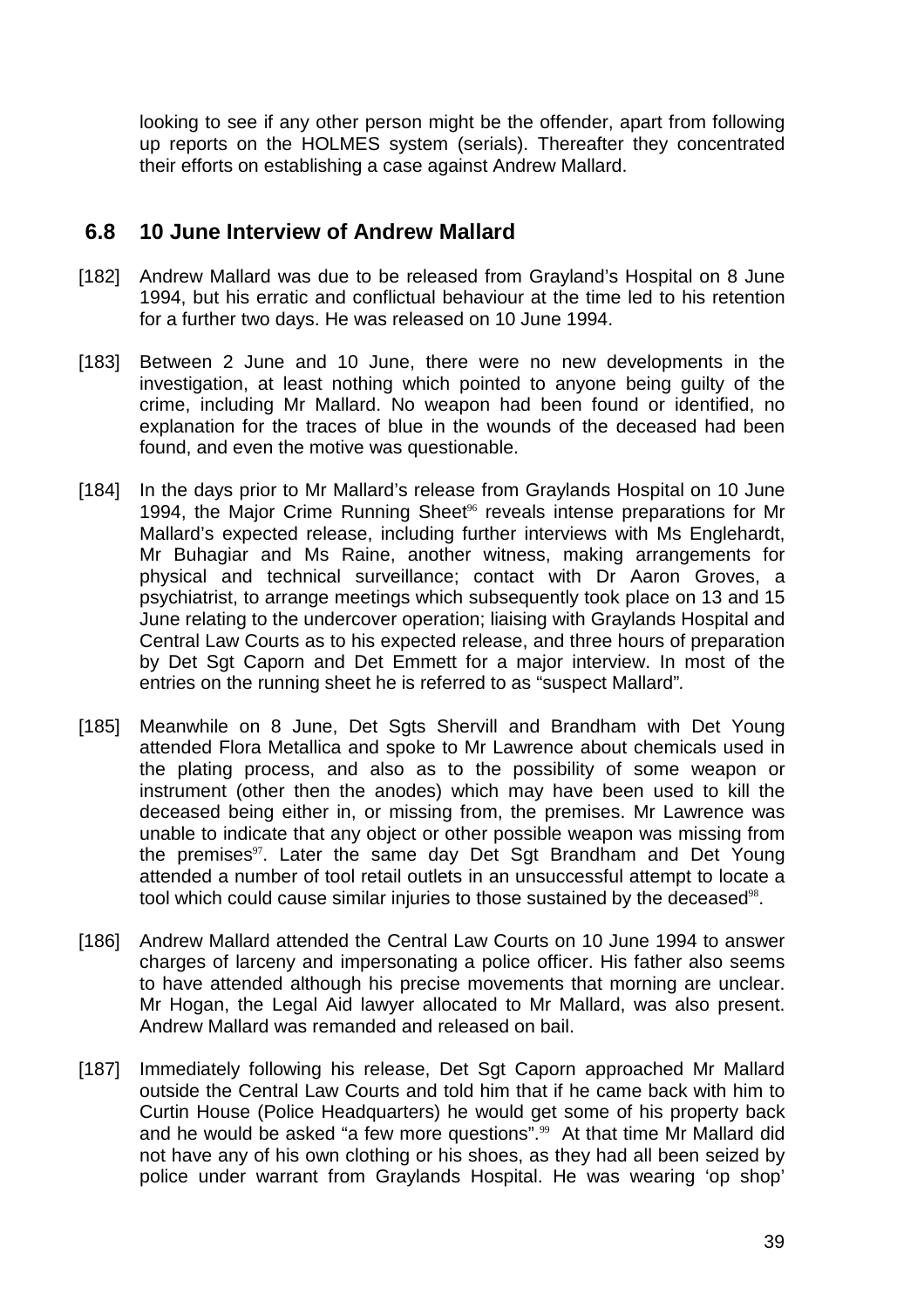looking to see if any other person might be the offender, apart from following up reports on the HOLMES system (serials). Thereafter they concentrated their efforts on establishing a case against Andrew Mallard.

## 6.8 10 June Interview of Andrew Mallard

[182] Andrew Mallard was due to be released from Grayland's Hospital on 8 June 1994, but his erratic and conflictual behaviour at the time led to his retention for a further two days. He was released on 10 June 1994.

[183] Between 2 June and 10 June, there were no new developments in the investigation, at least nothing which pointed to anyone being guilty of the crime, including Mr Mallard. No weapon had been found or identified, no explanation for the traces of blue in the wounds of the deceased had been found, and even the motive was questionable.

[184] In the days prior to Mr Mallard's release from Graylands Hospital on 10 June 1994, the Major Crime Running Sheet[96] reveals intense preparations for Mr Mallard's expected release, including further interviews with Ms Englehardt, Mr Buhagiar and Ms Raine, another witness, making arrangements for physical and technical surveillance; contact with Dr Aaron Groves, a psychiatrist, to arrange meetings which subsequently took place on 13 and 15 June relating to the undercover operation; liaising with Graylands Hospital and Central Law Courts as to his expected release, and three hours of preparation by Det Sgt Caporn and Det Emmett for a major interview. In most of the entries on the running sheet he is referred to as "suspect Mallard".

[185] Meanwhile on 8 June, Det Sgts Shervill and Brandham with Det Young attended Flora Metallica and spoke to Mr Lawrence about chemicals used in the plating process, and also as to the possibility of some weapon or instrument (other then the anodes) which may have been used to kill the deceased being either in, or missing from, the premises. Mr Lawrence was unable to indicate that any object or other possible weapon was missing from the premises[97]. Later the same day Det Sgt Brandham and Det Young attended a number of tool retail outlets in an unsuccessful attempt to locate a tool which could cause similar injuries to those sustained by the deceased[98].

[186] Andrew Mallard attended the Central Law Courts on 10 June 1994 to answer charges of larceny and impersonating a police officer. His father also seems to have attended although his precise movements that morning are unclear. Mr Hogan, the Legal Aid lawyer allocated to Mr Mallard, was also present. Andrew Mallard was remanded and released on bail.

[187] Immediately following his release, Det Sgt Caporn approached Mr Mallard outside the Central Law Courts and told him that if he came back with him to Curtin House (Police Headquarters) he would get some of his property back and he would be asked "a few more questions".[99] At that time Mr Mallard did not have any of his own clothing or his shoes, as they had all been seized by police under warrant from Graylands Hospital. He was wearing 'op shop'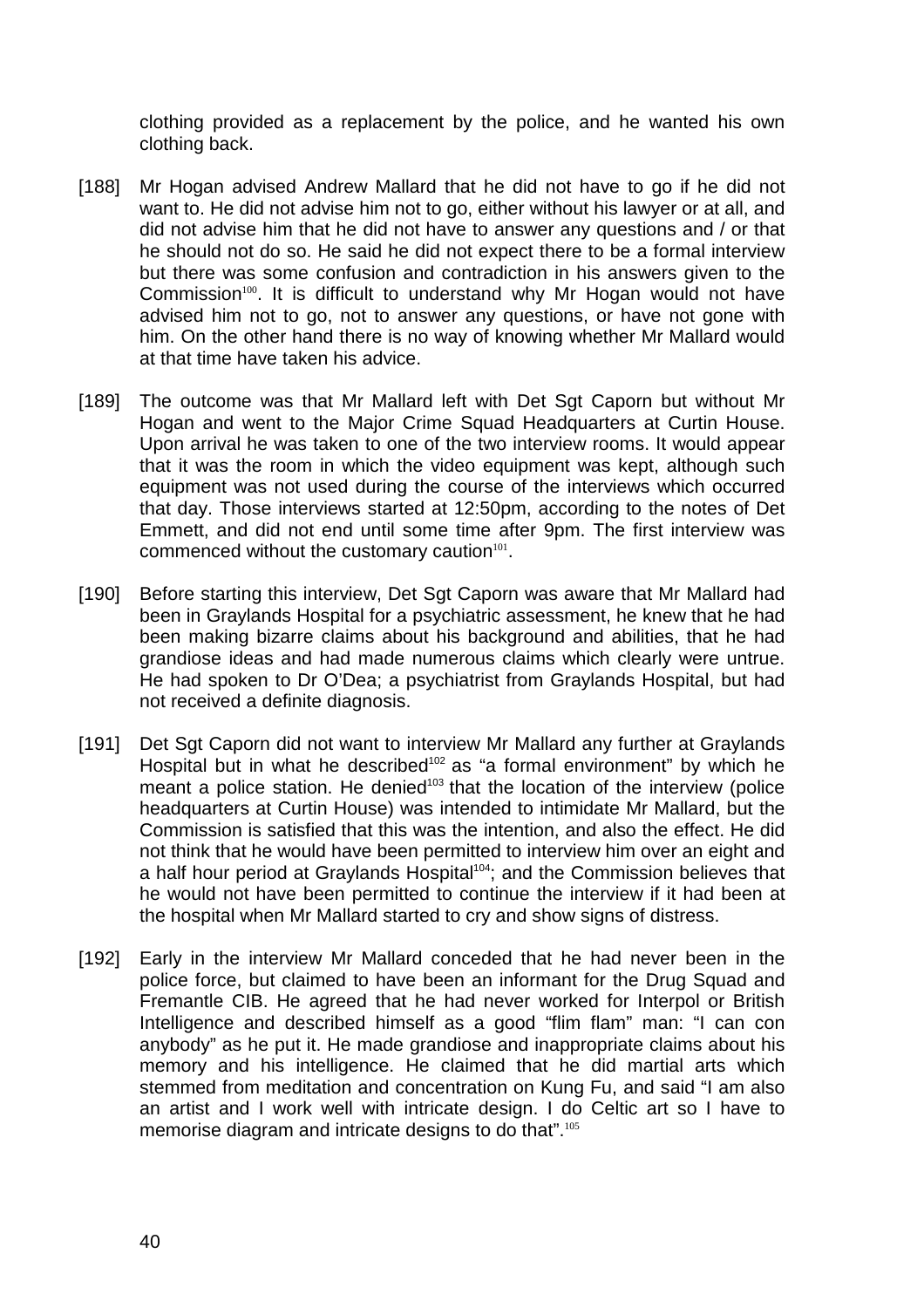clothing provided as a replacement by the police, and he wanted his own clothing back.

[188] Mr Hogan advised Andrew Mallard that he did not have to go if he did not want to. He did not advise him not to go, either without his lawyer or at all, and did not advise him that he did not have to answer any questions and / or that he should not do so. He said he did not expect there to be a formal interview but there was some confusion and contradiction in his answers given to the Commission[100]. It is difficult to understand why Mr Hogan would not have advised him not to go, not to answer any questions, or have not gone with him. On the other hand there is no way of knowing whether Mr Mallard would at that time have taken his advice.

[189] The outcome was that Mr Mallard left with Det Sgt Caporn but without Mr Hogan and went to the Major Crime Squad Headquarters at Curtin House. Upon arrival he was taken to one of the two interview rooms. It would appear that it was the room in which the video equipment was kept, although such equipment was not used during the course of the interviews which occurred that day. Those interviews started at 12:50pm, according to the notes of Det Emmett, and did not end until some time after 9pm. The first interview was commenced without the customary caution[101].

[190] Before starting this interview, Det Sgt Caporn was aware that Mr Mallard had been in Graylands Hospital for a psychiatric assessment, he knew that he had been making bizarre claims about his background and abilities, that he had grandiose ideas and had made numerous claims which clearly were untrue. He had spoken to Dr O'Dea; a psychiatrist from Graylands Hospital, but had not received a definite diagnosis.

[191] Det Sgt Caporn did not want to interview Mr Mallard any further at Graylands Hospital but in what he described[102] as "a formal environment" by which he meant a police station. He denied[103] that the location of the interview (police headquarters at Curtin House) was intended to intimidate Mr Mallard, but the Commission is satisfied that this was the intention, and also the effect. He did not think that he would have been permitted to interview him over an eight and a half hour period at Graylands Hospital[104]; and the Commission believes that he would not have been permitted to continue the interview if it had been at the hospital when Mr Mallard started to cry and show signs of distress.

[192] Early in the interview Mr Mallard conceded that he had never been in the police force, but claimed to have been an informant for the Drug Squad and Fremantle CIB. He agreed that he had never worked for Interpol or British Intelligence and described himself as a good "flim flam" man: "I can con anybody" as he put it. He made grandiose and inappropriate claims about his memory and his intelligence. He claimed that he did martial arts which stemmed from meditation and concentration on Kung Fu, and said "I am also an artist and I work well with intricate design. I do Celtic art so I have to memorise diagram and intricate designs to do that".[105]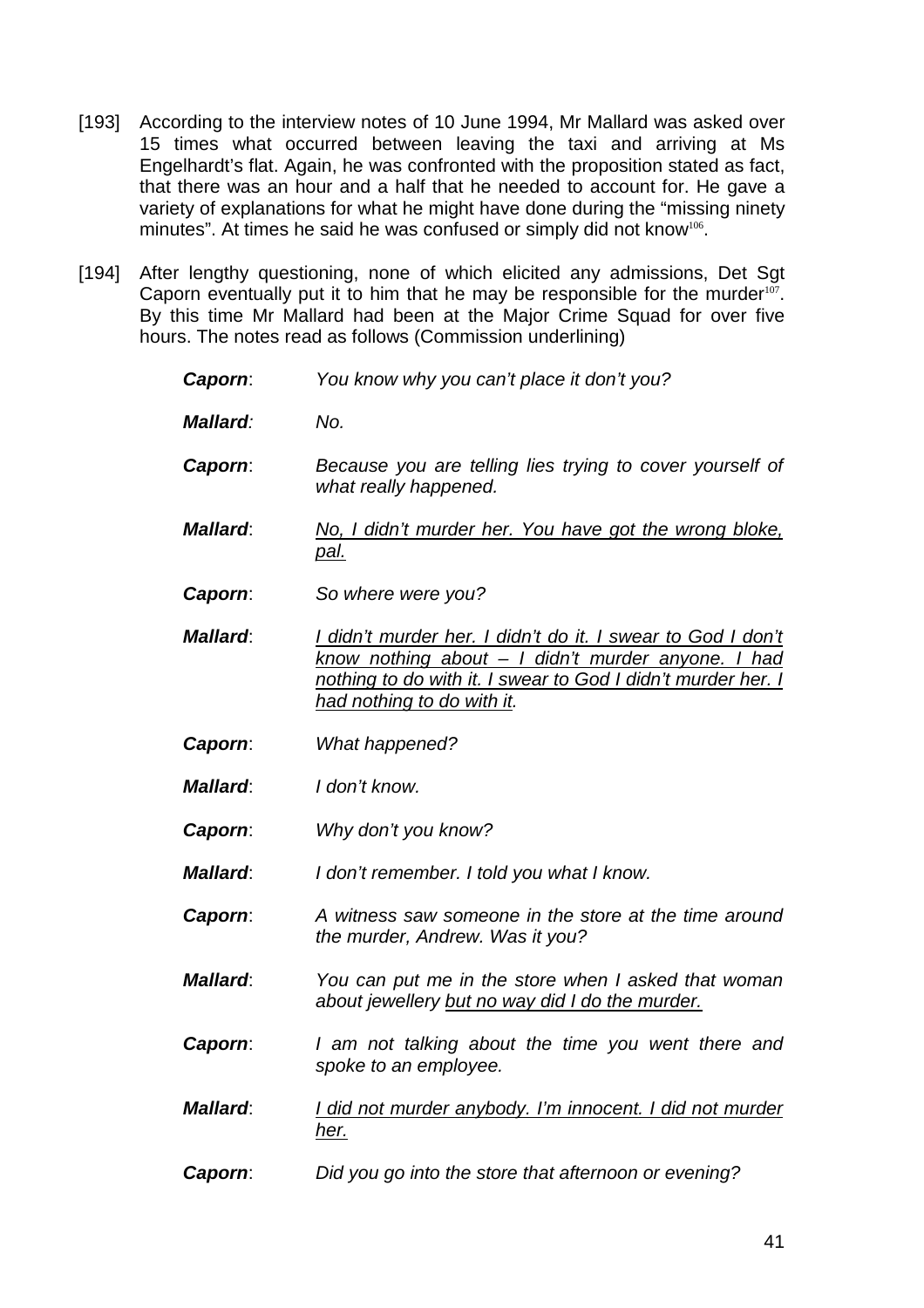[193] According to the interview notes of 10 June 1994, Mr Mallard was asked over 15 times what occurred between leaving the taxi and arriving at Ms Engelhardt's flat. Again, he was confronted with the proposition stated as fact, that there was an hour and a half that he needed to account for. He gave a variety of explanations for what he might have done during the "missing ninety minutes". At times he said he was confused or simply did not know[106].

[194] After lengthy questioning, none of which elicited any admissions, Det Sgt Caporn eventually put it to him that he may be responsible for the murder[107]. By this time Mr Mallard had been at the Major Crime Squad for over five hours. The notes read as follows (Commission underlining)

> ***Caporn***: *You know why you can't place it don't you?*
>
> ***Mallard***: *No.*
>
> ***Caporn***: *Because you are telling lies trying to cover yourself of what really happened.*
>
> ***Mallard***: <u>*No, I didn't murder her. You have got the wrong bloke, pal.*</u>
>
> ***Caporn***: *So where were you?*
>
> ***Mallard***: <u>*I didn't murder her. I didn't do it. I swear to God I don't know nothing about – I didn't murder anyone. I had nothing to do with it. I swear to God I didn't murder her. I had nothing to do with it*</u>*.*
>
> ***Caporn***: *What happened?*
>
> ***Mallard***: *I don't know.*
>
> ***Caporn***: *Why don't you know?*
>
> ***Mallard***: *I don't remember. I told you what I know.*
>
> ***Caporn***: *A witness saw someone in the store at the time around the murder, Andrew. Was it you?*
>
> ***Mallard***: *You can put me in the store when I asked that woman about jewellery* <u>*but no way did I do the murder.*</u>
>
> ***Caporn***: *I am not talking about the time you went there and spoke to an employee.*
>
> ***Mallard***: <u>*I did not murder anybody. I'm innocent. I did not murder her.*</u>
>
> ***Caporn***: *Did you go into the store that afternoon or evening?*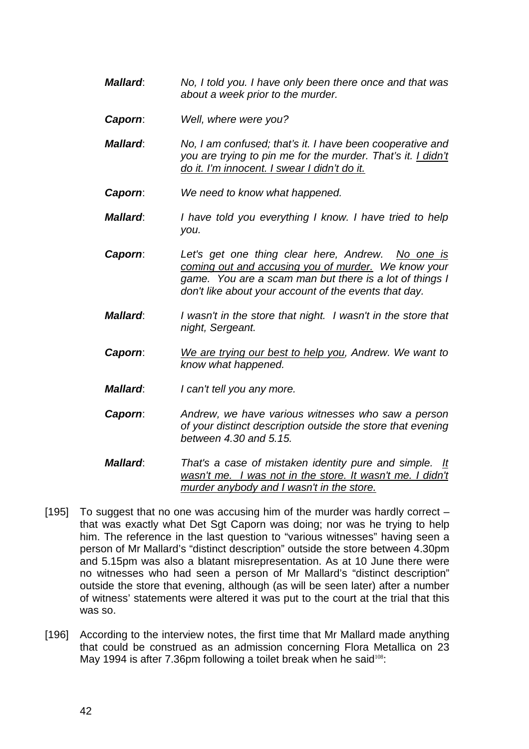***Mallard***: *No, I told you. I have only been there once and that was about a week prior to the murder.*

***Caporn***: *Well, where were you?*

***Mallard***: *No, I am confused; that's it. I have been cooperative and you are trying to pin me for the murder. That's it. <u>I didn't do it. I'm innocent. I swear I didn't do it.</u>*

***Caporn***: *We need to know what happened.*

***Mallard***: *I have told you everything I know. I have tried to help you.*

***Caporn***: *Let's get one thing clear here, Andrew. <u>No one is coming out and accusing you of murder.</u> We know your game. You are a scam man but there is a lot of things I don't like about your account of the events that day.*

***Mallard***: *I wasn't in the store that night. I wasn't in the store that night, Sergeant.*

***Caporn***: *<u>We are trying our best to help you</u>, Andrew. We want to know what happened.*

***Mallard***: *I can't tell you any more.*

***Caporn***: *Andrew, we have various witnesses who saw a person of your distinct description outside the store that evening between 4.30 and 5.15.*

***Mallard***: *That's a case of mistaken identity pure and simple. <u>It wasn't me. I was not in the store. It wasn't me. I didn't murder anybody and I wasn't in the store.</u>*

[195] To suggest that no one was accusing him of the murder was hardly correct – that was exactly what Det Sgt Caporn was doing; nor was he trying to help him. The reference in the last question to "various witnesses" having seen a person of Mr Mallard's "distinct description" outside the store between 4.30pm and 5.15pm was also a blatant misrepresentation. As at 10 June there were no witnesses who had seen a person of Mr Mallard's "distinct description" outside the store that evening, although (as will be seen later) after a number of witness' statements were altered it was put to the court at the trial that this was so.

[196] According to the interview notes, the first time that Mr Mallard made anything that could be construed as an admission concerning Flora Metallica on 23 May 1994 is after 7.36pm following a toilet break when he said[108]: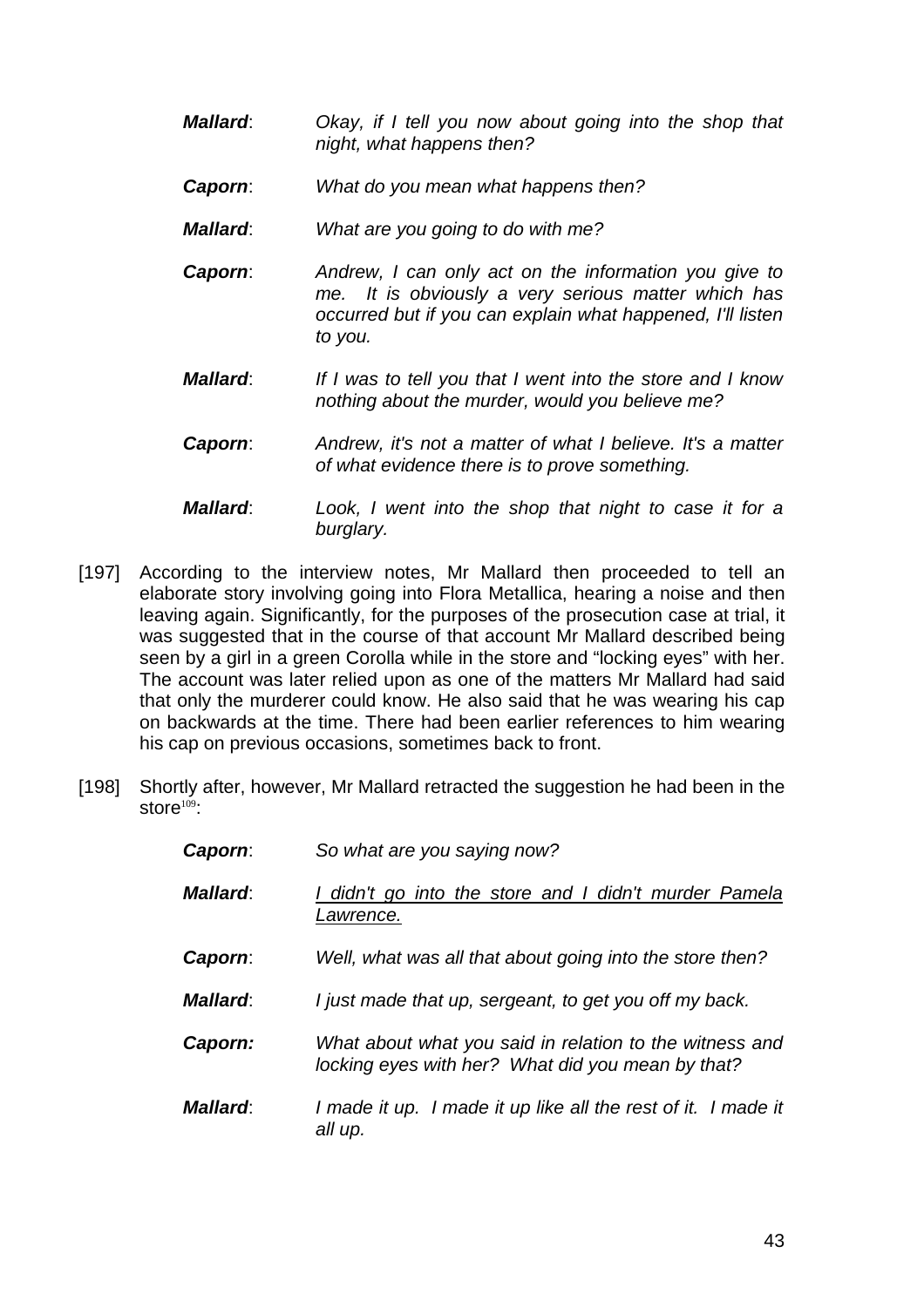| | |
|---|---|
| ***Mallard***: | *Okay, if I tell you now about going into the shop that night, what happens then?* |
| ***Caporn***: | *What do you mean what happens then?* |
| ***Mallard***: | *What are you going to do with me?* |
| ***Caporn***: | *Andrew, I can only act on the information you give to me. It is obviously a very serious matter which has occurred but if you can explain what happened, I'll listen to you.* |
| ***Mallard***: | *If I was to tell you that I went into the store and I know nothing about the murder, would you believe me?* |
| ***Caporn***: | *Andrew, it's not a matter of what I believe. It's a matter of what evidence there is to prove something.* |
| ***Mallard***: | *Look, I went into the shop that night to case it for a burglary.* |

[197] According to the interview notes, Mr Mallard then proceeded to tell an elaborate story involving going into Flora Metallica, hearing a noise and then leaving again. Significantly, for the purposes of the prosecution case at trial, it was suggested that in the course of that account Mr Mallard described being seen by a girl in a green Corolla while in the store and "locking eyes" with her. The account was later relied upon as one of the matters Mr Mallard had said that only the murderer could know. He also said that he was wearing his cap on backwards at the time. There had been earlier references to him wearing his cap on previous occasions, sometimes back to front.

[198] Shortly after, however, Mr Mallard retracted the suggestion he had been in the store[109]:

| | |
|---|---|
| ***Caporn***: | *So what are you saying now?* |
| ***Mallard***: | <u>*I didn't go into the store and I didn't murder Pamela Lawrence.*</u> |
| ***Caporn***: | *Well, what was all that about going into the store then?* |
| ***Mallard***: | *I just made that up, sergeant, to get you off my back.* |
| ***Caporn:*** | *What about what you said in relation to the witness and locking eyes with her? What did you mean by that?* |
| ***Mallard***: | *I made it up. I made it up like all the rest of it. I made it all up.* |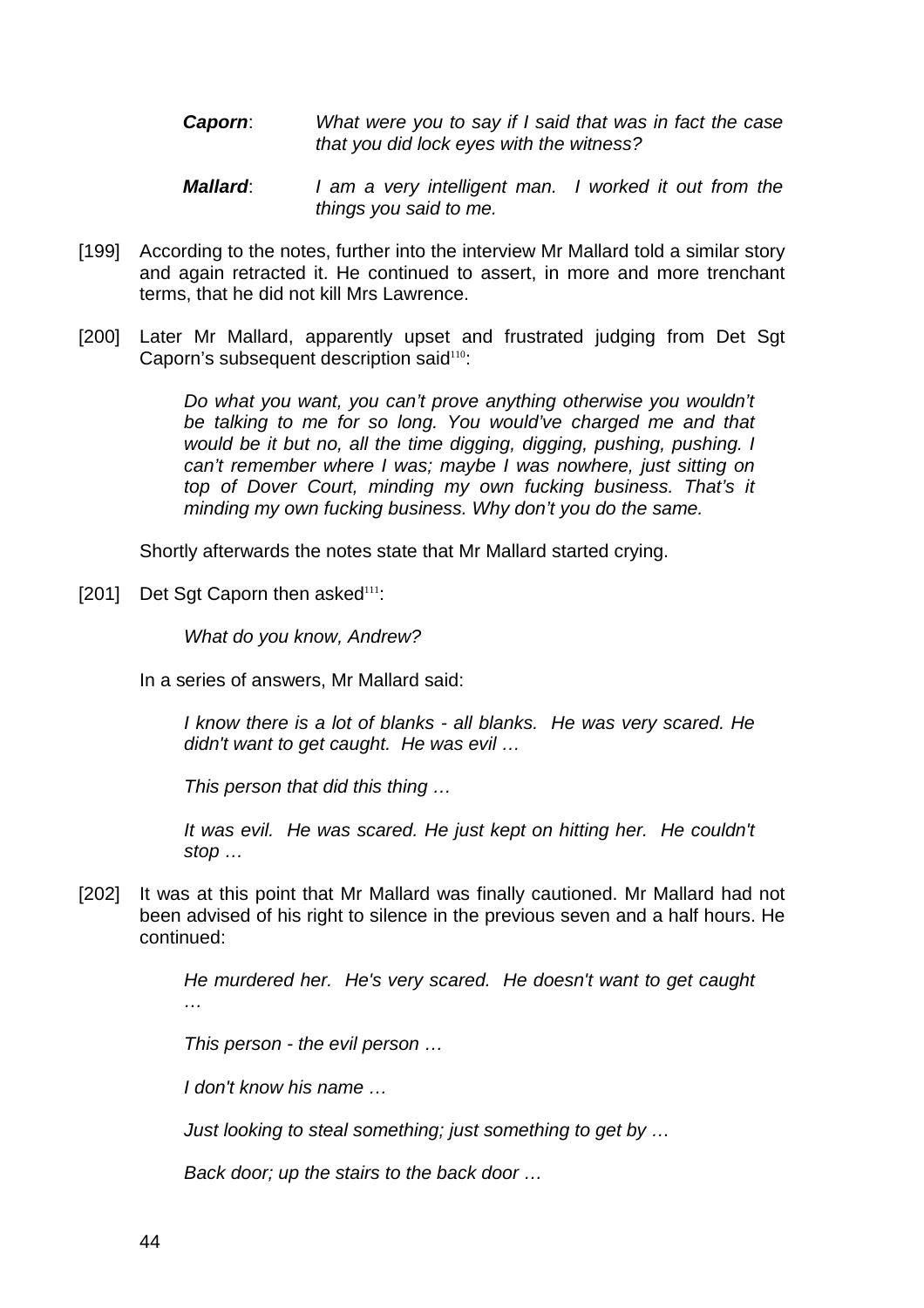> ***Caporn***: *What were you to say if I said that was in fact the case that you did lock eyes with the witness?*
>
> ***Mallard***: *I am a very intelligent man. I worked it out from the things you said to me.*

[199] According to the notes, further into the interview Mr Mallard told a similar story and again retracted it. He continued to assert, in more and more trenchant terms, that he did not kill Mrs Lawrence.

[200] Later Mr Mallard, apparently upset and frustrated judging from Det Sgt Caporn's subsequent description said[110]:

> *Do what you want, you can't prove anything otherwise you wouldn't be talking to me for so long. You would've charged me and that would be it but no, all the time digging, digging, pushing, pushing. I can't remember where I was; maybe I was nowhere, just sitting on top of Dover Court, minding my own fucking business. That's it minding my own fucking business. Why don't you do the same.*

Shortly afterwards the notes state that Mr Mallard started crying.

[201] Det Sgt Caporn then asked[111]:

> *What do you know, Andrew?*

In a series of answers, Mr Mallard said:

> *I know there is a lot of blanks - all blanks. He was very scared. He didn't want to get caught. He was evil …*
>
> *This person that did this thing …*
>
> *It was evil. He was scared. He just kept on hitting her. He couldn't stop …*

[202] It was at this point that Mr Mallard was finally cautioned. Mr Mallard had not been advised of his right to silence in the previous seven and a half hours. He continued:

> *He murdered her. He's very scared. He doesn't want to get caught …*
>
> *This person - the evil person …*
>
> *I don't know his name …*
>
> *Just looking to steal something; just something to get by …*
>
> *Back door; up the stairs to the back door …*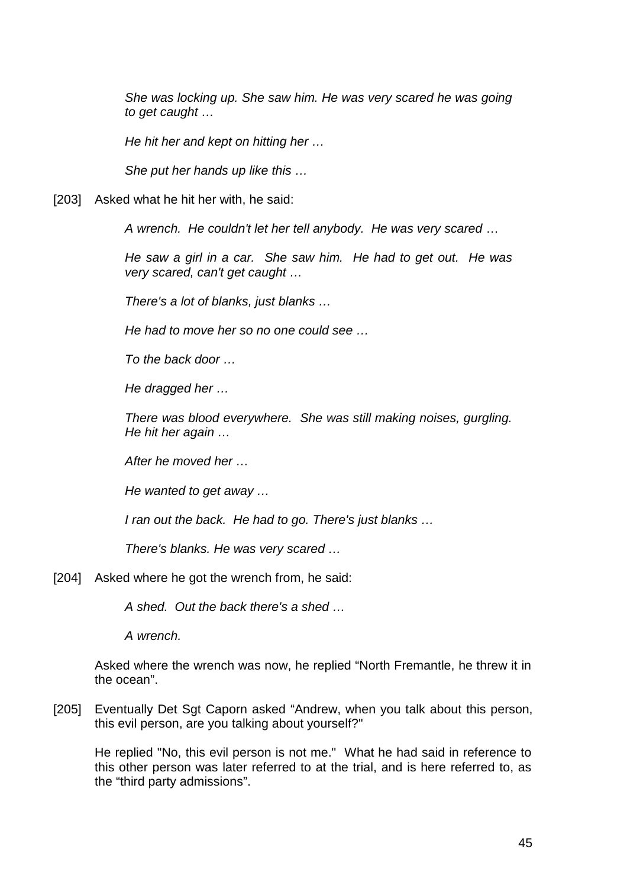> *She was locking up. She saw him. He was very scared he was going to get caught …*
>
> *He hit her and kept on hitting her …*
>
> *She put her hands up like this …*

[203] Asked what he hit her with, he said:

> *A wrench. He couldn't let her tell anybody. He was very scared …*
>
> *He saw a girl in a car. She saw him. He had to get out. He was very scared, can't get caught …*
>
> *There's a lot of blanks, just blanks …*
>
> *He had to move her so no one could see …*
>
> *To the back door …*
>
> *He dragged her …*
>
> *There was blood everywhere. She was still making noises, gurgling. He hit her again …*
>
> *After he moved her …*
>
> *He wanted to get away …*
>
> *I ran out the back. He had to go. There's just blanks …*
>
> *There's blanks. He was very scared …*

[204] Asked where he got the wrench from, he said:

> *A shed. Out the back there's a shed …*
>
> *A wrench.*

Asked where the wrench was now, he replied "North Fremantle, he threw it in the ocean".

[205] Eventually Det Sgt Caporn asked "Andrew, when you talk about this person, this evil person, are you talking about yourself?"

He replied "No, this evil person is not me." What he had said in reference to this other person was later referred to at the trial, and is here referred to, as the "third party admissions".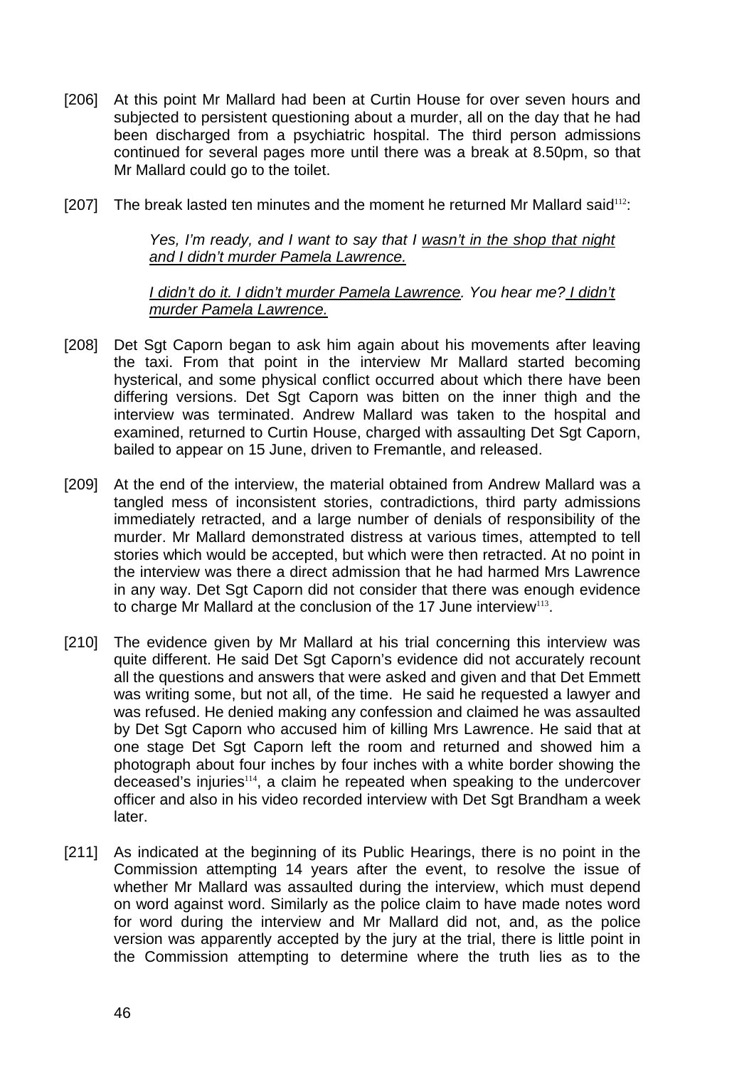[206] At this point Mr Mallard had been at Curtin House for over seven hours and subjected to persistent questioning about a murder, all on the day that he had been discharged from a psychiatric hospital. The third person admissions continued for several pages more until there was a break at 8.50pm, so that Mr Mallard could go to the toilet.

[207] The break lasted ten minutes and the moment he returned Mr Mallard said[112]:

> *Yes, I'm ready, and I want to say that I <u>wasn't in the shop that night and I didn't murder Pamela Lawrence.</u>*
>
> *<u>I didn't do it. I didn't murder Pamela Lawrence</u>. You hear me? <u>I didn't murder Pamela Lawrence.</u>*

[208] Det Sgt Caporn began to ask him again about his movements after leaving the taxi. From that point in the interview Mr Mallard started becoming hysterical, and some physical conflict occurred about which there have been differing versions. Det Sgt Caporn was bitten on the inner thigh and the interview was terminated. Andrew Mallard was taken to the hospital and examined, returned to Curtin House, charged with assaulting Det Sgt Caporn, bailed to appear on 15 June, driven to Fremantle, and released.

[209] At the end of the interview, the material obtained from Andrew Mallard was a tangled mess of inconsistent stories, contradictions, third party admissions immediately retracted, and a large number of denials of responsibility of the murder. Mr Mallard demonstrated distress at various times, attempted to tell stories which would be accepted, but which were then retracted. At no point in the interview was there a direct admission that he had harmed Mrs Lawrence in any way. Det Sgt Caporn did not consider that there was enough evidence to charge Mr Mallard at the conclusion of the 17 June interview[113].

[210] The evidence given by Mr Mallard at his trial concerning this interview was quite different. He said Det Sgt Caporn's evidence did not accurately recount all the questions and answers that were asked and given and that Det Emmett was writing some, but not all, of the time. He said he requested a lawyer and was refused. He denied making any confession and claimed he was assaulted by Det Sgt Caporn who accused him of killing Mrs Lawrence. He said that at one stage Det Sgt Caporn left the room and returned and showed him a photograph about four inches by four inches with a white border showing the deceased's injuries[114], a claim he repeated when speaking to the undercover officer and also in his video recorded interview with Det Sgt Brandham a week later.

[211] As indicated at the beginning of its Public Hearings, there is no point in the Commission attempting 14 years after the event, to resolve the issue of whether Mr Mallard was assaulted during the interview, which must depend on word against word. Similarly as the police claim to have made notes word for word during the interview and Mr Mallard did not, and, as the police version was apparently accepted by the jury at the trial, there is little point in the Commission attempting to determine where the truth lies as to the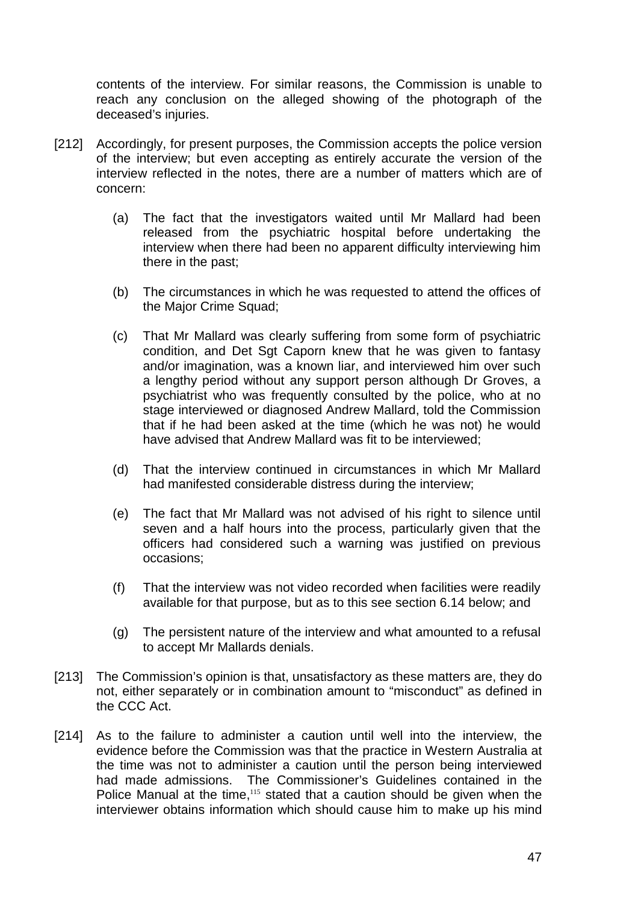contents of the interview. For similar reasons, the Commission is unable to reach any conclusion on the alleged showing of the photograph of the deceased's injuries.

[212] Accordingly, for present purposes, the Commission accepts the police version of the interview; but even accepting as entirely accurate the version of the interview reflected in the notes, there are a number of matters which are of concern:

(a) The fact that the investigators waited until Mr Mallard had been released from the psychiatric hospital before undertaking the interview when there had been no apparent difficulty interviewing him there in the past;

(b) The circumstances in which he was requested to attend the offices of the Major Crime Squad;

(c) That Mr Mallard was clearly suffering from some form of psychiatric condition, and Det Sgt Caporn knew that he was given to fantasy and/or imagination, was a known liar, and interviewed him over such a lengthy period without any support person although Dr Groves, a psychiatrist who was frequently consulted by the police, who at no stage interviewed or diagnosed Andrew Mallard, told the Commission that if he had been asked at the time (which he was not) he would have advised that Andrew Mallard was fit to be interviewed;

(d) That the interview continued in circumstances in which Mr Mallard had manifested considerable distress during the interview;

(e) The fact that Mr Mallard was not advised of his right to silence until seven and a half hours into the process, particularly given that the officers had considered such a warning was justified on previous occasions;

(f) That the interview was not video recorded when facilities were readily available for that purpose, but as to this see section 6.14 below; and

(g) The persistent nature of the interview and what amounted to a refusal to accept Mr Mallards denials.

[213] The Commission's opinion is that, unsatisfactory as these matters are, they do not, either separately or in combination amount to "misconduct" as defined in the CCC Act.

[214] As to the failure to administer a caution until well into the interview, the evidence before the Commission was that the practice in Western Australia at the time was not to administer a caution until the person being interviewed had made admissions. The Commissioner's Guidelines contained in the Police Manual at the time,[115] stated that a caution should be given when the interviewer obtains information which should cause him to make up his mind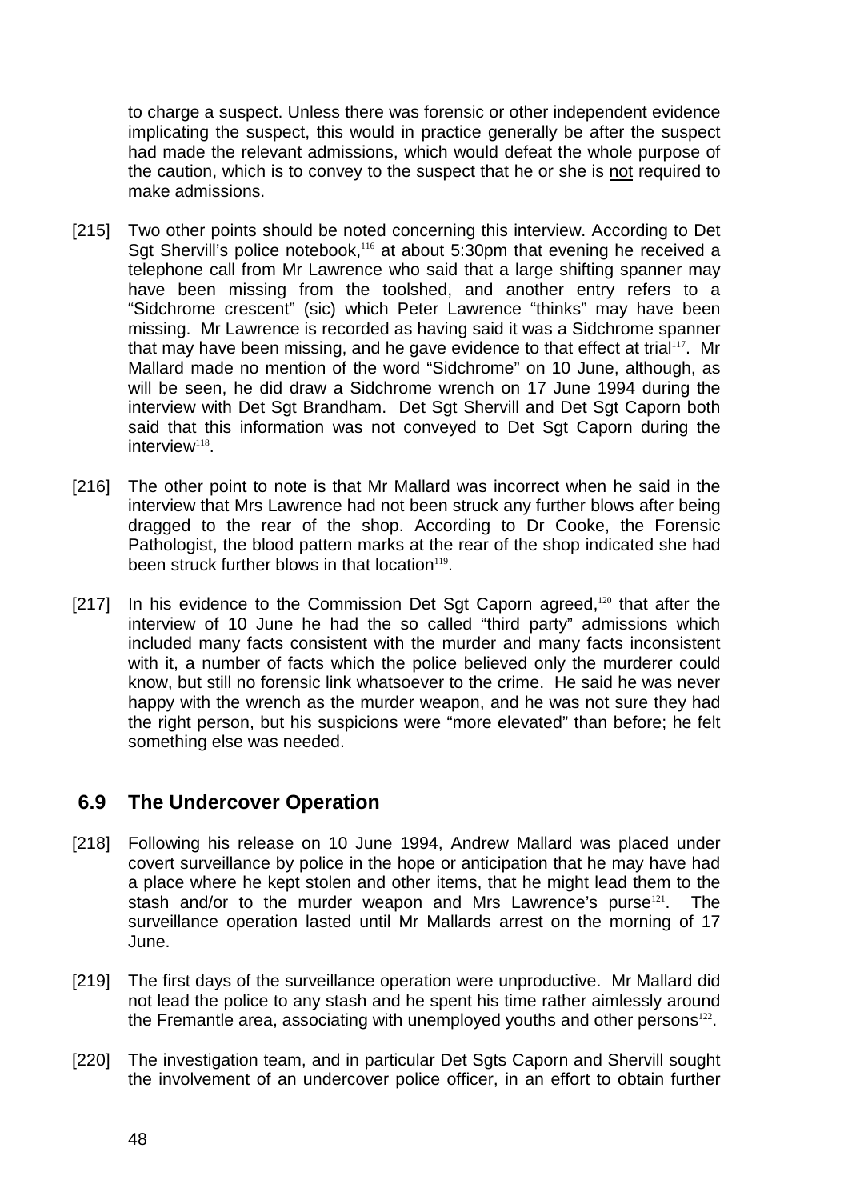to charge a suspect. Unless there was forensic or other independent evidence implicating the suspect, this would in practice generally be after the suspect had made the relevant admissions, which would defeat the whole purpose of the caution, which is to convey to the suspect that he or she is not required to make admissions.

[215] Two other points should be noted concerning this interview. According to Det Sgt Shervill's police notebook,[116] at about 5:30pm that evening he received a telephone call from Mr Lawrence who said that a large shifting spanner may have been missing from the toolshed, and another entry refers to a "Sidchrome crescent" (sic) which Peter Lawrence "thinks" may have been missing. Mr Lawrence is recorded as having said it was a Sidchrome spanner that may have been missing, and he gave evidence to that effect at trial[117]. Mr Mallard made no mention of the word "Sidchrome" on 10 June, although, as will be seen, he did draw a Sidchrome wrench on 17 June 1994 during the interview with Det Sgt Brandham. Det Sgt Shervill and Det Sgt Caporn both said that this information was not conveyed to Det Sgt Caporn during the interview[118].

[216] The other point to note is that Mr Mallard was incorrect when he said in the interview that Mrs Lawrence had not been struck any further blows after being dragged to the rear of the shop. According to Dr Cooke, the Forensic Pathologist, the blood pattern marks at the rear of the shop indicated she had been struck further blows in that location[119].

[217] In his evidence to the Commission Det Sgt Caporn agreed,[120] that after the interview of 10 June he had the so called "third party" admissions which included many facts consistent with the murder and many facts inconsistent with it, a number of facts which the police believed only the murderer could know, but still no forensic link whatsoever to the crime. He said he was never happy with the wrench as the murder weapon, and he was not sure they had the right person, but his suspicions were "more elevated" than before; he felt something else was needed.

## 6.9 The Undercover Operation

[218] Following his release on 10 June 1994, Andrew Mallard was placed under covert surveillance by police in the hope or anticipation that he may have had a place where he kept stolen and other items, that he might lead them to the stash and/or to the murder weapon and Mrs Lawrence's purse[121]. The surveillance operation lasted until Mr Mallards arrest on the morning of 17 June.

[219] The first days of the surveillance operation were unproductive. Mr Mallard did not lead the police to any stash and he spent his time rather aimlessly around the Fremantle area, associating with unemployed youths and other persons[122].

[220] The investigation team, and in particular Det Sgts Caporn and Shervill sought the involvement of an undercover police officer, in an effort to obtain further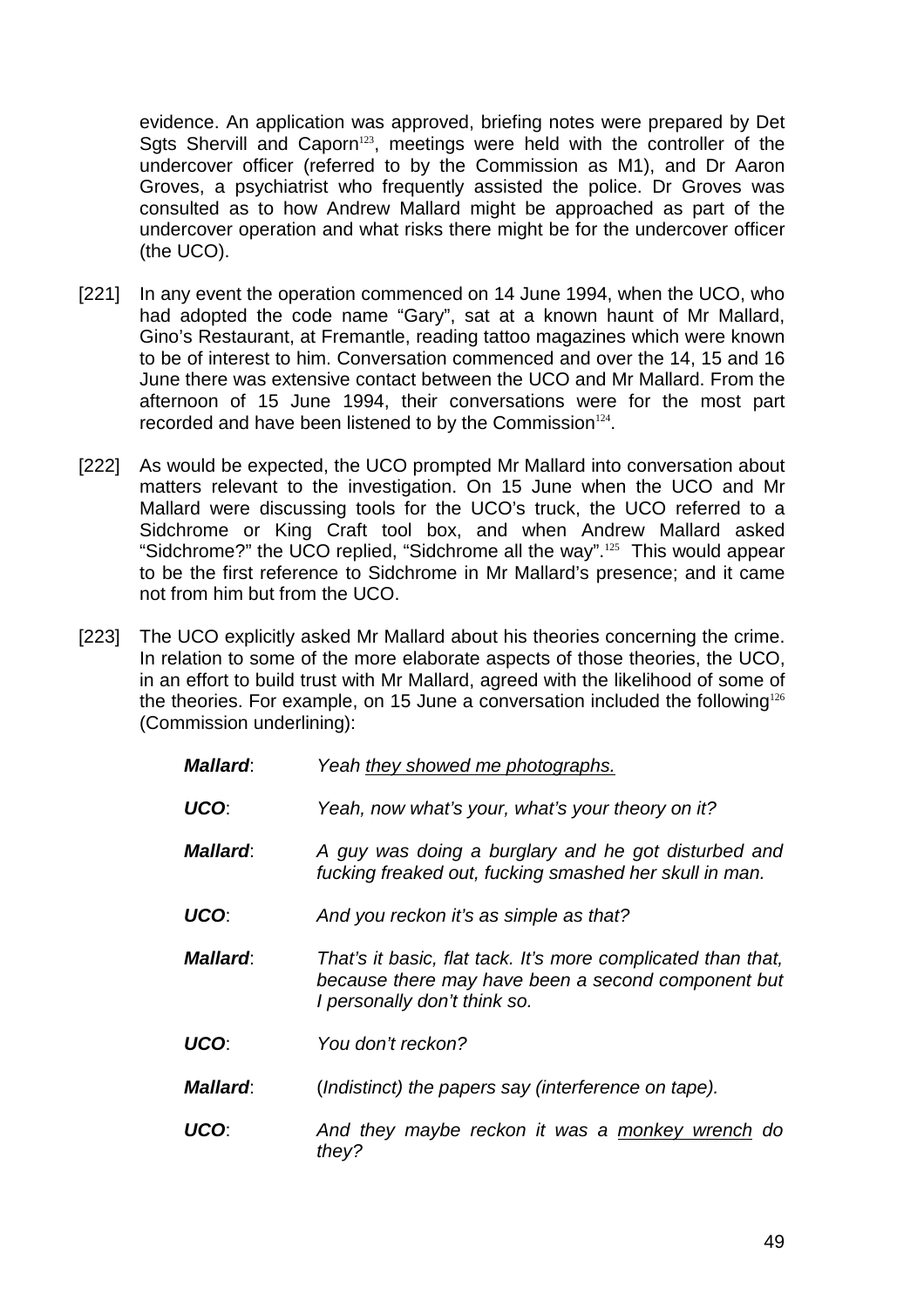evidence. An application was approved, briefing notes were prepared by Det Sgts Shervill and Caporn[123], meetings were held with the controller of the undercover officer (referred to by the Commission as M1), and Dr Aaron Groves, a psychiatrist who frequently assisted the police. Dr Groves was consulted as to how Andrew Mallard might be approached as part of the undercover operation and what risks there might be for the undercover officer (the UCO).

[221] In any event the operation commenced on 14 June 1994, when the UCO, who had adopted the code name "Gary", sat at a known haunt of Mr Mallard, Gino's Restaurant, at Fremantle, reading tattoo magazines which were known to be of interest to him. Conversation commenced and over the 14, 15 and 16 June there was extensive contact between the UCO and Mr Mallard. From the afternoon of 15 June 1994, their conversations were for the most part recorded and have been listened to by the Commission[124].

[222] As would be expected, the UCO prompted Mr Mallard into conversation about matters relevant to the investigation. On 15 June when the UCO and Mr Mallard were discussing tools for the UCO's truck, the UCO referred to a Sidchrome or King Craft tool box, and when Andrew Mallard asked "Sidchrome?" the UCO replied, "Sidchrome all the way".[125] This would appear to be the first reference to Sidchrome in Mr Mallard's presence; and it came not from him but from the UCO.

[223] The UCO explicitly asked Mr Mallard about his theories concerning the crime. In relation to some of the more elaborate aspects of those theories, the UCO, in an effort to build trust with Mr Mallard, agreed with the likelihood of some of the theories. For example, on 15 June a conversation included the following[126] (Commission underlining):

> ***Mallard***: *Yeah <u>they showed me photographs.</u>*
>
> ***UCO***: *Yeah, now what's your, what's your theory on it?*
>
> ***Mallard***: *A guy was doing a burglary and he got disturbed and fucking freaked out, fucking smashed her skull in man.*
>
> ***UCO***: *And you reckon it's as simple as that?*
>
> ***Mallard***: *That's it basic, flat tack. It's more complicated than that, because there may have been a second component but I personally don't think so.*
>
> ***UCO***: *You don't reckon?*
>
> ***Mallard***: (*Indistinct) the papers say (interference on tape).*
>
> ***UCO***: *And they maybe reckon it was a <u>monkey wrench</u> do they?*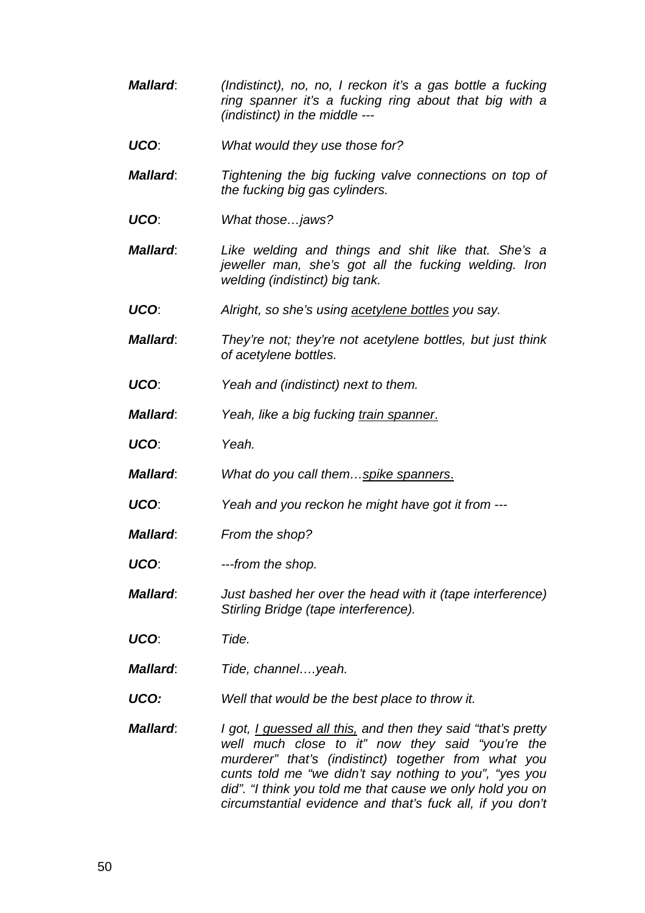**Mallard**: *(Indistinct), no, no, I reckon it's a gas bottle a fucking ring spanner it's a fucking ring about that big with a (indistinct) in the middle ---*

**UCO**: *What would they use those for?*

**Mallard**: *Tightening the big fucking valve connections on top of the fucking big gas cylinders.*

**UCO**: *What those…jaws?*

**Mallard**: *Like welding and things and shit like that. She's a jeweller man, she's got all the fucking welding. Iron welding (indistinct) big tank.*

**UCO**: *Alright, so she's using <u>acetylene bottles</u> you say.*

**Mallard**: *They're not; they're not acetylene bottles, but just think of acetylene bottles.*

**UCO**: *Yeah and (indistinct) next to them.*

**Mallard**: *Yeah, like a big fucking <u>train spanner</u>.*

**UCO**: *Yeah.*

**Mallard**: *What do you call them…<u>spike spanners</u>.*

**UCO**: *Yeah and you reckon he might have got it from ---*

**Mallard**: *From the shop?*

**UCO**: *---from the shop.*

**Mallard**: *Just bashed her over the head with it (tape interference) Stirling Bridge (tape interference).*

**UCO**: *Tide.*

**Mallard**: *Tide, channel….yeah.*

**UCO:** *Well that would be the best place to throw it.*

**Mallard**: *I got, <u>I guessed all this,</u> and then they said "that's pretty well much close to it" now they said "you're the murderer" that's (indistinct) together from what you cunts told me "we didn't say nothing to you", "yes you did". "I think you told me that cause we only hold you on circumstantial evidence and that's fuck all, if you don't*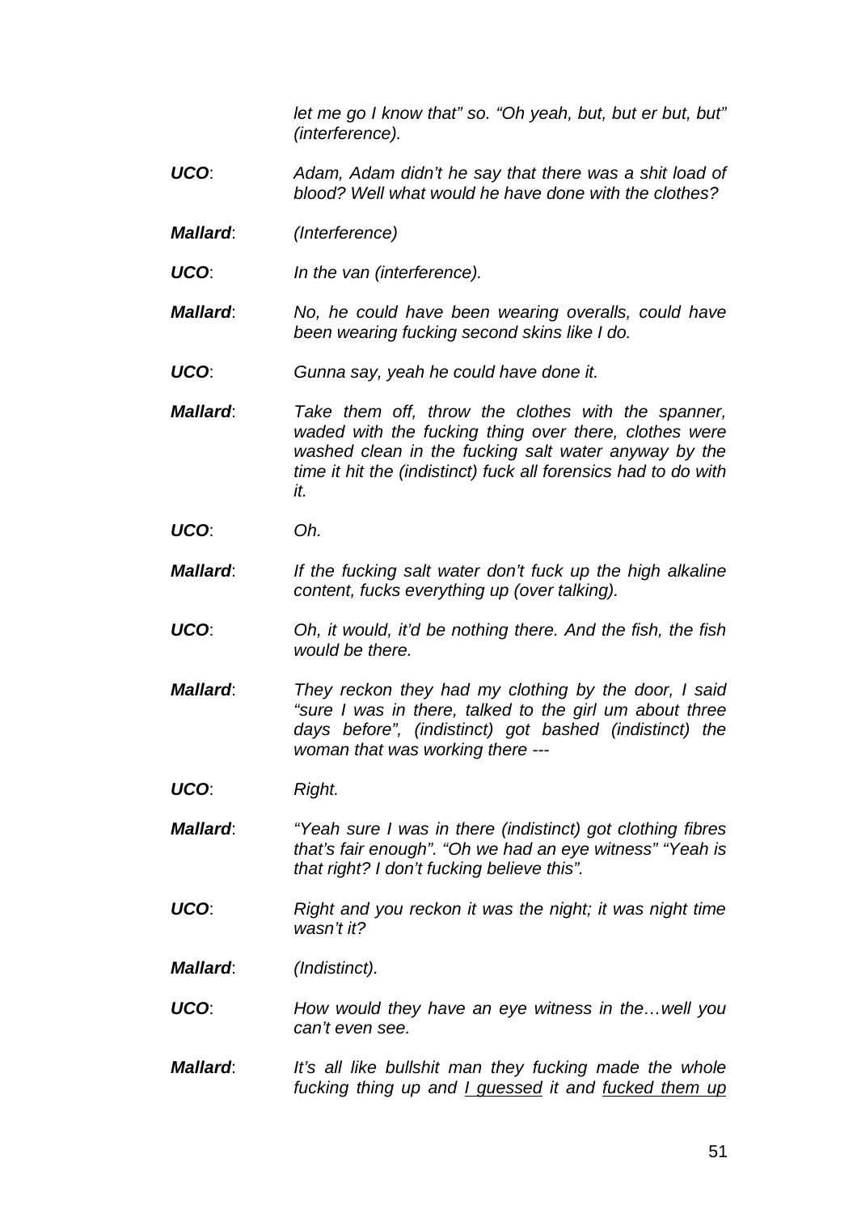*let me go I know that" so. "Oh yeah, but, but er but, but" (interference).*

***UCO***: *Adam, Adam didn't he say that there was a shit load of blood? Well what would he have done with the clothes?*

***Mallard***: *(Interference)*

***UCO***: *In the van (interference).*

***Mallard***: *No, he could have been wearing overalls, could have been wearing fucking second skins like I do.*

***UCO***: *Gunna say, yeah he could have done it.*

***Mallard***: *Take them off, throw the clothes with the spanner, waded with the fucking thing over there, clothes were washed clean in the fucking salt water anyway by the time it hit the (indistinct) fuck all forensics had to do with it.*

***UCO***: *Oh.*

***Mallard***: *If the fucking salt water don't fuck up the high alkaline content, fucks everything up (over talking).*

***UCO***: *Oh, it would, it'd be nothing there. And the fish, the fish would be there.*

***Mallard***: *They reckon they had my clothing by the door, I said "sure I was in there, talked to the girl um about three days before", (indistinct) got bashed (indistinct) the woman that was working there ---*

***UCO***: *Right.*

***Mallard***: *"Yeah sure I was in there (indistinct) got clothing fibres that's fair enough". "Oh we had an eye witness" "Yeah is that right? I don't fucking believe this".*

***UCO***: *Right and you reckon it was the night; it was night time wasn't it?*

***Mallard***: *(Indistinct).*

***UCO***: *How would they have an eye witness in the…well you can't even see.*

***Mallard***: *It's all like bullshit man they fucking made the whole fucking thing up and <u>I guessed</u> it and <u>fucked them up</u>*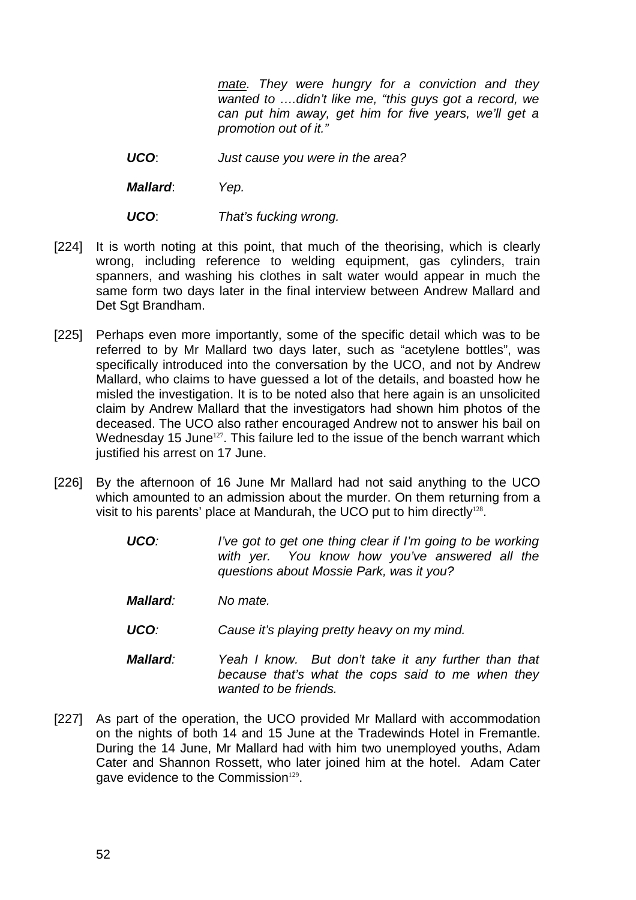*<u>mate</u>. They were hungry for a conviction and they wanted to ….didn't like me, "this guys got a record, we can put him away, get him for five years, we'll get a promotion out of it."*

***UCO***: *Just cause you were in the area?*

***Mallard***: *Yep.*

***UCO***: *That's fucking wrong.*

[224] It is worth noting at this point, that much of the theorising, which is clearly wrong, including reference to welding equipment, gas cylinders, train spanners, and washing his clothes in salt water would appear in much the same form two days later in the final interview between Andrew Mallard and Det Sgt Brandham.

[225] Perhaps even more importantly, some of the specific detail which was to be referred to by Mr Mallard two days later, such as "acetylene bottles", was specifically introduced into the conversation by the UCO, and not by Andrew Mallard, who claims to have guessed a lot of the details, and boasted how he misled the investigation. It is to be noted also that here again is an unsolicited claim by Andrew Mallard that the investigators had shown him photos of the deceased. The UCO also rather encouraged Andrew not to answer his bail on Wednesday 15 June[127]. This failure led to the issue of the bench warrant which justified his arrest on 17 June.

[226] By the afternoon of 16 June Mr Mallard had not said anything to the UCO which amounted to an admission about the murder. On them returning from a visit to his parents' place at Mandurah, the UCO put to him directly[128].

***UCO:*** *I've got to get one thing clear if I'm going to be working with yer. You know how you've answered all the questions about Mossie Park, was it you?*

***Mallard:*** *No mate.*

***UCO:*** *Cause it's playing pretty heavy on my mind.*

***Mallard:*** *Yeah I know. But don't take it any further than that because that's what the cops said to me when they wanted to be friends.*

[227] As part of the operation, the UCO provided Mr Mallard with accommodation on the nights of both 14 and 15 June at the Tradewinds Hotel in Fremantle. During the 14 June, Mr Mallard had with him two unemployed youths, Adam Cater and Shannon Rossett, who later joined him at the hotel. Adam Cater gave evidence to the Commission[129].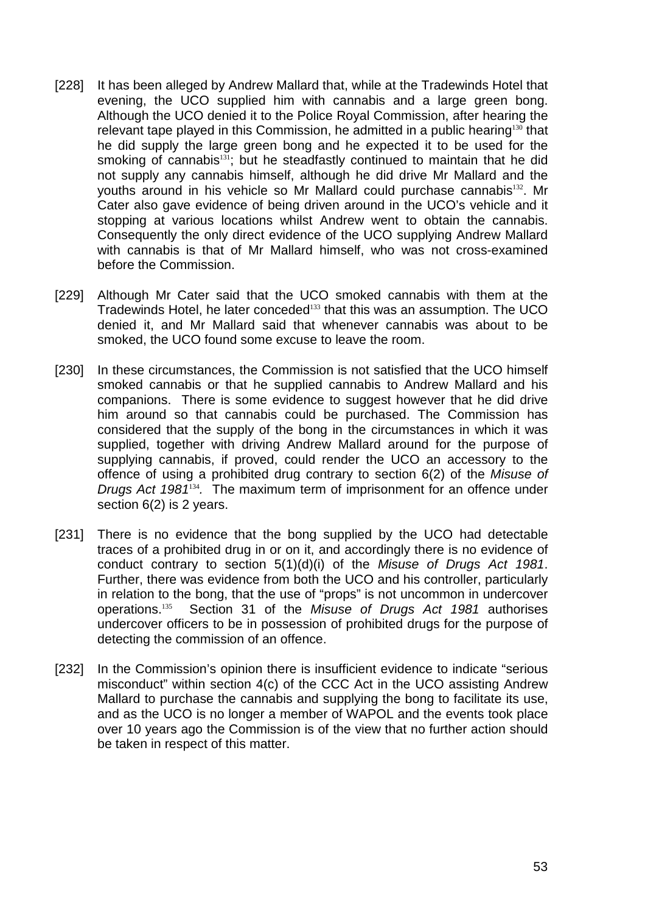[228] It has been alleged by Andrew Mallard that, while at the Tradewinds Hotel that evening, the UCO supplied him with cannabis and a large green bong. Although the UCO denied it to the Police Royal Commission, after hearing the relevant tape played in this Commission, he admitted in a public hearing[130] that he did supply the large green bong and he expected it to be used for the smoking of cannabis[131]; but he steadfastly continued to maintain that he did not supply any cannabis himself, although he did drive Mr Mallard and the youths around in his vehicle so Mr Mallard could purchase cannabis[132]. Mr Cater also gave evidence of being driven around in the UCO's vehicle and it stopping at various locations whilst Andrew went to obtain the cannabis. Consequently the only direct evidence of the UCO supplying Andrew Mallard with cannabis is that of Mr Mallard himself, who was not cross-examined before the Commission.

[229] Although Mr Cater said that the UCO smoked cannabis with them at the Tradewinds Hotel, he later conceded[133] that this was an assumption. The UCO denied it, and Mr Mallard said that whenever cannabis was about to be smoked, the UCO found some excuse to leave the room.

[230] In these circumstances, the Commission is not satisfied that the UCO himself smoked cannabis or that he supplied cannabis to Andrew Mallard and his companions. There is some evidence to suggest however that he did drive him around so that cannabis could be purchased. The Commission has considered that the supply of the bong in the circumstances in which it was supplied, together with driving Andrew Mallard around for the purpose of supplying cannabis, if proved, could render the UCO an accessory to the offence of using a prohibited drug contrary to section 6(2) of the *Misuse of Drugs Act 1981*[134]*.* The maximum term of imprisonment for an offence under section 6(2) is 2 years.

[231] There is no evidence that the bong supplied by the UCO had detectable traces of a prohibited drug in or on it, and accordingly there is no evidence of conduct contrary to section 5(1)(d)(i) of the *Misuse of Drugs Act 1981*. Further, there was evidence from both the UCO and his controller, particularly in relation to the bong, that the use of "props" is not uncommon in undercover operations.[135] Section 31 of the *Misuse of Drugs Act 1981* authorises undercover officers to be in possession of prohibited drugs for the purpose of detecting the commission of an offence.

[232] In the Commission's opinion there is insufficient evidence to indicate "serious misconduct" within section 4(c) of the CCC Act in the UCO assisting Andrew Mallard to purchase the cannabis and supplying the bong to facilitate its use, and as the UCO is no longer a member of WAPOL and the events took place over 10 years ago the Commission is of the view that no further action should be taken in respect of this matter.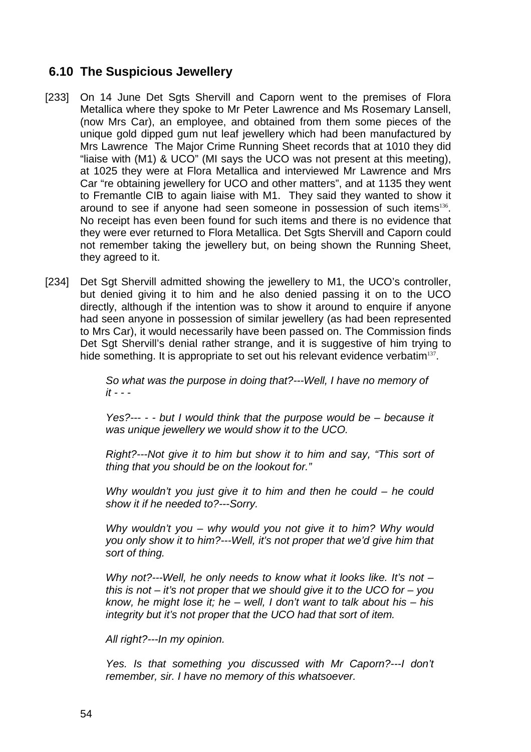## 6.10 The Suspicious Jewellery

[233] On 14 June Det Sgts Shervill and Caporn went to the premises of Flora Metallica where they spoke to Mr Peter Lawrence and Ms Rosemary Lansell, (now Mrs Car), an employee, and obtained from them some pieces of the unique gold dipped gum nut leaf jewellery which had been manufactured by Mrs Lawrence The Major Crime Running Sheet records that at 1010 they did "liaise with (M1) & UCO" (MI says the UCO was not present at this meeting), at 1025 they were at Flora Metallica and interviewed Mr Lawrence and Mrs Car "re obtaining jewellery for UCO and other matters", and at 1135 they went to Fremantle CIB to again liaise with M1. They said they wanted to show it around to see if anyone had seen someone in possession of such items[136]. No receipt has even been found for such items and there is no evidence that they were ever returned to Flora Metallica. Det Sgts Shervill and Caporn could not remember taking the jewellery but, on being shown the Running Sheet, they agreed to it.

[234] Det Sgt Shervill admitted showing the jewellery to M1, the UCO's controller, but denied giving it to him and he also denied passing it on to the UCO directly, although if the intention was to show it around to enquire if anyone had seen anyone in possession of similar jewellery (as had been represented to Mrs Car), it would necessarily have been passed on. The Commission finds Det Sgt Shervill's denial rather strange, and it is suggestive of him trying to hide something. It is appropriate to set out his relevant evidence verbatim[137].

> *So what was the purpose in doing that?---Well, I have no memory of it - - -*
>
> *Yes?--- - - but I would think that the purpose would be – because it was unique jewellery we would show it to the UCO.*
>
> *Right?---Not give it to him but show it to him and say, "This sort of thing that you should be on the lookout for."*
>
> *Why wouldn't you just give it to him and then he could – he could show it if he needed to?---Sorry.*
>
> *Why wouldn't you – why would you not give it to him? Why would you only show it to him?---Well, it's not proper that we'd give him that sort of thing.*
>
> *Why not?---Well, he only needs to know what it looks like. It's not – this is not – it's not proper that we should give it to the UCO for – you know, he might lose it; he – well, I don't want to talk about his – his integrity but it's not proper that the UCO had that sort of item.*
>
> *All right?---In my opinion.*
>
> *Yes. Is that something you discussed with Mr Caporn?---I don't remember, sir. I have no memory of this whatsoever.*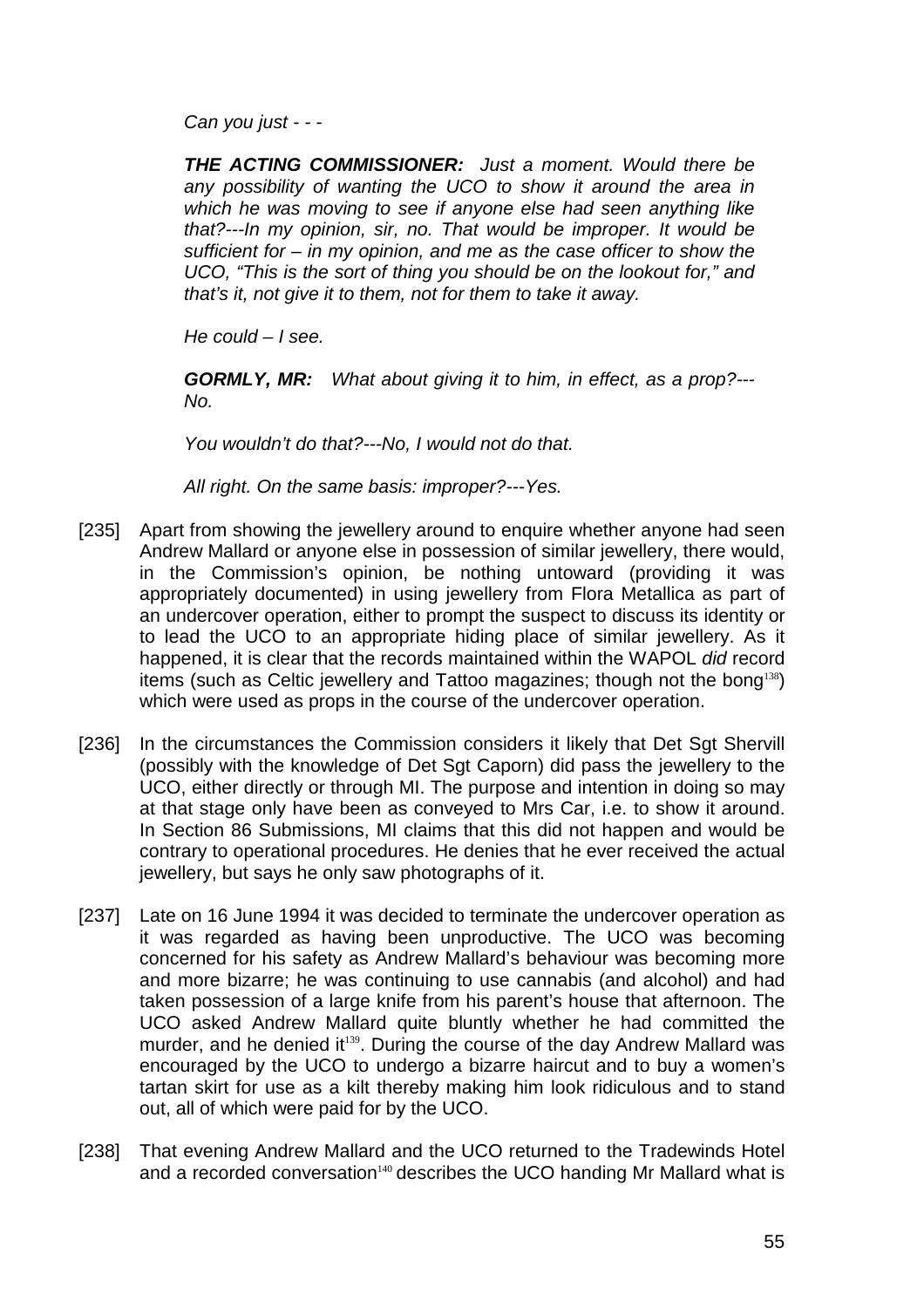*Can you just - - -*

***THE ACTING COMMISSIONER:** Just a moment. Would there be any possibility of wanting the UCO to show it around the area in which he was moving to see if anyone else had seen anything like that?---In my opinion, sir, no. That would be improper. It would be sufficient for – in my opinion, and me as the case officer to show the UCO, "This is the sort of thing you should be on the lookout for," and that's it, not give it to them, not for them to take it away.*

*He could – I see.*

***GORMLY, MR:** What about giving it to him, in effect, as a prop?---No.*

*You wouldn't do that?---No, I would not do that.*

*All right. On the same basis: improper?---Yes.*

[235] Apart from showing the jewellery around to enquire whether anyone had seen Andrew Mallard or anyone else in possession of similar jewellery, there would, in the Commission's opinion, be nothing untoward (providing it was appropriately documented) in using jewellery from Flora Metallica as part of an undercover operation, either to prompt the suspect to discuss its identity or to lead the UCO to an appropriate hiding place of similar jewellery. As it happened, it is clear that the records maintained within the WAPOL *did* record items (such as Celtic jewellery and Tattoo magazines; though not the bong[138]) which were used as props in the course of the undercover operation.

[236] In the circumstances the Commission considers it likely that Det Sgt Shervill (possibly with the knowledge of Det Sgt Caporn) did pass the jewellery to the UCO, either directly or through MI. The purpose and intention in doing so may at that stage only have been as conveyed to Mrs Car, i.e. to show it around. In Section 86 Submissions, MI claims that this did not happen and would be contrary to operational procedures. He denies that he ever received the actual jewellery, but says he only saw photographs of it.

[237] Late on 16 June 1994 it was decided to terminate the undercover operation as it was regarded as having been unproductive. The UCO was becoming concerned for his safety as Andrew Mallard's behaviour was becoming more and more bizarre; he was continuing to use cannabis (and alcohol) and had taken possession of a large knife from his parent's house that afternoon. The UCO asked Andrew Mallard quite bluntly whether he had committed the murder, and he denied it[139]. During the course of the day Andrew Mallard was encouraged by the UCO to undergo a bizarre haircut and to buy a women's tartan skirt for use as a kilt thereby making him look ridiculous and to stand out, all of which were paid for by the UCO.

[238] That evening Andrew Mallard and the UCO returned to the Tradewinds Hotel and a recorded conversation[140] describes the UCO handing Mr Mallard what is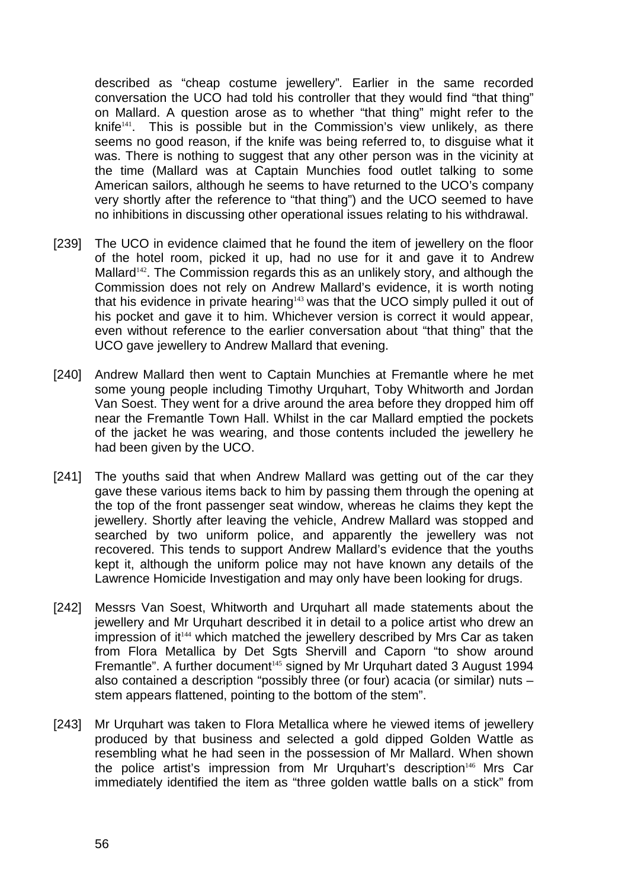described as "cheap costume jewellery". Earlier in the same recorded conversation the UCO had told his controller that they would find "that thing" on Mallard. A question arose as to whether "that thing" might refer to the knife[141]. This is possible but in the Commission's view unlikely, as there seems no good reason, if the knife was being referred to, to disguise what it was. There is nothing to suggest that any other person was in the vicinity at the time (Mallard was at Captain Munchies food outlet talking to some American sailors, although he seems to have returned to the UCO's company very shortly after the reference to "that thing") and the UCO seemed to have no inhibitions in discussing other operational issues relating to his withdrawal.

[239] The UCO in evidence claimed that he found the item of jewellery on the floor of the hotel room, picked it up, had no use for it and gave it to Andrew Mallard[142]. The Commission regards this as an unlikely story, and although the Commission does not rely on Andrew Mallard's evidence, it is worth noting that his evidence in private hearing[143] was that the UCO simply pulled it out of his pocket and gave it to him. Whichever version is correct it would appear, even without reference to the earlier conversation about "that thing" that the UCO gave jewellery to Andrew Mallard that evening.

[240] Andrew Mallard then went to Captain Munchies at Fremantle where he met some young people including Timothy Urquhart, Toby Whitworth and Jordan Van Soest. They went for a drive around the area before they dropped him off near the Fremantle Town Hall. Whilst in the car Mallard emptied the pockets of the jacket he was wearing, and those contents included the jewellery he had been given by the UCO.

[241] The youths said that when Andrew Mallard was getting out of the car they gave these various items back to him by passing them through the opening at the top of the front passenger seat window, whereas he claims they kept the jewellery. Shortly after leaving the vehicle, Andrew Mallard was stopped and searched by two uniform police, and apparently the jewellery was not recovered. This tends to support Andrew Mallard's evidence that the youths kept it, although the uniform police may not have known any details of the Lawrence Homicide Investigation and may only have been looking for drugs.

[242] Messrs Van Soest, Whitworth and Urquhart all made statements about the jewellery and Mr Urquhart described it in detail to a police artist who drew an impression of it[144] which matched the jewellery described by Mrs Car as taken from Flora Metallica by Det Sgts Shervill and Caporn "to show around Fremantle". A further document[145] signed by Mr Urquhart dated 3 August 1994 also contained a description "possibly three (or four) acacia (or similar) nuts – stem appears flattened, pointing to the bottom of the stem".

[243] Mr Urquhart was taken to Flora Metallica where he viewed items of jewellery produced by that business and selected a gold dipped Golden Wattle as resembling what he had seen in the possession of Mr Mallard. When shown the police artist's impression from Mr Urquhart's description[146] Mrs Car immediately identified the item as "three golden wattle balls on a stick" from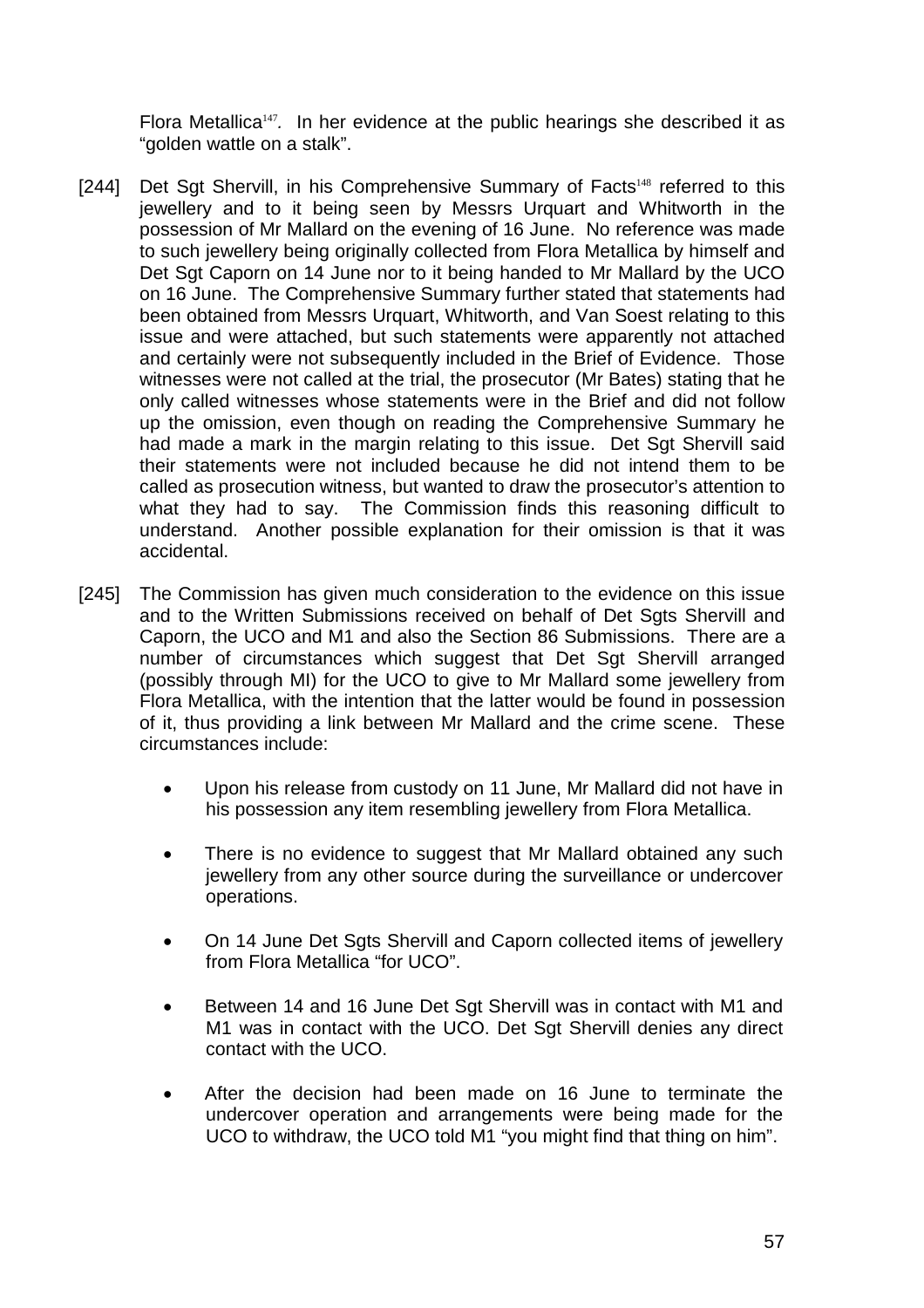Flora Metallica[147]. In her evidence at the public hearings she described it as "golden wattle on a stalk".

[244] Det Sgt Shervill, in his Comprehensive Summary of Facts[148] referred to this jewellery and to it being seen by Messrs Urquart and Whitworth in the possession of Mr Mallard on the evening of 16 June. No reference was made to such jewellery being originally collected from Flora Metallica by himself and Det Sgt Caporn on 14 June nor to it being handed to Mr Mallard by the UCO on 16 June. The Comprehensive Summary further stated that statements had been obtained from Messrs Urquart, Whitworth, and Van Soest relating to this issue and were attached, but such statements were apparently not attached and certainly were not subsequently included in the Brief of Evidence. Those witnesses were not called at the trial, the prosecutor (Mr Bates) stating that he only called witnesses whose statements were in the Brief and did not follow up the omission, even though on reading the Comprehensive Summary he had made a mark in the margin relating to this issue. Det Sgt Shervill said their statements were not included because he did not intend them to be called as prosecution witness, but wanted to draw the prosecutor's attention to what they had to say. The Commission finds this reasoning difficult to understand. Another possible explanation for their omission is that it was accidental.

[245] The Commission has given much consideration to the evidence on this issue and to the Written Submissions received on behalf of Det Sgts Shervill and Caporn, the UCO and M1 and also the Section 86 Submissions. There are a number of circumstances which suggest that Det Sgt Shervill arranged (possibly through MI) for the UCO to give to Mr Mallard some jewellery from Flora Metallica, with the intention that the latter would be found in possession of it, thus providing a link between Mr Mallard and the crime scene. These circumstances include:

- Upon his release from custody on 11 June, Mr Mallard did not have in his possession any item resembling jewellery from Flora Metallica.
- There is no evidence to suggest that Mr Mallard obtained any such jewellery from any other source during the surveillance or undercover operations.
- On 14 June Det Sgts Shervill and Caporn collected items of jewellery from Flora Metallica "for UCO".
- Between 14 and 16 June Det Sgt Shervill was in contact with M1 and M1 was in contact with the UCO. Det Sgt Shervill denies any direct contact with the UCO.
- After the decision had been made on 16 June to terminate the undercover operation and arrangements were being made for the UCO to withdraw, the UCO told M1 "you might find that thing on him".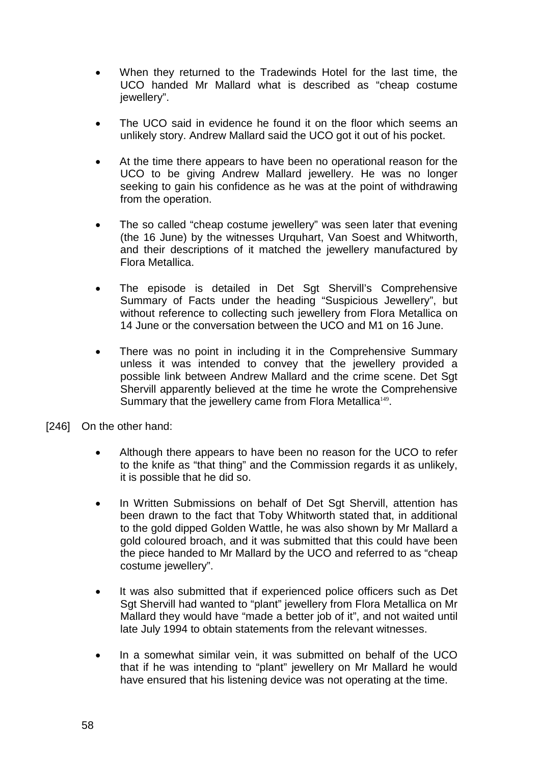- When they returned to the Tradewinds Hotel for the last time, the UCO handed Mr Mallard what is described as "cheap costume jewellery".

- The UCO said in evidence he found it on the floor which seems an unlikely story. Andrew Mallard said the UCO got it out of his pocket.

- At the time there appears to have been no operational reason for the UCO to be giving Andrew Mallard jewellery. He was no longer seeking to gain his confidence as he was at the point of withdrawing from the operation.

- The so called "cheap costume jewellery" was seen later that evening (the 16 June) by the witnesses Urquhart, Van Soest and Whitworth, and their descriptions of it matched the jewellery manufactured by Flora Metallica.

- The episode is detailed in Det Sgt Shervill's Comprehensive Summary of Facts under the heading "Suspicious Jewellery", but without reference to collecting such jewellery from Flora Metallica on 14 June or the conversation between the UCO and M1 on 16 June.

- There was no point in including it in the Comprehensive Summary unless it was intended to convey that the jewellery provided a possible link between Andrew Mallard and the crime scene. Det Sgt Shervill apparently believed at the time he wrote the Comprehensive Summary that the jewellery came from Flora Metallica[149].

[246] On the other hand:

- Although there appears to have been no reason for the UCO to refer to the knife as "that thing" and the Commission regards it as unlikely, it is possible that he did so.

- In Written Submissions on behalf of Det Sgt Shervill, attention has been drawn to the fact that Toby Whitworth stated that, in additional to the gold dipped Golden Wattle, he was also shown by Mr Mallard a gold coloured broach, and it was submitted that this could have been the piece handed to Mr Mallard by the UCO and referred to as "cheap costume jewellery".

- It was also submitted that if experienced police officers such as Det Sgt Shervill had wanted to "plant" jewellery from Flora Metallica on Mr Mallard they would have "made a better job of it", and not waited until late July 1994 to obtain statements from the relevant witnesses.

- In a somewhat similar vein, it was submitted on behalf of the UCO that if he was intending to "plant" jewellery on Mr Mallard he would have ensured that his listening device was not operating at the time.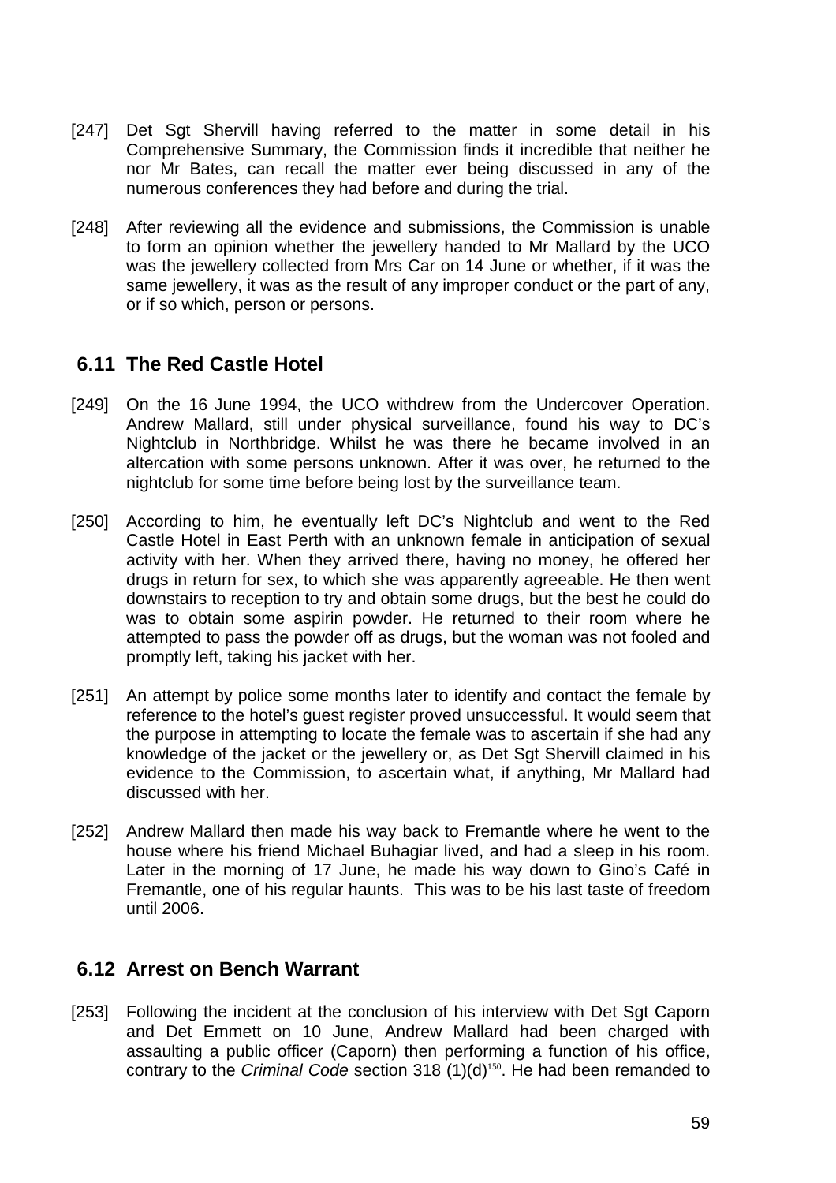[247] Det Sgt Shervill having referred to the matter in some detail in his Comprehensive Summary, the Commission finds it incredible that neither he nor Mr Bates, can recall the matter ever being discussed in any of the numerous conferences they had before and during the trial.

[248] After reviewing all the evidence and submissions, the Commission is unable to form an opinion whether the jewellery handed to Mr Mallard by the UCO was the jewellery collected from Mrs Car on 14 June or whether, if it was the same jewellery, it was as the result of any improper conduct or the part of any, or if so which, person or persons.

## 6.11 The Red Castle Hotel

[249] On the 16 June 1994, the UCO withdrew from the Undercover Operation. Andrew Mallard, still under physical surveillance, found his way to DC's Nightclub in Northbridge. Whilst he was there he became involved in an altercation with some persons unknown. After it was over, he returned to the nightclub for some time before being lost by the surveillance team.

[250] According to him, he eventually left DC's Nightclub and went to the Red Castle Hotel in East Perth with an unknown female in anticipation of sexual activity with her. When they arrived there, having no money, he offered her drugs in return for sex, to which she was apparently agreeable. He then went downstairs to reception to try and obtain some drugs, but the best he could do was to obtain some aspirin powder. He returned to their room where he attempted to pass the powder off as drugs, but the woman was not fooled and promptly left, taking his jacket with her.

[251] An attempt by police some months later to identify and contact the female by reference to the hotel's guest register proved unsuccessful. It would seem that the purpose in attempting to locate the female was to ascertain if she had any knowledge of the jacket or the jewellery or, as Det Sgt Shervill claimed in his evidence to the Commission, to ascertain what, if anything, Mr Mallard had discussed with her.

[252] Andrew Mallard then made his way back to Fremantle where he went to the house where his friend Michael Buhagiar lived, and had a sleep in his room. Later in the morning of 17 June, he made his way down to Gino's Café in Fremantle, one of his regular haunts. This was to be his last taste of freedom until 2006.

## 6.12 Arrest on Bench Warrant

[253] Following the incident at the conclusion of his interview with Det Sgt Caporn and Det Emmett on 10 June, Andrew Mallard had been charged with assaulting a public officer (Caporn) then performing a function of his office, contrary to the *Criminal Code* section 318 (1)(d)[150]. He had been remanded to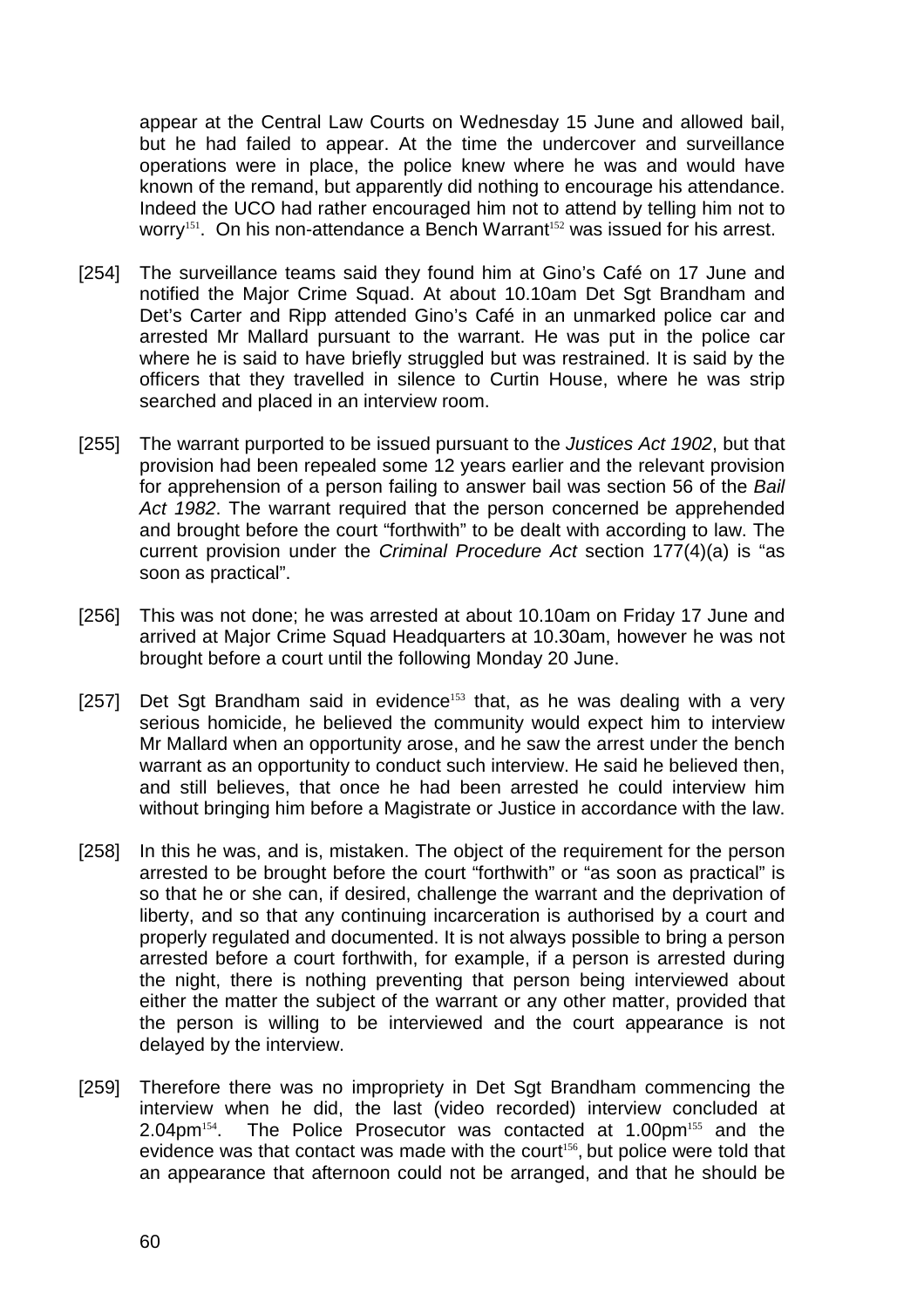appear at the Central Law Courts on Wednesday 15 June and allowed bail, but he had failed to appear. At the time the undercover and surveillance operations were in place, the police knew where he was and would have known of the remand, but apparently did nothing to encourage his attendance. Indeed the UCO had rather encouraged him not to attend by telling him not to worry[151]. On his non-attendance a Bench Warrant[152] was issued for his arrest.

[254] The surveillance teams said they found him at Gino's Café on 17 June and notified the Major Crime Squad. At about 10.10am Det Sgt Brandham and Det's Carter and Ripp attended Gino's Café in an unmarked police car and arrested Mr Mallard pursuant to the warrant. He was put in the police car where he is said to have briefly struggled but was restrained. It is said by the officers that they travelled in silence to Curtin House, where he was strip searched and placed in an interview room.

[255] The warrant purported to be issued pursuant to the *Justices Act 1902*, but that provision had been repealed some 12 years earlier and the relevant provision for apprehension of a person failing to answer bail was section 56 of the *Bail Act 1982*. The warrant required that the person concerned be apprehended and brought before the court "forthwith" to be dealt with according to law. The current provision under the *Criminal Procedure Act* section 177(4)(a) is "as soon as practical".

[256] This was not done; he was arrested at about 10.10am on Friday 17 June and arrived at Major Crime Squad Headquarters at 10.30am, however he was not brought before a court until the following Monday 20 June.

[257] Det Sgt Brandham said in evidence[153] that, as he was dealing with a very serious homicide, he believed the community would expect him to interview Mr Mallard when an opportunity arose, and he saw the arrest under the bench warrant as an opportunity to conduct such interview. He said he believed then, and still believes, that once he had been arrested he could interview him without bringing him before a Magistrate or Justice in accordance with the law.

[258] In this he was, and is, mistaken. The object of the requirement for the person arrested to be brought before the court "forthwith" or "as soon as practical" is so that he or she can, if desired, challenge the warrant and the deprivation of liberty, and so that any continuing incarceration is authorised by a court and properly regulated and documented. It is not always possible to bring a person arrested before a court forthwith, for example, if a person is arrested during the night, there is nothing preventing that person being interviewed about either the matter the subject of the warrant or any other matter, provided that the person is willing to be interviewed and the court appearance is not delayed by the interview.

[259] Therefore there was no impropriety in Det Sgt Brandham commencing the interview when he did, the last (video recorded) interview concluded at 2.04pm[154]. The Police Prosecutor was contacted at 1.00pm[155] and the evidence was that contact was made with the court[156], but police were told that an appearance that afternoon could not be arranged, and that he should be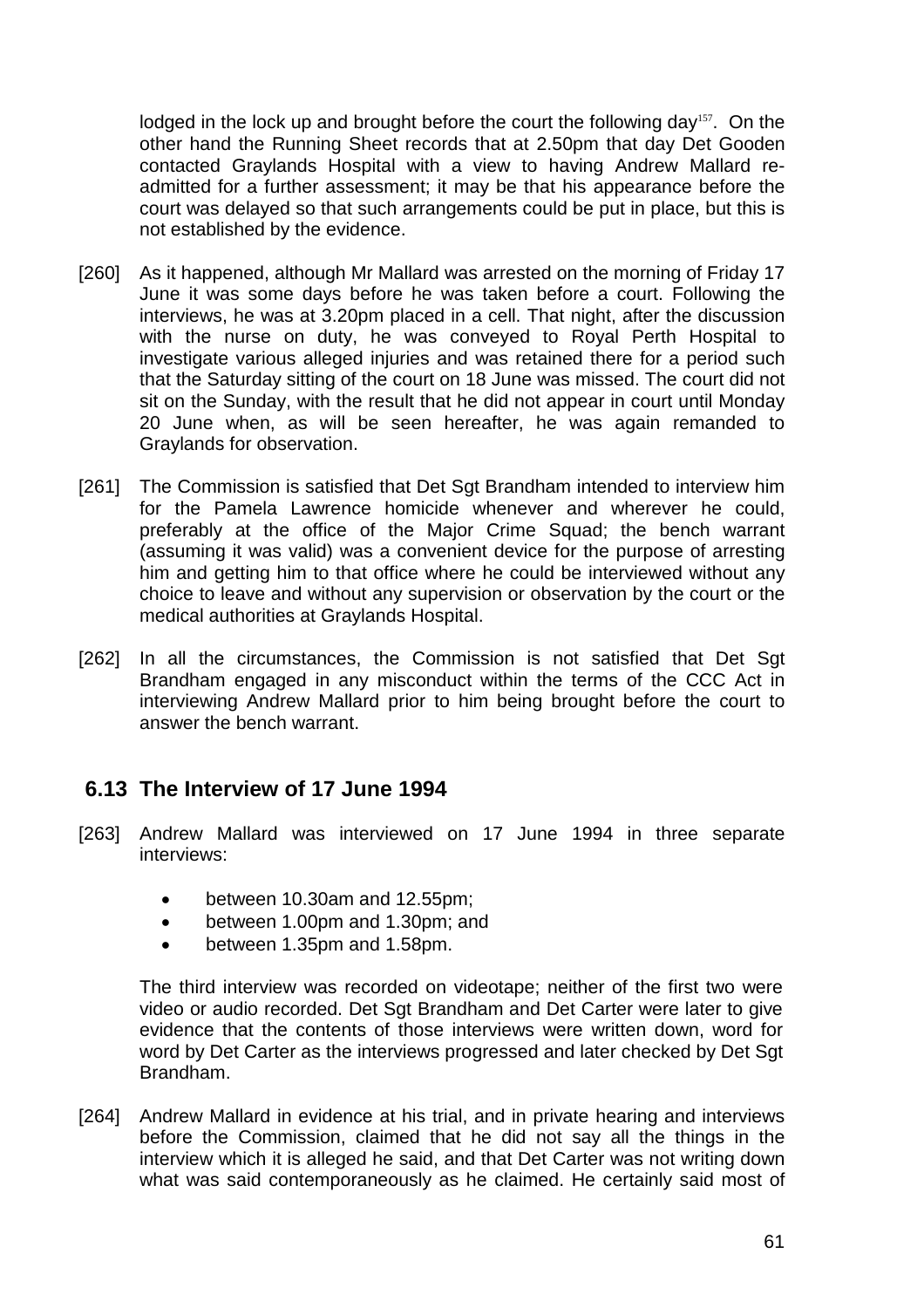lodged in the lock up and brought before the court the following day[157]. On the other hand the Running Sheet records that at 2.50pm that day Det Gooden contacted Graylands Hospital with a view to having Andrew Mallard re-admitted for a further assessment; it may be that his appearance before the court was delayed so that such arrangements could be put in place, but this is not established by the evidence.

[260] As it happened, although Mr Mallard was arrested on the morning of Friday 17 June it was some days before he was taken before a court. Following the interviews, he was at 3.20pm placed in a cell. That night, after the discussion with the nurse on duty, he was conveyed to Royal Perth Hospital to investigate various alleged injuries and was retained there for a period such that the Saturday sitting of the court on 18 June was missed. The court did not sit on the Sunday, with the result that he did not appear in court until Monday 20 June when, as will be seen hereafter, he was again remanded to Graylands for observation.

[261] The Commission is satisfied that Det Sgt Brandham intended to interview him for the Pamela Lawrence homicide whenever and wherever he could, preferably at the office of the Major Crime Squad; the bench warrant (assuming it was valid) was a convenient device for the purpose of arresting him and getting him to that office where he could be interviewed without any choice to leave and without any supervision or observation by the court or the medical authorities at Graylands Hospital.

[262] In all the circumstances, the Commission is not satisfied that Det Sgt Brandham engaged in any misconduct within the terms of the CCC Act in interviewing Andrew Mallard prior to him being brought before the court to answer the bench warrant.

## 6.13 The Interview of 17 June 1994

[263] Andrew Mallard was interviewed on 17 June 1994 in three separate interviews:

- between 10.30am and 12.55pm;
- between 1.00pm and 1.30pm; and
- between 1.35pm and 1.58pm.

The third interview was recorded on videotape; neither of the first two were video or audio recorded. Det Sgt Brandham and Det Carter were later to give evidence that the contents of those interviews were written down, word for word by Det Carter as the interviews progressed and later checked by Det Sgt Brandham.

[264] Andrew Mallard in evidence at his trial, and in private hearing and interviews before the Commission, claimed that he did not say all the things in the interview which it is alleged he said, and that Det Carter was not writing down what was said contemporaneously as he claimed. He certainly said most of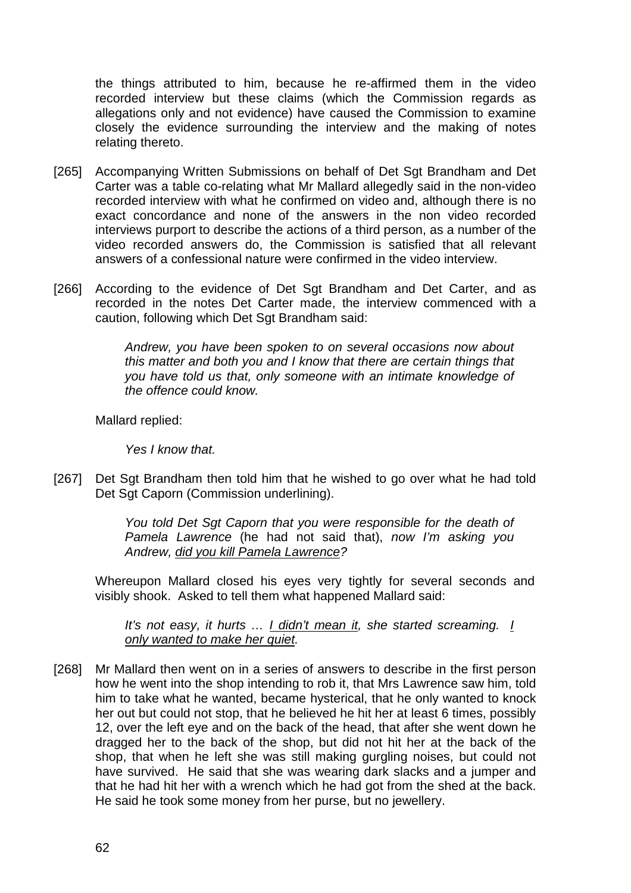the things attributed to him, because he re-affirmed them in the video recorded interview but these claims (which the Commission regards as allegations only and not evidence) have caused the Commission to examine closely the evidence surrounding the interview and the making of notes relating thereto.

[265] Accompanying Written Submissions on behalf of Det Sgt Brandham and Det Carter was a table co-relating what Mr Mallard allegedly said in the non-video recorded interview with what he confirmed on video and, although there is no exact concordance and none of the answers in the non video recorded interviews purport to describe the actions of a third person, as a number of the video recorded answers do, the Commission is satisfied that all relevant answers of a confessional nature were confirmed in the video interview.

[266] According to the evidence of Det Sgt Brandham and Det Carter, and as recorded in the notes Det Carter made, the interview commenced with a caution, following which Det Sgt Brandham said:

> *Andrew, you have been spoken to on several occasions now about this matter and both you and I know that there are certain things that you have told us that, only someone with an intimate knowledge of the offence could know.*

Mallard replied:

> *Yes I know that.*

[267] Det Sgt Brandham then told him that he wished to go over what he had told Det Sgt Caporn (Commission underlining).

> *You told Det Sgt Caporn that you were responsible for the death of Pamela Lawrence* (he had not said that), *now I'm asking you Andrew, <u>did you kill Pamela Lawrence</u>?*

Whereupon Mallard closed his eyes very tightly for several seconds and visibly shook. Asked to tell them what happened Mallard said:

> *It's not easy, it hurts … <u>I didn't mean it</u>, she started screaming. <u>I only wanted to make her quiet</u>.*

[268] Mr Mallard then went on in a series of answers to describe in the first person how he went into the shop intending to rob it, that Mrs Lawrence saw him, told him to take what he wanted, became hysterical, that he only wanted to knock her out but could not stop, that he believed he hit her at least 6 times, possibly 12, over the left eye and on the back of the head, that after she went down he dragged her to the back of the shop, but did not hit her at the back of the shop, that when he left she was still making gurgling noises, but could not have survived. He said that she was wearing dark slacks and a jumper and that he had hit her with a wrench which he had got from the shed at the back. He said he took some money from her purse, but no jewellery.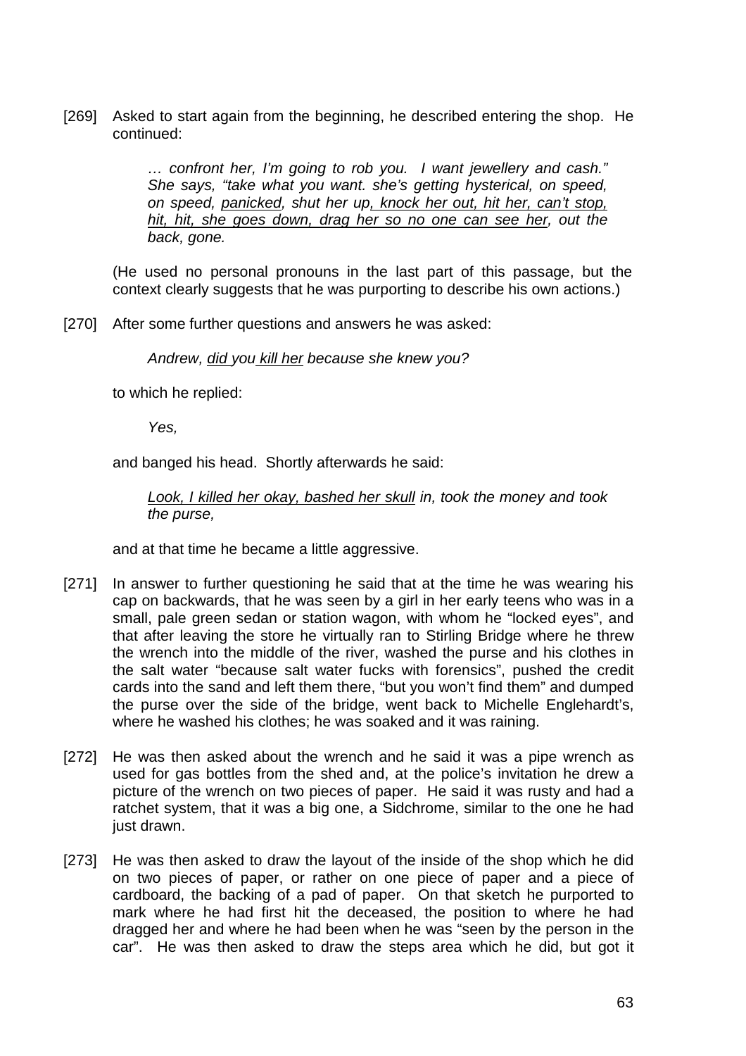[269] Asked to start again from the beginning, he described entering the shop. He continued:

> *… confront her, I'm going to rob you. I want jewellery and cash." She says, "take what you want. she's getting hysterical, on speed, on speed, <u>panicked</u>, shut her up<u>, knock her out, hit her, can't stop, hit, hit, she goes down, drag her so no one can see her</u>, out the back, gone.*

(He used no personal pronouns in the last part of this passage, but the context clearly suggests that he was purporting to describe his own actions.)

[270] After some further questions and answers he was asked:

> *Andrew, <u>did </u>you<u> kill her</u> because she knew you?*

to which he replied:

> *Yes,*

and banged his head. Shortly afterwards he said:

> *<u>Look, I killed her okay, bashed her skull</u> in, took the money and took the purse,*

and at that time he became a little aggressive.

[271] In answer to further questioning he said that at the time he was wearing his cap on backwards, that he was seen by a girl in her early teens who was in a small, pale green sedan or station wagon, with whom he "locked eyes", and that after leaving the store he virtually ran to Stirling Bridge where he threw the wrench into the middle of the river, washed the purse and his clothes in the salt water "because salt water fucks with forensics", pushed the credit cards into the sand and left them there, "but you won't find them" and dumped the purse over the side of the bridge, went back to Michelle Englehardt's, where he washed his clothes; he was soaked and it was raining.

[272] He was then asked about the wrench and he said it was a pipe wrench as used for gas bottles from the shed and, at the police's invitation he drew a picture of the wrench on two pieces of paper. He said it was rusty and had a ratchet system, that it was a big one, a Sidchrome, similar to the one he had just drawn.

[273] He was then asked to draw the layout of the inside of the shop which he did on two pieces of paper, or rather on one piece of paper and a piece of cardboard, the backing of a pad of paper. On that sketch he purported to mark where he had first hit the deceased, the position to where he had dragged her and where he had been when he was "seen by the person in the car". He was then asked to draw the steps area which he did, but got it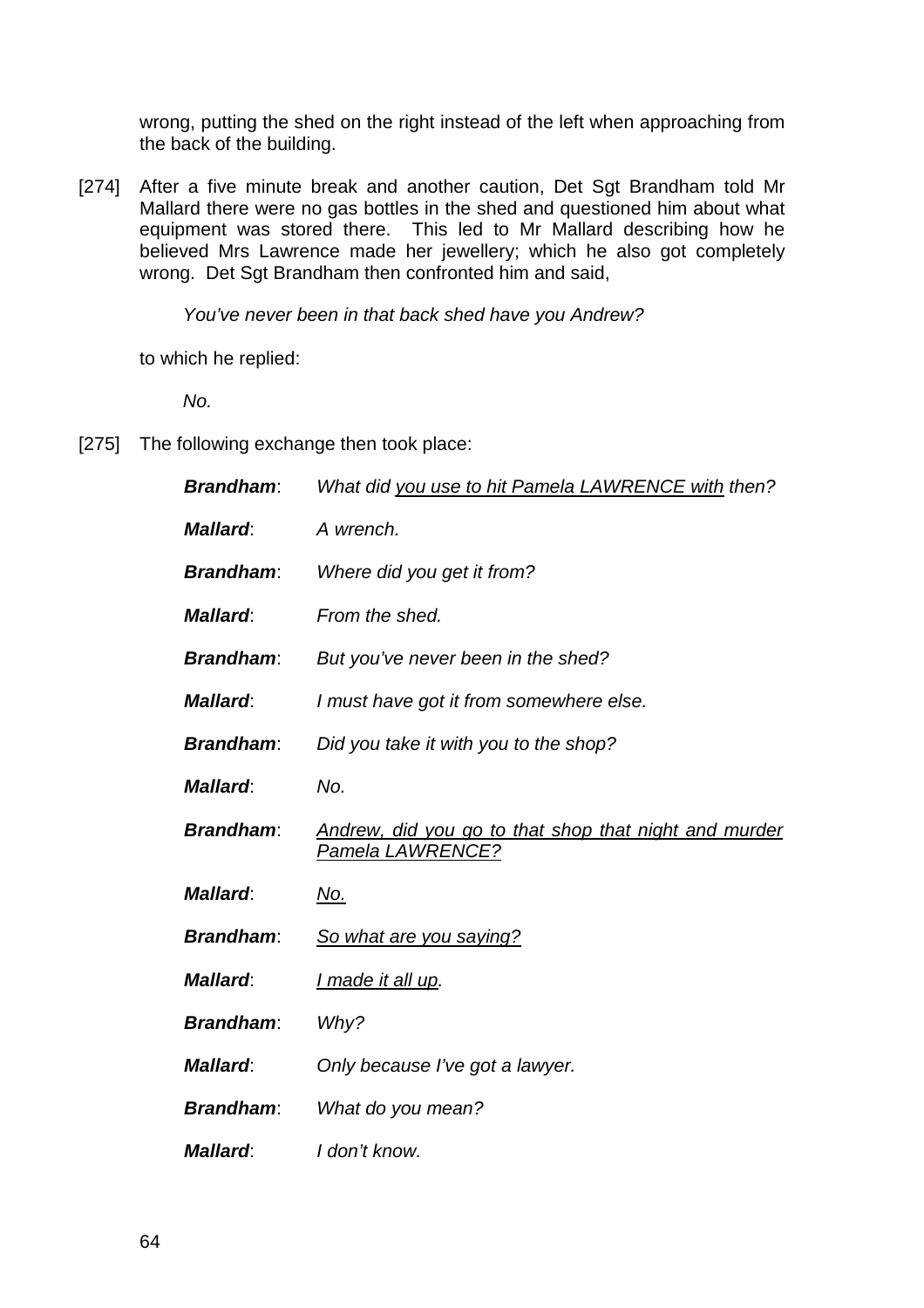wrong, putting the shed on the right instead of the left when approaching from the back of the building.

[274] After a five minute break and another caution, Det Sgt Brandham told Mr Mallard there were no gas bottles in the shed and questioned him about what equipment was stored there. This led to Mr Mallard describing how he believed Mrs Lawrence made her jewellery; which he also got completely wrong. Det Sgt Brandham then confronted him and said,

> *You've never been in that back shed have you Andrew?*

to which he replied:

> *No.*

[275] The following exchange then took place:

| | |
|---|---|
| ***Brandham***: | *What did <u>you use to hit Pamela LAWRENCE with</u> then?* |
| ***Mallard***: | *A wrench.* |
| ***Brandham***: | *Where did you get it from?* |
| ***Mallard***: | *From the shed.* |
| ***Brandham***: | *But you've never been in the shed?* |
| ***Mallard***: | *I must have got it from somewhere else.* |
| ***Brandham***: | *Did you take it with you to the shop?* |
| ***Mallard***: | *No.* |
| ***Brandham***: | *<u>Andrew, did you go to that shop that night and murder Pamela LAWRENCE?</u>* |
| ***Mallard***: | *<u>No.</u>* |
| ***Brandham***: | *<u>So what are you saying?</u>* |
| ***Mallard***: | *<u>I made it all up</u>.* |
| ***Brandham***: | *Why?* |
| ***Mallard***: | *Only because I've got a lawyer.* |
| ***Brandham***: | *What do you mean?* |
| ***Mallard***: | *I don't know.* |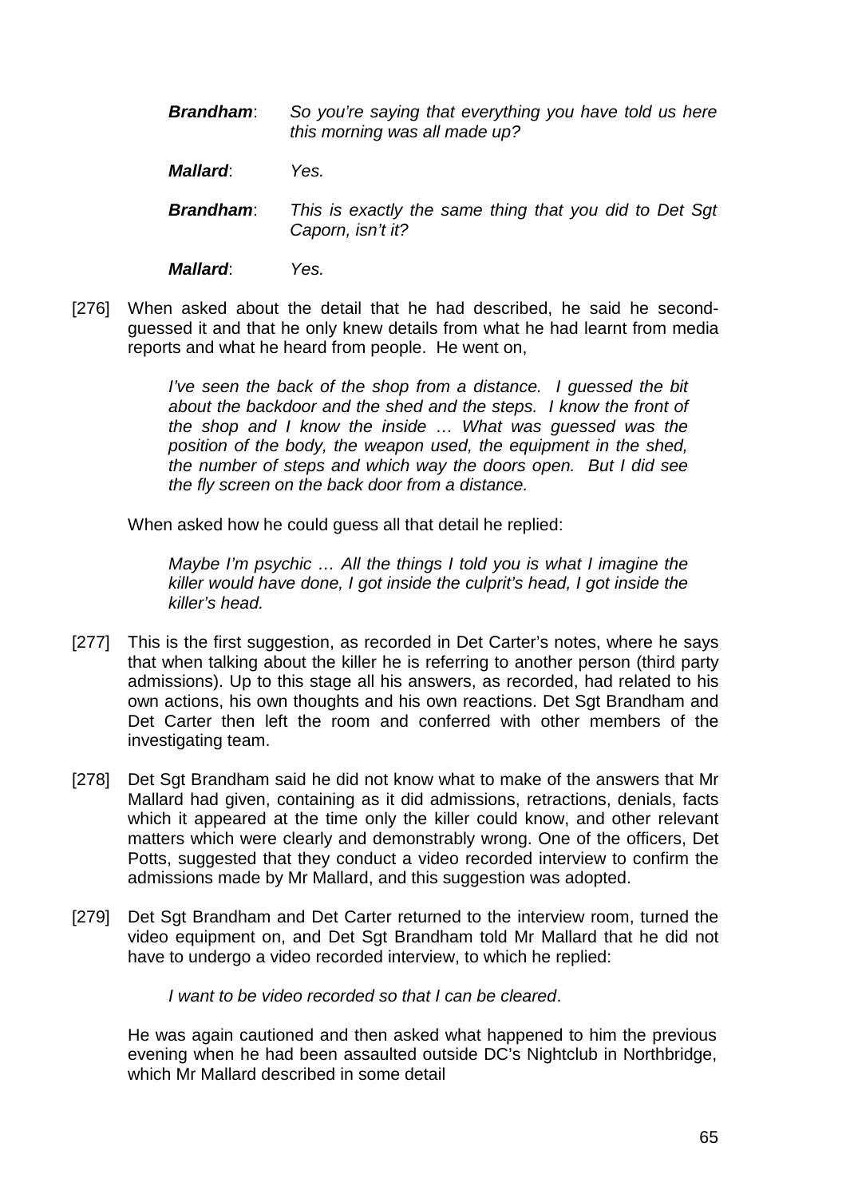> ***Brandham***: *So you're saying that everything you have told us here this morning was all made up?*
>
> ***Mallard***: *Yes.*
>
> ***Brandham***: *This is exactly the same thing that you did to Det Sgt Caporn, isn't it?*
>
> ***Mallard***: *Yes.*

[276] When asked about the detail that he had described, he said he second-guessed it and that he only knew details from what he had learnt from media reports and what he heard from people. He went on,

> *I've seen the back of the shop from a distance. I guessed the bit about the backdoor and the shed and the steps. I know the front of the shop and I know the inside … What was guessed was the position of the body, the weapon used, the equipment in the shed, the number of steps and which way the doors open. But I did see the fly screen on the back door from a distance.*

When asked how he could guess all that detail he replied:

> *Maybe I'm psychic … All the things I told you is what I imagine the killer would have done, I got inside the culprit's head, I got inside the killer's head.*

[277] This is the first suggestion, as recorded in Det Carter's notes, where he says that when talking about the killer he is referring to another person (third party admissions). Up to this stage all his answers, as recorded, had related to his own actions, his own thoughts and his own reactions. Det Sgt Brandham and Det Carter then left the room and conferred with other members of the investigating team.

[278] Det Sgt Brandham said he did not know what to make of the answers that Mr Mallard had given, containing as it did admissions, retractions, denials, facts which it appeared at the time only the killer could know, and other relevant matters which were clearly and demonstrably wrong. One of the officers, Det Potts, suggested that they conduct a video recorded interview to confirm the admissions made by Mr Mallard, and this suggestion was adopted.

[279] Det Sgt Brandham and Det Carter returned to the interview room, turned the video equipment on, and Det Sgt Brandham told Mr Mallard that he did not have to undergo a video recorded interview, to which he replied:

> *I want to be video recorded so that I can be cleared*.

He was again cautioned and then asked what happened to him the previous evening when he had been assaulted outside DC's Nightclub in Northbridge, which Mr Mallard described in some detail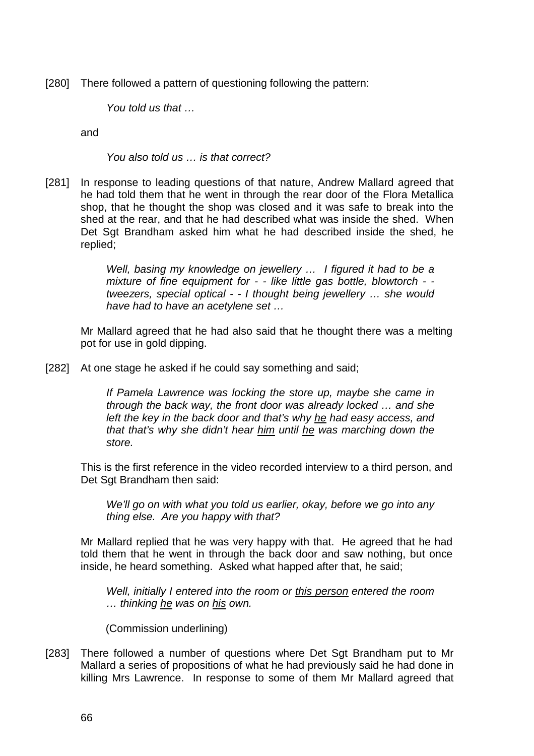[280] There followed a pattern of questioning following the pattern:

> *You told us that …*

and

> *You also told us … is that correct?*

[281] In response to leading questions of that nature, Andrew Mallard agreed that he had told them that he went in through the rear door of the Flora Metallica shop, that he thought the shop was closed and it was safe to break into the shed at the rear, and that he had described what was inside the shed. When Det Sgt Brandham asked him what he had described inside the shed, he replied;

> *Well, basing my knowledge on jewellery … I figured it had to be a mixture of fine equipment for - - like little gas bottle, blowtorch - - tweezers, special optical - - I thought being jewellery … she would have had to have an acetylene set …*

Mr Mallard agreed that he had also said that he thought there was a melting pot for use in gold dipping.

[282] At one stage he asked if he could say something and said;

> *If Pamela Lawrence was locking the store up, maybe she came in through the back way, the front door was already locked … and she left the key in the back door and that's why <u>he</u> had easy access, and that that's why she didn't hear <u>him</u> until <u>he</u> was marching down the store.*

This is the first reference in the video recorded interview to a third person, and Det Sgt Brandham then said:

> *We'll go on with what you told us earlier, okay, before we go into any thing else. Are you happy with that?*

Mr Mallard replied that he was very happy with that. He agreed that he had told them that he went in through the back door and saw nothing, but once inside, he heard something. Asked what happed after that, he said;

> *Well, initially I entered into the room or <u>this person</u> entered the room … thinking <u>he</u> was on <u>his</u> own.*
>
> (Commission underlining)

[283] There followed a number of questions where Det Sgt Brandham put to Mr Mallard a series of propositions of what he had previously said he had done in killing Mrs Lawrence. In response to some of them Mr Mallard agreed that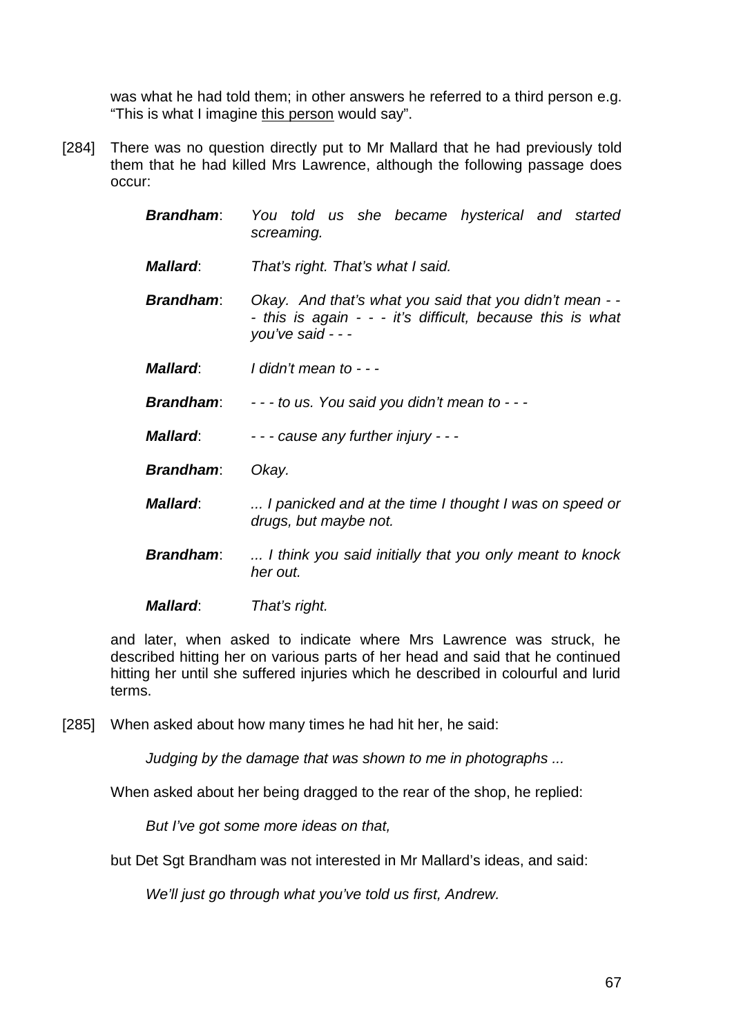was what he had told them; in other answers he referred to a third person e.g. "This is what I imagine <u>this person</u> would say".

[284] There was no question directly put to Mr Mallard that he had previously told them that he had killed Mrs Lawrence, although the following passage does occur:

> ***Brandham***: *You told us she became hysterical and started screaming.*
>
> ***Mallard***: *That's right. That's what I said.*
>
> ***Brandham***: *Okay. And that's what you said that you didn't mean - - - this is again - - - it's difficult, because this is what you've said - - -*
>
> ***Mallard***: *I didn't mean to - - -*
>
> ***Brandham***: *- - - to us. You said you didn't mean to - - -*
>
> ***Mallard***: *- - - cause any further injury - - -*
>
> ***Brandham***: *Okay.*
>
> ***Mallard***: *... I panicked and at the time I thought I was on speed or drugs, but maybe not.*
>
> ***Brandham***: *... I think you said initially that you only meant to knock her out.*
>
> ***Mallard***: *That's right.*

and later, when asked to indicate where Mrs Lawrence was struck, he described hitting her on various parts of her head and said that he continued hitting her until she suffered injuries which he described in colourful and lurid terms.

[285] When asked about how many times he had hit her, he said:

> *Judging by the damage that was shown to me in photographs ...*

When asked about her being dragged to the rear of the shop, he replied:

> *But I've got some more ideas on that,*

but Det Sgt Brandham was not interested in Mr Mallard's ideas, and said:

> *We'll just go through what you've told us first, Andrew.*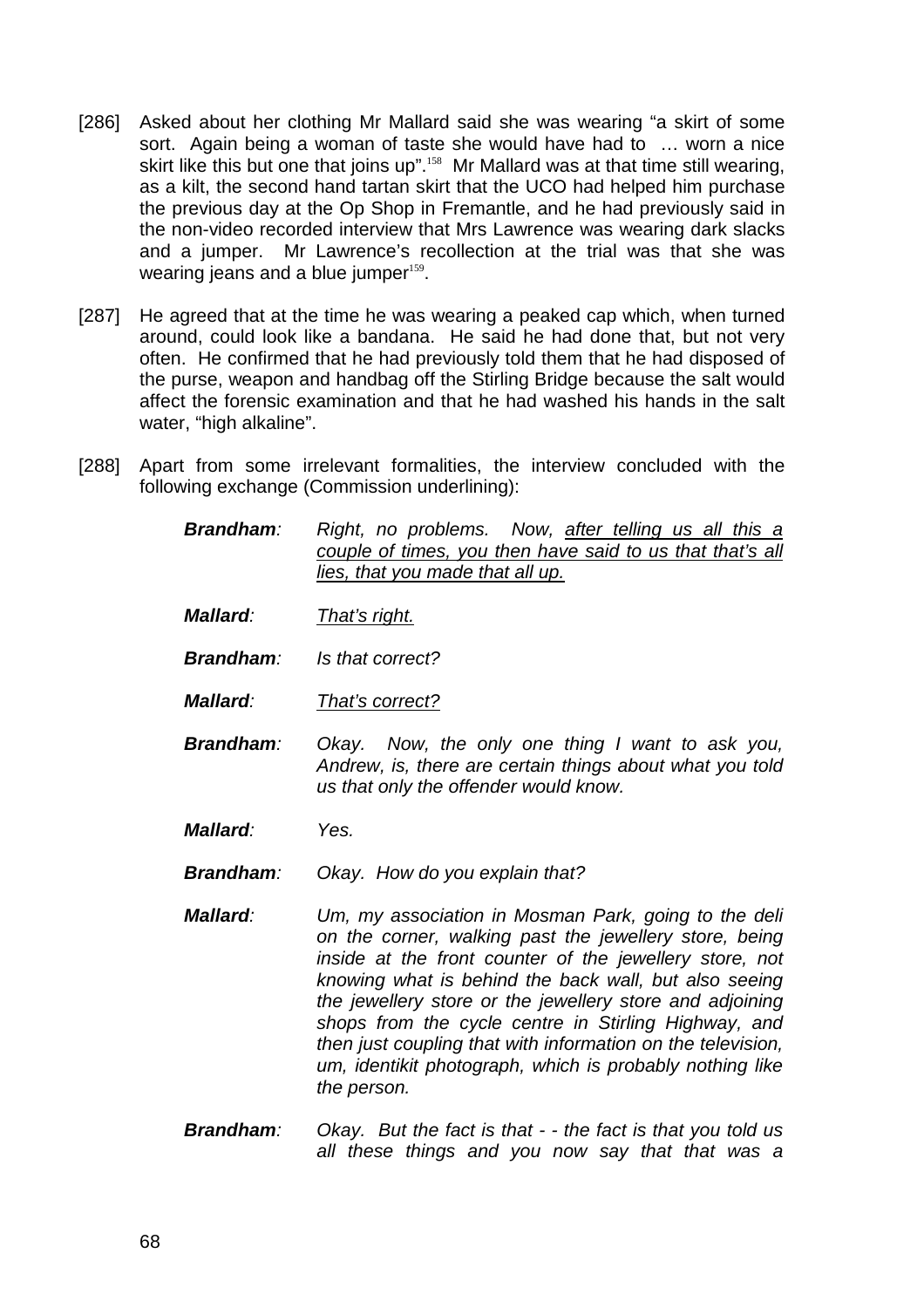[286] Asked about her clothing Mr Mallard said she was wearing "a skirt of some sort. Again being a woman of taste she would have had to … worn a nice skirt like this but one that joins up".[158] Mr Mallard was at that time still wearing, as a kilt, the second hand tartan skirt that the UCO had helped him purchase the previous day at the Op Shop in Fremantle, and he had previously said in the non-video recorded interview that Mrs Lawrence was wearing dark slacks and a jumper. Mr Lawrence's recollection at the trial was that she was wearing jeans and a blue jumper[159].

[287] He agreed that at the time he was wearing a peaked cap which, when turned around, could look like a bandana. He said he had done that, but not very often. He confirmed that he had previously told them that he had disposed of the purse, weapon and handbag off the Stirling Bridge because the salt would affect the forensic examination and that he had washed his hands in the salt water, "high alkaline".

[288] Apart from some irrelevant formalities, the interview concluded with the following exchange (Commission underlining):

> ***Brandham***: *Right, no problems. Now, <u>after telling us all this a couple of times, you then have said to us that that's all lies, that you made that all up.</u>*
>
> ***Mallard***: *<u>That's right.</u>*
>
> ***Brandham***: *Is that correct?*
>
> ***Mallard***: *<u>That's correct?</u>*
>
> ***Brandham***: *Okay. Now, the only one thing I want to ask you, Andrew, is, there are certain things about what you told us that only the offender would know.*
>
> ***Mallard***: *Yes.*
>
> ***Brandham***: *Okay. How do you explain that?*
>
> ***Mallard***: *Um, my association in Mosman Park, going to the deli on the corner, walking past the jewellery store, being inside at the front counter of the jewellery store, not knowing what is behind the back wall, but also seeing the jewellery store or the jewellery store and adjoining shops from the cycle centre in Stirling Highway, and then just coupling that with information on the television, um, identikit photograph, which is probably nothing like the person.*
>
> ***Brandham***: *Okay. But the fact is that - - the fact is that you told us all these things and you now say that that was a*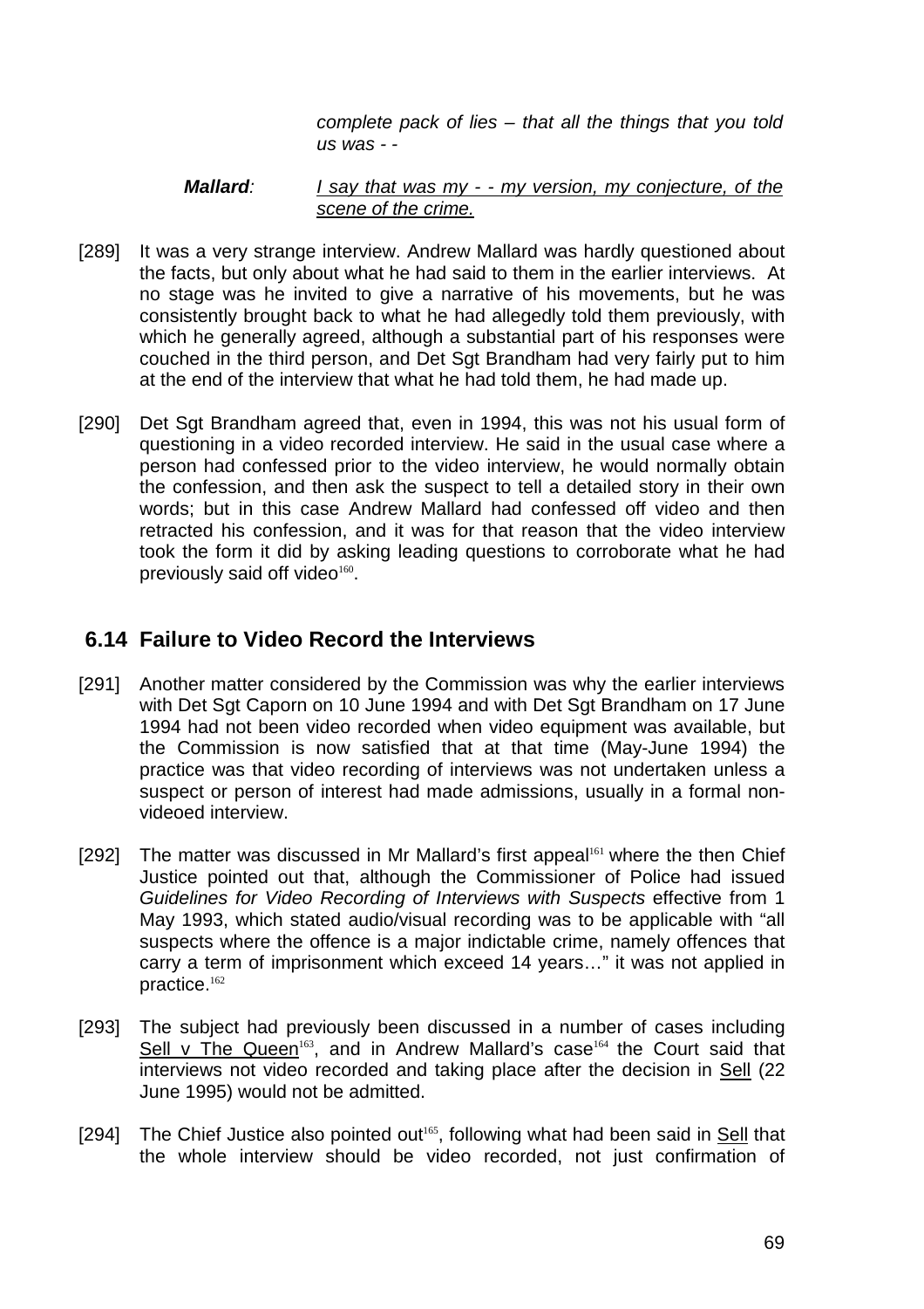*complete pack of lies – that all the things that you told us was - -*

***Mallard***: *I say that was my - - my version, my conjecture, of the scene of the crime.*

[289] It was a very strange interview. Andrew Mallard was hardly questioned about the facts, but only about what he had said to them in the earlier interviews. At no stage was he invited to give a narrative of his movements, but he was consistently brought back to what he had allegedly told them previously, with which he generally agreed, although a substantial part of his responses were couched in the third person, and Det Sgt Brandham had very fairly put to him at the end of the interview that what he had told them, he had made up.

[290] Det Sgt Brandham agreed that, even in 1994, this was not his usual form of questioning in a video recorded interview. He said in the usual case where a person had confessed prior to the video interview, he would normally obtain the confession, and then ask the suspect to tell a detailed story in their own words; but in this case Andrew Mallard had confessed off video and then retracted his confession, and it was for that reason that the video interview took the form it did by asking leading questions to corroborate what he had previously said off video[160].

## 6.14 Failure to Video Record the Interviews

[291] Another matter considered by the Commission was why the earlier interviews with Det Sgt Caporn on 10 June 1994 and with Det Sgt Brandham on 17 June 1994 had not been video recorded when video equipment was available, but the Commission is now satisfied that at that time (May-June 1994) the practice was that video recording of interviews was not undertaken unless a suspect or person of interest had made admissions, usually in a formal non-videoed interview.

[292] The matter was discussed in Mr Mallard's first appeal[161] where the then Chief Justice pointed out that, although the Commissioner of Police had issued *Guidelines for Video Recording of Interviews with Suspects* effective from 1 May 1993, which stated audio/visual recording was to be applicable with "all suspects where the offence is a major indictable crime, namely offences that carry a term of imprisonment which exceed 14 years…" it was not applied in practice.[162]

[293] The subject had previously been discussed in a number of cases including Sell v The Queen[163], and in Andrew Mallard's case[164] the Court said that interviews not video recorded and taking place after the decision in Sell (22 June 1995) would not be admitted.

[294] The Chief Justice also pointed out[165], following what had been said in Sell that the whole interview should be video recorded, not just confirmation of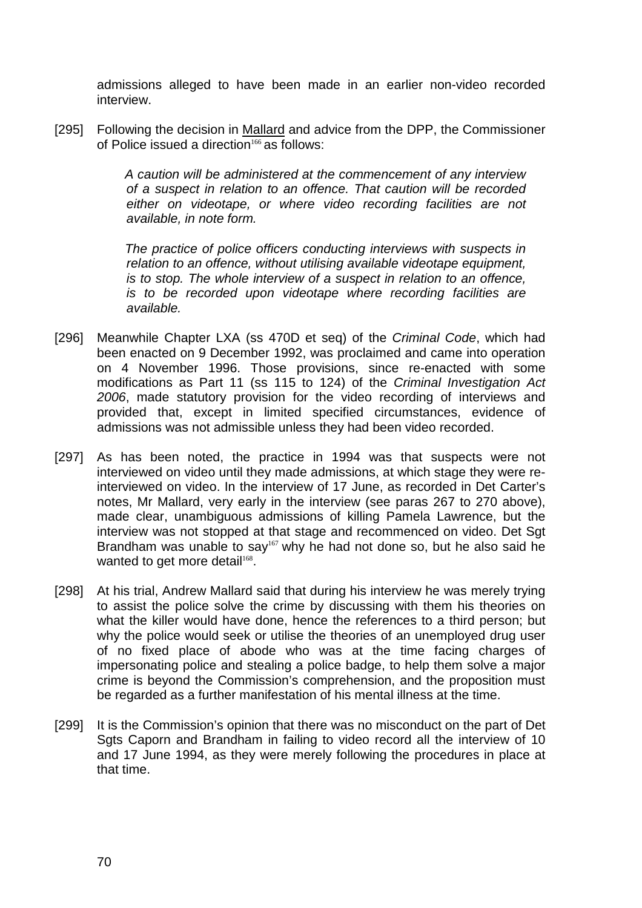admissions alleged to have been made in an earlier non-video recorded interview.

[295] Following the decision in Mallard and advice from the DPP, the Commissioner of Police issued a direction[166] as follows:

> *A caution will be administered at the commencement of any interview of a suspect in relation to an offence. That caution will be recorded either on videotape, or where video recording facilities are not available, in note form.*
>
> *The practice of police officers conducting interviews with suspects in relation to an offence, without utilising available videotape equipment, is to stop. The whole interview of a suspect in relation to an offence, is to be recorded upon videotape where recording facilities are available.*

[296] Meanwhile Chapter LXA (ss 470D et seq) of the *Criminal Code*, which had been enacted on 9 December 1992, was proclaimed and came into operation on 4 November 1996. Those provisions, since re-enacted with some modifications as Part 11 (ss 115 to 124) of the *Criminal Investigation Act 2006*, made statutory provision for the video recording of interviews and provided that, except in limited specified circumstances, evidence of admissions was not admissible unless they had been video recorded.

[297] As has been noted, the practice in 1994 was that suspects were not interviewed on video until they made admissions, at which stage they were re-interviewed on video. In the interview of 17 June, as recorded in Det Carter's notes, Mr Mallard, very early in the interview (see paras 267 to 270 above), made clear, unambiguous admissions of killing Pamela Lawrence, but the interview was not stopped at that stage and recommenced on video. Det Sgt Brandham was unable to say[167] why he had not done so, but he also said he wanted to get more detail[168].

[298] At his trial, Andrew Mallard said that during his interview he was merely trying to assist the police solve the crime by discussing with them his theories on what the killer would have done, hence the references to a third person; but why the police would seek or utilise the theories of an unemployed drug user of no fixed place of abode who was at the time facing charges of impersonating police and stealing a police badge, to help them solve a major crime is beyond the Commission's comprehension, and the proposition must be regarded as a further manifestation of his mental illness at the time.

[299] It is the Commission's opinion that there was no misconduct on the part of Det Sgts Caporn and Brandham in failing to video record all the interview of 10 and 17 June 1994, as they were merely following the procedures in place at that time.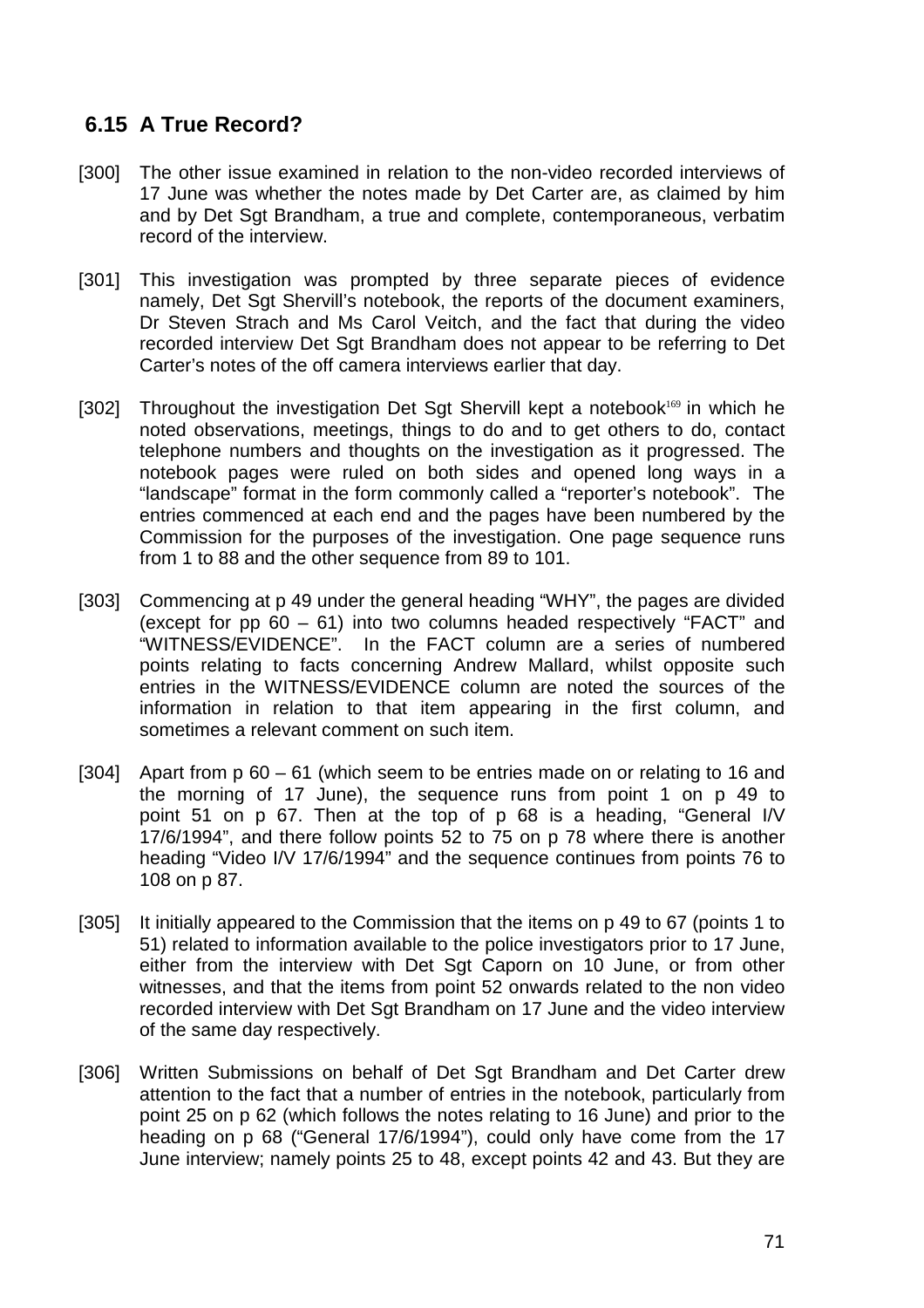## 6.15 A True Record?

[300] The other issue examined in relation to the non-video recorded interviews of 17 June was whether the notes made by Det Carter are, as claimed by him and by Det Sgt Brandham, a true and complete, contemporaneous, verbatim record of the interview.

[301] This investigation was prompted by three separate pieces of evidence namely, Det Sgt Shervill's notebook, the reports of the document examiners, Dr Steven Strach and Ms Carol Veitch, and the fact that during the video recorded interview Det Sgt Brandham does not appear to be referring to Det Carter's notes of the off camera interviews earlier that day.

[302] Throughout the investigation Det Sgt Shervill kept a notebook[169] in which he noted observations, meetings, things to do and to get others to do, contact telephone numbers and thoughts on the investigation as it progressed. The notebook pages were ruled on both sides and opened long ways in a "landscape" format in the form commonly called a "reporter's notebook". The entries commenced at each end and the pages have been numbered by the Commission for the purposes of the investigation. One page sequence runs from 1 to 88 and the other sequence from 89 to 101.

[303] Commencing at p 49 under the general heading "WHY", the pages are divided (except for pp 60 – 61) into two columns headed respectively "FACT" and "WITNESS/EVIDENCE". In the FACT column are a series of numbered points relating to facts concerning Andrew Mallard, whilst opposite such entries in the WITNESS/EVIDENCE column are noted the sources of the information in relation to that item appearing in the first column, and sometimes a relevant comment on such item.

[304] Apart from p 60 – 61 (which seem to be entries made on or relating to 16 and the morning of 17 June), the sequence runs from point 1 on p 49 to point 51 on p 67. Then at the top of p 68 is a heading, "General I/V 17/6/1994", and there follow points 52 to 75 on p 78 where there is another heading "Video I/V 17/6/1994" and the sequence continues from points 76 to 108 on p 87.

[305] It initially appeared to the Commission that the items on p 49 to 67 (points 1 to 51) related to information available to the police investigators prior to 17 June, either from the interview with Det Sgt Caporn on 10 June, or from other witnesses, and that the items from point 52 onwards related to the non video recorded interview with Det Sgt Brandham on 17 June and the video interview of the same day respectively.

[306] Written Submissions on behalf of Det Sgt Brandham and Det Carter drew attention to the fact that a number of entries in the notebook, particularly from point 25 on p 62 (which follows the notes relating to 16 June) and prior to the heading on p 68 ("General 17/6/1994"), could only have come from the 17 June interview; namely points 25 to 48, except points 42 and 43. But they are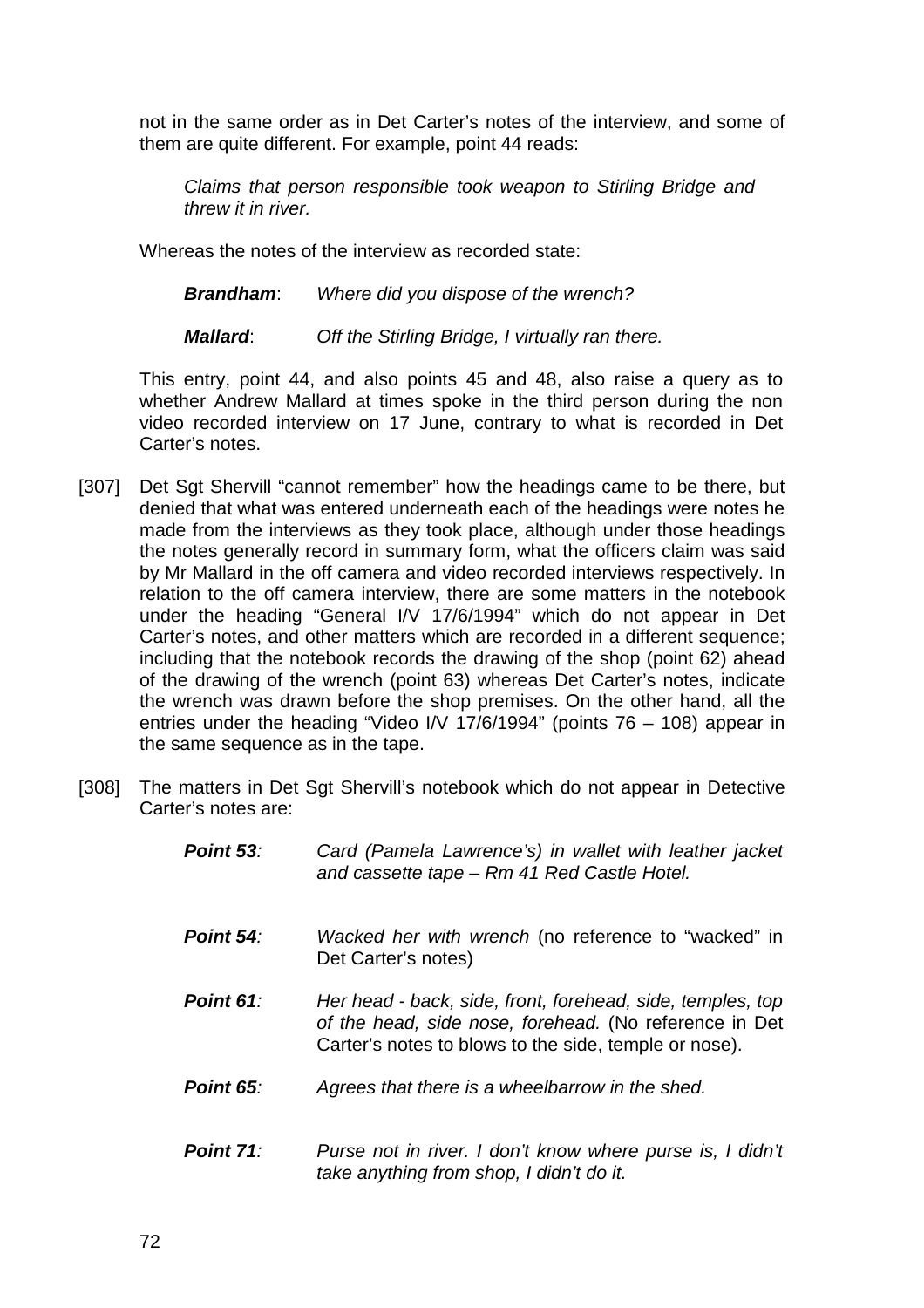not in the same order as in Det Carter's notes of the interview, and some of them are quite different. For example, point 44 reads:

> *Claims that person responsible took weapon to Stirling Bridge and threw it in river.*

Whereas the notes of the interview as recorded state:

> ***Brandham***: *Where did you dispose of the wrench?*
>
> ***Mallard***: *Off the Stirling Bridge, I virtually ran there.*

This entry, point 44, and also points 45 and 48, also raise a query as to whether Andrew Mallard at times spoke in the third person during the non video recorded interview on 17 June, contrary to what is recorded in Det Carter's notes.

[307] Det Sgt Shervill "cannot remember" how the headings came to be there, but denied that what was entered underneath each of the headings were notes he made from the interviews as they took place, although under those headings the notes generally record in summary form, what the officers claim was said by Mr Mallard in the off camera and video recorded interviews respectively. In relation to the off camera interview, there are some matters in the notebook under the heading "General I/V 17/6/1994" which do not appear in Det Carter's notes, and other matters which are recorded in a different sequence; including that the notebook records the drawing of the shop (point 62) ahead of the drawing of the wrench (point 63) whereas Det Carter's notes, indicate the wrench was drawn before the shop premises. On the other hand, all the entries under the heading "Video I/V 17/6/1994" (points 76 – 108) appear in the same sequence as in the tape.

[308] The matters in Det Sgt Shervill's notebook which do not appear in Detective Carter's notes are:

> ***Point 53***: *Card (Pamela Lawrence's) in wallet with leather jacket and cassette tape – Rm 41 Red Castle Hotel.*
>
> ***Point 54***: *Wacked her with wrench* (no reference to "wacked" in Det Carter's notes)
>
> ***Point 61***: *Her head - back, side, front, forehead, side, temples, top of the head, side nose, forehead.* (No reference in Det Carter's notes to blows to the side, temple or nose).
>
> ***Point 65***: *Agrees that there is a wheelbarrow in the shed.*
>
> ***Point 71***: *Purse not in river. I don't know where purse is, I didn't take anything from shop, I didn't do it.*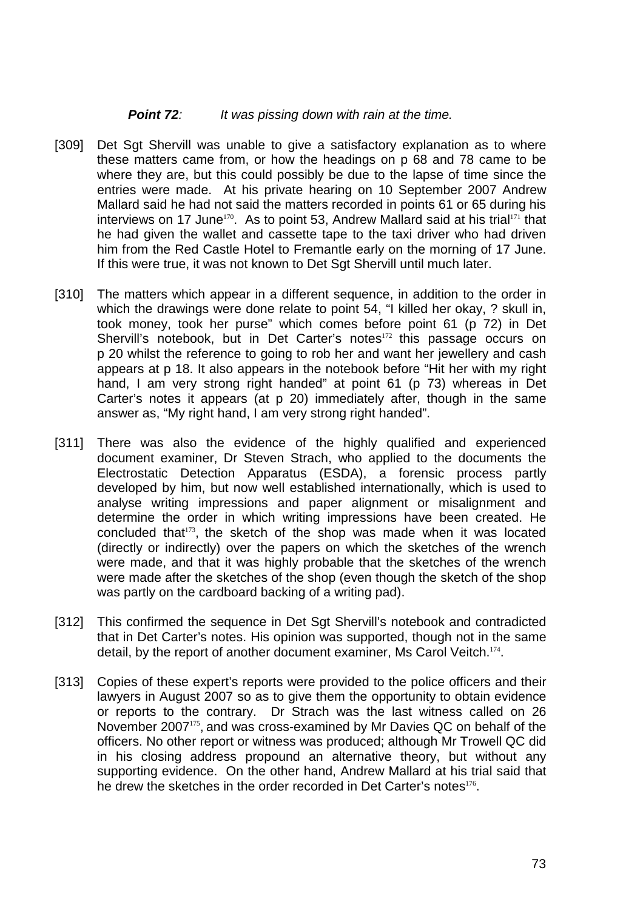***Point 72**:* *It was pissing down with rain at the time.*

[309] Det Sgt Shervill was unable to give a satisfactory explanation as to where these matters came from, or how the headings on p 68 and 78 came to be where they are, but this could possibly be due to the lapse of time since the entries were made. At his private hearing on 10 September 2007 Andrew Mallard said he had not said the matters recorded in points 61 or 65 during his interviews on 17 June[170]. As to point 53, Andrew Mallard said at his trial[171] that he had given the wallet and cassette tape to the taxi driver who had driven him from the Red Castle Hotel to Fremantle early on the morning of 17 June. If this were true, it was not known to Det Sgt Shervill until much later.

[310] The matters which appear in a different sequence, in addition to the order in which the drawings were done relate to point 54, "I killed her okay, ? skull in, took money, took her purse" which comes before point 61 (p 72) in Det Shervill's notebook, but in Det Carter's notes[172] this passage occurs on p 20 whilst the reference to going to rob her and want her jewellery and cash appears at p 18. It also appears in the notebook before "Hit her with my right hand, I am very strong right handed" at point 61 (p 73) whereas in Det Carter's notes it appears (at p 20) immediately after, though in the same answer as, "My right hand, I am very strong right handed".

[311] There was also the evidence of the highly qualified and experienced document examiner, Dr Steven Strach, who applied to the documents the Electrostatic Detection Apparatus (ESDA), a forensic process partly developed by him, but now well established internationally, which is used to analyse writing impressions and paper alignment or misalignment and determine the order in which writing impressions have been created. He concluded that[173], the sketch of the shop was made when it was located (directly or indirectly) over the papers on which the sketches of the wrench were made, and that it was highly probable that the sketches of the wrench were made after the sketches of the shop (even though the sketch of the shop was partly on the cardboard backing of a writing pad).

[312] This confirmed the sequence in Det Sgt Shervill's notebook and contradicted that in Det Carter's notes. His opinion was supported, though not in the same detail, by the report of another document examiner, Ms Carol Veitch.[174].

[313] Copies of these expert's reports were provided to the police officers and their lawyers in August 2007 so as to give them the opportunity to obtain evidence or reports to the contrary. Dr Strach was the last witness called on 26 November 2007[175], and was cross-examined by Mr Davies QC on behalf of the officers. No other report or witness was produced; although Mr Trowell QC did in his closing address propound an alternative theory, but without any supporting evidence. On the other hand, Andrew Mallard at his trial said that he drew the sketches in the order recorded in Det Carter's notes[176].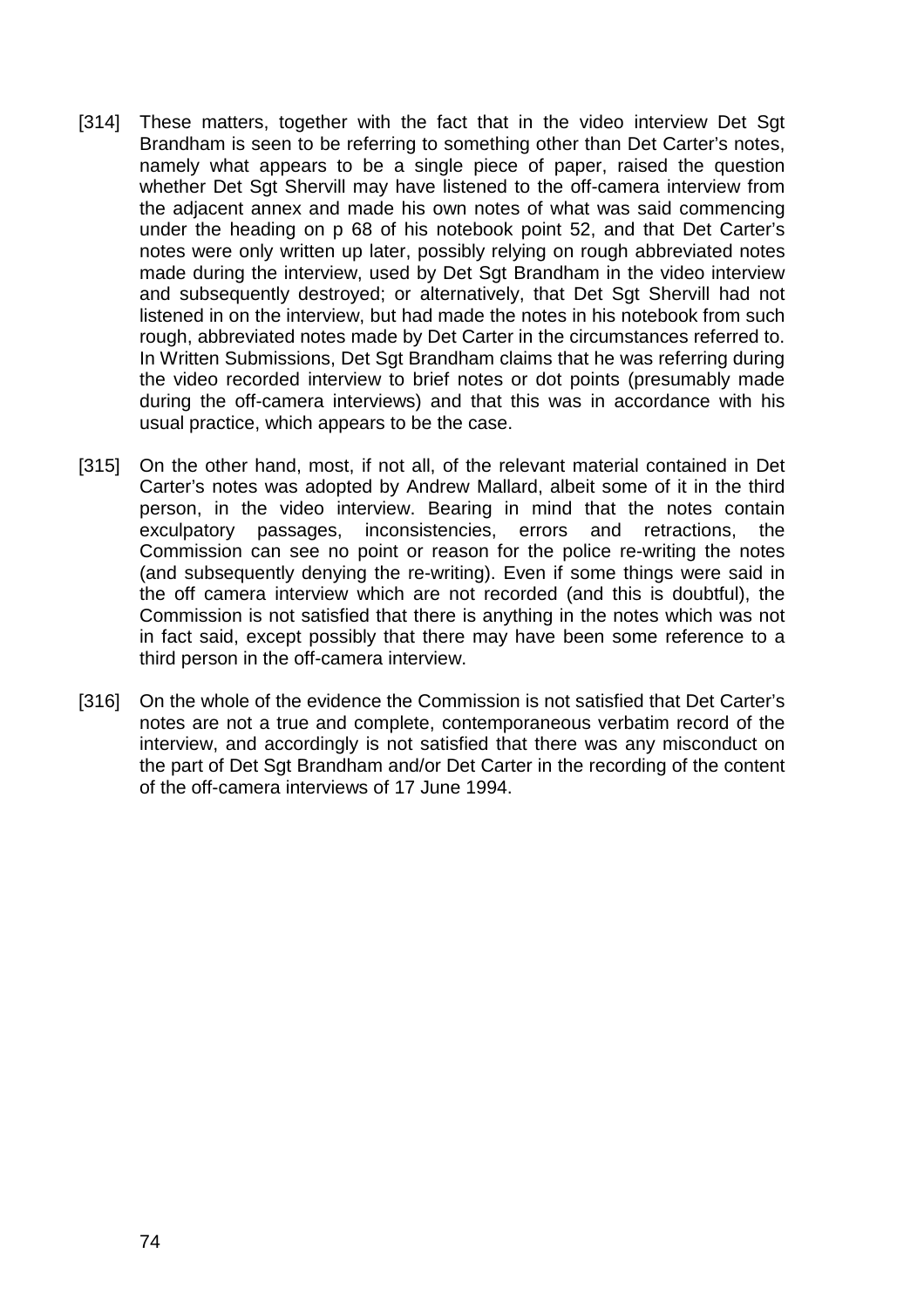[314] These matters, together with the fact that in the video interview Det Sgt Brandham is seen to be referring to something other than Det Carter's notes, namely what appears to be a single piece of paper, raised the question whether Det Sgt Shervill may have listened to the off-camera interview from the adjacent annex and made his own notes of what was said commencing under the heading on p 68 of his notebook point 52, and that Det Carter's notes were only written up later, possibly relying on rough abbreviated notes made during the interview, used by Det Sgt Brandham in the video interview and subsequently destroyed; or alternatively, that Det Sgt Shervill had not listened in on the interview, but had made the notes in his notebook from such rough, abbreviated notes made by Det Carter in the circumstances referred to. In Written Submissions, Det Sgt Brandham claims that he was referring during the video recorded interview to brief notes or dot points (presumably made during the off-camera interviews) and that this was in accordance with his usual practice, which appears to be the case.

[315] On the other hand, most, if not all, of the relevant material contained in Det Carter's notes was adopted by Andrew Mallard, albeit some of it in the third person, in the video interview. Bearing in mind that the notes contain exculpatory passages, inconsistencies, errors and retractions, the Commission can see no point or reason for the police re-writing the notes (and subsequently denying the re-writing). Even if some things were said in the off camera interview which are not recorded (and this is doubtful), the Commission is not satisfied that there is anything in the notes which was not in fact said, except possibly that there may have been some reference to a third person in the off-camera interview.

[316] On the whole of the evidence the Commission is not satisfied that Det Carter's notes are not a true and complete, contemporaneous verbatim record of the interview, and accordingly is not satisfied that there was any misconduct on the part of Det Sgt Brandham and/or Det Carter in the recording of the content of the off-camera interviews of 17 June 1994.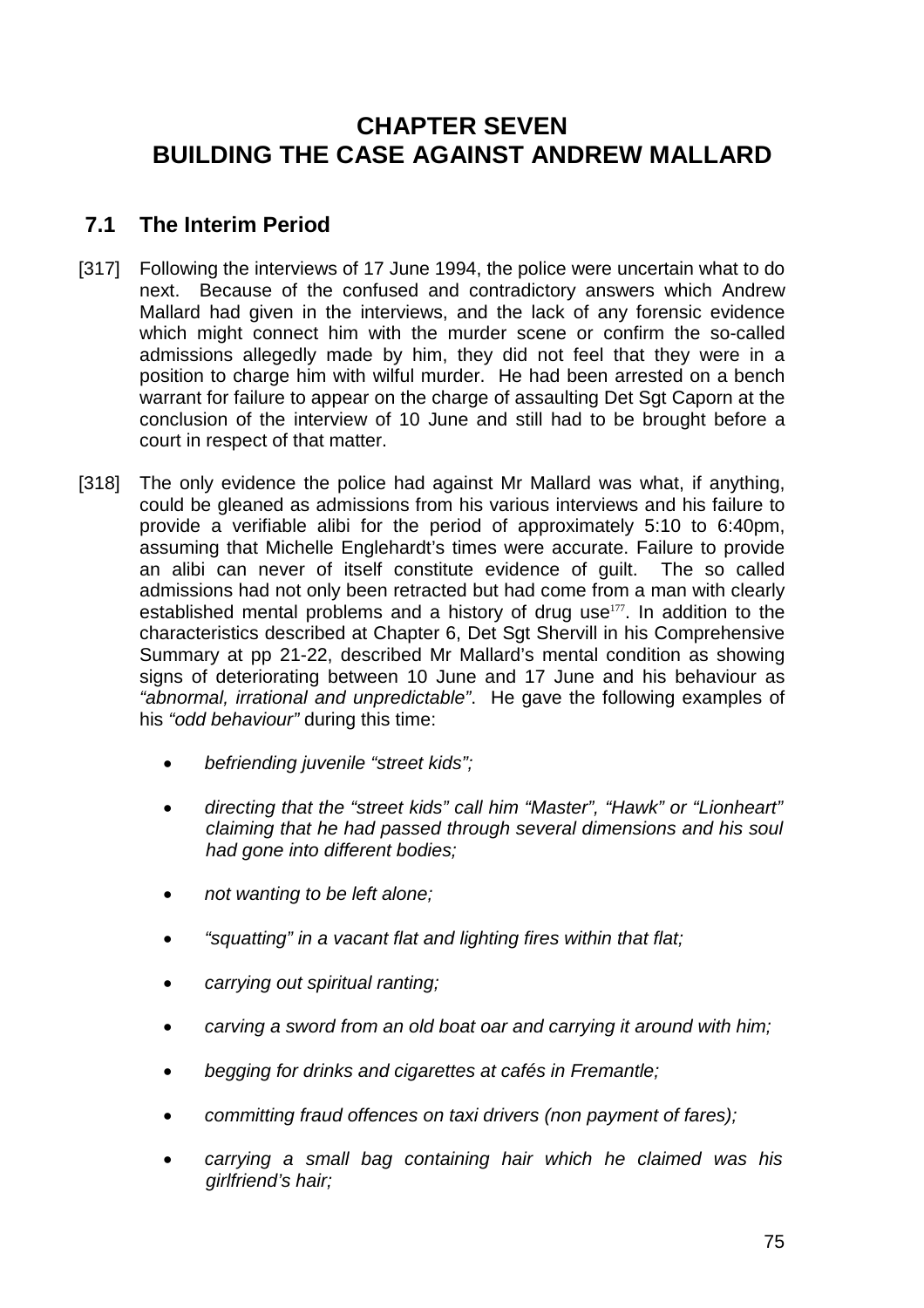# CHAPTER SEVEN
# BUILDING THE CASE AGAINST ANDREW MALLARD

## 7.1 The Interim Period

[317] Following the interviews of 17 June 1994, the police were uncertain what to do next. Because of the confused and contradictory answers which Andrew Mallard had given in the interviews, and the lack of any forensic evidence which might connect him with the murder scene or confirm the so-called admissions allegedly made by him, they did not feel that they were in a position to charge him with wilful murder. He had been arrested on a bench warrant for failure to appear on the charge of assaulting Det Sgt Caporn at the conclusion of the interview of 10 June and still had to be brought before a court in respect of that matter.

[318] The only evidence the police had against Mr Mallard was what, if anything, could be gleaned as admissions from his various interviews and his failure to provide a verifiable alibi for the period of approximately 5:10 to 6:40pm, assuming that Michelle Englehardt's times were accurate. Failure to provide an alibi can never of itself constitute evidence of guilt. The so called admissions had not only been retracted but had come from a man with clearly established mental problems and a history of drug use[177]. In addition to the characteristics described at Chapter 6, Det Sgt Shervill in his Comprehensive Summary at pp 21-22, described Mr Mallard's mental condition as showing signs of deteriorating between 10 June and 17 June and his behaviour as *"abnormal, irrational and unpredictable"*. He gave the following examples of his *"odd behaviour"* during this time:

- *befriending juvenile "street kids";*
- *directing that the "street kids" call him "Master", "Hawk" or "Lionheart" claiming that he had passed through several dimensions and his soul had gone into different bodies;*
- *not wanting to be left alone;*
- *"squatting" in a vacant flat and lighting fires within that flat;*
- *carrying out spiritual ranting;*
- *carving a sword from an old boat oar and carrying it around with him;*
- *begging for drinks and cigarettes at cafés in Fremantle;*
- *committing fraud offences on taxi drivers (non payment of fares);*
- *carrying a small bag containing hair which he claimed was his girlfriend's hair;*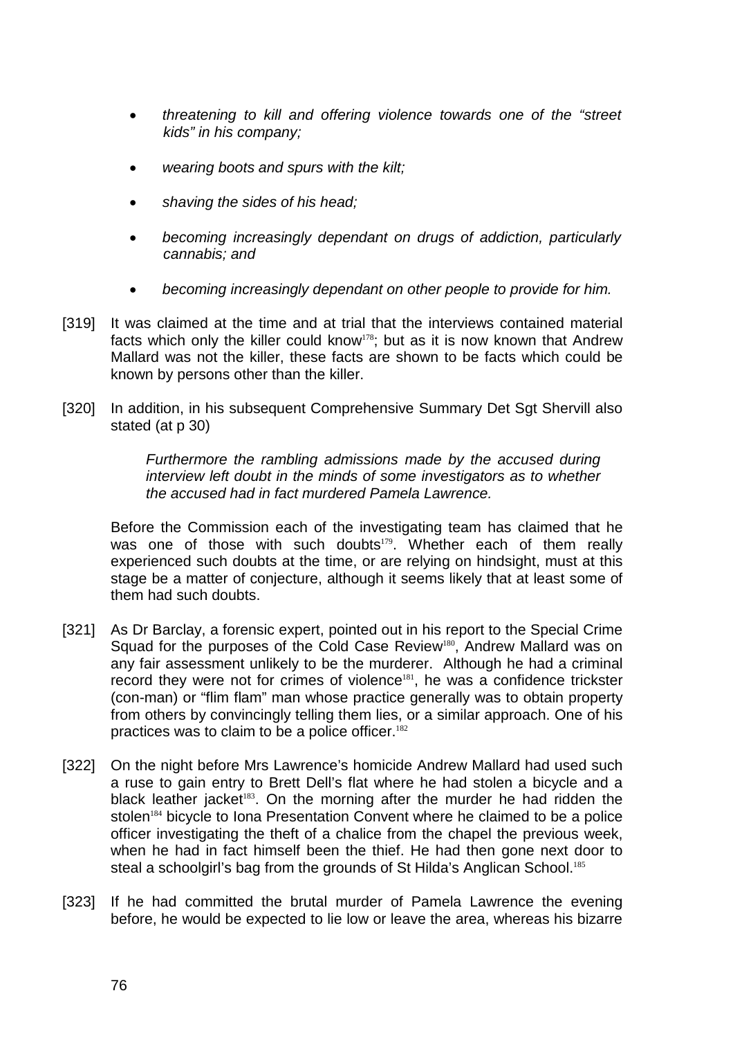- *threatening to kill and offering violence towards one of the "street kids" in his company;*
- *wearing boots and spurs with the kilt;*
- *shaving the sides of his head;*
- *becoming increasingly dependant on drugs of addiction, particularly cannabis; and*
- *becoming increasingly dependant on other people to provide for him.*

[319] It was claimed at the time and at trial that the interviews contained material facts which only the killer could know[178]; but as it is now known that Andrew Mallard was not the killer, these facts are shown to be facts which could be known by persons other than the killer.

[320] In addition, in his subsequent Comprehensive Summary Det Sgt Shervill also stated (at p 30)

> *Furthermore the rambling admissions made by the accused during interview left doubt in the minds of some investigators as to whether the accused had in fact murdered Pamela Lawrence.*

Before the Commission each of the investigating team has claimed that he was one of those with such doubts[179]. Whether each of them really experienced such doubts at the time, or are relying on hindsight, must at this stage be a matter of conjecture, although it seems likely that at least some of them had such doubts.

[321] As Dr Barclay, a forensic expert, pointed out in his report to the Special Crime Squad for the purposes of the Cold Case Review[180], Andrew Mallard was on any fair assessment unlikely to be the murderer. Although he had a criminal record they were not for crimes of violence[181], he was a confidence trickster (con-man) or "flim flam" man whose practice generally was to obtain property from others by convincingly telling them lies, or a similar approach. One of his practices was to claim to be a police officer.[182]

[322] On the night before Mrs Lawrence's homicide Andrew Mallard had used such a ruse to gain entry to Brett Dell's flat where he had stolen a bicycle and a black leather jacket[183]. On the morning after the murder he had ridden the stolen[184] bicycle to Iona Presentation Convent where he claimed to be a police officer investigating the theft of a chalice from the chapel the previous week, when he had in fact himself been the thief. He had then gone next door to steal a schoolgirl's bag from the grounds of St Hilda's Anglican School.[185]

[323] If he had committed the brutal murder of Pamela Lawrence the evening before, he would be expected to lie low or leave the area, whereas his bizarre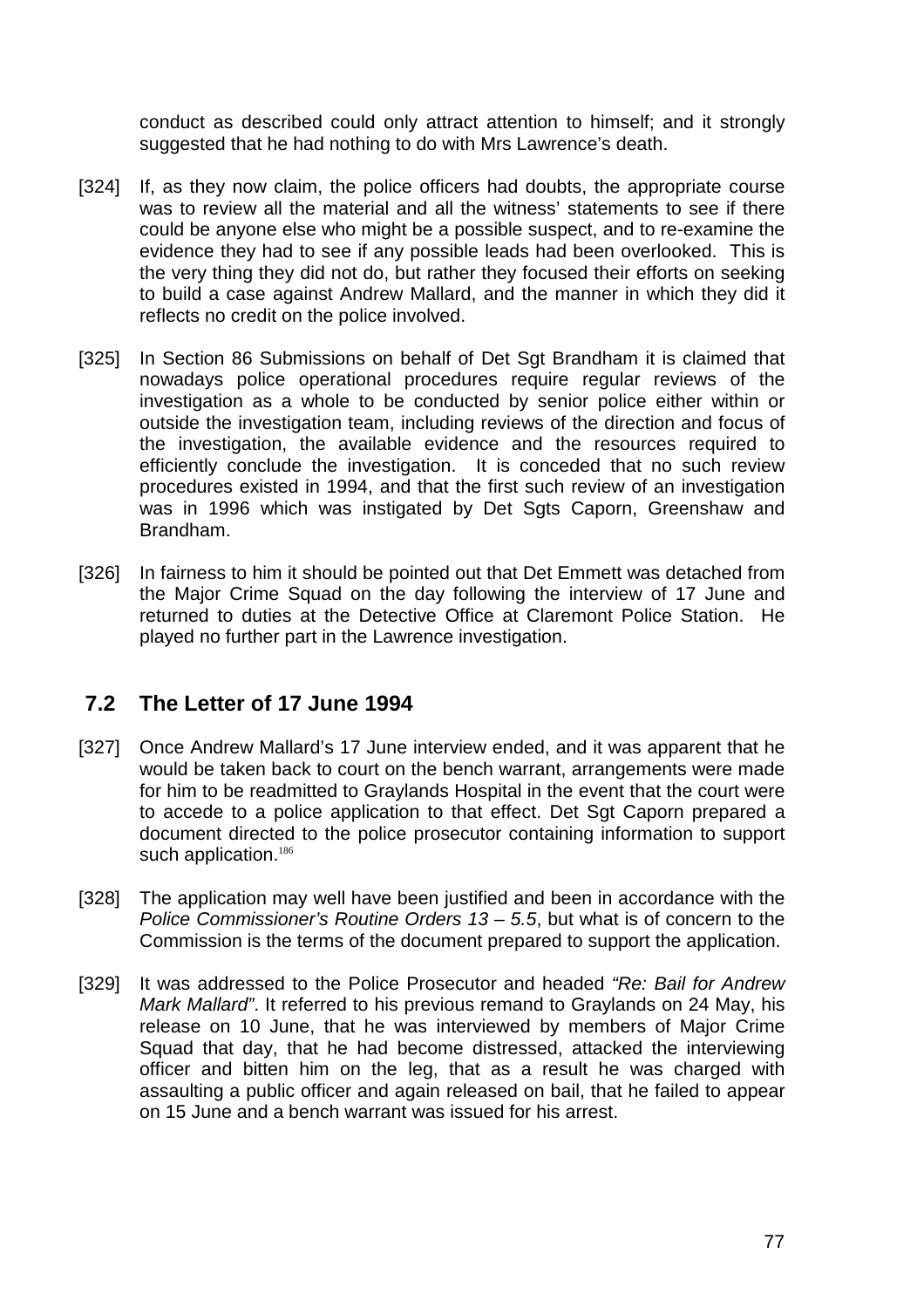conduct as described could only attract attention to himself; and it strongly suggested that he had nothing to do with Mrs Lawrence's death.

[324] If, as they now claim, the police officers had doubts, the appropriate course was to review all the material and all the witness' statements to see if there could be anyone else who might be a possible suspect, and to re-examine the evidence they had to see if any possible leads had been overlooked. This is the very thing they did not do, but rather they focused their efforts on seeking to build a case against Andrew Mallard, and the manner in which they did it reflects no credit on the police involved.

[325] In Section 86 Submissions on behalf of Det Sgt Brandham it is claimed that nowadays police operational procedures require regular reviews of the investigation as a whole to be conducted by senior police either within or outside the investigation team, including reviews of the direction and focus of the investigation, the available evidence and the resources required to efficiently conclude the investigation. It is conceded that no such review procedures existed in 1994, and that the first such review of an investigation was in 1996 which was instigated by Det Sgts Caporn, Greenshaw and Brandham.

[326] In fairness to him it should be pointed out that Det Emmett was detached from the Major Crime Squad on the day following the interview of 17 June and returned to duties at the Detective Office at Claremont Police Station. He played no further part in the Lawrence investigation.

## 7.2 The Letter of 17 June 1994

[327] Once Andrew Mallard's 17 June interview ended, and it was apparent that he would be taken back to court on the bench warrant, arrangements were made for him to be readmitted to Graylands Hospital in the event that the court were to accede to a police application to that effect. Det Sgt Caporn prepared a document directed to the police prosecutor containing information to support such application.[186]

[328] The application may well have been justified and been in accordance with the *Police Commissioner's Routine Orders 13 – 5.5*, but what is of concern to the Commission is the terms of the document prepared to support the application.

[329] It was addressed to the Police Prosecutor and headed *"Re: Bail for Andrew Mark Mallard"*. It referred to his previous remand to Graylands on 24 May, his release on 10 June, that he was interviewed by members of Major Crime Squad that day, that he had become distressed, attacked the interviewing officer and bitten him on the leg, that as a result he was charged with assaulting a public officer and again released on bail, that he failed to appear on 15 June and a bench warrant was issued for his arrest.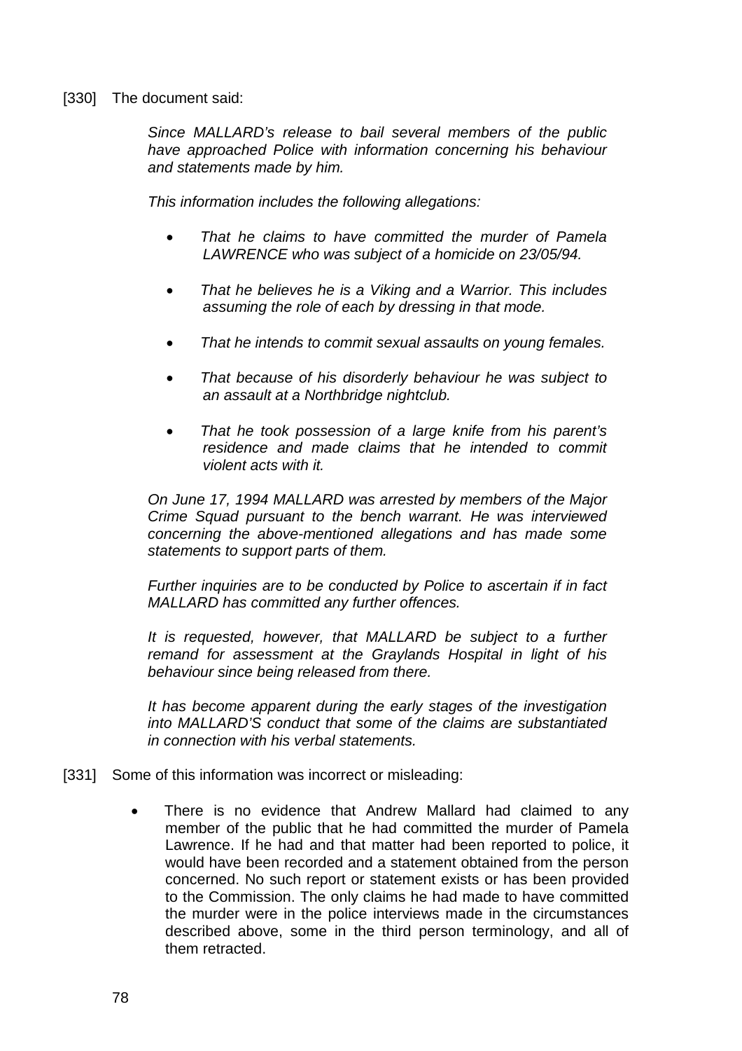[330] The document said:

> *Since MALLARD's release to bail several members of the public have approached Police with information concerning his behaviour and statements made by him.*
>
> *This information includes the following allegations:*
>
> - *That he claims to have committed the murder of Pamela LAWRENCE who was subject of a homicide on 23/05/94.*
> - *That he believes he is a Viking and a Warrior. This includes assuming the role of each by dressing in that mode.*
> - *That he intends to commit sexual assaults on young females.*
> - *That because of his disorderly behaviour he was subject to an assault at a Northbridge nightclub.*
> - *That he took possession of a large knife from his parent's residence and made claims that he intended to commit violent acts with it.*
>
> *On June 17, 1994 MALLARD was arrested by members of the Major Crime Squad pursuant to the bench warrant. He was interviewed concerning the above-mentioned allegations and has made some statements to support parts of them.*
>
> *Further inquiries are to be conducted by Police to ascertain if in fact MALLARD has committed any further offences.*
>
> *It is requested, however, that MALLARD be subject to a further remand for assessment at the Graylands Hospital in light of his behaviour since being released from there.*
>
> *It has become apparent during the early stages of the investigation into MALLARD'S conduct that some of the claims are substantiated in connection with his verbal statements.*

[331] Some of this information was incorrect or misleading:

- There is no evidence that Andrew Mallard had claimed to any member of the public that he had committed the murder of Pamela Lawrence. If he had and that matter had been reported to police, it would have been recorded and a statement obtained from the person concerned. No such report or statement exists or has been provided to the Commission. The only claims he had made to have committed the murder were in the police interviews made in the circumstances described above, some in the third person terminology, and all of them retracted.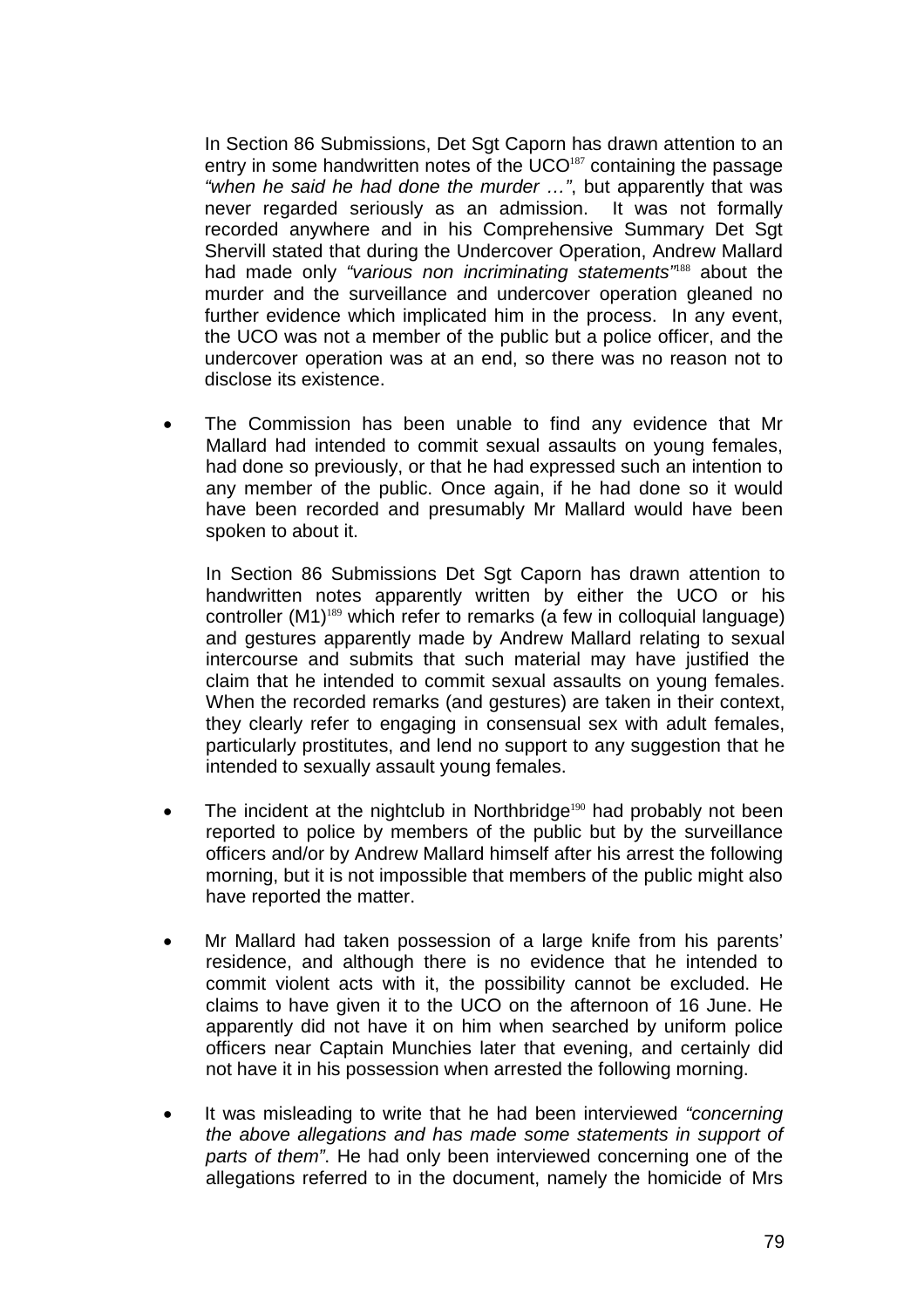In Section 86 Submissions, Det Sgt Caporn has drawn attention to an entry in some handwritten notes of the UCO[187] containing the passage *"when he said he had done the murder …"*, but apparently that was never regarded seriously as an admission. It was not formally recorded anywhere and in his Comprehensive Summary Det Sgt Shervill stated that during the Undercover Operation, Andrew Mallard had made only *"various non incriminating statements"*[188] about the murder and the surveillance and undercover operation gleaned no further evidence which implicated him in the process. In any event, the UCO was not a member of the public but a police officer, and the undercover operation was at an end, so there was no reason not to disclose its existence.

- The Commission has been unable to find any evidence that Mr Mallard had intended to commit sexual assaults on young females, had done so previously, or that he had expressed such an intention to any member of the public. Once again, if he had done so it would have been recorded and presumably Mr Mallard would have been spoken to about it.

  In Section 86 Submissions Det Sgt Caporn has drawn attention to handwritten notes apparently written by either the UCO or his controller (M1)[189] which refer to remarks (a few in colloquial language) and gestures apparently made by Andrew Mallard relating to sexual intercourse and submits that such material may have justified the claim that he intended to commit sexual assaults on young females. When the recorded remarks (and gestures) are taken in their context, they clearly refer to engaging in consensual sex with adult females, particularly prostitutes, and lend no support to any suggestion that he intended to sexually assault young females.

- The incident at the nightclub in Northbridge[190] had probably not been reported to police by members of the public but by the surveillance officers and/or by Andrew Mallard himself after his arrest the following morning, but it is not impossible that members of the public might also have reported the matter.

- Mr Mallard had taken possession of a large knife from his parents' residence, and although there is no evidence that he intended to commit violent acts with it, the possibility cannot be excluded. He claims to have given it to the UCO on the afternoon of 16 June. He apparently did not have it on him when searched by uniform police officers near Captain Munchies later that evening, and certainly did not have it in his possession when arrested the following morning.

- It was misleading to write that he had been interviewed *"concerning the above allegations and has made some statements in support of parts of them"*. He had only been interviewed concerning one of the allegations referred to in the document, namely the homicide of Mrs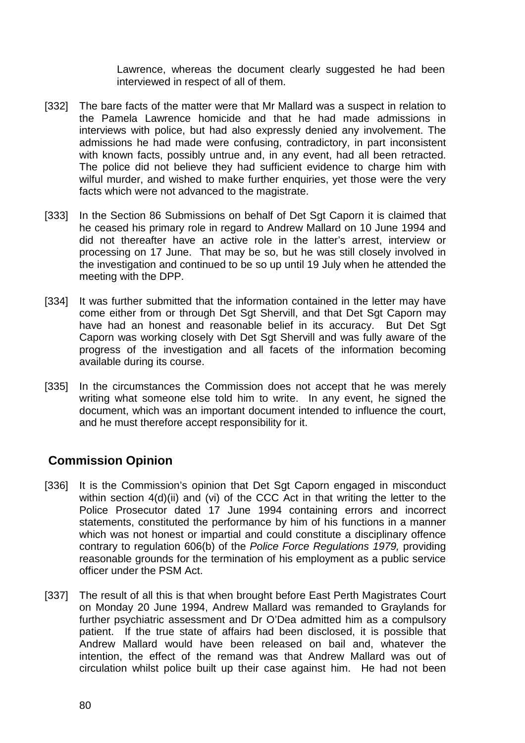Lawrence, whereas the document clearly suggested he had been interviewed in respect of all of them.

[332] The bare facts of the matter were that Mr Mallard was a suspect in relation to the Pamela Lawrence homicide and that he had made admissions in interviews with police, but had also expressly denied any involvement. The admissions he had made were confusing, contradictory, in part inconsistent with known facts, possibly untrue and, in any event, had all been retracted. The police did not believe they had sufficient evidence to charge him with wilful murder, and wished to make further enquiries, yet those were the very facts which were not advanced to the magistrate.

[333] In the Section 86 Submissions on behalf of Det Sgt Caporn it is claimed that he ceased his primary role in regard to Andrew Mallard on 10 June 1994 and did not thereafter have an active role in the latter's arrest, interview or processing on 17 June. That may be so, but he was still closely involved in the investigation and continued to be so up until 19 July when he attended the meeting with the DPP.

[334] It was further submitted that the information contained in the letter may have come either from or through Det Sgt Shervill, and that Det Sgt Caporn may have had an honest and reasonable belief in its accuracy. But Det Sgt Caporn was working closely with Det Sgt Shervill and was fully aware of the progress of the investigation and all facets of the information becoming available during its course.

[335] In the circumstances the Commission does not accept that he was merely writing what someone else told him to write. In any event, he signed the document, which was an important document intended to influence the court, and he must therefore accept responsibility for it.

## Commission Opinion

[336] It is the Commission's opinion that Det Sgt Caporn engaged in misconduct within section 4(d)(ii) and (vi) of the CCC Act in that writing the letter to the Police Prosecutor dated 17 June 1994 containing errors and incorrect statements, constituted the performance by him of his functions in a manner which was not honest or impartial and could constitute a disciplinary offence contrary to regulation 606(b) of the *Police Force Regulations 1979,* providing reasonable grounds for the termination of his employment as a public service officer under the PSM Act.

[337] The result of all this is that when brought before East Perth Magistrates Court on Monday 20 June 1994, Andrew Mallard was remanded to Graylands for further psychiatric assessment and Dr O'Dea admitted him as a compulsory patient. If the true state of affairs had been disclosed, it is possible that Andrew Mallard would have been released on bail and, whatever the intention, the effect of the remand was that Andrew Mallard was out of circulation whilst police built up their case against him. He had not been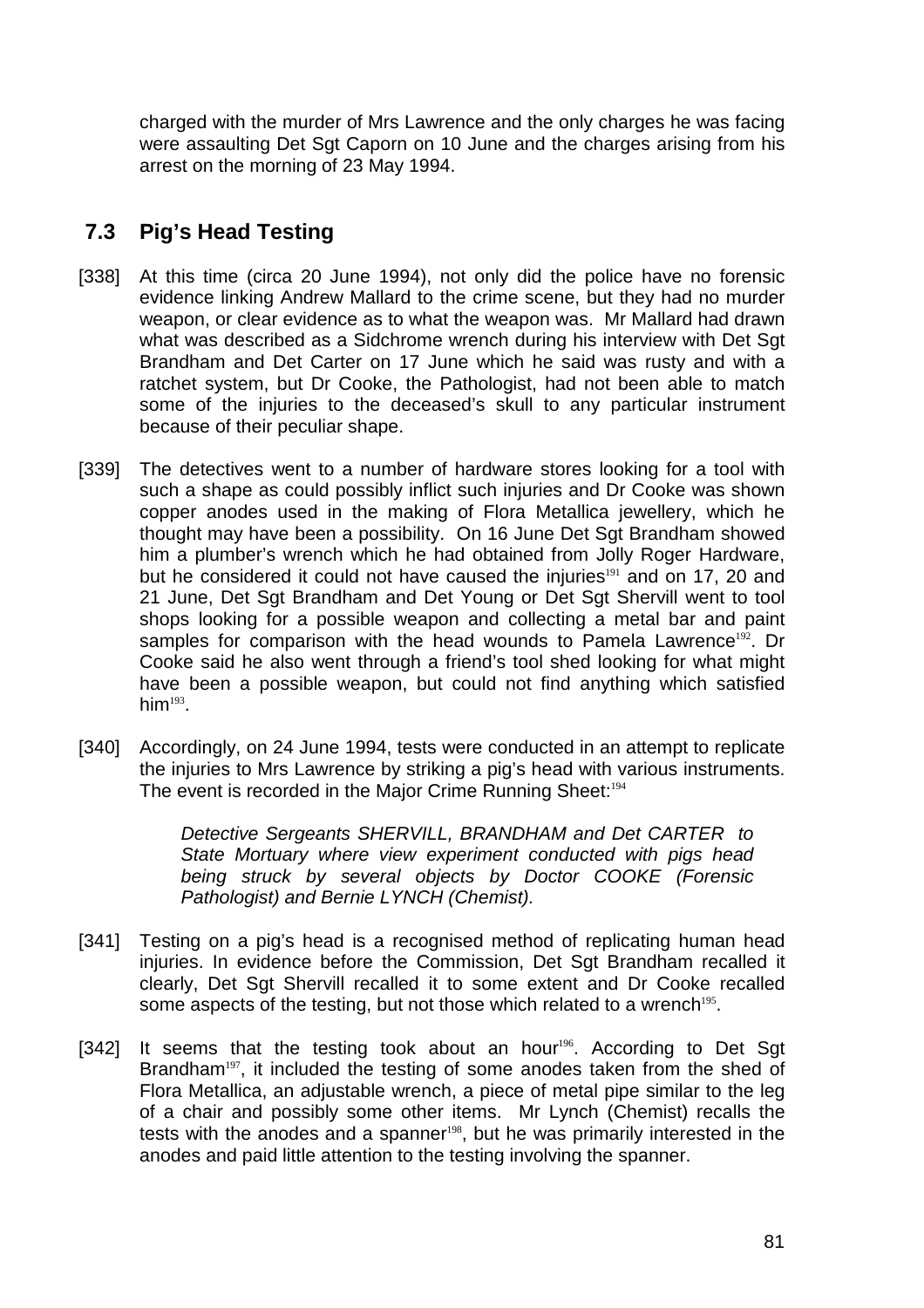charged with the murder of Mrs Lawrence and the only charges he was facing were assaulting Det Sgt Caporn on 10 June and the charges arising from his arrest on the morning of 23 May 1994.

## 7.3 Pig's Head Testing

[338] At this time (circa 20 June 1994), not only did the police have no forensic evidence linking Andrew Mallard to the crime scene, but they had no murder weapon, or clear evidence as to what the weapon was. Mr Mallard had drawn what was described as a Sidchrome wrench during his interview with Det Sgt Brandham and Det Carter on 17 June which he said was rusty and with a ratchet system, but Dr Cooke, the Pathologist, had not been able to match some of the injuries to the deceased's skull to any particular instrument because of their peculiar shape.

[339] The detectives went to a number of hardware stores looking for a tool with such a shape as could possibly inflict such injuries and Dr Cooke was shown copper anodes used in the making of Flora Metallica jewellery, which he thought may have been a possibility. On 16 June Det Sgt Brandham showed him a plumber's wrench which he had obtained from Jolly Roger Hardware, but he considered it could not have caused the injuries[191] and on 17, 20 and 21 June, Det Sgt Brandham and Det Young or Det Sgt Shervill went to tool shops looking for a possible weapon and collecting a metal bar and paint samples for comparison with the head wounds to Pamela Lawrence[192]. Dr Cooke said he also went through a friend's tool shed looking for what might have been a possible weapon, but could not find anything which satisfied him[193].

[340] Accordingly, on 24 June 1994, tests were conducted in an attempt to replicate the injuries to Mrs Lawrence by striking a pig's head with various instruments. The event is recorded in the Major Crime Running Sheet:[194]

> *Detective Sergeants SHERVILL, BRANDHAM and Det CARTER to State Mortuary where view experiment conducted with pigs head being struck by several objects by Doctor COOKE (Forensic Pathologist) and Bernie LYNCH (Chemist).*

[341] Testing on a pig's head is a recognised method of replicating human head injuries. In evidence before the Commission, Det Sgt Brandham recalled it clearly, Det Sgt Shervill recalled it to some extent and Dr Cooke recalled some aspects of the testing, but not those which related to a wrench[195].

[342] It seems that the testing took about an hour[196]. According to Det Sgt Brandham[197], it included the testing of some anodes taken from the shed of Flora Metallica, an adjustable wrench, a piece of metal pipe similar to the leg of a chair and possibly some other items. Mr Lynch (Chemist) recalls the tests with the anodes and a spanner[198], but he was primarily interested in the anodes and paid little attention to the testing involving the spanner.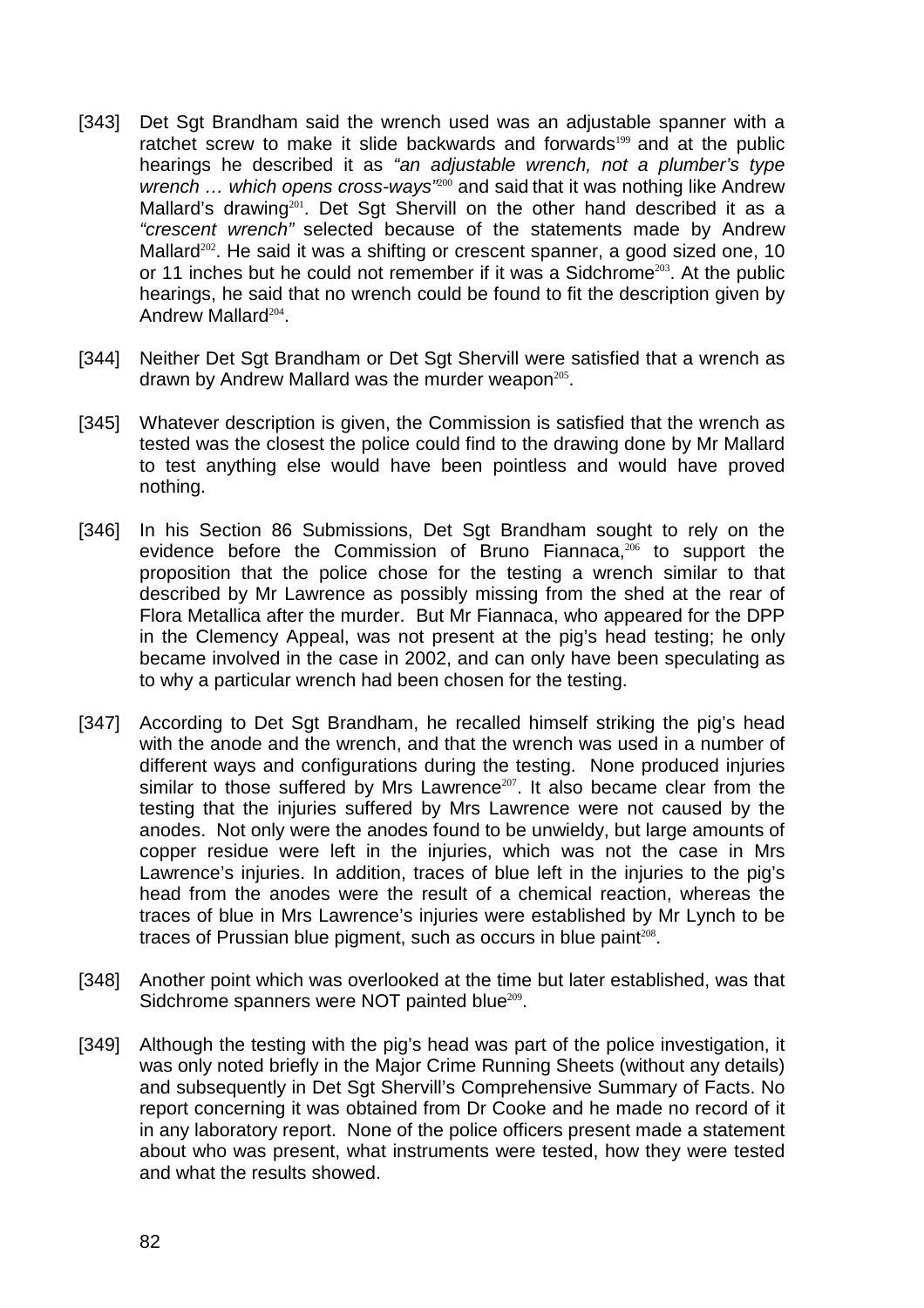[343] Det Sgt Brandham said the wrench used was an adjustable spanner with a ratchet screw to make it slide backwards and forwards[199] and at the public hearings he described it as *"an adjustable wrench, not a plumber's type wrench … which opens cross-ways"*[200] and said that it was nothing like Andrew Mallard's drawing[201]. Det Sgt Shervill on the other hand described it as a *"crescent wrench"* selected because of the statements made by Andrew Mallard[202]. He said it was a shifting or crescent spanner, a good sized one, 10 or 11 inches but he could not remember if it was a Sidchrome[203]. At the public hearings, he said that no wrench could be found to fit the description given by Andrew Mallard[204].

[344] Neither Det Sgt Brandham or Det Sgt Shervill were satisfied that a wrench as drawn by Andrew Mallard was the murder weapon[205].

[345] Whatever description is given, the Commission is satisfied that the wrench as tested was the closest the police could find to the drawing done by Mr Mallard to test anything else would have been pointless and would have proved nothing.

[346] In his Section 86 Submissions, Det Sgt Brandham sought to rely on the evidence before the Commission of Bruno Fiannaca,[206] to support the proposition that the police chose for the testing a wrench similar to that described by Mr Lawrence as possibly missing from the shed at the rear of Flora Metallica after the murder. But Mr Fiannaca, who appeared for the DPP in the Clemency Appeal, was not present at the pig's head testing; he only became involved in the case in 2002, and can only have been speculating as to why a particular wrench had been chosen for the testing.

[347] According to Det Sgt Brandham, he recalled himself striking the pig's head with the anode and the wrench, and that the wrench was used in a number of different ways and configurations during the testing. None produced injuries similar to those suffered by Mrs Lawrence[207]. It also became clear from the testing that the injuries suffered by Mrs Lawrence were not caused by the anodes. Not only were the anodes found to be unwieldy, but large amounts of copper residue were left in the injuries, which was not the case in Mrs Lawrence's injuries. In addition, traces of blue left in the injuries to the pig's head from the anodes were the result of a chemical reaction, whereas the traces of blue in Mrs Lawrence's injuries were established by Mr Lynch to be traces of Prussian blue pigment, such as occurs in blue paint[208].

[348] Another point which was overlooked at the time but later established, was that Sidchrome spanners were NOT painted blue[209].

[349] Although the testing with the pig's head was part of the police investigation, it was only noted briefly in the Major Crime Running Sheets (without any details) and subsequently in Det Sgt Shervill's Comprehensive Summary of Facts. No report concerning it was obtained from Dr Cooke and he made no record of it in any laboratory report. None of the police officers present made a statement about who was present, what instruments were tested, how they were tested and what the results showed.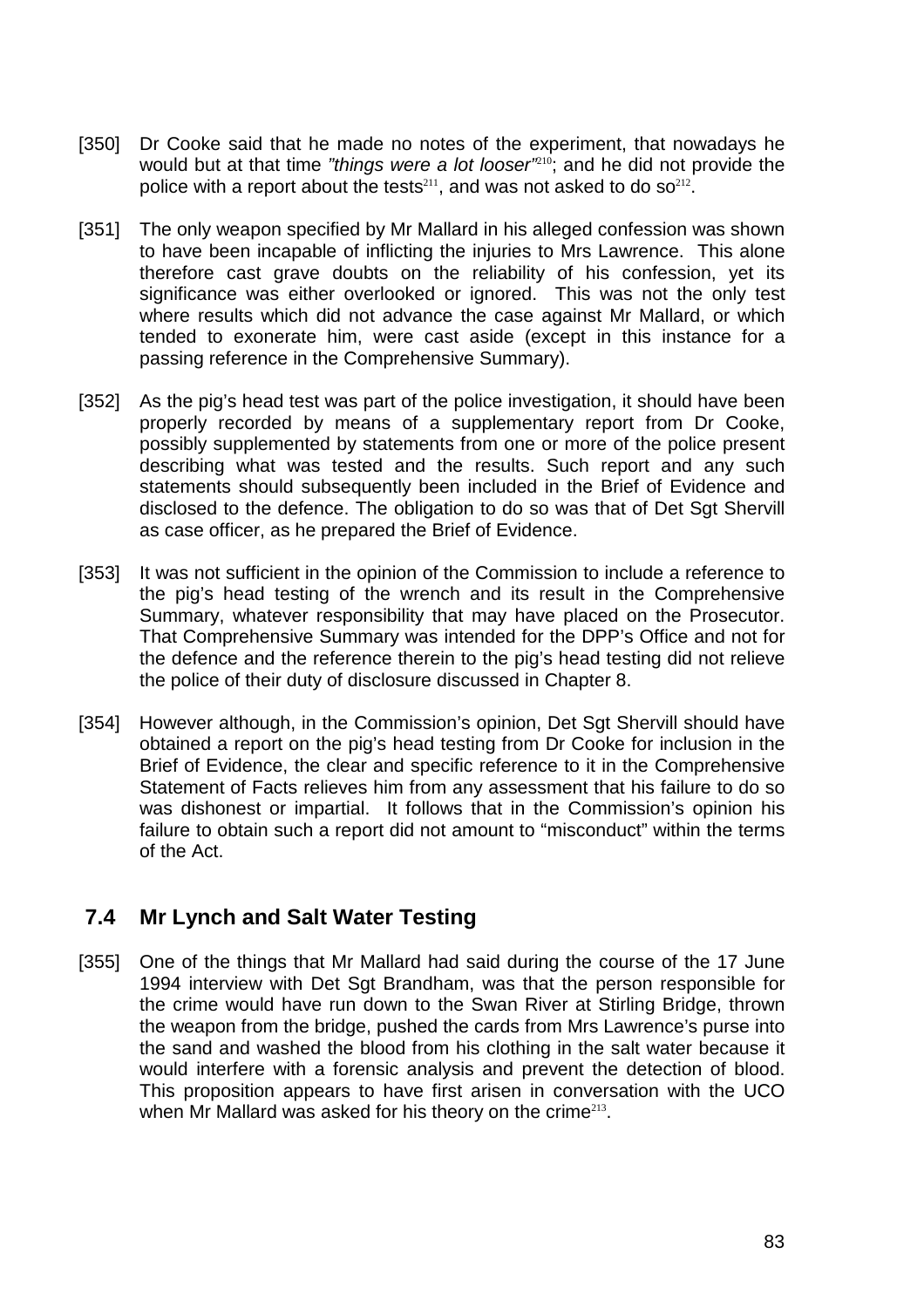[350] Dr Cooke said that he made no notes of the experiment, that nowadays he would but at that time *"things were a lot looser"*[210]; and he did not provide the police with a report about the tests[211], and was not asked to do so[212].

[351] The only weapon specified by Mr Mallard in his alleged confession was shown to have been incapable of inflicting the injuries to Mrs Lawrence. This alone therefore cast grave doubts on the reliability of his confession, yet its significance was either overlooked or ignored. This was not the only test where results which did not advance the case against Mr Mallard, or which tended to exonerate him, were cast aside (except in this instance for a passing reference in the Comprehensive Summary).

[352] As the pig's head test was part of the police investigation, it should have been properly recorded by means of a supplementary report from Dr Cooke, possibly supplemented by statements from one or more of the police present describing what was tested and the results. Such report and any such statements should subsequently been included in the Brief of Evidence and disclosed to the defence. The obligation to do so was that of Det Sgt Shervill as case officer, as he prepared the Brief of Evidence.

[353] It was not sufficient in the opinion of the Commission to include a reference to the pig's head testing of the wrench and its result in the Comprehensive Summary, whatever responsibility that may have placed on the Prosecutor. That Comprehensive Summary was intended for the DPP's Office and not for the defence and the reference therein to the pig's head testing did not relieve the police of their duty of disclosure discussed in Chapter 8.

[354] However although, in the Commission's opinion, Det Sgt Shervill should have obtained a report on the pig's head testing from Dr Cooke for inclusion in the Brief of Evidence, the clear and specific reference to it in the Comprehensive Statement of Facts relieves him from any assessment that his failure to do so was dishonest or impartial. It follows that in the Commission's opinion his failure to obtain such a report did not amount to "misconduct" within the terms of the Act.

## 7.4 Mr Lynch and Salt Water Testing

[355] One of the things that Mr Mallard had said during the course of the 17 June 1994 interview with Det Sgt Brandham, was that the person responsible for the crime would have run down to the Swan River at Stirling Bridge, thrown the weapon from the bridge, pushed the cards from Mrs Lawrence's purse into the sand and washed the blood from his clothing in the salt water because it would interfere with a forensic analysis and prevent the detection of blood. This proposition appears to have first arisen in conversation with the UCO when Mr Mallard was asked for his theory on the crime[213].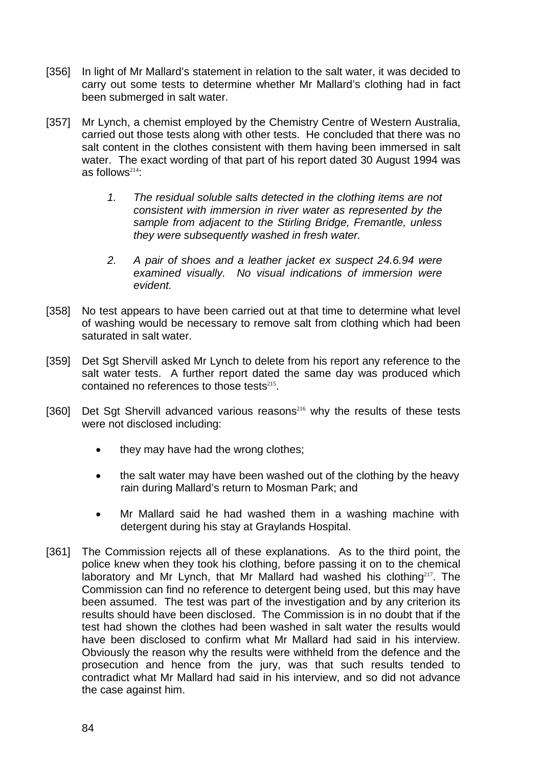[356] In light of Mr Mallard's statement in relation to the salt water, it was decided to carry out some tests to determine whether Mr Mallard's clothing had in fact been submerged in salt water.

[357] Mr Lynch, a chemist employed by the Chemistry Centre of Western Australia, carried out those tests along with other tests. He concluded that there was no salt content in the clothes consistent with them having been immersed in salt water. The exact wording of that part of his report dated 30 August 1994 was as follows[214]:

> 1. *The residual soluble salts detected in the clothing items are not consistent with immersion in river water as represented by the sample from adjacent to the Stirling Bridge, Fremantle, unless they were subsequently washed in fresh water.*
>
> 2. *A pair of shoes and a leather jacket ex suspect 24.6.94 were examined visually. No visual indications of immersion were evident.*

[358] No test appears to have been carried out at that time to determine what level of washing would be necessary to remove salt from clothing which had been saturated in salt water.

[359] Det Sgt Shervill asked Mr Lynch to delete from his report any reference to the salt water tests. A further report dated the same day was produced which contained no references to those tests[215].

[360] Det Sgt Shervill advanced various reasons[216] why the results of these tests were not disclosed including:

- they may have had the wrong clothes;
- the salt water may have been washed out of the clothing by the heavy rain during Mallard's return to Mosman Park; and
- Mr Mallard said he had washed them in a washing machine with detergent during his stay at Graylands Hospital.

[361] The Commission rejects all of these explanations. As to the third point, the police knew when they took his clothing, before passing it on to the chemical laboratory and Mr Lynch, that Mr Mallard had washed his clothing[217]. The Commission can find no reference to detergent being used, but this may have been assumed. The test was part of the investigation and by any criterion its results should have been disclosed. The Commission is in no doubt that if the test had shown the clothes had been washed in salt water the results would have been disclosed to confirm what Mr Mallard had said in his interview. Obviously the reason why the results were withheld from the defence and the prosecution and hence from the jury, was that such results tended to contradict what Mr Mallard had said in his interview, and so did not advance the case against him.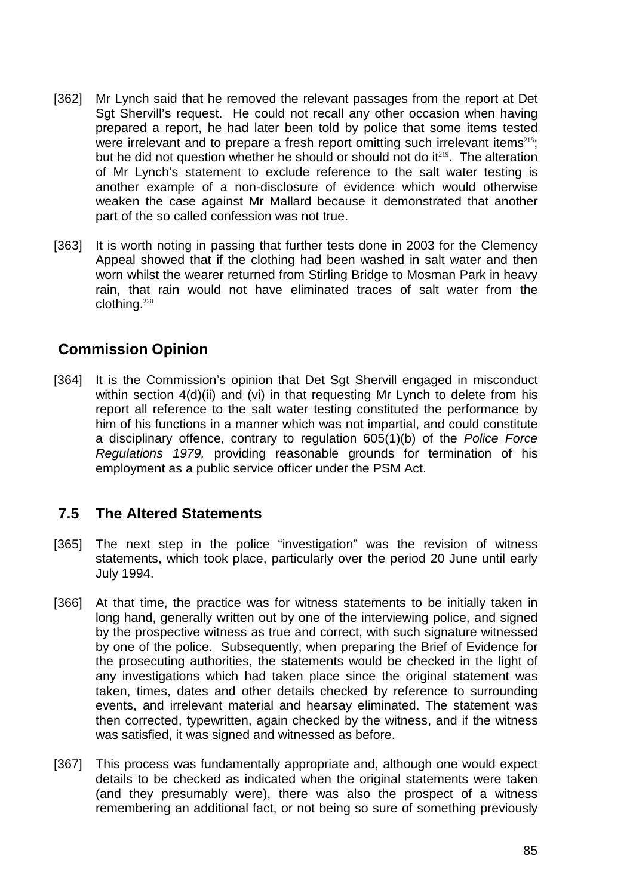[362] Mr Lynch said that he removed the relevant passages from the report at Det Sgt Shervill's request. He could not recall any other occasion when having prepared a report, he had later been told by police that some items tested were irrelevant and to prepare a fresh report omitting such irrelevant items[218]; but he did not question whether he should or should not do it[219]. The alteration of Mr Lynch's statement to exclude reference to the salt water testing is another example of a non-disclosure of evidence which would otherwise weaken the case against Mr Mallard because it demonstrated that another part of the so called confession was not true.

[363] It is worth noting in passing that further tests done in 2003 for the Clemency Appeal showed that if the clothing had been washed in salt water and then worn whilst the wearer returned from Stirling Bridge to Mosman Park in heavy rain, that rain would not have eliminated traces of salt water from the clothing.[220]

## Commission Opinion

[364] It is the Commission's opinion that Det Sgt Shervill engaged in misconduct within section 4(d)(ii) and (vi) in that requesting Mr Lynch to delete from his report all reference to the salt water testing constituted the performance by him of his functions in a manner which was not impartial, and could constitute a disciplinary offence, contrary to regulation 605(1)(b) of the *Police Force Regulations 1979,* providing reasonable grounds for termination of his employment as a public service officer under the PSM Act.

## 7.5 The Altered Statements

[365] The next step in the police "investigation" was the revision of witness statements, which took place, particularly over the period 20 June until early July 1994.

[366] At that time, the practice was for witness statements to be initially taken in long hand, generally written out by one of the interviewing police, and signed by the prospective witness as true and correct, with such signature witnessed by one of the police. Subsequently, when preparing the Brief of Evidence for the prosecuting authorities, the statements would be checked in the light of any investigations which had taken place since the original statement was taken, times, dates and other details checked by reference to surrounding events, and irrelevant material and hearsay eliminated. The statement was then corrected, typewritten, again checked by the witness, and if the witness was satisfied, it was signed and witnessed as before.

[367] This process was fundamentally appropriate and, although one would expect details to be checked as indicated when the original statements were taken (and they presumably were), there was also the prospect of a witness remembering an additional fact, or not being so sure of something previously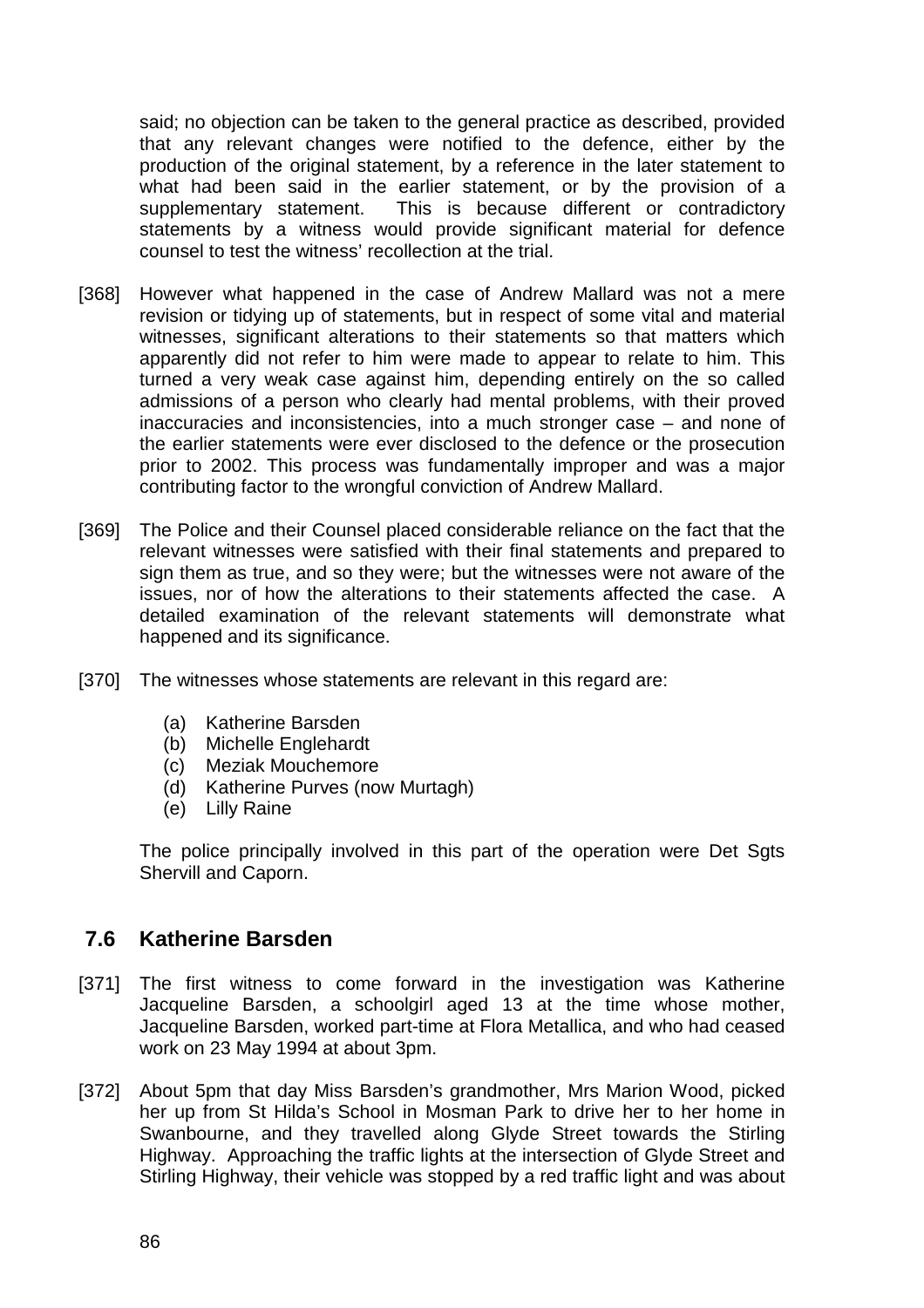said; no objection can be taken to the general practice as described, provided that any relevant changes were notified to the defence, either by the production of the original statement, by a reference in the later statement to what had been said in the earlier statement, or by the provision of a supplementary statement. This is because different or contradictory statements by a witness would provide significant material for defence counsel to test the witness' recollection at the trial.

[368] However what happened in the case of Andrew Mallard was not a mere revision or tidying up of statements, but in respect of some vital and material witnesses, significant alterations to their statements so that matters which apparently did not refer to him were made to appear to relate to him. This turned a very weak case against him, depending entirely on the so called admissions of a person who clearly had mental problems, with their proved inaccuracies and inconsistencies, into a much stronger case – and none of the earlier statements were ever disclosed to the defence or the prosecution prior to 2002. This process was fundamentally improper and was a major contributing factor to the wrongful conviction of Andrew Mallard.

[369] The Police and their Counsel placed considerable reliance on the fact that the relevant witnesses were satisfied with their final statements and prepared to sign them as true, and so they were; but the witnesses were not aware of the issues, nor of how the alterations to their statements affected the case. A detailed examination of the relevant statements will demonstrate what happened and its significance.

[370] The witnesses whose statements are relevant in this regard are:

(a) Katherine Barsden
(b) Michelle Englehardt
(c) Meziak Mouchemore
(d) Katherine Purves (now Murtagh)
(e) Lilly Raine

The police principally involved in this part of the operation were Det Sgts Shervill and Caporn.

## 7.6 Katherine Barsden

[371] The first witness to come forward in the investigation was Katherine Jacqueline Barsden, a schoolgirl aged 13 at the time whose mother, Jacqueline Barsden, worked part-time at Flora Metallica, and who had ceased work on 23 May 1994 at about 3pm.

[372] About 5pm that day Miss Barsden's grandmother, Mrs Marion Wood, picked her up from St Hilda's School in Mosman Park to drive her to her home in Swanbourne, and they travelled along Glyde Street towards the Stirling Highway. Approaching the traffic lights at the intersection of Glyde Street and Stirling Highway, their vehicle was stopped by a red traffic light and was about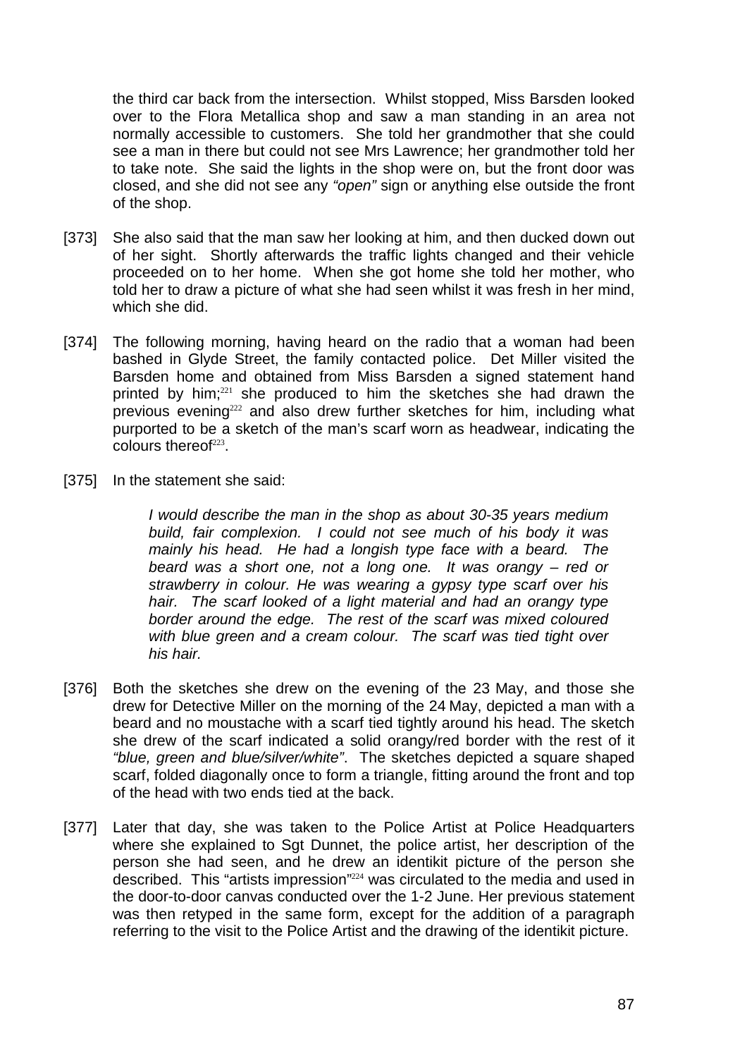the third car back from the intersection. Whilst stopped, Miss Barsden looked over to the Flora Metallica shop and saw a man standing in an area not normally accessible to customers. She told her grandmother that she could see a man in there but could not see Mrs Lawrence; her grandmother told her to take note. She said the lights in the shop were on, but the front door was closed, and she did not see any *"open"* sign or anything else outside the front of the shop.

[373] She also said that the man saw her looking at him, and then ducked down out of her sight. Shortly afterwards the traffic lights changed and their vehicle proceeded on to her home. When she got home she told her mother, who told her to draw a picture of what she had seen whilst it was fresh in her mind, which she did.

[374] The following morning, having heard on the radio that a woman had been bashed in Glyde Street, the family contacted police. Det Miller visited the Barsden home and obtained from Miss Barsden a signed statement hand printed by him;[221] she produced to him the sketches she had drawn the previous evening[222] and also drew further sketches for him, including what purported to be a sketch of the man's scarf worn as headwear, indicating the colours thereof[223].

[375] In the statement she said:

> *I would describe the man in the shop as about 30-35 years medium build, fair complexion. I could not see much of his body it was mainly his head. He had a longish type face with a beard. The beard was a short one, not a long one. It was orangy – red or strawberry in colour. He was wearing a gypsy type scarf over his hair. The scarf looked of a light material and had an orangy type border around the edge. The rest of the scarf was mixed coloured with blue green and a cream colour. The scarf was tied tight over his hair.*

[376] Both the sketches she drew on the evening of the 23 May, and those she drew for Detective Miller on the morning of the 24 May, depicted a man with a beard and no moustache with a scarf tied tightly around his head. The sketch she drew of the scarf indicated a solid orangy/red border with the rest of it *"blue, green and blue/silver/white"*. The sketches depicted a square shaped scarf, folded diagonally once to form a triangle, fitting around the front and top of the head with two ends tied at the back.

[377] Later that day, she was taken to the Police Artist at Police Headquarters where she explained to Sgt Dunnet, the police artist, her description of the person she had seen, and he drew an identikit picture of the person she described. This "artists impression"[224] was circulated to the media and used in the door-to-door canvas conducted over the 1-2 June. Her previous statement was then retyped in the same form, except for the addition of a paragraph referring to the visit to the Police Artist and the drawing of the identikit picture.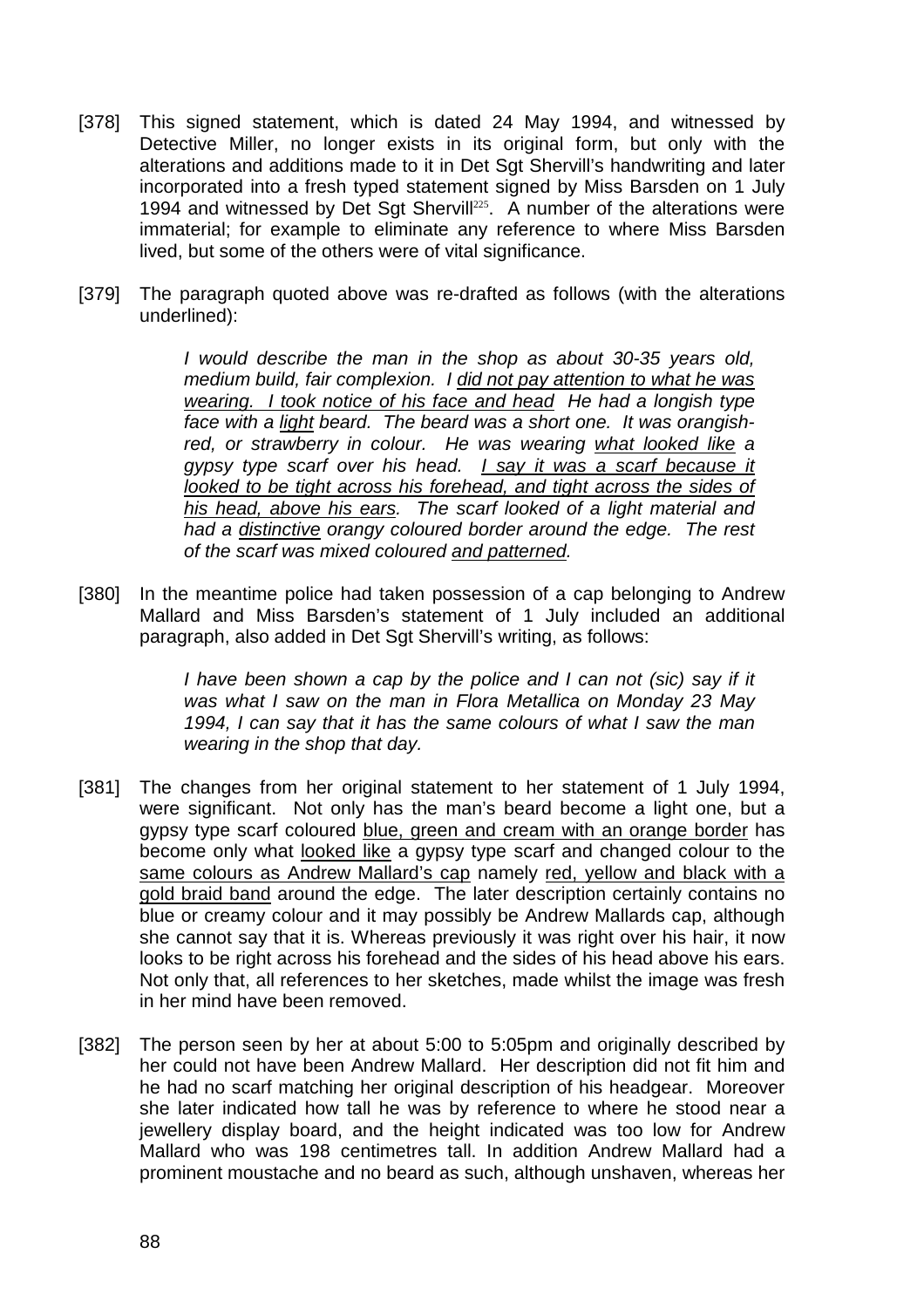[378] This signed statement, which is dated 24 May 1994, and witnessed by Detective Miller, no longer exists in its original form, but only with the alterations and additions made to it in Det Sgt Shervill's handwriting and later incorporated into a fresh typed statement signed by Miss Barsden on 1 July 1994 and witnessed by Det Sgt Shervill[225]. A number of the alterations were immaterial; for example to eliminate any reference to where Miss Barsden lived, but some of the others were of vital significance.

[379] The paragraph quoted above was re-drafted as follows (with the alterations underlined):

> *I would describe the man in the shop as about 30-35 years old, medium build, fair complexion. I <u>did not pay attention to what he was wearing. I took notice of his face and head</u> He had a longish type face with a <u>light</u> beard. The beard was a short one. It was orangish-red, or strawberry in colour. He was wearing <u>what looked like</u> a gypsy type scarf over his head. <u>I say it was a scarf because it looked to be tight across his forehead, and tight across the sides of his head, above his ears</u>. The scarf looked of a light material and had a <u>distinctive</u> orangy coloured border around the edge. The rest of the scarf was mixed coloured <u>and patterned</u>.*

[380] In the meantime police had taken possession of a cap belonging to Andrew Mallard and Miss Barsden's statement of 1 July included an additional paragraph, also added in Det Sgt Shervill's writing, as follows:

> *I have been shown a cap by the police and I can not (sic) say if it was what I saw on the man in Flora Metallica on Monday 23 May 1994, I can say that it has the same colours of what I saw the man wearing in the shop that day.*

[381] The changes from her original statement to her statement of 1 July 1994, were significant. Not only has the man's beard become a light one, but a gypsy type scarf coloured <u>blue, green and cream with an orange border</u> has become only what <u>looked like</u> a gypsy type scarf and changed colour to the <u>same colours as Andrew Mallard's cap</u> namely <u>red, yellow and black with a gold braid band</u> around the edge. The later description certainly contains no blue or creamy colour and it may possibly be Andrew Mallards cap, although she cannot say that it is. Whereas previously it was right over his hair, it now looks to be right across his forehead and the sides of his head above his ears. Not only that, all references to her sketches, made whilst the image was fresh in her mind have been removed.

[382] The person seen by her at about 5:00 to 5:05pm and originally described by her could not have been Andrew Mallard. Her description did not fit him and he had no scarf matching her original description of his headgear. Moreover she later indicated how tall he was by reference to where he stood near a jewellery display board, and the height indicated was too low for Andrew Mallard who was 198 centimetres tall. In addition Andrew Mallard had a prominent moustache and no beard as such, although unshaven, whereas her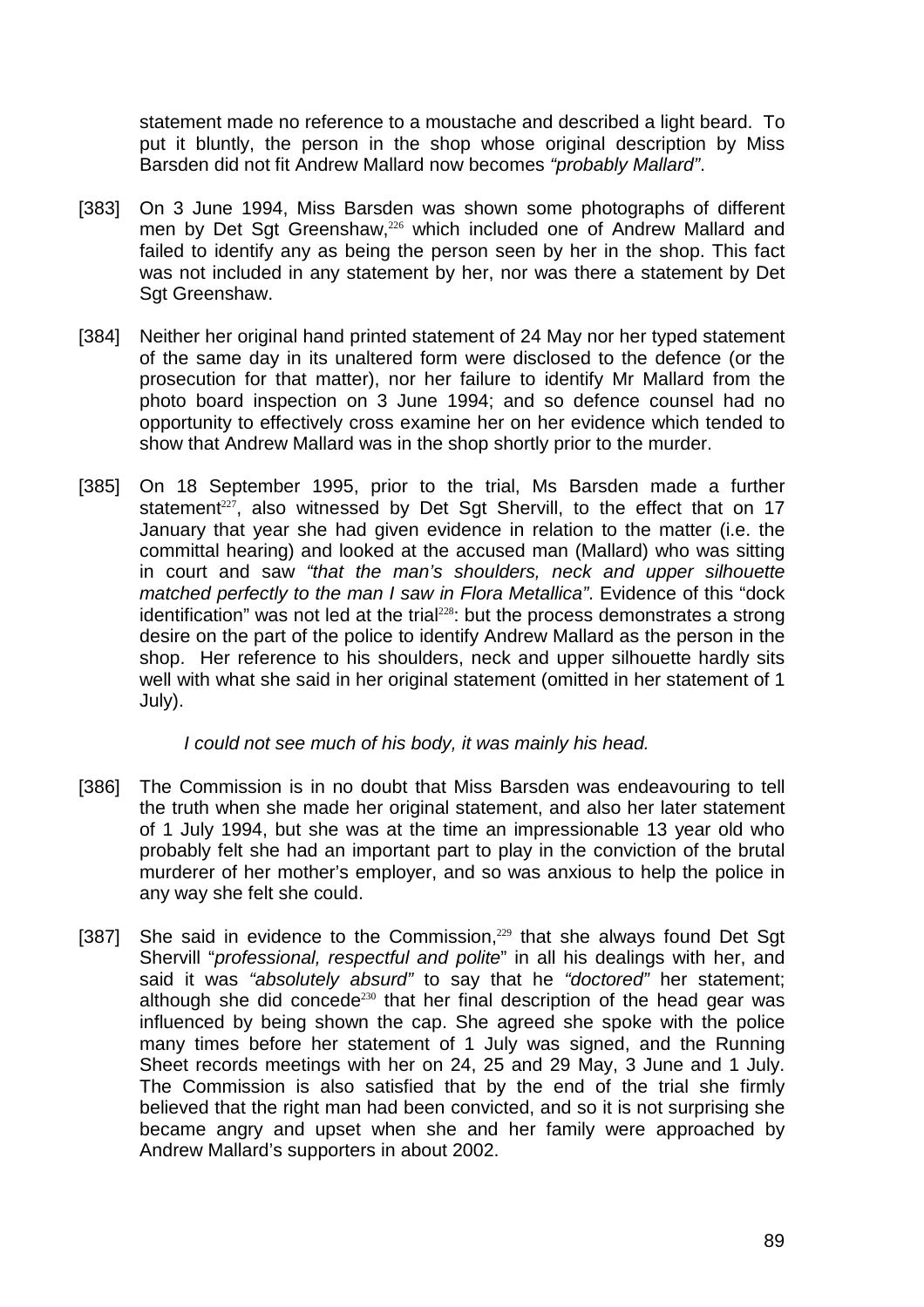statement made no reference to a moustache and described a light beard. To put it bluntly, the person in the shop whose original description by Miss Barsden did not fit Andrew Mallard now becomes *"probably Mallard"*.

[383] On 3 June 1994, Miss Barsden was shown some photographs of different men by Det Sgt Greenshaw,[226] which included one of Andrew Mallard and failed to identify any as being the person seen by her in the shop. This fact was not included in any statement by her, nor was there a statement by Det Sgt Greenshaw.

[384] Neither her original hand printed statement of 24 May nor her typed statement of the same day in its unaltered form were disclosed to the defence (or the prosecution for that matter), nor her failure to identify Mr Mallard from the photo board inspection on 3 June 1994; and so defence counsel had no opportunity to effectively cross examine her on her evidence which tended to show that Andrew Mallard was in the shop shortly prior to the murder.

[385] On 18 September 1995, prior to the trial, Ms Barsden made a further statement[227], also witnessed by Det Sgt Shervill, to the effect that on 17 January that year she had given evidence in relation to the matter (i.e. the committal hearing) and looked at the accused man (Mallard) who was sitting in court and saw *"that the man's shoulders, neck and upper silhouette matched perfectly to the man I saw in Flora Metallica"*. Evidence of this "dock identification" was not led at the trial[228]: but the process demonstrates a strong desire on the part of the police to identify Andrew Mallard as the person in the shop. Her reference to his shoulders, neck and upper silhouette hardly sits well with what she said in her original statement (omitted in her statement of 1 July).

> *I could not see much of his body, it was mainly his head.*

[386] The Commission is in no doubt that Miss Barsden was endeavouring to tell the truth when she made her original statement, and also her later statement of 1 July 1994, but she was at the time an impressionable 13 year old who probably felt she had an important part to play in the conviction of the brutal murderer of her mother's employer, and so was anxious to help the police in any way she felt she could.

[387] She said in evidence to the Commission,[229] that she always found Det Sgt Shervill "*professional, respectful and polite*" in all his dealings with her, and said it was *"absolutely absurd"* to say that he *"doctored"* her statement; although she did concede[230] that her final description of the head gear was influenced by being shown the cap. She agreed she spoke with the police many times before her statement of 1 July was signed, and the Running Sheet records meetings with her on 24, 25 and 29 May, 3 June and 1 July. The Commission is also satisfied that by the end of the trial she firmly believed that the right man had been convicted, and so it is not surprising she became angry and upset when she and her family were approached by Andrew Mallard's supporters in about 2002.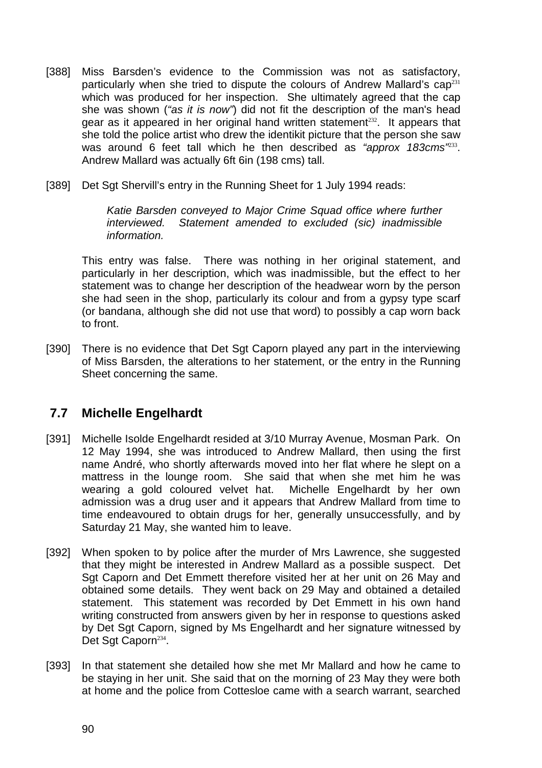[388] Miss Barsden's evidence to the Commission was not as satisfactory, particularly when she tried to dispute the colours of Andrew Mallard's cap[231] which was produced for her inspection. She ultimately agreed that the cap she was shown (*"as it is now"*) did not fit the description of the man's head gear as it appeared in her original hand written statement[232]. It appears that she told the police artist who drew the identikit picture that the person she saw was around 6 feet tall which he then described as *"approx 183cms"*[233]. Andrew Mallard was actually 6ft 6in (198 cms) tall.

[389] Det Sgt Shervill's entry in the Running Sheet for 1 July 1994 reads:

> *Katie Barsden conveyed to Major Crime Squad office where further interviewed. Statement amended to excluded (sic) inadmissible information.*

This entry was false. There was nothing in her original statement, and particularly in her description, which was inadmissible, but the effect to her statement was to change her description of the headwear worn by the person she had seen in the shop, particularly its colour and from a gypsy type scarf (or bandana, although she did not use that word) to possibly a cap worn back to front.

[390] There is no evidence that Det Sgt Caporn played any part in the interviewing of Miss Barsden, the alterations to her statement, or the entry in the Running Sheet concerning the same.

## 7.7 Michelle Engelhardt

[391] Michelle Isolde Engelhardt resided at 3/10 Murray Avenue, Mosman Park. On 12 May 1994, she was introduced to Andrew Mallard, then using the first name André, who shortly afterwards moved into her flat where he slept on a mattress in the lounge room. She said that when she met him he was wearing a gold coloured velvet hat. Michelle Engelhardt by her own admission was a drug user and it appears that Andrew Mallard from time to time endeavoured to obtain drugs for her, generally unsuccessfully, and by Saturday 21 May, she wanted him to leave.

[392] When spoken to by police after the murder of Mrs Lawrence, she suggested that they might be interested in Andrew Mallard as a possible suspect. Det Sgt Caporn and Det Emmett therefore visited her at her unit on 26 May and obtained some details. They went back on 29 May and obtained a detailed statement. This statement was recorded by Det Emmett in his own hand writing constructed from answers given by her in response to questions asked by Det Sgt Caporn, signed by Ms Engelhardt and her signature witnessed by Det Sgt Caporn[234].

[393] In that statement she detailed how she met Mr Mallard and how he came to be staying in her unit. She said that on the morning of 23 May they were both at home and the police from Cottesloe came with a search warrant, searched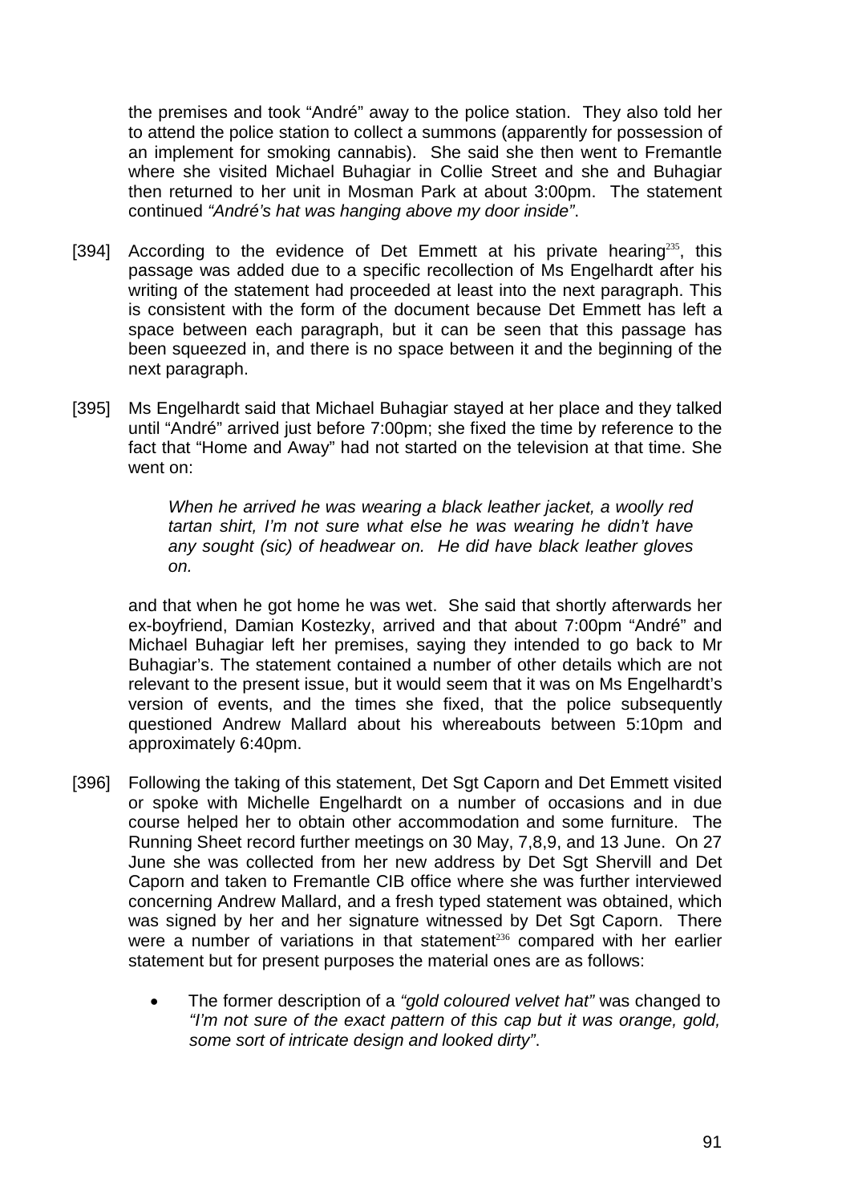the premises and took "André" away to the police station. They also told her to attend the police station to collect a summons (apparently for possession of an implement for smoking cannabis). She said she then went to Fremantle where she visited Michael Buhagiar in Collie Street and she and Buhagiar then returned to her unit in Mosman Park at about 3:00pm. The statement continued *"André's hat was hanging above my door inside"*.

[394] According to the evidence of Det Emmett at his private hearing[235], this passage was added due to a specific recollection of Ms Engelhardt after his writing of the statement had proceeded at least into the next paragraph. This is consistent with the form of the document because Det Emmett has left a space between each paragraph, but it can be seen that this passage has been squeezed in, and there is no space between it and the beginning of the next paragraph.

[395] Ms Engelhardt said that Michael Buhagiar stayed at her place and they talked until "André" arrived just before 7:00pm; she fixed the time by reference to the fact that "Home and Away" had not started on the television at that time. She went on:

> *When he arrived he was wearing a black leather jacket, a woolly red tartan shirt, I'm not sure what else he was wearing he didn't have any sought (sic) of headwear on. He did have black leather gloves on.*

and that when he got home he was wet. She said that shortly afterwards her ex-boyfriend, Damian Kostezky, arrived and that about 7:00pm "André" and Michael Buhagiar left her premises, saying they intended to go back to Mr Buhagiar's. The statement contained a number of other details which are not relevant to the present issue, but it would seem that it was on Ms Engelhardt's version of events, and the times she fixed, that the police subsequently questioned Andrew Mallard about his whereabouts between 5:10pm and approximately 6:40pm.

[396] Following the taking of this statement, Det Sgt Caporn and Det Emmett visited or spoke with Michelle Engelhardt on a number of occasions and in due course helped her to obtain other accommodation and some furniture. The Running Sheet record further meetings on 30 May, 7,8,9, and 13 June. On 27 June she was collected from her new address by Det Sgt Shervill and Det Caporn and taken to Fremantle CIB office where she was further interviewed concerning Andrew Mallard, and a fresh typed statement was obtained, which was signed by her and her signature witnessed by Det Sgt Caporn. There were a number of variations in that statement[236] compared with her earlier statement but for present purposes the material ones are as follows:

- The former description of a *"gold coloured velvet hat"* was changed to *"I'm not sure of the exact pattern of this cap but it was orange, gold, some sort of intricate design and looked dirty"*.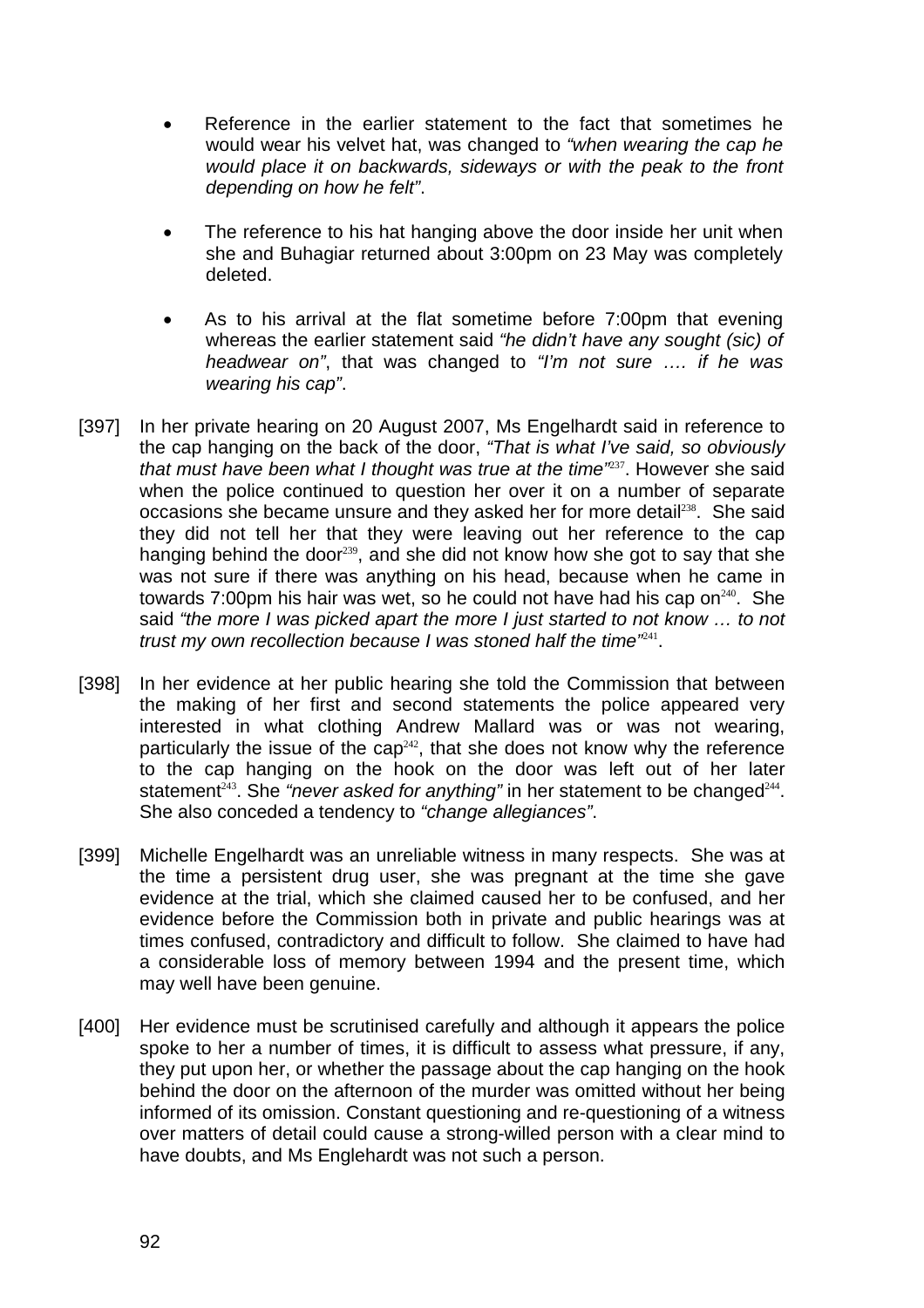- Reference in the earlier statement to the fact that sometimes he would wear his velvet hat, was changed to *"when wearing the cap he would place it on backwards, sideways or with the peak to the front depending on how he felt"*.

- The reference to his hat hanging above the door inside her unit when she and Buhagiar returned about 3:00pm on 23 May was completely deleted.

- As to his arrival at the flat sometime before 7:00pm that evening whereas the earlier statement said *"he didn't have any sought (sic) of headwear on"*, that was changed to *"I'm not sure …. if he was wearing his cap"*.

[397] In her private hearing on 20 August 2007, Ms Engelhardt said in reference to the cap hanging on the back of the door, *"That is what I've said, so obviously that must have been what I thought was true at the time"*[237]. However she said when the police continued to question her over it on a number of separate occasions she became unsure and they asked her for more detail[238]. She said they did not tell her that they were leaving out her reference to the cap hanging behind the door[239], and she did not know how she got to say that she was not sure if there was anything on his head, because when he came in towards 7:00pm his hair was wet, so he could not have had his cap on[240]. She said *"the more I was picked apart the more I just started to not know … to not trust my own recollection because I was stoned half the time"*[241].

[398] In her evidence at her public hearing she told the Commission that between the making of her first and second statements the police appeared very interested in what clothing Andrew Mallard was or was not wearing, particularly the issue of the cap[242], that she does not know why the reference to the cap hanging on the hook on the door was left out of her later statement[243]. She *"never asked for anything"* in her statement to be changed[244]. She also conceded a tendency to *"change allegiances"*.

[399] Michelle Engelhardt was an unreliable witness in many respects. She was at the time a persistent drug user, she was pregnant at the time she gave evidence at the trial, which she claimed caused her to be confused, and her evidence before the Commission both in private and public hearings was at times confused, contradictory and difficult to follow. She claimed to have had a considerable loss of memory between 1994 and the present time, which may well have been genuine.

[400] Her evidence must be scrutinised carefully and although it appears the police spoke to her a number of times, it is difficult to assess what pressure, if any, they put upon her, or whether the passage about the cap hanging on the hook behind the door on the afternoon of the murder was omitted without her being informed of its omission. Constant questioning and re-questioning of a witness over matters of detail could cause a strong-willed person with a clear mind to have doubts, and Ms Englehardt was not such a person.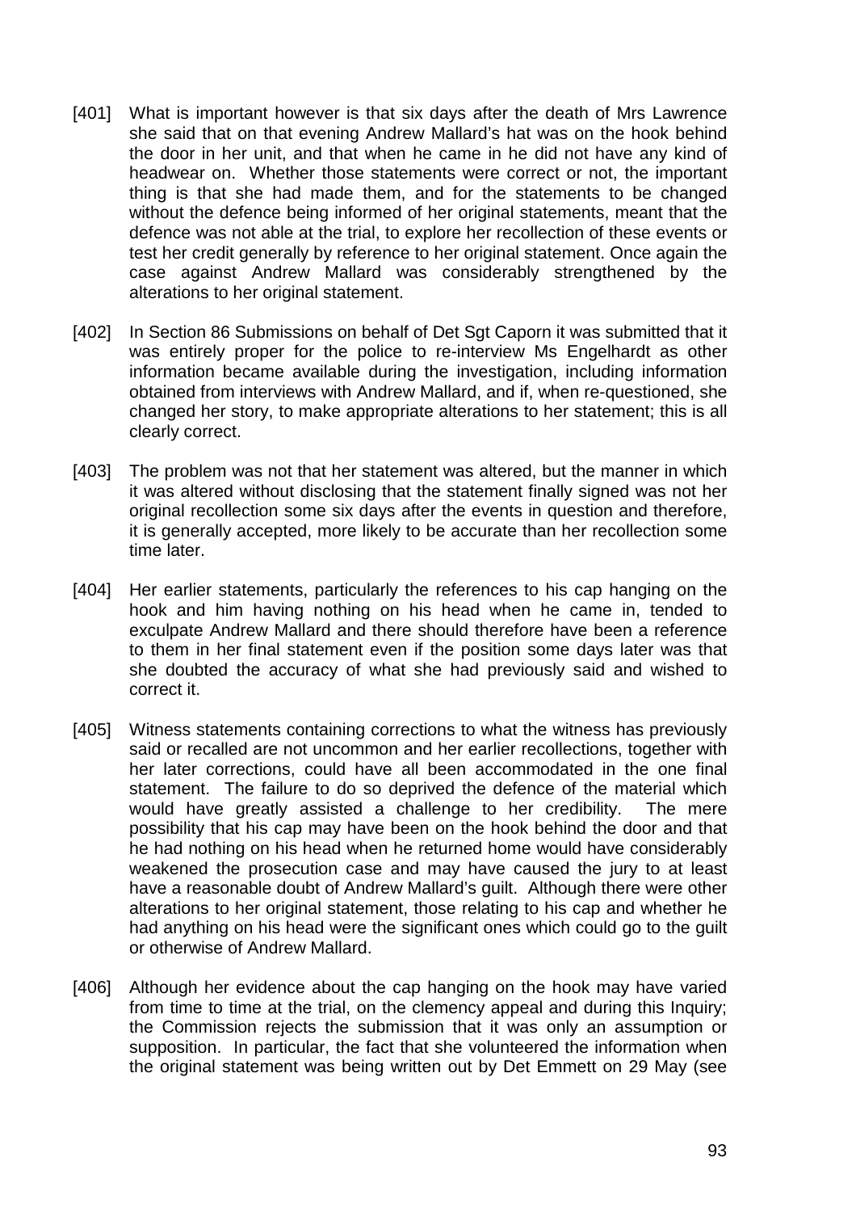[401] What is important however is that six days after the death of Mrs Lawrence she said that on that evening Andrew Mallard's hat was on the hook behind the door in her unit, and that when he came in he did not have any kind of headwear on. Whether those statements were correct or not, the important thing is that she had made them, and for the statements to be changed without the defence being informed of her original statements, meant that the defence was not able at the trial, to explore her recollection of these events or test her credit generally by reference to her original statement. Once again the case against Andrew Mallard was considerably strengthened by the alterations to her original statement.

[402] In Section 86 Submissions on behalf of Det Sgt Caporn it was submitted that it was entirely proper for the police to re-interview Ms Engelhardt as other information became available during the investigation, including information obtained from interviews with Andrew Mallard, and if, when re-questioned, she changed her story, to make appropriate alterations to her statement; this is all clearly correct.

[403] The problem was not that her statement was altered, but the manner in which it was altered without disclosing that the statement finally signed was not her original recollection some six days after the events in question and therefore, it is generally accepted, more likely to be accurate than her recollection some time later.

[404] Her earlier statements, particularly the references to his cap hanging on the hook and him having nothing on his head when he came in, tended to exculpate Andrew Mallard and there should therefore have been a reference to them in her final statement even if the position some days later was that she doubted the accuracy of what she had previously said and wished to correct it.

[405] Witness statements containing corrections to what the witness has previously said or recalled are not uncommon and her earlier recollections, together with her later corrections, could have all been accommodated in the one final statement. The failure to do so deprived the defence of the material which would have greatly assisted a challenge to her credibility. The mere possibility that his cap may have been on the hook behind the door and that he had nothing on his head when he returned home would have considerably weakened the prosecution case and may have caused the jury to at least have a reasonable doubt of Andrew Mallard's guilt. Although there were other alterations to her original statement, those relating to his cap and whether he had anything on his head were the significant ones which could go to the guilt or otherwise of Andrew Mallard.

[406] Although her evidence about the cap hanging on the hook may have varied from time to time at the trial, on the clemency appeal and during this Inquiry; the Commission rejects the submission that it was only an assumption or supposition. In particular, the fact that she volunteered the information when the original statement was being written out by Det Emmett on 29 May (see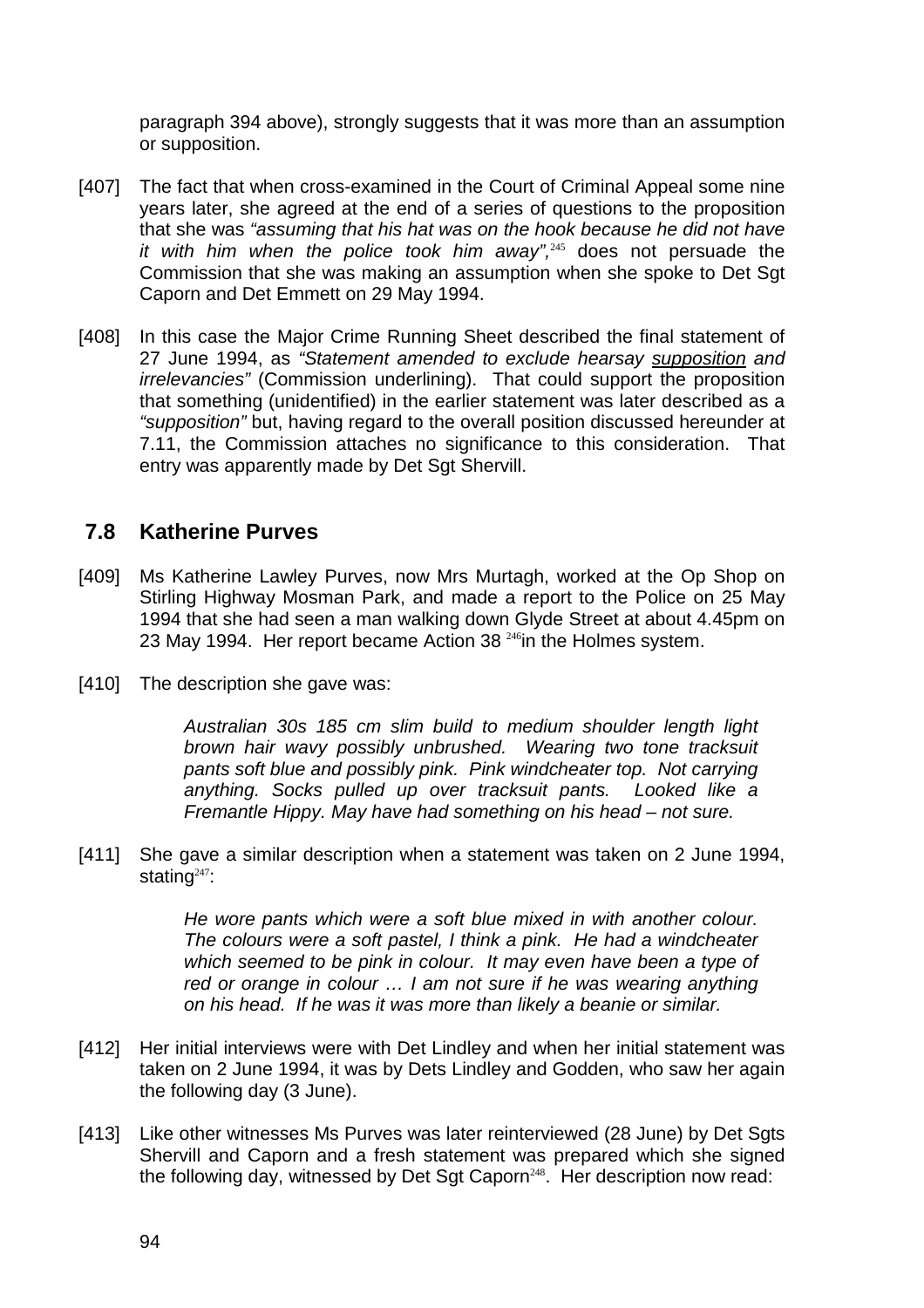paragraph 394 above), strongly suggests that it was more than an assumption or supposition.

[407] The fact that when cross-examined in the Court of Criminal Appeal some nine years later, she agreed at the end of a series of questions to the proposition that she was *"assuming that his hat was on the hook because he did not have it with him when the police took him away",*[245] does not persuade the Commission that she was making an assumption when she spoke to Det Sgt Caporn and Det Emmett on 29 May 1994.

[408] In this case the Major Crime Running Sheet described the final statement of 27 June 1994, as *"Statement amended to exclude hearsay* <u>*supposition*</u> *and irrelevancies"* (Commission underlining). That could support the proposition that something (unidentified) in the earlier statement was later described as a *"supposition"* but, having regard to the overall position discussed hereunder at 7.11, the Commission attaches no significance to this consideration. That entry was apparently made by Det Sgt Shervill.

## 7.8 Katherine Purves

[409] Ms Katherine Lawley Purves, now Mrs Murtagh, worked at the Op Shop on Stirling Highway Mosman Park, and made a report to the Police on 25 May 1994 that she had seen a man walking down Glyde Street at about 4.45pm on 23 May 1994. Her report became Action 38 [246]in the Holmes system.

[410] The description she gave was:

> *Australian 30s 185 cm slim build to medium shoulder length light brown hair wavy possibly unbrushed. Wearing two tone tracksuit pants soft blue and possibly pink. Pink windcheater top. Not carrying anything. Socks pulled up over tracksuit pants. Looked like a Fremantle Hippy. May have had something on his head – not sure.*

[411] She gave a similar description when a statement was taken on 2 June 1994, stating[247]:

> *He wore pants which were a soft blue mixed in with another colour. The colours were a soft pastel, I think a pink. He had a windcheater which seemed to be pink in colour. It may even have been a type of red or orange in colour … I am not sure if he was wearing anything on his head. If he was it was more than likely a beanie or similar.*

[412] Her initial interviews were with Det Lindley and when her initial statement was taken on 2 June 1994, it was by Dets Lindley and Godden, who saw her again the following day (3 June).

[413] Like other witnesses Ms Purves was later reinterviewed (28 June) by Det Sgts Shervill and Caporn and a fresh statement was prepared which she signed the following day, witnessed by Det Sgt Caporn[248]. Her description now read: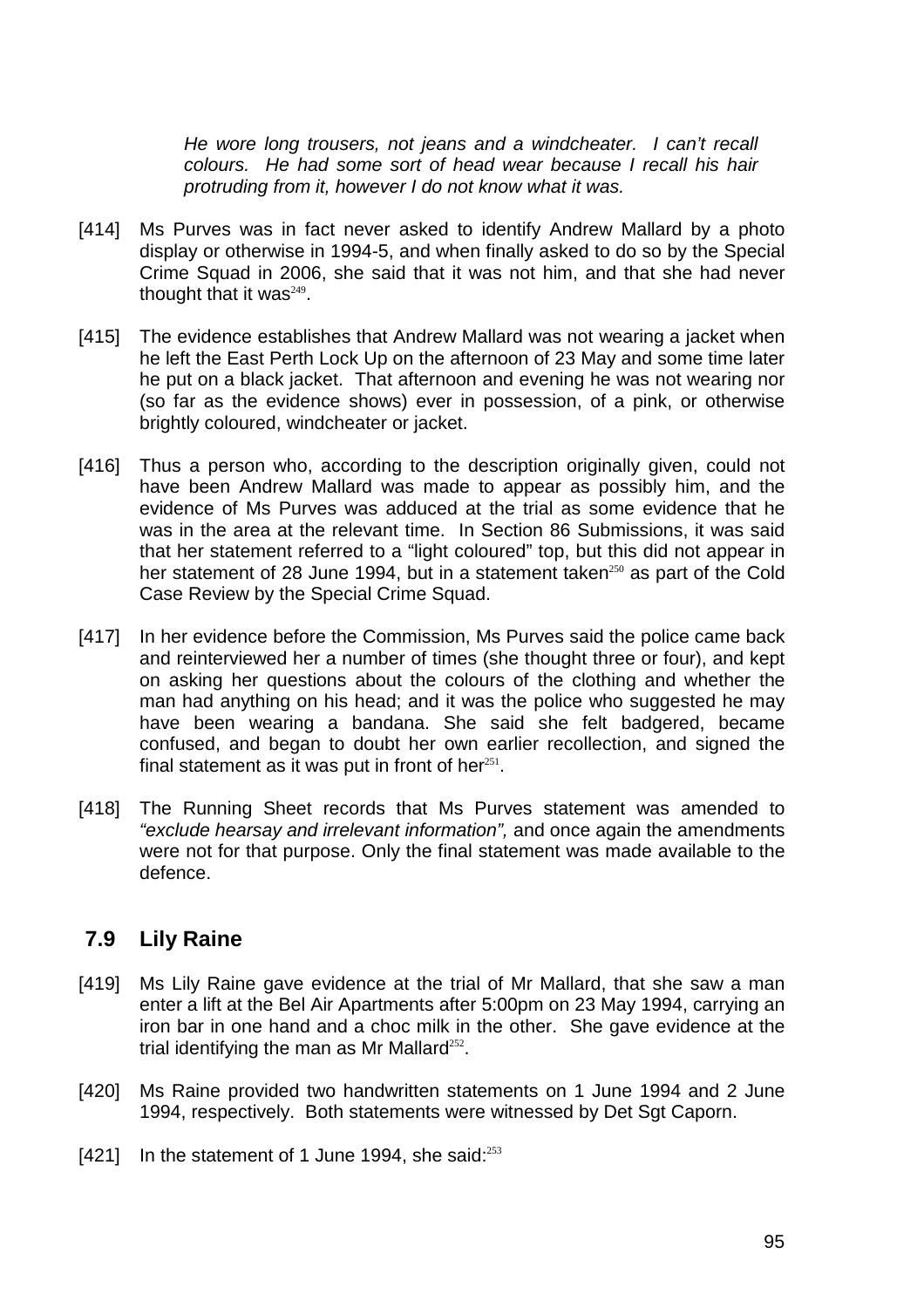> *He wore long trousers, not jeans and a windcheater. I can't recall colours. He had some sort of head wear because I recall his hair protruding from it, however I do not know what it was.*

[414] Ms Purves was in fact never asked to identify Andrew Mallard by a photo display or otherwise in 1994-5, and when finally asked to do so by the Special Crime Squad in 2006, she said that it was not him, and that she had never thought that it was[249].

[415] The evidence establishes that Andrew Mallard was not wearing a jacket when he left the East Perth Lock Up on the afternoon of 23 May and some time later he put on a black jacket. That afternoon and evening he was not wearing nor (so far as the evidence shows) ever in possession, of a pink, or otherwise brightly coloured, windcheater or jacket.

[416] Thus a person who, according to the description originally given, could not have been Andrew Mallard was made to appear as possibly him, and the evidence of Ms Purves was adduced at the trial as some evidence that he was in the area at the relevant time. In Section 86 Submissions, it was said that her statement referred to a "light coloured" top, but this did not appear in her statement of 28 June 1994, but in a statement taken[250] as part of the Cold Case Review by the Special Crime Squad.

[417] In her evidence before the Commission, Ms Purves said the police came back and reinterviewed her a number of times (she thought three or four), and kept on asking her questions about the colours of the clothing and whether the man had anything on his head; and it was the police who suggested he may have been wearing a bandana. She said she felt badgered, became confused, and began to doubt her own earlier recollection, and signed the final statement as it was put in front of her[251].

[418] The Running Sheet records that Ms Purves statement was amended to *"exclude hearsay and irrelevant information",* and once again the amendments were not for that purpose. Only the final statement was made available to the defence.

## 7.9 Lily Raine

[419] Ms Lily Raine gave evidence at the trial of Mr Mallard, that she saw a man enter a lift at the Bel Air Apartments after 5:00pm on 23 May 1994, carrying an iron bar in one hand and a choc milk in the other. She gave evidence at the trial identifying the man as Mr Mallard[252].

[420] Ms Raine provided two handwritten statements on 1 June 1994 and 2 June 1994, respectively. Both statements were witnessed by Det Sgt Caporn.

[421] In the statement of 1 June 1994, she said:[253]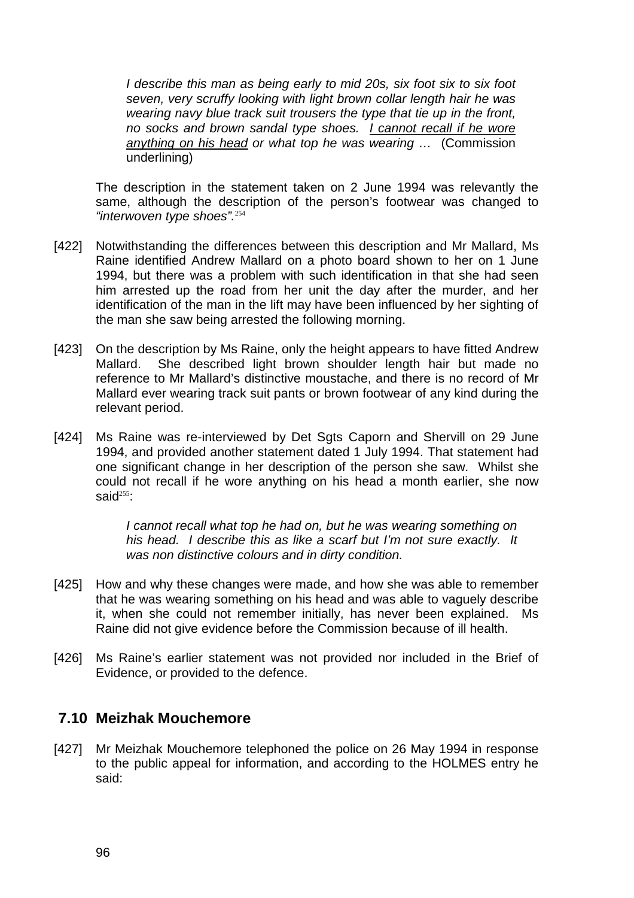> *I describe this man as being early to mid 20s, six foot six to six foot seven, very scruffy looking with light brown collar length hair he was wearing navy blue track suit trousers the type that tie up in the front, no socks and brown sandal type shoes. I cannot recall if he wore anything on his head or what top he was wearing …* (Commission underlining)

The description in the statement taken on 2 June 1994 was relevantly the same, although the description of the person's footwear was changed to *"interwoven type shoes".*[254]

[422] Notwithstanding the differences between this description and Mr Mallard, Ms Raine identified Andrew Mallard on a photo board shown to her on 1 June 1994, but there was a problem with such identification in that she had seen him arrested up the road from her unit the day after the murder, and her identification of the man in the lift may have been influenced by her sighting of the man she saw being arrested the following morning.

[423] On the description by Ms Raine, only the height appears to have fitted Andrew Mallard. She described light brown shoulder length hair but made no reference to Mr Mallard's distinctive moustache, and there is no record of Mr Mallard ever wearing track suit pants or brown footwear of any kind during the relevant period.

[424] Ms Raine was re-interviewed by Det Sgts Caporn and Shervill on 29 June 1994, and provided another statement dated 1 July 1994. That statement had one significant change in her description of the person she saw. Whilst she could not recall if he wore anything on his head a month earlier, she now said[255]:

> *I cannot recall what top he had on, but he was wearing something on his head. I describe this as like a scarf but I'm not sure exactly. It was non distinctive colours and in dirty condition.*

[425] How and why these changes were made, and how she was able to remember that he was wearing something on his head and was able to vaguely describe it, when she could not remember initially, has never been explained. Ms Raine did not give evidence before the Commission because of ill health.

[426] Ms Raine's earlier statement was not provided nor included in the Brief of Evidence, or provided to the defence.

## 7.10 Meizhak Mouchemore

[427] Mr Meizhak Mouchemore telephoned the police on 26 May 1994 in response to the public appeal for information, and according to the HOLMES entry he said: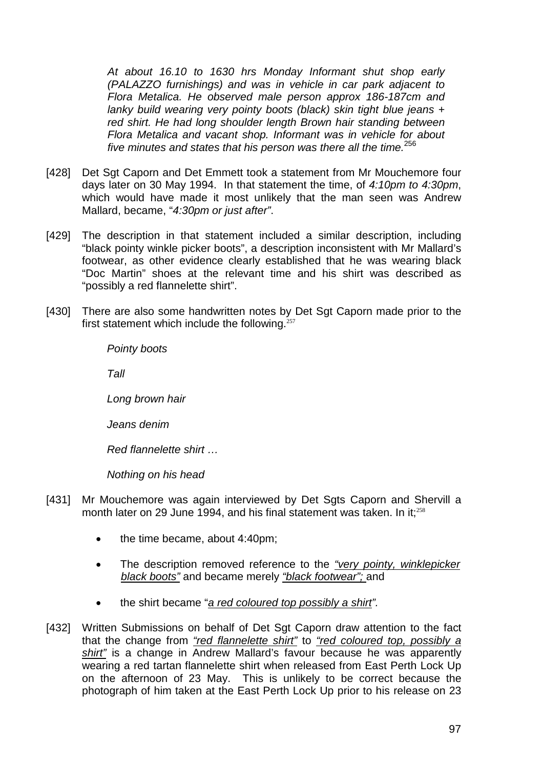> *At about 16.10 to 1630 hrs Monday Informant shut shop early (PALAZZO furnishings) and was in vehicle in car park adjacent to Flora Metalica. He observed male person approx 186-187cm and lanky build wearing very pointy boots (black) skin tight blue jeans + red shirt. He had long shoulder length Brown hair standing between Flora Metalica and vacant shop. Informant was in vehicle for about five minutes and states that his person was there all the time.*[256]

[428] Det Sgt Caporn and Det Emmett took a statement from Mr Mouchemore four days later on 30 May 1994. In that statement the time, of *4:10pm to 4:30pm*, which would have made it most unlikely that the man seen was Andrew Mallard, became, "*4:30pm or just after"*.

[429] The description in that statement included a similar description, including "black pointy winkle picker boots", a description inconsistent with Mr Mallard's footwear, as other evidence clearly established that he was wearing black "Doc Martin" shoes at the relevant time and his shirt was described as "possibly a red flannelette shirt".

[430] There are also some handwritten notes by Det Sgt Caporn made prior to the first statement which include the following.[257]

> *Pointy boots*
>
> *Tall*
>
> *Long brown hair*
>
> *Jeans denim*
>
> *Red flannelette shirt …*
>
> *Nothing on his head*

[431] Mr Mouchemore was again interviewed by Det Sgts Caporn and Shervill a month later on 29 June 1994, and his final statement was taken. In it;[258]

- the time became, about 4:40pm;
- The description removed reference to the *"very pointy, winklepicker black boots"* and became merely *"black footwear";* and
- the shirt became "*a red coloured top possibly a shirt".*

[432] Written Submissions on behalf of Det Sgt Caporn draw attention to the fact that the change from *"red flannelette shirt"* to *"red coloured top, possibly a shirt"* is a change in Andrew Mallard's favour because he was apparently wearing a red tartan flannelette shirt when released from East Perth Lock Up on the afternoon of 23 May. This is unlikely to be correct because the photograph of him taken at the East Perth Lock Up prior to his release on 23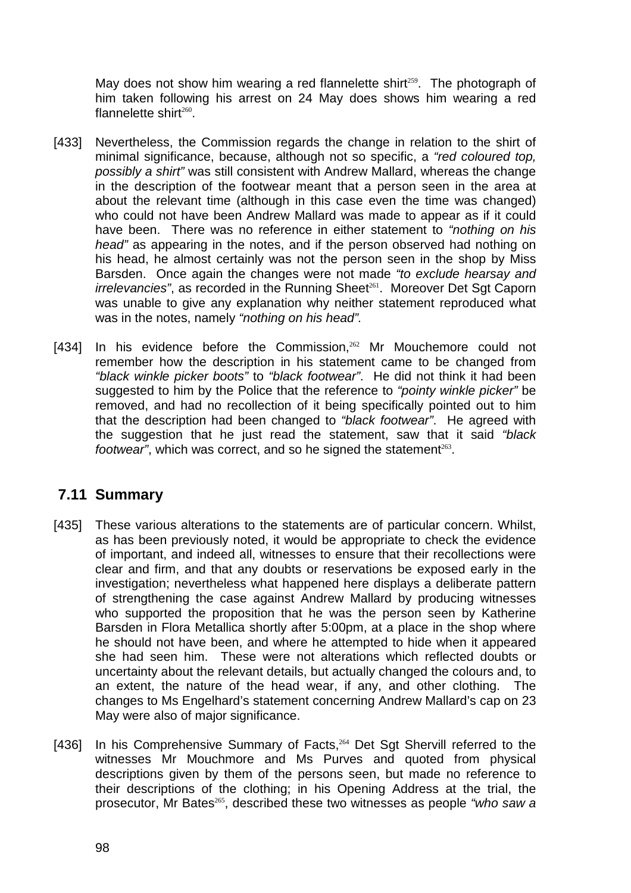May does not show him wearing a red flannelette shirt[259]. The photograph of him taken following his arrest on 24 May does shows him wearing a red flannelette shirt[260].

[433] Nevertheless, the Commission regards the change in relation to the shirt of minimal significance, because, although not so specific, a *"red coloured top, possibly a shirt"* was still consistent with Andrew Mallard, whereas the change in the description of the footwear meant that a person seen in the area at about the relevant time (although in this case even the time was changed) who could not have been Andrew Mallard was made to appear as if it could have been. There was no reference in either statement to *"nothing on his head"* as appearing in the notes, and if the person observed had nothing on his head, he almost certainly was not the person seen in the shop by Miss Barsden. Once again the changes were not made *"to exclude hearsay and irrelevancies"*, as recorded in the Running Sheet[261]. Moreover Det Sgt Caporn was unable to give any explanation why neither statement reproduced what was in the notes, namely *"nothing on his head".*

[434] In his evidence before the Commission,[262] Mr Mouchemore could not remember how the description in his statement came to be changed from *"black winkle picker boots"* to *"black footwear"*. He did not think it had been suggested to him by the Police that the reference to *"pointy winkle picker"* be removed, and had no recollection of it being specifically pointed out to him that the description had been changed to *"black footwear"*. He agreed with the suggestion that he just read the statement, saw that it said *"black footwear"*, which was correct, and so he signed the statement[263].

## 7.11 Summary

[435] These various alterations to the statements are of particular concern. Whilst, as has been previously noted, it would be appropriate to check the evidence of important, and indeed all, witnesses to ensure that their recollections were clear and firm, and that any doubts or reservations be exposed early in the investigation; nevertheless what happened here displays a deliberate pattern of strengthening the case against Andrew Mallard by producing witnesses who supported the proposition that he was the person seen by Katherine Barsden in Flora Metallica shortly after 5:00pm, at a place in the shop where he should not have been, and where he attempted to hide when it appeared she had seen him. These were not alterations which reflected doubts or uncertainty about the relevant details, but actually changed the colours and, to an extent, the nature of the head wear, if any, and other clothing. The changes to Ms Engelhard's statement concerning Andrew Mallard's cap on 23 May were also of major significance.

[436] In his Comprehensive Summary of Facts,[264] Det Sgt Shervill referred to the witnesses Mr Mouchmore and Ms Purves and quoted from physical descriptions given by them of the persons seen, but made no reference to their descriptions of the clothing; in his Opening Address at the trial, the prosecutor, Mr Bates[265], described these two witnesses as people *"who saw a*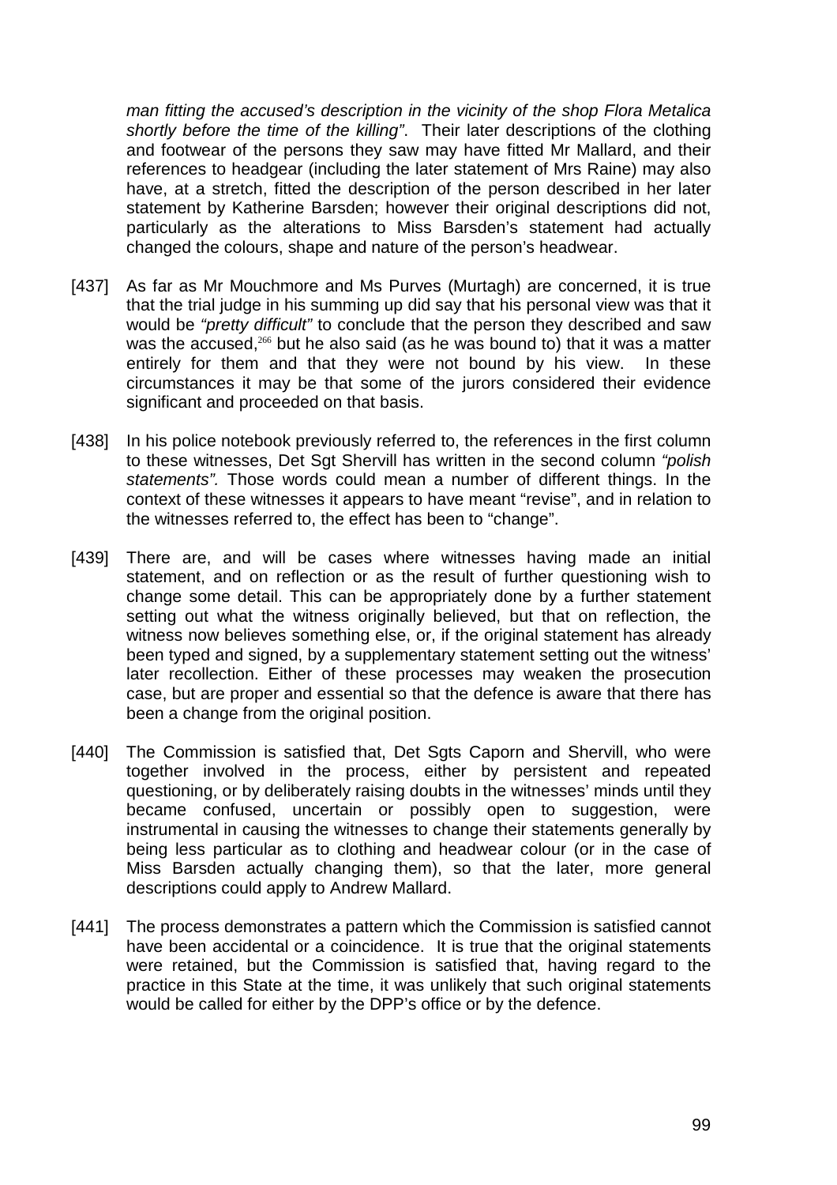*man fitting the accused's description in the vicinity of the shop Flora Metalica shortly before the time of the killing"*. Their later descriptions of the clothing and footwear of the persons they saw may have fitted Mr Mallard, and their references to headgear (including the later statement of Mrs Raine) may also have, at a stretch, fitted the description of the person described in her later statement by Katherine Barsden; however their original descriptions did not, particularly as the alterations to Miss Barsden's statement had actually changed the colours, shape and nature of the person's headwear.

[437] As far as Mr Mouchmore and Ms Purves (Murtagh) are concerned, it is true that the trial judge in his summing up did say that his personal view was that it would be *"pretty difficult"* to conclude that the person they described and saw was the accused,[266] but he also said (as he was bound to) that it was a matter entirely for them and that they were not bound by his view. In these circumstances it may be that some of the jurors considered their evidence significant and proceeded on that basis.

[438] In his police notebook previously referred to, the references in the first column to these witnesses, Det Sgt Shervill has written in the second column *"polish statements".* Those words could mean a number of different things. In the context of these witnesses it appears to have meant "revise", and in relation to the witnesses referred to, the effect has been to "change".

[439] There are, and will be cases where witnesses having made an initial statement, and on reflection or as the result of further questioning wish to change some detail. This can be appropriately done by a further statement setting out what the witness originally believed, but that on reflection, the witness now believes something else, or, if the original statement has already been typed and signed, by a supplementary statement setting out the witness' later recollection. Either of these processes may weaken the prosecution case, but are proper and essential so that the defence is aware that there has been a change from the original position.

[440] The Commission is satisfied that, Det Sgts Caporn and Shervill, who were together involved in the process, either by persistent and repeated questioning, or by deliberately raising doubts in the witnesses' minds until they became confused, uncertain or possibly open to suggestion, were instrumental in causing the witnesses to change their statements generally by being less particular as to clothing and headwear colour (or in the case of Miss Barsden actually changing them), so that the later, more general descriptions could apply to Andrew Mallard.

[441] The process demonstrates a pattern which the Commission is satisfied cannot have been accidental or a coincidence. It is true that the original statements were retained, but the Commission is satisfied that, having regard to the practice in this State at the time, it was unlikely that such original statements would be called for either by the DPP's office or by the defence.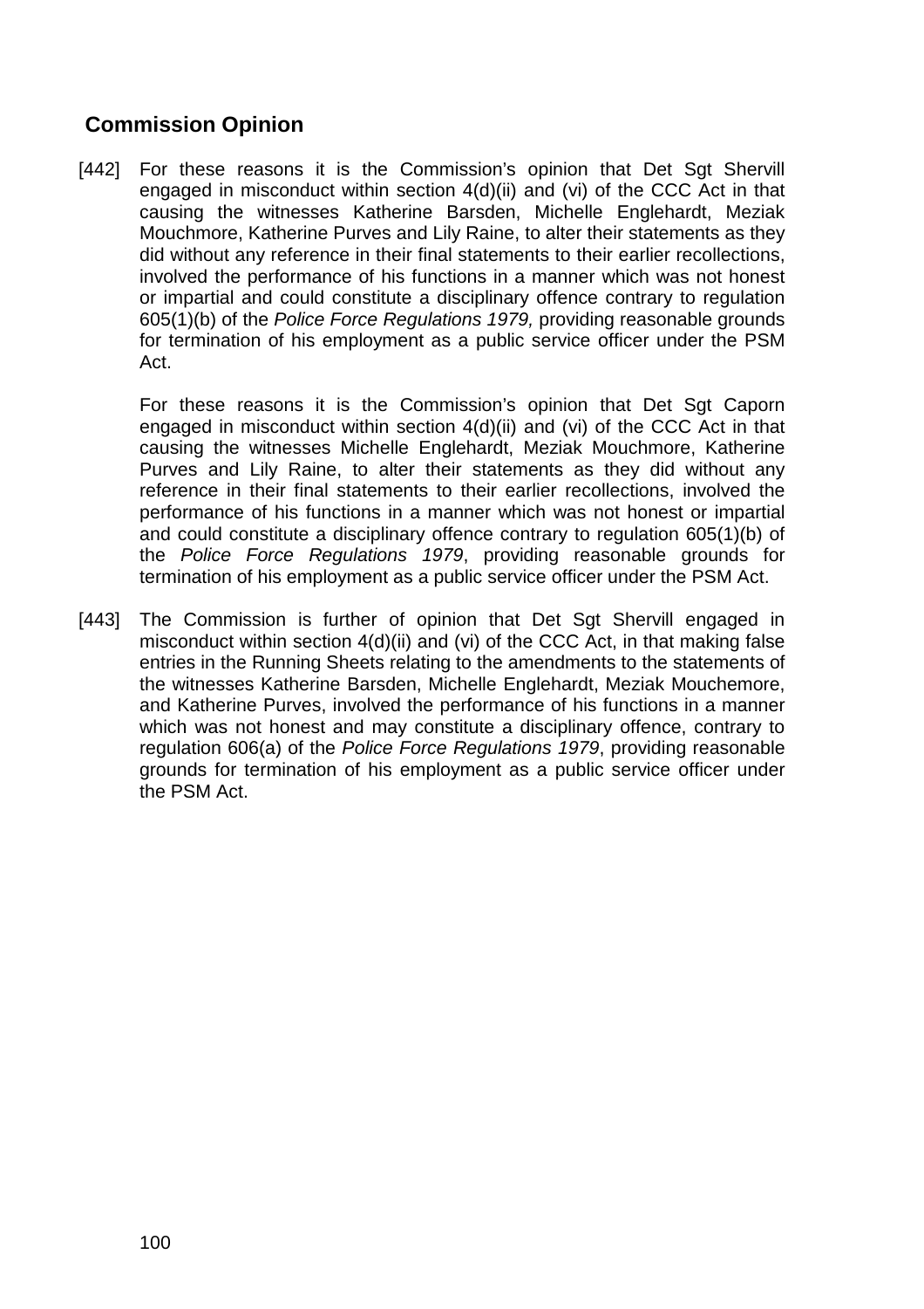## Commission Opinion

[442] For these reasons it is the Commission's opinion that Det Sgt Shervill engaged in misconduct within section 4(d)(ii) and (vi) of the CCC Act in that causing the witnesses Katherine Barsden, Michelle Englehardt, Meziak Mouchmore, Katherine Purves and Lily Raine, to alter their statements as they did without any reference in their final statements to their earlier recollections, involved the performance of his functions in a manner which was not honest or impartial and could constitute a disciplinary offence contrary to regulation 605(1)(b) of the *Police Force Regulations 1979,* providing reasonable grounds for termination of his employment as a public service officer under the PSM Act.

For these reasons it is the Commission's opinion that Det Sgt Caporn engaged in misconduct within section 4(d)(ii) and (vi) of the CCC Act in that causing the witnesses Michelle Englehardt, Meziak Mouchmore, Katherine Purves and Lily Raine, to alter their statements as they did without any reference in their final statements to their earlier recollections, involved the performance of his functions in a manner which was not honest or impartial and could constitute a disciplinary offence contrary to regulation 605(1)(b) of the *Police Force Regulations 1979*, providing reasonable grounds for termination of his employment as a public service officer under the PSM Act.

[443] The Commission is further of opinion that Det Sgt Shervill engaged in misconduct within section 4(d)(ii) and (vi) of the CCC Act, in that making false entries in the Running Sheets relating to the amendments to the statements of the witnesses Katherine Barsden, Michelle Englehardt, Meziak Mouchemore, and Katherine Purves, involved the performance of his functions in a manner which was not honest and may constitute a disciplinary offence, contrary to regulation 606(a) of the *Police Force Regulations 1979*, providing reasonable grounds for termination of his employment as a public service officer under the PSM Act.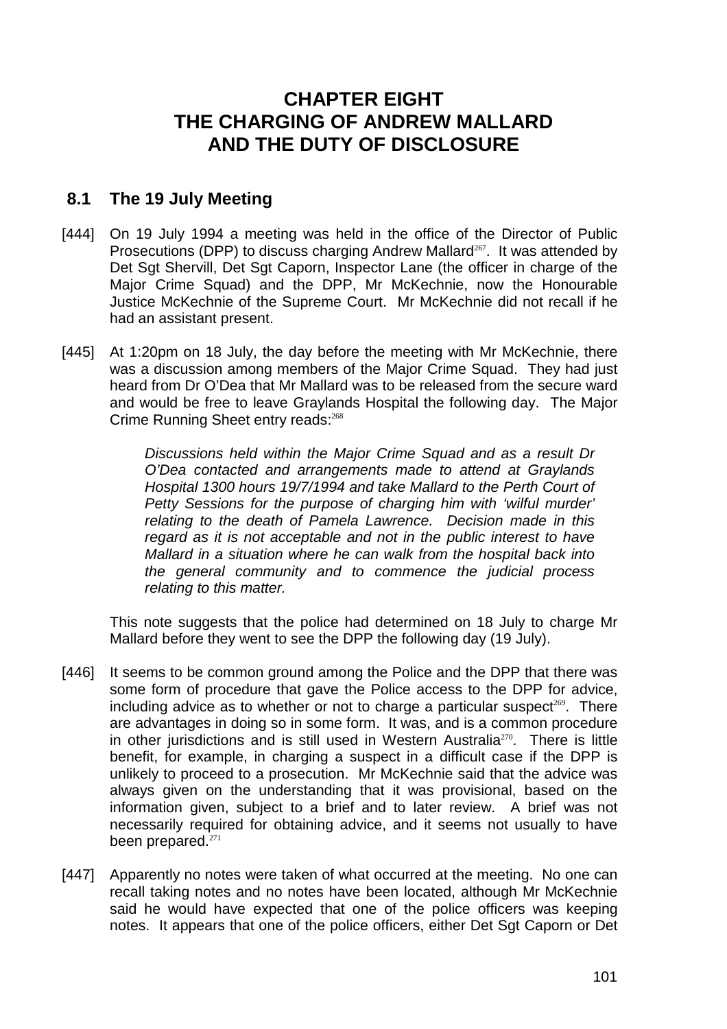# CHAPTER EIGHT
# THE CHARGING OF ANDREW MALLARD AND THE DUTY OF DISCLOSURE

## 8.1 The 19 July Meeting

[444] On 19 July 1994 a meeting was held in the office of the Director of Public Prosecutions (DPP) to discuss charging Andrew Mallard[267]. It was attended by Det Sgt Shervill, Det Sgt Caporn, Inspector Lane (the officer in charge of the Major Crime Squad) and the DPP, Mr McKechnie, now the Honourable Justice McKechnie of the Supreme Court. Mr McKechnie did not recall if he had an assistant present.

[445] At 1:20pm on 18 July, the day before the meeting with Mr McKechnie, there was a discussion among members of the Major Crime Squad. They had just heard from Dr O'Dea that Mr Mallard was to be released from the secure ward and would be free to leave Graylands Hospital the following day. The Major Crime Running Sheet entry reads:[268]

> *Discussions held within the Major Crime Squad and as a result Dr O'Dea contacted and arrangements made to attend at Graylands Hospital 1300 hours 19/7/1994 and take Mallard to the Perth Court of Petty Sessions for the purpose of charging him with 'wilful murder' relating to the death of Pamela Lawrence. Decision made in this regard as it is not acceptable and not in the public interest to have Mallard in a situation where he can walk from the hospital back into the general community and to commence the judicial process relating to this matter.*

This note suggests that the police had determined on 18 July to charge Mr Mallard before they went to see the DPP the following day (19 July).

[446] It seems to be common ground among the Police and the DPP that there was some form of procedure that gave the Police access to the DPP for advice, including advice as to whether or not to charge a particular suspect[269]. There are advantages in doing so in some form. It was, and is a common procedure in other jurisdictions and is still used in Western Australia[270]. There is little benefit, for example, in charging a suspect in a difficult case if the DPP is unlikely to proceed to a prosecution. Mr McKechnie said that the advice was always given on the understanding that it was provisional, based on the information given, subject to a brief and to later review. A brief was not necessarily required for obtaining advice, and it seems not usually to have been prepared.[271]

[447] Apparently no notes were taken of what occurred at the meeting. No one can recall taking notes and no notes have been located, although Mr McKechnie said he would have expected that one of the police officers was keeping notes. It appears that one of the police officers, either Det Sgt Caporn or Det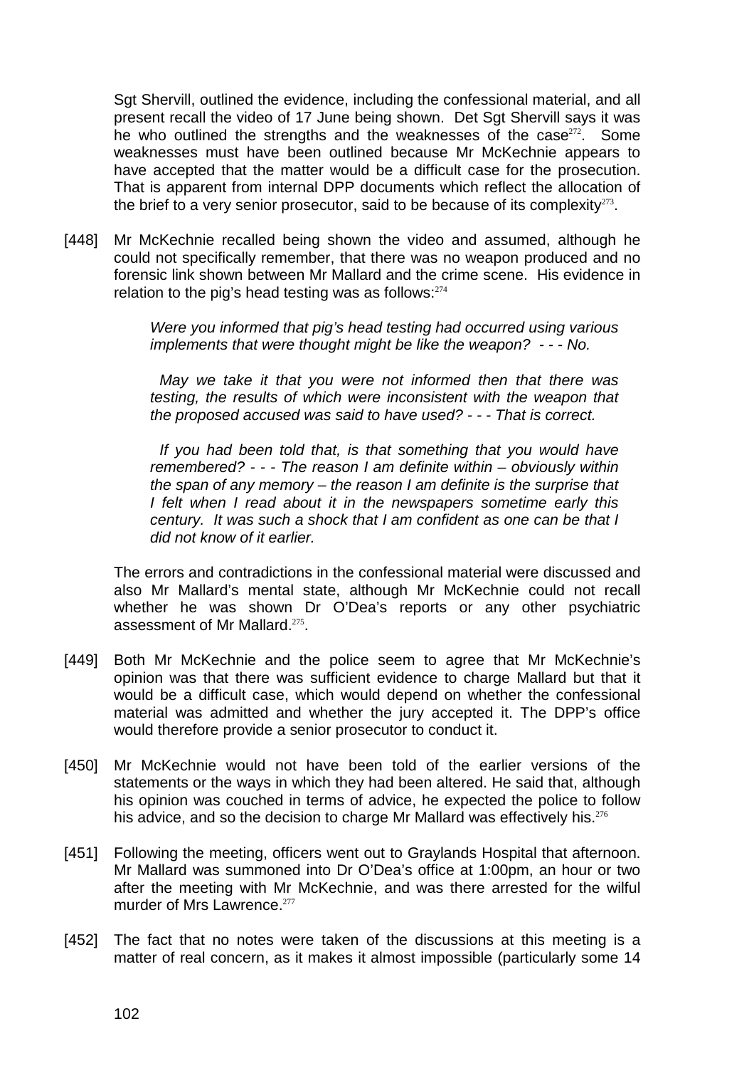Sgt Shervill, outlined the evidence, including the confessional material, and all present recall the video of 17 June being shown. Det Sgt Shervill says it was he who outlined the strengths and the weaknesses of the case[272]. Some weaknesses must have been outlined because Mr McKechnie appears to have accepted that the matter would be a difficult case for the prosecution. That is apparent from internal DPP documents which reflect the allocation of the brief to a very senior prosecutor, said to be because of its complexity[273].

[448] Mr McKechnie recalled being shown the video and assumed, although he could not specifically remember, that there was no weapon produced and no forensic link shown between Mr Mallard and the crime scene. His evidence in relation to the pig's head testing was as follows:[274]

> *Were you informed that pig's head testing had occurred using various implements that were thought might be like the weapon? - - - No.*
>
> *May we take it that you were not informed then that there was testing, the results of which were inconsistent with the weapon that the proposed accused was said to have used? - - - That is correct.*
>
> *If you had been told that, is that something that you would have remembered? - - - The reason I am definite within – obviously within the span of any memory – the reason I am definite is the surprise that I felt when I read about it in the newspapers sometime early this century. It was such a shock that I am confident as one can be that I did not know of it earlier.*

The errors and contradictions in the confessional material were discussed and also Mr Mallard's mental state, although Mr McKechnie could not recall whether he was shown Dr O'Dea's reports or any other psychiatric assessment of Mr Mallard.[275].

[449] Both Mr McKechnie and the police seem to agree that Mr McKechnie's opinion was that there was sufficient evidence to charge Mallard but that it would be a difficult case, which would depend on whether the confessional material was admitted and whether the jury accepted it. The DPP's office would therefore provide a senior prosecutor to conduct it.

[450] Mr McKechnie would not have been told of the earlier versions of the statements or the ways in which they had been altered. He said that, although his opinion was couched in terms of advice, he expected the police to follow his advice, and so the decision to charge Mr Mallard was effectively his.[276]

[451] Following the meeting, officers went out to Graylands Hospital that afternoon. Mr Mallard was summoned into Dr O'Dea's office at 1:00pm, an hour or two after the meeting with Mr McKechnie, and was there arrested for the wilful murder of Mrs Lawrence.[277]

[452] The fact that no notes were taken of the discussions at this meeting is a matter of real concern, as it makes it almost impossible (particularly some 14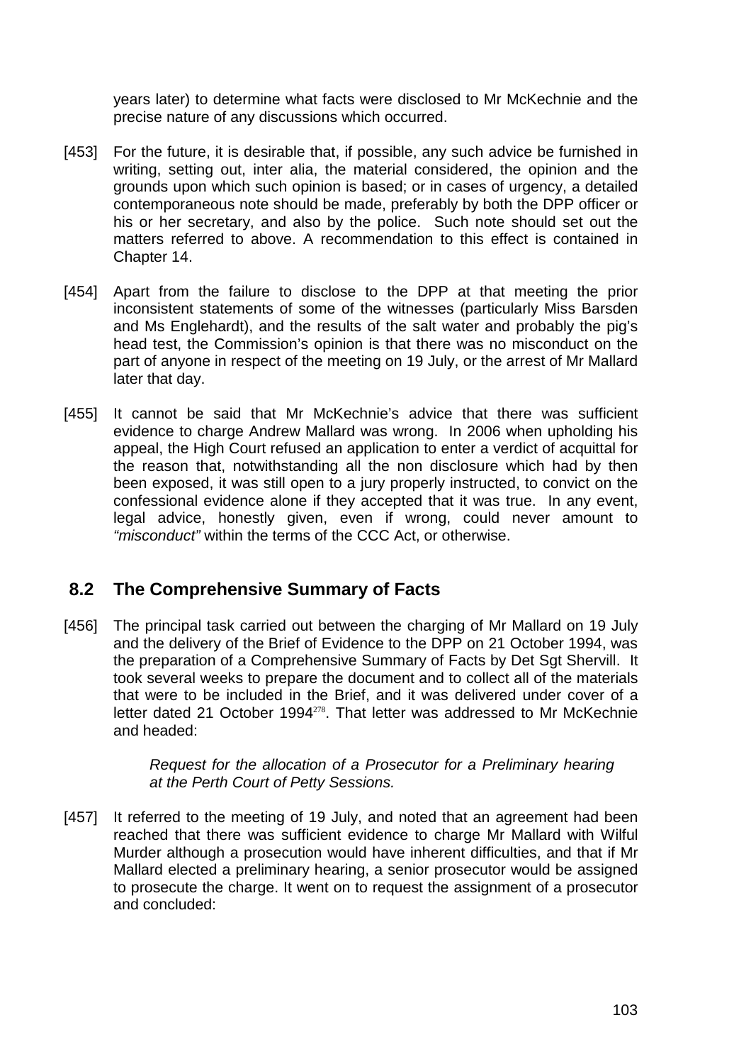years later) to determine what facts were disclosed to Mr McKechnie and the precise nature of any discussions which occurred.

[453] For the future, it is desirable that, if possible, any such advice be furnished in writing, setting out, inter alia, the material considered, the opinion and the grounds upon which such opinion is based; or in cases of urgency, a detailed contemporaneous note should be made, preferably by both the DPP officer or his or her secretary, and also by the police. Such note should set out the matters referred to above. A recommendation to this effect is contained in Chapter 14.

[454] Apart from the failure to disclose to the DPP at that meeting the prior inconsistent statements of some of the witnesses (particularly Miss Barsden and Ms Englehardt), and the results of the salt water and probably the pig's head test, the Commission's opinion is that there was no misconduct on the part of anyone in respect of the meeting on 19 July, or the arrest of Mr Mallard later that day.

[455] It cannot be said that Mr McKechnie's advice that there was sufficient evidence to charge Andrew Mallard was wrong. In 2006 when upholding his appeal, the High Court refused an application to enter a verdict of acquittal for the reason that, notwithstanding all the non disclosure which had by then been exposed, it was still open to a jury properly instructed, to convict on the confessional evidence alone if they accepted that it was true. In any event, legal advice, honestly given, even if wrong, could never amount to *"misconduct"* within the terms of the CCC Act, or otherwise.

## 8.2 The Comprehensive Summary of Facts

[456] The principal task carried out between the charging of Mr Mallard on 19 July and the delivery of the Brief of Evidence to the DPP on 21 October 1994, was the preparation of a Comprehensive Summary of Facts by Det Sgt Shervill. It took several weeks to prepare the document and to collect all of the materials that were to be included in the Brief, and it was delivered under cover of a letter dated 21 October 1994[278]. That letter was addressed to Mr McKechnie and headed:

> *Request for the allocation of a Prosecutor for a Preliminary hearing at the Perth Court of Petty Sessions.*

[457] It referred to the meeting of 19 July, and noted that an agreement had been reached that there was sufficient evidence to charge Mr Mallard with Wilful Murder although a prosecution would have inherent difficulties, and that if Mr Mallard elected a preliminary hearing, a senior prosecutor would be assigned to prosecute the charge. It went on to request the assignment of a prosecutor and concluded: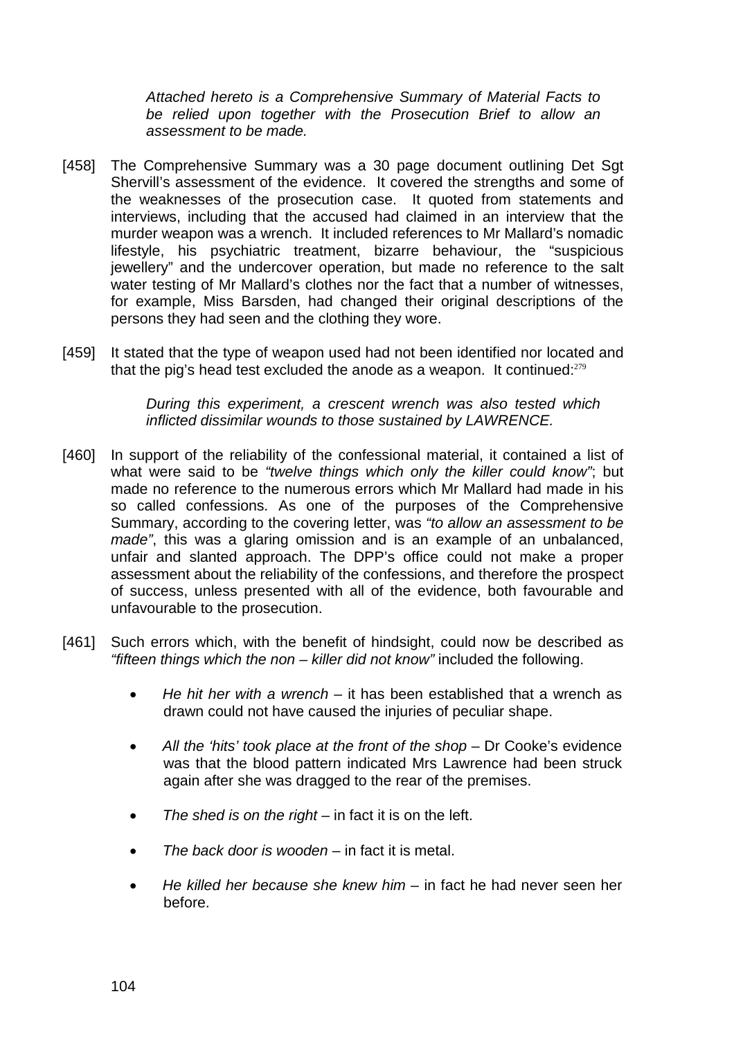> *Attached hereto is a Comprehensive Summary of Material Facts to be relied upon together with the Prosecution Brief to allow an assessment to be made.*

[458] The Comprehensive Summary was a 30 page document outlining Det Sgt Shervill's assessment of the evidence. It covered the strengths and some of the weaknesses of the prosecution case. It quoted from statements and interviews, including that the accused had claimed in an interview that the murder weapon was a wrench. It included references to Mr Mallard's nomadic lifestyle, his psychiatric treatment, bizarre behaviour, the "suspicious jewellery" and the undercover operation, but made no reference to the salt water testing of Mr Mallard's clothes nor the fact that a number of witnesses, for example, Miss Barsden, had changed their original descriptions of the persons they had seen and the clothing they wore.

[459] It stated that the type of weapon used had not been identified nor located and that the pig's head test excluded the anode as a weapon. It continued:[279]

> *During this experiment, a crescent wrench was also tested which inflicted dissimilar wounds to those sustained by LAWRENCE.*

[460] In support of the reliability of the confessional material, it contained a list of what were said to be *"twelve things which only the killer could know"*; but made no reference to the numerous errors which Mr Mallard had made in his so called confessions. As one of the purposes of the Comprehensive Summary, according to the covering letter, was *"to allow an assessment to be made"*, this was a glaring omission and is an example of an unbalanced, unfair and slanted approach. The DPP's office could not make a proper assessment about the reliability of the confessions, and therefore the prospect of success, unless presented with all of the evidence, both favourable and unfavourable to the prosecution.

[461] Such errors which, with the benefit of hindsight, could now be described as *"fifteen things which the non – killer did not know"* included the following.

- *He hit her with a wrench* – it has been established that a wrench as drawn could not have caused the injuries of peculiar shape.
- *All the 'hits' took place at the front of the shop* – Dr Cooke's evidence was that the blood pattern indicated Mrs Lawrence had been struck again after she was dragged to the rear of the premises.
- *The shed is on the right* – in fact it is on the left.
- *The back door is wooden* – in fact it is metal.
- *He killed her because she knew him* – in fact he had never seen her before.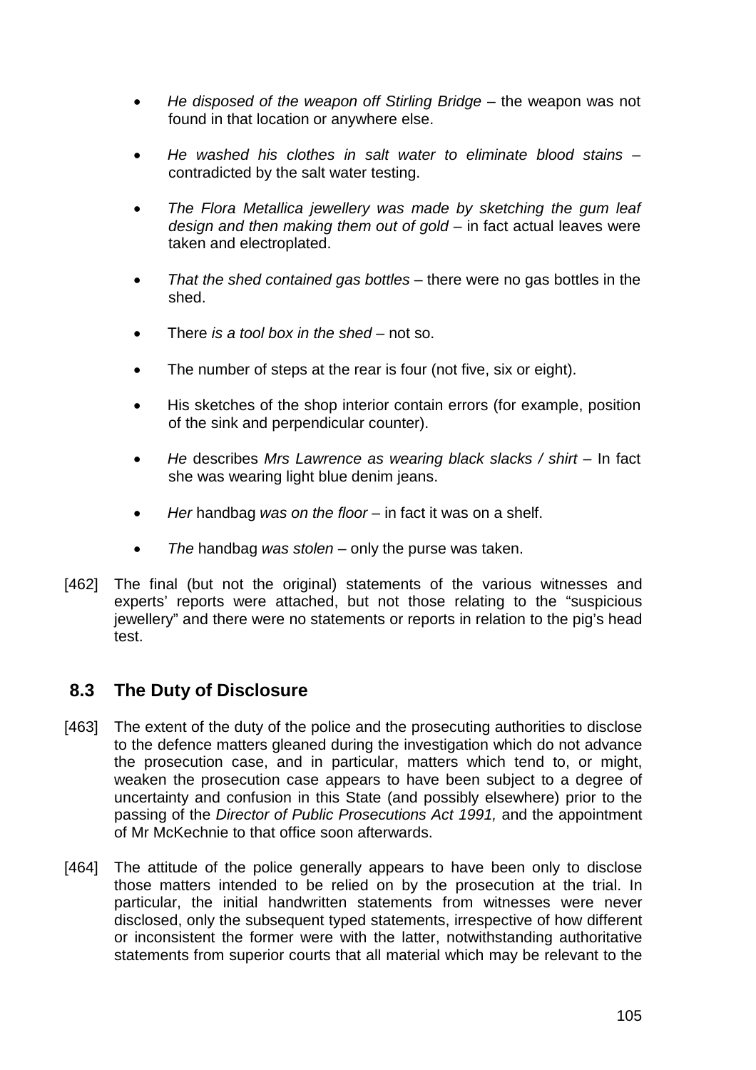- *He disposed of the weapon off Stirling Bridge* – the weapon was not found in that location or anywhere else.

- *He washed his clothes in salt water to eliminate blood stains* – contradicted by the salt water testing.

- *The Flora Metallica jewellery was made by sketching the gum leaf design and then making them out of gold* – in fact actual leaves were taken and electroplated.

- *That the shed contained gas bottles* – there were no gas bottles in the shed.

- There *is a tool box in the shed* – not so.

- The number of steps at the rear is four (not five, six or eight).

- His sketches of the shop interior contain errors (for example, position of the sink and perpendicular counter).

- *He* describes *Mrs Lawrence as wearing black slacks / shirt* – In fact she was wearing light blue denim jeans.

- *Her* handbag *was on the floor* – in fact it was on a shelf.

- *The* handbag *was stolen* – only the purse was taken.

[462] The final (but not the original) statements of the various witnesses and experts' reports were attached, but not those relating to the "suspicious jewellery" and there were no statements or reports in relation to the pig's head test.

## 8.3 The Duty of Disclosure

[463] The extent of the duty of the police and the prosecuting authorities to disclose to the defence matters gleaned during the investigation which do not advance the prosecution case, and in particular, matters which tend to, or might, weaken the prosecution case appears to have been subject to a degree of uncertainty and confusion in this State (and possibly elsewhere) prior to the passing of the *Director of Public Prosecutions Act 1991,* and the appointment of Mr McKechnie to that office soon afterwards.

[464] The attitude of the police generally appears to have been only to disclose those matters intended to be relied on by the prosecution at the trial. In particular, the initial handwritten statements from witnesses were never disclosed, only the subsequent typed statements, irrespective of how different or inconsistent the former were with the latter, notwithstanding authoritative statements from superior courts that all material which may be relevant to the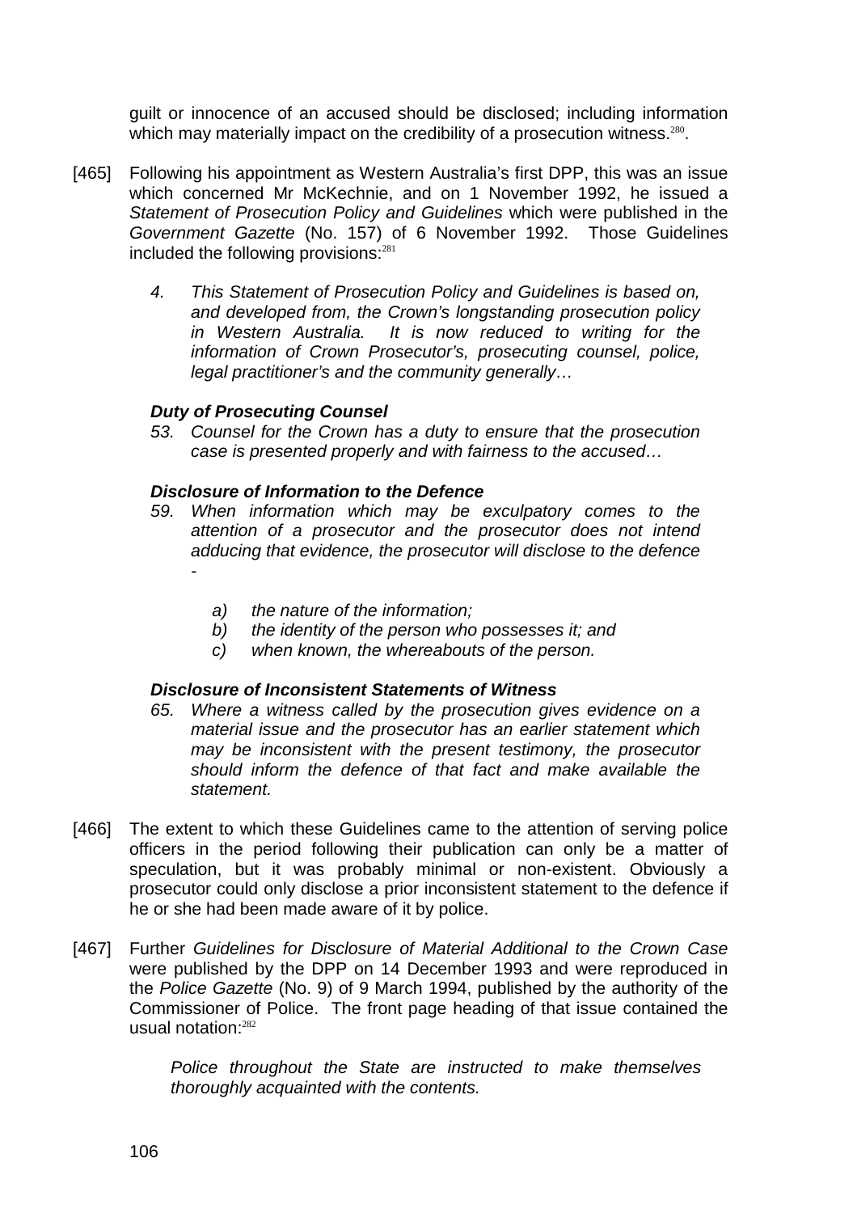guilt or innocence of an accused should be disclosed; including information which may materially impact on the credibility of a prosecution witness.[280].

[465] Following his appointment as Western Australia's first DPP, this was an issue which concerned Mr McKechnie, and on 1 November 1992, he issued a *Statement of Prosecution Policy and Guidelines* which were published in the *Government Gazette* (No. 157) of 6 November 1992. Those Guidelines included the following provisions:[281]

> *4. This Statement of Prosecution Policy and Guidelines is based on, and developed from, the Crown's longstanding prosecution policy in Western Australia. It is now reduced to writing for the information of Crown Prosecutor's, prosecuting counsel, police, legal practitioner's and the community generally…*
>
> ***Duty of Prosecuting Counsel***
>
> *53. Counsel for the Crown has a duty to ensure that the prosecution case is presented properly and with fairness to the accused…*
>
> ***Disclosure of Information to the Defence***
>
> *59. When information which may be exculpatory comes to the attention of a prosecutor and the prosecutor does not intend adducing that evidence, the prosecutor will disclose to the defence -*
>
> *a) the nature of the information;*
> *b) the identity of the person who possesses it; and*
> *c) when known, the whereabouts of the person.*
>
> ***Disclosure of Inconsistent Statements of Witness***
>
> *65. Where a witness called by the prosecution gives evidence on a material issue and the prosecutor has an earlier statement which may be inconsistent with the present testimony, the prosecutor should inform the defence of that fact and make available the statement.*

[466] The extent to which these Guidelines came to the attention of serving police officers in the period following their publication can only be a matter of speculation, but it was probably minimal or non-existent. Obviously a prosecutor could only disclose a prior inconsistent statement to the defence if he or she had been made aware of it by police.

[467] Further *Guidelines for Disclosure of Material Additional to the Crown Case* were published by the DPP on 14 December 1993 and were reproduced in the *Police Gazette* (No. 9) of 9 March 1994, published by the authority of the Commissioner of Police. The front page heading of that issue contained the usual notation:[282]

> *Police throughout the State are instructed to make themselves thoroughly acquainted with the contents.*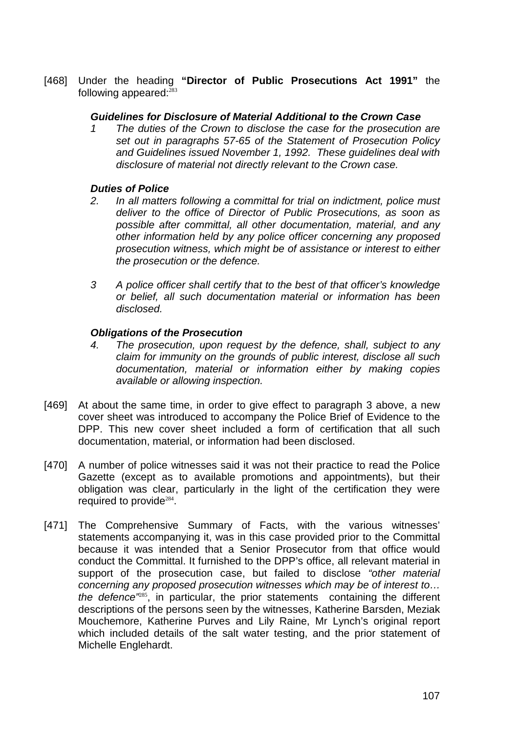[468] Under the heading **"Director of Public Prosecutions Act 1991"** the following appeared:[283]

> ***Guidelines for Disclosure of Material Additional to the Crown Case***
>
> *1 The duties of the Crown to disclose the case for the prosecution are set out in paragraphs 57-65 of the Statement of Prosecution Policy and Guidelines issued November 1, 1992. These guidelines deal with disclosure of material not directly relevant to the Crown case.*
>
> ***Duties of Police***
>
> *2. In all matters following a committal for trial on indictment, police must deliver to the office of Director of Public Prosecutions, as soon as possible after committal, all other documentation, material, and any other information held by any police officer concerning any proposed prosecution witness, which might be of assistance or interest to either the prosecution or the defence.*
>
> *3 A police officer shall certify that to the best of that officer's knowledge or belief, all such documentation material or information has been disclosed.*
>
> ***Obligations of the Prosecution***
>
> *4. The prosecution, upon request by the defence, shall, subject to any claim for immunity on the grounds of public interest, disclose all such documentation, material or information either by making copies available or allowing inspection.*

[469] At about the same time, in order to give effect to paragraph 3 above, a new cover sheet was introduced to accompany the Police Brief of Evidence to the DPP. This new cover sheet included a form of certification that all such documentation, material, or information had been disclosed.

[470] A number of police witnesses said it was not their practice to read the Police Gazette (except as to available promotions and appointments), but their obligation was clear, particularly in the light of the certification they were required to provide[284].

[471] The Comprehensive Summary of Facts, with the various witnesses' statements accompanying it, was in this case provided prior to the Committal because it was intended that a Senior Prosecutor from that office would conduct the Committal. It furnished to the DPP's office, all relevant material in support of the prosecution case, but failed to disclose *"other material concerning any proposed prosecution witnesses which may be of interest to… the defence"*[285], in particular, the prior statements containing the different descriptions of the persons seen by the witnesses, Katherine Barsden, Meziak Mouchemore, Katherine Purves and Lily Raine, Mr Lynch's original report which included details of the salt water testing, and the prior statement of Michelle Englehardt.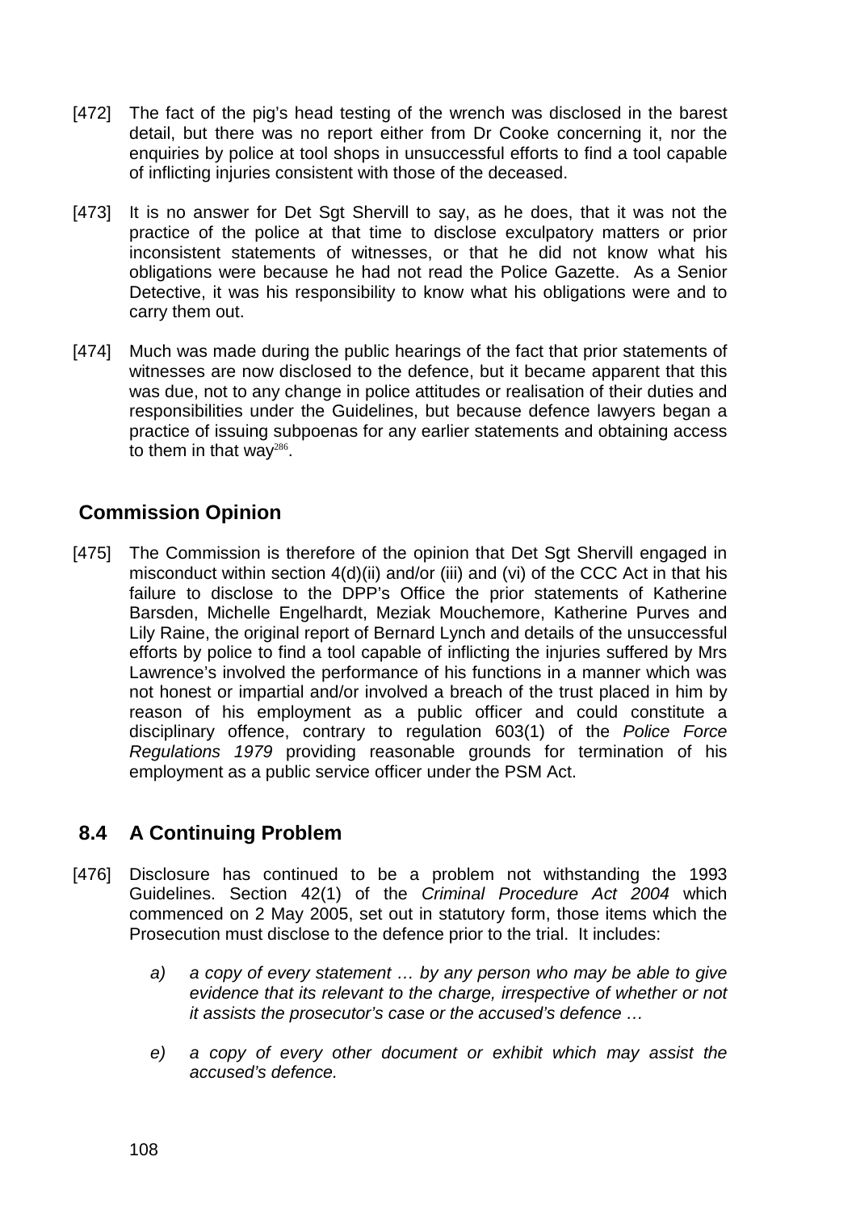[472] The fact of the pig's head testing of the wrench was disclosed in the barest detail, but there was no report either from Dr Cooke concerning it, nor the enquiries by police at tool shops in unsuccessful efforts to find a tool capable of inflicting injuries consistent with those of the deceased.

[473] It is no answer for Det Sgt Shervill to say, as he does, that it was not the practice of the police at that time to disclose exculpatory matters or prior inconsistent statements of witnesses, or that he did not know what his obligations were because he had not read the Police Gazette. As a Senior Detective, it was his responsibility to know what his obligations were and to carry them out.

[474] Much was made during the public hearings of the fact that prior statements of witnesses are now disclosed to the defence, but it became apparent that this was due, not to any change in police attitudes or realisation of their duties and responsibilities under the Guidelines, but because defence lawyers began a practice of issuing subpoenas for any earlier statements and obtaining access to them in that way[286].

## Commission Opinion

[475] The Commission is therefore of the opinion that Det Sgt Shervill engaged in misconduct within section 4(d)(ii) and/or (iii) and (vi) of the CCC Act in that his failure to disclose to the DPP's Office the prior statements of Katherine Barsden, Michelle Engelhardt, Meziak Mouchemore, Katherine Purves and Lily Raine, the original report of Bernard Lynch and details of the unsuccessful efforts by police to find a tool capable of inflicting the injuries suffered by Mrs Lawrence's involved the performance of his functions in a manner which was not honest or impartial and/or involved a breach of the trust placed in him by reason of his employment as a public officer and could constitute a disciplinary offence, contrary to regulation 603(1) of the *Police Force Regulations 1979* providing reasonable grounds for termination of his employment as a public service officer under the PSM Act.

## 8.4 A Continuing Problem

[476] Disclosure has continued to be a problem not withstanding the 1993 Guidelines. Section 42(1) of the *Criminal Procedure Act 2004* which commenced on 2 May 2005, set out in statutory form, those items which the Prosecution must disclose to the defence prior to the trial. It includes:

> a) *a copy of every statement … by any person who may be able to give evidence that its relevant to the charge, irrespective of whether or not it assists the prosecutor's case or the accused's defence …*
>
> e) *a copy of every other document or exhibit which may assist the accused's defence.*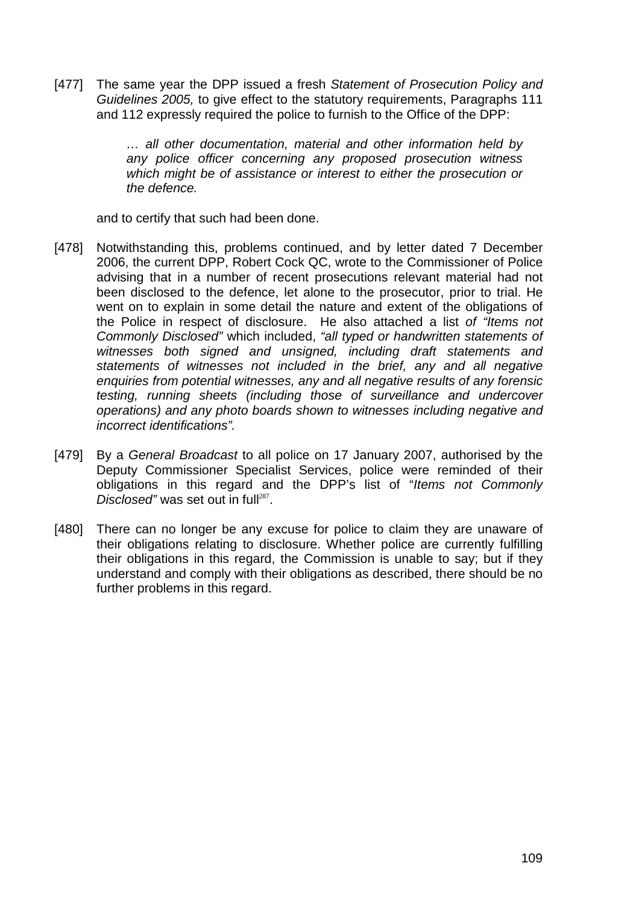[477] The same year the DPP issued a fresh *Statement of Prosecution Policy and Guidelines 2005,* to give effect to the statutory requirements, Paragraphs 111 and 112 expressly required the police to furnish to the Office of the DPP:

> *… all other documentation, material and other information held by any police officer concerning any proposed prosecution witness which might be of assistance or interest to either the prosecution or the defence.*

and to certify that such had been done.

[478] Notwithstanding this, problems continued, and by letter dated 7 December 2006, the current DPP, Robert Cock QC, wrote to the Commissioner of Police advising that in a number of recent prosecutions relevant material had not been disclosed to the defence, let alone to the prosecutor, prior to trial. He went on to explain in some detail the nature and extent of the obligations of the Police in respect of disclosure. He also attached a list *of "Items not Commonly Disclosed"* which included, *"all typed or handwritten statements of witnesses both signed and unsigned, including draft statements and statements of witnesses not included in the brief, any and all negative enquiries from potential witnesses, any and all negative results of any forensic testing, running sheets (including those of surveillance and undercover operations) and any photo boards shown to witnesses including negative and incorrect identifications".*

[479] By a *General Broadcast* to all police on 17 January 2007, authorised by the Deputy Commissioner Specialist Services, police were reminded of their obligations in this regard and the DPP's list of "*Items not Commonly Disclosed"* was set out in full[287].

[480] There can no longer be any excuse for police to claim they are unaware of their obligations relating to disclosure. Whether police are currently fulfilling their obligations in this regard, the Commission is unable to say; but if they understand and comply with their obligations as described, there should be no further problems in this regard.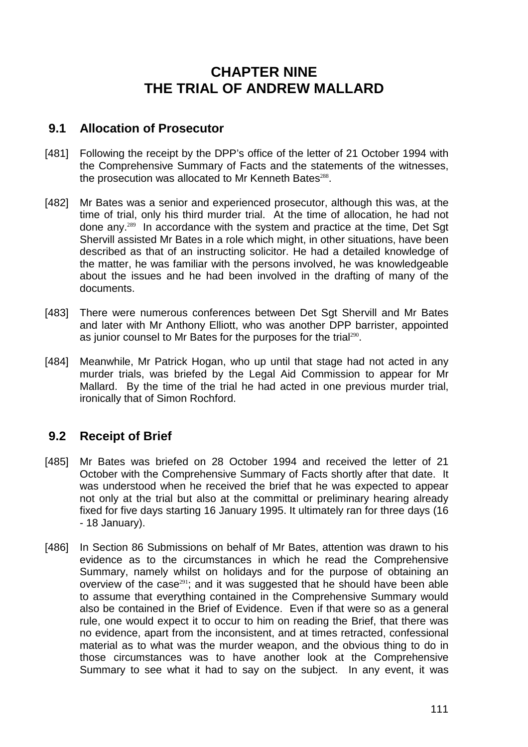# CHAPTER NINE
# THE TRIAL OF ANDREW MALLARD

## 9.1 Allocation of Prosecutor

[481] Following the receipt by the DPP's office of the letter of 21 October 1994 with the Comprehensive Summary of Facts and the statements of the witnesses, the prosecution was allocated to Mr Kenneth Bates[288].

[482] Mr Bates was a senior and experienced prosecutor, although this was, at the time of trial, only his third murder trial. At the time of allocation, he had not done any.[289] In accordance with the system and practice at the time, Det Sgt Shervill assisted Mr Bates in a role which might, in other situations, have been described as that of an instructing solicitor. He had a detailed knowledge of the matter, he was familiar with the persons involved, he was knowledgeable about the issues and he had been involved in the drafting of many of the documents.

[483] There were numerous conferences between Det Sgt Shervill and Mr Bates and later with Mr Anthony Elliott, who was another DPP barrister, appointed as junior counsel to Mr Bates for the purposes for the trial[290].

[484] Meanwhile, Mr Patrick Hogan, who up until that stage had not acted in any murder trials, was briefed by the Legal Aid Commission to appear for Mr Mallard. By the time of the trial he had acted in one previous murder trial, ironically that of Simon Rochford.

## 9.2 Receipt of Brief

[485] Mr Bates was briefed on 28 October 1994 and received the letter of 21 October with the Comprehensive Summary of Facts shortly after that date. It was understood when he received the brief that he was expected to appear not only at the trial but also at the committal or preliminary hearing already fixed for five days starting 16 January 1995. It ultimately ran for three days (16 - 18 January).

[486] In Section 86 Submissions on behalf of Mr Bates, attention was drawn to his evidence as to the circumstances in which he read the Comprehensive Summary, namely whilst on holidays and for the purpose of obtaining an overview of the case[291]; and it was suggested that he should have been able to assume that everything contained in the Comprehensive Summary would also be contained in the Brief of Evidence. Even if that were so as a general rule, one would expect it to occur to him on reading the Brief, that there was no evidence, apart from the inconsistent, and at times retracted, confessional material as to what was the murder weapon, and the obvious thing to do in those circumstances was to have another look at the Comprehensive Summary to see what it had to say on the subject. In any event, it was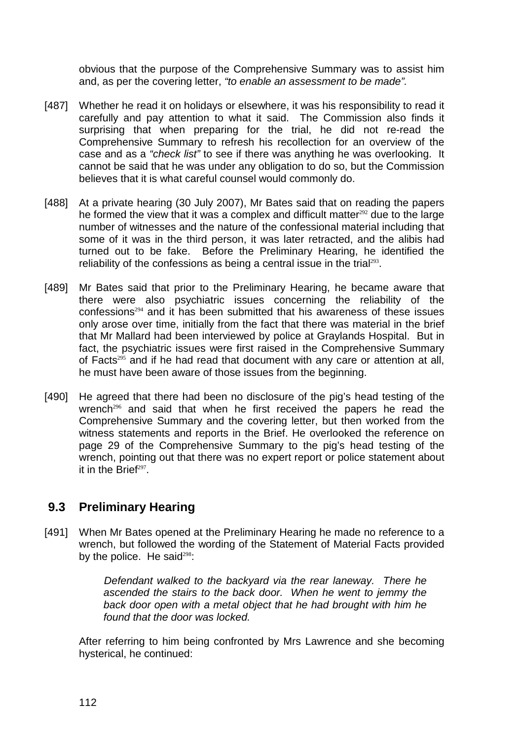obvious that the purpose of the Comprehensive Summary was to assist him and, as per the covering letter, *"to enable an assessment to be made".*

[487] Whether he read it on holidays or elsewhere, it was his responsibility to read it carefully and pay attention to what it said. The Commission also finds it surprising that when preparing for the trial, he did not re-read the Comprehensive Summary to refresh his recollection for an overview of the case and as a *"check list"* to see if there was anything he was overlooking. It cannot be said that he was under any obligation to do so, but the Commission believes that it is what careful counsel would commonly do.

[488] At a private hearing (30 July 2007), Mr Bates said that on reading the papers he formed the view that it was a complex and difficult matter[292] due to the large number of witnesses and the nature of the confessional material including that some of it was in the third person, it was later retracted, and the alibis had turned out to be fake. Before the Preliminary Hearing, he identified the reliability of the confessions as being a central issue in the trial[293].

[489] Mr Bates said that prior to the Preliminary Hearing, he became aware that there were also psychiatric issues concerning the reliability of the confessions[294] and it has been submitted that his awareness of these issues only arose over time, initially from the fact that there was material in the brief that Mr Mallard had been interviewed by police at Graylands Hospital. But in fact, the psychiatric issues were first raised in the Comprehensive Summary of Facts[295] and if he had read that document with any care or attention at all, he must have been aware of those issues from the beginning.

[490] He agreed that there had been no disclosure of the pig's head testing of the wrench[296] and said that when he first received the papers he read the Comprehensive Summary and the covering letter, but then worked from the witness statements and reports in the Brief. He overlooked the reference on page 29 of the Comprehensive Summary to the pig's head testing of the wrench, pointing out that there was no expert report or police statement about it in the Brief[297].

## 9.3 Preliminary Hearing

[491] When Mr Bates opened at the Preliminary Hearing he made no reference to a wrench, but followed the wording of the Statement of Material Facts provided by the police. He said[298]:

> *Defendant walked to the backyard via the rear laneway. There he ascended the stairs to the back door. When he went to jemmy the back door open with a metal object that he had brought with him he found that the door was locked.*

After referring to him being confronted by Mrs Lawrence and she becoming hysterical, he continued: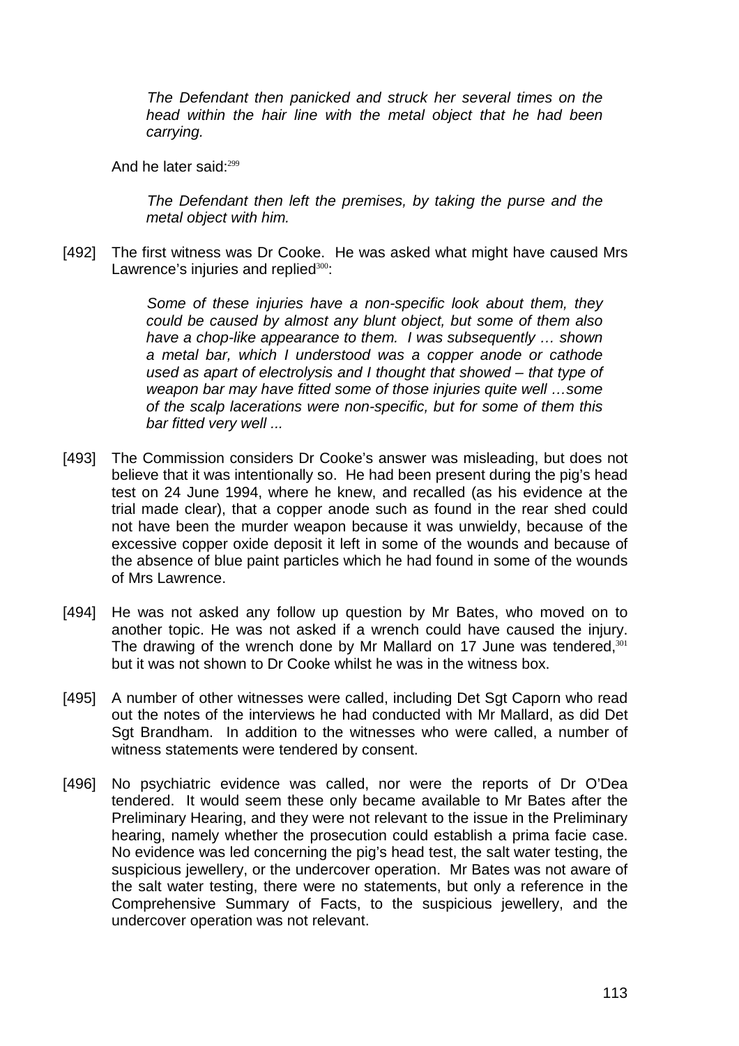> *The Defendant then panicked and struck her several times on the head within the hair line with the metal object that he had been carrying.*

And he later said:[299]

> *The Defendant then left the premises, by taking the purse and the metal object with him.*

[492] The first witness was Dr Cooke. He was asked what might have caused Mrs Lawrence's injuries and replied[300]:

> *Some of these injuries have a non-specific look about them, they could be caused by almost any blunt object, but some of them also have a chop-like appearance to them. I was subsequently … shown a metal bar, which I understood was a copper anode or cathode used as apart of electrolysis and I thought that showed – that type of weapon bar may have fitted some of those injuries quite well …some of the scalp lacerations were non-specific, but for some of them this bar fitted very well ...*

[493] The Commission considers Dr Cooke's answer was misleading, but does not believe that it was intentionally so. He had been present during the pig's head test on 24 June 1994, where he knew, and recalled (as his evidence at the trial made clear), that a copper anode such as found in the rear shed could not have been the murder weapon because it was unwieldy, because of the excessive copper oxide deposit it left in some of the wounds and because of the absence of blue paint particles which he had found in some of the wounds of Mrs Lawrence.

[494] He was not asked any follow up question by Mr Bates, who moved on to another topic. He was not asked if a wrench could have caused the injury. The drawing of the wrench done by Mr Mallard on 17 June was tendered,[301] but it was not shown to Dr Cooke whilst he was in the witness box.

[495] A number of other witnesses were called, including Det Sgt Caporn who read out the notes of the interviews he had conducted with Mr Mallard, as did Det Sgt Brandham. In addition to the witnesses who were called, a number of witness statements were tendered by consent.

[496] No psychiatric evidence was called, nor were the reports of Dr O'Dea tendered. It would seem these only became available to Mr Bates after the Preliminary Hearing, and they were not relevant to the issue in the Preliminary hearing, namely whether the prosecution could establish a prima facie case. No evidence was led concerning the pig's head test, the salt water testing, the suspicious jewellery, or the undercover operation. Mr Bates was not aware of the salt water testing, there were no statements, but only a reference in the Comprehensive Summary of Facts, to the suspicious jewellery, and the undercover operation was not relevant.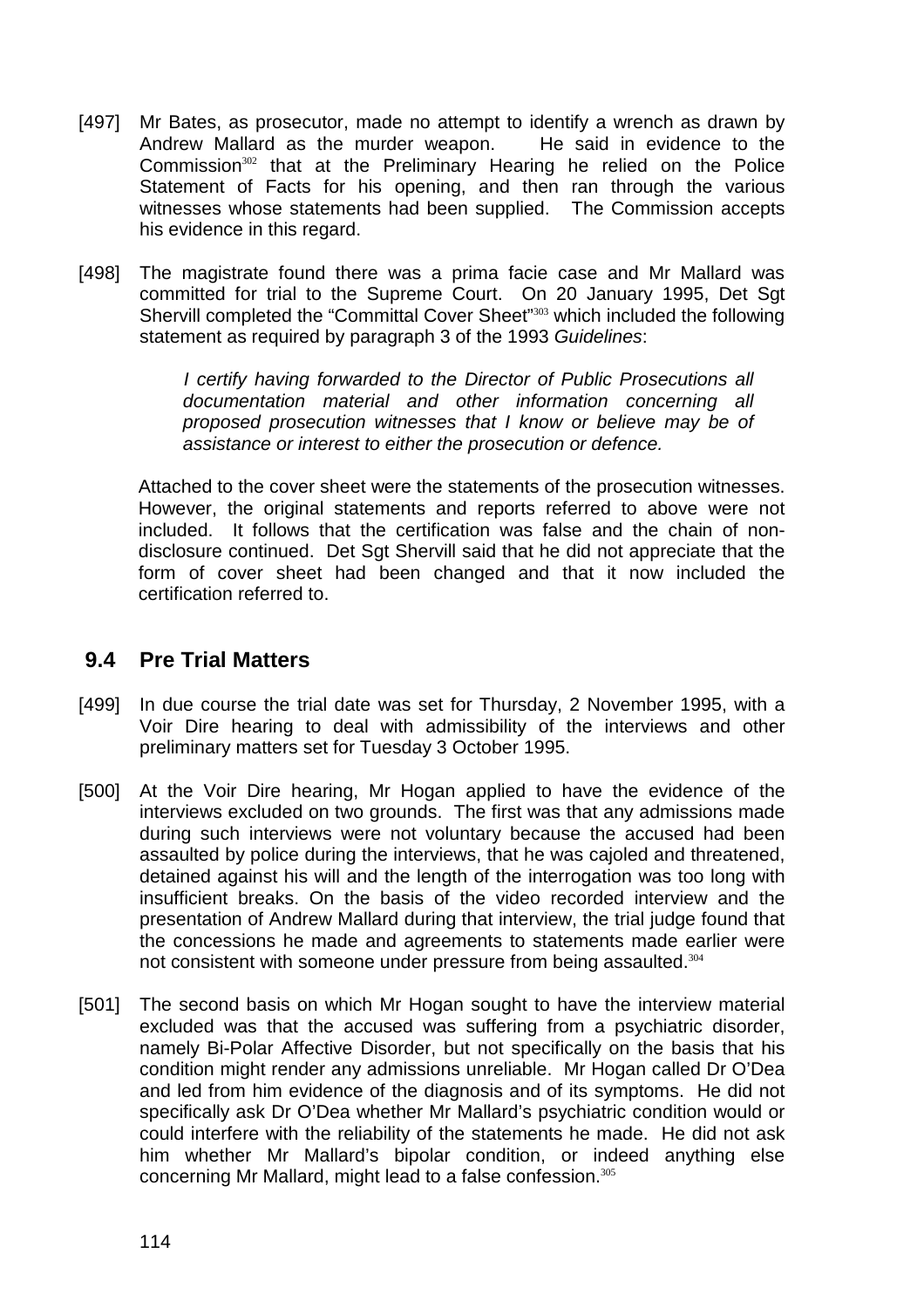[497] Mr Bates, as prosecutor, made no attempt to identify a wrench as drawn by Andrew Mallard as the murder weapon. He said in evidence to the Commission[302] that at the Preliminary Hearing he relied on the Police Statement of Facts for his opening, and then ran through the various witnesses whose statements had been supplied. The Commission accepts his evidence in this regard.

[498] The magistrate found there was a prima facie case and Mr Mallard was committed for trial to the Supreme Court. On 20 January 1995, Det Sgt Shervill completed the "Committal Cover Sheet"[303] which included the following statement as required by paragraph 3 of the 1993 *Guidelines*:

> *I certify having forwarded to the Director of Public Prosecutions all documentation material and other information concerning all proposed prosecution witnesses that I know or believe may be of assistance or interest to either the prosecution or defence.*

Attached to the cover sheet were the statements of the prosecution witnesses. However, the original statements and reports referred to above were not included. It follows that the certification was false and the chain of non-disclosure continued. Det Sgt Shervill said that he did not appreciate that the form of cover sheet had been changed and that it now included the certification referred to.

## 9.4 Pre Trial Matters

[499] In due course the trial date was set for Thursday, 2 November 1995, with a Voir Dire hearing to deal with admissibility of the interviews and other preliminary matters set for Tuesday 3 October 1995.

[500] At the Voir Dire hearing, Mr Hogan applied to have the evidence of the interviews excluded on two grounds. The first was that any admissions made during such interviews were not voluntary because the accused had been assaulted by police during the interviews, that he was cajoled and threatened, detained against his will and the length of the interrogation was too long with insufficient breaks. On the basis of the video recorded interview and the presentation of Andrew Mallard during that interview, the trial judge found that the concessions he made and agreements to statements made earlier were not consistent with someone under pressure from being assaulted.[304]

[501] The second basis on which Mr Hogan sought to have the interview material excluded was that the accused was suffering from a psychiatric disorder, namely Bi-Polar Affective Disorder, but not specifically on the basis that his condition might render any admissions unreliable. Mr Hogan called Dr O'Dea and led from him evidence of the diagnosis and of its symptoms. He did not specifically ask Dr O'Dea whether Mr Mallard's psychiatric condition would or could interfere with the reliability of the statements he made. He did not ask him whether Mr Mallard's bipolar condition, or indeed anything else concerning Mr Mallard, might lead to a false confession.[305]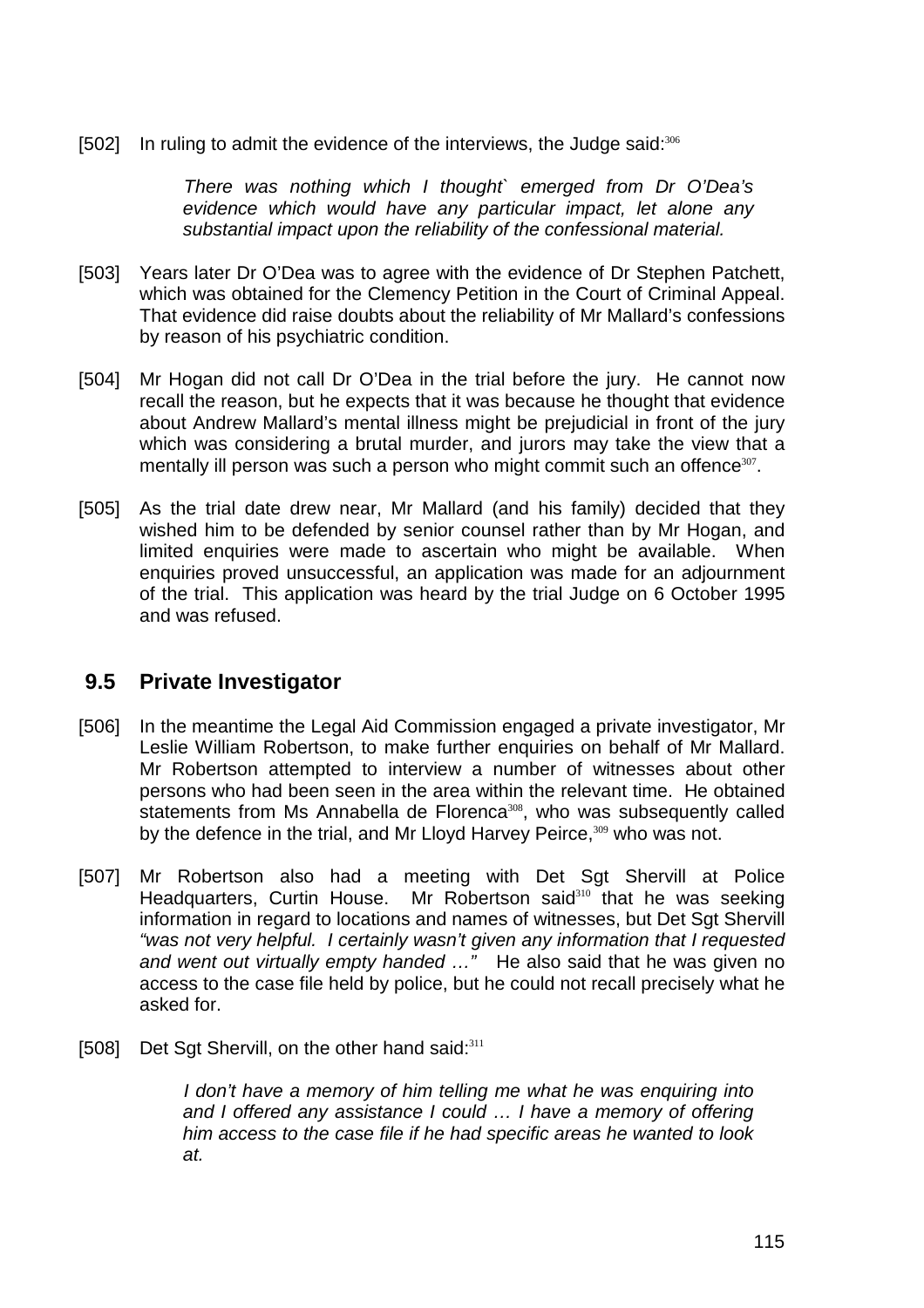[502] In ruling to admit the evidence of the interviews, the Judge said:[306]

> *There was nothing which I thought` emerged from Dr O'Dea's evidence which would have any particular impact, let alone any substantial impact upon the reliability of the confessional material.*

[503] Years later Dr O'Dea was to agree with the evidence of Dr Stephen Patchett, which was obtained for the Clemency Petition in the Court of Criminal Appeal. That evidence did raise doubts about the reliability of Mr Mallard's confessions by reason of his psychiatric condition.

[504] Mr Hogan did not call Dr O'Dea in the trial before the jury. He cannot now recall the reason, but he expects that it was because he thought that evidence about Andrew Mallard's mental illness might be prejudicial in front of the jury which was considering a brutal murder, and jurors may take the view that a mentally ill person was such a person who might commit such an offence[307].

[505] As the trial date drew near, Mr Mallard (and his family) decided that they wished him to be defended by senior counsel rather than by Mr Hogan, and limited enquiries were made to ascertain who might be available. When enquiries proved unsuccessful, an application was made for an adjournment of the trial. This application was heard by the trial Judge on 6 October 1995 and was refused.

## 9.5 Private Investigator

[506] In the meantime the Legal Aid Commission engaged a private investigator, Mr Leslie William Robertson, to make further enquiries on behalf of Mr Mallard. Mr Robertson attempted to interview a number of witnesses about other persons who had been seen in the area within the relevant time. He obtained statements from Ms Annabella de Florenca[308], who was subsequently called by the defence in the trial, and Mr Lloyd Harvey Peirce,[309] who was not.

[507] Mr Robertson also had a meeting with Det Sgt Shervill at Police Headquarters, Curtin House. Mr Robertson said[310] that he was seeking information in regard to locations and names of witnesses, but Det Sgt Shervill *"was not very helpful. I certainly wasn't given any information that I requested and went out virtually empty handed …"* He also said that he was given no access to the case file held by police, but he could not recall precisely what he asked for.

[508] Det Sgt Shervill, on the other hand said:[311]

> *I don't have a memory of him telling me what he was enquiring into and I offered any assistance I could … I have a memory of offering him access to the case file if he had specific areas he wanted to look at.*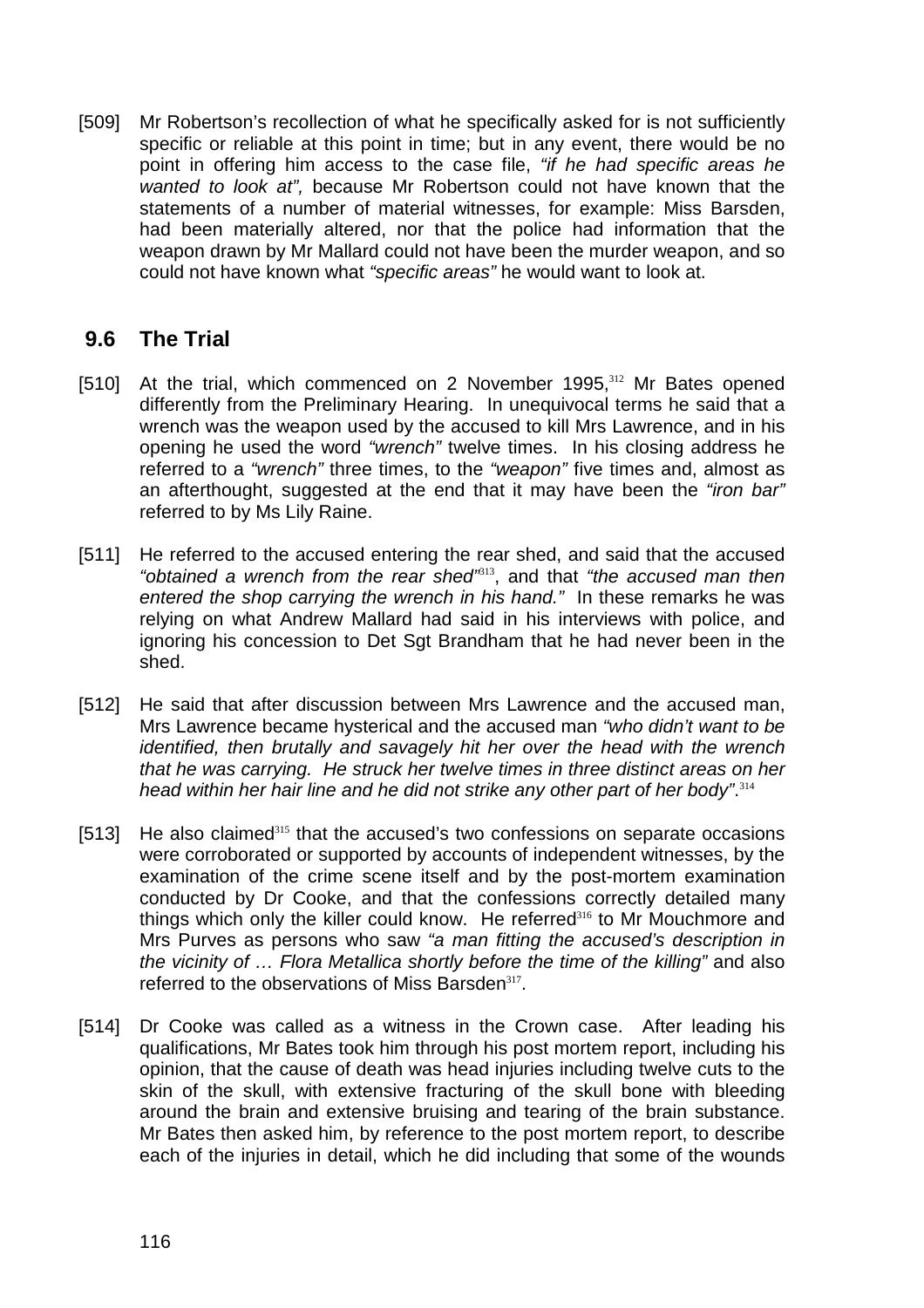[509] Mr Robertson's recollection of what he specifically asked for is not sufficiently specific or reliable at this point in time; but in any event, there would be no point in offering him access to the case file, *"if he had specific areas he wanted to look at",* because Mr Robertson could not have known that the statements of a number of material witnesses, for example: Miss Barsden, had been materially altered, nor that the police had information that the weapon drawn by Mr Mallard could not have been the murder weapon, and so could not have known what *"specific areas"* he would want to look at.

## 9.6 The Trial

[510] At the trial, which commenced on 2 November 1995,[312] Mr Bates opened differently from the Preliminary Hearing. In unequivocal terms he said that a wrench was the weapon used by the accused to kill Mrs Lawrence, and in his opening he used the word *"wrench"* twelve times. In his closing address he referred to a *"wrench"* three times, to the *"weapon"* five times and, almost as an afterthought, suggested at the end that it may have been the *"iron bar"* referred to by Ms Lily Raine.

[511] He referred to the accused entering the rear shed, and said that the accused *"obtained a wrench from the rear shed"*[313], and that *"the accused man then entered the shop carrying the wrench in his hand."* In these remarks he was relying on what Andrew Mallard had said in his interviews with police, and ignoring his concession to Det Sgt Brandham that he had never been in the shed.

[512] He said that after discussion between Mrs Lawrence and the accused man, Mrs Lawrence became hysterical and the accused man *"who didn't want to be identified, then brutally and savagely hit her over the head with the wrench that he was carrying. He struck her twelve times in three distinct areas on her head within her hair line and he did not strike any other part of her body"*.[314]

[513] He also claimed[315] that the accused's two confessions on separate occasions were corroborated or supported by accounts of independent witnesses, by the examination of the crime scene itself and by the post-mortem examination conducted by Dr Cooke, and that the confessions correctly detailed many things which only the killer could know. He referred[316] to Mr Mouchmore and Mrs Purves as persons who saw *"a man fitting the accused's description in the vicinity of … Flora Metallica shortly before the time of the killing"* and also referred to the observations of Miss Barsden[317].

[514] Dr Cooke was called as a witness in the Crown case. After leading his qualifications, Mr Bates took him through his post mortem report, including his opinion, that the cause of death was head injuries including twelve cuts to the skin of the skull, with extensive fracturing of the skull bone with bleeding around the brain and extensive bruising and tearing of the brain substance. Mr Bates then asked him, by reference to the post mortem report, to describe each of the injuries in detail, which he did including that some of the wounds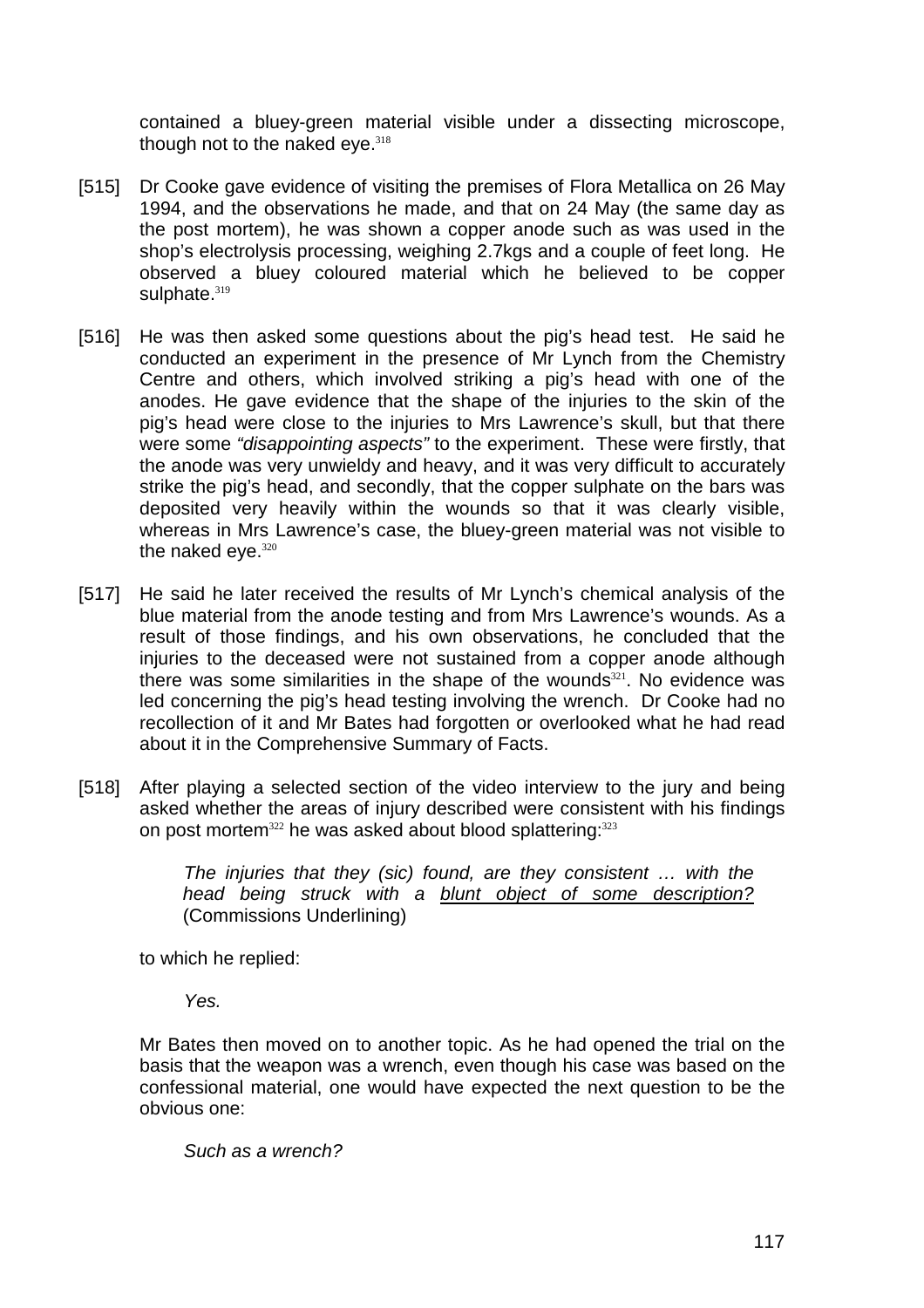contained a bluey-green material visible under a dissecting microscope, though not to the naked eye.[318]

[515] Dr Cooke gave evidence of visiting the premises of Flora Metallica on 26 May 1994, and the observations he made, and that on 24 May (the same day as the post mortem), he was shown a copper anode such as was used in the shop's electrolysis processing, weighing 2.7kgs and a couple of feet long. He observed a bluey coloured material which he believed to be copper sulphate.[319]

[516] He was then asked some questions about the pig's head test. He said he conducted an experiment in the presence of Mr Lynch from the Chemistry Centre and others, which involved striking a pig's head with one of the anodes. He gave evidence that the shape of the injuries to the skin of the pig's head were close to the injuries to Mrs Lawrence's skull, but that there were some *"disappointing aspects"* to the experiment. These were firstly, that the anode was very unwieldy and heavy, and it was very difficult to accurately strike the pig's head, and secondly, that the copper sulphate on the bars was deposited very heavily within the wounds so that it was clearly visible, whereas in Mrs Lawrence's case, the bluey-green material was not visible to the naked eye.[320]

[517] He said he later received the results of Mr Lynch's chemical analysis of the blue material from the anode testing and from Mrs Lawrence's wounds. As a result of those findings, and his own observations, he concluded that the injuries to the deceased were not sustained from a copper anode although there was some similarities in the shape of the wounds[321]. No evidence was led concerning the pig's head testing involving the wrench. Dr Cooke had no recollection of it and Mr Bates had forgotten or overlooked what he had read about it in the Comprehensive Summary of Facts.

[518] After playing a selected section of the video interview to the jury and being asked whether the areas of injury described were consistent with his findings on post mortem[322] he was asked about blood splattering:[323]

> *The injuries that they (sic) found, are they consistent … with the head being struck with a <u>blunt object of some description?</u>* (Commissions Underlining)

to which he replied:

> *Yes.*

Mr Bates then moved on to another topic. As he had opened the trial on the basis that the weapon was a wrench, even though his case was based on the confessional material, one would have expected the next question to be the obvious one:

> *Such as a wrench?*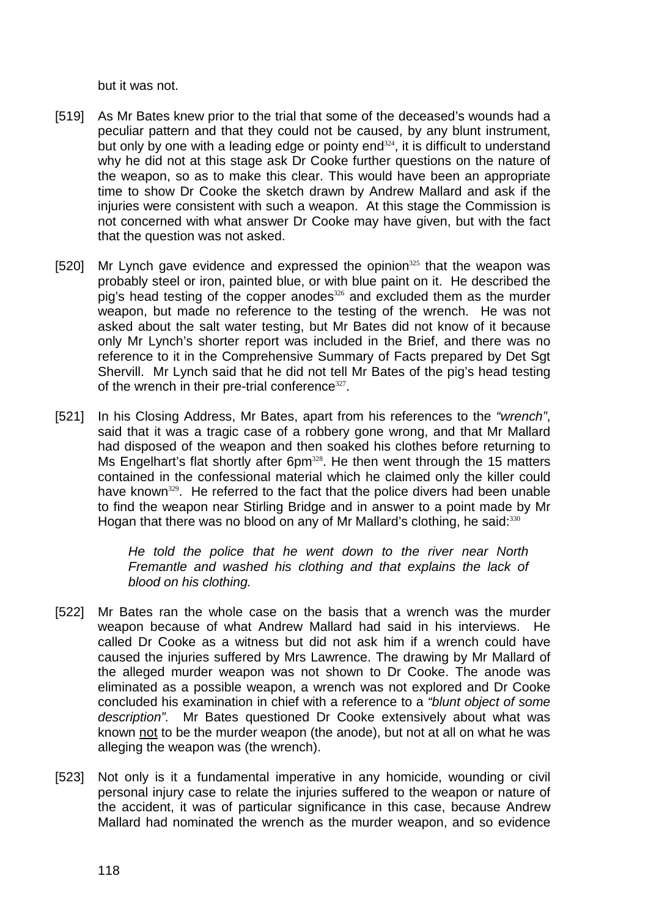but it was not.

[519] As Mr Bates knew prior to the trial that some of the deceased's wounds had a peculiar pattern and that they could not be caused, by any blunt instrument, but only by one with a leading edge or pointy end[324], it is difficult to understand why he did not at this stage ask Dr Cooke further questions on the nature of the weapon, so as to make this clear. This would have been an appropriate time to show Dr Cooke the sketch drawn by Andrew Mallard and ask if the injuries were consistent with such a weapon. At this stage the Commission is not concerned with what answer Dr Cooke may have given, but with the fact that the question was not asked.

[520] Mr Lynch gave evidence and expressed the opinion[325] that the weapon was probably steel or iron, painted blue, or with blue paint on it. He described the pig's head testing of the copper anodes[326] and excluded them as the murder weapon, but made no reference to the testing of the wrench. He was not asked about the salt water testing, but Mr Bates did not know of it because only Mr Lynch's shorter report was included in the Brief, and there was no reference to it in the Comprehensive Summary of Facts prepared by Det Sgt Shervill. Mr Lynch said that he did not tell Mr Bates of the pig's head testing of the wrench in their pre-trial conference[327].

[521] In his Closing Address, Mr Bates, apart from his references to the *"wrench"*, said that it was a tragic case of a robbery gone wrong, and that Mr Mallard had disposed of the weapon and then soaked his clothes before returning to Ms Engelhart's flat shortly after 6pm[328]. He then went through the 15 matters contained in the confessional material which he claimed only the killer could have known[329]. He referred to the fact that the police divers had been unable to find the weapon near Stirling Bridge and in answer to a point made by Mr Hogan that there was no blood on any of Mr Mallard's clothing, he said:[330]

> *He told the police that he went down to the river near North Fremantle and washed his clothing and that explains the lack of blood on his clothing.*

[522] Mr Bates ran the whole case on the basis that a wrench was the murder weapon because of what Andrew Mallard had said in his interviews. He called Dr Cooke as a witness but did not ask him if a wrench could have caused the injuries suffered by Mrs Lawrence. The drawing by Mr Mallard of the alleged murder weapon was not shown to Dr Cooke. The anode was eliminated as a possible weapon, a wrench was not explored and Dr Cooke concluded his examination in chief with a reference to a *"blunt object of some description".* Mr Bates questioned Dr Cooke extensively about what was known <u>not</u> to be the murder weapon (the anode), but not at all on what he was alleging the weapon was (the wrench).

[523] Not only is it a fundamental imperative in any homicide, wounding or civil personal injury case to relate the injuries suffered to the weapon or nature of the accident, it was of particular significance in this case, because Andrew Mallard had nominated the wrench as the murder weapon, and so evidence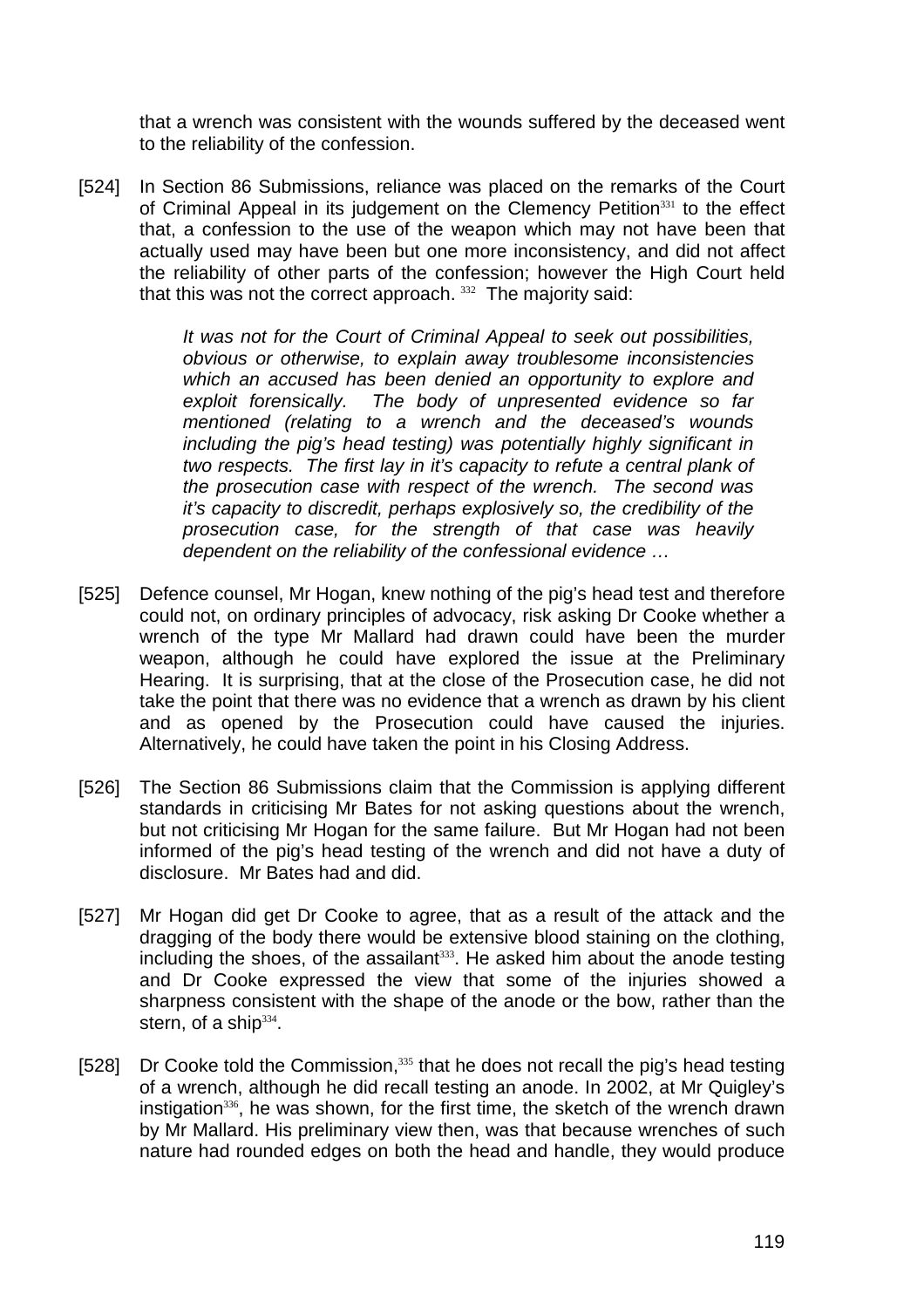that a wrench was consistent with the wounds suffered by the deceased went to the reliability of the confession.

[524] In Section 86 Submissions, reliance was placed on the remarks of the Court of Criminal Appeal in its judgement on the Clemency Petition[331] to the effect that, a confession to the use of the weapon which may not have been that actually used may have been but one more inconsistency, and did not affect the reliability of other parts of the confession; however the High Court held that this was not the correct approach. [332] The majority said:

> *It was not for the Court of Criminal Appeal to seek out possibilities, obvious or otherwise, to explain away troublesome inconsistencies which an accused has been denied an opportunity to explore and exploit forensically. The body of unpresented evidence so far mentioned (relating to a wrench and the deceased's wounds including the pig's head testing) was potentially highly significant in two respects. The first lay in it's capacity to refute a central plank of the prosecution case with respect of the wrench. The second was it's capacity to discredit, perhaps explosively so, the credibility of the prosecution case, for the strength of that case was heavily dependent on the reliability of the confessional evidence …*

[525] Defence counsel, Mr Hogan, knew nothing of the pig's head test and therefore could not, on ordinary principles of advocacy, risk asking Dr Cooke whether a wrench of the type Mr Mallard had drawn could have been the murder weapon, although he could have explored the issue at the Preliminary Hearing. It is surprising, that at the close of the Prosecution case, he did not take the point that there was no evidence that a wrench as drawn by his client and as opened by the Prosecution could have caused the injuries. Alternatively, he could have taken the point in his Closing Address.

[526] The Section 86 Submissions claim that the Commission is applying different standards in criticising Mr Bates for not asking questions about the wrench, but not criticising Mr Hogan for the same failure. But Mr Hogan had not been informed of the pig's head testing of the wrench and did not have a duty of disclosure. Mr Bates had and did.

[527] Mr Hogan did get Dr Cooke to agree, that as a result of the attack and the dragging of the body there would be extensive blood staining on the clothing, including the shoes, of the assailant[333]. He asked him about the anode testing and Dr Cooke expressed the view that some of the injuries showed a sharpness consistent with the shape of the anode or the bow, rather than the stern, of a ship[334].

[528] Dr Cooke told the Commission,[335] that he does not recall the pig's head testing of a wrench, although he did recall testing an anode. In 2002, at Mr Quigley's instigation[336], he was shown, for the first time, the sketch of the wrench drawn by Mr Mallard. His preliminary view then, was that because wrenches of such nature had rounded edges on both the head and handle, they would produce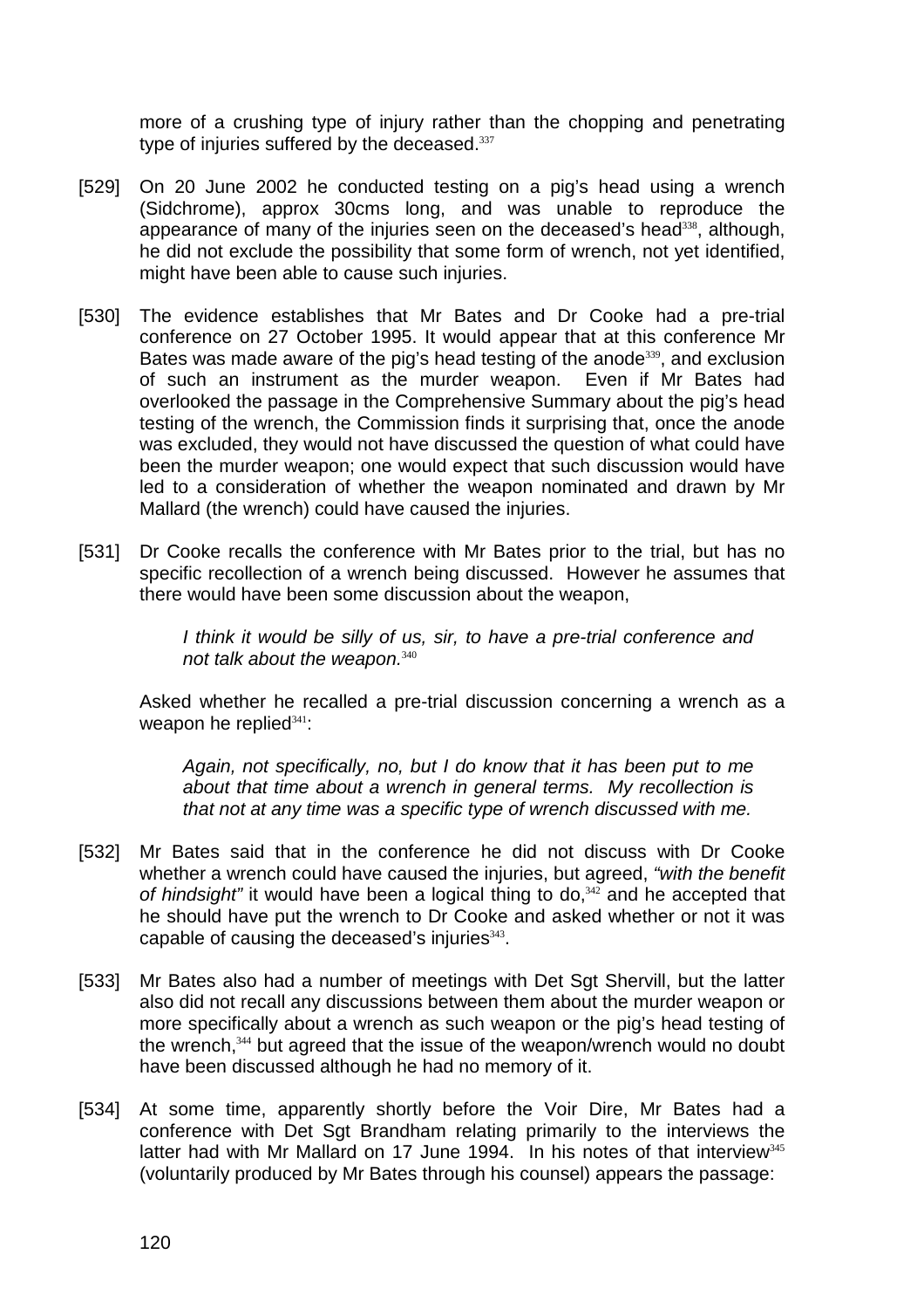more of a crushing type of injury rather than the chopping and penetrating type of injuries suffered by the deceased.[337]

[529] On 20 June 2002 he conducted testing on a pig's head using a wrench (Sidchrome), approx 30cms long, and was unable to reproduce the appearance of many of the injuries seen on the deceased's head[338], although, he did not exclude the possibility that some form of wrench, not yet identified, might have been able to cause such injuries.

[530] The evidence establishes that Mr Bates and Dr Cooke had a pre-trial conference on 27 October 1995. It would appear that at this conference Mr Bates was made aware of the pig's head testing of the anode[339], and exclusion of such an instrument as the murder weapon. Even if Mr Bates had overlooked the passage in the Comprehensive Summary about the pig's head testing of the wrench, the Commission finds it surprising that, once the anode was excluded, they would not have discussed the question of what could have been the murder weapon; one would expect that such discussion would have led to a consideration of whether the weapon nominated and drawn by Mr Mallard (the wrench) could have caused the injuries.

[531] Dr Cooke recalls the conference with Mr Bates prior to the trial, but has no specific recollection of a wrench being discussed. However he assumes that there would have been some discussion about the weapon,

> *I think it would be silly of us, sir, to have a pre-trial conference and not talk about the weapon.*[340]

Asked whether he recalled a pre-trial discussion concerning a wrench as a weapon he replied[341]:

> *Again, not specifically, no, but I do know that it has been put to me about that time about a wrench in general terms. My recollection is that not at any time was a specific type of wrench discussed with me.*

[532] Mr Bates said that in the conference he did not discuss with Dr Cooke whether a wrench could have caused the injuries, but agreed, *"with the benefit of hindsight"* it would have been a logical thing to do,[342] and he accepted that he should have put the wrench to Dr Cooke and asked whether or not it was capable of causing the deceased's injuries[343].

[533] Mr Bates also had a number of meetings with Det Sgt Shervill, but the latter also did not recall any discussions between them about the murder weapon or more specifically about a wrench as such weapon or the pig's head testing of the wrench,[344] but agreed that the issue of the weapon/wrench would no doubt have been discussed although he had no memory of it.

[534] At some time, apparently shortly before the Voir Dire, Mr Bates had a conference with Det Sgt Brandham relating primarily to the interviews the latter had with Mr Mallard on 17 June 1994. In his notes of that interview[345] (voluntarily produced by Mr Bates through his counsel) appears the passage: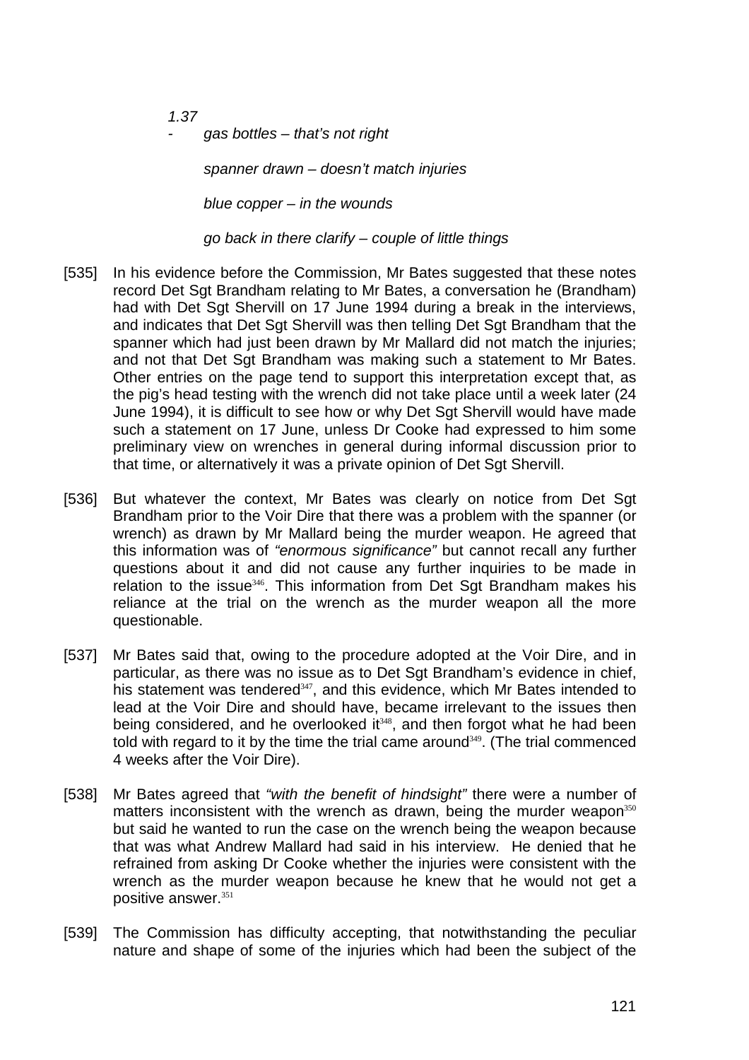*1.37*

- *gas bottles – that's not right*

  *spanner drawn – doesn't match injuries*

  *blue copper – in the wounds*

  *go back in there clarify – couple of little things*

[535] In his evidence before the Commission, Mr Bates suggested that these notes record Det Sgt Brandham relating to Mr Bates, a conversation he (Brandham) had with Det Sgt Shervill on 17 June 1994 during a break in the interviews, and indicates that Det Sgt Shervill was then telling Det Sgt Brandham that the spanner which had just been drawn by Mr Mallard did not match the injuries; and not that Det Sgt Brandham was making such a statement to Mr Bates. Other entries on the page tend to support this interpretation except that, as the pig's head testing with the wrench did not take place until a week later (24 June 1994), it is difficult to see how or why Det Sgt Shervill would have made such a statement on 17 June, unless Dr Cooke had expressed to him some preliminary view on wrenches in general during informal discussion prior to that time, or alternatively it was a private opinion of Det Sgt Shervill.

[536] But whatever the context, Mr Bates was clearly on notice from Det Sgt Brandham prior to the Voir Dire that there was a problem with the spanner (or wrench) as drawn by Mr Mallard being the murder weapon. He agreed that this information was of *"enormous significance"* but cannot recall any further questions about it and did not cause any further inquiries to be made in relation to the issue[346]. This information from Det Sgt Brandham makes his reliance at the trial on the wrench as the murder weapon all the more questionable.

[537] Mr Bates said that, owing to the procedure adopted at the Voir Dire, and in particular, as there was no issue as to Det Sgt Brandham's evidence in chief, his statement was tendered[347], and this evidence, which Mr Bates intended to lead at the Voir Dire and should have, became irrelevant to the issues then being considered, and he overlooked it[348], and then forgot what he had been told with regard to it by the time the trial came around[349]. (The trial commenced 4 weeks after the Voir Dire).

[538] Mr Bates agreed that *"with the benefit of hindsight"* there were a number of matters inconsistent with the wrench as drawn, being the murder weapon[350] but said he wanted to run the case on the wrench being the weapon because that was what Andrew Mallard had said in his interview. He denied that he refrained from asking Dr Cooke whether the injuries were consistent with the wrench as the murder weapon because he knew that he would not get a positive answer.[351]

[539] The Commission has difficulty accepting, that notwithstanding the peculiar nature and shape of some of the injuries which had been the subject of the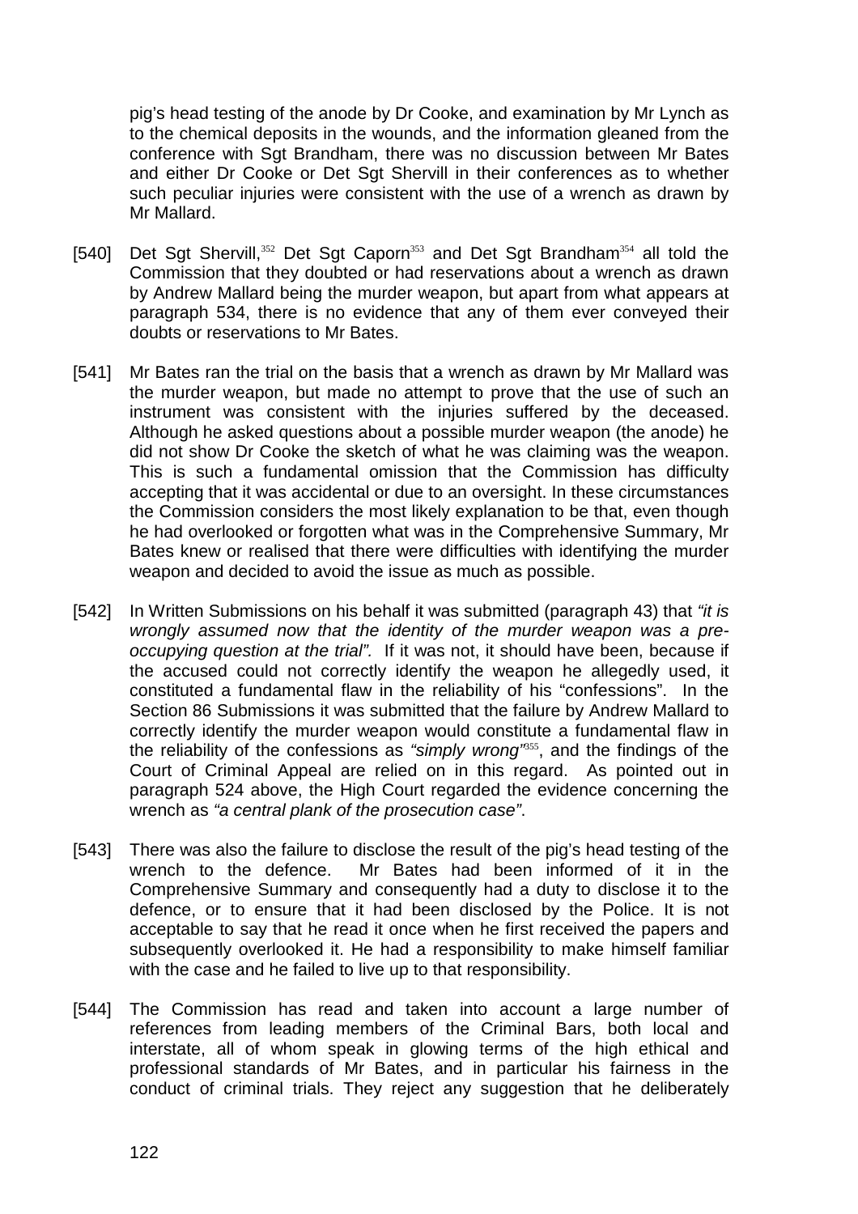pig's head testing of the anode by Dr Cooke, and examination by Mr Lynch as to the chemical deposits in the wounds, and the information gleaned from the conference with Sgt Brandham, there was no discussion between Mr Bates and either Dr Cooke or Det Sgt Shervill in their conferences as to whether such peculiar injuries were consistent with the use of a wrench as drawn by Mr Mallard.

[540] Det Sgt Shervill,[352] Det Sgt Caporn[353] and Det Sgt Brandham[354] all told the Commission that they doubted or had reservations about a wrench as drawn by Andrew Mallard being the murder weapon, but apart from what appears at paragraph 534, there is no evidence that any of them ever conveyed their doubts or reservations to Mr Bates.

[541] Mr Bates ran the trial on the basis that a wrench as drawn by Mr Mallard was the murder weapon, but made no attempt to prove that the use of such an instrument was consistent with the injuries suffered by the deceased. Although he asked questions about a possible murder weapon (the anode) he did not show Dr Cooke the sketch of what he was claiming was the weapon. This is such a fundamental omission that the Commission has difficulty accepting that it was accidental or due to an oversight. In these circumstances the Commission considers the most likely explanation to be that, even though he had overlooked or forgotten what was in the Comprehensive Summary, Mr Bates knew or realised that there were difficulties with identifying the murder weapon and decided to avoid the issue as much as possible.

[542] In Written Submissions on his behalf it was submitted (paragraph 43) that *"it is wrongly assumed now that the identity of the murder weapon was a pre-occupying question at the trial".* If it was not, it should have been, because if the accused could not correctly identify the weapon he allegedly used, it constituted a fundamental flaw in the reliability of his "confessions". In the Section 86 Submissions it was submitted that the failure by Andrew Mallard to correctly identify the murder weapon would constitute a fundamental flaw in the reliability of the confessions as *"simply wrong"*[355], and the findings of the Court of Criminal Appeal are relied on in this regard. As pointed out in paragraph 524 above, the High Court regarded the evidence concerning the wrench as *"a central plank of the prosecution case"*.

[543] There was also the failure to disclose the result of the pig's head testing of the wrench to the defence. Mr Bates had been informed of it in the Comprehensive Summary and consequently had a duty to disclose it to the defence, or to ensure that it had been disclosed by the Police. It is not acceptable to say that he read it once when he first received the papers and subsequently overlooked it. He had a responsibility to make himself familiar with the case and he failed to live up to that responsibility.

[544] The Commission has read and taken into account a large number of references from leading members of the Criminal Bars, both local and interstate, all of whom speak in glowing terms of the high ethical and professional standards of Mr Bates, and in particular his fairness in the conduct of criminal trials. They reject any suggestion that he deliberately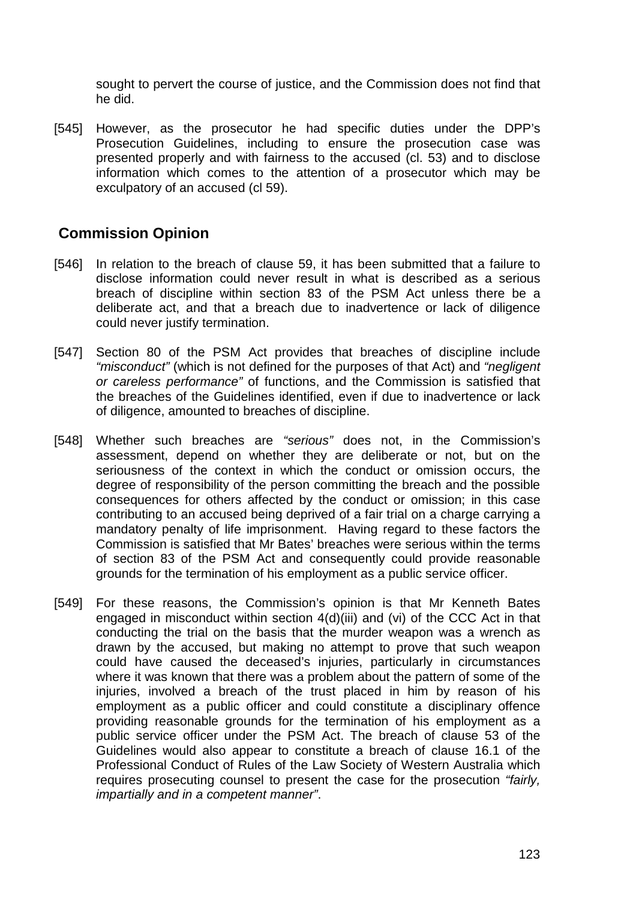sought to pervert the course of justice, and the Commission does not find that he did.

[545] However, as the prosecutor he had specific duties under the DPP's Prosecution Guidelines, including to ensure the prosecution case was presented properly and with fairness to the accused (cl. 53) and to disclose information which comes to the attention of a prosecutor which may be exculpatory of an accused (cl 59).

## Commission Opinion

[546] In relation to the breach of clause 59, it has been submitted that a failure to disclose information could never result in what is described as a serious breach of discipline within section 83 of the PSM Act unless there be a deliberate act, and that a breach due to inadvertence or lack of diligence could never justify termination.

[547] Section 80 of the PSM Act provides that breaches of discipline include *"misconduct"* (which is not defined for the purposes of that Act) and *"negligent or careless performance"* of functions, and the Commission is satisfied that the breaches of the Guidelines identified, even if due to inadvertence or lack of diligence, amounted to breaches of discipline.

[548] Whether such breaches are *"serious"* does not, in the Commission's assessment, depend on whether they are deliberate or not, but on the seriousness of the context in which the conduct or omission occurs, the degree of responsibility of the person committing the breach and the possible consequences for others affected by the conduct or omission; in this case contributing to an accused being deprived of a fair trial on a charge carrying a mandatory penalty of life imprisonment. Having regard to these factors the Commission is satisfied that Mr Bates' breaches were serious within the terms of section 83 of the PSM Act and consequently could provide reasonable grounds for the termination of his employment as a public service officer.

[549] For these reasons, the Commission's opinion is that Mr Kenneth Bates engaged in misconduct within section 4(d)(iii) and (vi) of the CCC Act in that conducting the trial on the basis that the murder weapon was a wrench as drawn by the accused, but making no attempt to prove that such weapon could have caused the deceased's injuries, particularly in circumstances where it was known that there was a problem about the pattern of some of the injuries, involved a breach of the trust placed in him by reason of his employment as a public officer and could constitute a disciplinary offence providing reasonable grounds for the termination of his employment as a public service officer under the PSM Act. The breach of clause 53 of the Guidelines would also appear to constitute a breach of clause 16.1 of the Professional Conduct of Rules of the Law Society of Western Australia which requires prosecuting counsel to present the case for the prosecution *"fairly, impartially and in a competent manner"*.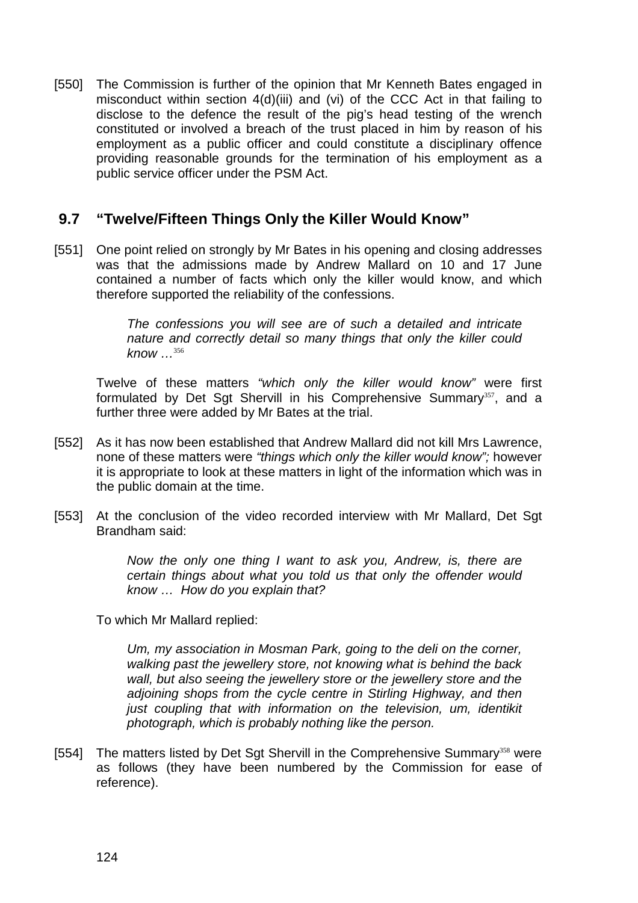[550] The Commission is further of the opinion that Mr Kenneth Bates engaged in misconduct within section 4(d)(iii) and (vi) of the CCC Act in that failing to disclose to the defence the result of the pig's head testing of the wrench constituted or involved a breach of the trust placed in him by reason of his employment as a public officer and could constitute a disciplinary offence providing reasonable grounds for the termination of his employment as a public service officer under the PSM Act.

## 9.7 "Twelve/Fifteen Things Only the Killer Would Know"

[551] One point relied on strongly by Mr Bates in his opening and closing addresses was that the admissions made by Andrew Mallard on 10 and 17 June contained a number of facts which only the killer would know, and which therefore supported the reliability of the confessions.

> *The confessions you will see are of such a detailed and intricate nature and correctly detail so many things that only the killer could know …*[356]

Twelve of these matters *"which only the killer would know"* were first formulated by Det Sgt Shervill in his Comprehensive Summary[357], and a further three were added by Mr Bates at the trial.

[552] As it has now been established that Andrew Mallard did not kill Mrs Lawrence, none of these matters were *"things which only the killer would know";* however it is appropriate to look at these matters in light of the information which was in the public domain at the time.

[553] At the conclusion of the video recorded interview with Mr Mallard, Det Sgt Brandham said:

> *Now the only one thing I want to ask you, Andrew, is, there are certain things about what you told us that only the offender would know … How do you explain that?*

To which Mr Mallard replied:

> *Um, my association in Mosman Park, going to the deli on the corner, walking past the jewellery store, not knowing what is behind the back wall, but also seeing the jewellery store or the jewellery store and the adjoining shops from the cycle centre in Stirling Highway, and then just coupling that with information on the television, um, identikit photograph, which is probably nothing like the person.*

[554] The matters listed by Det Sgt Shervill in the Comprehensive Summary[358] were as follows (they have been numbered by the Commission for ease of reference).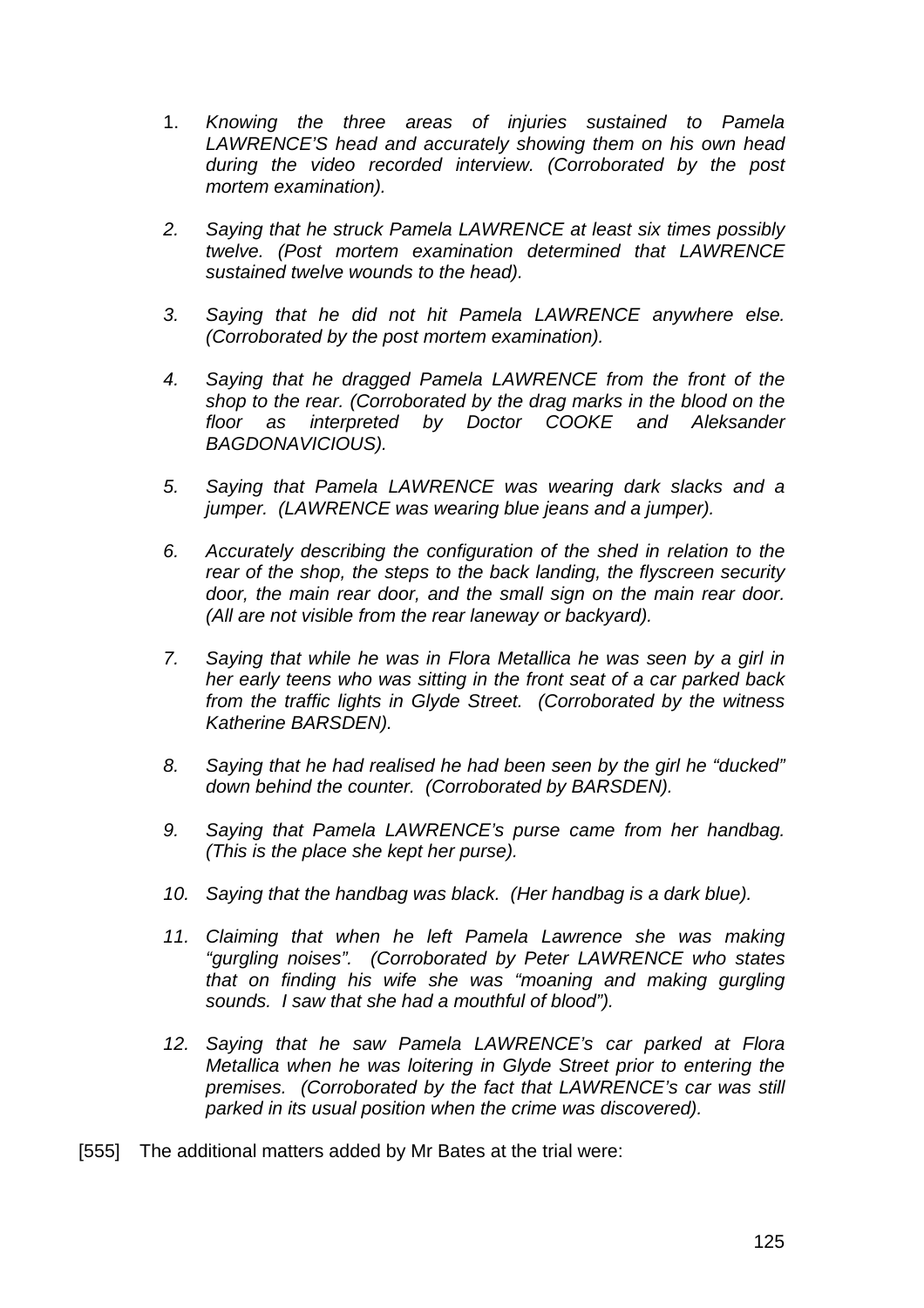1. *Knowing the three areas of injuries sustained to Pamela LAWRENCE'S head and accurately showing them on his own head during the video recorded interview. (Corroborated by the post mortem examination).*

2. *Saying that he struck Pamela LAWRENCE at least six times possibly twelve. (Post mortem examination determined that LAWRENCE sustained twelve wounds to the head).*

3. *Saying that he did not hit Pamela LAWRENCE anywhere else. (Corroborated by the post mortem examination).*

4. *Saying that he dragged Pamela LAWRENCE from the front of the shop to the rear. (Corroborated by the drag marks in the blood on the floor as interpreted by Doctor COOKE and Aleksander BAGDONAVICIOUS).*

5. *Saying that Pamela LAWRENCE was wearing dark slacks and a jumper. (LAWRENCE was wearing blue jeans and a jumper).*

6. *Accurately describing the configuration of the shed in relation to the rear of the shop, the steps to the back landing, the flyscreen security door, the main rear door, and the small sign on the main rear door. (All are not visible from the rear laneway or backyard).*

7. *Saying that while he was in Flora Metallica he was seen by a girl in her early teens who was sitting in the front seat of a car parked back from the traffic lights in Glyde Street. (Corroborated by the witness Katherine BARSDEN).*

8. *Saying that he had realised he had been seen by the girl he "ducked" down behind the counter. (Corroborated by BARSDEN).*

9. *Saying that Pamela LAWRENCE's purse came from her handbag. (This is the place she kept her purse).*

10. *Saying that the handbag was black. (Her handbag is a dark blue).*

11. *Claiming that when he left Pamela Lawrence she was making "gurgling noises". (Corroborated by Peter LAWRENCE who states that on finding his wife she was "moaning and making gurgling sounds. I saw that she had a mouthful of blood").*

12. *Saying that he saw Pamela LAWRENCE's car parked at Flora Metallica when he was loitering in Glyde Street prior to entering the premises. (Corroborated by the fact that LAWRENCE's car was still parked in its usual position when the crime was discovered).*

[555] The additional matters added by Mr Bates at the trial were: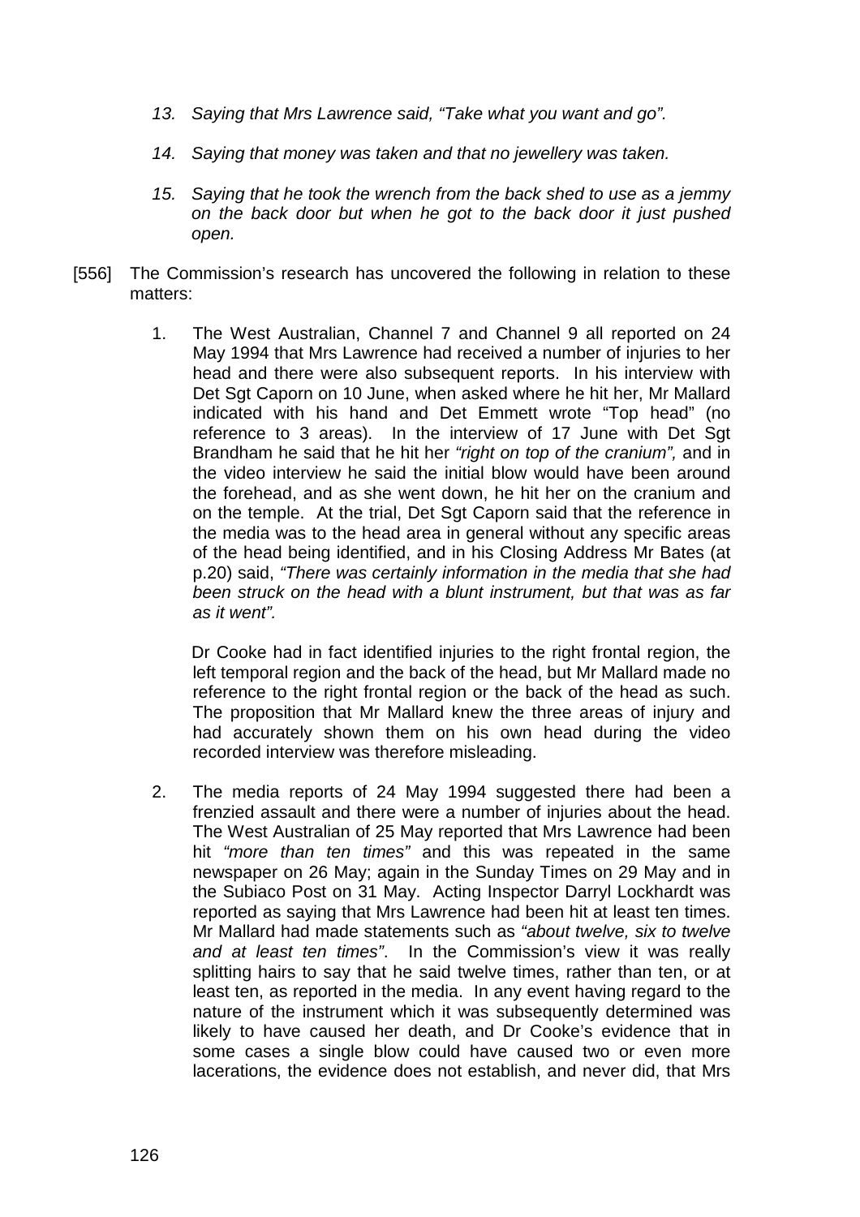13. *Saying that Mrs Lawrence said, "Take what you want and go".*

14. *Saying that money was taken and that no jewellery was taken.*

15. *Saying that he took the wrench from the back shed to use as a jemmy on the back door but when he got to the back door it just pushed open.*

[556] The Commission's research has uncovered the following in relation to these matters:

1. The West Australian, Channel 7 and Channel 9 all reported on 24 May 1994 that Mrs Lawrence had received a number of injuries to her head and there were also subsequent reports. In his interview with Det Sgt Caporn on 10 June, when asked where he hit her, Mr Mallard indicated with his hand and Det Emmett wrote "Top head" (no reference to 3 areas). In the interview of 17 June with Det Sgt Brandham he said that he hit her *"right on top of the cranium",* and in the video interview he said the initial blow would have been around the forehead, and as she went down, he hit her on the cranium and on the temple. At the trial, Det Sgt Caporn said that the reference in the media was to the head area in general without any specific areas of the head being identified, and in his Closing Address Mr Bates (at p.20) said, *"There was certainly information in the media that she had been struck on the head with a blunt instrument, but that was as far as it went".*

   Dr Cooke had in fact identified injuries to the right frontal region, the left temporal region and the back of the head, but Mr Mallard made no reference to the right frontal region or the back of the head as such. The proposition that Mr Mallard knew the three areas of injury and had accurately shown them on his own head during the video recorded interview was therefore misleading.

2. The media reports of 24 May 1994 suggested there had been a frenzied assault and there were a number of injuries about the head. The West Australian of 25 May reported that Mrs Lawrence had been hit *"more than ten times"* and this was repeated in the same newspaper on 26 May; again in the Sunday Times on 29 May and in the Subiaco Post on 31 May. Acting Inspector Darryl Lockhardt was reported as saying that Mrs Lawrence had been hit at least ten times. Mr Mallard had made statements such as *"about twelve, six to twelve and at least ten times"*. In the Commission's view it was really splitting hairs to say that he said twelve times, rather than ten, or at least ten, as reported in the media. In any event having regard to the nature of the instrument which it was subsequently determined was likely to have caused her death, and Dr Cooke's evidence that in some cases a single blow could have caused two or even more lacerations, the evidence does not establish, and never did, that Mrs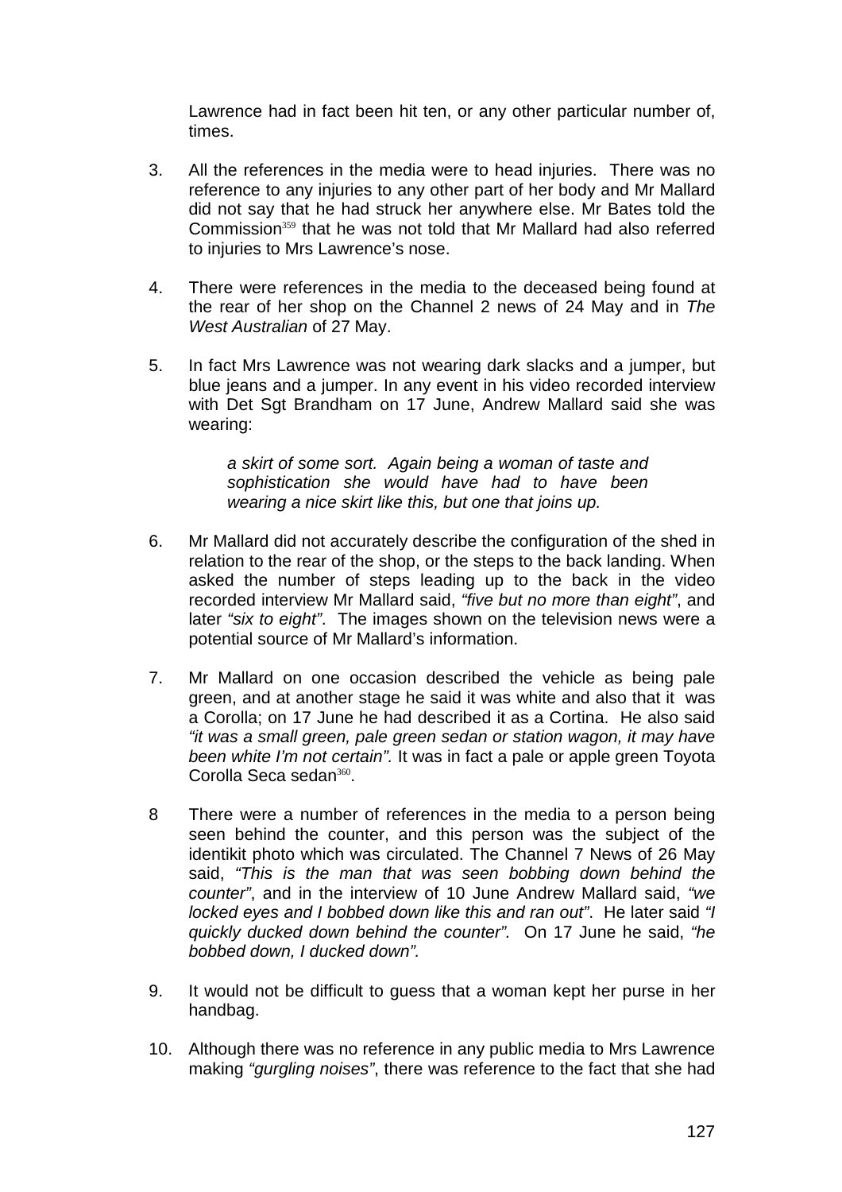Lawrence had in fact been hit ten, or any other particular number of, times.

3. All the references in the media were to head injuries. There was no reference to any injuries to any other part of her body and Mr Mallard did not say that he had struck her anywhere else. Mr Bates told the Commission[359] that he was not told that Mr Mallard had also referred to injuries to Mrs Lawrence's nose.

4. There were references in the media to the deceased being found at the rear of her shop on the Channel 2 news of 24 May and in *The West Australian* of 27 May.

5. In fact Mrs Lawrence was not wearing dark slacks and a jumper, but blue jeans and a jumper. In any event in his video recorded interview with Det Sgt Brandham on 17 June, Andrew Mallard said she was wearing:

   > *a skirt of some sort. Again being a woman of taste and sophistication she would have had to have been wearing a nice skirt like this, but one that joins up.*

6. Mr Mallard did not accurately describe the configuration of the shed in relation to the rear of the shop, or the steps to the back landing. When asked the number of steps leading up to the back in the video recorded interview Mr Mallard said, *"five but no more than eight"*, and later *"six to eight"*. The images shown on the television news were a potential source of Mr Mallard's information.

7. Mr Mallard on one occasion described the vehicle as being pale green, and at another stage he said it was white and also that it was a Corolla; on 17 June he had described it as a Cortina. He also said *"it was a small green, pale green sedan or station wagon, it may have been white I'm not certain".* It was in fact a pale or apple green Toyota Corolla Seca sedan[360].

8. There were a number of references in the media to a person being seen behind the counter, and this person was the subject of the identikit photo which was circulated. The Channel 7 News of 26 May said, *"This is the man that was seen bobbing down behind the counter"*, and in the interview of 10 June Andrew Mallard said, *"we locked eyes and I bobbed down like this and ran out"*. He later said *"I quickly ducked down behind the counter".* On 17 June he said, *"he bobbed down, I ducked down".*

9. It would not be difficult to guess that a woman kept her purse in her handbag.

10. Although there was no reference in any public media to Mrs Lawrence making *"gurgling noises"*, there was reference to the fact that she had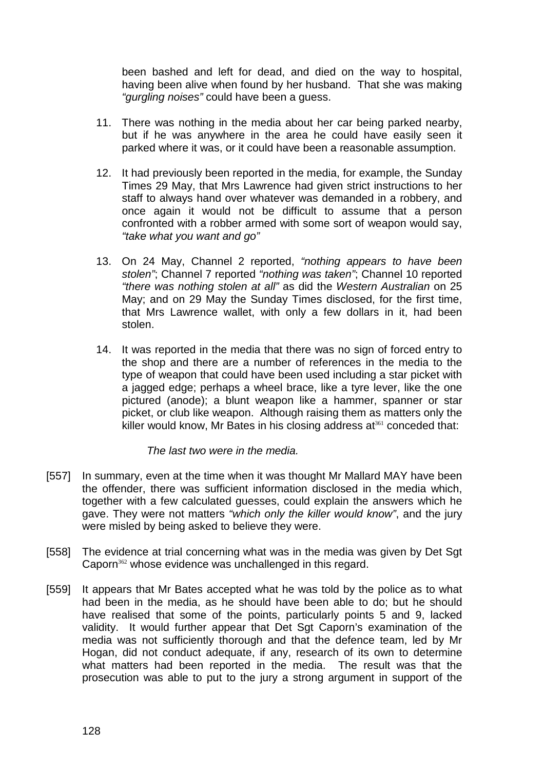been bashed and left for dead, and died on the way to hospital, having been alive when found by her husband. That she was making *"gurgling noises"* could have been a guess.

11. There was nothing in the media about her car being parked nearby, but if he was anywhere in the area he could have easily seen it parked where it was, or it could have been a reasonable assumption.

12. It had previously been reported in the media, for example, the Sunday Times 29 May, that Mrs Lawrence had given strict instructions to her staff to always hand over whatever was demanded in a robbery, and once again it would not be difficult to assume that a person confronted with a robber armed with some sort of weapon would say, *"take what you want and go"*

13. On 24 May, Channel 2 reported, *"nothing appears to have been stolen"*; Channel 7 reported *"nothing was taken"*; Channel 10 reported *"there was nothing stolen at all"* as did the *Western Australian* on 25 May; and on 29 May the Sunday Times disclosed, for the first time, that Mrs Lawrence wallet, with only a few dollars in it, had been stolen.

14. It was reported in the media that there was no sign of forced entry to the shop and there are a number of references in the media to the type of weapon that could have been used including a star picket with a jagged edge; perhaps a wheel brace, like a tyre lever, like the one pictured (anode); a blunt weapon like a hammer, spanner or star picket, or club like weapon. Although raising them as matters only the killer would know, Mr Bates in his closing address at[361] conceded that:

    *The last two were in the media.*

[557] In summary, even at the time when it was thought Mr Mallard MAY have been the offender, there was sufficient information disclosed in the media which, together with a few calculated guesses, could explain the answers which he gave. They were not matters *"which only the killer would know"*, and the jury were misled by being asked to believe they were.

[558] The evidence at trial concerning what was in the media was given by Det Sgt Caporn[362] whose evidence was unchallenged in this regard.

[559] It appears that Mr Bates accepted what he was told by the police as to what had been in the media, as he should have been able to do; but he should have realised that some of the points, particularly points 5 and 9, lacked validity. It would further appear that Det Sgt Caporn's examination of the media was not sufficiently thorough and that the defence team, led by Mr Hogan, did not conduct adequate, if any, research of its own to determine what matters had been reported in the media. The result was that the prosecution was able to put to the jury a strong argument in support of the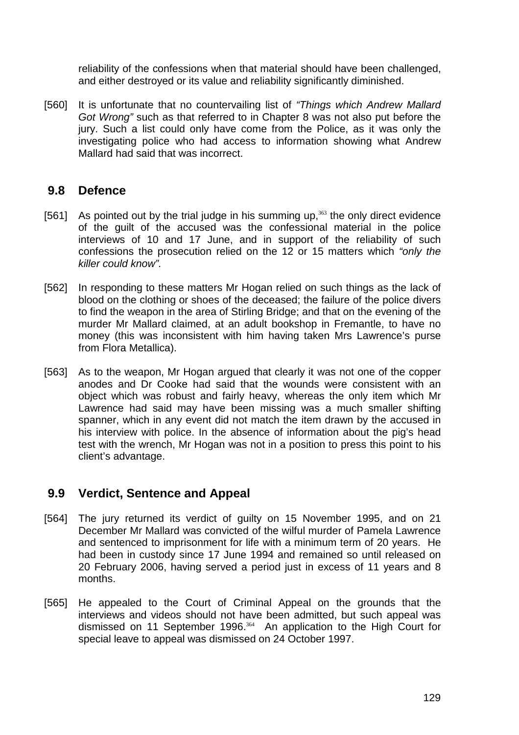reliability of the confessions when that material should have been challenged, and either destroyed or its value and reliability significantly diminished.

[560] It is unfortunate that no countervailing list of *"Things which Andrew Mallard Got Wrong"* such as that referred to in Chapter 8 was not also put before the jury. Such a list could only have come from the Police, as it was only the investigating police who had access to information showing what Andrew Mallard had said that was incorrect.

## 9.8 Defence

[561] As pointed out by the trial judge in his summing up,[363] the only direct evidence of the guilt of the accused was the confessional material in the police interviews of 10 and 17 June, and in support of the reliability of such confessions the prosecution relied on the 12 or 15 matters which *"only the killer could know".*

[562] In responding to these matters Mr Hogan relied on such things as the lack of blood on the clothing or shoes of the deceased; the failure of the police divers to find the weapon in the area of Stirling Bridge; and that on the evening of the murder Mr Mallard claimed, at an adult bookshop in Fremantle, to have no money (this was inconsistent with him having taken Mrs Lawrence's purse from Flora Metallica).

[563] As to the weapon, Mr Hogan argued that clearly it was not one of the copper anodes and Dr Cooke had said that the wounds were consistent with an object which was robust and fairly heavy, whereas the only item which Mr Lawrence had said may have been missing was a much smaller shifting spanner, which in any event did not match the item drawn by the accused in his interview with police. In the absence of information about the pig's head test with the wrench, Mr Hogan was not in a position to press this point to his client's advantage.

## 9.9 Verdict, Sentence and Appeal

[564] The jury returned its verdict of guilty on 15 November 1995, and on 21 December Mr Mallard was convicted of the wilful murder of Pamela Lawrence and sentenced to imprisonment for life with a minimum term of 20 years. He had been in custody since 17 June 1994 and remained so until released on 20 February 2006, having served a period just in excess of 11 years and 8 months.

[565] He appealed to the Court of Criminal Appeal on the grounds that the interviews and videos should not have been admitted, but such appeal was dismissed on 11 September 1996.[364] An application to the High Court for special leave to appeal was dismissed on 24 October 1997.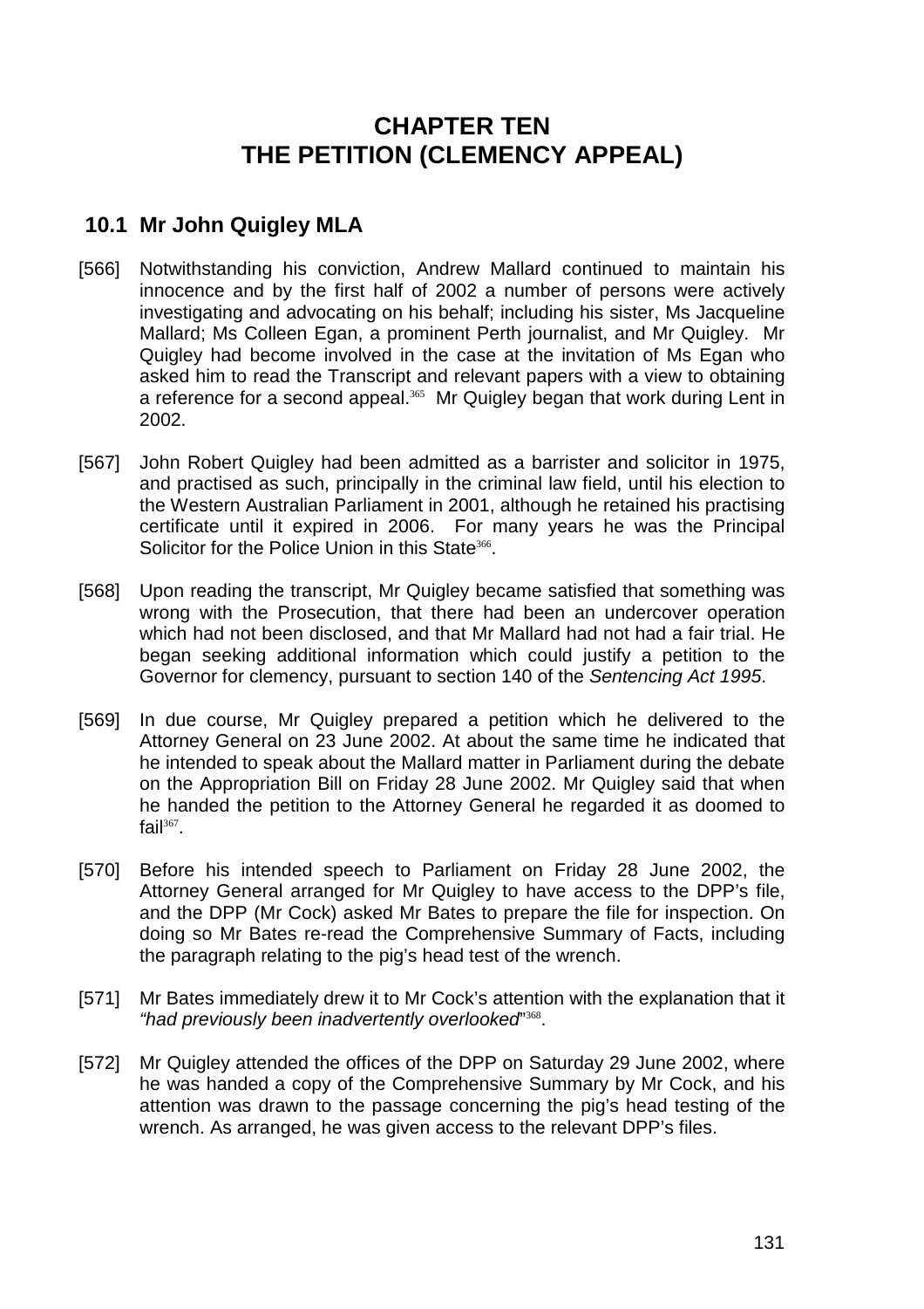# CHAPTER TEN
# THE PETITION (CLEMENCY APPEAL)

## 10.1 Mr John Quigley MLA

[566] Notwithstanding his conviction, Andrew Mallard continued to maintain his innocence and by the first half of 2002 a number of persons were actively investigating and advocating on his behalf; including his sister, Ms Jacqueline Mallard; Ms Colleen Egan, a prominent Perth journalist, and Mr Quigley. Mr Quigley had become involved in the case at the invitation of Ms Egan who asked him to read the Transcript and relevant papers with a view to obtaining a reference for a second appeal.[365] Mr Quigley began that work during Lent in 2002.

[567] John Robert Quigley had been admitted as a barrister and solicitor in 1975, and practised as such, principally in the criminal law field, until his election to the Western Australian Parliament in 2001, although he retained his practising certificate until it expired in 2006. For many years he was the Principal Solicitor for the Police Union in this State[366].

[568] Upon reading the transcript, Mr Quigley became satisfied that something was wrong with the Prosecution, that there had been an undercover operation which had not been disclosed, and that Mr Mallard had not had a fair trial. He began seeking additional information which could justify a petition to the Governor for clemency, pursuant to section 140 of the *Sentencing Act 1995*.

[569] In due course, Mr Quigley prepared a petition which he delivered to the Attorney General on 23 June 2002. At about the same time he indicated that he intended to speak about the Mallard matter in Parliament during the debate on the Appropriation Bill on Friday 28 June 2002. Mr Quigley said that when he handed the petition to the Attorney General he regarded it as doomed to fail[367].

[570] Before his intended speech to Parliament on Friday 28 June 2002, the Attorney General arranged for Mr Quigley to have access to the DPP's file, and the DPP (Mr Cock) asked Mr Bates to prepare the file for inspection. On doing so Mr Bates re-read the Comprehensive Summary of Facts, including the paragraph relating to the pig's head test of the wrench.

[571] Mr Bates immediately drew it to Mr Cock's attention with the explanation that it *"had previously been inadvertently overlooked"*[368].

[572] Mr Quigley attended the offices of the DPP on Saturday 29 June 2002, where he was handed a copy of the Comprehensive Summary by Mr Cock, and his attention was drawn to the passage concerning the pig's head testing of the wrench. As arranged, he was given access to the relevant DPP's files.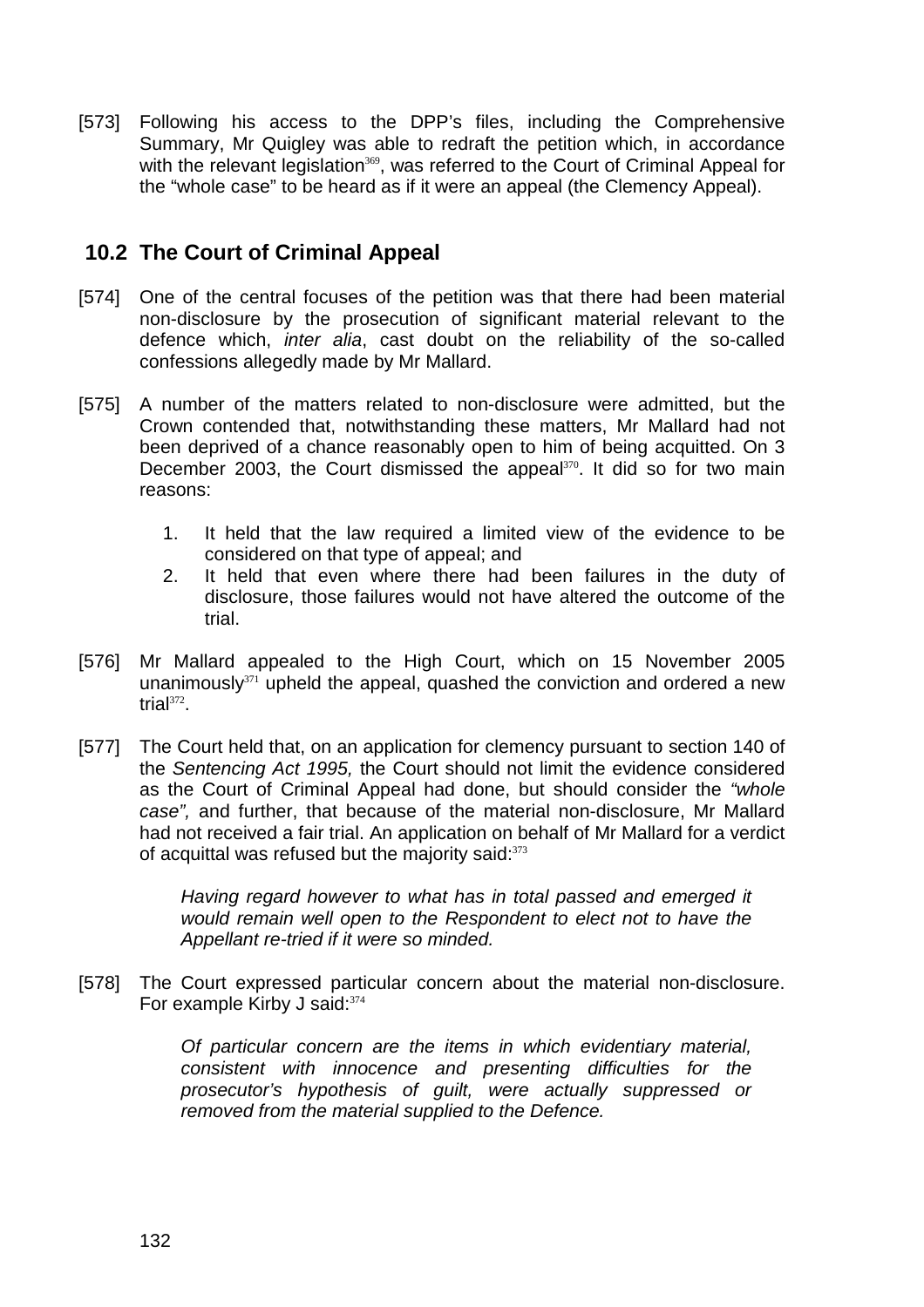[573] Following his access to the DPP's files, including the Comprehensive Summary, Mr Quigley was able to redraft the petition which, in accordance with the relevant legislation[369], was referred to the Court of Criminal Appeal for the "whole case" to be heard as if it were an appeal (the Clemency Appeal).

## 10.2 The Court of Criminal Appeal

[574] One of the central focuses of the petition was that there had been material non-disclosure by the prosecution of significant material relevant to the defence which, *inter alia*, cast doubt on the reliability of the so-called confessions allegedly made by Mr Mallard.

[575] A number of the matters related to non-disclosure were admitted, but the Crown contended that, notwithstanding these matters, Mr Mallard had not been deprived of a chance reasonably open to him of being acquitted. On 3 December 2003, the Court dismissed the appeal[370]. It did so for two main reasons:

1. It held that the law required a limited view of the evidence to be considered on that type of appeal; and
2. It held that even where there had been failures in the duty of disclosure, those failures would not have altered the outcome of the trial.

[576] Mr Mallard appealed to the High Court, which on 15 November 2005 unanimously[371] upheld the appeal, quashed the conviction and ordered a new trial[372].

[577] The Court held that, on an application for clemency pursuant to section 140 of the *Sentencing Act 1995,* the Court should not limit the evidence considered as the Court of Criminal Appeal had done, but should consider the *"whole case",* and further, that because of the material non-disclosure, Mr Mallard had not received a fair trial. An application on behalf of Mr Mallard for a verdict of acquittal was refused but the majority said:[373]

> *Having regard however to what has in total passed and emerged it would remain well open to the Respondent to elect not to have the Appellant re-tried if it were so minded.*

[578] The Court expressed particular concern about the material non-disclosure. For example Kirby J said:[374]

> *Of particular concern are the items in which evidentiary material, consistent with innocence and presenting difficulties for the prosecutor's hypothesis of guilt, were actually suppressed or removed from the material supplied to the Defence.*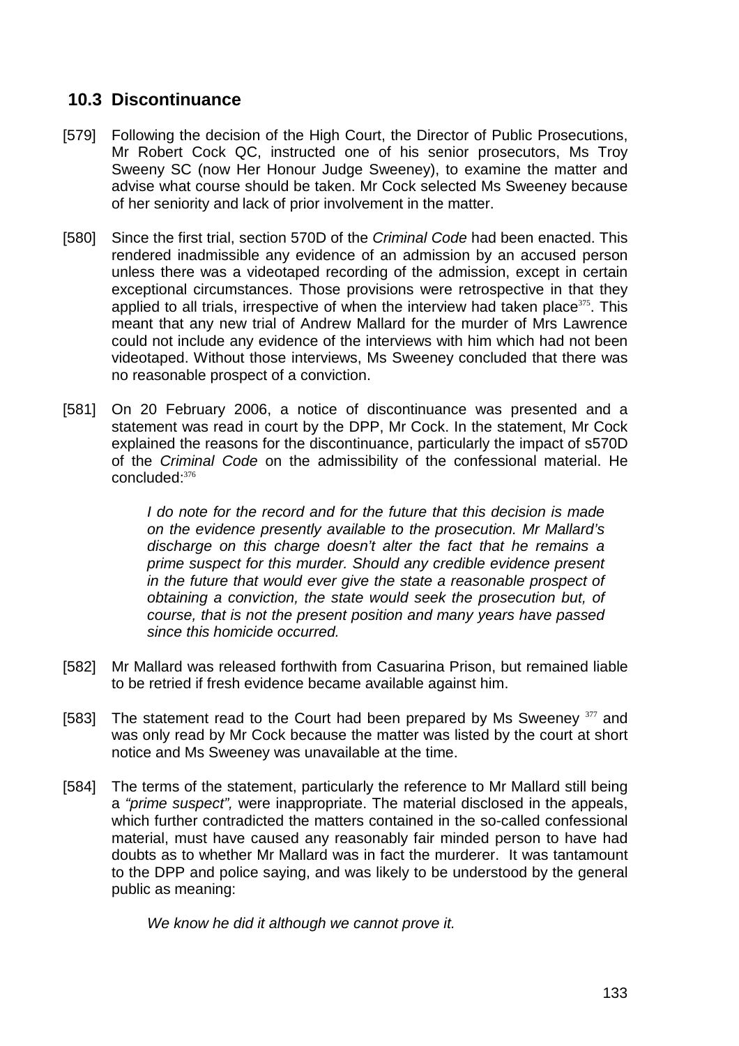## 10.3 Discontinuance

[579] Following the decision of the High Court, the Director of Public Prosecutions, Mr Robert Cock QC, instructed one of his senior prosecutors, Ms Troy Sweeny SC (now Her Honour Judge Sweeney), to examine the matter and advise what course should be taken. Mr Cock selected Ms Sweeney because of her seniority and lack of prior involvement in the matter.

[580] Since the first trial, section 570D of the *Criminal Code* had been enacted. This rendered inadmissible any evidence of an admission by an accused person unless there was a videotaped recording of the admission, except in certain exceptional circumstances. Those provisions were retrospective in that they applied to all trials, irrespective of when the interview had taken place[375]. This meant that any new trial of Andrew Mallard for the murder of Mrs Lawrence could not include any evidence of the interviews with him which had not been videotaped. Without those interviews, Ms Sweeney concluded that there was no reasonable prospect of a conviction.

[581] On 20 February 2006, a notice of discontinuance was presented and a statement was read in court by the DPP, Mr Cock. In the statement, Mr Cock explained the reasons for the discontinuance, particularly the impact of s570D of the *Criminal Code* on the admissibility of the confessional material. He concluded:[376]

> *I do note for the record and for the future that this decision is made on the evidence presently available to the prosecution. Mr Mallard's discharge on this charge doesn't alter the fact that he remains a prime suspect for this murder. Should any credible evidence present in the future that would ever give the state a reasonable prospect of obtaining a conviction, the state would seek the prosecution but, of course, that is not the present position and many years have passed since this homicide occurred.*

[582] Mr Mallard was released forthwith from Casuarina Prison, but remained liable to be retried if fresh evidence became available against him.

[583] The statement read to the Court had been prepared by Ms Sweeney [377] and was only read by Mr Cock because the matter was listed by the court at short notice and Ms Sweeney was unavailable at the time.

[584] The terms of the statement, particularly the reference to Mr Mallard still being a *"prime suspect",* were inappropriate. The material disclosed in the appeals, which further contradicted the matters contained in the so-called confessional material, must have caused any reasonably fair minded person to have had doubts as to whether Mr Mallard was in fact the murderer. It was tantamount to the DPP and police saying, and was likely to be understood by the general public as meaning:

> *We know he did it although we cannot prove it.*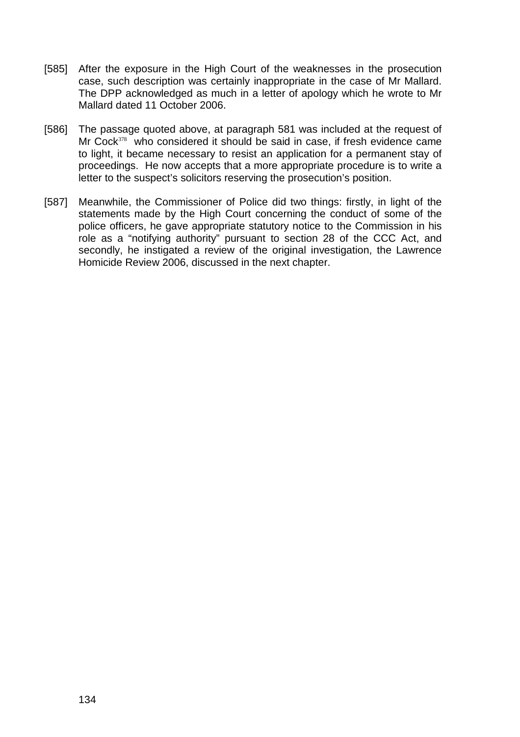[585] After the exposure in the High Court of the weaknesses in the prosecution case, such description was certainly inappropriate in the case of Mr Mallard. The DPP acknowledged as much in a letter of apology which he wrote to Mr Mallard dated 11 October 2006.

[586] The passage quoted above, at paragraph 581 was included at the request of Mr Cock[378] who considered it should be said in case, if fresh evidence came to light, it became necessary to resist an application for a permanent stay of proceedings. He now accepts that a more appropriate procedure is to write a letter to the suspect's solicitors reserving the prosecution's position.

[587] Meanwhile, the Commissioner of Police did two things: firstly, in light of the statements made by the High Court concerning the conduct of some of the police officers, he gave appropriate statutory notice to the Commission in his role as a "notifying authority" pursuant to section 28 of the CCC Act, and secondly, he instigated a review of the original investigation, the Lawrence Homicide Review 2006, discussed in the next chapter.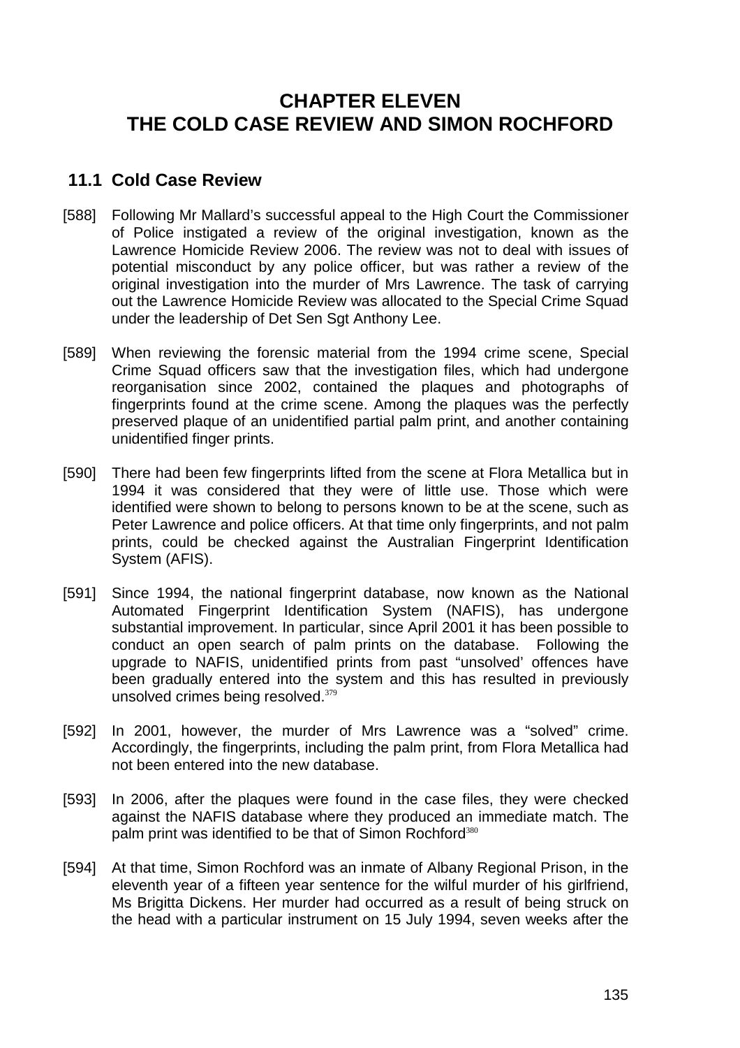# CHAPTER ELEVEN
# THE COLD CASE REVIEW AND SIMON ROCHFORD

## 11.1 Cold Case Review

[588] Following Mr Mallard's successful appeal to the High Court the Commissioner of Police instigated a review of the original investigation, known as the Lawrence Homicide Review 2006. The review was not to deal with issues of potential misconduct by any police officer, but was rather a review of the original investigation into the murder of Mrs Lawrence. The task of carrying out the Lawrence Homicide Review was allocated to the Special Crime Squad under the leadership of Det Sen Sgt Anthony Lee.

[589] When reviewing the forensic material from the 1994 crime scene, Special Crime Squad officers saw that the investigation files, which had undergone reorganisation since 2002, contained the plaques and photographs of fingerprints found at the crime scene. Among the plaques was the perfectly preserved plaque of an unidentified partial palm print, and another containing unidentified finger prints.

[590] There had been few fingerprints lifted from the scene at Flora Metallica but in 1994 it was considered that they were of little use. Those which were identified were shown to belong to persons known to be at the scene, such as Peter Lawrence and police officers. At that time only fingerprints, and not palm prints, could be checked against the Australian Fingerprint Identification System (AFIS).

[591] Since 1994, the national fingerprint database, now known as the National Automated Fingerprint Identification System (NAFIS), has undergone substantial improvement. In particular, since April 2001 it has been possible to conduct an open search of palm prints on the database. Following the upgrade to NAFIS, unidentified prints from past "unsolved' offences have been gradually entered into the system and this has resulted in previously unsolved crimes being resolved.[379]

[592] In 2001, however, the murder of Mrs Lawrence was a "solved" crime. Accordingly, the fingerprints, including the palm print, from Flora Metallica had not been entered into the new database.

[593] In 2006, after the plaques were found in the case files, they were checked against the NAFIS database where they produced an immediate match. The palm print was identified to be that of Simon Rochford[380]

[594] At that time, Simon Rochford was an inmate of Albany Regional Prison, in the eleventh year of a fifteen year sentence for the wilful murder of his girlfriend, Ms Brigitta Dickens. Her murder had occurred as a result of being struck on the head with a particular instrument on 15 July 1994, seven weeks after the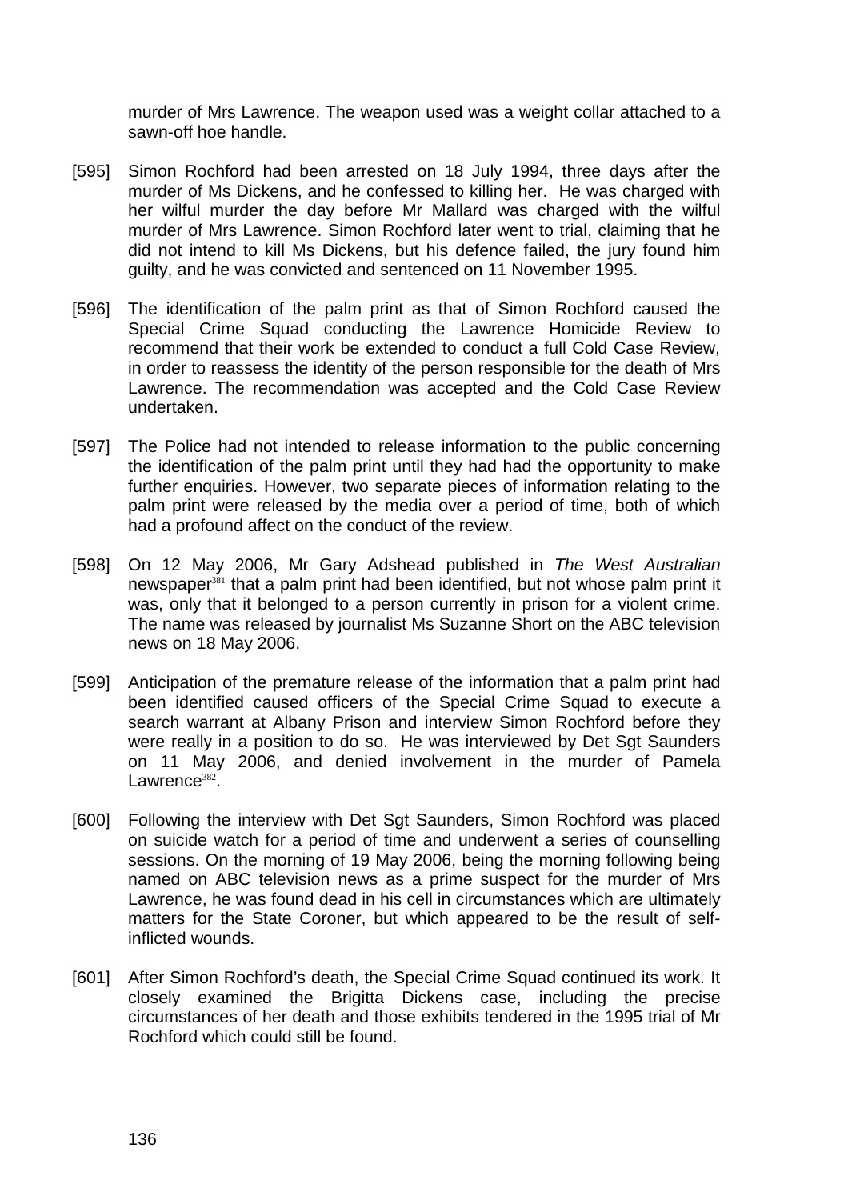murder of Mrs Lawrence. The weapon used was a weight collar attached to a sawn-off hoe handle.

[595] Simon Rochford had been arrested on 18 July 1994, three days after the murder of Ms Dickens, and he confessed to killing her. He was charged with her wilful murder the day before Mr Mallard was charged with the wilful murder of Mrs Lawrence. Simon Rochford later went to trial, claiming that he did not intend to kill Ms Dickens, but his defence failed, the jury found him guilty, and he was convicted and sentenced on 11 November 1995.

[596] The identification of the palm print as that of Simon Rochford caused the Special Crime Squad conducting the Lawrence Homicide Review to recommend that their work be extended to conduct a full Cold Case Review, in order to reassess the identity of the person responsible for the death of Mrs Lawrence. The recommendation was accepted and the Cold Case Review undertaken.

[597] The Police had not intended to release information to the public concerning the identification of the palm print until they had had the opportunity to make further enquiries. However, two separate pieces of information relating to the palm print were released by the media over a period of time, both of which had a profound affect on the conduct of the review.

[598] On 12 May 2006, Mr Gary Adshead published in *The West Australian* newspaper[381] that a palm print had been identified, but not whose palm print it was, only that it belonged to a person currently in prison for a violent crime. The name was released by journalist Ms Suzanne Short on the ABC television news on 18 May 2006.

[599] Anticipation of the premature release of the information that a palm print had been identified caused officers of the Special Crime Squad to execute a search warrant at Albany Prison and interview Simon Rochford before they were really in a position to do so. He was interviewed by Det Sgt Saunders on 11 May 2006, and denied involvement in the murder of Pamela Lawrence[382].

[600] Following the interview with Det Sgt Saunders, Simon Rochford was placed on suicide watch for a period of time and underwent a series of counselling sessions. On the morning of 19 May 2006, being the morning following being named on ABC television news as a prime suspect for the murder of Mrs Lawrence, he was found dead in his cell in circumstances which are ultimately matters for the State Coroner, but which appeared to be the result of self-inflicted wounds.

[601] After Simon Rochford's death, the Special Crime Squad continued its work. It closely examined the Brigitta Dickens case, including the precise circumstances of her death and those exhibits tendered in the 1995 trial of Mr Rochford which could still be found.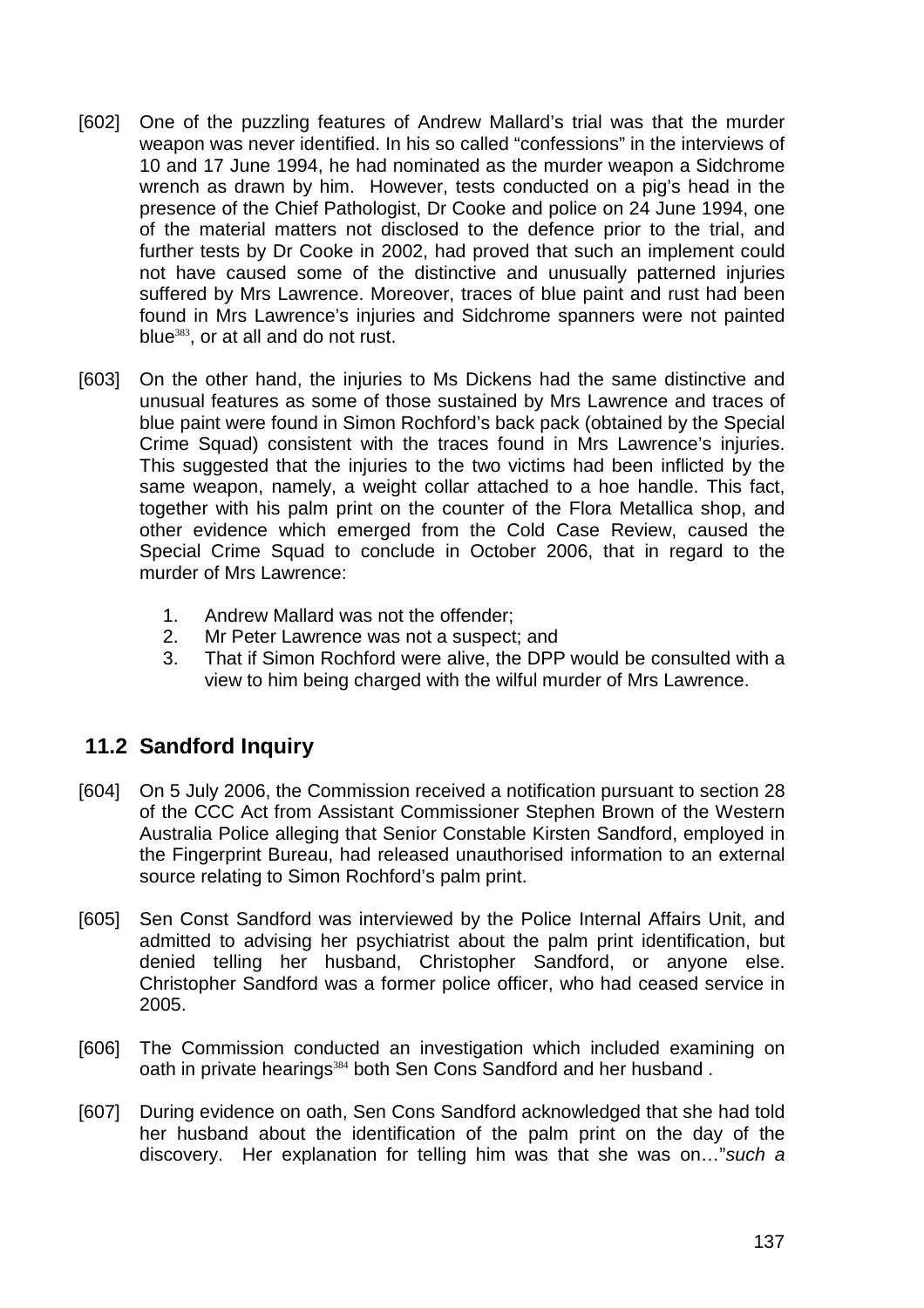[602] One of the puzzling features of Andrew Mallard's trial was that the murder weapon was never identified. In his so called "confessions" in the interviews of 10 and 17 June 1994, he had nominated as the murder weapon a Sidchrome wrench as drawn by him. However, tests conducted on a pig's head in the presence of the Chief Pathologist, Dr Cooke and police on 24 June 1994, one of the material matters not disclosed to the defence prior to the trial, and further tests by Dr Cooke in 2002, had proved that such an implement could not have caused some of the distinctive and unusually patterned injuries suffered by Mrs Lawrence. Moreover, traces of blue paint and rust had been found in Mrs Lawrence's injuries and Sidchrome spanners were not painted blue[383], or at all and do not rust.

[603] On the other hand, the injuries to Ms Dickens had the same distinctive and unusual features as some of those sustained by Mrs Lawrence and traces of blue paint were found in Simon Rochford's back pack (obtained by the Special Crime Squad) consistent with the traces found in Mrs Lawrence's injuries. This suggested that the injuries to the two victims had been inflicted by the same weapon, namely, a weight collar attached to a hoe handle. This fact, together with his palm print on the counter of the Flora Metallica shop, and other evidence which emerged from the Cold Case Review, caused the Special Crime Squad to conclude in October 2006, that in regard to the murder of Mrs Lawrence:

1. Andrew Mallard was not the offender;
2. Mr Peter Lawrence was not a suspect; and
3. That if Simon Rochford were alive, the DPP would be consulted with a view to him being charged with the wilful murder of Mrs Lawrence.

## 11.2 Sandford Inquiry

[604] On 5 July 2006, the Commission received a notification pursuant to section 28 of the CCC Act from Assistant Commissioner Stephen Brown of the Western Australia Police alleging that Senior Constable Kirsten Sandford, employed in the Fingerprint Bureau, had released unauthorised information to an external source relating to Simon Rochford's palm print.

[605] Sen Const Sandford was interviewed by the Police Internal Affairs Unit, and admitted to advising her psychiatrist about the palm print identification, but denied telling her husband, Christopher Sandford, or anyone else. Christopher Sandford was a former police officer, who had ceased service in 2005.

[606] The Commission conducted an investigation which included examining on oath in private hearings[384] both Sen Cons Sandford and her husband .

[607] During evidence on oath, Sen Cons Sandford acknowledged that she had told her husband about the identification of the palm print on the day of the discovery. Her explanation for telling him was that she was on…"*such a*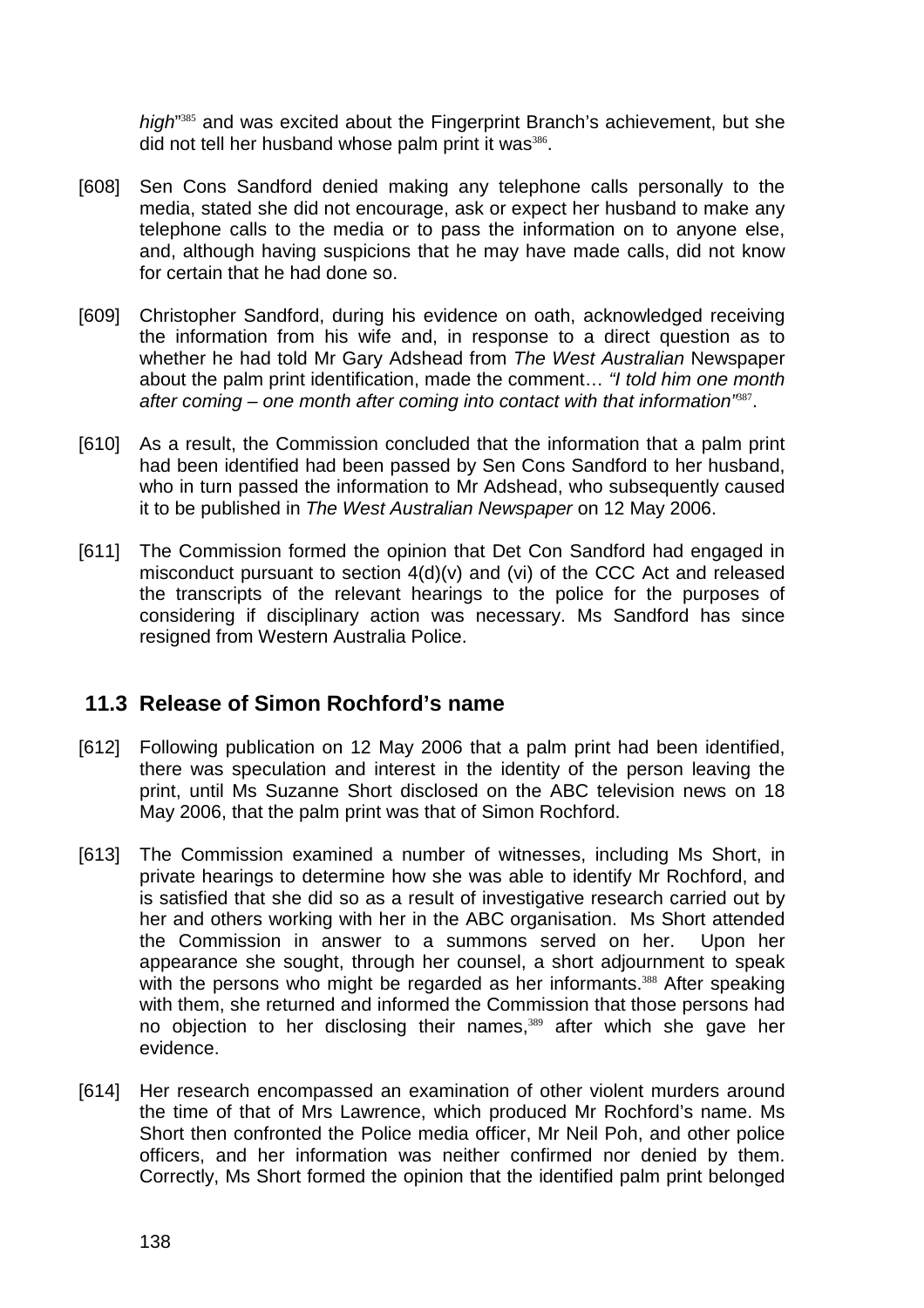*high*"[385] and was excited about the Fingerprint Branch's achievement, but she did not tell her husband whose palm print it was[386].

[608] Sen Cons Sandford denied making any telephone calls personally to the media, stated she did not encourage, ask or expect her husband to make any telephone calls to the media or to pass the information on to anyone else, and, although having suspicions that he may have made calls, did not know for certain that he had done so.

[609] Christopher Sandford, during his evidence on oath, acknowledged receiving the information from his wife and, in response to a direct question as to whether he had told Mr Gary Adshead from *The West Australian* Newspaper about the palm print identification, made the comment… *"I told him one month after coming – one month after coming into contact with that information"*[387].

[610] As a result, the Commission concluded that the information that a palm print had been identified had been passed by Sen Cons Sandford to her husband, who in turn passed the information to Mr Adshead, who subsequently caused it to be published in *The West Australian Newspaper* on 12 May 2006.

[611] The Commission formed the opinion that Det Con Sandford had engaged in misconduct pursuant to section 4(d)(v) and (vi) of the CCC Act and released the transcripts of the relevant hearings to the police for the purposes of considering if disciplinary action was necessary. Ms Sandford has since resigned from Western Australia Police.

## 11.3 Release of Simon Rochford's name

[612] Following publication on 12 May 2006 that a palm print had been identified, there was speculation and interest in the identity of the person leaving the print, until Ms Suzanne Short disclosed on the ABC television news on 18 May 2006, that the palm print was that of Simon Rochford.

[613] The Commission examined a number of witnesses, including Ms Short, in private hearings to determine how she was able to identify Mr Rochford, and is satisfied that she did so as a result of investigative research carried out by her and others working with her in the ABC organisation. Ms Short attended the Commission in answer to a summons served on her. Upon her appearance she sought, through her counsel, a short adjournment to speak with the persons who might be regarded as her informants.[388] After speaking with them, she returned and informed the Commission that those persons had no objection to her disclosing their names,[389] after which she gave her evidence.

[614] Her research encompassed an examination of other violent murders around the time of that of Mrs Lawrence, which produced Mr Rochford's name. Ms Short then confronted the Police media officer, Mr Neil Poh, and other police officers, and her information was neither confirmed nor denied by them. Correctly, Ms Short formed the opinion that the identified palm print belonged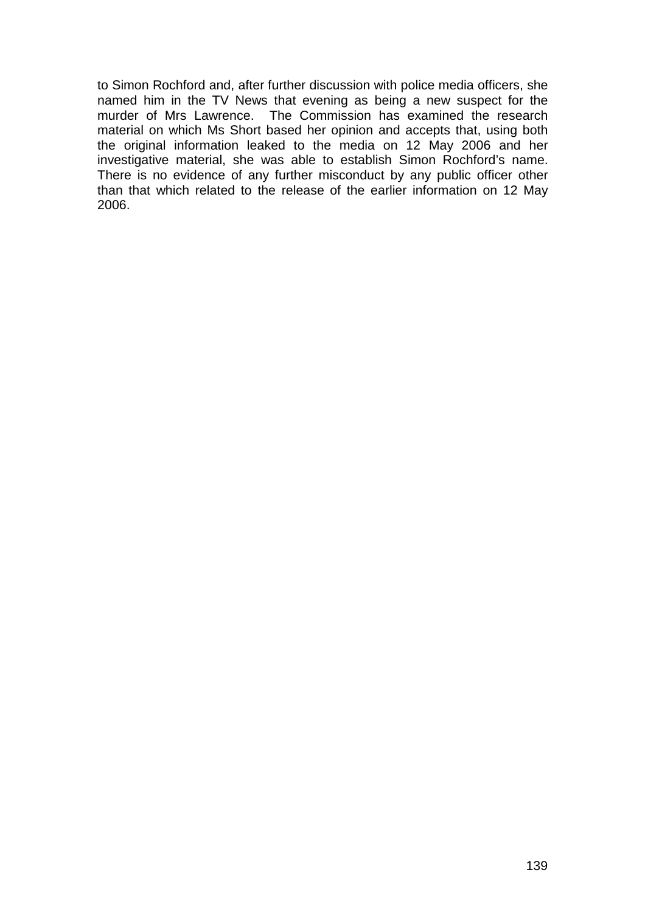to Simon Rochford and, after further discussion with police media officers, she named him in the TV News that evening as being a new suspect for the murder of Mrs Lawrence. The Commission has examined the research material on which Ms Short based her opinion and accepts that, using both the original information leaked to the media on 12 May 2006 and her investigative material, she was able to establish Simon Rochford's name. There is no evidence of any further misconduct by any public officer other than that which related to the release of the earlier information on 12 May 2006.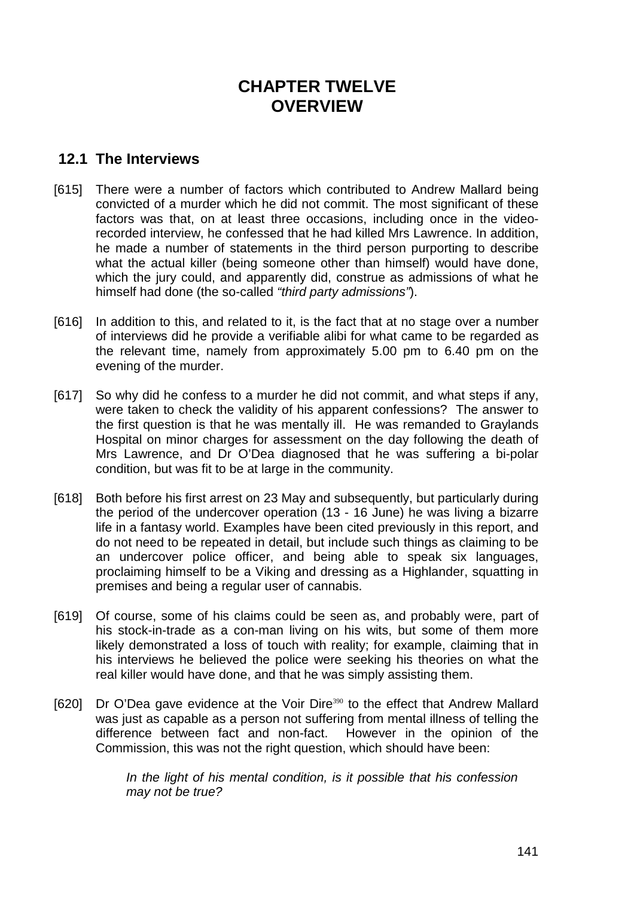# CHAPTER TWELVE
# OVERVIEW

## 12.1 The Interviews

[615] There were a number of factors which contributed to Andrew Mallard being convicted of a murder which he did not commit. The most significant of these factors was that, on at least three occasions, including once in the video-recorded interview, he confessed that he had killed Mrs Lawrence. In addition, he made a number of statements in the third person purporting to describe what the actual killer (being someone other than himself) would have done, which the jury could, and apparently did, construe as admissions of what he himself had done (the so-called *"third party admissions"*).

[616] In addition to this, and related to it, is the fact that at no stage over a number of interviews did he provide a verifiable alibi for what came to be regarded as the relevant time, namely from approximately 5.00 pm to 6.40 pm on the evening of the murder.

[617] So why did he confess to a murder he did not commit, and what steps if any, were taken to check the validity of his apparent confessions? The answer to the first question is that he was mentally ill. He was remanded to Graylands Hospital on minor charges for assessment on the day following the death of Mrs Lawrence, and Dr O'Dea diagnosed that he was suffering a bi-polar condition, but was fit to be at large in the community.

[618] Both before his first arrest on 23 May and subsequently, but particularly during the period of the undercover operation (13 - 16 June) he was living a bizarre life in a fantasy world. Examples have been cited previously in this report, and do not need to be repeated in detail, but include such things as claiming to be an undercover police officer, and being able to speak six languages, proclaiming himself to be a Viking and dressing as a Highlander, squatting in premises and being a regular user of cannabis.

[619] Of course, some of his claims could be seen as, and probably were, part of his stock-in-trade as a con-man living on his wits, but some of them more likely demonstrated a loss of touch with reality; for example, claiming that in his interviews he believed the police were seeking his theories on what the real killer would have done, and that he was simply assisting them.

[620] Dr O'Dea gave evidence at the Voir Dire[390] to the effect that Andrew Mallard was just as capable as a person not suffering from mental illness of telling the difference between fact and non-fact. However in the opinion of the Commission, this was not the right question, which should have been:

> *In the light of his mental condition, is it possible that his confession may not be true?*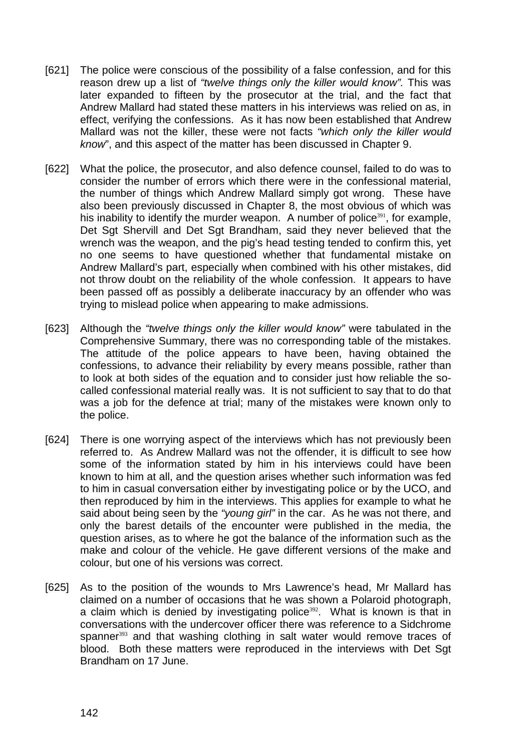[621] The police were conscious of the possibility of a false confession, and for this reason drew up a list of *"twelve things only the killer would know".* This was later expanded to fifteen by the prosecutor at the trial, and the fact that Andrew Mallard had stated these matters in his interviews was relied on as, in effect, verifying the confessions. As it has now been established that Andrew Mallard was not the killer, these were not facts *"which only the killer would know*", and this aspect of the matter has been discussed in Chapter 9.

[622] What the police, the prosecutor, and also defence counsel, failed to do was to consider the number of errors which there were in the confessional material, the number of things which Andrew Mallard simply got wrong. These have also been previously discussed in Chapter 8, the most obvious of which was his inability to identify the murder weapon. A number of police[391], for example, Det Sgt Shervill and Det Sgt Brandham, said they never believed that the wrench was the weapon, and the pig's head testing tended to confirm this, yet no one seems to have questioned whether that fundamental mistake on Andrew Mallard's part, especially when combined with his other mistakes, did not throw doubt on the reliability of the whole confession. It appears to have been passed off as possibly a deliberate inaccuracy by an offender who was trying to mislead police when appearing to make admissions.

[623] Although the *"twelve things only the killer would know"* were tabulated in the Comprehensive Summary, there was no corresponding table of the mistakes. The attitude of the police appears to have been, having obtained the confessions, to advance their reliability by every means possible, rather than to look at both sides of the equation and to consider just how reliable the so-called confessional material really was. It is not sufficient to say that to do that was a job for the defence at trial; many of the mistakes were known only to the police.

[624] There is one worrying aspect of the interviews which has not previously been referred to. As Andrew Mallard was not the offender, it is difficult to see how some of the information stated by him in his interviews could have been known to him at all, and the question arises whether such information was fed to him in casual conversation either by investigating police or by the UCO, and then reproduced by him in the interviews. This applies for example to what he said about being seen by the *"young girl"* in the car. As he was not there, and only the barest details of the encounter were published in the media, the question arises, as to where he got the balance of the information such as the make and colour of the vehicle. He gave different versions of the make and colour, but one of his versions was correct.

[625] As to the position of the wounds to Mrs Lawrence's head, Mr Mallard has claimed on a number of occasions that he was shown a Polaroid photograph, a claim which is denied by investigating police[392]. What is known is that in conversations with the undercover officer there was reference to a Sidchrome spanner[393] and that washing clothing in salt water would remove traces of blood. Both these matters were reproduced in the interviews with Det Sgt Brandham on 17 June.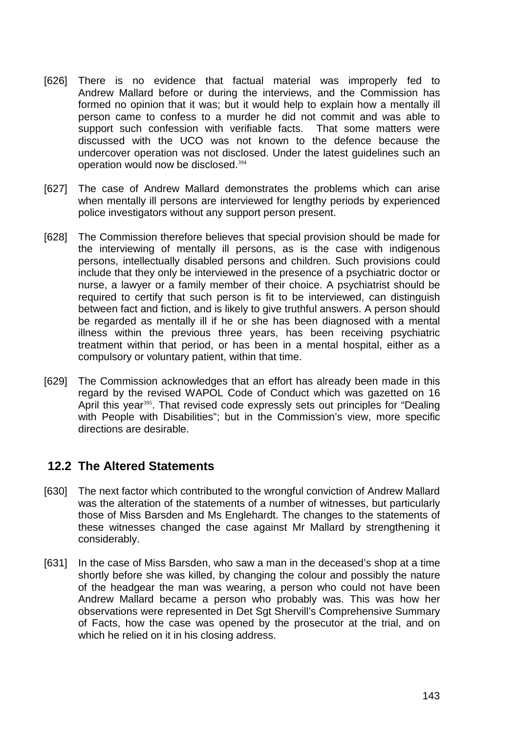[626] There is no evidence that factual material was improperly fed to Andrew Mallard before or during the interviews, and the Commission has formed no opinion that it was; but it would help to explain how a mentally ill person came to confess to a murder he did not commit and was able to support such confession with verifiable facts. That some matters were discussed with the UCO was not known to the defence because the undercover operation was not disclosed. Under the latest guidelines such an operation would now be disclosed.[394]

[627] The case of Andrew Mallard demonstrates the problems which can arise when mentally ill persons are interviewed for lengthy periods by experienced police investigators without any support person present.

[628] The Commission therefore believes that special provision should be made for the interviewing of mentally ill persons, as is the case with indigenous persons, intellectually disabled persons and children. Such provisions could include that they only be interviewed in the presence of a psychiatric doctor or nurse, a lawyer or a family member of their choice. A psychiatrist should be required to certify that such person is fit to be interviewed, can distinguish between fact and fiction, and is likely to give truthful answers. A person should be regarded as mentally ill if he or she has been diagnosed with a mental illness within the previous three years, has been receiving psychiatric treatment within that period, or has been in a mental hospital, either as a compulsory or voluntary patient, within that time.

[629] The Commission acknowledges that an effort has already been made in this regard by the revised WAPOL Code of Conduct which was gazetted on 16 April this year[395]. That revised code expressly sets out principles for "Dealing with People with Disabilities"; but in the Commission's view, more specific directions are desirable.

## 12.2 The Altered Statements

[630] The next factor which contributed to the wrongful conviction of Andrew Mallard was the alteration of the statements of a number of witnesses, but particularly those of Miss Barsden and Ms Englehardt. The changes to the statements of these witnesses changed the case against Mr Mallard by strengthening it considerably.

[631] In the case of Miss Barsden, who saw a man in the deceased's shop at a time shortly before she was killed, by changing the colour and possibly the nature of the headgear the man was wearing, a person who could not have been Andrew Mallard became a person who probably was. This was how her observations were represented in Det Sgt Shervill's Comprehensive Summary of Facts, how the case was opened by the prosecutor at the trial, and on which he relied on it in his closing address.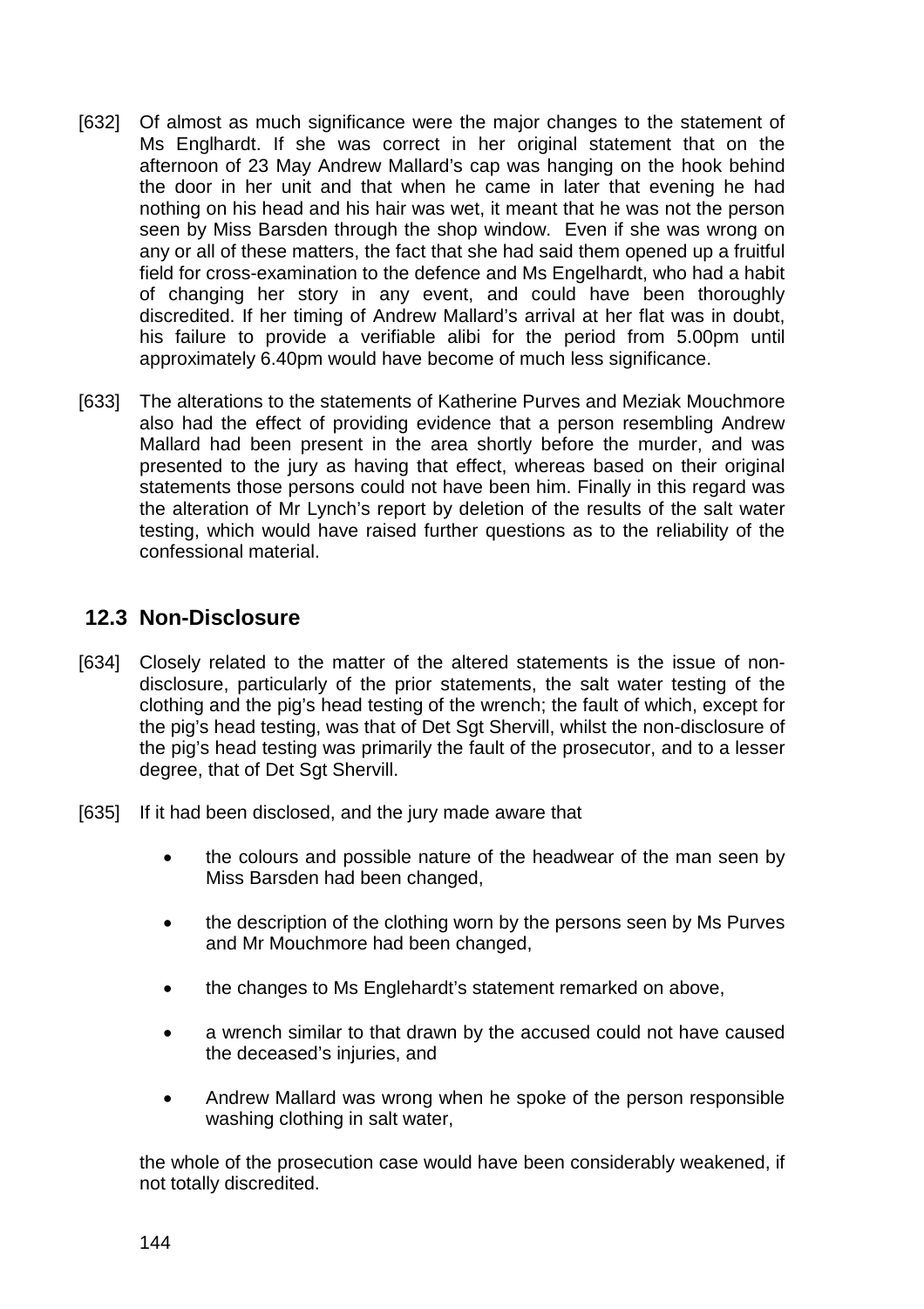[632] Of almost as much significance were the major changes to the statement of Ms Englhardt. If she was correct in her original statement that on the afternoon of 23 May Andrew Mallard's cap was hanging on the hook behind the door in her unit and that when he came in later that evening he had nothing on his head and his hair was wet, it meant that he was not the person seen by Miss Barsden through the shop window. Even if she was wrong on any or all of these matters, the fact that she had said them opened up a fruitful field for cross-examination to the defence and Ms Engelhardt, who had a habit of changing her story in any event, and could have been thoroughly discredited. If her timing of Andrew Mallard's arrival at her flat was in doubt, his failure to provide a verifiable alibi for the period from 5.00pm until approximately 6.40pm would have become of much less significance.

[633] The alterations to the statements of Katherine Purves and Meziak Mouchmore also had the effect of providing evidence that a person resembling Andrew Mallard had been present in the area shortly before the murder, and was presented to the jury as having that effect, whereas based on their original statements those persons could not have been him. Finally in this regard was the alteration of Mr Lynch's report by deletion of the results of the salt water testing, which would have raised further questions as to the reliability of the confessional material.

## 12.3 Non-Disclosure

[634] Closely related to the matter of the altered statements is the issue of non-disclosure, particularly of the prior statements, the salt water testing of the clothing and the pig's head testing of the wrench; the fault of which, except for the pig's head testing, was that of Det Sgt Shervill, whilst the non-disclosure of the pig's head testing was primarily the fault of the prosecutor, and to a lesser degree, that of Det Sgt Shervill.

[635] If it had been disclosed, and the jury made aware that

- the colours and possible nature of the headwear of the man seen by Miss Barsden had been changed,
- the description of the clothing worn by the persons seen by Ms Purves and Mr Mouchmore had been changed,
- the changes to Ms Englehardt's statement remarked on above,
- a wrench similar to that drawn by the accused could not have caused the deceased's injuries, and
- Andrew Mallard was wrong when he spoke of the person responsible washing clothing in salt water,

the whole of the prosecution case would have been considerably weakened, if not totally discredited.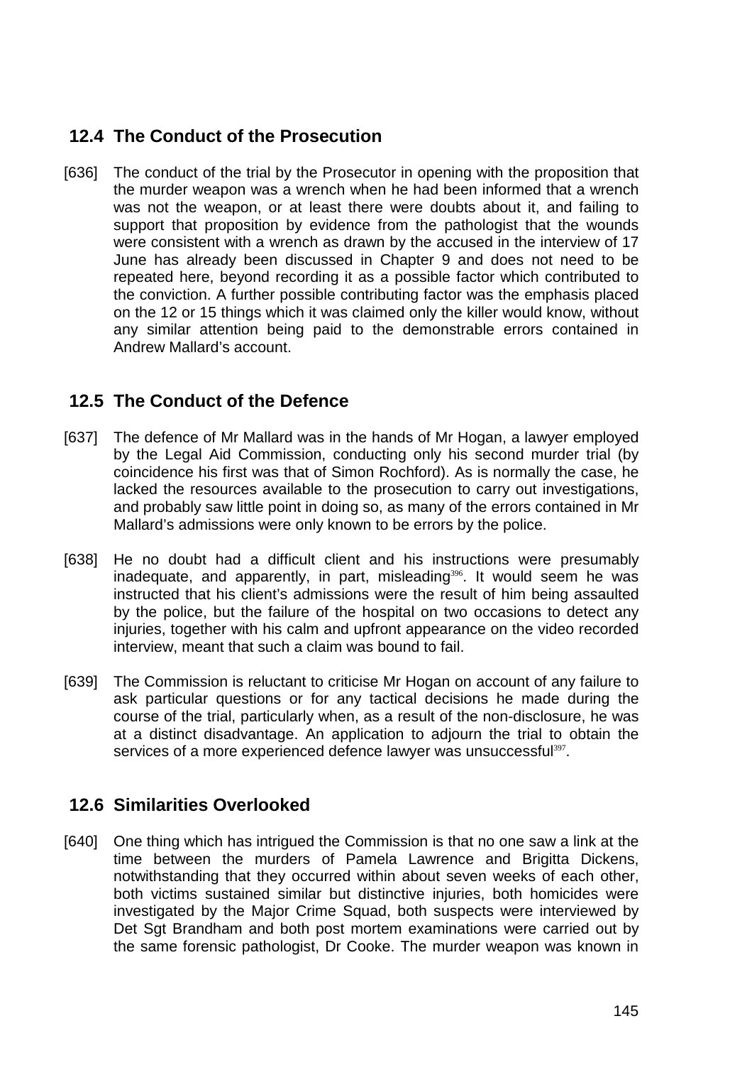## 12.4 The Conduct of the Prosecution

[636] The conduct of the trial by the Prosecutor in opening with the proposition that the murder weapon was a wrench when he had been informed that a wrench was not the weapon, or at least there were doubts about it, and failing to support that proposition by evidence from the pathologist that the wounds were consistent with a wrench as drawn by the accused in the interview of 17 June has already been discussed in Chapter 9 and does not need to be repeated here, beyond recording it as a possible factor which contributed to the conviction. A further possible contributing factor was the emphasis placed on the 12 or 15 things which it was claimed only the killer would know, without any similar attention being paid to the demonstrable errors contained in Andrew Mallard's account.

## 12.5 The Conduct of the Defence

[637] The defence of Mr Mallard was in the hands of Mr Hogan, a lawyer employed by the Legal Aid Commission, conducting only his second murder trial (by coincidence his first was that of Simon Rochford). As is normally the case, he lacked the resources available to the prosecution to carry out investigations, and probably saw little point in doing so, as many of the errors contained in Mr Mallard's admissions were only known to be errors by the police.

[638] He no doubt had a difficult client and his instructions were presumably inadequate, and apparently, in part, misleading[396]. It would seem he was instructed that his client's admissions were the result of him being assaulted by the police, but the failure of the hospital on two occasions to detect any injuries, together with his calm and upfront appearance on the video recorded interview, meant that such a claim was bound to fail.

[639] The Commission is reluctant to criticise Mr Hogan on account of any failure to ask particular questions or for any tactical decisions he made during the course of the trial, particularly when, as a result of the non-disclosure, he was at a distinct disadvantage. An application to adjourn the trial to obtain the services of a more experienced defence lawyer was unsuccessful[397].

## 12.6 Similarities Overlooked

[640] One thing which has intrigued the Commission is that no one saw a link at the time between the murders of Pamela Lawrence and Brigitta Dickens, notwithstanding that they occurred within about seven weeks of each other, both victims sustained similar but distinctive injuries, both homicides were investigated by the Major Crime Squad, both suspects were interviewed by Det Sgt Brandham and both post mortem examinations were carried out by the same forensic pathologist, Dr Cooke. The murder weapon was known in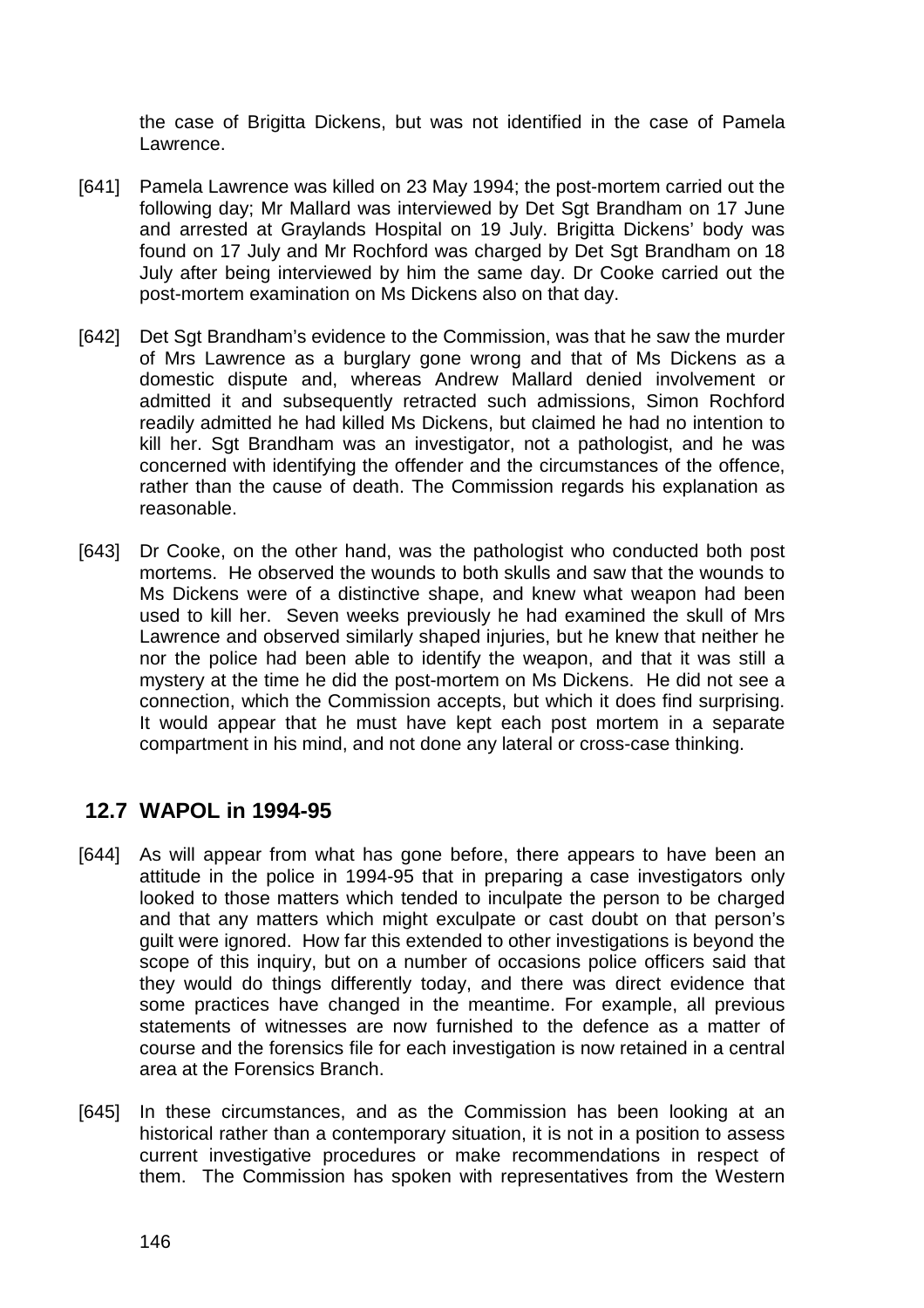the case of Brigitta Dickens, but was not identified in the case of Pamela Lawrence.

[641] Pamela Lawrence was killed on 23 May 1994; the post-mortem carried out the following day; Mr Mallard was interviewed by Det Sgt Brandham on 17 June and arrested at Graylands Hospital on 19 July. Brigitta Dickens' body was found on 17 July and Mr Rochford was charged by Det Sgt Brandham on 18 July after being interviewed by him the same day. Dr Cooke carried out the post-mortem examination on Ms Dickens also on that day.

[642] Det Sgt Brandham's evidence to the Commission, was that he saw the murder of Mrs Lawrence as a burglary gone wrong and that of Ms Dickens as a domestic dispute and, whereas Andrew Mallard denied involvement or admitted it and subsequently retracted such admissions, Simon Rochford readily admitted he had killed Ms Dickens, but claimed he had no intention to kill her. Sgt Brandham was an investigator, not a pathologist, and he was concerned with identifying the offender and the circumstances of the offence, rather than the cause of death. The Commission regards his explanation as reasonable.

[643] Dr Cooke, on the other hand, was the pathologist who conducted both post mortems. He observed the wounds to both skulls and saw that the wounds to Ms Dickens were of a distinctive shape, and knew what weapon had been used to kill her. Seven weeks previously he had examined the skull of Mrs Lawrence and observed similarly shaped injuries, but he knew that neither he nor the police had been able to identify the weapon, and that it was still a mystery at the time he did the post-mortem on Ms Dickens. He did not see a connection, which the Commission accepts, but which it does find surprising. It would appear that he must have kept each post mortem in a separate compartment in his mind, and not done any lateral or cross-case thinking.

## 12.7 WAPOL in 1994-95

[644] As will appear from what has gone before, there appears to have been an attitude in the police in 1994-95 that in preparing a case investigators only looked to those matters which tended to inculpate the person to be charged and that any matters which might exculpate or cast doubt on that person's guilt were ignored. How far this extended to other investigations is beyond the scope of this inquiry, but on a number of occasions police officers said that they would do things differently today, and there was direct evidence that some practices have changed in the meantime. For example, all previous statements of witnesses are now furnished to the defence as a matter of course and the forensics file for each investigation is now retained in a central area at the Forensics Branch.

[645] In these circumstances, and as the Commission has been looking at an historical rather than a contemporary situation, it is not in a position to assess current investigative procedures or make recommendations in respect of them. The Commission has spoken with representatives from the Western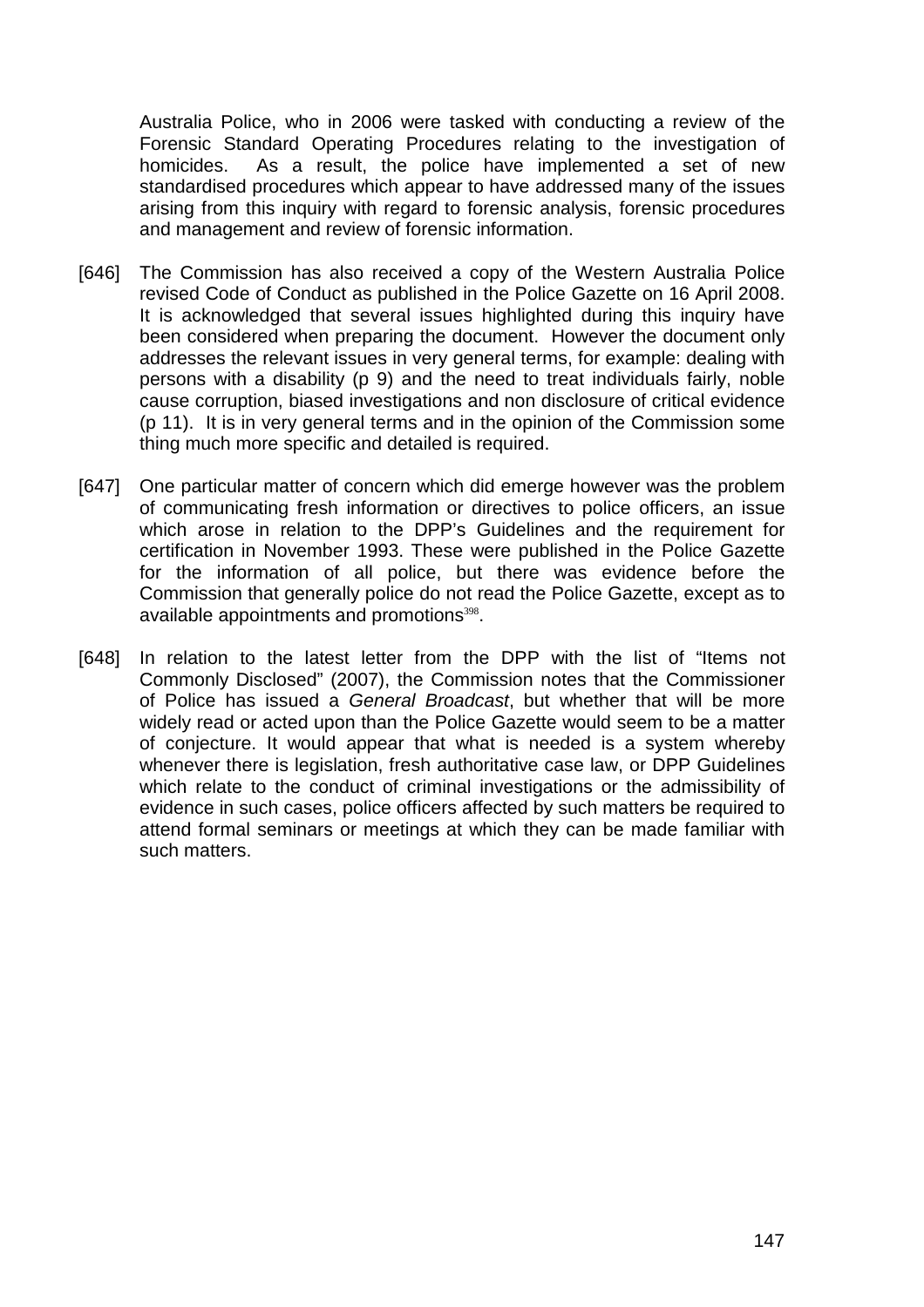Australia Police, who in 2006 were tasked with conducting a review of the Forensic Standard Operating Procedures relating to the investigation of homicides. As a result, the police have implemented a set of new standardised procedures which appear to have addressed many of the issues arising from this inquiry with regard to forensic analysis, forensic procedures and management and review of forensic information.

[646] The Commission has also received a copy of the Western Australia Police revised Code of Conduct as published in the Police Gazette on 16 April 2008. It is acknowledged that several issues highlighted during this inquiry have been considered when preparing the document. However the document only addresses the relevant issues in very general terms, for example: dealing with persons with a disability (p 9) and the need to treat individuals fairly, noble cause corruption, biased investigations and non disclosure of critical evidence (p 11). It is in very general terms and in the opinion of the Commission some thing much more specific and detailed is required.

[647] One particular matter of concern which did emerge however was the problem of communicating fresh information or directives to police officers, an issue which arose in relation to the DPP's Guidelines and the requirement for certification in November 1993. These were published in the Police Gazette for the information of all police, but there was evidence before the Commission that generally police do not read the Police Gazette, except as to available appointments and promotions[398].

[648] In relation to the latest letter from the DPP with the list of "Items not Commonly Disclosed" (2007), the Commission notes that the Commissioner of Police has issued a *General Broadcast*, but whether that will be more widely read or acted upon than the Police Gazette would seem to be a matter of conjecture. It would appear that what is needed is a system whereby whenever there is legislation, fresh authoritative case law, or DPP Guidelines which relate to the conduct of criminal investigations or the admissibility of evidence in such cases, police officers affected by such matters be required to attend formal seminars or meetings at which they can be made familiar with such matters.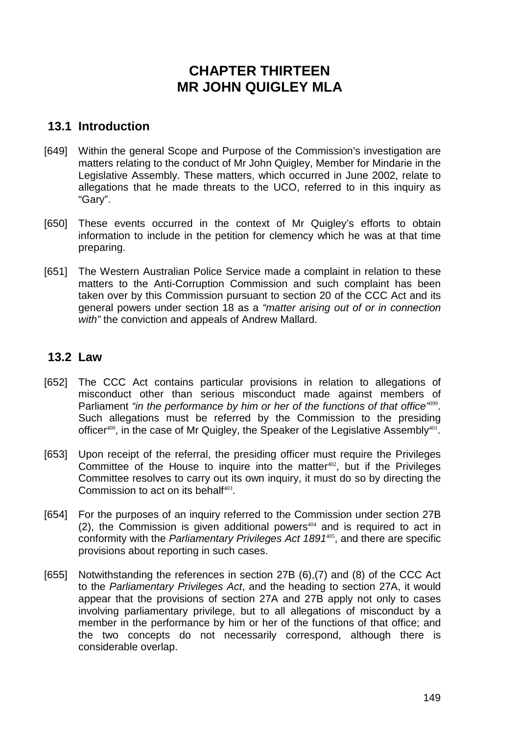# CHAPTER THIRTEEN
# MR JOHN QUIGLEY MLA

## 13.1 Introduction

[649] Within the general Scope and Purpose of the Commission's investigation are matters relating to the conduct of Mr John Quigley, Member for Mindarie in the Legislative Assembly. These matters, which occurred in June 2002, relate to allegations that he made threats to the UCO, referred to in this inquiry as "Gary".

[650] These events occurred in the context of Mr Quigley's efforts to obtain information to include in the petition for clemency which he was at that time preparing.

[651] The Western Australian Police Service made a complaint in relation to these matters to the Anti-Corruption Commission and such complaint has been taken over by this Commission pursuant to section 20 of the CCC Act and its general powers under section 18 as a *"matter arising out of or in connection with"* the conviction and appeals of Andrew Mallard.

## 13.2 Law

[652] The CCC Act contains particular provisions in relation to allegations of misconduct other than serious misconduct made against members of Parliament *"in the performance by him or her of the functions of that office"*[399]. Such allegations must be referred by the Commission to the presiding officer[400], in the case of Mr Quigley, the Speaker of the Legislative Assembly[401].

[653] Upon receipt of the referral, the presiding officer must require the Privileges Committee of the House to inquire into the matter[402], but if the Privileges Committee resolves to carry out its own inquiry, it must do so by directing the Commission to act on its behalf[403].

[654] For the purposes of an inquiry referred to the Commission under section 27B (2), the Commission is given additional powers[404] and is required to act in conformity with the *Parliamentary Privileges Act 1891*[405], and there are specific provisions about reporting in such cases.

[655] Notwithstanding the references in section 27B (6),(7) and (8) of the CCC Act to the *Parliamentary Privileges Act*, and the heading to section 27A, it would appear that the provisions of section 27A and 27B apply not only to cases involving parliamentary privilege, but to all allegations of misconduct by a member in the performance by him or her of the functions of that office; and the two concepts do not necessarily correspond, although there is considerable overlap.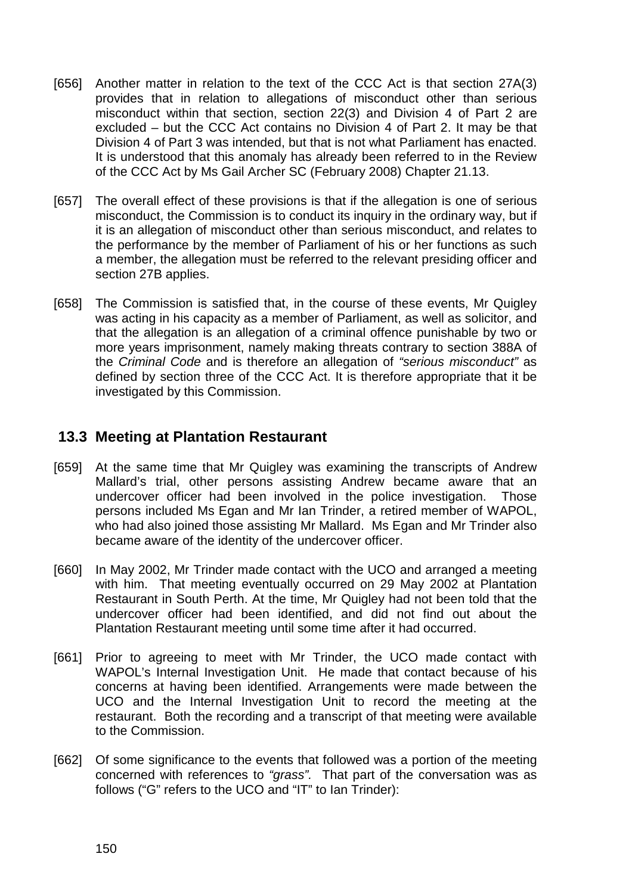[656] Another matter in relation to the text of the CCC Act is that section 27A(3) provides that in relation to allegations of misconduct other than serious misconduct within that section, section 22(3) and Division 4 of Part 2 are excluded – but the CCC Act contains no Division 4 of Part 2. It may be that Division 4 of Part 3 was intended, but that is not what Parliament has enacted. It is understood that this anomaly has already been referred to in the Review of the CCC Act by Ms Gail Archer SC (February 2008) Chapter 21.13.

[657] The overall effect of these provisions is that if the allegation is one of serious misconduct, the Commission is to conduct its inquiry in the ordinary way, but if it is an allegation of misconduct other than serious misconduct, and relates to the performance by the member of Parliament of his or her functions as such a member, the allegation must be referred to the relevant presiding officer and section 27B applies.

[658] The Commission is satisfied that, in the course of these events, Mr Quigley was acting in his capacity as a member of Parliament, as well as solicitor, and that the allegation is an allegation of a criminal offence punishable by two or more years imprisonment, namely making threats contrary to section 388A of the *Criminal Code* and is therefore an allegation of *"serious misconduct"* as defined by section three of the CCC Act. It is therefore appropriate that it be investigated by this Commission.

## 13.3 Meeting at Plantation Restaurant

[659] At the same time that Mr Quigley was examining the transcripts of Andrew Mallard's trial, other persons assisting Andrew became aware that an undercover officer had been involved in the police investigation. Those persons included Ms Egan and Mr Ian Trinder, a retired member of WAPOL, who had also joined those assisting Mr Mallard. Ms Egan and Mr Trinder also became aware of the identity of the undercover officer.

[660] In May 2002, Mr Trinder made contact with the UCO and arranged a meeting with him. That meeting eventually occurred on 29 May 2002 at Plantation Restaurant in South Perth. At the time, Mr Quigley had not been told that the undercover officer had been identified, and did not find out about the Plantation Restaurant meeting until some time after it had occurred.

[661] Prior to agreeing to meet with Mr Trinder, the UCO made contact with WAPOL's Internal Investigation Unit. He made that contact because of his concerns at having been identified. Arrangements were made between the UCO and the Internal Investigation Unit to record the meeting at the restaurant. Both the recording and a transcript of that meeting were available to the Commission.

[662] Of some significance to the events that followed was a portion of the meeting concerned with references to *"grass".* That part of the conversation was as follows ("G" refers to the UCO and "IT" to Ian Trinder):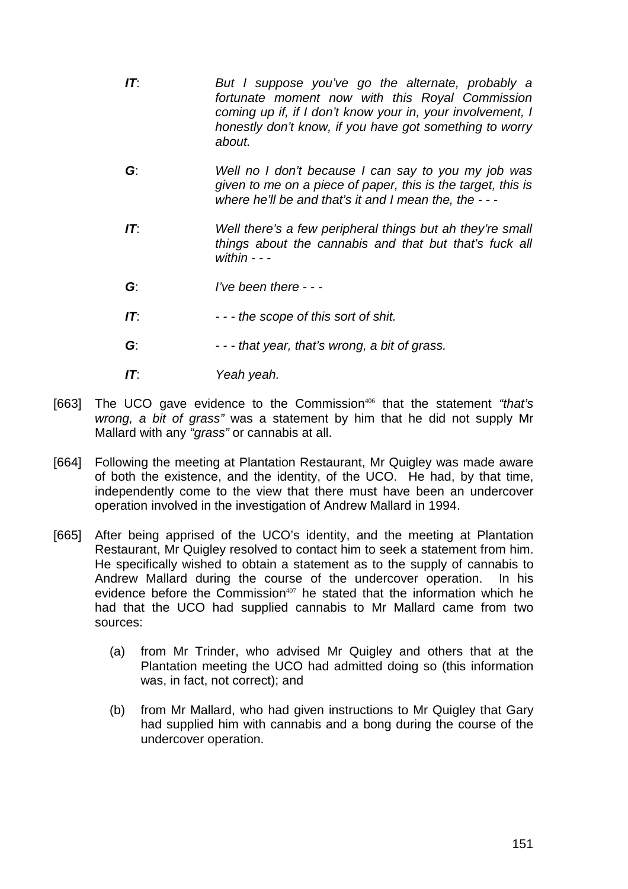| | |
|---|---|
| ***IT***: | *But I suppose you've go the alternate, probably a fortunate moment now with this Royal Commission coming up if, if I don't know your in, your involvement, I honestly don't know, if you have got something to worry about.* |
| ***G***: | *Well no I don't because I can say to you my job was given to me on a piece of paper, this is the target, this is where he'll be and that's it and I mean the, the - - -* |
| ***IT***: | *Well there's a few peripheral things but ah they're small things about the cannabis and that but that's fuck all within - - -* |
| ***G***: | *I've been there - - -* |
| ***IT***: | *- - - the scope of this sort of shit.* |
| ***G***: | *- - - that year, that's wrong, a bit of grass.* |
| ***IT***: | *Yeah yeah.* |

[663] The UCO gave evidence to the Commission[406] that the statement *"that's wrong, a bit of grass"* was a statement by him that he did not supply Mr Mallard with any *"grass"* or cannabis at all.

[664] Following the meeting at Plantation Restaurant, Mr Quigley was made aware of both the existence, and the identity, of the UCO. He had, by that time, independently come to the view that there must have been an undercover operation involved in the investigation of Andrew Mallard in 1994.

[665] After being apprised of the UCO's identity, and the meeting at Plantation Restaurant, Mr Quigley resolved to contact him to seek a statement from him. He specifically wished to obtain a statement as to the supply of cannabis to Andrew Mallard during the course of the undercover operation. In his evidence before the Commission[407] he stated that the information which he had that the UCO had supplied cannabis to Mr Mallard came from two sources:

(a) from Mr Trinder, who advised Mr Quigley and others that at the Plantation meeting the UCO had admitted doing so (this information was, in fact, not correct); and

(b) from Mr Mallard, who had given instructions to Mr Quigley that Gary had supplied him with cannabis and a bong during the course of the undercover operation.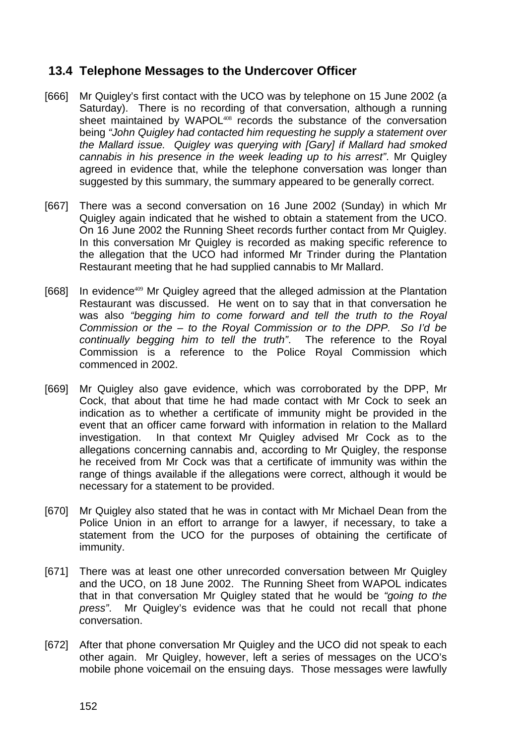## 13.4 Telephone Messages to the Undercover Officer

[666] Mr Quigley's first contact with the UCO was by telephone on 15 June 2002 (a Saturday). There is no recording of that conversation, although a running sheet maintained by WAPOL[408] records the substance of the conversation being *"John Quigley had contacted him requesting he supply a statement over the Mallard issue. Quigley was querying with [Gary] if Mallard had smoked cannabis in his presence in the week leading up to his arrest"*. Mr Quigley agreed in evidence that, while the telephone conversation was longer than suggested by this summary, the summary appeared to be generally correct.

[667] There was a second conversation on 16 June 2002 (Sunday) in which Mr Quigley again indicated that he wished to obtain a statement from the UCO. On 16 June 2002 the Running Sheet records further contact from Mr Quigley. In this conversation Mr Quigley is recorded as making specific reference to the allegation that the UCO had informed Mr Trinder during the Plantation Restaurant meeting that he had supplied cannabis to Mr Mallard.

[668] In evidence[409] Mr Quigley agreed that the alleged admission at the Plantation Restaurant was discussed. He went on to say that in that conversation he was also *"begging him to come forward and tell the truth to the Royal Commission or the – to the Royal Commission or to the DPP. So I'd be continually begging him to tell the truth"*. The reference to the Royal Commission is a reference to the Police Royal Commission which commenced in 2002.

[669] Mr Quigley also gave evidence, which was corroborated by the DPP, Mr Cock, that about that time he had made contact with Mr Cock to seek an indication as to whether a certificate of immunity might be provided in the event that an officer came forward with information in relation to the Mallard investigation. In that context Mr Quigley advised Mr Cock as to the allegations concerning cannabis and, according to Mr Quigley, the response he received from Mr Cock was that a certificate of immunity was within the range of things available if the allegations were correct, although it would be necessary for a statement to be provided.

[670] Mr Quigley also stated that he was in contact with Mr Michael Dean from the Police Union in an effort to arrange for a lawyer, if necessary, to take a statement from the UCO for the purposes of obtaining the certificate of immunity.

[671] There was at least one other unrecorded conversation between Mr Quigley and the UCO, on 18 June 2002. The Running Sheet from WAPOL indicates that in that conversation Mr Quigley stated that he would be *"going to the press"*. Mr Quigley's evidence was that he could not recall that phone conversation.

[672] After that phone conversation Mr Quigley and the UCO did not speak to each other again. Mr Quigley, however, left a series of messages on the UCO's mobile phone voicemail on the ensuing days. Those messages were lawfully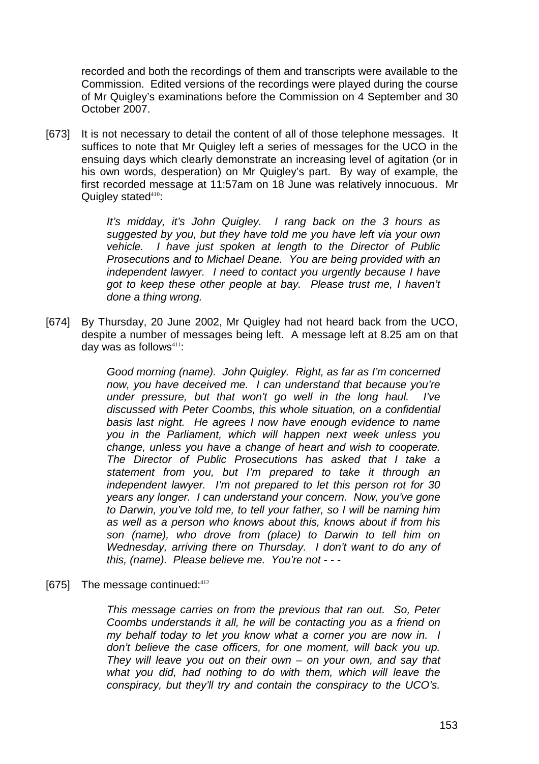recorded and both the recordings of them and transcripts were available to the Commission. Edited versions of the recordings were played during the course of Mr Quigley's examinations before the Commission on 4 September and 30 October 2007.

[673] It is not necessary to detail the content of all of those telephone messages. It suffices to note that Mr Quigley left a series of messages for the UCO in the ensuing days which clearly demonstrate an increasing level of agitation (or in his own words, desperation) on Mr Quigley's part. By way of example, the first recorded message at 11:57am on 18 June was relatively innocuous. Mr Quigley stated[410]:

> *It's midday, it's John Quigley. I rang back on the 3 hours as suggested by you, but they have told me you have left via your own vehicle. I have just spoken at length to the Director of Public Prosecutions and to Michael Deane. You are being provided with an independent lawyer. I need to contact you urgently because I have got to keep these other people at bay. Please trust me, I haven't done a thing wrong.*

[674] By Thursday, 20 June 2002, Mr Quigley had not heard back from the UCO, despite a number of messages being left. A message left at 8.25 am on that day was as follows[411]:

> *Good morning (name). John Quigley. Right, as far as I'm concerned now, you have deceived me. I can understand that because you're under pressure, but that won't go well in the long haul. I've discussed with Peter Coombs, this whole situation, on a confidential basis last night. He agrees I now have enough evidence to name you in the Parliament, which will happen next week unless you change, unless you have a change of heart and wish to cooperate. The Director of Public Prosecutions has asked that I take a statement from you, but I'm prepared to take it through an independent lawyer. I'm not prepared to let this person rot for 30 years any longer. I can understand your concern. Now, you've gone to Darwin, you've told me, to tell your father, so I will be naming him as well as a person who knows about this, knows about if from his son (name), who drove from (place) to Darwin to tell him on Wednesday, arriving there on Thursday. I don't want to do any of this, (name). Please believe me. You're not - - -*

[675] The message continued:[412]

> *This message carries on from the previous that ran out. So, Peter Coombs understands it all, he will be contacting you as a friend on my behalf today to let you know what a corner you are now in. I don't believe the case officers, for one moment, will back you up. They will leave you out on their own – on your own, and say that what you did, had nothing to do with them, which will leave the conspiracy, but they'll try and contain the conspiracy to the UCO's.*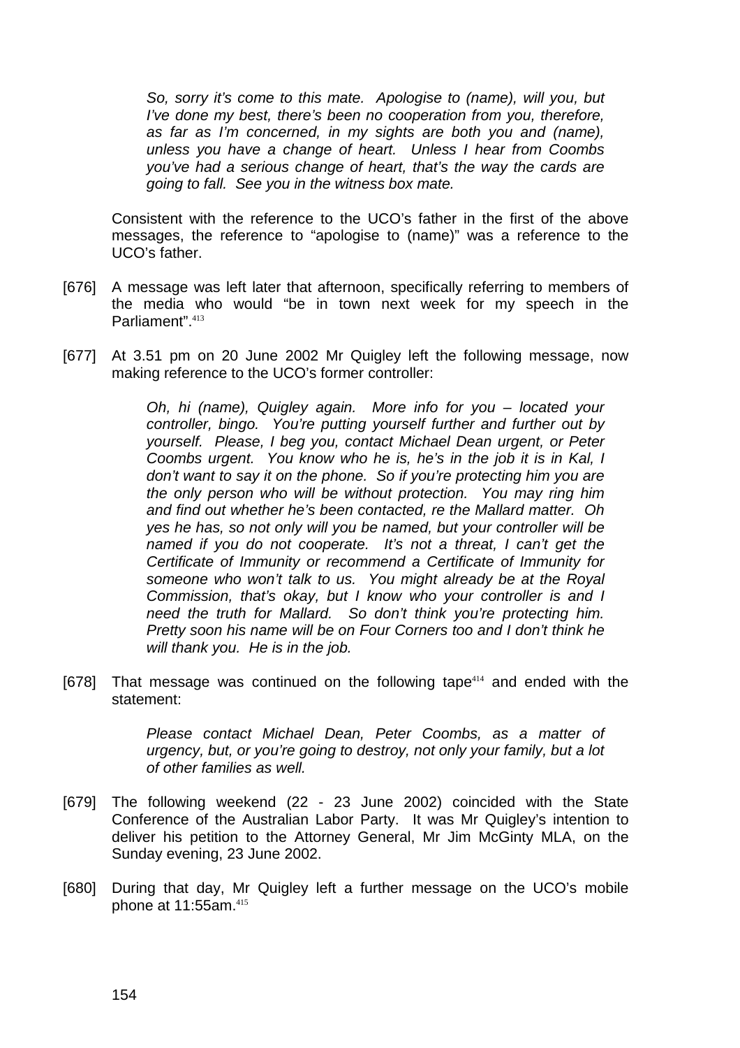> *So, sorry it's come to this mate. Apologise to (name), will you, but I've done my best, there's been no cooperation from you, therefore, as far as I'm concerned, in my sights are both you and (name), unless you have a change of heart. Unless I hear from Coombs you've had a serious change of heart, that's the way the cards are going to fall. See you in the witness box mate.*

Consistent with the reference to the UCO's father in the first of the above messages, the reference to "apologise to (name)" was a reference to the UCO's father.

[676] A message was left later that afternoon, specifically referring to members of the media who would "be in town next week for my speech in the Parliament".[413]

[677] At 3.51 pm on 20 June 2002 Mr Quigley left the following message, now making reference to the UCO's former controller:

> *Oh, hi (name), Quigley again. More info for you – located your controller, bingo. You're putting yourself further and further out by yourself. Please, I beg you, contact Michael Dean urgent, or Peter Coombs urgent. You know who he is, he's in the job it is in Kal, I don't want to say it on the phone. So if you're protecting him you are the only person who will be without protection. You may ring him and find out whether he's been contacted, re the Mallard matter. Oh yes he has, so not only will you be named, but your controller will be named if you do not cooperate. It's not a threat, I can't get the Certificate of Immunity or recommend a Certificate of Immunity for someone who won't talk to us. You might already be at the Royal Commission, that's okay, but I know who your controller is and I need the truth for Mallard. So don't think you're protecting him. Pretty soon his name will be on Four Corners too and I don't think he will thank you. He is in the job.*

[678] That message was continued on the following tape[414] and ended with the statement:

> *Please contact Michael Dean, Peter Coombs, as a matter of urgency, but, or you're going to destroy, not only your family, but a lot of other families as well.*

[679] The following weekend (22 - 23 June 2002) coincided with the State Conference of the Australian Labor Party. It was Mr Quigley's intention to deliver his petition to the Attorney General, Mr Jim McGinty MLA, on the Sunday evening, 23 June 2002.

[680] During that day, Mr Quigley left a further message on the UCO's mobile phone at 11:55am.[415]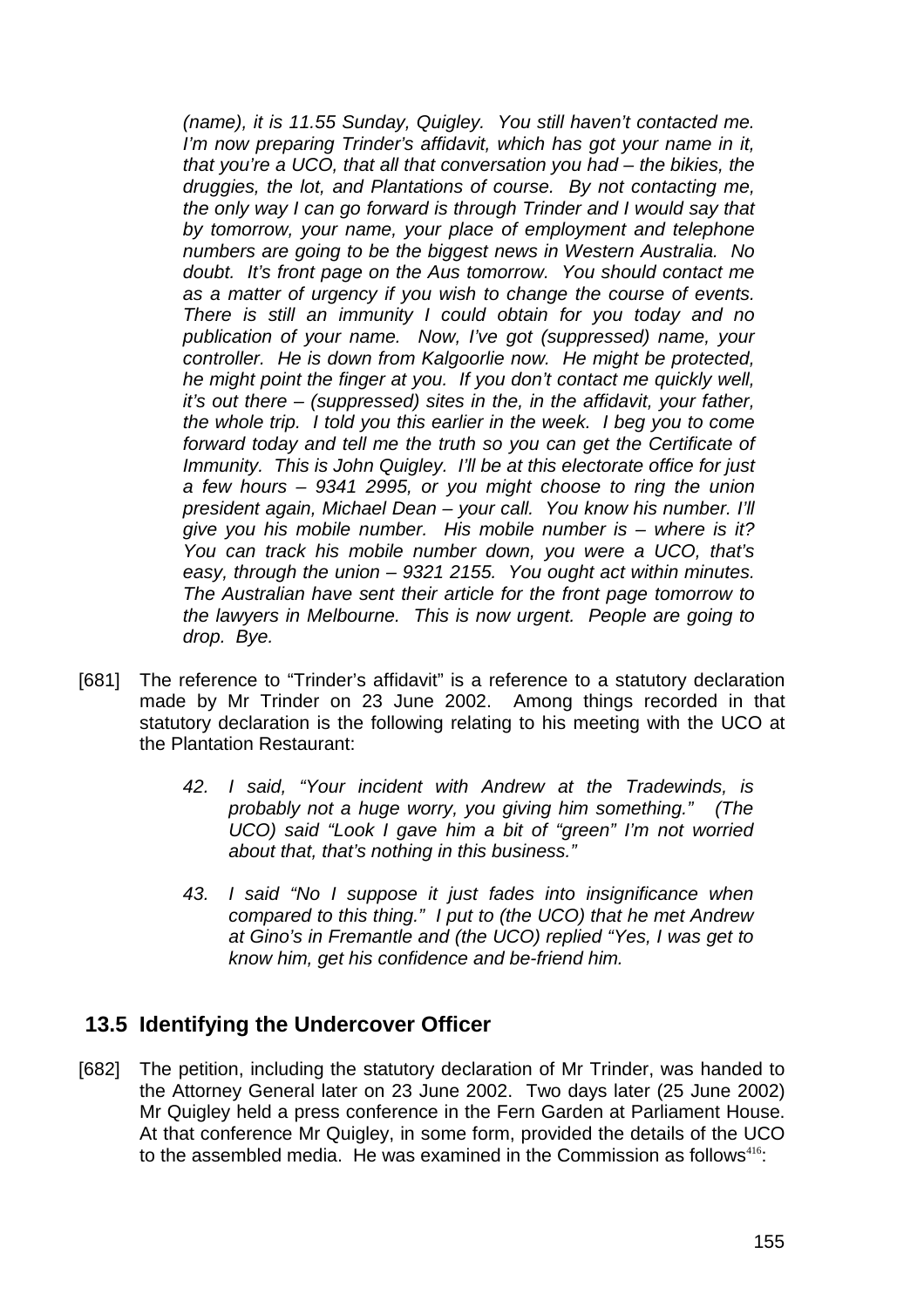*(name), it is 11.55 Sunday, Quigley. You still haven't contacted me. I'm now preparing Trinder's affidavit, which has got your name in it, that you're a UCO, that all that conversation you had – the bikies, the druggies, the lot, and Plantations of course. By not contacting me, the only way I can go forward is through Trinder and I would say that by tomorrow, your name, your place of employment and telephone numbers are going to be the biggest news in Western Australia. No doubt. It's front page on the Aus tomorrow. You should contact me as a matter of urgency if you wish to change the course of events. There is still an immunity I could obtain for you today and no publication of your name. Now, I've got (suppressed) name, your controller. He is down from Kalgoorlie now. He might be protected, he might point the finger at you. If you don't contact me quickly well, it's out there – (suppressed) sites in the, in the affidavit, your father, the whole trip. I told you this earlier in the week. I beg you to come forward today and tell me the truth so you can get the Certificate of Immunity. This is John Quigley. I'll be at this electorate office for just a few hours – 9341 2995, or you might choose to ring the union president again, Michael Dean – your call. You know his number. I'll give you his mobile number. His mobile number is – where is it? You can track his mobile number down, you were a UCO, that's easy, through the union – 9321 2155. You ought act within minutes. The Australian have sent their article for the front page tomorrow to the lawyers in Melbourne. This is now urgent. People are going to drop. Bye.*

[681] The reference to "Trinder's affidavit" is a reference to a statutory declaration made by Mr Trinder on 23 June 2002. Among things recorded in that statutory declaration is the following relating to his meeting with the UCO at the Plantation Restaurant:

> *42. I said, "Your incident with Andrew at the Tradewinds, is probably not a huge worry, you giving him something." (The UCO) said "Look I gave him a bit of "green" I'm not worried about that, that's nothing in this business."*
>
> *43. I said "No I suppose it just fades into insignificance when compared to this thing." I put to (the UCO) that he met Andrew at Gino's in Fremantle and (the UCO) replied "Yes, I was get to know him, get his confidence and be-friend him.*

## 13.5 Identifying the Undercover Officer

[682] The petition, including the statutory declaration of Mr Trinder, was handed to the Attorney General later on 23 June 2002. Two days later (25 June 2002) Mr Quigley held a press conference in the Fern Garden at Parliament House. At that conference Mr Quigley, in some form, provided the details of the UCO to the assembled media. He was examined in the Commission as follows[416]: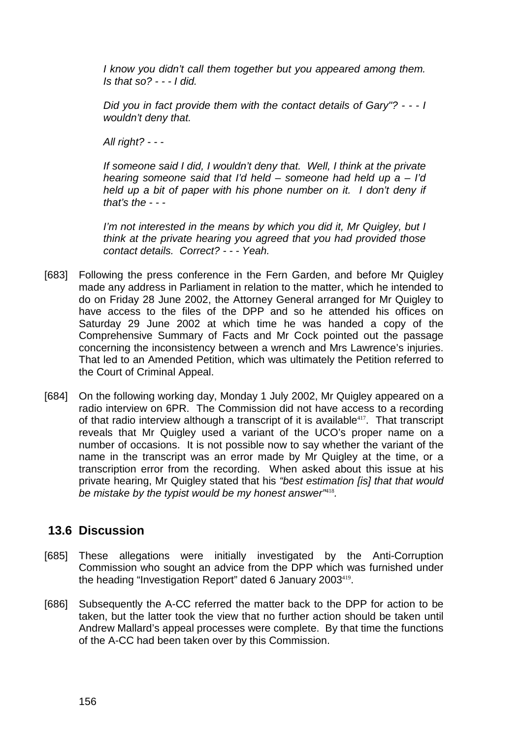*I know you didn't call them together but you appeared among them. Is that so? - - - I did.*

*Did you in fact provide them with the contact details of Gary"? - - - I wouldn't deny that.*

*All right? - - -*

*If someone said I did, I wouldn't deny that. Well, I think at the private hearing someone said that I'd held – someone had held up a – I'd held up a bit of paper with his phone number on it. I don't deny if that's the - - -*

*I'm not interested in the means by which you did it, Mr Quigley, but I think at the private hearing you agreed that you had provided those contact details. Correct? - - - Yeah.*

[683] Following the press conference in the Fern Garden, and before Mr Quigley made any address in Parliament in relation to the matter, which he intended to do on Friday 28 June 2002, the Attorney General arranged for Mr Quigley to have access to the files of the DPP and so he attended his offices on Saturday 29 June 2002 at which time he was handed a copy of the Comprehensive Summary of Facts and Mr Cock pointed out the passage concerning the inconsistency between a wrench and Mrs Lawrence's injuries. That led to an Amended Petition, which was ultimately the Petition referred to the Court of Criminal Appeal.

[684] On the following working day, Monday 1 July 2002, Mr Quigley appeared on a radio interview on 6PR. The Commission did not have access to a recording of that radio interview although a transcript of it is available[417]. That transcript reveals that Mr Quigley used a variant of the UCO's proper name on a number of occasions. It is not possible now to say whether the variant of the name in the transcript was an error made by Mr Quigley at the time, or a transcription error from the recording. When asked about this issue at his private hearing, Mr Quigley stated that his *"best estimation [is] that that would be mistake by the typist would be my honest answer"*[418].

## 13.6 Discussion

[685] These allegations were initially investigated by the Anti-Corruption Commission who sought an advice from the DPP which was furnished under the heading "Investigation Report" dated 6 January 2003[419].

[686] Subsequently the A-CC referred the matter back to the DPP for action to be taken, but the latter took the view that no further action should be taken until Andrew Mallard's appeal processes were complete. By that time the functions of the A-CC had been taken over by this Commission.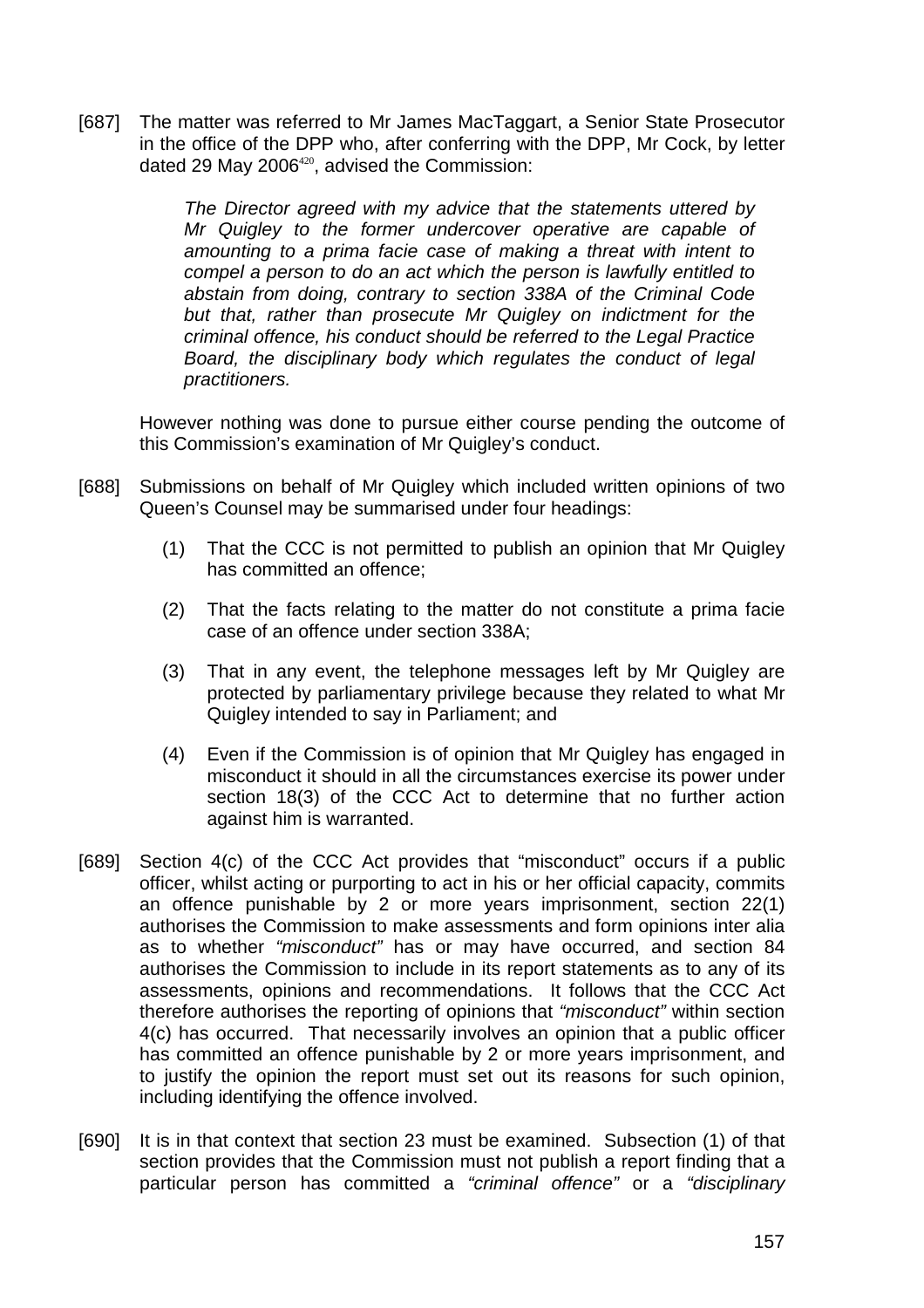[687] The matter was referred to Mr James MacTaggart, a Senior State Prosecutor in the office of the DPP who, after conferring with the DPP, Mr Cock, by letter dated 29 May 2006[420], advised the Commission:

> *The Director agreed with my advice that the statements uttered by Mr Quigley to the former undercover operative are capable of amounting to a prima facie case of making a threat with intent to compel a person to do an act which the person is lawfully entitled to abstain from doing, contrary to section 338A of the Criminal Code but that, rather than prosecute Mr Quigley on indictment for the criminal offence, his conduct should be referred to the Legal Practice Board, the disciplinary body which regulates the conduct of legal practitioners.*

However nothing was done to pursue either course pending the outcome of this Commission's examination of Mr Quigley's conduct.

[688] Submissions on behalf of Mr Quigley which included written opinions of two Queen's Counsel may be summarised under four headings:

(1) That the CCC is not permitted to publish an opinion that Mr Quigley has committed an offence;

(2) That the facts relating to the matter do not constitute a prima facie case of an offence under section 338A;

(3) That in any event, the telephone messages left by Mr Quigley are protected by parliamentary privilege because they related to what Mr Quigley intended to say in Parliament; and

(4) Even if the Commission is of opinion that Mr Quigley has engaged in misconduct it should in all the circumstances exercise its power under section 18(3) of the CCC Act to determine that no further action against him is warranted.

[689] Section 4(c) of the CCC Act provides that "misconduct" occurs if a public officer, whilst acting or purporting to act in his or her official capacity, commits an offence punishable by 2 or more years imprisonment, section 22(1) authorises the Commission to make assessments and form opinions inter alia as to whether *"misconduct"* has or may have occurred, and section 84 authorises the Commission to include in its report statements as to any of its assessments, opinions and recommendations. It follows that the CCC Act therefore authorises the reporting of opinions that *"misconduct"* within section 4(c) has occurred. That necessarily involves an opinion that a public officer has committed an offence punishable by 2 or more years imprisonment, and to justify the opinion the report must set out its reasons for such opinion, including identifying the offence involved.

[690] It is in that context that section 23 must be examined. Subsection (1) of that section provides that the Commission must not publish a report finding that a particular person has committed a *"criminal offence"* or a *"disciplinary*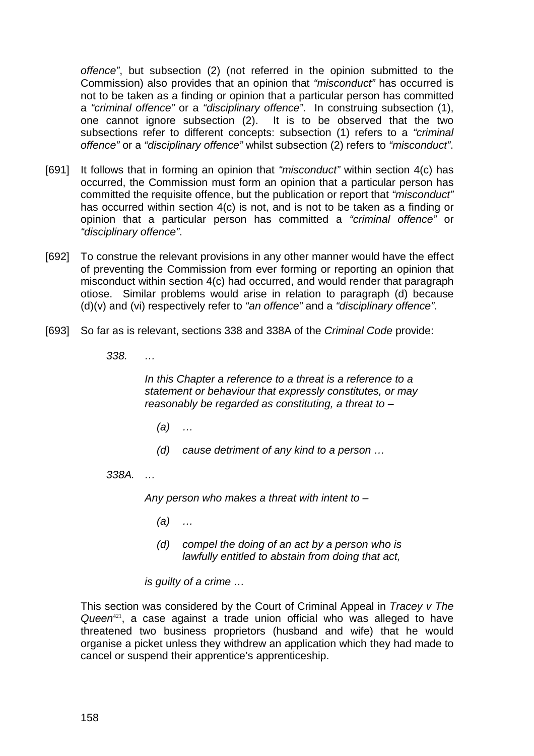*offence"*, but subsection (2) (not referred in the opinion submitted to the Commission) also provides that an opinion that *"misconduct"* has occurred is not to be taken as a finding or opinion that a particular person has committed a *"criminal offence"* or a *"disciplinary offence"*. In construing subsection (1), one cannot ignore subsection (2). It is to be observed that the two subsections refer to different concepts: subsection (1) refers to a *"criminal offence"* or a *"disciplinary offence"* whilst subsection (2) refers to *"misconduct"*.

[691] It follows that in forming an opinion that *"misconduct"* within section 4(c) has occurred, the Commission must form an opinion that a particular person has committed the requisite offence, but the publication or report that *"misconduct"* has occurred within section 4(c) is not, and is not to be taken as a finding or opinion that a particular person has committed a *"criminal offence"* or *"disciplinary offence"*.

[692] To construe the relevant provisions in any other manner would have the effect of preventing the Commission from ever forming or reporting an opinion that misconduct within section 4(c) had occurred, and would render that paragraph otiose. Similar problems would arise in relation to paragraph (d) because (d)(v) and (vi) respectively refer to *"an offence"* and a *"disciplinary offence"*.

[693] So far as is relevant, sections 338 and 338A of the *Criminal Code* provide:

> *338. …*
>
> *In this Chapter a reference to a threat is a reference to a statement or behaviour that expressly constitutes, or may reasonably be regarded as constituting, a threat to –*
>
> *(a) …*
>
> *(d) cause detriment of any kind to a person …*
>
> *338A. …*
>
> *Any person who makes a threat with intent to –*
>
> *(a) …*
>
> *(d) compel the doing of an act by a person who is lawfully entitled to abstain from doing that act,*
>
> *is guilty of a crime …*

This section was considered by the Court of Criminal Appeal in *Tracey v The Queen*[421], a case against a trade union official who was alleged to have threatened two business proprietors (husband and wife) that he would organise a picket unless they withdrew an application which they had made to cancel or suspend their apprentice's apprenticeship.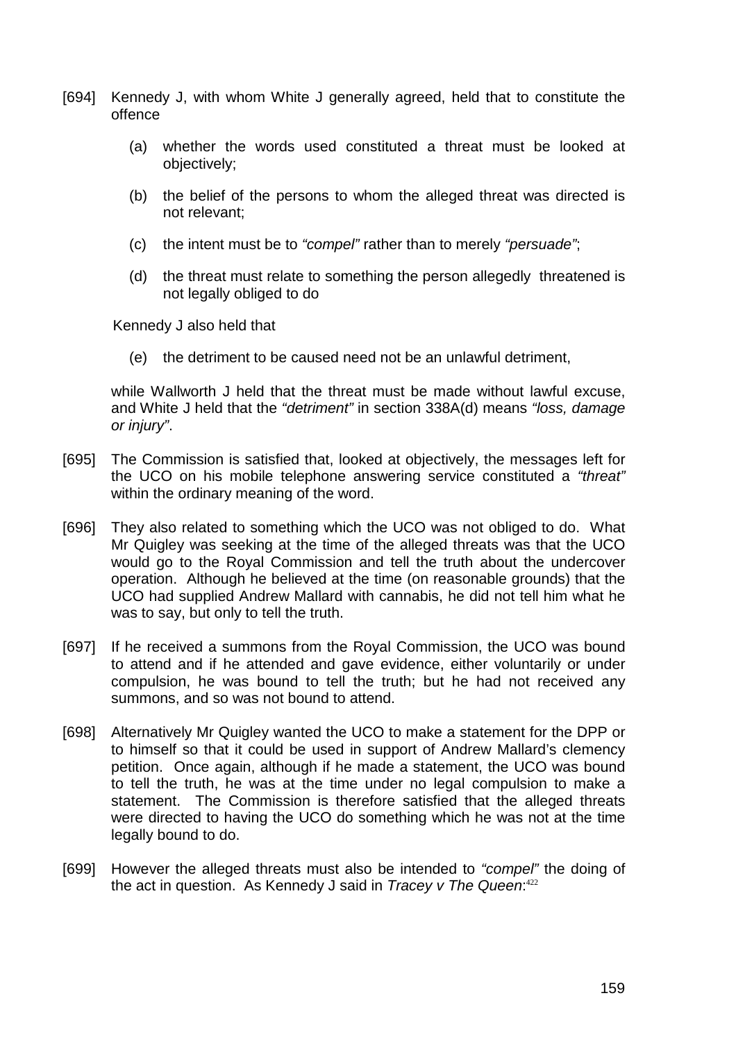[694] Kennedy J, with whom White J generally agreed, held that to constitute the offence

  (a) whether the words used constituted a threat must be looked at objectively;

  (b) the belief of the persons to whom the alleged threat was directed is not relevant;

  (c) the intent must be to *"compel"* rather than to merely *"persuade"*;

  (d) the threat must relate to something the person allegedly threatened is not legally obliged to do

Kennedy J also held that

  (e) the detriment to be caused need not be an unlawful detriment,

while Wallworth J held that the threat must be made without lawful excuse, and White J held that the *"detriment"* in section 338A(d) means *"loss, damage or injury"*.

[695] The Commission is satisfied that, looked at objectively, the messages left for the UCO on his mobile telephone answering service constituted a *"threat"* within the ordinary meaning of the word.

[696] They also related to something which the UCO was not obliged to do. What Mr Quigley was seeking at the time of the alleged threats was that the UCO would go to the Royal Commission and tell the truth about the undercover operation. Although he believed at the time (on reasonable grounds) that the UCO had supplied Andrew Mallard with cannabis, he did not tell him what he was to say, but only to tell the truth.

[697] If he received a summons from the Royal Commission, the UCO was bound to attend and if he attended and gave evidence, either voluntarily or under compulsion, he was bound to tell the truth; but he had not received any summons, and so was not bound to attend.

[698] Alternatively Mr Quigley wanted the UCO to make a statement for the DPP or to himself so that it could be used in support of Andrew Mallard's clemency petition. Once again, although if he made a statement, the UCO was bound to tell the truth, he was at the time under no legal compulsion to make a statement. The Commission is therefore satisfied that the alleged threats were directed to having the UCO do something which he was not at the time legally bound to do.

[699] However the alleged threats must also be intended to *"compel"* the doing of the act in question. As Kennedy J said in *Tracey v The Queen*:[422]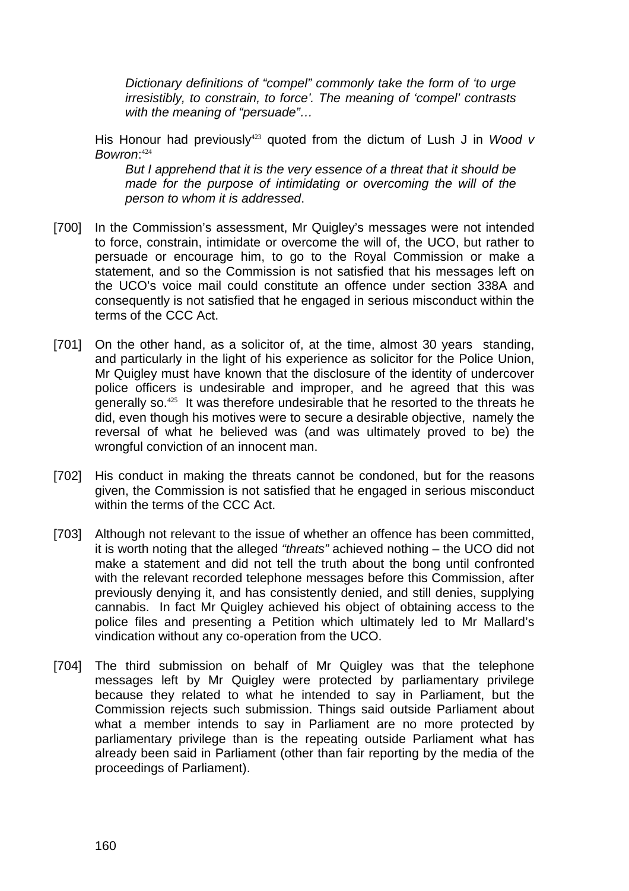> *Dictionary definitions of "compel" commonly take the form of 'to urge irresistibly, to constrain, to force'. The meaning of 'compel' contrasts with the meaning of "persuade"…*

His Honour had previously[423] quoted from the dictum of Lush J in *Wood v Bowron*:[424]

> *But I apprehend that it is the very essence of a threat that it should be made for the purpose of intimidating or overcoming the will of the person to whom it is addressed*.

[700] In the Commission's assessment, Mr Quigley's messages were not intended to force, constrain, intimidate or overcome the will of, the UCO, but rather to persuade or encourage him, to go to the Royal Commission or make a statement, and so the Commission is not satisfied that his messages left on the UCO's voice mail could constitute an offence under section 338A and consequently is not satisfied that he engaged in serious misconduct within the terms of the CCC Act.

[701] On the other hand, as a solicitor of, at the time, almost 30 years standing, and particularly in the light of his experience as solicitor for the Police Union, Mr Quigley must have known that the disclosure of the identity of undercover police officers is undesirable and improper, and he agreed that this was generally so.[425] It was therefore undesirable that he resorted to the threats he did, even though his motives were to secure a desirable objective, namely the reversal of what he believed was (and was ultimately proved to be) the wrongful conviction of an innocent man.

[702] His conduct in making the threats cannot be condoned, but for the reasons given, the Commission is not satisfied that he engaged in serious misconduct within the terms of the CCC Act.

[703] Although not relevant to the issue of whether an offence has been committed, it is worth noting that the alleged *"threats"* achieved nothing – the UCO did not make a statement and did not tell the truth about the bong until confronted with the relevant recorded telephone messages before this Commission, after previously denying it, and has consistently denied, and still denies, supplying cannabis. In fact Mr Quigley achieved his object of obtaining access to the police files and presenting a Petition which ultimately led to Mr Mallard's vindication without any co-operation from the UCO.

[704] The third submission on behalf of Mr Quigley was that the telephone messages left by Mr Quigley were protected by parliamentary privilege because they related to what he intended to say in Parliament, but the Commission rejects such submission. Things said outside Parliament about what a member intends to say in Parliament are no more protected by parliamentary privilege than is the repeating outside Parliament what has already been said in Parliament (other than fair reporting by the media of the proceedings of Parliament).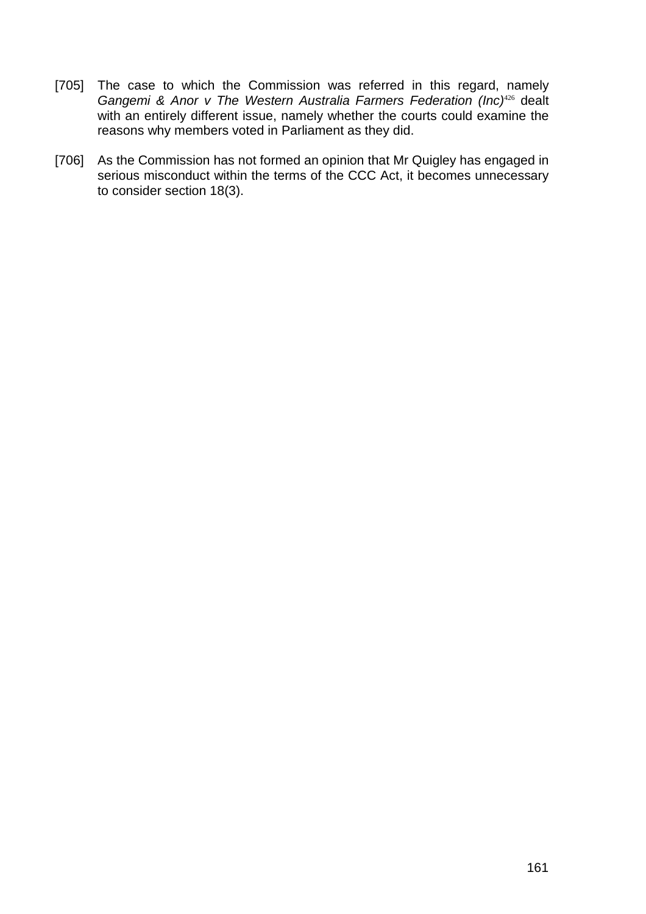[705] The case to which the Commission was referred in this regard, namely *Gangemi & Anor v The Western Australia Farmers Federation (Inc)*[426] dealt with an entirely different issue, namely whether the courts could examine the reasons why members voted in Parliament as they did.

[706] As the Commission has not formed an opinion that Mr Quigley has engaged in serious misconduct within the terms of the CCC Act, it becomes unnecessary to consider section 18(3).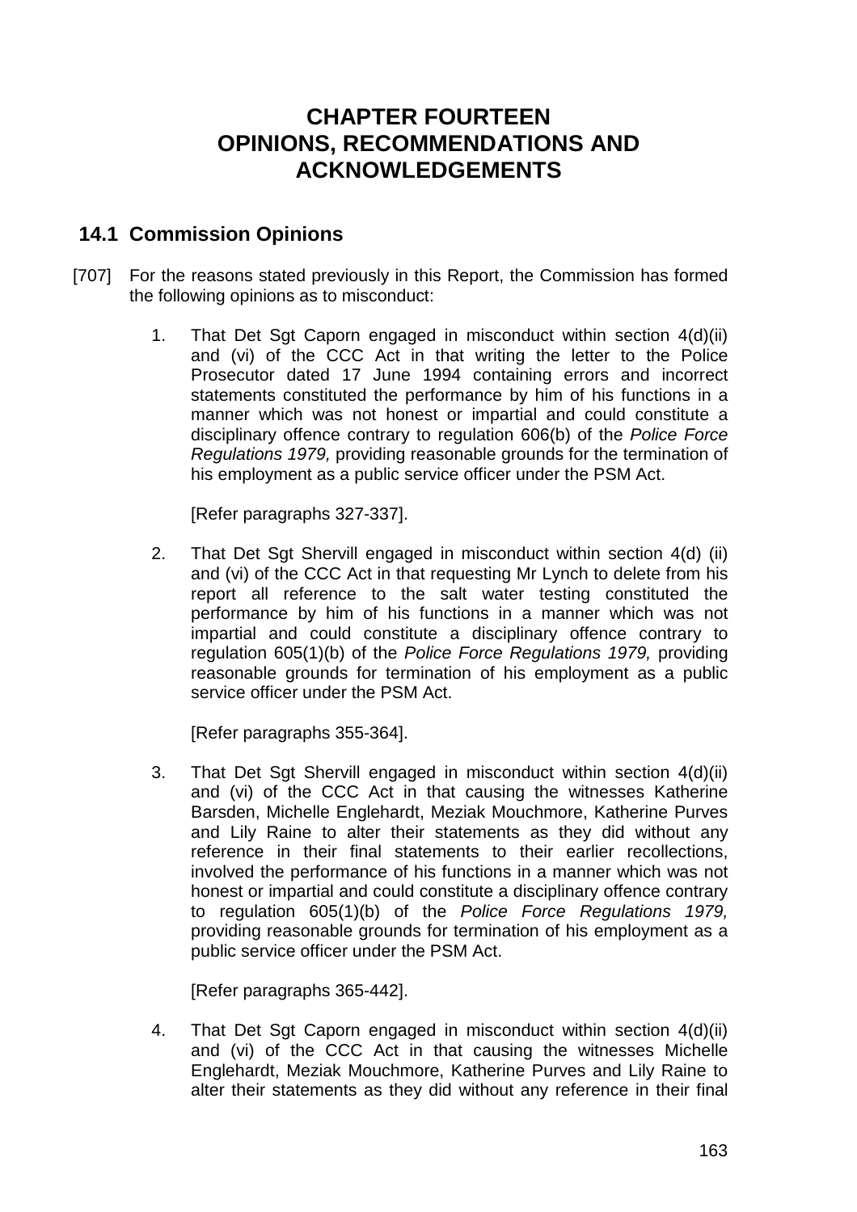# CHAPTER FOURTEEN
# OPINIONS, RECOMMENDATIONS AND ACKNOWLEDGEMENTS

## 14.1 Commission Opinions

[707] For the reasons stated previously in this Report, the Commission has formed the following opinions as to misconduct:

1. That Det Sgt Caporn engaged in misconduct within section 4(d)(ii) and (vi) of the CCC Act in that writing the letter to the Police Prosecutor dated 17 June 1994 containing errors and incorrect statements constituted the performance by him of his functions in a manner which was not honest or impartial and could constitute a disciplinary offence contrary to regulation 606(b) of the *Police Force Regulations 1979,* providing reasonable grounds for the termination of his employment as a public service officer under the PSM Act.

   [Refer paragraphs 327-337].

2. That Det Sgt Shervill engaged in misconduct within section 4(d) (ii) and (vi) of the CCC Act in that requesting Mr Lynch to delete from his report all reference to the salt water testing constituted the performance by him of his functions in a manner which was not impartial and could constitute a disciplinary offence contrary to regulation 605(1)(b) of the *Police Force Regulations 1979,* providing reasonable grounds for termination of his employment as a public service officer under the PSM Act.

   [Refer paragraphs 355-364].

3. That Det Sgt Shervill engaged in misconduct within section 4(d)(ii) and (vi) of the CCC Act in that causing the witnesses Katherine Barsden, Michelle Englehardt, Meziak Mouchmore, Katherine Purves and Lily Raine to alter their statements as they did without any reference in their final statements to their earlier recollections, involved the performance of his functions in a manner which was not honest or impartial and could constitute a disciplinary offence contrary to regulation 605(1)(b) of the *Police Force Regulations 1979,* providing reasonable grounds for termination of his employment as a public service officer under the PSM Act.

   [Refer paragraphs 365-442].

4. That Det Sgt Caporn engaged in misconduct within section 4(d)(ii) and (vi) of the CCC Act in that causing the witnesses Michelle Englehardt, Meziak Mouchmore, Katherine Purves and Lily Raine to alter their statements as they did without any reference in their final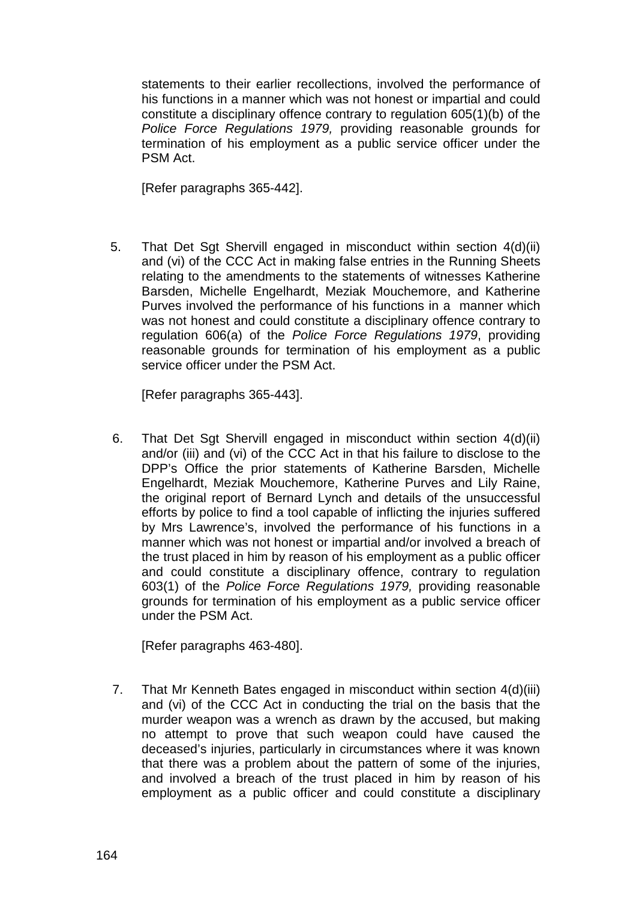statements to their earlier recollections, involved the performance of his functions in a manner which was not honest or impartial and could constitute a disciplinary offence contrary to regulation 605(1)(b) of the *Police Force Regulations 1979,* providing reasonable grounds for termination of his employment as a public service officer under the PSM Act.

[Refer paragraphs 365-442].

5. That Det Sgt Shervill engaged in misconduct within section 4(d)(ii) and (vi) of the CCC Act in making false entries in the Running Sheets relating to the amendments to the statements of witnesses Katherine Barsden, Michelle Engelhardt, Meziak Mouchemore, and Katherine Purves involved the performance of his functions in a manner which was not honest and could constitute a disciplinary offence contrary to regulation 606(a) of the *Police Force Regulations 1979*, providing reasonable grounds for termination of his employment as a public service officer under the PSM Act.

   [Refer paragraphs 365-443].

6. That Det Sgt Shervill engaged in misconduct within section 4(d)(ii) and/or (iii) and (vi) of the CCC Act in that his failure to disclose to the DPP's Office the prior statements of Katherine Barsden, Michelle Engelhardt, Meziak Mouchemore, Katherine Purves and Lily Raine, the original report of Bernard Lynch and details of the unsuccessful efforts by police to find a tool capable of inflicting the injuries suffered by Mrs Lawrence's, involved the performance of his functions in a manner which was not honest or impartial and/or involved a breach of the trust placed in him by reason of his employment as a public officer and could constitute a disciplinary offence, contrary to regulation 603(1) of the *Police Force Regulations 1979,* providing reasonable grounds for termination of his employment as a public service officer under the PSM Act.

   [Refer paragraphs 463-480].

7. That Mr Kenneth Bates engaged in misconduct within section 4(d)(iii) and (vi) of the CCC Act in conducting the trial on the basis that the murder weapon was a wrench as drawn by the accused, but making no attempt to prove that such weapon could have caused the deceased's injuries, particularly in circumstances where it was known that there was a problem about the pattern of some of the injuries, and involved a breach of the trust placed in him by reason of his employment as a public officer and could constitute a disciplinary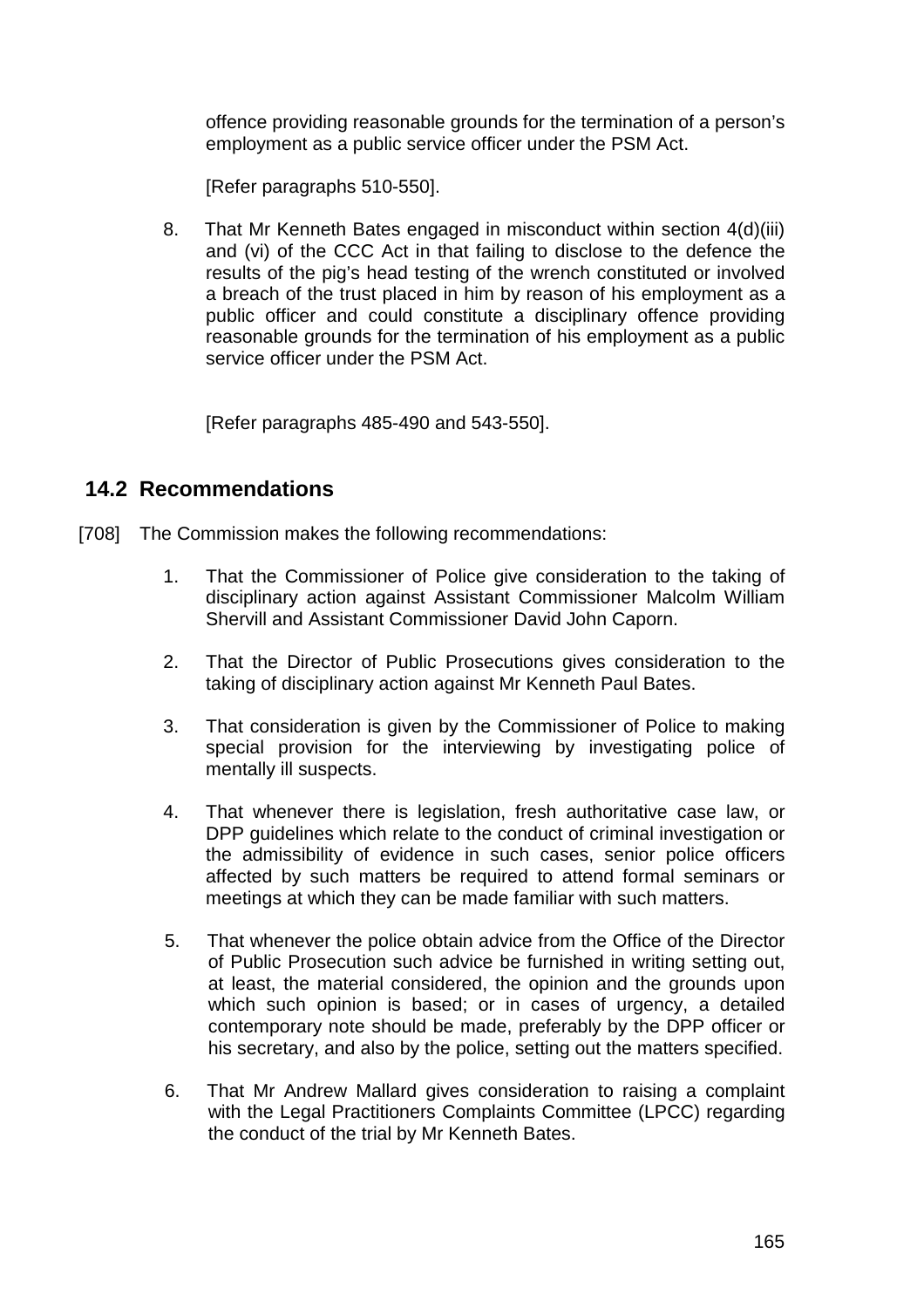offence providing reasonable grounds for the termination of a person's employment as a public service officer under the PSM Act.

[Refer paragraphs 510-550].

8. That Mr Kenneth Bates engaged in misconduct within section 4(d)(iii) and (vi) of the CCC Act in that failing to disclose to the defence the results of the pig's head testing of the wrench constituted or involved a breach of the trust placed in him by reason of his employment as a public officer and could constitute a disciplinary offence providing reasonable grounds for the termination of his employment as a public service officer under the PSM Act.

   [Refer paragraphs 485-490 and 543-550].

## 14.2 Recommendations

[708] The Commission makes the following recommendations:

1. That the Commissioner of Police give consideration to the taking of disciplinary action against Assistant Commissioner Malcolm William Shervill and Assistant Commissioner David John Caporn.

2. That the Director of Public Prosecutions gives consideration to the taking of disciplinary action against Mr Kenneth Paul Bates.

3. That consideration is given by the Commissioner of Police to making special provision for the interviewing by investigating police of mentally ill suspects.

4. That whenever there is legislation, fresh authoritative case law, or DPP guidelines which relate to the conduct of criminal investigation or the admissibility of evidence in such cases, senior police officers affected by such matters be required to attend formal seminars or meetings at which they can be made familiar with such matters.

5. That whenever the police obtain advice from the Office of the Director of Public Prosecution such advice be furnished in writing setting out, at least, the material considered, the opinion and the grounds upon which such opinion is based; or in cases of urgency, a detailed contemporary note should be made, preferably by the DPP officer or his secretary, and also by the police, setting out the matters specified.

6. That Mr Andrew Mallard gives consideration to raising a complaint with the Legal Practitioners Complaints Committee (LPCC) regarding the conduct of the trial by Mr Kenneth Bates.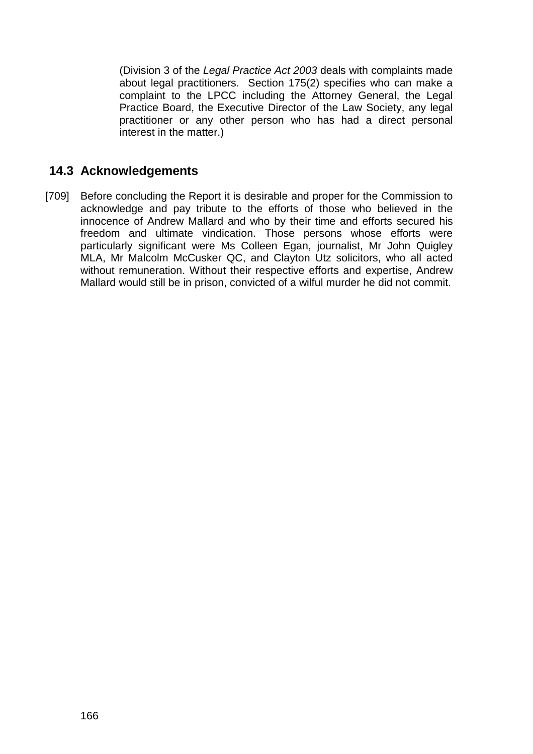(Division 3 of the *Legal Practice Act 2003* deals with complaints made about legal practitioners. Section 175(2) specifies who can make a complaint to the LPCC including the Attorney General, the Legal Practice Board, the Executive Director of the Law Society, any legal practitioner or any other person who has had a direct personal interest in the matter.)

## 14.3 Acknowledgements

[709] Before concluding the Report it is desirable and proper for the Commission to acknowledge and pay tribute to the efforts of those who believed in the innocence of Andrew Mallard and who by their time and efforts secured his freedom and ultimate vindication. Those persons whose efforts were particularly significant were Ms Colleen Egan, journalist, Mr John Quigley MLA, Mr Malcolm McCusker QC, and Clayton Utz solicitors, who all acted without remuneration. Without their respective efforts and expertise, Andrew Mallard would still be in prison, convicted of a wilful murder he did not commit.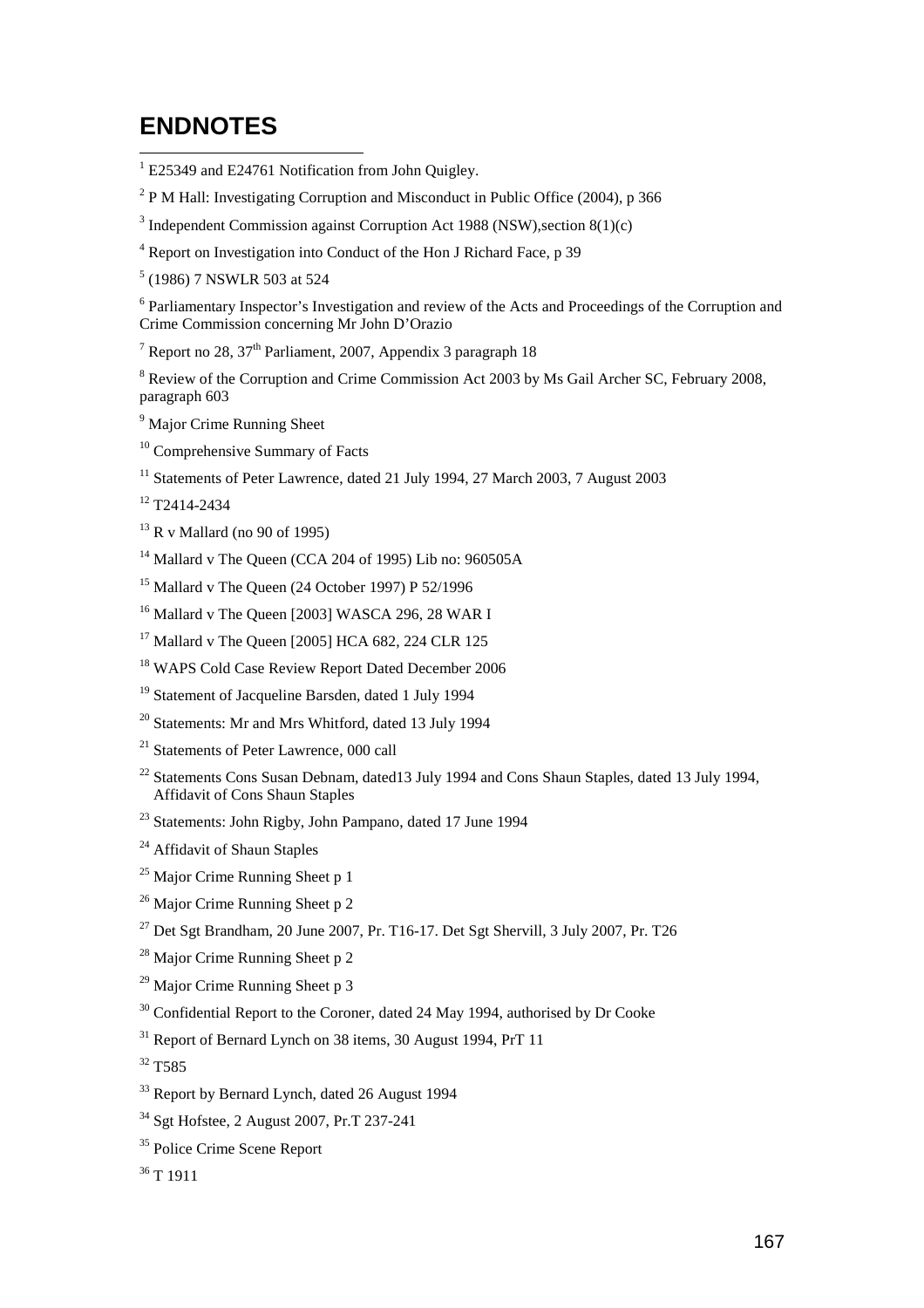# ENDNOTES

[1] E25349 and E24761 Notification from John Quigley.

[2] P M Hall: Investigating Corruption and Misconduct in Public Office (2004), p 366

[3] Independent Commission against Corruption Act 1988 (NSW),section 8(1)(c)

[4] Report on Investigation into Conduct of the Hon J Richard Face, p 39

[5] (1986) 7 NSWLR 503 at 524

[6] Parliamentary Inspector's Investigation and review of the Acts and Proceedings of the Corruption and Crime Commission concerning Mr John D'Orazio

[7] Report no 28, 37th Parliament, 2007, Appendix 3 paragraph 18

[8] Review of the Corruption and Crime Commission Act 2003 by Ms Gail Archer SC, February 2008, paragraph 603

[9] Major Crime Running Sheet

[10] Comprehensive Summary of Facts

[11] Statements of Peter Lawrence, dated 21 July 1994, 27 March 2003, 7 August 2003

[12] T2414-2434

[13] R v Mallard (no 90 of 1995)

[14] Mallard v The Queen (CCA 204 of 1995) Lib no: 960505A

[15] Mallard v The Queen (24 October 1997) P 52/1996

[16] Mallard v The Queen [2003] WASCA 296, 28 WAR I

[17] Mallard v The Queen [2005] HCA 682, 224 CLR 125

[18] WAPS Cold Case Review Report Dated December 2006

[19] Statement of Jacqueline Barsden, dated 1 July 1994

[20] Statements: Mr and Mrs Whitford, dated 13 July 1994

[21] Statements of Peter Lawrence, 000 call

[22] Statements Cons Susan Debnam, dated13 July 1994 and Cons Shaun Staples, dated 13 July 1994, Affidavit of Cons Shaun Staples

[23] Statements: John Rigby, John Pampano, dated 17 June 1994

[24] Affidavit of Shaun Staples

[25] Major Crime Running Sheet p 1

[26] Major Crime Running Sheet p 2

[27] Det Sgt Brandham, 20 June 2007, Pr. T16-17. Det Sgt Shervill, 3 July 2007, Pr. T26

[28] Major Crime Running Sheet p 2

[29] Major Crime Running Sheet p 3

[30] Confidential Report to the Coroner, dated 24 May 1994, authorised by Dr Cooke

[31] Report of Bernard Lynch on 38 items, 30 August 1994, PrT 11

[32] T585

[33] Report by Bernard Lynch, dated 26 August 1994

[34] Sgt Hofstee, 2 August 2007, Pr.T 237-241

[35] Police Crime Scene Report

[36] T 1911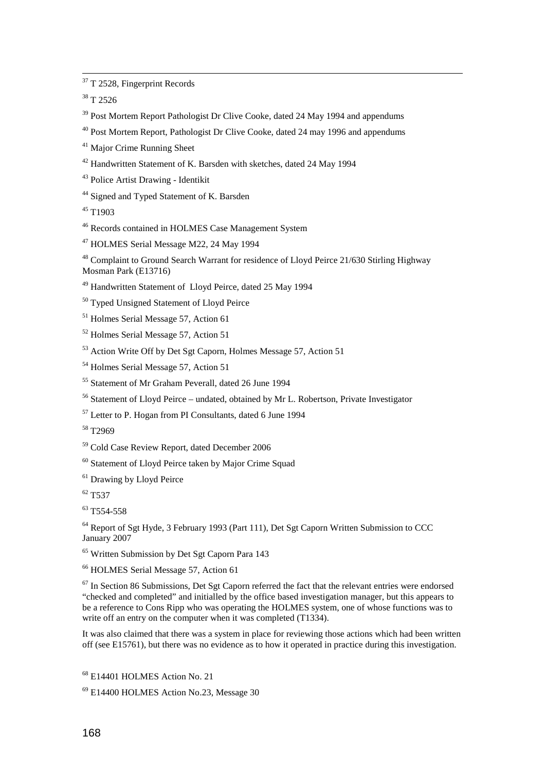[37] T 2528, Fingerprint Records

[38] T 2526

[39] Post Mortem Report Pathologist Dr Clive Cooke, dated 24 May 1994 and appendums

[40] Post Mortem Report, Pathologist Dr Clive Cooke, dated 24 may 1996 and appendums

[41] Major Crime Running Sheet

[42] Handwritten Statement of K. Barsden with sketches, dated 24 May 1994

[43] Police Artist Drawing - Identikit

[44] Signed and Typed Statement of K. Barsden

[45] T1903

[46] Records contained in HOLMES Case Management System

[47] HOLMES Serial Message M22, 24 May 1994

[48] Complaint to Ground Search Warrant for residence of Lloyd Peirce 21/630 Stirling Highway Mosman Park (E13716)

[49] Handwritten Statement of Lloyd Peirce, dated 25 May 1994

[50] Typed Unsigned Statement of Lloyd Peirce

[51] Holmes Serial Message 57, Action 61

[52] Holmes Serial Message 57, Action 51

[53] Action Write Off by Det Sgt Caporn, Holmes Message 57, Action 51

[54] Holmes Serial Message 57, Action 51

[55] Statement of Mr Graham Peverall, dated 26 June 1994

[56] Statement of Lloyd Peirce – undated, obtained by Mr L. Robertson, Private Investigator

[57] Letter to P. Hogan from PI Consultants, dated 6 June 1994

[58] T2969

[59] Cold Case Review Report, dated December 2006

[60] Statement of Lloyd Peirce taken by Major Crime Squad

[61] Drawing by Lloyd Peirce

[62] T537

[63] T554-558

[64] Report of Sgt Hyde, 3 February 1993 (Part 111), Det Sgt Caporn Written Submission to CCC January 2007

[65] Written Submission by Det Sgt Caporn Para 143

[66] HOLMES Serial Message 57, Action 61

[67] In Section 86 Submissions, Det Sgt Caporn referred the fact that the relevant entries were endorsed "checked and completed" and initialled by the office based investigation manager, but this appears to be a reference to Cons Ripp who was operating the HOLMES system, one of whose functions was to write off an entry on the computer when it was completed (T1334).

It was also claimed that there was a system in place for reviewing those actions which had been written off (see E15761), but there was no evidence as to how it operated in practice during this investigation.

[68] E14401 HOLMES Action No. 21

[69] E14400 HOLMES Action No.23, Message 30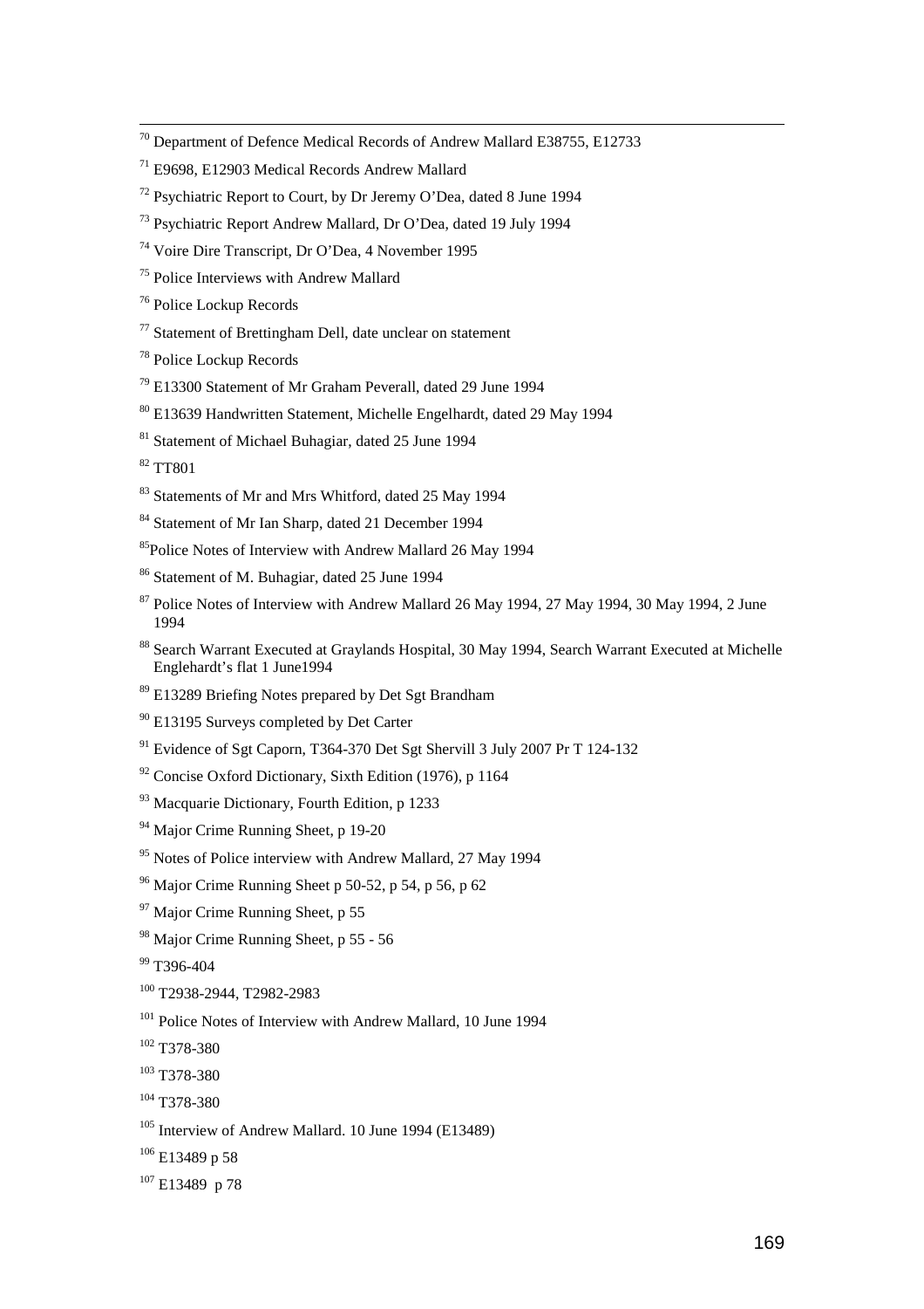[70] Department of Defence Medical Records of Andrew Mallard E38755, E12733

[71] E9698, E12903 Medical Records Andrew Mallard

[72] Psychiatric Report to Court, by Dr Jeremy O'Dea, dated 8 June 1994

[73] Psychiatric Report Andrew Mallard, Dr O'Dea, dated 19 July 1994

[74] Voire Dire Transcript, Dr O'Dea, 4 November 1995

[75] Police Interviews with Andrew Mallard

[76] Police Lockup Records

[77] Statement of Brettingham Dell, date unclear on statement

[78] Police Lockup Records

[79] E13300 Statement of Mr Graham Peverall, dated 29 June 1994

[80] E13639 Handwritten Statement, Michelle Engelhardt, dated 29 May 1994

[81] Statement of Michael Buhagiar, dated 25 June 1994

[82] TT801

[83] Statements of Mr and Mrs Whitford, dated 25 May 1994

[84] Statement of Mr Ian Sharp, dated 21 December 1994

[85] Police Notes of Interview with Andrew Mallard 26 May 1994

[86] Statement of M. Buhagiar, dated 25 June 1994

[87] Police Notes of Interview with Andrew Mallard 26 May 1994, 27 May 1994, 30 May 1994, 2 June 1994

[88] Search Warrant Executed at Graylands Hospital, 30 May 1994, Search Warrant Executed at Michelle Englehardt's flat 1 June1994

[89] E13289 Briefing Notes prepared by Det Sgt Brandham

[90] E13195 Surveys completed by Det Carter

[91] Evidence of Sgt Caporn, T364-370 Det Sgt Shervill 3 July 2007 Pr T 124-132

[92] Concise Oxford Dictionary, Sixth Edition (1976), p 1164

[93] Macquarie Dictionary, Fourth Edition, p 1233

[94] Major Crime Running Sheet, p 19-20

[95] Notes of Police interview with Andrew Mallard, 27 May 1994

[96] Major Crime Running Sheet p 50-52, p 54, p 56, p 62

[97] Major Crime Running Sheet, p 55

[98] Major Crime Running Sheet, p 55 - 56

[99] T396-404

[100] T2938-2944, T2982-2983

[101] Police Notes of Interview with Andrew Mallard, 10 June 1994

[102] T378-380

[103] T378-380

[104] T378-380

[105] Interview of Andrew Mallard. 10 June 1994 (E13489)

[106] E13489 p 58

[107] E13489 p 78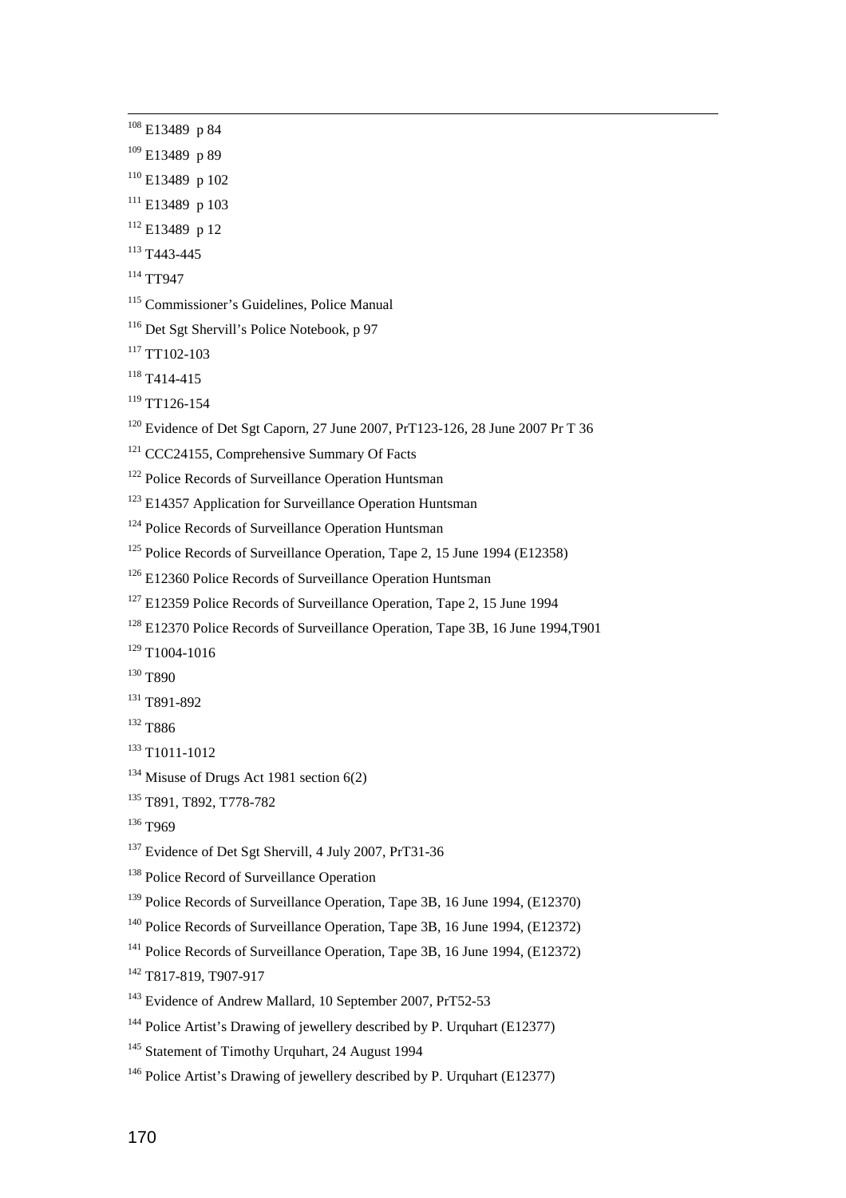[108] E13489 p 84

[109] E13489 p 89

[110] E13489 p 102

[111] E13489 p 103

[112] E13489 p 12

[113] T443-445

[114] TT947

[115] Commissioner's Guidelines, Police Manual

[116] Det Sgt Shervill's Police Notebook, p 97

[117] TT102-103

[118] T414-415

[119] TT126-154

[120] Evidence of Det Sgt Caporn, 27 June 2007, PrT123-126, 28 June 2007 Pr T 36

[121] CCC24155, Comprehensive Summary Of Facts

[122] Police Records of Surveillance Operation Huntsman

[123] E14357 Application for Surveillance Operation Huntsman

[124] Police Records of Surveillance Operation Huntsman

[125] Police Records of Surveillance Operation, Tape 2, 15 June 1994 (E12358)

[126] E12360 Police Records of Surveillance Operation Huntsman

[127] E12359 Police Records of Surveillance Operation, Tape 2, 15 June 1994

[128] E12370 Police Records of Surveillance Operation, Tape 3B, 16 June 1994,T901

[129] T1004-1016

[130] T890

[131] T891-892

[132] T886

[133] T1011-1012

[134] Misuse of Drugs Act 1981 section 6(2)

[135] T891, T892, T778-782

[136] T969

[137] Evidence of Det Sgt Shervill, 4 July 2007, PrT31-36

[138] Police Record of Surveillance Operation

[139] Police Records of Surveillance Operation, Tape 3B, 16 June 1994, (E12370)

[140] Police Records of Surveillance Operation, Tape 3B, 16 June 1994, (E12372)

[141] Police Records of Surveillance Operation, Tape 3B, 16 June 1994, (E12372)

[142] T817-819, T907-917

[143] Evidence of Andrew Mallard, 10 September 2007, PrT52-53

[144] Police Artist's Drawing of jewellery described by P. Urquhart (E12377)

[145] Statement of Timothy Urquhart, 24 August 1994

[146] Police Artist's Drawing of jewellery described by P. Urquhart (E12377)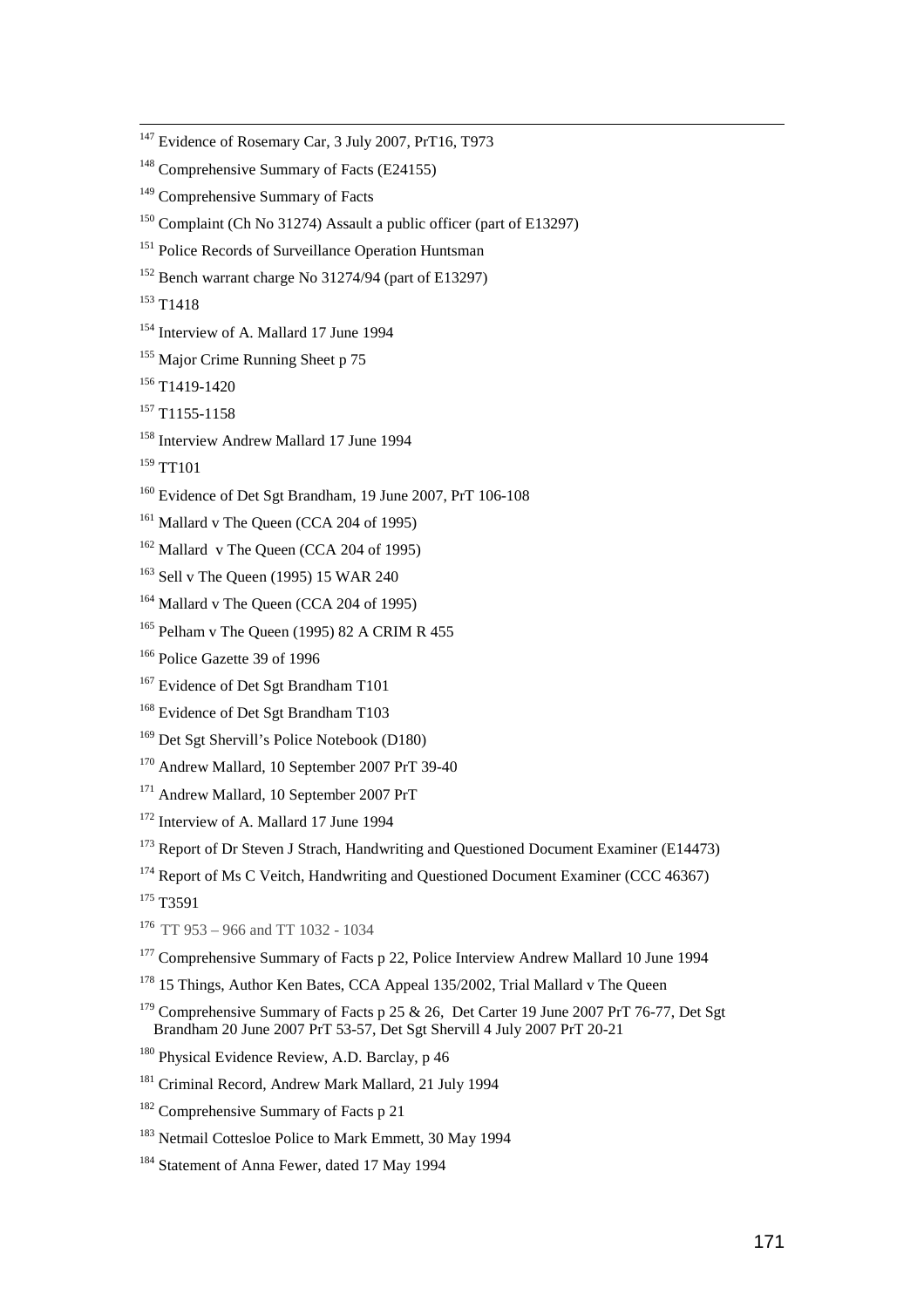[147] Evidence of Rosemary Car, 3 July 2007, PrT16, T973

[148] Comprehensive Summary of Facts (E24155)

[149] Comprehensive Summary of Facts

[150] Complaint (Ch No 31274) Assault a public officer (part of E13297)

[151] Police Records of Surveillance Operation Huntsman

[152] Bench warrant charge No 31274/94 (part of E13297)

[153] T1418

[154] Interview of A. Mallard 17 June 1994

[155] Major Crime Running Sheet p 75

[156] T1419-1420

[157] T1155-1158

[158] Interview Andrew Mallard 17 June 1994

[159] TT101

[160] Evidence of Det Sgt Brandham, 19 June 2007, PrT 106-108

[161] Mallard v The Queen (CCA 204 of 1995)

[162] Mallard v The Queen (CCA 204 of 1995)

[163] Sell v The Queen (1995) 15 WAR 240

[164] Mallard v The Queen (CCA 204 of 1995)

[165] Pelham v The Queen (1995) 82 A CRIM R 455

[166] Police Gazette 39 of 1996

[167] Evidence of Det Sgt Brandham T101

[168] Evidence of Det Sgt Brandham T103

[169] Det Sgt Shervill's Police Notebook (D180)

[170] Andrew Mallard, 10 September 2007 PrT 39-40

[171] Andrew Mallard, 10 September 2007 PrT

[172] Interview of A. Mallard 17 June 1994

[173] Report of Dr Steven J Strach, Handwriting and Questioned Document Examiner (E14473)

[174] Report of Ms C Veitch, Handwriting and Questioned Document Examiner (CCC 46367)

[175] T3591

[176] TT 953 – 966 and TT 1032 - 1034

[177] Comprehensive Summary of Facts p 22, Police Interview Andrew Mallard 10 June 1994

[178] 15 Things, Author Ken Bates, CCA Appeal 135/2002, Trial Mallard v The Queen

[179] Comprehensive Summary of Facts p 25 & 26, Det Carter 19 June 2007 PrT 76-77, Det Sgt Brandham 20 June 2007 PrT 53-57, Det Sgt Shervill 4 July 2007 PrT 20-21

[180] Physical Evidence Review, A.D. Barclay, p 46

[181] Criminal Record, Andrew Mark Mallard, 21 July 1994

[182] Comprehensive Summary of Facts p 21

[183] Netmail Cottesloe Police to Mark Emmett, 30 May 1994

[184] Statement of Anna Fewer, dated 17 May 1994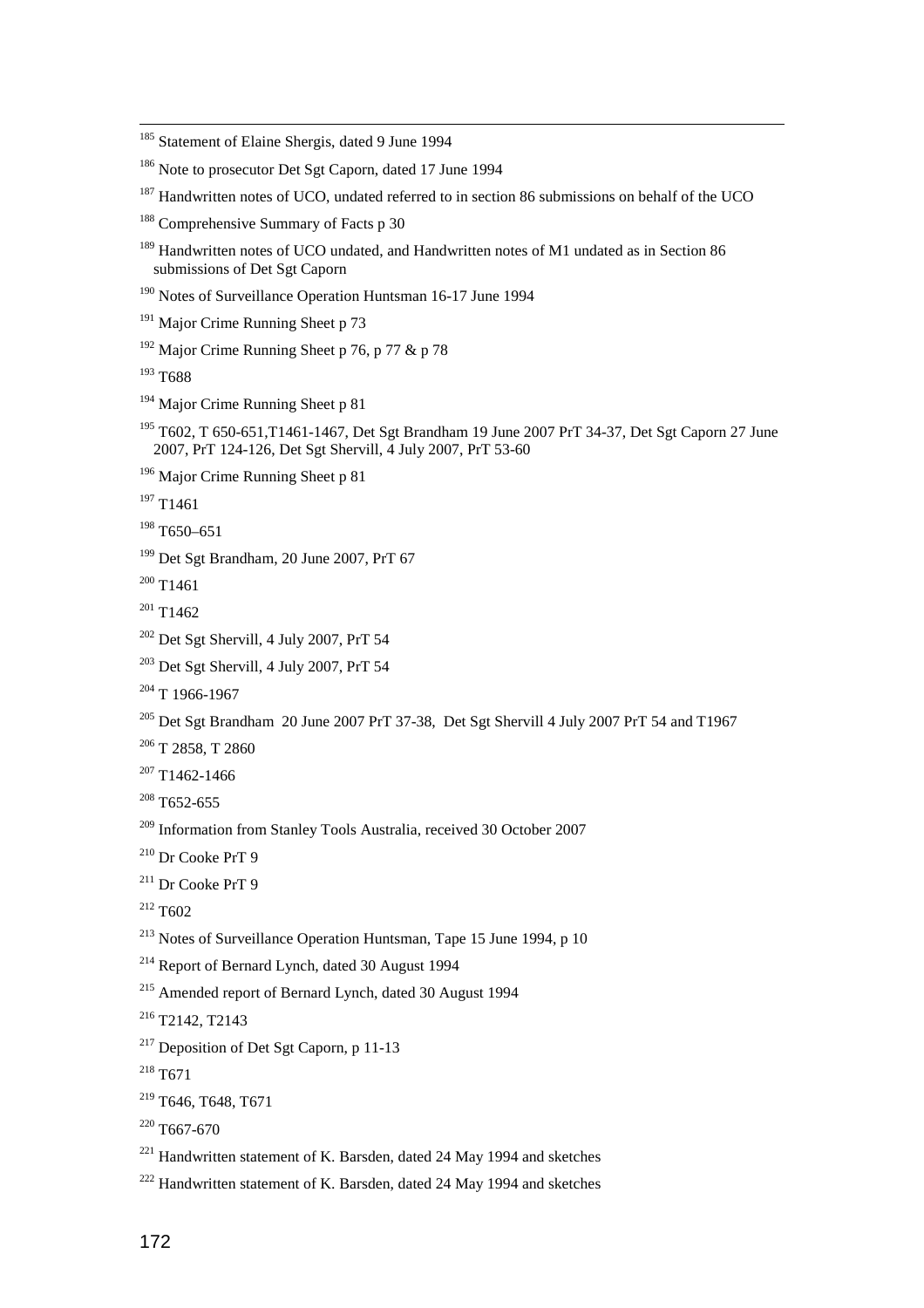[185] Statement of Elaine Shergis, dated 9 June 1994

[186] Note to prosecutor Det Sgt Caporn, dated 17 June 1994

[187] Handwritten notes of UCO, undated referred to in section 86 submissions on behalf of the UCO

[188] Comprehensive Summary of Facts p 30

[189] Handwritten notes of UCO undated, and Handwritten notes of M1 undated as in Section 86 submissions of Det Sgt Caporn

[190] Notes of Surveillance Operation Huntsman 16-17 June 1994

[191] Major Crime Running Sheet p 73

[192] Major Crime Running Sheet p 76, p 77 & p 78

[193] T688

[194] Major Crime Running Sheet p 81

[195] T602, T 650-651,T1461-1467, Det Sgt Brandham 19 June 2007 PrT 34-37, Det Sgt Caporn 27 June 2007, PrT 124-126, Det Sgt Shervill, 4 July 2007, PrT 53-60

[196] Major Crime Running Sheet p 81

[197] T1461

[198] T650–651

[199] Det Sgt Brandham, 20 June 2007, PrT 67

[200] T1461

[201] T1462

[202] Det Sgt Shervill, 4 July 2007, PrT 54

[203] Det Sgt Shervill, 4 July 2007, PrT 54

[204] T 1966-1967

[205] Det Sgt Brandham 20 June 2007 PrT 37-38, Det Sgt Shervill 4 July 2007 PrT 54 and T1967

[206] T 2858, T 2860

[207] T1462-1466

[208] T652-655

[209] Information from Stanley Tools Australia, received 30 October 2007

[210] Dr Cooke PrT 9

[211] Dr Cooke PrT 9

[212] T602

[213] Notes of Surveillance Operation Huntsman, Tape 15 June 1994, p 10

[214] Report of Bernard Lynch, dated 30 August 1994

[215] Amended report of Bernard Lynch, dated 30 August 1994

[216] T2142, T2143

[217] Deposition of Det Sgt Caporn, p 11-13

[218] T671

[219] T646, T648, T671

[220] T667-670

[221] Handwritten statement of K. Barsden, dated 24 May 1994 and sketches

[222] Handwritten statement of K. Barsden, dated 24 May 1994 and sketches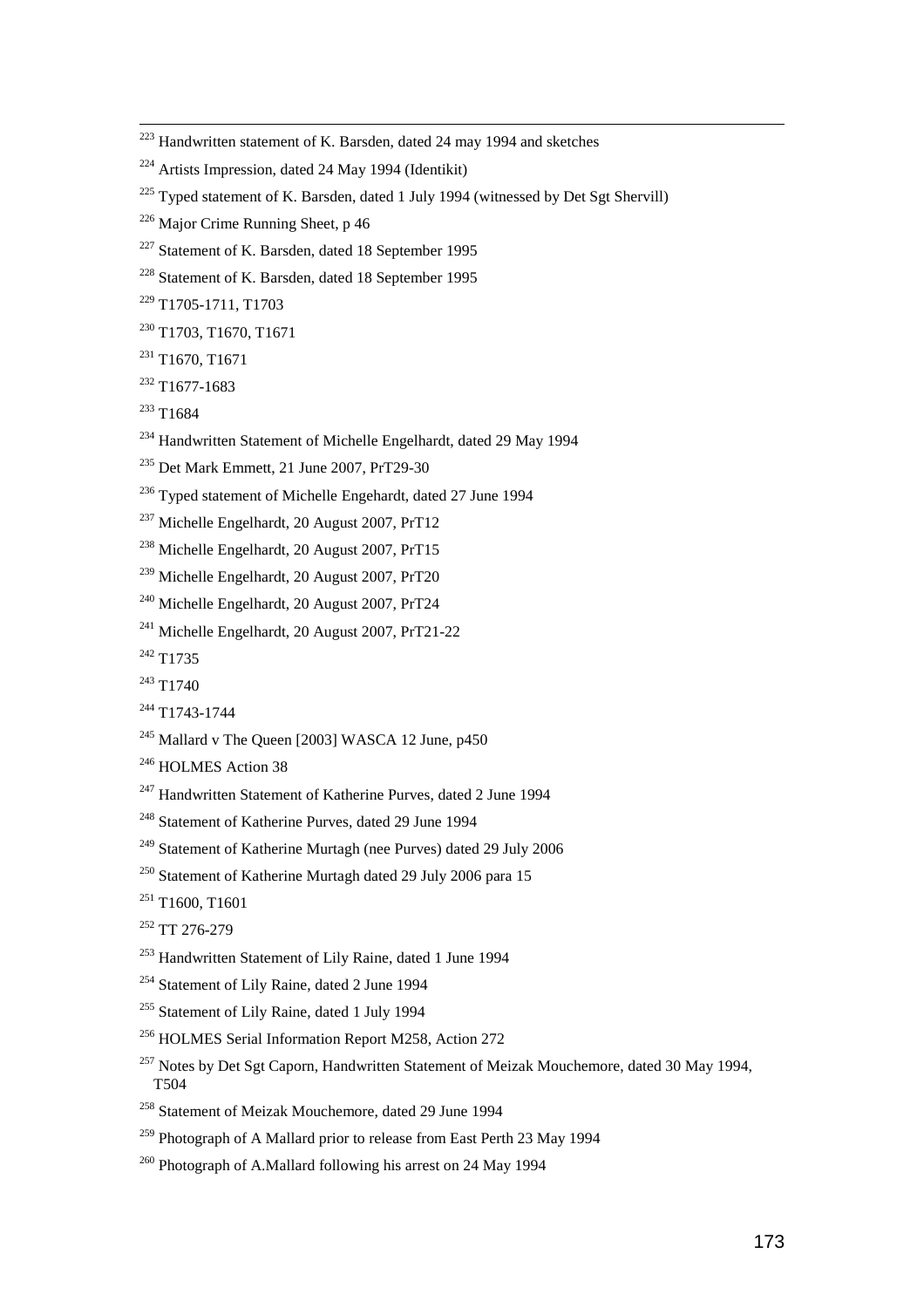[223] Handwritten statement of K. Barsden, dated 24 may 1994 and sketches

[224] Artists Impression, dated 24 May 1994 (Identikit)

[225] Typed statement of K. Barsden, dated 1 July 1994 (witnessed by Det Sgt Shervill)

[226] Major Crime Running Sheet, p 46

[227] Statement of K. Barsden, dated 18 September 1995

[228] Statement of K. Barsden, dated 18 September 1995

[229] T1705-1711, T1703

[230] T1703, T1670, T1671

[231] T1670, T1671

[232] T1677-1683

[233] T1684

[234] Handwritten Statement of Michelle Engelhardt, dated 29 May 1994

[235] Det Mark Emmett, 21 June 2007, PrT29-30

[236] Typed statement of Michelle Engehardt, dated 27 June 1994

[237] Michelle Engelhardt, 20 August 2007, PrT12

[238] Michelle Engelhardt, 20 August 2007, PrT15

[239] Michelle Engelhardt, 20 August 2007, PrT20

[240] Michelle Engelhardt, 20 August 2007, PrT24

[241] Michelle Engelhardt, 20 August 2007, PrT21-22

[242] T1735

[243] T1740

[244] T1743-1744

[245] Mallard v The Queen [2003] WASCA 12 June, p450

[246] HOLMES Action 38

[247] Handwritten Statement of Katherine Purves, dated 2 June 1994

[248] Statement of Katherine Purves, dated 29 June 1994

[249] Statement of Katherine Murtagh (nee Purves) dated 29 July 2006

[250] Statement of Katherine Murtagh dated 29 July 2006 para 15

[251] T1600, T1601

[252] TT 276-279

[253] Handwritten Statement of Lily Raine, dated 1 June 1994

[254] Statement of Lily Raine, dated 2 June 1994

[255] Statement of Lily Raine, dated 1 July 1994

[256] HOLMES Serial Information Report M258, Action 272

[257] Notes by Det Sgt Caporn, Handwritten Statement of Meizak Mouchemore, dated 30 May 1994, T504

[258] Statement of Meizak Mouchemore, dated 29 June 1994

[259] Photograph of A Mallard prior to release from East Perth 23 May 1994

[260] Photograph of A.Mallard following his arrest on 24 May 1994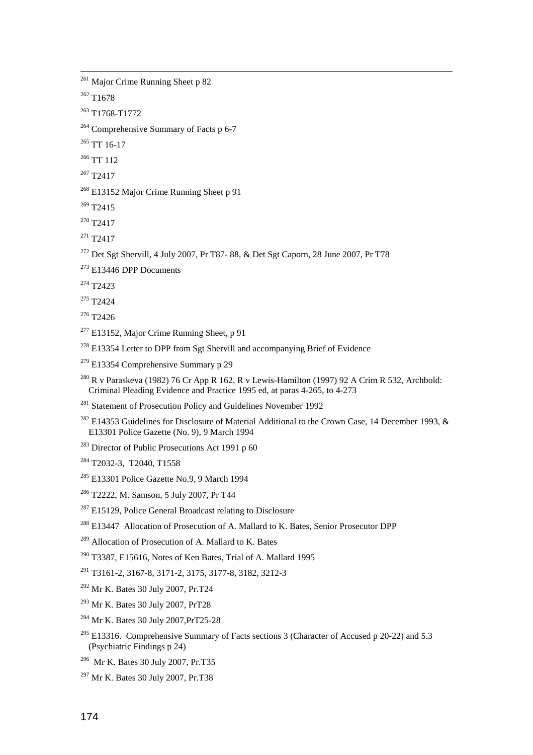[261] Major Crime Running Sheet p 82

[262] T1678

[263] T1768-T1772

[264] Comprehensive Summary of Facts p 6-7

[265] TT 16-17

[266] TT 112

[267] T2417

[268] E13152 Major Crime Running Sheet p 91

[269] T2415

[270] T2417

[271] T2417

[272] Det Sgt Shervill, 4 July 2007, Pr T87- 88, & Det Sgt Caporn, 28 June 2007, Pr T78

[273] E13446 DPP Documents

[274] T2423

[275] T2424

[276] T2426

[277] E13152, Major Crime Running Sheet, p 91

[278] E13354 Letter to DPP from Sgt Shervill and accompanying Brief of Evidence

[279] E13354 Comprehensive Summary p 29

[280] R v Paraskeva (1982) 76 Cr App R 162, R v Lewis-Hamilton (1997) 92 A Crim R 532, Archbold: Criminal Pleading Evidence and Practice 1995 ed, at paras 4-265, to 4-273

[281] Statement of Prosecution Policy and Guidelines November 1992

[282] E14353 Guidelines for Disclosure of Material Additional to the Crown Case, 14 December 1993, & E13301 Police Gazette (No. 9), 9 March 1994

[283] Director of Public Prosecutions Act 1991 p 60

[284] T2032-3, T2040, T1558

[285] E13301 Police Gazette No.9, 9 March 1994

[286] T2222, M. Samson, 5 July 2007, Pr T44

[287] E15129, Police General Broadcast relating to Disclosure

[288] E13447 Allocation of Prosecution of A. Mallard to K. Bates, Senior Prosecutor DPP

[289] Allocation of Prosecution of A. Mallard to K. Bates

[290] T3387, E15616, Notes of Ken Bates, Trial of A. Mallard 1995

[291] T3161-2, 3167-8, 3171-2, 3175, 3177-8, 3182, 3212-3

[292] Mr K. Bates 30 July 2007, Pr.T24

[293] Mr K. Bates 30 July 2007, PrT28

[294] Mr K. Bates 30 July 2007,PrT25-28

[295] E13316. Comprehensive Summary of Facts sections 3 (Character of Accused p 20-22) and 5.3 (Psychiatric Findings p 24)

[296] Mr K. Bates 30 July 2007, Pr.T35

[297] Mr K. Bates 30 July 2007, Pr.T38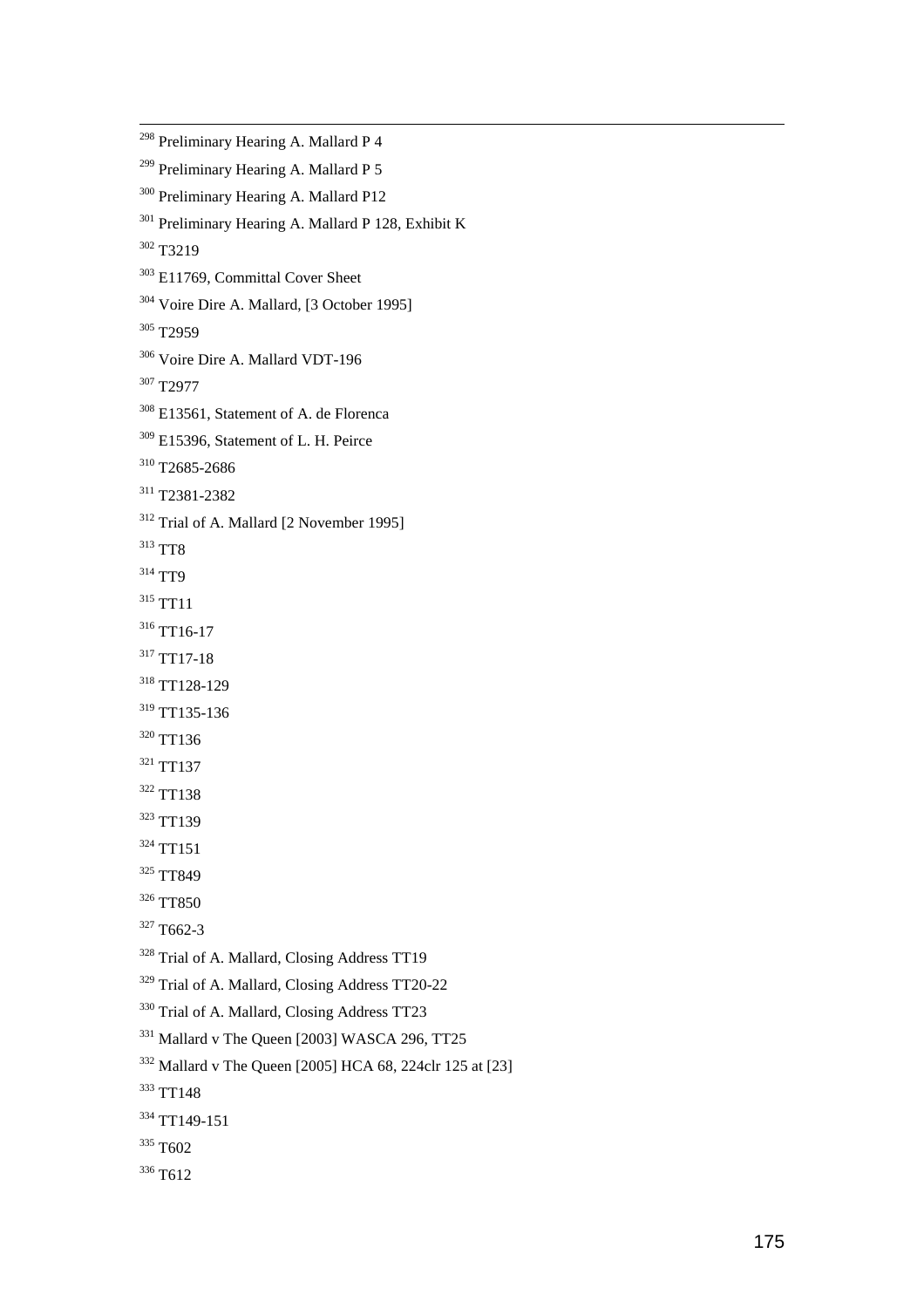[298] Preliminary Hearing A. Mallard P 4

[299] Preliminary Hearing A. Mallard P 5

[300] Preliminary Hearing A. Mallard P12

[301] Preliminary Hearing A. Mallard P 128, Exhibit K

[302] T3219

[303] E11769, Committal Cover Sheet

[304] Voire Dire A. Mallard, [3 October 1995]

[305] T2959

[306] Voire Dire A. Mallard VDT-196

[307] T2977

[308] E13561, Statement of A. de Florenca

[309] E15396, Statement of L. H. Peirce

[310] T2685-2686

[311] T2381-2382

[312] Trial of A. Mallard [2 November 1995]

[313] TT8

[314] TT9

[315] TT11

[316] TT16-17

[317] TT17-18

[318] TT128-129

[319] TT135-136

[320] TT136

[321] TT137

[322] TT138

[323] TT139

[324] TT151

[325] TT849

[326] TT850

[327] T662-3

[328] Trial of A. Mallard, Closing Address TT19

[329] Trial of A. Mallard, Closing Address TT20-22

[330] Trial of A. Mallard, Closing Address TT23

[331] Mallard v The Queen [2003] WASCA 296, TT25

[332] Mallard v The Queen [2005] HCA 68, 224clr 125 at [23]

[333] TT148

[334] TT149-151

[335] T602

[336] T612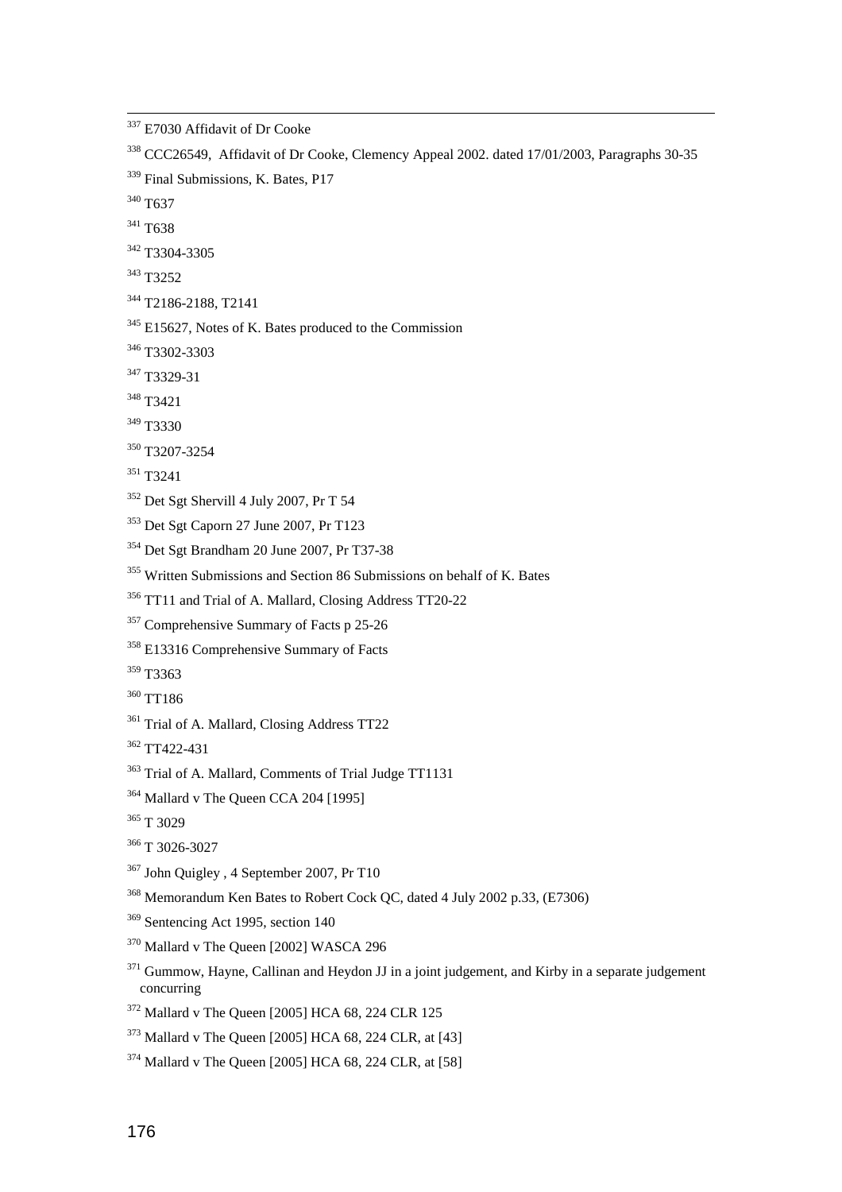[337] E7030 Affidavit of Dr Cooke

[338] CCC26549, Affidavit of Dr Cooke, Clemency Appeal 2002. dated 17/01/2003, Paragraphs 30-35

[339] Final Submissions, K. Bates, P17

[340] T637

[341] T638

[342] T3304-3305

[343] T3252

[344] T2186-2188, T2141

[345] E15627, Notes of K. Bates produced to the Commission

[346] T3302-3303

[347] T3329-31

[348] T3421

[349] T3330

[350] T3207-3254

[351] T3241

[352] Det Sgt Shervill 4 July 2007, Pr T 54

[353] Det Sgt Caporn 27 June 2007, Pr T123

[354] Det Sgt Brandham 20 June 2007, Pr T37-38

[355] Written Submissions and Section 86 Submissions on behalf of K. Bates

[356] TT11 and Trial of A. Mallard, Closing Address TT20-22

[357] Comprehensive Summary of Facts p 25-26

[358] E13316 Comprehensive Summary of Facts

[359] T3363

[360] TT186

[361] Trial of A. Mallard, Closing Address TT22

[362] TT422-431

[363] Trial of A. Mallard, Comments of Trial Judge TT1131

[364] Mallard v The Queen CCA 204 [1995]

[365] T 3029

[366] T 3026-3027

[367] John Quigley , 4 September 2007, Pr T10

[368] Memorandum Ken Bates to Robert Cock QC, dated 4 July 2002 p.33, (E7306)

[369] Sentencing Act 1995, section 140

[370] Mallard v The Queen [2002] WASCA 296

[371] Gummow, Hayne, Callinan and Heydon JJ in a joint judgement, and Kirby in a separate judgement concurring

[372] Mallard v The Queen [2005] HCA 68, 224 CLR 125

[373] Mallard v The Queen [2005] HCA 68, 224 CLR, at [43]

[374] Mallard v The Queen [2005] HCA 68, 224 CLR, at [58]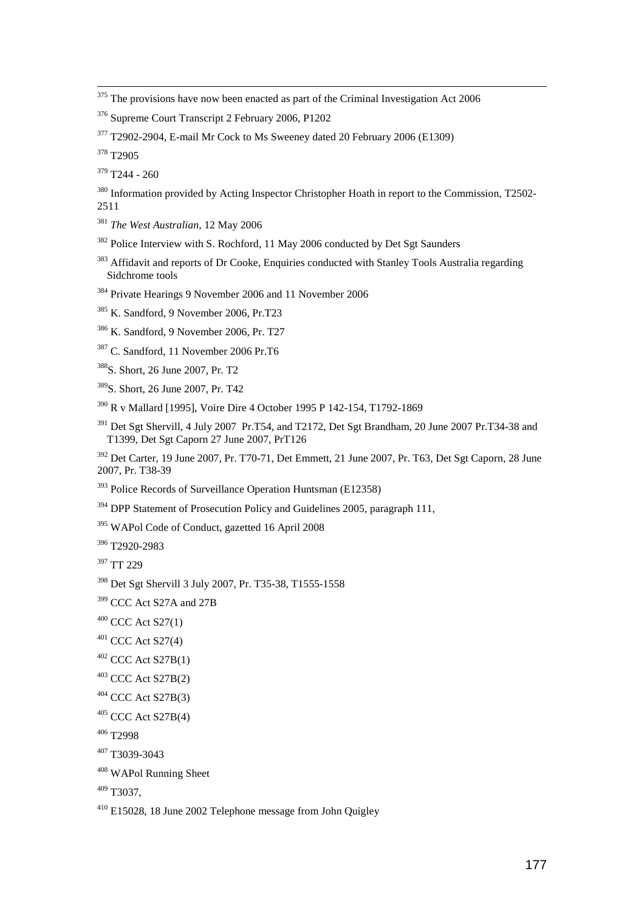[375] The provisions have now been enacted as part of the Criminal Investigation Act 2006

[376] Supreme Court Transcript 2 February 2006, P1202

[377] T2902-2904, E-mail Mr Cock to Ms Sweeney dated 20 February 2006 (E1309)

[378] T2905

[379] T244 - 260

[380] Information provided by Acting Inspector Christopher Hoath in report to the Commission, T2502-2511

[381] *The West Australian,* 12 May 2006

[382] Police Interview with S. Rochford, 11 May 2006 conducted by Det Sgt Saunders

[383] Affidavit and reports of Dr Cooke, Enquiries conducted with Stanley Tools Australia regarding Sidchrome tools

[384] Private Hearings 9 November 2006 and 11 November 2006

[385] K. Sandford, 9 November 2006, Pr.T23

[386] K. Sandford, 9 November 2006, Pr. T27

[387] C. Sandford, 11 November 2006 Pr.T6

[388] S. Short, 26 June 2007, Pr. T2

[389] S. Short, 26 June 2007, Pr. T42

[390] R v Mallard [1995], Voire Dire 4 October 1995 P 142-154, T1792-1869

[391] Det Sgt Shervill, 4 July 2007 Pr.T54, and T2172, Det Sgt Brandham, 20 June 2007 Pr.T34-38 and T1399, Det Sgt Caporn 27 June 2007, PrT126

[392] Det Carter, 19 June 2007, Pr. T70-71, Det Emmett, 21 June 2007, Pr. T63, Det Sgt Caporn, 28 June 2007, Pr. T38-39

[393] Police Records of Surveillance Operation Huntsman (E12358)

[394] DPP Statement of Prosecution Policy and Guidelines 2005, paragraph 111,

[395] WAPol Code of Conduct, gazetted 16 April 2008

[396] T2920-2983

[397] TT 229

[398] Det Sgt Shervill 3 July 2007, Pr. T35-38, T1555-1558

[399] CCC Act S27A and 27B

[400] CCC Act S27(1)

[401] CCC Act S27(4)

[402] CCC Act S27B(1)

[403] CCC Act S27B(2)

[404] CCC Act S27B(3)

[405] CCC Act S27B(4)

[406] T2998

[407] T3039-3043

[408] WAPol Running Sheet

[409] T3037,

[410] E15028, 18 June 2002 Telephone message from John Quigley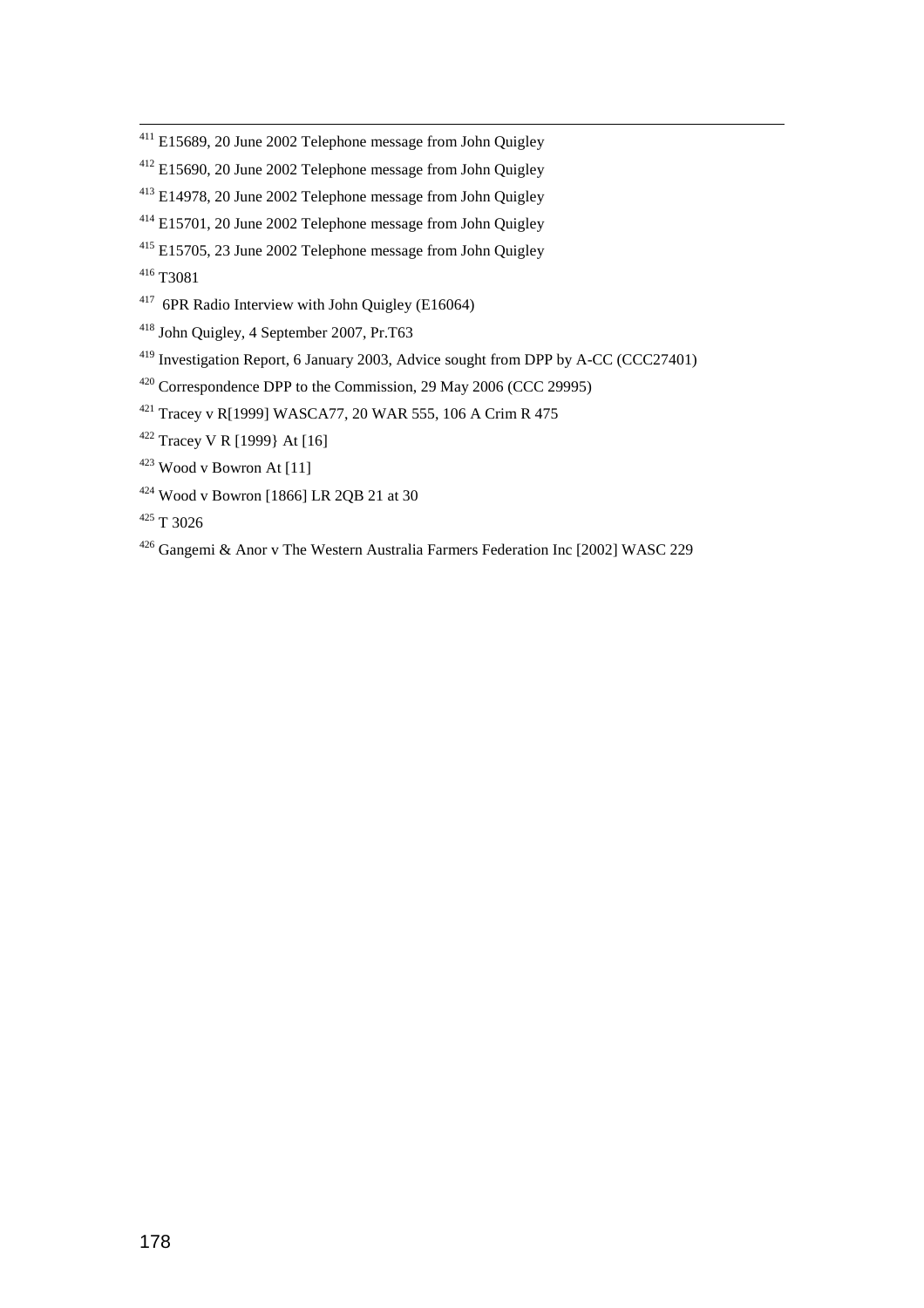[411] E15689, 20 June 2002 Telephone message from John Quigley

[412] E15690, 20 June 2002 Telephone message from John Quigley

[413] E14978, 20 June 2002 Telephone message from John Quigley

[414] E15701, 20 June 2002 Telephone message from John Quigley

[415] E15705, 23 June 2002 Telephone message from John Quigley

[416] T3081

[417] 6PR Radio Interview with John Quigley (E16064)

[418] John Quigley, 4 September 2007, Pr.T63

[419] Investigation Report, 6 January 2003, Advice sought from DPP by A-CC (CCC27401)

[420] Correspondence DPP to the Commission, 29 May 2006 (CCC 29995)

[421] Tracey v R[1999] WASCA77, 20 WAR 555, 106 A Crim R 475

[422] Tracey V R [1999} At [16]

[423] Wood v Bowron At [11]

[424] Wood v Bowron [1866] LR 2QB 21 at 30

[425] T 3026

[426] Gangemi & Anor v The Western Australia Farmers Federation Inc [2002] WASC 229